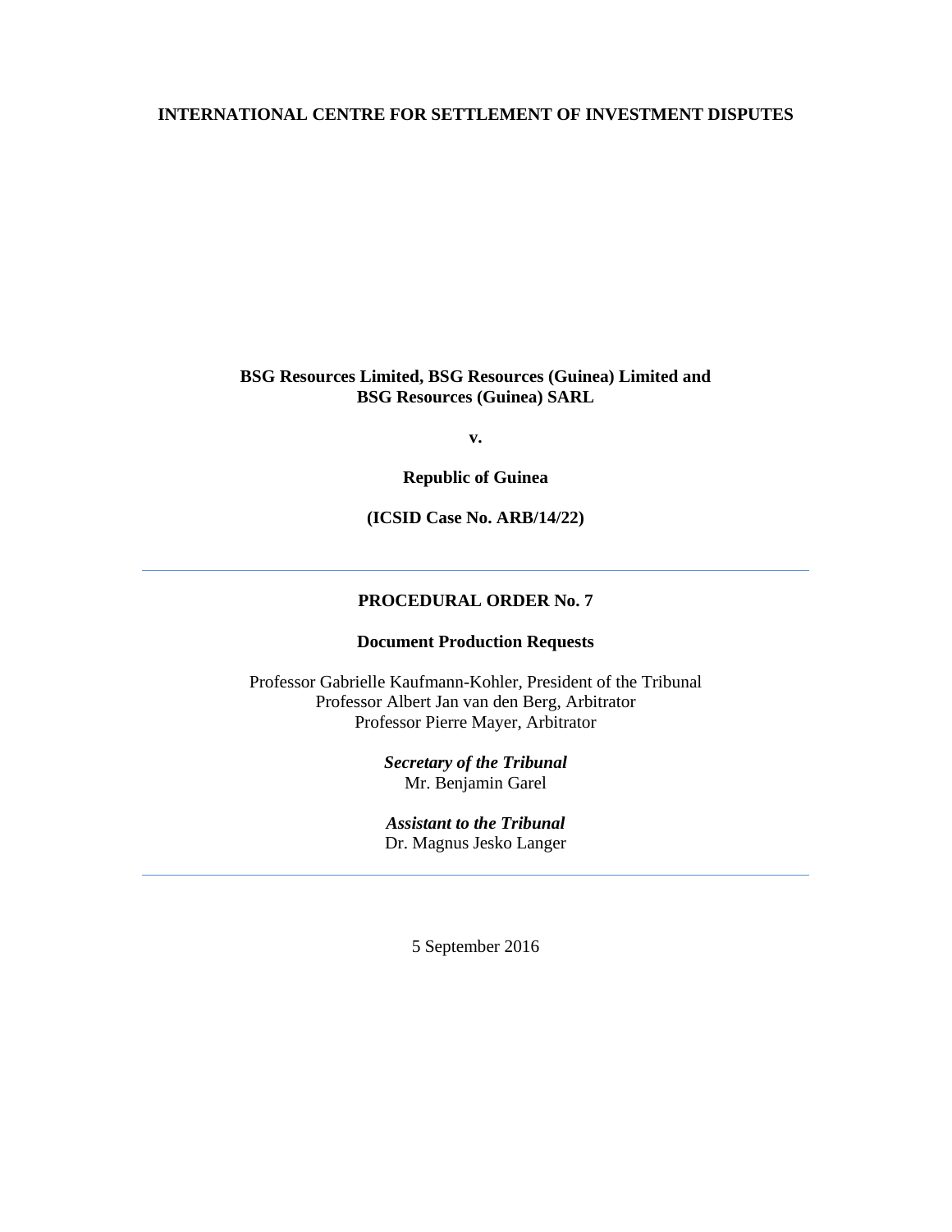**INTERNATIONAL CENTRE FOR SETTLEMENT OF INVESTMENT DISPUTES**

**BSG Resources Limited, BSG Resources (Guinea) Limited and BSG Resources (Guinea) SARL**

**v.**

**Republic of Guinea**

**(ICSID Case No. ARB/14/22)**

---

**PROCEDURAL ORDER No. 7**

**Document Production Requests**

Professor Gabrielle Kaufmann-Kohler, President of the Tribunal
Professor Albert Jan van den Berg, Arbitrator
Professor Pierre Mayer, Arbitrator

***Secretary of the Tribunal***
Mr. Benjamin Garel

***Assistant to the Tribunal***
Dr. Magnus Jesko Langer

---

5 September 2016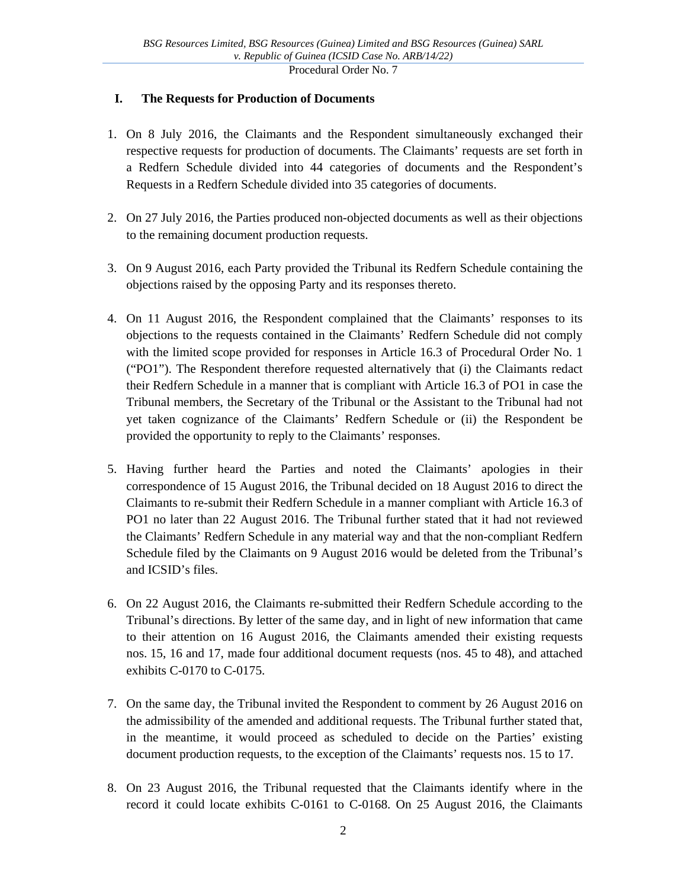## I. The Requests for Production of Documents

1. On 8 July 2016, the Claimants and the Respondent simultaneously exchanged their respective requests for production of documents. The Claimants' requests are set forth in a Redfern Schedule divided into 44 categories of documents and the Respondent's Requests in a Redfern Schedule divided into 35 categories of documents.

2. On 27 July 2016, the Parties produced non-objected documents as well as their objections to the remaining document production requests.

3. On 9 August 2016, each Party provided the Tribunal its Redfern Schedule containing the objections raised by the opposing Party and its responses thereto.

4. On 11 August 2016, the Respondent complained that the Claimants' responses to its objections to the requests contained in the Claimants' Redfern Schedule did not comply with the limited scope provided for responses in Article 16.3 of Procedural Order No. 1 ("PO1"). The Respondent therefore requested alternatively that (i) the Claimants redact their Redfern Schedule in a manner that is compliant with Article 16.3 of PO1 in case the Tribunal members, the Secretary of the Tribunal or the Assistant to the Tribunal had not yet taken cognizance of the Claimants' Redfern Schedule or (ii) the Respondent be provided the opportunity to reply to the Claimants' responses.

5. Having further heard the Parties and noted the Claimants' apologies in their correspondence of 15 August 2016, the Tribunal decided on 18 August 2016 to direct the Claimants to re-submit their Redfern Schedule in a manner compliant with Article 16.3 of PO1 no later than 22 August 2016. The Tribunal further stated that it had not reviewed the Claimants' Redfern Schedule in any material way and that the non-compliant Redfern Schedule filed by the Claimants on 9 August 2016 would be deleted from the Tribunal's and ICSID's files.

6. On 22 August 2016, the Claimants re-submitted their Redfern Schedule according to the Tribunal's directions. By letter of the same day, and in light of new information that came to their attention on 16 August 2016, the Claimants amended their existing requests nos. 15, 16 and 17, made four additional document requests (nos. 45 to 48), and attached exhibits C-0170 to C-0175.

7. On the same day, the Tribunal invited the Respondent to comment by 26 August 2016 on the admissibility of the amended and additional requests. The Tribunal further stated that, in the meantime, it would proceed as scheduled to decide on the Parties' existing document production requests, to the exception of the Claimants' requests nos. 15 to 17.

8. On 23 August 2016, the Tribunal requested that the Claimants identify where in the record it could locate exhibits C-0161 to C-0168. On 25 August 2016, the Claimants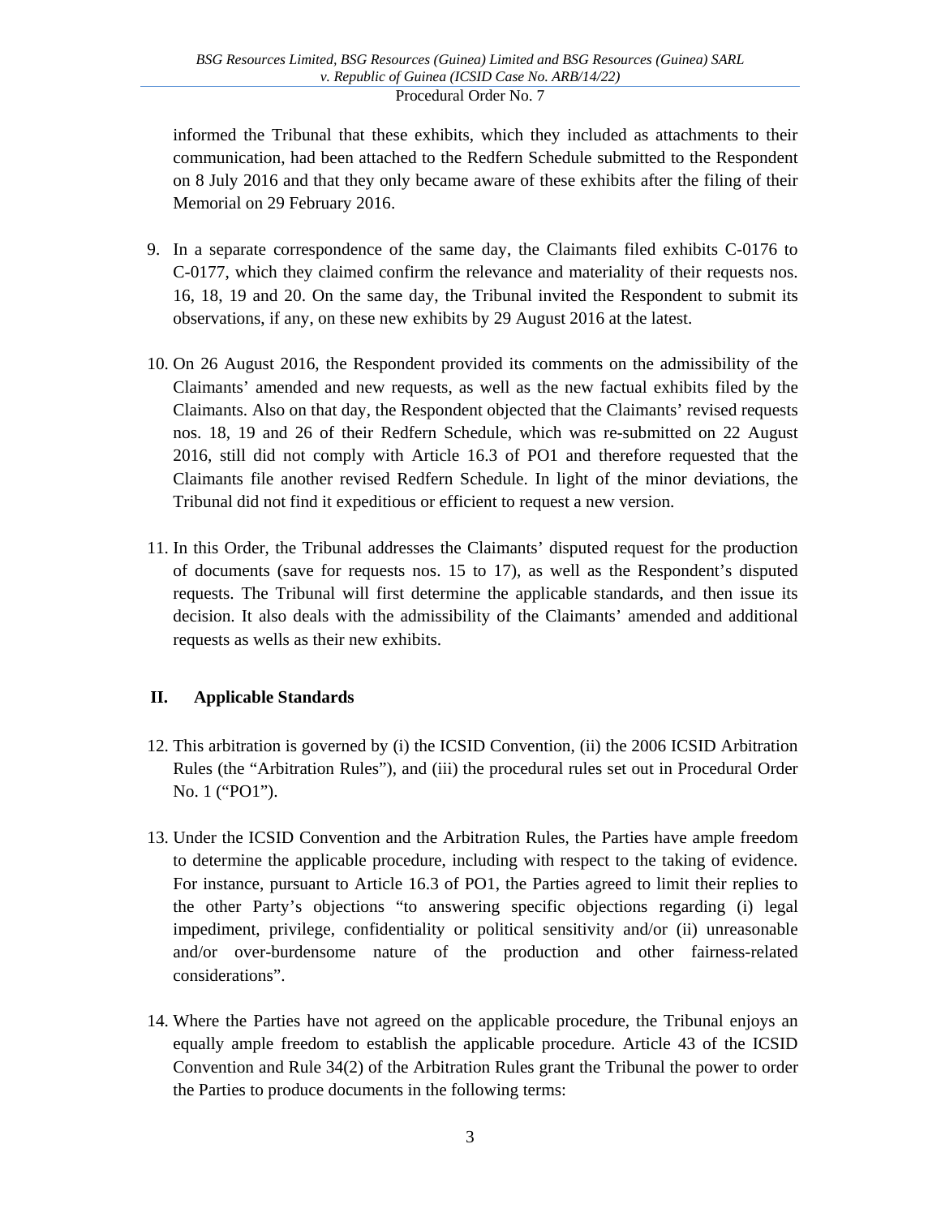informed the Tribunal that these exhibits, which they included as attachments to their communication, had been attached to the Redfern Schedule submitted to the Respondent on 8 July 2016 and that they only became aware of these exhibits after the filing of their Memorial on 29 February 2016.

9. In a separate correspondence of the same day, the Claimants filed exhibits C-0176 to C-0177, which they claimed confirm the relevance and materiality of their requests nos. 16, 18, 19 and 20. On the same day, the Tribunal invited the Respondent to submit its observations, if any, on these new exhibits by 29 August 2016 at the latest.

10. On 26 August 2016, the Respondent provided its comments on the admissibility of the Claimants' amended and new requests, as well as the new factual exhibits filed by the Claimants. Also on that day, the Respondent objected that the Claimants' revised requests nos. 18, 19 and 26 of their Redfern Schedule, which was re-submitted on 22 August 2016, still did not comply with Article 16.3 of PO1 and therefore requested that the Claimants file another revised Redfern Schedule. In light of the minor deviations, the Tribunal did not find it expeditious or efficient to request a new version.

11. In this Order, the Tribunal addresses the Claimants' disputed request for the production of documents (save for requests nos. 15 to 17), as well as the Respondent's disputed requests. The Tribunal will first determine the applicable standards, and then issue its decision. It also deals with the admissibility of the Claimants' amended and additional requests as wells as their new exhibits.

## II. Applicable Standards

12. This arbitration is governed by (i) the ICSID Convention, (ii) the 2006 ICSID Arbitration Rules (the "Arbitration Rules"), and (iii) the procedural rules set out in Procedural Order No. 1 ("PO1").

13. Under the ICSID Convention and the Arbitration Rules, the Parties have ample freedom to determine the applicable procedure, including with respect to the taking of evidence. For instance, pursuant to Article 16.3 of PO1, the Parties agreed to limit their replies to the other Party's objections "to answering specific objections regarding (i) legal impediment, privilege, confidentiality or political sensitivity and/or (ii) unreasonable and/or over-burdensome nature of the production and other fairness-related considerations".

14. Where the Parties have not agreed on the applicable procedure, the Tribunal enjoys an equally ample freedom to establish the applicable procedure. Article 43 of the ICSID Convention and Rule 34(2) of the Arbitration Rules grant the Tribunal the power to order the Parties to produce documents in the following terms: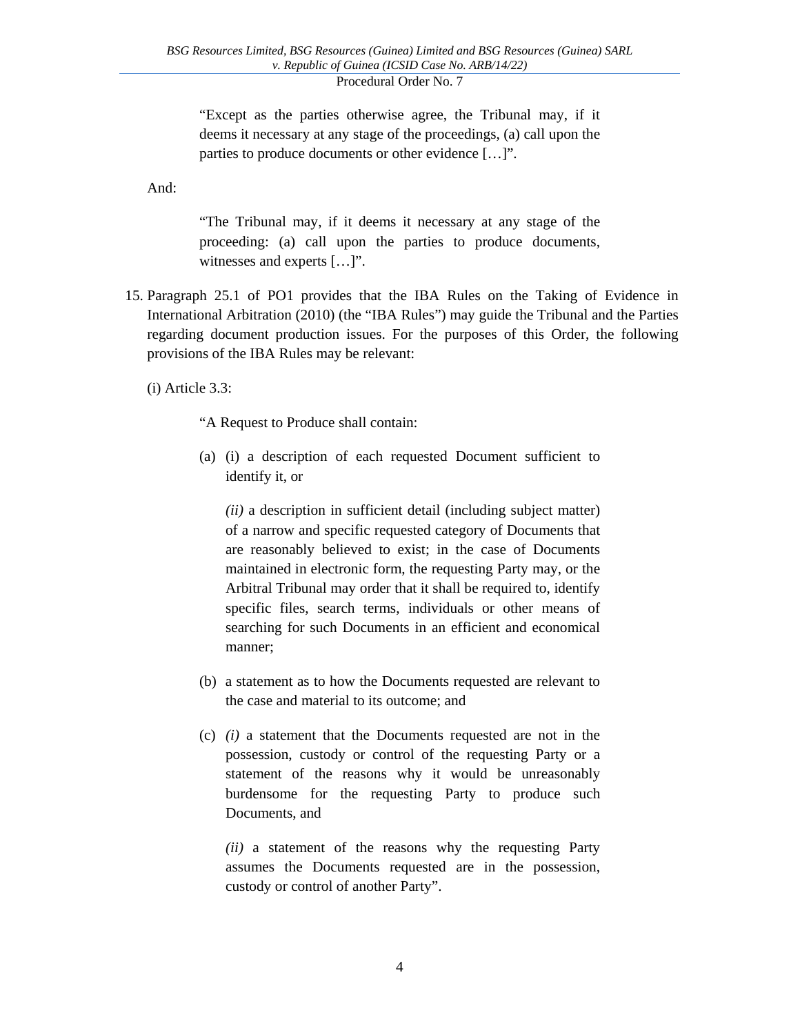> "Except as the parties otherwise agree, the Tribunal may, if it deems it necessary at any stage of the proceedings, (a) call upon the parties to produce documents or other evidence […]".

And:

> "The Tribunal may, if it deems it necessary at any stage of the proceeding: (a) call upon the parties to produce documents, witnesses and experts […]".

15. Paragraph 25.1 of PO1 provides that the IBA Rules on the Taking of Evidence in International Arbitration (2010) (the "IBA Rules") may guide the Tribunal and the Parties regarding document production issues. For the purposes of this Order, the following provisions of the IBA Rules may be relevant:

(i) Article 3.3:

> "A Request to Produce shall contain:
>
> (a) (i) a description of each requested Document sufficient to identify it, or
>
> *(ii)* a description in sufficient detail (including subject matter) of a narrow and specific requested category of Documents that are reasonably believed to exist; in the case of Documents maintained in electronic form, the requesting Party may, or the Arbitral Tribunal may order that it shall be required to, identify specific files, search terms, individuals or other means of searching for such Documents in an efficient and economical manner;
>
> (b) a statement as to how the Documents requested are relevant to the case and material to its outcome; and
>
> (c) *(i)* a statement that the Documents requested are not in the possession, custody or control of the requesting Party or a statement of the reasons why it would be unreasonably burdensome for the requesting Party to produce such Documents, and
>
> *(ii)* a statement of the reasons why the requesting Party assumes the Documents requested are in the possession, custody or control of another Party".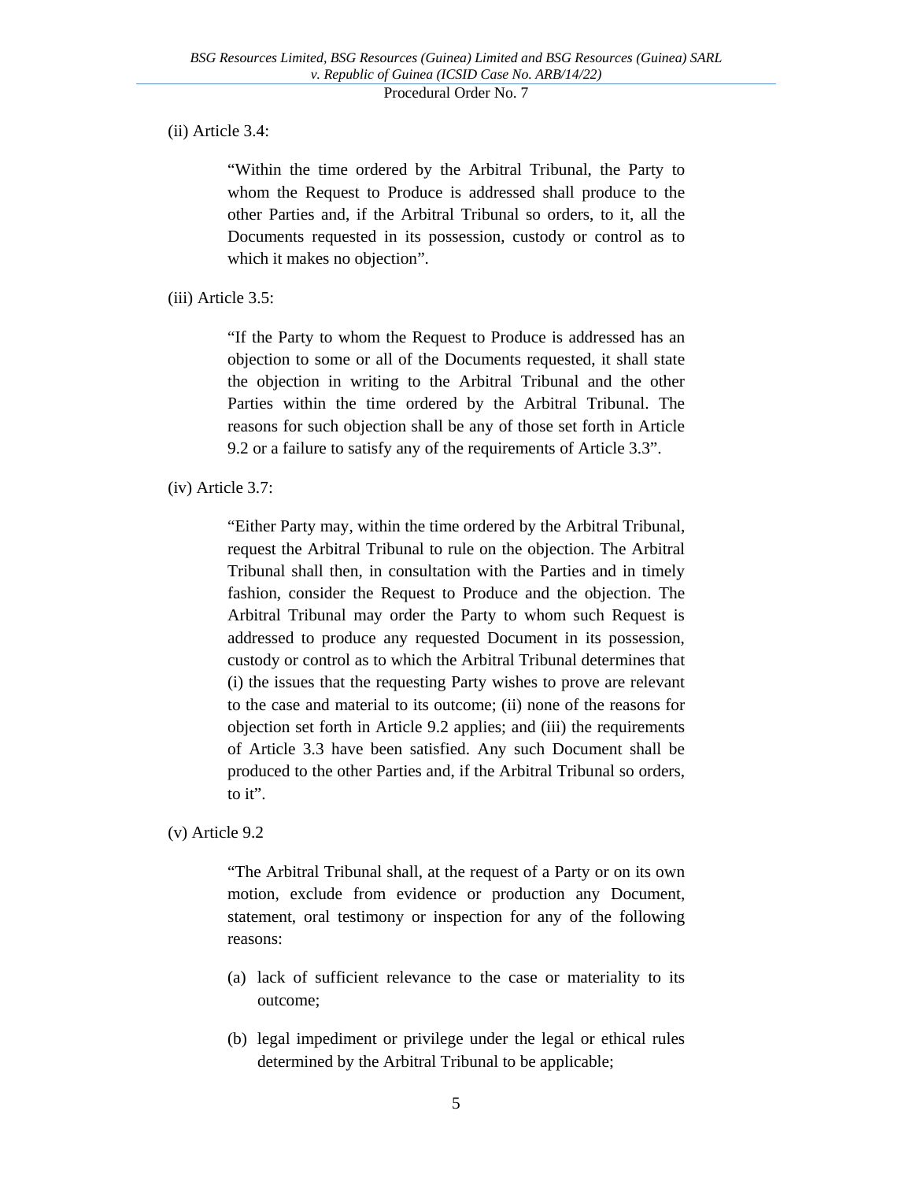(ii) Article 3.4:

> "Within the time ordered by the Arbitral Tribunal, the Party to whom the Request to Produce is addressed shall produce to the other Parties and, if the Arbitral Tribunal so orders, to it, all the Documents requested in its possession, custody or control as to which it makes no objection".

(iii) Article 3.5:

> "If the Party to whom the Request to Produce is addressed has an objection to some or all of the Documents requested, it shall state the objection in writing to the Arbitral Tribunal and the other Parties within the time ordered by the Arbitral Tribunal. The reasons for such objection shall be any of those set forth in Article 9.2 or a failure to satisfy any of the requirements of Article 3.3".

(iv) Article 3.7:

> "Either Party may, within the time ordered by the Arbitral Tribunal, request the Arbitral Tribunal to rule on the objection. The Arbitral Tribunal shall then, in consultation with the Parties and in timely fashion, consider the Request to Produce and the objection. The Arbitral Tribunal may order the Party to whom such Request is addressed to produce any requested Document in its possession, custody or control as to which the Arbitral Tribunal determines that (i) the issues that the requesting Party wishes to prove are relevant to the case and material to its outcome; (ii) none of the reasons for objection set forth in Article 9.2 applies; and (iii) the requirements of Article 3.3 have been satisfied. Any such Document shall be produced to the other Parties and, if the Arbitral Tribunal so orders, to it".

(v) Article 9.2

> "The Arbitral Tribunal shall, at the request of a Party or on its own motion, exclude from evidence or production any Document, statement, oral testimony or inspection for any of the following reasons:
>
> (a) lack of sufficient relevance to the case or materiality to its outcome;
>
> (b) legal impediment or privilege under the legal or ethical rules determined by the Arbitral Tribunal to be applicable;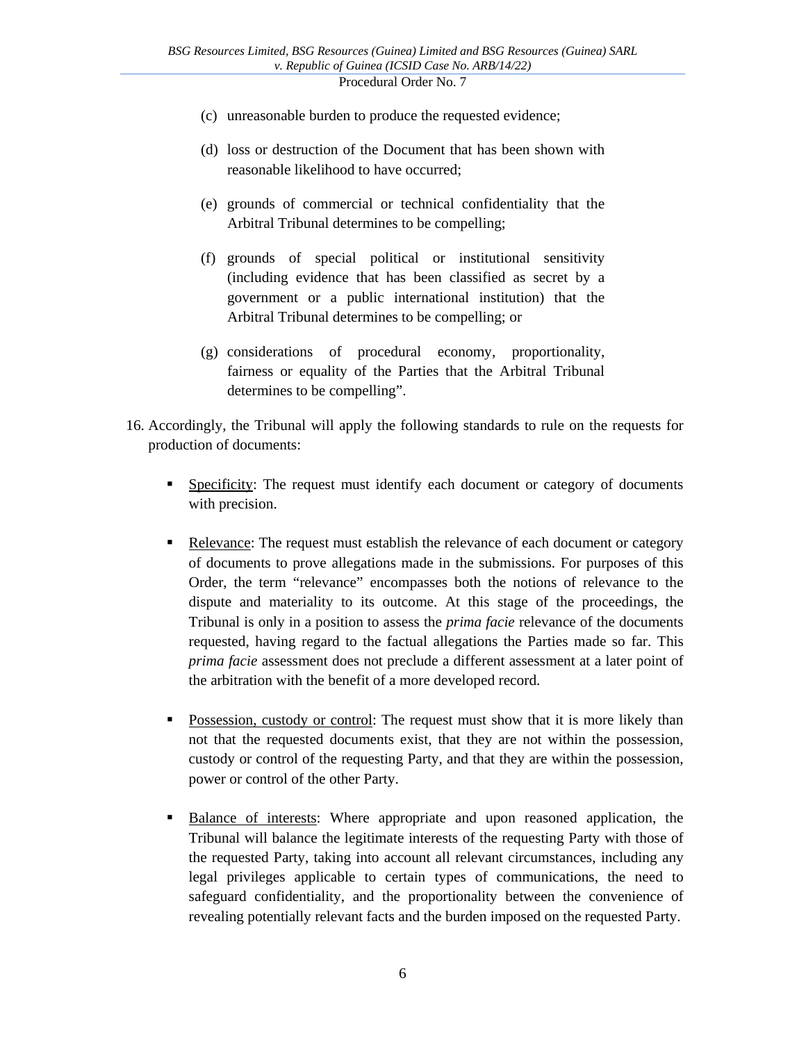(c) unreasonable burden to produce the requested evidence;

(d) loss or destruction of the Document that has been shown with reasonable likelihood to have occurred;

(e) grounds of commercial or technical confidentiality that the Arbitral Tribunal determines to be compelling;

(f) grounds of special political or institutional sensitivity (including evidence that has been classified as secret by a government or a public international institution) that the Arbitral Tribunal determines to be compelling; or

(g) considerations of procedural economy, proportionality, fairness or equality of the Parties that the Arbitral Tribunal determines to be compelling".

16. Accordingly, the Tribunal will apply the following standards to rule on the requests for production of documents:

- Specificity: The request must identify each document or category of documents with precision.

- Relevance: The request must establish the relevance of each document or category of documents to prove allegations made in the submissions. For purposes of this Order, the term "relevance" encompasses both the notions of relevance to the dispute and materiality to its outcome. At this stage of the proceedings, the Tribunal is only in a position to assess the *prima facie* relevance of the documents requested, having regard to the factual allegations the Parties made so far. This *prima facie* assessment does not preclude a different assessment at a later point of the arbitration with the benefit of a more developed record.

- Possession, custody or control: The request must show that it is more likely than not that the requested documents exist, that they are not within the possession, custody or control of the requesting Party, and that they are within the possession, power or control of the other Party.

- Balance of interests: Where appropriate and upon reasoned application, the Tribunal will balance the legitimate interests of the requesting Party with those of the requested Party, taking into account all relevant circumstances, including any legal privileges applicable to certain types of communications, the need to safeguard confidentiality, and the proportionality between the convenience of revealing potentially relevant facts and the burden imposed on the requested Party.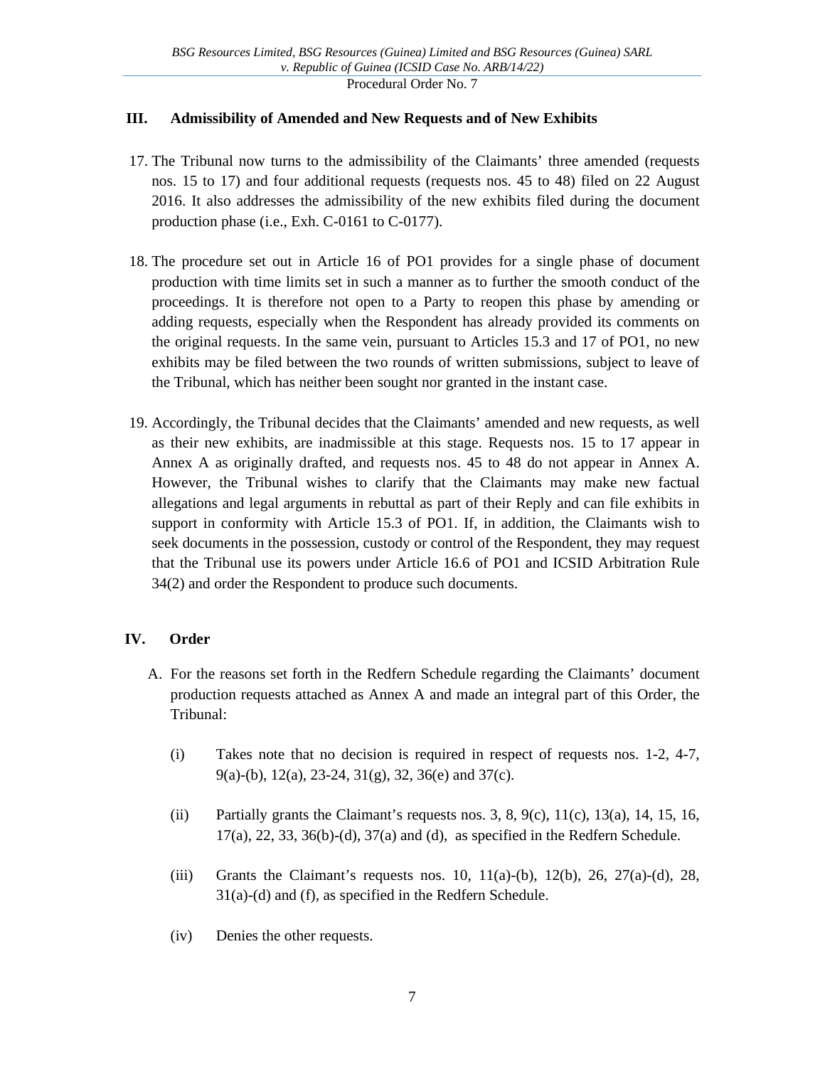## III. Admissibility of Amended and New Requests and of New Exhibits

17. The Tribunal now turns to the admissibility of the Claimants' three amended (requests nos. 15 to 17) and four additional requests (requests nos. 45 to 48) filed on 22 August 2016. It also addresses the admissibility of the new exhibits filed during the document production phase (i.e., Exh. C-0161 to C-0177).

18. The procedure set out in Article 16 of PO1 provides for a single phase of document production with time limits set in such a manner as to further the smooth conduct of the proceedings. It is therefore not open to a Party to reopen this phase by amending or adding requests, especially when the Respondent has already provided its comments on the original requests. In the same vein, pursuant to Articles 15.3 and 17 of PO1, no new exhibits may be filed between the two rounds of written submissions, subject to leave of the Tribunal, which has neither been sought nor granted in the instant case.

19. Accordingly, the Tribunal decides that the Claimants' amended and new requests, as well as their new exhibits, are inadmissible at this stage. Requests nos. 15 to 17 appear in Annex A as originally drafted, and requests nos. 45 to 48 do not appear in Annex A. However, the Tribunal wishes to clarify that the Claimants may make new factual allegations and legal arguments in rebuttal as part of their Reply and can file exhibits in support in conformity with Article 15.3 of PO1. If, in addition, the Claimants wish to seek documents in the possession, custody or control of the Respondent, they may request that the Tribunal use its powers under Article 16.6 of PO1 and ICSID Arbitration Rule 34(2) and order the Respondent to produce such documents.

## IV. Order

A. For the reasons set forth in the Redfern Schedule regarding the Claimants' document production requests attached as Annex A and made an integral part of this Order, the Tribunal:

   (i) Takes note that no decision is required in respect of requests nos. 1-2, 4-7, 9(a)-(b), 12(a), 23-24, 31(g), 32, 36(e) and 37(c).

   (ii) Partially grants the Claimant's requests nos. 3, 8, 9(c), 11(c), 13(a), 14, 15, 16, 17(a), 22, 33, 36(b)-(d), 37(a) and (d), as specified in the Redfern Schedule.

   (iii) Grants the Claimant's requests nos. 10, 11(a)-(b), 12(b), 26, 27(a)-(d), 28, 31(a)-(d) and (f), as specified in the Redfern Schedule.

   (iv) Denies the other requests.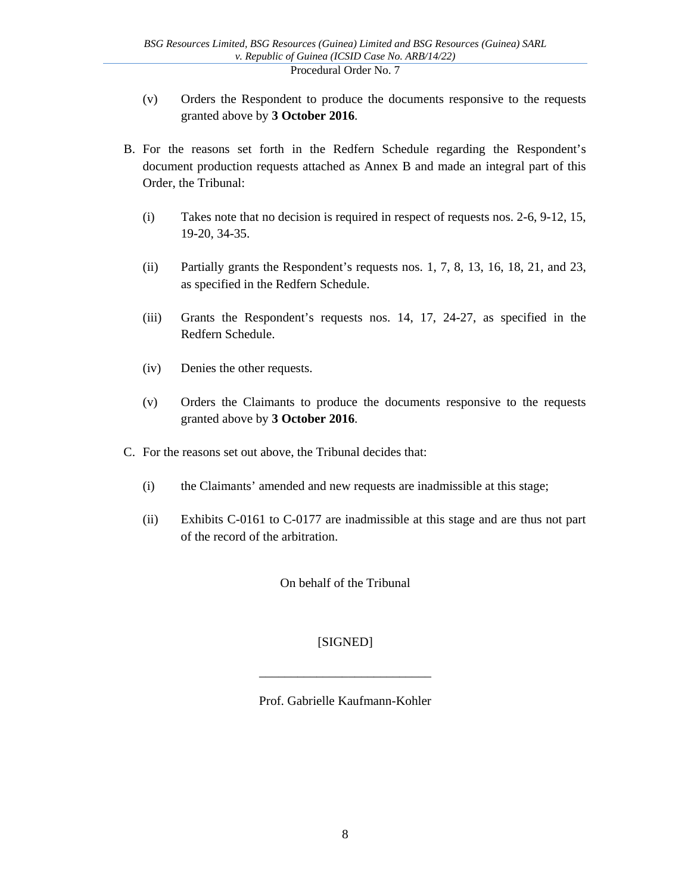(v) Orders the Respondent to produce the documents responsive to the requests granted above by **3 October 2016**.

B. For the reasons set forth in the Redfern Schedule regarding the Respondent's document production requests attached as Annex B and made an integral part of this Order, the Tribunal:

   (i) Takes note that no decision is required in respect of requests nos. 2-6, 9-12, 15, 19-20, 34-35.

   (ii) Partially grants the Respondent's requests nos. 1, 7, 8, 13, 16, 18, 21, and 23, as specified in the Redfern Schedule.

   (iii) Grants the Respondent's requests nos. 14, 17, 24-27, as specified in the Redfern Schedule.

   (iv) Denies the other requests.

   (v) Orders the Claimants to produce the documents responsive to the requests granted above by **3 October 2016**.

C. For the reasons set out above, the Tribunal decides that:

   (i) the Claimants' amended and new requests are inadmissible at this stage;

   (ii) Exhibits C-0161 to C-0177 are inadmissible at this stage and are thus not part of the record of the arbitration.

On behalf of the Tribunal

[SIGNED]

___________________________

Prof. Gabrielle Kaufmann-Kohler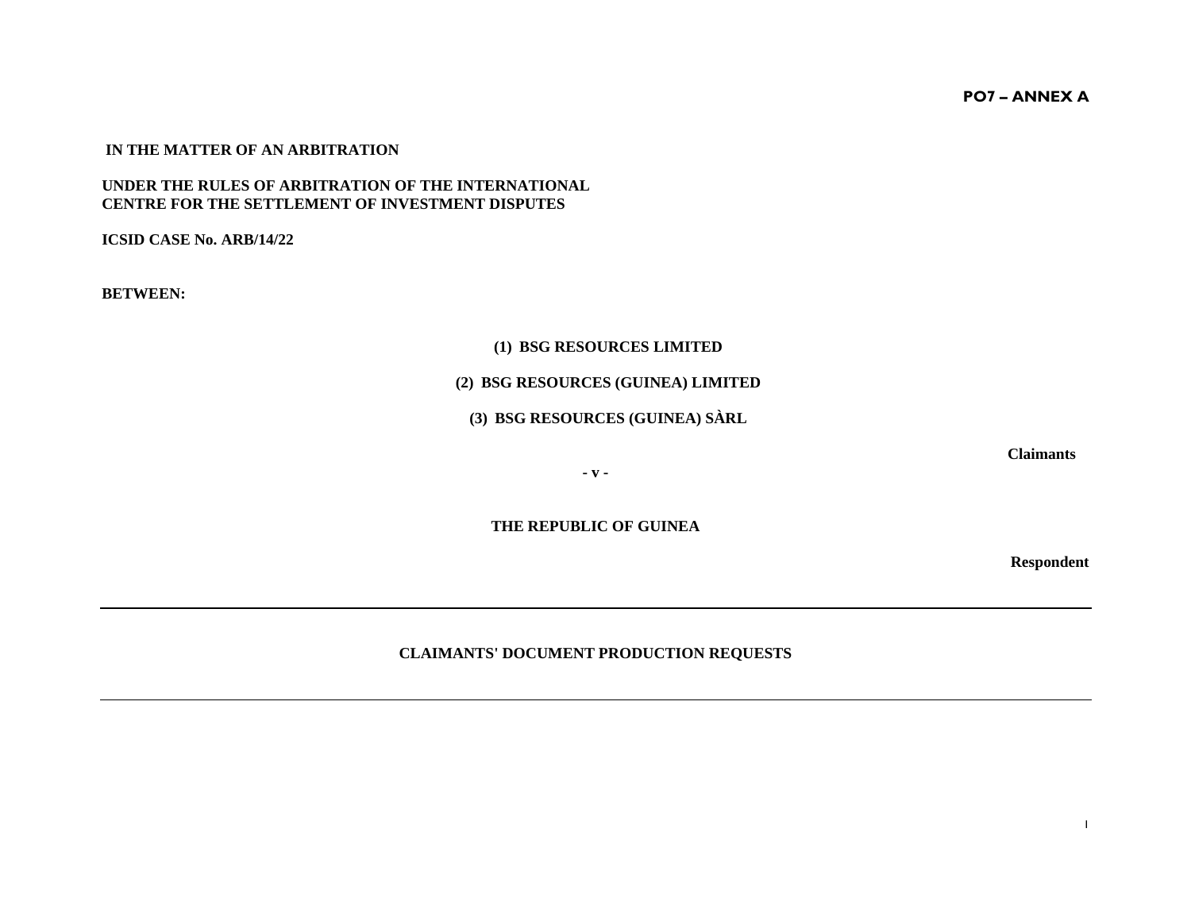**PO7 – ANNEX A**

**IN THE MATTER OF AN ARBITRATION**

**UNDER THE RULES OF ARBITRATION OF THE INTERNATIONAL CENTRE FOR THE SETTLEMENT OF INVESTMENT DISPUTES**

**ICSID CASE No. ARB/14/22**

**BETWEEN:**

**(1) BSG RESOURCES LIMITED**

**(2) BSG RESOURCES (GUINEA) LIMITED**

**(3) BSG RESOURCES (GUINEA) SÀRL**

**Claimants**

**- v -**

**THE REPUBLIC OF GUINEA**

**Respondent**

---

**CLAIMANTS' DOCUMENT PRODUCTION REQUESTS**

---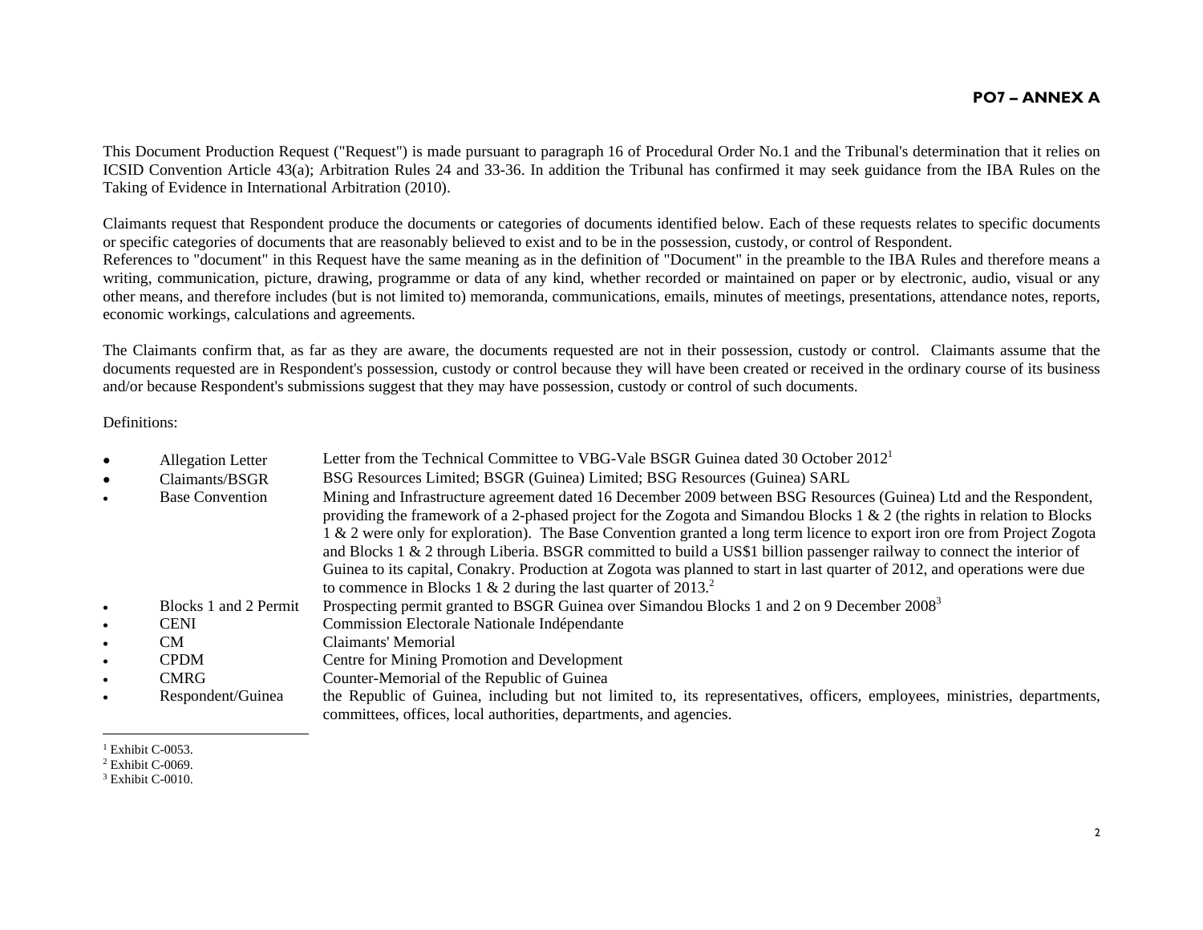**PO7 – ANNEX A**

This Document Production Request ("Request") is made pursuant to paragraph 16 of Procedural Order No.1 and the Tribunal's determination that it relies on ICSID Convention Article 43(a); Arbitration Rules 24 and 33-36. In addition the Tribunal has confirmed it may seek guidance from the IBA Rules on the Taking of Evidence in International Arbitration (2010).

Claimants request that Respondent produce the documents or categories of documents identified below. Each of these requests relates to specific documents or specific categories of documents that are reasonably believed to exist and to be in the possession, custody, or control of Respondent.
References to "document" in this Request have the same meaning as in the definition of "Document" in the preamble to the IBA Rules and therefore means a writing, communication, picture, drawing, programme or data of any kind, whether recorded or maintained on paper or by electronic, audio, visual or any other means, and therefore includes (but is not limited to) memoranda, communications, emails, minutes of meetings, presentations, attendance notes, reports, economic workings, calculations and agreements.

The Claimants confirm that, as far as they are aware, the documents requested are not in their possession, custody or control. Claimants assume that the documents requested are in Respondent's possession, custody or control because they will have been created or received in the ordinary course of its business and/or because Respondent's submissions suggest that they may have possession, custody or control of such documents.

Definitions:

- Allegation Letter — Letter from the Technical Committee to VBG-Vale BSGR Guinea dated 30 October 2012[1]
- Claimants/BSGR — BSG Resources Limited; BSGR (Guinea) Limited; BSG Resources (Guinea) SARL
- Base Convention — Mining and Infrastructure agreement dated 16 December 2009 between BSG Resources (Guinea) Ltd and the Respondent, providing the framework of a 2-phased project for the Zogota and Simandou Blocks 1 & 2 (the rights in relation to Blocks 1 & 2 were only for exploration). The Base Convention granted a long term licence to export iron ore from Project Zogota and Blocks 1 & 2 through Liberia. BSGR committed to build a US$1 billion passenger railway to connect the interior of Guinea to its capital, Conakry. Production at Zogota was planned to start in last quarter of 2012, and operations were due to commence in Blocks 1 & 2 during the last quarter of 2013.[2]
- Blocks 1 and 2 Permit — Prospecting permit granted to BSGR Guinea over Simandou Blocks 1 and 2 on 9 December 2008[3]
- CENI — Commission Electorale Nationale Indépendante
- CM — Claimants' Memorial
- CPDM — Centre for Mining Promotion and Development
- CMRG — Counter-Memorial of the Republic of Guinea
- Respondent/Guinea — the Republic of Guinea, including but not limited to, its representatives, officers, employees, ministries, departments, committees, offices, local authorities, departments, and agencies.

---

[1] Exhibit C-0053.
[2] Exhibit C-0069.
[3] Exhibit C-0010.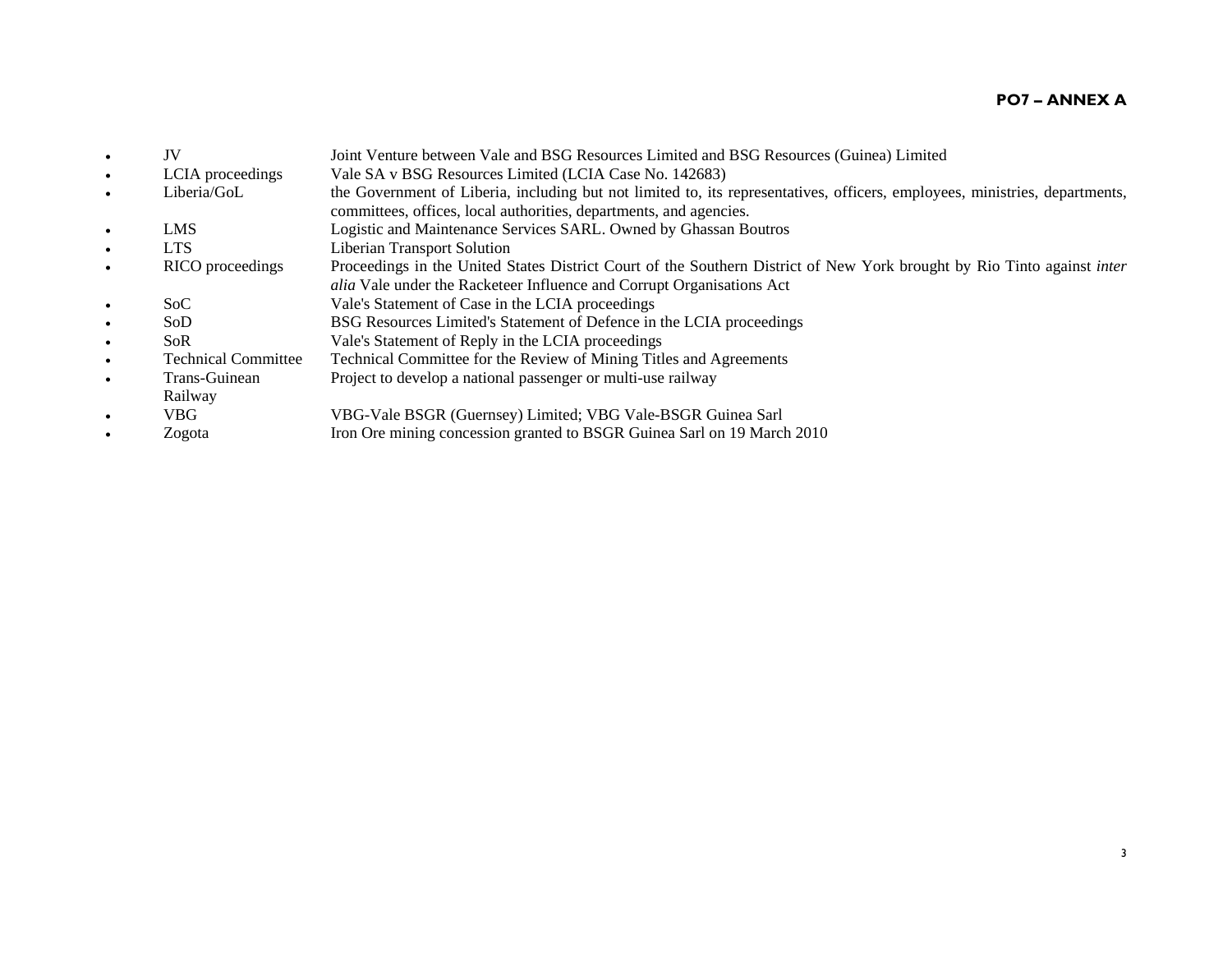- JV — Joint Venture between Vale and BSG Resources Limited and BSG Resources (Guinea) Limited
- LCIA proceedings — Vale SA v BSG Resources Limited (LCIA Case No. 142683)
- Liberia/GoL — the Government of Liberia, including but not limited to, its representatives, officers, employees, ministries, departments, committees, offices, local authorities, departments, and agencies.
- LMS — Logistic and Maintenance Services SARL. Owned by Ghassan Boutros
- LTS — Liberian Transport Solution
- RICO proceedings — Proceedings in the United States District Court of the Southern District of New York brought by Rio Tinto against *inter alia* Vale under the Racketeer Influence and Corrupt Organisations Act
- SoC — Vale's Statement of Case in the LCIA proceedings
- SoD — BSG Resources Limited's Statement of Defence in the LCIA proceedings
- SoR — Vale's Statement of Reply in the LCIA proceedings
- Technical Committee — Technical Committee for the Review of Mining Titles and Agreements
- Trans-Guinean Railway — Project to develop a national passenger or multi-use railway
- VBG — VBG-Vale BSGR (Guernsey) Limited; VBG Vale-BSGR Guinea Sarl
- Zogota — Iron Ore mining concession granted to BSGR Guinea Sarl on 19 March 2010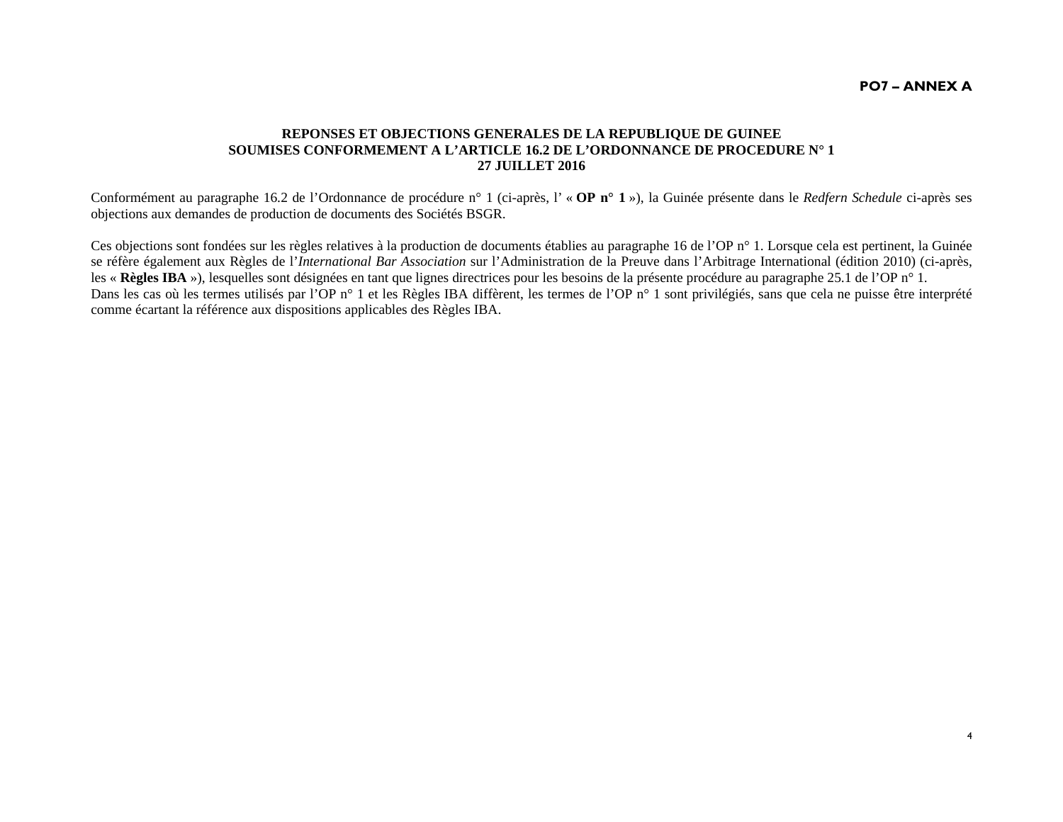**PO7 – ANNEX A**

**REPONSES ET OBJECTIONS GENERALES DE LA REPUBLIQUE DE GUINEE**
**SOUMISES CONFORMEMENT A L'ARTICLE 16.2 DE L'ORDONNANCE DE PROCEDURE N° 1**
**27 JUILLET 2016**

Conformément au paragraphe 16.2 de l'Ordonnance de procédure n° 1 (ci-après, l' « **OP n° 1** »), la Guinée présente dans le *Redfern Schedule* ci-après ses objections aux demandes de production de documents des Sociétés BSGR.

Ces objections sont fondées sur les règles relatives à la production de documents établies au paragraphe 16 de l'OP n° 1. Lorsque cela est pertinent, la Guinée se réfère également aux Règles de l'*International Bar Association* sur l'Administration de la Preuve dans l'Arbitrage International (édition 2010) (ci-après, les « **Règles IBA** »), lesquelles sont désignées en tant que lignes directrices pour les besoins de la présente procédure au paragraphe 25.1 de l'OP n° 1.
Dans les cas où les termes utilisés par l'OP n° 1 et les Règles IBA diffèrent, les termes de l'OP n° 1 sont privilégiés, sans que cela ne puisse être interprété comme écartant la référence aux dispositions applicables des Règles IBA.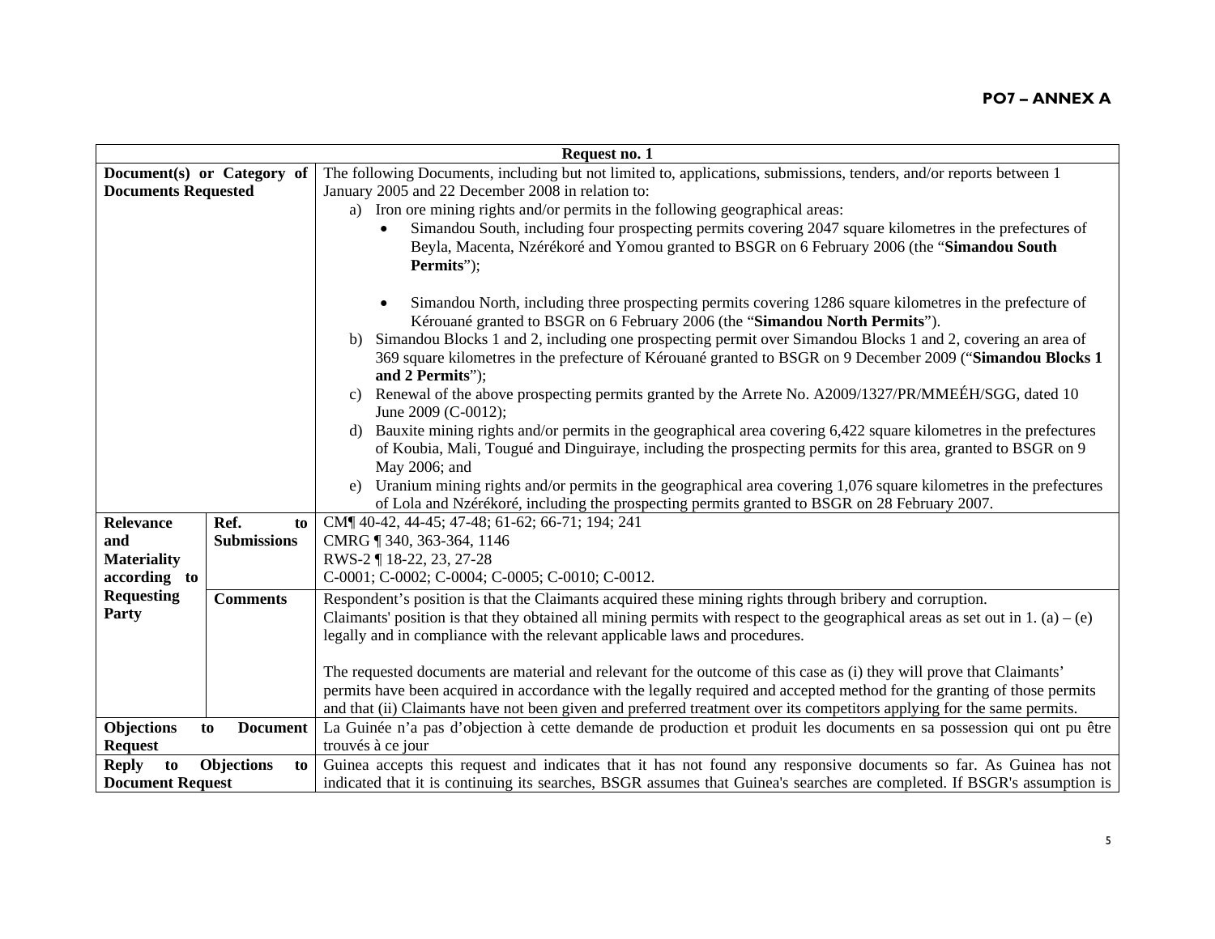**PO7 – ANNEX A**

| Request no. 1 | | |
|---|---|---|
| **Document(s) or Category of Documents Requested** | | The following Documents, including but not limited to, applications, submissions, tenders, and/or reports between 1 January 2005 and 22 December 2008 in relation to:<br>a) Iron ore mining rights and/or permits in the following geographical areas:<br>• Simandou South, including four prospecting permits covering 2047 square kilometres in the prefectures of Beyla, Macenta, Nzérékoré and Yomou granted to BSGR on 6 February 2006 (the "**Simandou South Permits**");<br>• Simandou North, including three prospecting permits covering 1286 square kilometres in the prefecture of Kérouané granted to BSGR on 6 February 2006 (the "**Simandou North Permits**").<br>b) Simandou Blocks 1 and 2, including one prospecting permit over Simandou Blocks 1 and 2, covering an area of 369 square kilometres in the prefecture of Kérouané granted to BSGR on 9 December 2009 ("**Simandou Blocks 1 and 2 Permits**");<br>c) Renewal of the above prospecting permits granted by the Arrete No. A2009/1327/PR/MMEÉH/SGG, dated 10 June 2009 (C-0012);<br>d) Bauxite mining rights and/or permits in the geographical area covering 6,422 square kilometres in the prefectures of Koubia, Mali, Tougué and Dinguiraye, including the prospecting permits for this area, granted to BSGR on 9 May 2006; and<br>e) Uranium mining rights and/or permits in the geographical area covering 1,076 square kilometres in the prefectures of Lola and Nzérékoré, including the prospecting permits granted to BSGR on 28 February 2007. |
| **Relevance and Materiality according to Requesting Party** | **Ref. to Submissions** | CM¶ 40-42, 44-45; 47-48; 61-62; 66-71; 194; 241<br>CMRG ¶ 340, 363-364, 1146<br>RWS-2 ¶ 18-22, 23, 27-28<br>C-0001; C-0002; C-0004; C-0005; C-0010; C-0012. |
| | **Comments** | Respondent's position is that the Claimants acquired these mining rights through bribery and corruption.<br>Claimants' position is that they obtained all mining permits with respect to the geographical areas as set out in 1. (a) – (e) legally and in compliance with the relevant applicable laws and procedures.<br><br>The requested documents are material and relevant for the outcome of this case as (i) they will prove that Claimants' permits have been acquired in accordance with the legally required and accepted method for the granting of those permits and that (ii) Claimants have not been given and preferred treatment over its competitors applying for the same permits. |
| **Objections to Document Request** | | La Guinée n'a pas d'objection à cette demande de production et produit les documents en sa possession qui ont pu être trouvés à ce jour |
| **Reply to Objections to Document Request** | | Guinea accepts this request and indicates that it has not found any responsive documents so far. As Guinea has not indicated that it is continuing its searches, BSGR assumes that Guinea's searches are completed. If BSGR's assumption is |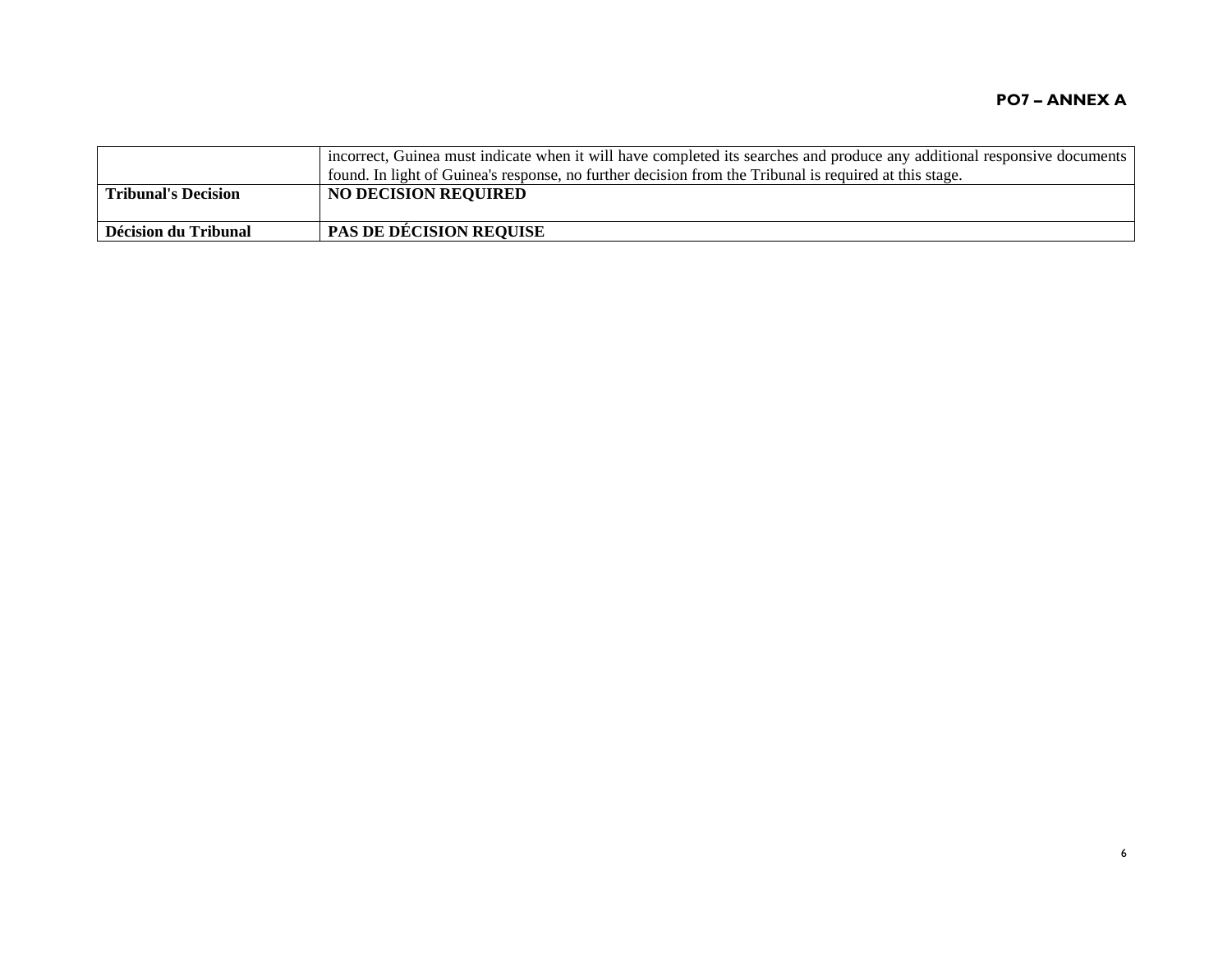|  |  |
|---|---|
|  | incorrect, Guinea must indicate when it will have completed its searches and produce any additional responsive documents found. In light of Guinea's response, no further decision from the Tribunal is required at this stage. |
| **Tribunal's Decision** | **NO DECISION REQUIRED** |
| **Décision du Tribunal** | **PAS DE DÉCISION REQUISE** |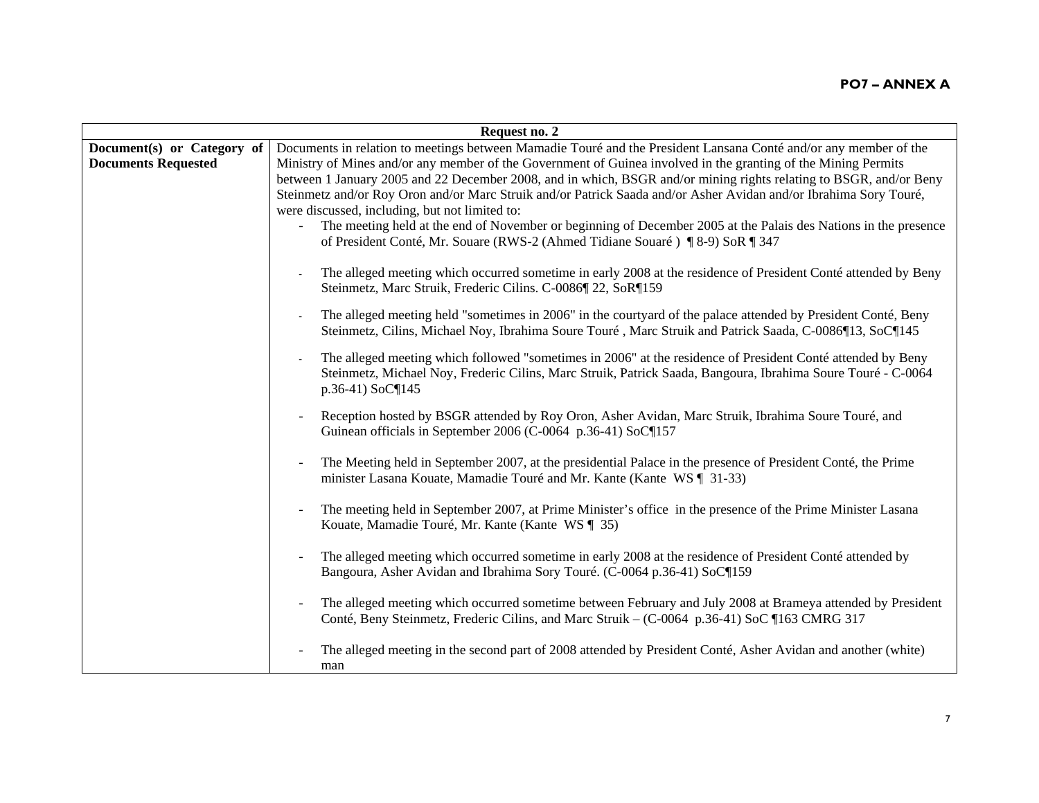**PO7 – ANNEX A**

| Request no. 2 | |
|---|---|
| **Document(s) or Category of Documents Requested** | Documents in relation to meetings between Mamadie Touré and the President Lansana Conté and/or any member of the Ministry of Mines and/or any member of the Government of Guinea involved in the granting of the Mining Permits between 1 January 2005 and 22 December 2008, and in which, BSGR and/or mining rights relating to BSGR, and/or Beny Steinmetz and/or Roy Oron and/or Marc Struik and/or Patrick Saada and/or Asher Avidan and/or Ibrahima Sory Touré, were discussed, including, but not limited to:<br>- The meeting held at the end of November or beginning of December 2005 at the Palais des Nations in the presence of President Conté, Mr. Souare (RWS-2 (Ahmed Tidiane Souaré ) ¶ 8-9) SoR ¶ 347<br>- The alleged meeting which occurred sometime in early 2008 at the residence of President Conté attended by Beny Steinmetz, Marc Struik, Frederic Cilins. C-0086¶ 22, SoR¶159<br>- The alleged meeting held "sometimes in 2006" in the courtyard of the palace attended by President Conté, Beny Steinmetz, Cilins, Michael Noy, Ibrahima Soure Touré , Marc Struik and Patrick Saada, C-0086¶13, SoC¶145<br>- The alleged meeting which followed "sometimes in 2006" at the residence of President Conté attended by Beny Steinmetz, Michael Noy, Frederic Cilins, Marc Struik, Patrick Saada, Bangoura, Ibrahima Soure Touré - C-0064 p.36-41) SoC¶145<br>- Reception hosted by BSGR attended by Roy Oron, Asher Avidan, Marc Struik, Ibrahima Soure Touré, and Guinean officials in September 2006 (C-0064 p.36-41) SoC¶157<br>- The Meeting held in September 2007, at the presidential Palace in the presence of President Conté, the Prime minister Lasana Kouate, Mamadie Touré and Mr. Kante (Kante WS ¶ 31-33)<br>- The meeting held in September 2007, at Prime Minister's office in the presence of the Prime Minister Lasana Kouate, Mamadie Touré, Mr. Kante (Kante WS ¶ 35)<br>- The alleged meeting which occurred sometime in early 2008 at the residence of President Conté attended by Bangoura, Asher Avidan and Ibrahima Sory Touré. (C-0064 p.36-41) SoC¶159<br>- The alleged meeting which occurred sometime between February and July 2008 at Brameya attended by President Conté, Beny Steinmetz, Frederic Cilins, and Marc Struik – (C-0064 p.36-41) SoC ¶163 CMRG 317<br>- The alleged meeting in the second part of 2008 attended by President Conté, Asher Avidan and another (white) man |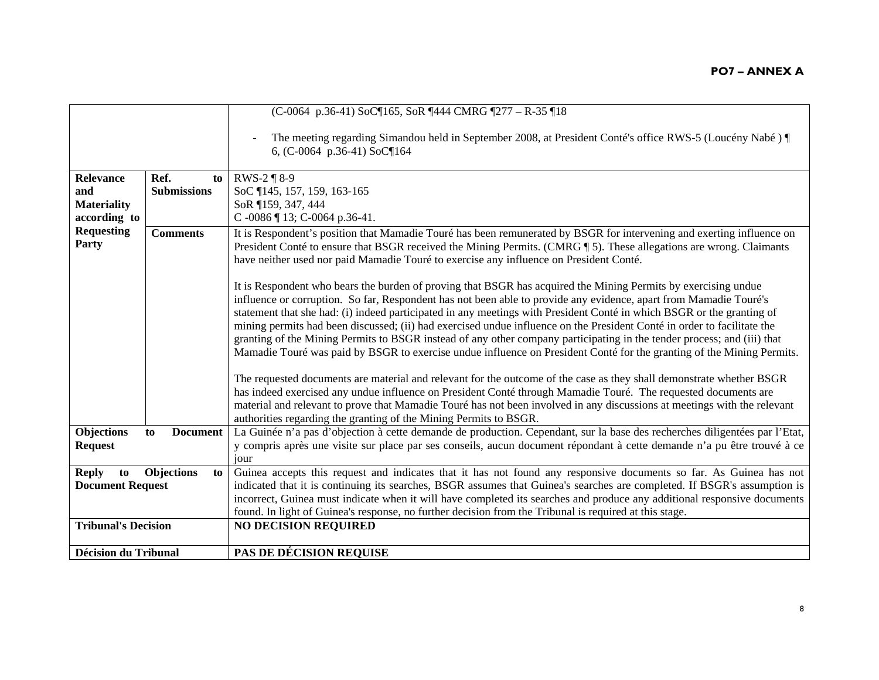| | | |
|---|---|---|
| | | (C-0064 p.36-41) SoC¶165, SoR ¶444 CMRG ¶277 – R-35 ¶18<br><br>- The meeting regarding Simandou held in September 2008, at President Conté's office RWS-5 (Loucény Nabé ) ¶ 6, (C-0064 p.36-41) SoC¶164 |
| **Relevance and Materiality according to Requesting Party** | **Ref. to Submissions** | RWS-2 ¶ 8-9<br>SoC ¶145, 157, 159, 163-165<br>SoR ¶159, 347, 444<br>C -0086 ¶ 13; C-0064 p.36-41. |
| | **Comments** | It is Respondent's position that Mamadie Touré has been remunerated by BSGR for intervening and exerting influence on President Conté to ensure that BSGR received the Mining Permits. (CMRG ¶ 5). These allegations are wrong. Claimants have neither used nor paid Mamadie Touré to exercise any influence on President Conté.<br><br>It is Respondent who bears the burden of proving that BSGR has acquired the Mining Permits by exercising undue influence or corruption. So far, Respondent has not been able to provide any evidence, apart from Mamadie Touré's statement that she had: (i) indeed participated in any meetings with President Conté in which BSGR or the granting of mining permits had been discussed; (ii) had exercised undue influence on the President Conté in order to facilitate the granting of the Mining Permits to BSGR instead of any other company participating in the tender process; and (iii) that Mamadie Touré was paid by BSGR to exercise undue influence on President Conté for the granting of the Mining Permits.<br><br>The requested documents are material and relevant for the outcome of the case as they shall demonstrate whether BSGR has indeed exercised any undue influence on President Conté through Mamadie Touré. The requested documents are material and relevant to prove that Mamadie Touré has not been involved in any discussions at meetings with the relevant authorities regarding the granting of the Mining Permits to BSGR. |
| **Objections to Document Request** | | La Guinée n'a pas d'objection à cette demande de production. Cependant, sur la base des recherches diligentées par l'Etat, y compris après une visite sur place par ses conseils, aucun document répondant à cette demande n'a pu être trouvé à ce jour |
| **Reply to Objections to Document Request** | | Guinea accepts this request and indicates that it has not found any responsive documents so far. As Guinea has not indicated that it is continuing its searches, BSGR assumes that Guinea's searches are completed. If BSGR's assumption is incorrect, Guinea must indicate when it will have completed its searches and produce any additional responsive documents found. In light of Guinea's response, no further decision from the Tribunal is required at this stage. |
| **Tribunal's Decision** | | **NO DECISION REQUIRED** |
| **Décision du Tribunal** | | **PAS DE DÉCISION REQUISE** |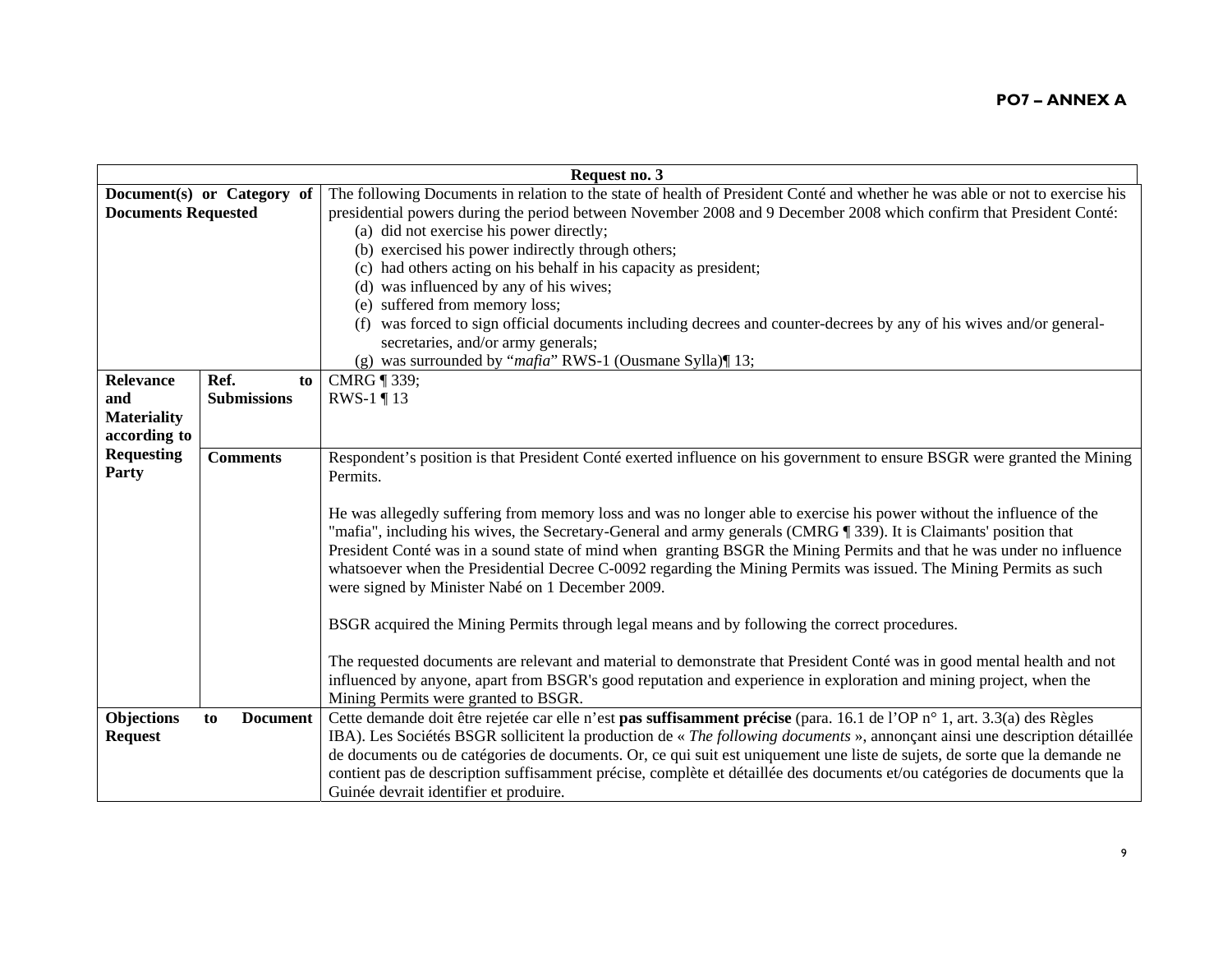**PO7 – ANNEX A**

| Request no. 3 | | |
|---|---|---|
| **Document(s) or Category of Documents Requested** | | The following Documents in relation to the state of health of President Conté and whether he was able or not to exercise his presidential powers during the period between November 2008 and 9 December 2008 which confirm that President Conté:<br>(a) did not exercise his power directly;<br>(b) exercised his power indirectly through others;<br>(c) had others acting on his behalf in his capacity as president;<br>(d) was influenced by any of his wives;<br>(e) suffered from memory loss;<br>(f) was forced to sign official documents including decrees and counter-decrees by any of his wives and/or general-secretaries, and/or army generals;<br>(g) was surrounded by "*mafia*" RWS-1 (Ousmane Sylla)¶ 13; |
| **Relevance and Materiality according to Requesting Party** | **Ref. to Submissions** | CMRG ¶ 339;<br>RWS-1 ¶ 13 |
| | **Comments** | Respondent's position is that President Conté exerted influence on his government to ensure BSGR were granted the Mining Permits.<br><br>He was allegedly suffering from memory loss and was no longer able to exercise his power without the influence of the "mafia", including his wives, the Secretary-General and army generals (CMRG ¶ 339). It is Claimants' position that President Conté was in a sound state of mind when granting BSGR the Mining Permits and that he was under no influence whatsoever when the Presidential Decree C-0092 regarding the Mining Permits was issued. The Mining Permits as such were signed by Minister Nabé on 1 December 2009.<br><br>BSGR acquired the Mining Permits through legal means and by following the correct procedures.<br><br>The requested documents are relevant and material to demonstrate that President Conté was in good mental health and not influenced by anyone, apart from BSGR's good reputation and experience in exploration and mining project, when the Mining Permits were granted to BSGR. |
| **Objections to Document Request** | | Cette demande doit être rejetée car elle n'est **pas suffisamment précise** (para. 16.1 de l'OP n° 1, art. 3.3(a) des Règles IBA). Les Sociétés BSGR sollicitent la production de « *The following documents* », annonçant ainsi une description détaillée de documents ou de catégories de documents. Or, ce qui suit est uniquement une liste de sujets, de sorte que la demande ne contient pas de description suffisamment précise, complète et détaillée des documents et/ou catégories de documents que la Guinée devrait identifier et produire. |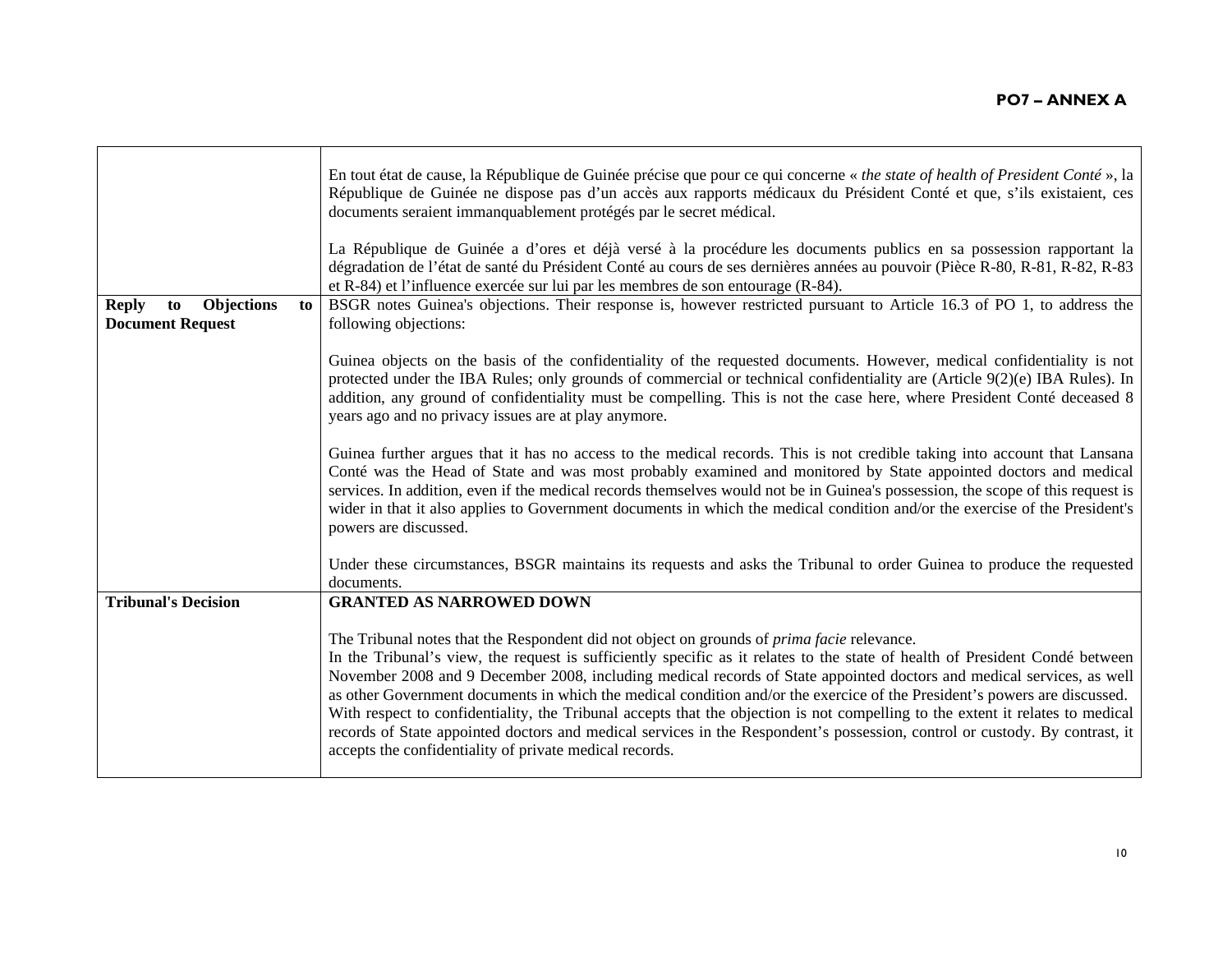| | |
|---|---|
| | En tout état de cause, la République de Guinée précise que pour ce qui concerne « *the state of health of President Conté* », la République de Guinée ne dispose pas d'un accès aux rapports médicaux du Président Conté et que, s'ils existaient, ces documents seraient immanquablement protégés par le secret médical.<br><br>La République de Guinée a d'ores et déjà versé à la procédure les documents publics en sa possession rapportant la dégradation de l'état de santé du Président Conté au cours de ses dernières années au pouvoir (Pièce R-80, R-81, R-82, R-83 et R-84) et l'influence exercée sur lui par les membres de son entourage (R-84). |
| **Reply to Objections to Document Request** | BSGR notes Guinea's objections. Their response is, however restricted pursuant to Article 16.3 of PO 1, to address the following objections:<br><br>Guinea objects on the basis of the confidentiality of the requested documents. However, medical confidentiality is not protected under the IBA Rules; only grounds of commercial or technical confidentiality are (Article 9(2)(e) IBA Rules). In addition, any ground of confidentiality must be compelling. This is not the case here, where President Conté deceased 8 years ago and no privacy issues are at play anymore.<br><br>Guinea further argues that it has no access to the medical records. This is not credible taking into account that Lansana Conté was the Head of State and was most probably examined and monitored by State appointed doctors and medical services. In addition, even if the medical records themselves would not be in Guinea's possession, the scope of this request is wider in that it also applies to Government documents in which the medical condition and/or the exercise of the President's powers are discussed.<br><br>Under these circumstances, BSGR maintains its requests and asks the Tribunal to order Guinea to produce the requested documents. |
| **Tribunal's Decision** | **GRANTED AS NARROWED DOWN**<br><br>The Tribunal notes that the Respondent did not object on grounds of *prima facie* relevance.<br>In the Tribunal's view, the request is sufficiently specific as it relates to the state of health of President Condé between November 2008 and 9 December 2008, including medical records of State appointed doctors and medical services, as well as other Government documents in which the medical condition and/or the exercice of the President's powers are discussed.<br>With respect to confidentiality, the Tribunal accepts that the objection is not compelling to the extent it relates to medical records of State appointed doctors and medical services in the Respondent's possession, control or custody. By contrast, it accepts the confidentiality of private medical records. |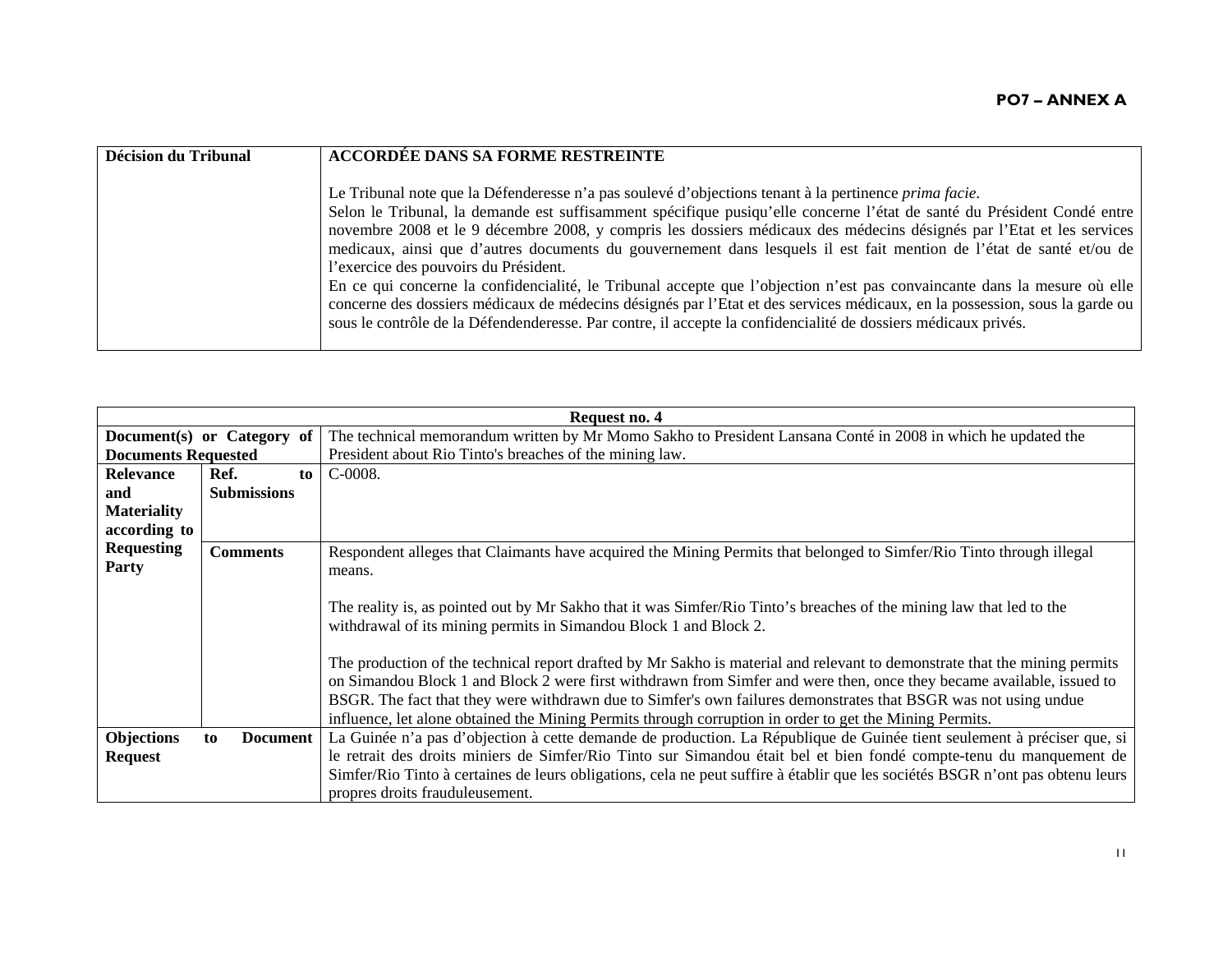| Décision du Tribunal | **ACCORDÉE DANS SA FORME RESTREINTE**<br><br>Le Tribunal note que la Défenderesse n'a pas soulevé d'objections tenant à la pertinence *prima facie*.<br>Selon le Tribunal, la demande est suffisamment spécifique pusiqu'elle concerne l'état de santé du Président Condé entre novembre 2008 et le 9 décembre 2008, y compris les dossiers médicaux des médecins désignés par l'Etat et les services medicaux, ainsi que d'autres documents du gouvernement dans lesquels il est fait mention de l'état de santé et/ou de l'exercice des pouvoirs du Président.<br>En ce qui concerne la confidencialité, le Tribunal accepte que l'objection n'est pas convaincante dans la mesure où elle concerne des dossiers médicaux de médecins désignés par l'Etat et des services médicaux, en la possession, sous la garde ou sous le contrôle de la Défendenderesse. Par contre, il accepte la confidencialité de dossiers médicaux privés. |
|---|---|

| **Request no. 4** | | |
|---|---|---|
| **Document(s) or Category of Documents Requested** | | The technical memorandum written by Mr Momo Sakho to President Lansana Conté in 2008 in which he updated the President about Rio Tinto's breaches of the mining law. |
| **Relevance and Materiality according to Requesting Party** | **Ref. to Submissions** | C-0008. |
| | **Comments** | Respondent alleges that Claimants have acquired the Mining Permits that belonged to Simfer/Rio Tinto through illegal means.<br><br>The reality is, as pointed out by Mr Sakho that it was Simfer/Rio Tinto's breaches of the mining law that led to the withdrawal of its mining permits in Simandou Block 1 and Block 2.<br><br>The production of the technical report drafted by Mr Sakho is material and relevant to demonstrate that the mining permits on Simandou Block 1 and Block 2 were first withdrawn from Simfer and were then, once they became available, issued to BSGR. The fact that they were withdrawn due to Simfer's own failures demonstrates that BSGR was not using undue influence, let alone obtained the Mining Permits through corruption in order to get the Mining Permits. |
| **Objections to Document Request** | | La Guinée n'a pas d'objection à cette demande de production. La République de Guinée tient seulement à préciser que, si le retrait des droits miniers de Simfer/Rio Tinto sur Simandou était bel et bien fondé compte-tenu du manquement de Simfer/Rio Tinto à certaines de leurs obligations, cela ne peut suffire à établir que les sociétés BSGR n'ont pas obtenu leurs propres droits frauduleusement. |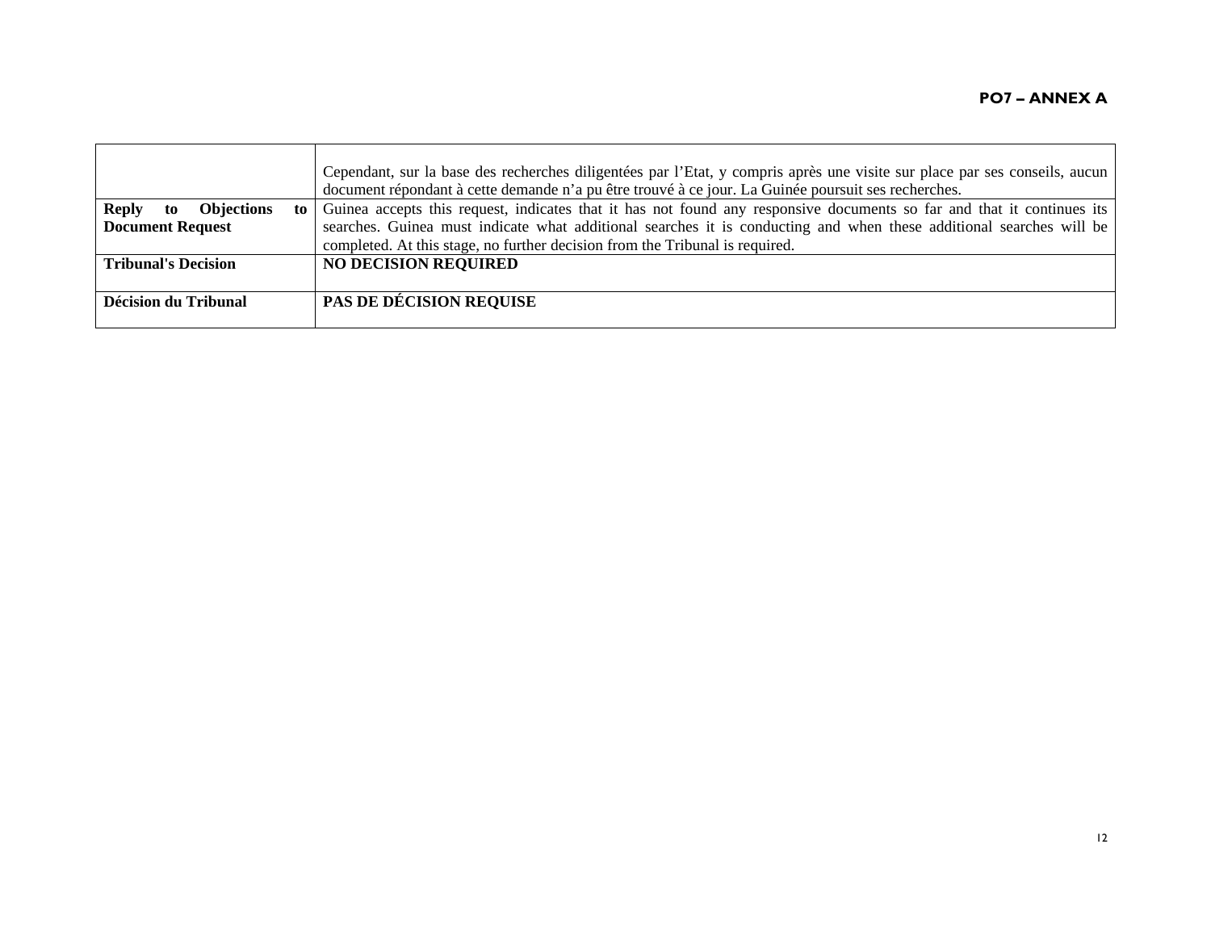| | |
|---|---|
| | Cependant, sur la base des recherches diligentées par l'Etat, y compris après une visite sur place par ses conseils, aucun document répondant à cette demande n'a pu être trouvé à ce jour. La Guinée poursuit ses recherches. |
| **Reply to Objections to Document Request** | Guinea accepts this request, indicates that it has not found any responsive documents so far and that it continues its searches. Guinea must indicate what additional searches it is conducting and when these additional searches will be completed. At this stage, no further decision from the Tribunal is required. |
| **Tribunal's Decision** | **NO DECISION REQUIRED** |
| **Décision du Tribunal** | **PAS DE DÉCISION REQUISE** |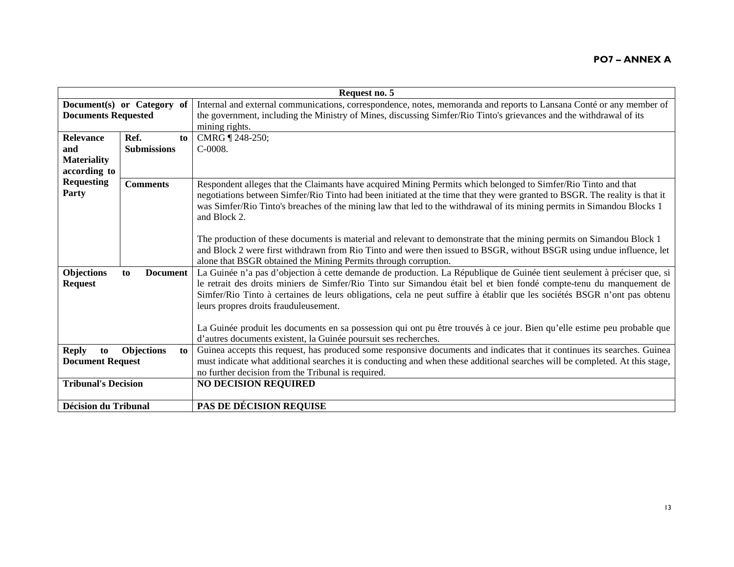| Request no. 5 | | |
|---|---|---|
| **Document(s) or Category of Documents Requested** | | Internal and external communications, correspondence, notes, memoranda and reports to Lansana Conté or any member of the government, including the Ministry of Mines, discussing Simfer/Rio Tinto's grievances and the withdrawal of its mining rights. |
| **Relevance and Materiality according to Requesting Party** | **Ref. to Submissions** | CMRG ¶ 248-250;<br>C-0008. |
| | **Comments** | Respondent alleges that the Claimants have acquired Mining Permits which belonged to Simfer/Rio Tinto and that negotiations between Simfer/Rio Tinto had been initiated at the time that they were granted to BSGR. The reality is that it was Simfer/Rio Tinto's breaches of the mining law that led to the withdrawal of its mining permits in Simandou Blocks 1 and Block 2.<br><br>The production of these documents is material and relevant to demonstrate that the mining permits on Simandou Block 1 and Block 2 were first withdrawn from Rio Tinto and were then issued to BSGR, without BSGR using undue influence, let alone that BSGR obtained the Mining Permits through corruption. |
| **Objections to Document Request** | | La Guinée n'a pas d'objection à cette demande de production. La République de Guinée tient seulement à préciser que, si le retrait des droits miniers de Simfer/Rio Tinto sur Simandou était bel et bien fondé compte-tenu du manquement de Simfer/Rio Tinto à certaines de leurs obligations, cela ne peut suffire à établir que les sociétés BSGR n'ont pas obtenu leurs propres droits frauduleusement.<br><br>La Guinée produit les documents en sa possession qui ont pu être trouvés à ce jour. Bien qu'elle estime peu probable que d'autres documents existent, la Guinée poursuit ses recherches. |
| **Reply to Objections to Document Request** | | Guinea accepts this request, has produced some responsive documents and indicates that it continues its searches. Guinea must indicate what additional searches it is conducting and when these additional searches will be completed. At this stage, no further decision from the Tribunal is required. |
| **Tribunal's Decision** | | **NO DECISION REQUIRED** |
| **Décision du Tribunal** | | **PAS DE DÉCISION REQUISE** |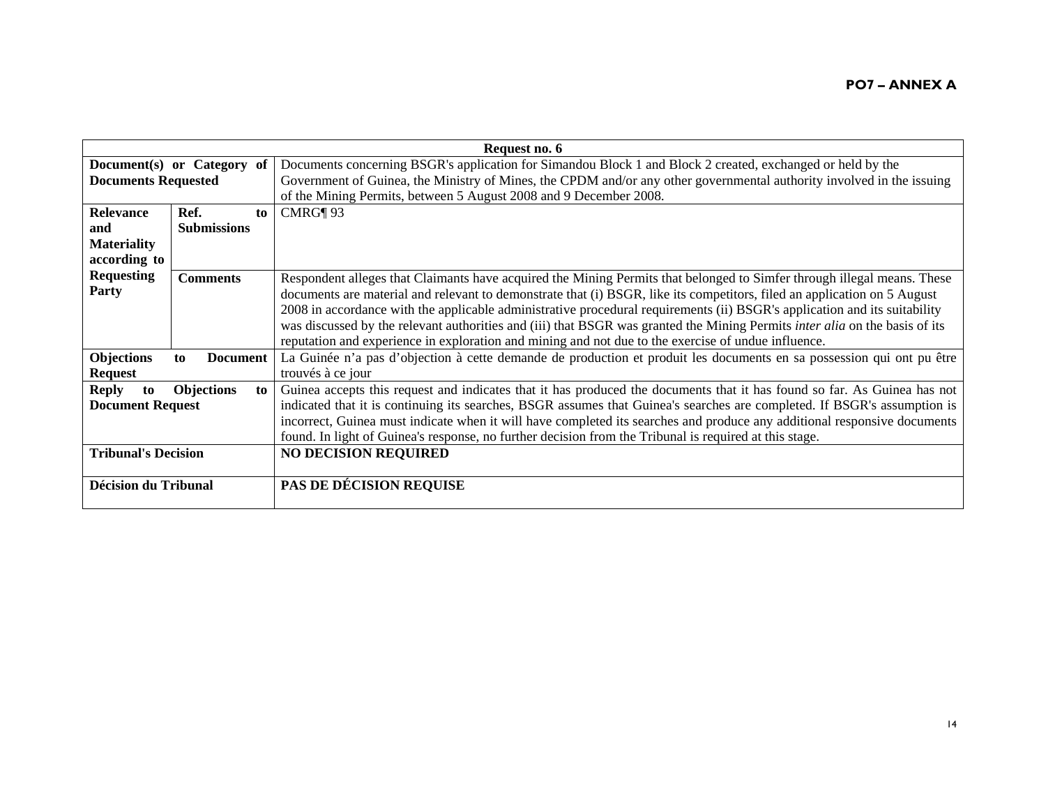**PO7 – ANNEX A**

| Request no. 6 | | |
|---|---|---|
| **Document(s) or Category of Documents Requested** | | Documents concerning BSGR's application for Simandou Block 1 and Block 2 created, exchanged or held by the Government of Guinea, the Ministry of Mines, the CPDM and/or any other governmental authority involved in the issuing of the Mining Permits, between 5 August 2008 and 9 December 2008. |
| **Relevance and Materiality according to Requesting Party** | **Ref. to Submissions** | CMRG¶ 93 |
| | **Comments** | Respondent alleges that Claimants have acquired the Mining Permits that belonged to Simfer through illegal means. These documents are material and relevant to demonstrate that (i) BSGR, like its competitors, filed an application on 5 August 2008 in accordance with the applicable administrative procedural requirements (ii) BSGR's application and its suitability was discussed by the relevant authorities and (iii) that BSGR was granted the Mining Permits *inter alia* on the basis of its reputation and experience in exploration and mining and not due to the exercise of undue influence. |
| **Objections to Document Request** | | La Guinée n'a pas d'objection à cette demande de production et produit les documents en sa possession qui ont pu être trouvés à ce jour |
| **Reply to Objections to Document Request** | | Guinea accepts this request and indicates that it has produced the documents that it has found so far. As Guinea has not indicated that it is continuing its searches, BSGR assumes that Guinea's searches are completed. If BSGR's assumption is incorrect, Guinea must indicate when it will have completed its searches and produce any additional responsive documents found. In light of Guinea's response, no further decision from the Tribunal is required at this stage. |
| **Tribunal's Decision** | | **NO DECISION REQUIRED** |
| **Décision du Tribunal** | | **PAS DE DÉCISION REQUISE** |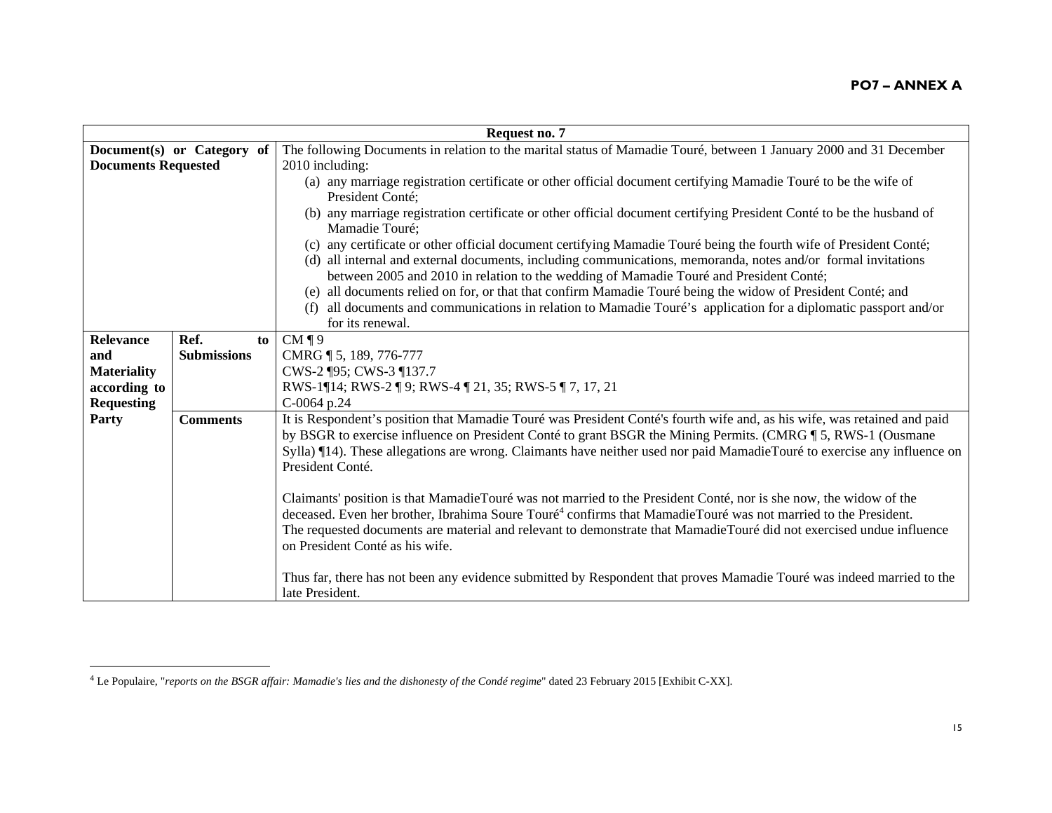**PO7 – ANNEX A**

| Request no. 7 | | |
|---|---|---|
| **Document(s) or Category of Documents Requested** | | The following Documents in relation to the marital status of Mamadie Touré, between 1 January 2000 and 31 December 2010 including:<br>(a) any marriage registration certificate or other official document certifying Mamadie Touré to be the wife of President Conté;<br>(b) any marriage registration certificate or other official document certifying President Conté to be the husband of Mamadie Touré;<br>(c) any certificate or other official document certifying Mamadie Touré being the fourth wife of President Conté;<br>(d) all internal and external documents, including communications, memoranda, notes and/or formal invitations between 2005 and 2010 in relation to the wedding of Mamadie Touré and President Conté;<br>(e) all documents relied on for, or that that confirm Mamadie Touré being the widow of President Conté; and<br>(f) all documents and communications in relation to Mamadie Touré's application for a diplomatic passport and/or for its renewal. |
| **Relevance and Materiality according to Requesting Party** | **Ref. to Submissions** | CM ¶ 9<br>CMRG ¶ 5, 189, 776-777<br>CWS-2 ¶95; CWS-3 ¶137.7<br>RWS-1¶14; RWS-2 ¶ 9; RWS-4 ¶ 21, 35; RWS-5 ¶ 7, 17, 21<br>C-0064 p.24 |
| | **Comments** | It is Respondent's position that Mamadie Touré was President Conté's fourth wife and, as his wife, was retained and paid by BSGR to exercise influence on President Conté to grant BSGR the Mining Permits. (CMRG ¶ 5, RWS-1 (Ousmane Sylla) ¶14). These allegations are wrong. Claimants have neither used nor paid MamadieTouré to exercise any influence on President Conté.<br><br>Claimants' position is that MamadieTouré was not married to the President Conté, nor is she now, the widow of the deceased. Even her brother, Ibrahima Soure Touré[4] confirms that MamadieTouré was not married to the President. The requested documents are material and relevant to demonstrate that MamadieTouré did not exercised undue influence on President Conté as his wife.<br><br>Thus far, there has not been any evidence submitted by Respondent that proves Mamadie Touré was indeed married to the late President. |

[4] Le Populaire, "*reports on the BSGR affair: Mamadie's lies and the dishonesty of the Condé regime*" dated 23 February 2015 [Exhibit C-XX].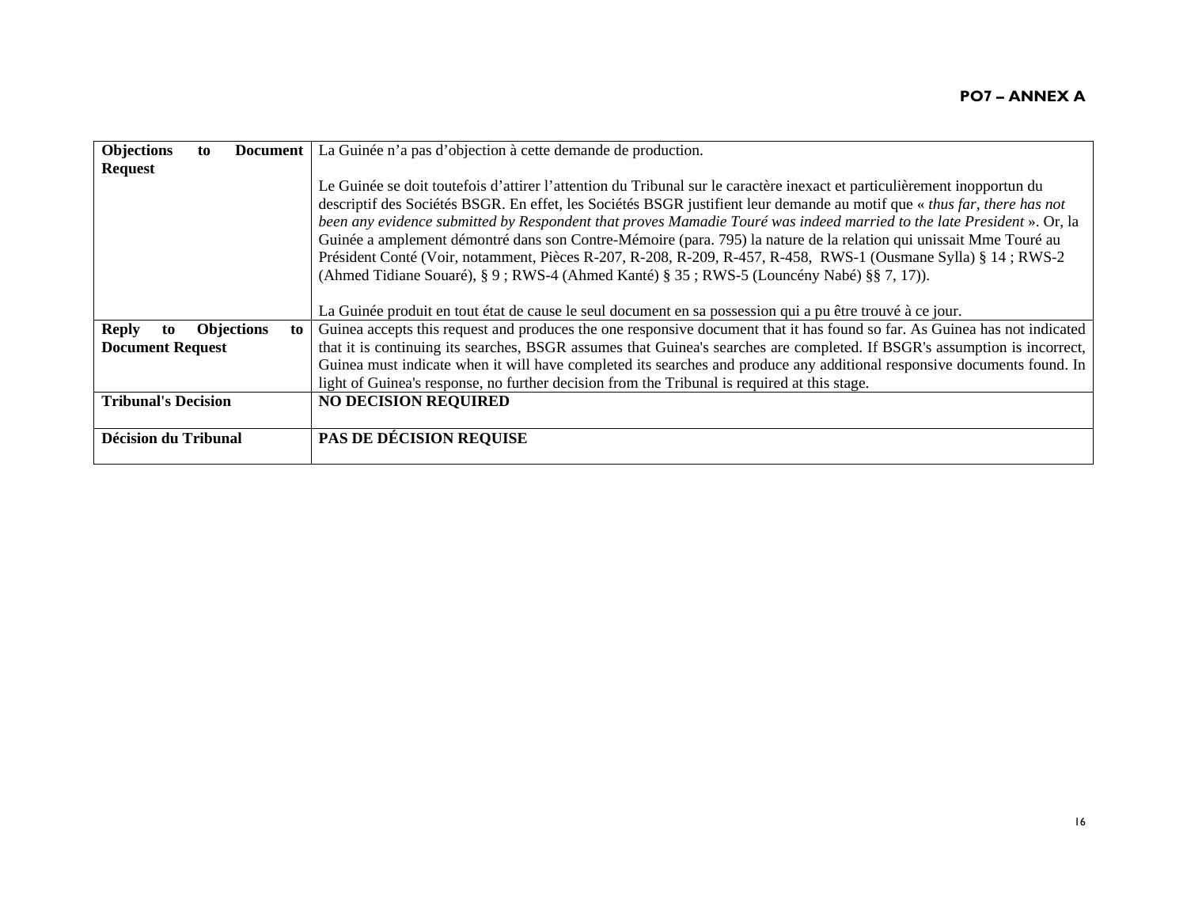| Objections to Document Request | La Guinée n'a pas d'objection à cette demande de production.<br><br>Le Guinée se doit toutefois d'attirer l'attention du Tribunal sur le caractère inexact et particulièrement inopportun du descriptif des Sociétés BSGR. En effet, les Sociétés BSGR justifient leur demande au motif que « *thus far, there has not been any evidence submitted by Respondent that proves Mamadie Touré was indeed married to the late President* ». Or, la Guinée a amplement démontré dans son Contre-Mémoire (para. 795) la nature de la relation qui unissait Mme Touré au Président Conté (Voir, notamment, Pièces R-207, R-208, R-209, R-457, R-458, RWS-1 (Ousmane Sylla) § 14 ; RWS-2 (Ahmed Tidiane Souaré), § 9 ; RWS-4 (Ahmed Kanté) § 35 ; RWS-5 (Louncény Nabé) §§ 7, 17)).<br><br>La Guinée produit en tout état de cause le seul document en sa possession qui a pu être trouvé à ce jour. |
|---|---|
| **Reply to Objections to Document Request** | Guinea accepts this request and produces the one responsive document that it has found so far. As Guinea has not indicated that it is continuing its searches, BSGR assumes that Guinea's searches are completed. If BSGR's assumption is incorrect, Guinea must indicate when it will have completed its searches and produce any additional responsive documents found. In light of Guinea's response, no further decision from the Tribunal is required at this stage. |
| **Tribunal's Decision** | **NO DECISION REQUIRED** |
| **Décision du Tribunal** | **PAS DE DÉCISION REQUISE** |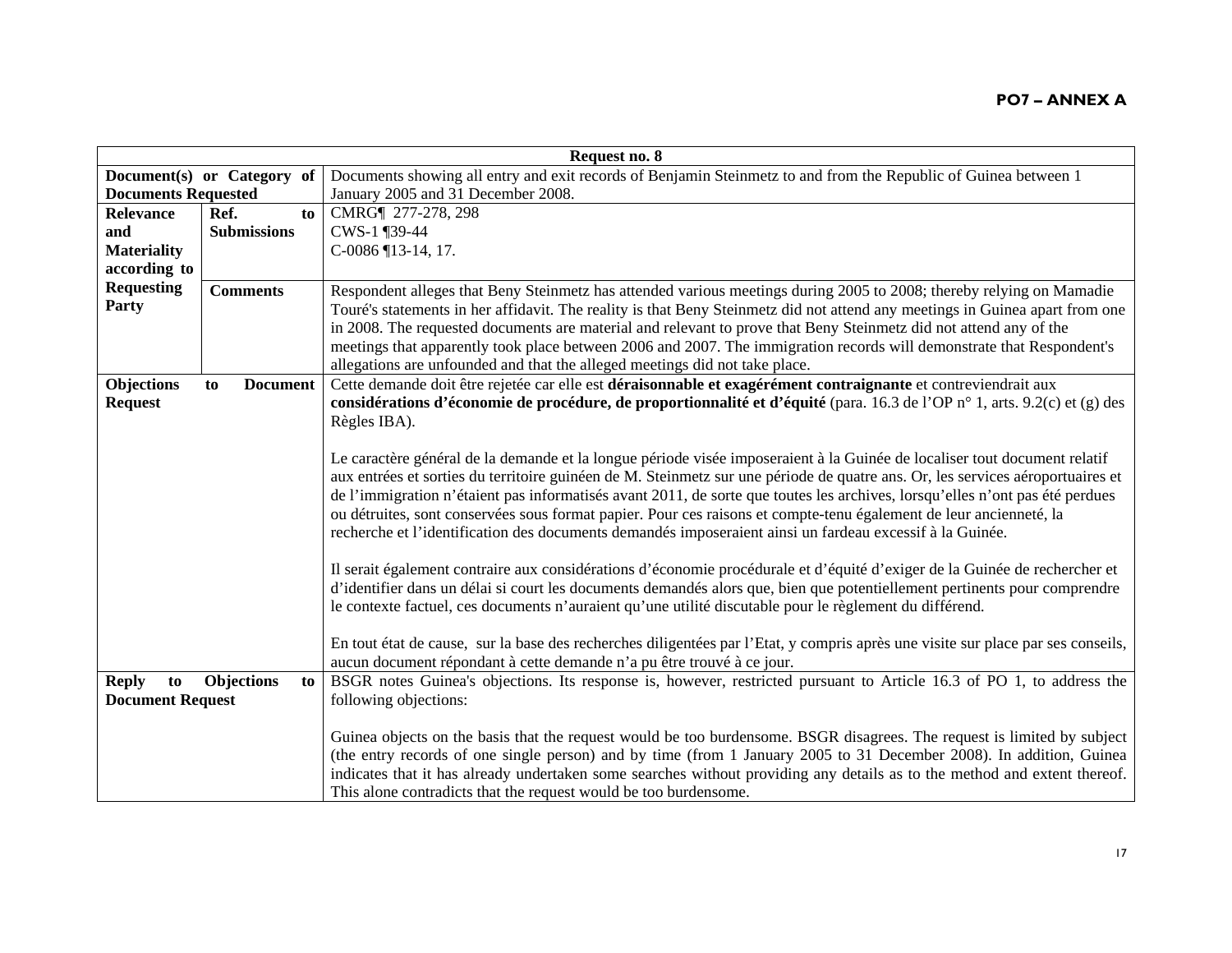**PO7 – ANNEX A**

| Request no. 8 | | |
|---|---|---|
| **Document(s) or Category of Documents Requested** | | Documents showing all entry and exit records of Benjamin Steinmetz to and from the Republic of Guinea between 1 January 2005 and 31 December 2008. |
| **Relevance and Materiality according to Requesting Party** | **Ref. to Submissions** | CMRG¶ 277-278, 298<br>CWS-1 ¶39-44<br>C-0086 ¶13-14, 17. |
| | **Comments** | Respondent alleges that Beny Steinmetz has attended various meetings during 2005 to 2008; thereby relying on Mamadie Touré's statements in her affidavit. The reality is that Beny Steinmetz did not attend any meetings in Guinea apart from one in 2008. The requested documents are material and relevant to prove that Beny Steinmetz did not attend any of the meetings that apparently took place between 2006 and 2007. The immigration records will demonstrate that Respondent's allegations are unfounded and that the alleged meetings did not take place. |
| **Objections to Document Request** | | Cette demande doit être rejetée car elle est **déraisonnable et exagérément contraignante** et contreviendrait aux **considérations d'économie de procédure, de proportionnalité et d'équité** (para. 16.3 de l'OP n° 1, arts. 9.2(c) et (g) des Règles IBA).<br><br>Le caractère général de la demande et la longue période visée imposeraient à la Guinée de localiser tout document relatif aux entrées et sorties du territoire guinéen de M. Steinmetz sur une période de quatre ans. Or, les services aéroportuaires et de l'immigration n'étaient pas informatisés avant 2011, de sorte que toutes les archives, lorsqu'elles n'ont pas été perdues ou détruites, sont conservées sous format papier. Pour ces raisons et compte-tenu également de leur ancienneté, la recherche et l'identification des documents demandés imposeraient ainsi un fardeau excessif à la Guinée.<br><br>Il serait également contraire aux considérations d'économie procédurale et d'équité d'exiger de la Guinée de rechercher et d'identifier dans un délai si court les documents demandés alors que, bien que potentiellement pertinents pour comprendre le contexte factuel, ces documents n'auraient qu'une utilité discutable pour le règlement du différend.<br><br>En tout état de cause, sur la base des recherches diligentées par l'Etat, y compris après une visite sur place par ses conseils, aucun document répondant à cette demande n'a pu être trouvé à ce jour. |
| **Reply to Objections to Document Request** | | BSGR notes Guinea's objections. Its response is, however, restricted pursuant to Article 16.3 of PO 1, to address the following objections:<br><br>Guinea objects on the basis that the request would be too burdensome. BSGR disagrees. The request is limited by subject (the entry records of one single person) and by time (from 1 January 2005 to 31 December 2008). In addition, Guinea indicates that it has already undertaken some searches without providing any details as to the method and extent thereof. This alone contradicts that the request would be too burdensome. |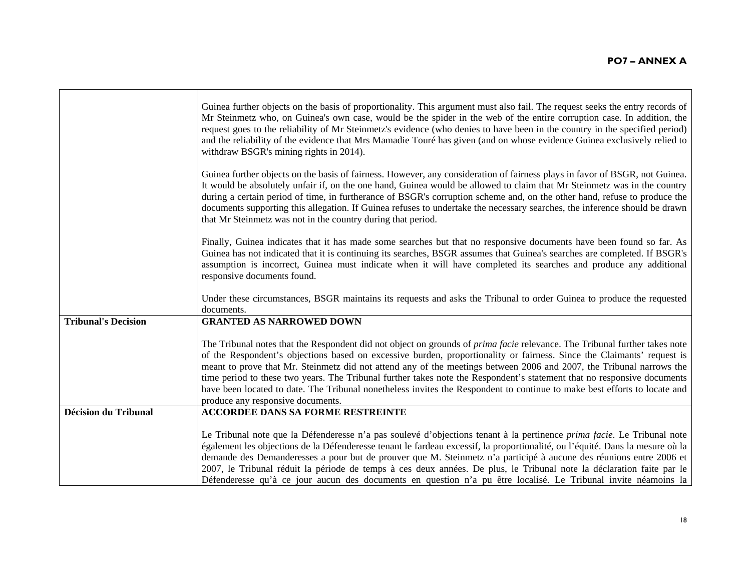| | |
|---|---|
| | Guinea further objects on the basis of proportionality. This argument must also fail. The request seeks the entry records of Mr Steinmetz who, on Guinea's own case, would be the spider in the web of the entire corruption case. In addition, the request goes to the reliability of Mr Steinmetz's evidence (who denies to have been in the country in the specified period) and the reliability of the evidence that Mrs Mamadie Touré has given (and on whose evidence Guinea exclusively relied to withdraw BSGR's mining rights in 2014).<br><br>Guinea further objects on the basis of fairness. However, any consideration of fairness plays in favor of BSGR, not Guinea. It would be absolutely unfair if, on the one hand, Guinea would be allowed to claim that Mr Steinmetz was in the country during a certain period of time, in furtherance of BSGR's corruption scheme and, on the other hand, refuse to produce the documents supporting this allegation. If Guinea refuses to undertake the necessary searches, the inference should be drawn that Mr Steinmetz was not in the country during that period.<br><br>Finally, Guinea indicates that it has made some searches but that no responsive documents have been found so far. As Guinea has not indicated that it is continuing its searches, BSGR assumes that Guinea's searches are completed. If BSGR's assumption is incorrect, Guinea must indicate when it will have completed its searches and produce any additional responsive documents found.<br><br>Under these circumstances, BSGR maintains its requests and asks the Tribunal to order Guinea to produce the requested documents. |
| **Tribunal's Decision** | **GRANTED AS NARROWED DOWN**<br><br>The Tribunal notes that the Respondent did not object on grounds of *prima facie* relevance. The Tribunal further takes note of the Respondent's objections based on excessive burden, proportionality or fairness. Since the Claimants' request is meant to prove that Mr. Steinmetz did not attend any of the meetings between 2006 and 2007, the Tribunal narrows the time period to these two years. The Tribunal further takes note the Respondent's statement that no responsive documents have been located to date. The Tribunal nonetheless invites the Respondent to continue to make best efforts to locate and produce any responsive documents. |
| **Décision du Tribunal** | **ACCORDEE DANS SA FORME RESTREINTE**<br><br>Le Tribunal note que la Défenderesse n'a pas soulevé d'objections tenant à la pertinence *prima facie*. Le Tribunal note également les objections de la Défenderesse tenant le fardeau excessif, la proportionalité, ou l'équité. Dans la mesure où la demande des Demanderesses a pour but de prouver que M. Steinmetz n'a participé à aucune des réunions entre 2006 et 2007, le Tribunal réduit la période de temps à ces deux années. De plus, le Tribunal note la déclaration faite par le Défenderesse qu'à ce jour aucun des documents en question n'a pu être localisé. Le Tribunal invite néamoins la |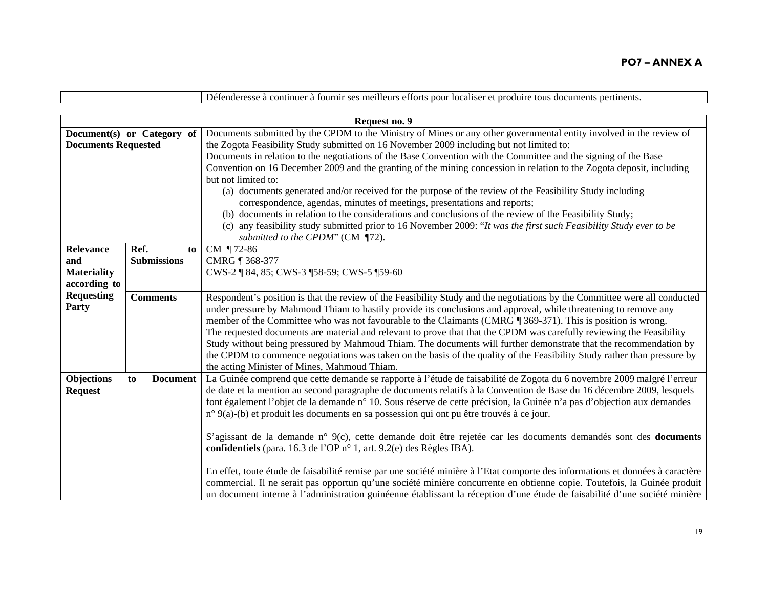| | Défenderesse à continuer à fournir ses meilleurs efforts pour localiser et produire tous documents pertinents. |
|---|---|

| Request no. 9 | | |
|---|---|---|
| **Document(s) or Category of Documents Requested** | | Documents submitted by the CPDM to the Ministry of Mines or any other governmental entity involved in the review of the Zogota Feasibility Study submitted on 16 November 2009 including but not limited to:<br>Documents in relation to the negotiations of the Base Convention with the Committee and the signing of the Base Convention on 16 December 2009 and the granting of the mining concession in relation to the Zogota deposit, including but not limited to:<br>(a) documents generated and/or received for the purpose of the review of the Feasibility Study including correspondence, agendas, minutes of meetings, presentations and reports;<br>(b) documents in relation to the considerations and conclusions of the review of the Feasibility Study;<br>(c) any feasibility study submitted prior to 16 November 2009: "*It was the first such Feasibility Study ever to be submitted to the CPDM*" (CM ¶72). |
| **Relevance and Materiality according to Requesting Party** | **Ref. to Submissions** | CM ¶ 72-86<br>CMRG ¶ 368-377<br>CWS-2 ¶ 84, 85; CWS-3 ¶58-59; CWS-5 ¶59-60 |
| | **Comments** | Respondent's position is that the review of the Feasibility Study and the negotiations by the Committee were all conducted under pressure by Mahmoud Thiam to hastily provide its conclusions and approval, while threatening to remove any member of the Committee who was not favourable to the Claimants (CMRG ¶ 369-371). This is position is wrong.<br>The requested documents are material and relevant to prove that that the CPDM was carefully reviewing the Feasibility Study without being pressured by Mahmoud Thiam. The documents will further demonstrate that the recommendation by the CPDM to commence negotiations was taken on the basis of the quality of the Feasibility Study rather than pressure by the acting Minister of Mines, Mahmoud Thiam. |
| **Objections to Document Request** | | La Guinée comprend que cette demande se rapporte à l'étude de faisabilité de Zogota du 6 novembre 2009 malgré l'erreur de date et la mention au second paragraphe de documents relatifs à la Convention de Base du 16 décembre 2009, lesquels font également l'objet de la demande n° 10. Sous réserve de cette précision, la Guinée n'a pas d'objection aux demandes n° 9(a)-(b) et produit les documents en sa possession qui ont pu être trouvés à ce jour.<br><br>S'agissant de la demande n° 9(c), cette demande doit être rejetée car les documents demandés sont des **documents confidentiels** (para. 16.3 de l'OP n° 1, art. 9.2(e) des Règles IBA).<br><br>En effet, toute étude de faisabilité remise par une société minière à l'Etat comporte des informations et données à caractère commercial. Il ne serait pas opportun qu'une société minière concurrente en obtienne copie. Toutefois, la Guinée produit un document interne à l'administration guinéenne établissant la réception d'une étude de faisabilité d'une société minière |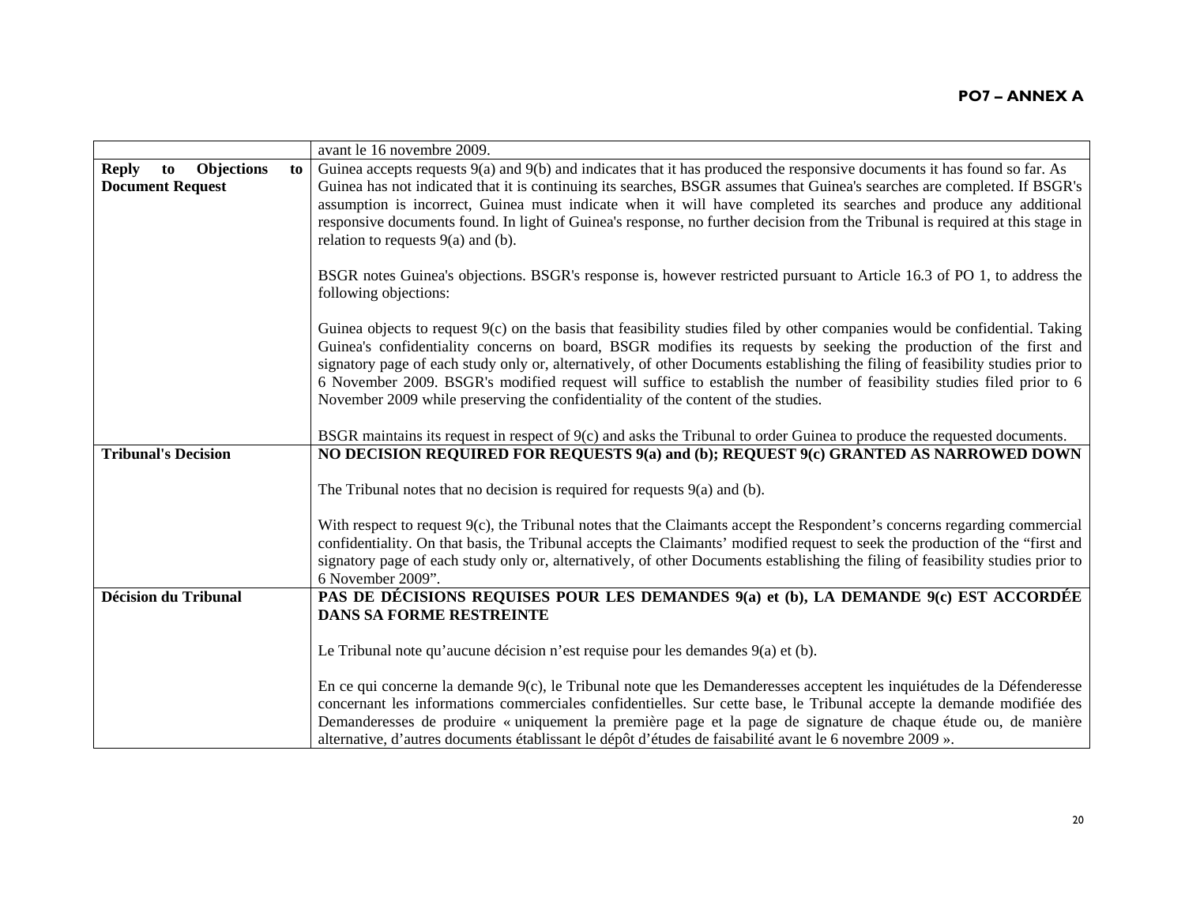|  |  |
|---|---|
|  | avant le 16 novembre 2009. |
| **Reply to Objections to Document Request** | Guinea accepts requests 9(a) and 9(b) and indicates that it has produced the responsive documents it has found so far. As Guinea has not indicated that it is continuing its searches, BSGR assumes that Guinea's searches are completed. If BSGR's assumption is incorrect, Guinea must indicate when it will have completed its searches and produce any additional responsive documents found. In light of Guinea's response, no further decision from the Tribunal is required at this stage in relation to requests 9(a) and (b).<br><br>BSGR notes Guinea's objections. BSGR's response is, however restricted pursuant to Article 16.3 of PO 1, to address the following objections:<br><br>Guinea objects to request 9(c) on the basis that feasibility studies filed by other companies would be confidential. Taking Guinea's confidentiality concerns on board, BSGR modifies its requests by seeking the production of the first and signatory page of each study only or, alternatively, of other Documents establishing the filing of feasibility studies prior to 6 November 2009. BSGR's modified request will suffice to establish the number of feasibility studies filed prior to 6 November 2009 while preserving the confidentiality of the content of the studies.<br><br>BSGR maintains its request in respect of 9(c) and asks the Tribunal to order Guinea to produce the requested documents. |
| **Tribunal's Decision** | **NO DECISION REQUIRED FOR REQUESTS 9(a) and (b); REQUEST 9(c) GRANTED AS NARROWED DOWN**<br><br>The Tribunal notes that no decision is required for requests 9(a) and (b).<br><br>With respect to request 9(c), the Tribunal notes that the Claimants accept the Respondent's concerns regarding commercial confidentiality. On that basis, the Tribunal accepts the Claimants' modified request to seek the production of the "first and signatory page of each study only or, alternatively, of other Documents establishing the filing of feasibility studies prior to 6 November 2009". |
| **Décision du Tribunal** | **PAS DE DÉCISIONS REQUISES POUR LES DEMANDES 9(a) et (b), LA DEMANDE 9(c) EST ACCORDÉE DANS SA FORME RESTREINTE**<br><br>Le Tribunal note qu'aucune décision n'est requise pour les demandes 9(a) et (b).<br><br>En ce qui concerne la demande 9(c), le Tribunal note que les Demanderesses acceptent les inquiétudes de la Défenderesse concernant les informations commerciales confidentielles. Sur cette base, le Tribunal accepte la demande modifiée des Demanderesses de produire « uniquement la première page et la page de signature de chaque étude ou, de manière alternative, d'autres documents établissant le dépôt d'études de faisabilité avant le 6 novembre 2009 ». |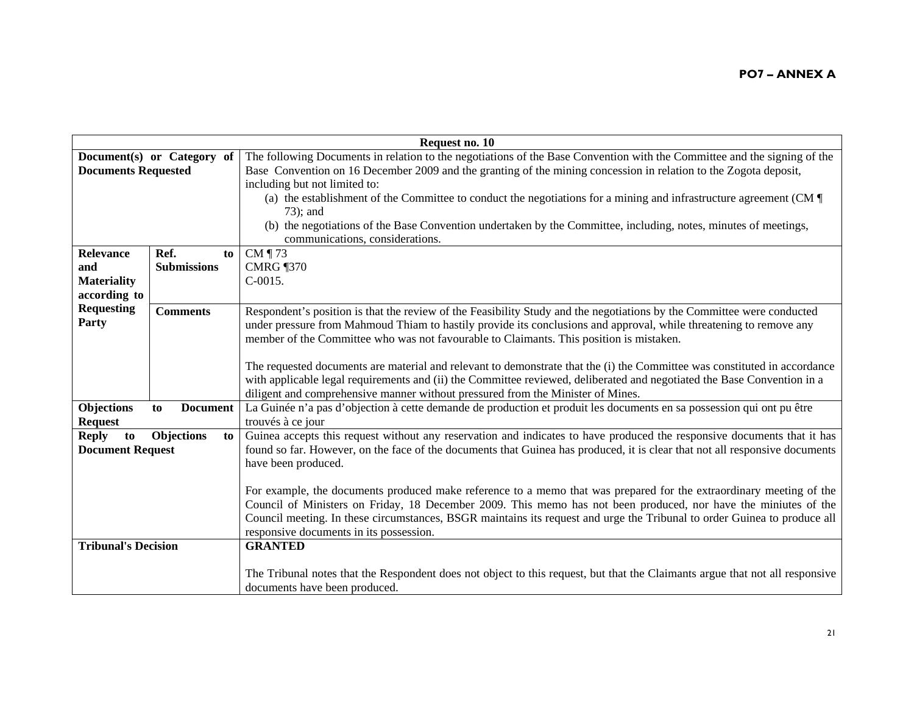**PO7 – ANNEX A**

| Request no. 10 | | |
|---|---|---|
| **Document(s) or Category of Documents Requested** | | The following Documents in relation to the negotiations of the Base Convention with the Committee and the signing of the Base Convention on 16 December 2009 and the granting of the mining concession in relation to the Zogota deposit, including but not limited to:<br>(a) the establishment of the Committee to conduct the negotiations for a mining and infrastructure agreement (CM ¶ 73); and<br>(b) the negotiations of the Base Convention undertaken by the Committee, including, notes, minutes of meetings, communications, considerations. |
| **Relevance and Materiality according to Requesting Party** | **Ref. to Submissions** | CM ¶ 73<br>CMRG ¶370<br>C-0015. |
| | **Comments** | Respondent's position is that the review of the Feasibility Study and the negotiations by the Committee were conducted under pressure from Mahmoud Thiam to hastily provide its conclusions and approval, while threatening to remove any member of the Committee who was not favourable to Claimants. This position is mistaken.<br><br>The requested documents are material and relevant to demonstrate that the (i) the Committee was constituted in accordance with applicable legal requirements and (ii) the Committee reviewed, deliberated and negotiated the Base Convention in a diligent and comprehensive manner without pressured from the Minister of Mines. |
| **Objections to Document Request** | | La Guinée n'a pas d'objection à cette demande de production et produit les documents en sa possession qui ont pu être trouvés à ce jour |
| **Reply to Objections to Document Request** | | Guinea accepts this request without any reservation and indicates to have produced the responsive documents that it has found so far. However, on the face of the documents that Guinea has produced, it is clear that not all responsive documents have been produced.<br><br>For example, the documents produced make reference to a memo that was prepared for the extraordinary meeting of the Council of Ministers on Friday, 18 December 2009. This memo has not been produced, nor have the miniutes of the Council meeting. In these circumstances, BSGR maintains its request and urge the Tribunal to order Guinea to produce all responsive documents in its possession. |
| **Tribunal's Decision** | | **GRANTED**<br><br>The Tribunal notes that the Respondent does not object to this request, but that the Claimants argue that not all responsive documents have been produced. |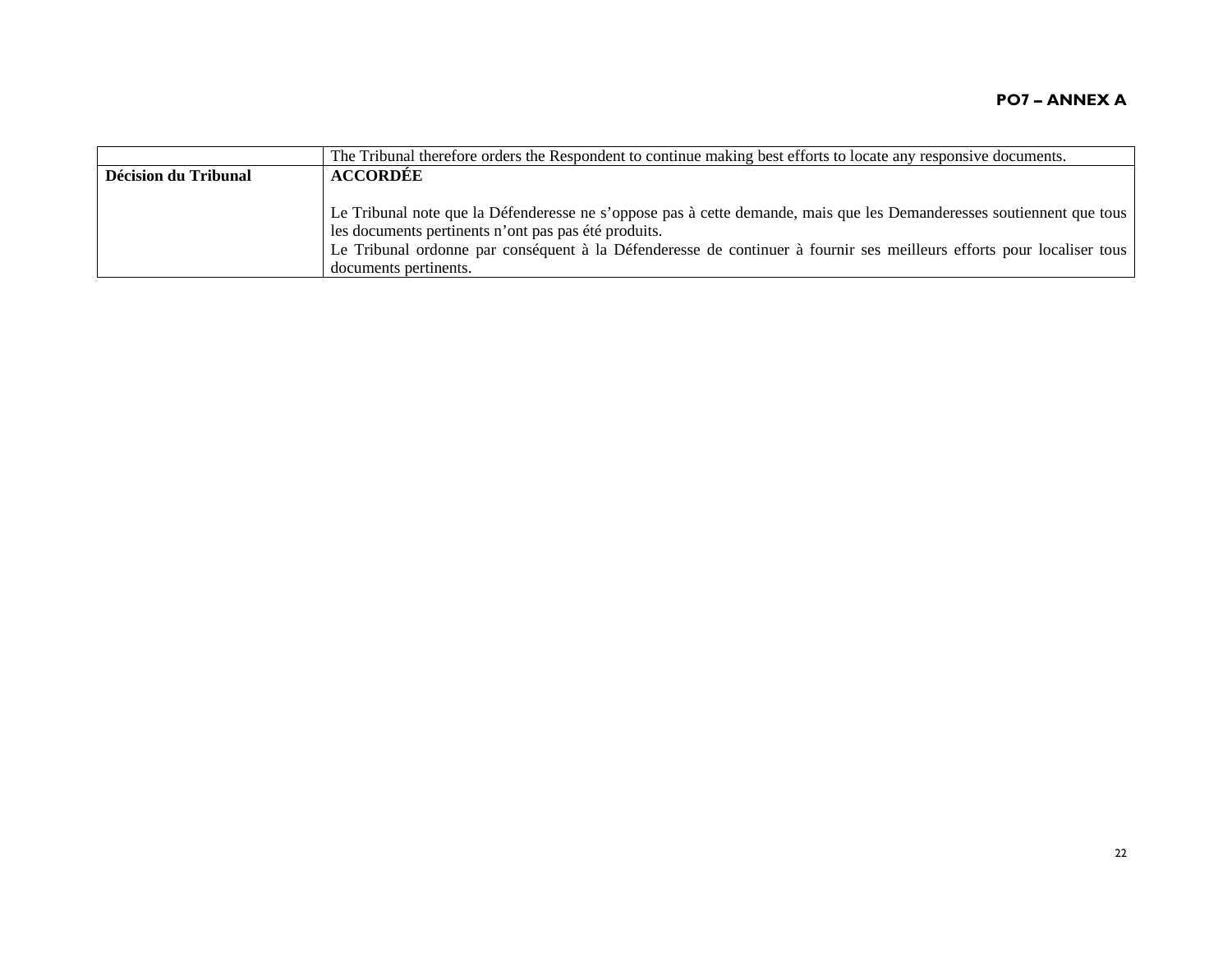|  |  |
|---|---|
|  | The Tribunal therefore orders the Respondent to continue making best efforts to locate any responsive documents. |
| **Décision du Tribunal** | **ACCORDÉE**<br><br>Le Tribunal note que la Défenderesse ne s'oppose pas à cette demande, mais que les Demanderesses soutiennent que tous les documents pertinents n'ont pas pas été produits.<br>Le Tribunal ordonne par conséquent à la Défenderesse de continuer à fournir ses meilleurs efforts pour localiser tous documents pertinents. |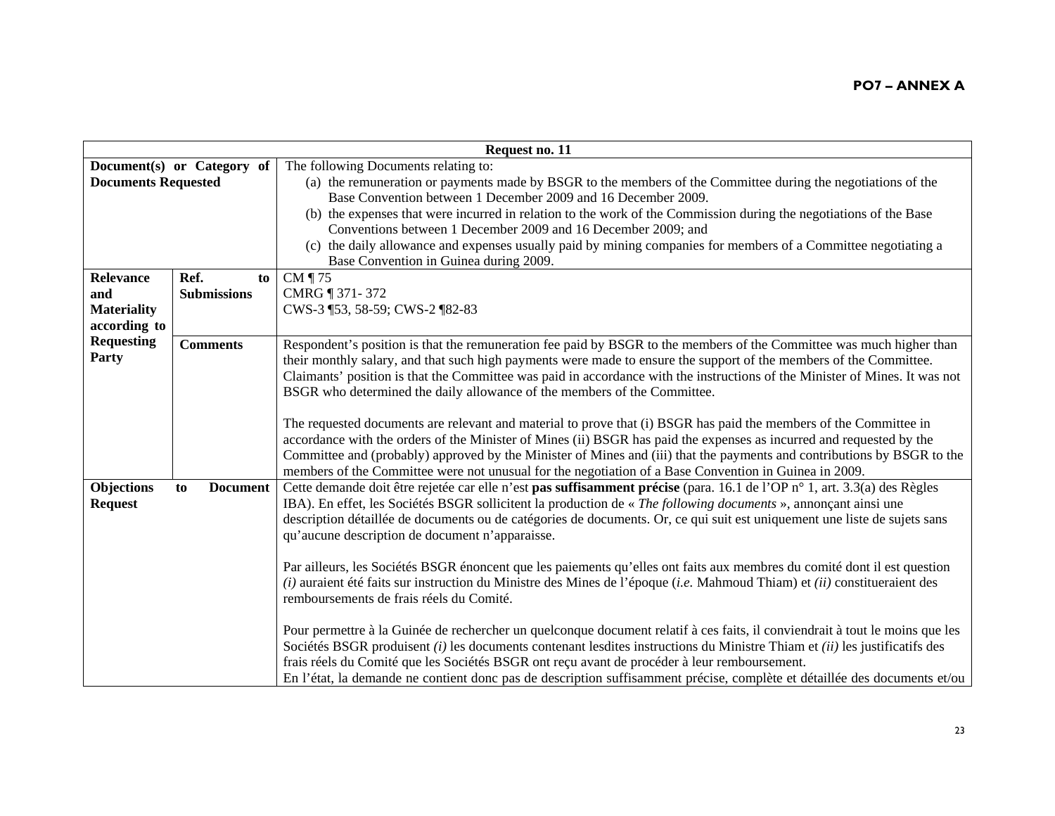**PO7 – ANNEX A**

| Request no. 11 | | |
|---|---|---|
| **Document(s) or Category of Documents Requested** | | The following Documents relating to: (a) the remuneration or payments made by BSGR to the members of the Committee during the negotiations of the Base Convention between 1 December 2009 and 16 December 2009. (b) the expenses that were incurred in relation to the work of the Commission during the negotiations of the Base Conventions between 1 December 2009 and 16 December 2009; and (c) the daily allowance and expenses usually paid by mining companies for members of a Committee negotiating a Base Convention in Guinea during 2009. |
| **Relevance and Materiality according to Requesting Party** | **Ref. to Submissions** | CM ¶ 75<br>CMRG ¶ 371- 372<br>CWS-3 ¶53, 58-59; CWS-2 ¶82-83 |
| | **Comments** | Respondent's position is that the remuneration fee paid by BSGR to the members of the Committee was much higher than their monthly salary, and that such high payments were made to ensure the support of the members of the Committee. Claimants' position is that the Committee was paid in accordance with the instructions of the Minister of Mines. It was not BSGR who determined the daily allowance of the members of the Committee.<br><br>The requested documents are relevant and material to prove that (i) BSGR has paid the members of the Committee in accordance with the orders of the Minister of Mines (ii) BSGR has paid the expenses as incurred and requested by the Committee and (probably) approved by the Minister of Mines and (iii) that the payments and contributions by BSGR to the members of the Committee were not unusual for the negotiation of a Base Convention in Guinea in 2009. |
| **Objections to Document Request** | | Cette demande doit être rejetée car elle n'est **pas suffisamment précise** (para. 16.1 de l'OP n° 1, art. 3.3(a) des Règles IBA). En effet, les Sociétés BSGR sollicitent la production de « *The following documents* », annonçant ainsi une description détaillée de documents ou de catégories de documents. Or, ce qui suit est uniquement une liste de sujets sans qu'aucune description de document n'apparaisse.<br><br>Par ailleurs, les Sociétés BSGR énoncent que les paiements qu'elles ont faits aux membres du comité dont il est question *(i)* auraient été faits sur instruction du Ministre des Mines de l'époque (*i.e.* Mahmoud Thiam) et *(ii)* constitueraient des remboursements de frais réels du Comité.<br><br>Pour permettre à la Guinée de rechercher un quelconque document relatif à ces faits, il conviendrait à tout le moins que les Sociétés BSGR produisent *(i)* les documents contenant lesdites instructions du Ministre Thiam et *(ii)* les justificatifs des frais réels du Comité que les Sociétés BSGR ont reçu avant de procéder à leur remboursement.<br>En l'état, la demande ne contient donc pas de description suffisamment précise, complète et détaillée des documents et/ou |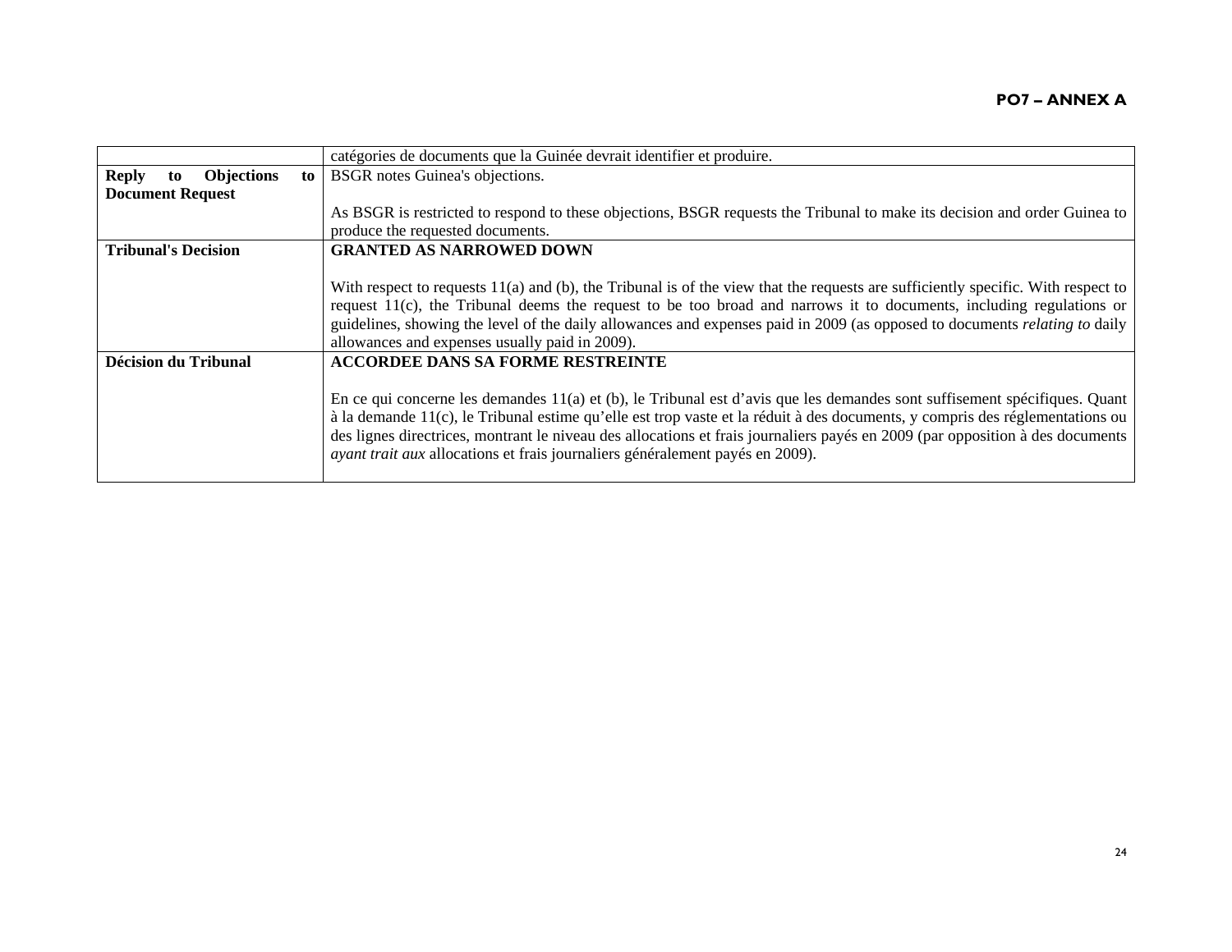| | |
|---|---|
| | catégories de documents que la Guinée devrait identifier et produire. |
| **Reply to Objections to Document Request** | BSGR notes Guinea's objections.<br><br>As BSGR is restricted to respond to these objections, BSGR requests the Tribunal to make its decision and order Guinea to produce the requested documents. |
| **Tribunal's Decision** | **GRANTED AS NARROWED DOWN**<br><br>With respect to requests 11(a) and (b), the Tribunal is of the view that the requests are sufficiently specific. With respect to request 11(c), the Tribunal deems the request to be too broad and narrows it to documents, including regulations or guidelines, showing the level of the daily allowances and expenses paid in 2009 (as opposed to documents *relating to* daily allowances and expenses usually paid in 2009). |
| **Décision du Tribunal** | **ACCORDEE DANS SA FORME RESTREINTE**<br><br>En ce qui concerne les demandes 11(a) et (b), le Tribunal est d'avis que les demandes sont suffisement spécifiques. Quant à la demande 11(c), le Tribunal estime qu'elle est trop vaste et la réduit à des documents, y compris des réglementations ou des lignes directrices, montrant le niveau des allocations et frais journaliers payés en 2009 (par opposition à des documents *ayant trait aux* allocations et frais journaliers généralement payés en 2009). |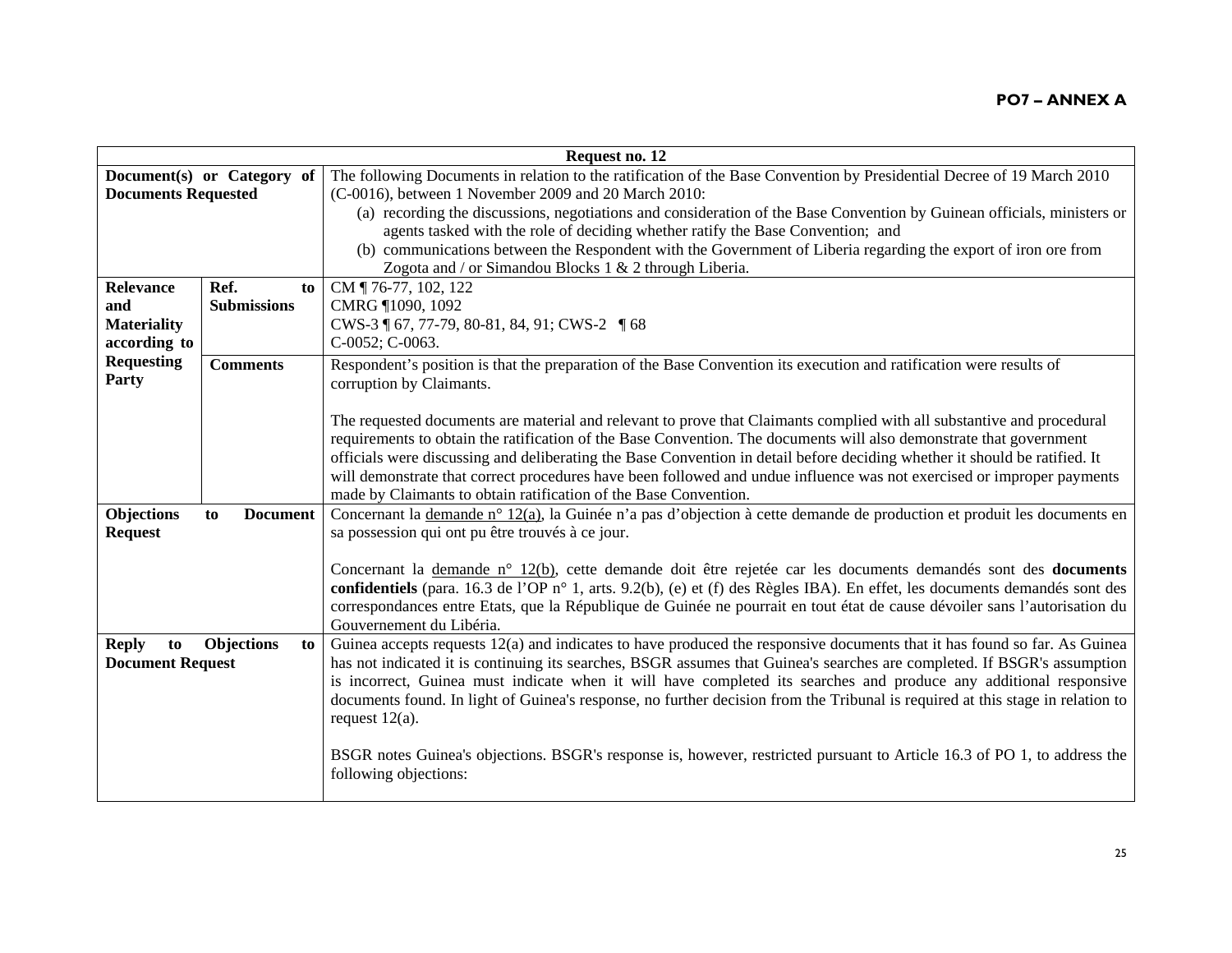**PO7 – ANNEX A**

| Request no. 12 | | |
|---|---|---|
| **Document(s) or Category of Documents Requested** | | The following Documents in relation to the ratification of the Base Convention by Presidential Decree of 19 March 2010 (C-0016), between 1 November 2009 and 20 March 2010:<br>(a) recording the discussions, negotiations and consideration of the Base Convention by Guinean officials, ministers or agents tasked with the role of deciding whether ratify the Base Convention; and<br>(b) communications between the Respondent with the Government of Liberia regarding the export of iron ore from Zogota and / or Simandou Blocks 1 & 2 through Liberia. |
| **Relevance and Materiality according to Requesting Party** | **Ref. to Submissions** | CM ¶ 76-77, 102, 122<br>CMRG ¶1090, 1092<br>CWS-3 ¶ 67, 77-79, 80-81, 84, 91; CWS-2 ¶ 68<br>C-0052; C-0063. |
| | **Comments** | Respondent's position is that the preparation of the Base Convention its execution and ratification were results of corruption by Claimants.<br><br>The requested documents are material and relevant to prove that Claimants complied with all substantive and procedural requirements to obtain the ratification of the Base Convention. The documents will also demonstrate that government officials were discussing and deliberating the Base Convention in detail before deciding whether it should be ratified. It will demonstrate that correct procedures have been followed and undue influence was not exercised or improper payments made by Claimants to obtain ratification of the Base Convention. |
| **Objections to Document Request** | | Concernant la <u>demande n° 12(a)</u>, la Guinée n'a pas d'objection à cette demande de production et produit les documents en sa possession qui ont pu être trouvés à ce jour.<br><br>Concernant la <u>demande n° 12(b)</u>, cette demande doit être rejetée car les documents demandés sont des **documents confidentiels** (para. 16.3 de l'OP n° 1, arts. 9.2(b), (e) et (f) des Règles IBA). En effet, les documents demandés sont des correspondances entre Etats, que la République de Guinée ne pourrait en tout état de cause dévoiler sans l'autorisation du Gouvernement du Libéria. |
| **Reply to Objections to Document Request** | | Guinea accepts requests 12(a) and indicates to have produced the responsive documents that it has found so far. As Guinea has not indicated it is continuing its searches, BSGR assumes that Guinea's searches are completed. If BSGR's assumption is incorrect, Guinea must indicate when it will have completed its searches and produce any additional responsive documents found. In light of Guinea's response, no further decision from the Tribunal is required at this stage in relation to request 12(a).<br><br>BSGR notes Guinea's objections. BSGR's response is, however, restricted pursuant to Article 16.3 of PO 1, to address the following objections: |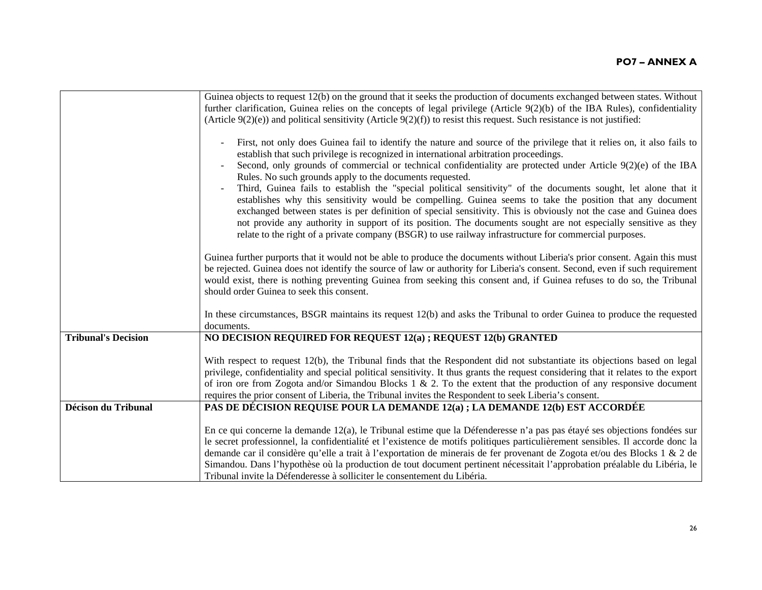| | |
|---|---|
| | Guinea objects to request 12(b) on the ground that it seeks the production of documents exchanged between states. Without further clarification, Guinea relies on the concepts of legal privilege (Article 9(2)(b) of the IBA Rules), confidentiality (Article 9(2)(e)) and political sensitivity (Article 9(2)(f)) to resist this request. Such resistance is not justified:<br><br>- First, not only does Guinea fail to identify the nature and source of the privilege that it relies on, it also fails to establish that such privilege is recognized in international arbitration proceedings.<br>- Second, only grounds of commercial or technical confidentiality are protected under Article 9(2)(e) of the IBA Rules. No such grounds apply to the documents requested.<br>- Third, Guinea fails to establish the "special political sensitivity" of the documents sought, let alone that it establishes why this sensitivity would be compelling. Guinea seems to take the position that any document exchanged between states is per definition of special sensitivity. This is obviously not the case and Guinea does not provide any authority in support of its position. The documents sought are not especially sensitive as they relate to the right of a private company (BSGR) to use railway infrastructure for commercial purposes.<br><br>Guinea further purports that it would not be able to produce the documents without Liberia's prior consent. Again this must be rejected. Guinea does not identify the source of law or authority for Liberia's consent. Second, even if such requirement would exist, there is nothing preventing Guinea from seeking this consent and, if Guinea refuses to do so, the Tribunal should order Guinea to seek this consent.<br><br>In these circumstances, BSGR maintains its request 12(b) and asks the Tribunal to order Guinea to produce the requested documents. |
| **Tribunal's Decision** | **NO DECISION REQUIRED FOR REQUEST 12(a) ; REQUEST 12(b) GRANTED**<br><br>With respect to request 12(b), the Tribunal finds that the Respondent did not substantiate its objections based on legal privilege, confidentiality and special political sensitivity. It thus grants the request considering that it relates to the export of iron ore from Zogota and/or Simandou Blocks 1 & 2. To the extent that the production of any responsive document requires the prior consent of Liberia, the Tribunal invites the Respondent to seek Liberia's consent. |
| **Décison du Tribunal** | **PAS DE DÉCISION REQUISE POUR LA DEMANDE 12(a) ; LA DEMANDE 12(b) EST ACCORDÉE**<br><br>En ce qui concerne la demande 12(a), le Tribunal estime que la Défenderesse n'a pas pas étayé ses objections fondées sur le secret professionnel, la confidentialité et l'existence de motifs politiques particulièrement sensibles. Il accorde donc la demande car il considère qu'elle a trait à l'exportation de minerais de fer provenant de Zogota et/ou des Blocks 1 & 2 de Simandou. Dans l'hypothèse où la production de tout document pertinent nécessitait l'approbation préalable du Libéria, le Tribunal invite la Défenderesse à solliciter le consentement du Libéria. |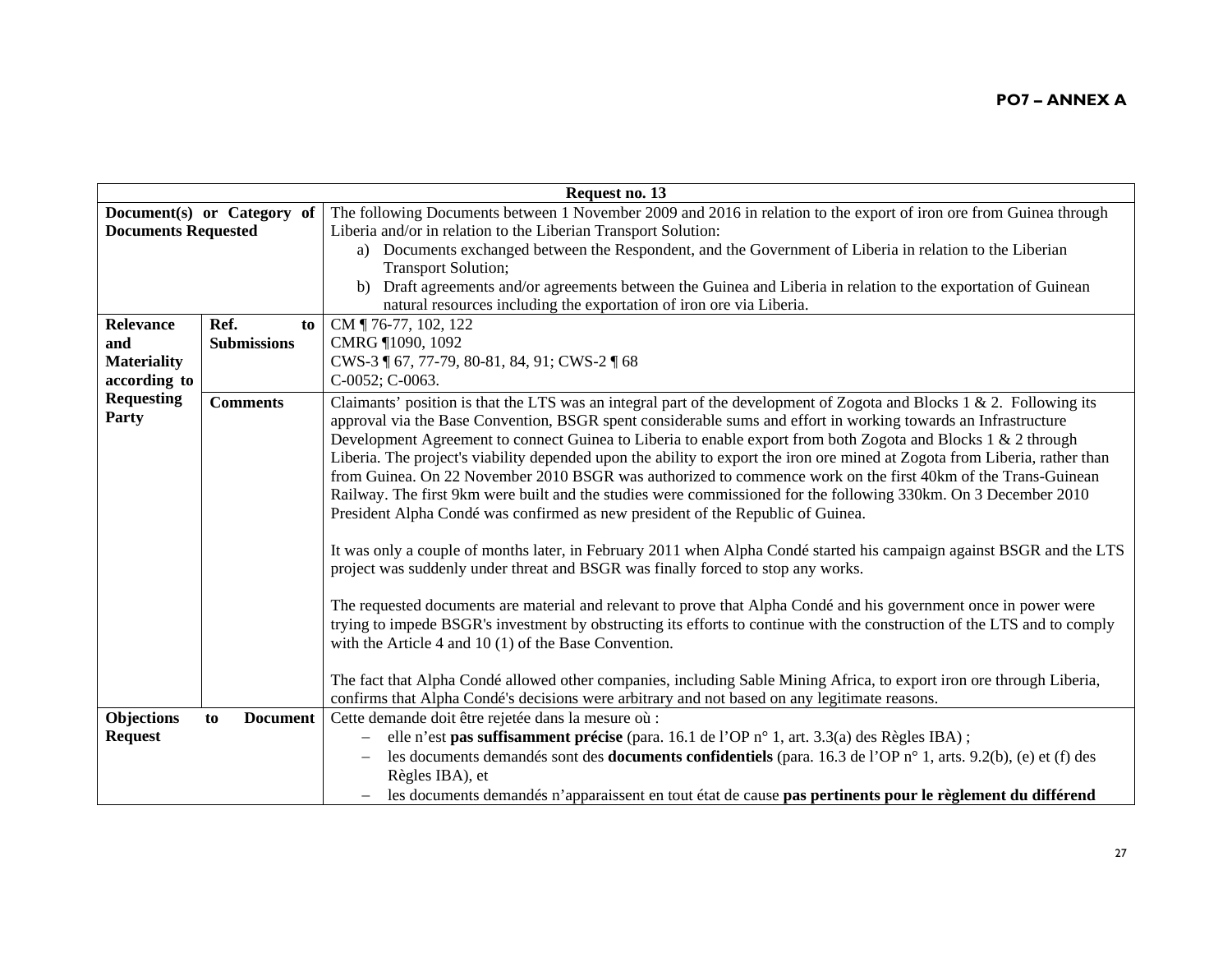**PO7 – ANNEX A**

| Request no. 13 | | |
|---|---|---|
| **Document(s) or Category of Documents Requested** | | The following Documents between 1 November 2009 and 2016 in relation to the export of iron ore from Guinea through Liberia and/or in relation to the Liberian Transport Solution:<br>a) Documents exchanged between the Respondent, and the Government of Liberia in relation to the Liberian Transport Solution;<br>b) Draft agreements and/or agreements between the Guinea and Liberia in relation to the exportation of Guinean natural resources including the exportation of iron ore via Liberia. |
| **Relevance and Materiality according to Requesting Party** | **Ref. to Submissions** | CM ¶ 76-77, 102, 122<br>CMRG ¶1090, 1092<br>CWS-3 ¶ 67, 77-79, 80-81, 84, 91; CWS-2 ¶ 68<br>C-0052; C-0063. |
| | **Comments** | Claimants' position is that the LTS was an integral part of the development of Zogota and Blocks 1 & 2. Following its approval via the Base Convention, BSGR spent considerable sums and effort in working towards an Infrastructure Development Agreement to connect Guinea to Liberia to enable export from both Zogota and Blocks 1 & 2 through Liberia. The project's viability depended upon the ability to export the iron ore mined at Zogota from Liberia, rather than from Guinea. On 22 November 2010 BSGR was authorized to commence work on the first 40km of the Trans-Guinean Railway. The first 9km were built and the studies were commissioned for the following 330km. On 3 December 2010 President Alpha Condé was confirmed as new president of the Republic of Guinea.<br><br>It was only a couple of months later, in February 2011 when Alpha Condé started his campaign against BSGR and the LTS project was suddenly under threat and BSGR was finally forced to stop any works.<br><br>The requested documents are material and relevant to prove that Alpha Condé and his government once in power were trying to impede BSGR's investment by obstructing its efforts to continue with the construction of the LTS and to comply with the Article 4 and 10 (1) of the Base Convention.<br><br>The fact that Alpha Condé allowed other companies, including Sable Mining Africa, to export iron ore through Liberia, confirms that Alpha Condé's decisions were arbitrary and not based on any legitimate reasons. |
| **Objections to Document Request** | | Cette demande doit être rejetée dans la mesure où :<br>– elle n'est **pas suffisamment précise** (para. 16.1 de l'OP n° 1, art. 3.3(a) des Règles IBA) ;<br>– les documents demandés sont des **documents confidentiels** (para. 16.3 de l'OP n° 1, arts. 9.2(b), (e) et (f) des Règles IBA), et<br>– les documents demandés n'apparaissent en tout état de cause **pas pertinents pour le règlement du différend** |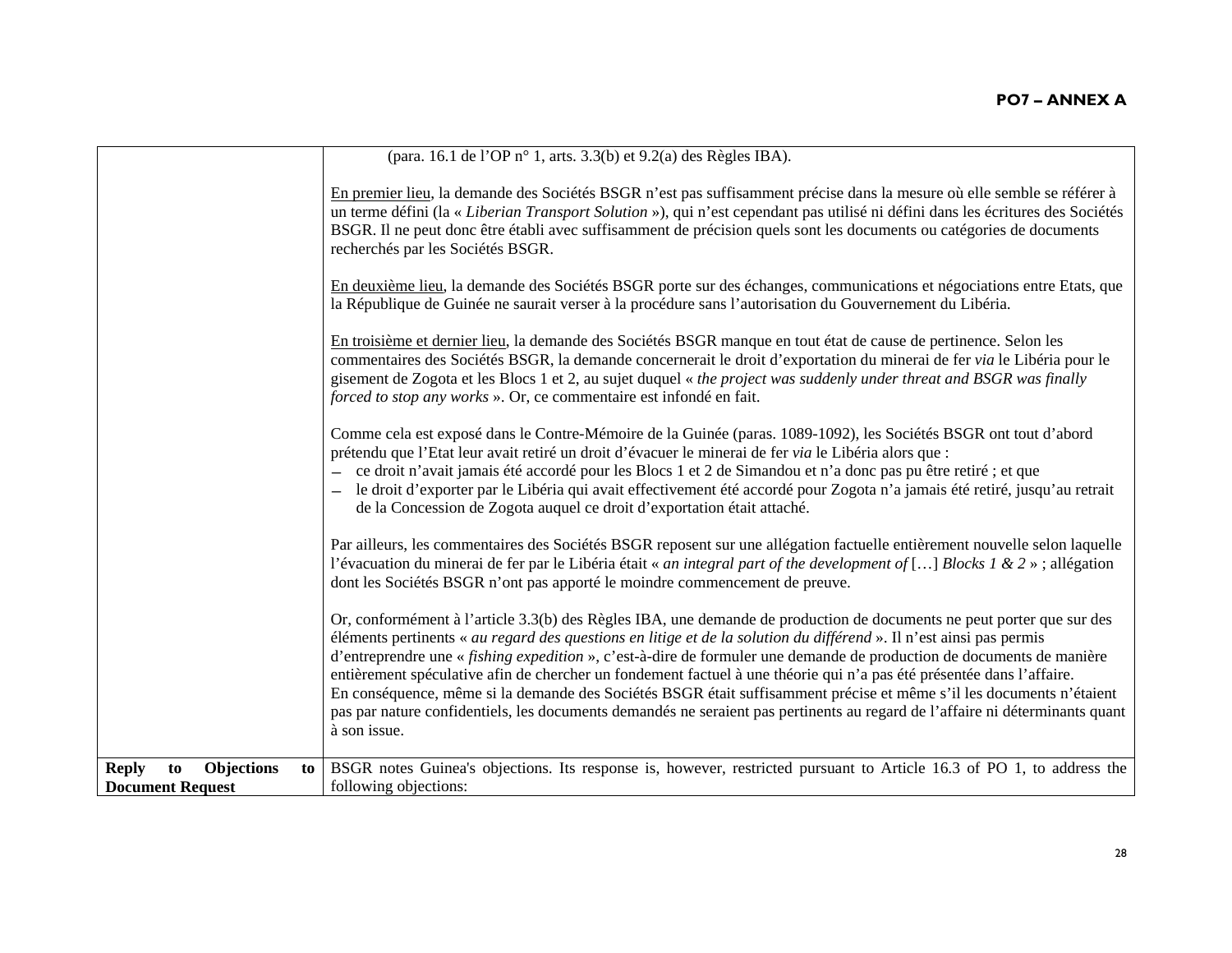| | |
|---|---|
| | (para. 16.1 de l'OP n° 1, arts. 3.3(b) et 9.2(a) des Règles IBA).<br><br><u>En premier lieu</u>, la demande des Sociétés BSGR n'est pas suffisamment précise dans la mesure où elle semble se référer à un terme défini (la « *Liberian Transport Solution* »), qui n'est cependant pas utilisé ni défini dans les écritures des Sociétés BSGR. Il ne peut donc être établi avec suffisamment de précision quels sont les documents ou catégories de documents recherchés par les Sociétés BSGR.<br><br><u>En deuxième lieu</u>, la demande des Sociétés BSGR porte sur des échanges, communications et négociations entre Etats, que la République de Guinée ne saurait verser à la procédure sans l'autorisation du Gouvernement du Libéria.<br><br><u>En troisième et dernier lieu</u>, la demande des Sociétés BSGR manque en tout état de cause de pertinence. Selon les commentaires des Sociétés BSGR, la demande concernerait le droit d'exportation du minerai de fer *via* le Libéria pour le gisement de Zogota et les Blocs 1 et 2, au sujet duquel « *the project was suddenly under threat and BSGR was finally forced to stop any works* ». Or, ce commentaire est infondé en fait.<br><br>Comme cela est exposé dans le Contre-Mémoire de la Guinée (paras. 1089-1092), les Sociétés BSGR ont tout d'abord prétendu que l'Etat leur avait retiré un droit d'évacuer le minerai de fer *via* le Libéria alors que :<br>– ce droit n'avait jamais été accordé pour les Blocs 1 et 2 de Simandou et n'a donc pas pu être retiré ; et que<br>– le droit d'exporter par le Libéria qui avait effectivement été accordé pour Zogota n'a jamais été retiré, jusqu'au retrait de la Concession de Zogota auquel ce droit d'exportation était attaché.<br><br>Par ailleurs, les commentaires des Sociétés BSGR reposent sur une allégation factuelle entièrement nouvelle selon laquelle l'évacuation du minerai de fer par le Libéria était « *an integral part of the development of* […] *Blocks 1 & 2* » ; allégation dont les Sociétés BSGR n'ont pas apporté le moindre commencement de preuve.<br><br>Or, conformément à l'article 3.3(b) des Règles IBA, une demande de production de documents ne peut porter que sur des éléments pertinents « *au regard des questions en litige et de la solution du différend* ». Il n'est ainsi pas permis d'entreprendre une « *fishing expedition* », c'est-à-dire de formuler une demande de production de documents de manière entièrement spéculative afin de chercher un fondement factuel à une théorie qui n'a pas été présentée dans l'affaire.<br>En conséquence, même si la demande des Sociétés BSGR était suffisamment précise et même s'il les documents n'étaient pas par nature confidentiels, les documents demandés ne seraient pas pertinents au regard de l'affaire ni déterminants quant à son issue. |
| **Reply to Objections to Document Request** | BSGR notes Guinea's objections. Its response is, however, restricted pursuant to Article 16.3 of PO 1, to address the following objections: |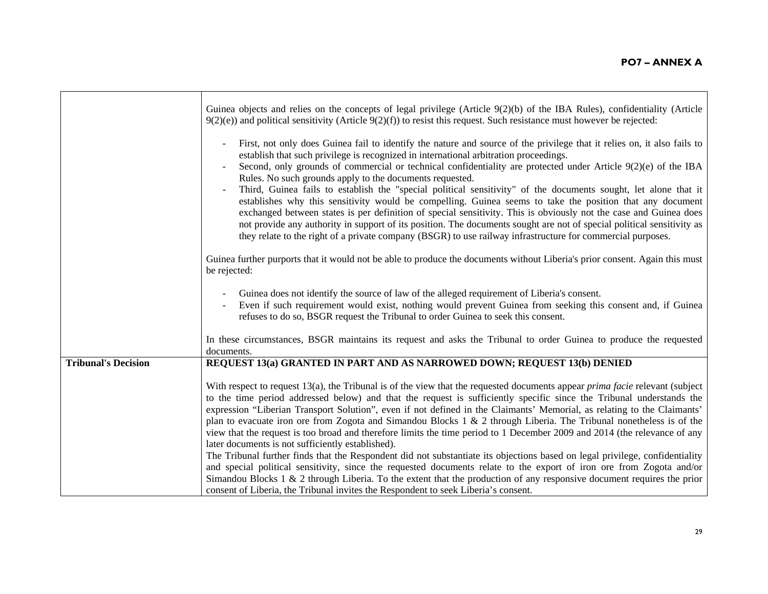| | |
|---|---|
| | Guinea objects and relies on the concepts of legal privilege (Article 9(2)(b) of the IBA Rules), confidentiality (Article 9(2)(e)) and political sensitivity (Article 9(2)(f)) to resist this request. Such resistance must however be rejected:<br><br>- First, not only does Guinea fail to identify the nature and source of the privilege that it relies on, it also fails to establish that such privilege is recognized in international arbitration proceedings.<br>- Second, only grounds of commercial or technical confidentiality are protected under Article 9(2)(e) of the IBA Rules. No such grounds apply to the documents requested.<br>- Third, Guinea fails to establish the "special political sensitivity" of the documents sought, let alone that it establishes why this sensitivity would be compelling. Guinea seems to take the position that any document exchanged between states is per definition of special sensitivity. This is obviously not the case and Guinea does not provide any authority in support of its position. The documents sought are not of special political sensitivity as they relate to the right of a private company (BSGR) to use railway infrastructure for commercial purposes.<br><br>Guinea further purports that it would not be able to produce the documents without Liberia's prior consent. Again this must be rejected:<br><br>- Guinea does not identify the source of law of the alleged requirement of Liberia's consent.<br>- Even if such requirement would exist, nothing would prevent Guinea from seeking this consent and, if Guinea refuses to do so, BSGR request the Tribunal to order Guinea to seek this consent.<br><br>In these circumstances, BSGR maintains its request and asks the Tribunal to order Guinea to produce the requested documents. |
| **Tribunal's Decision** | **REQUEST 13(a) GRANTED IN PART AND AS NARROWED DOWN; REQUEST 13(b) DENIED**<br><br>With respect to request 13(a), the Tribunal is of the view that the requested documents appear *prima facie* relevant (subject to the time period addressed below) and that the request is sufficiently specific since the Tribunal understands the expression "Liberian Transport Solution", even if not defined in the Claimants' Memorial, as relating to the Claimants' plan to evacuate iron ore from Zogota and Simandou Blocks 1 & 2 through Liberia. The Tribunal nonetheless is of the view that the request is too broad and therefore limits the time period to 1 December 2009 and 2014 (the relevance of any later documents is not sufficiently established).<br>The Tribunal further finds that the Respondent did not substantiate its objections based on legal privilege, confidentiality and special political sensitivity, since the requested documents relate to the export of iron ore from Zogota and/or Simandou Blocks 1 & 2 through Liberia. To the extent that the production of any responsive document requires the prior consent of Liberia, the Tribunal invites the Respondent to seek Liberia's consent. |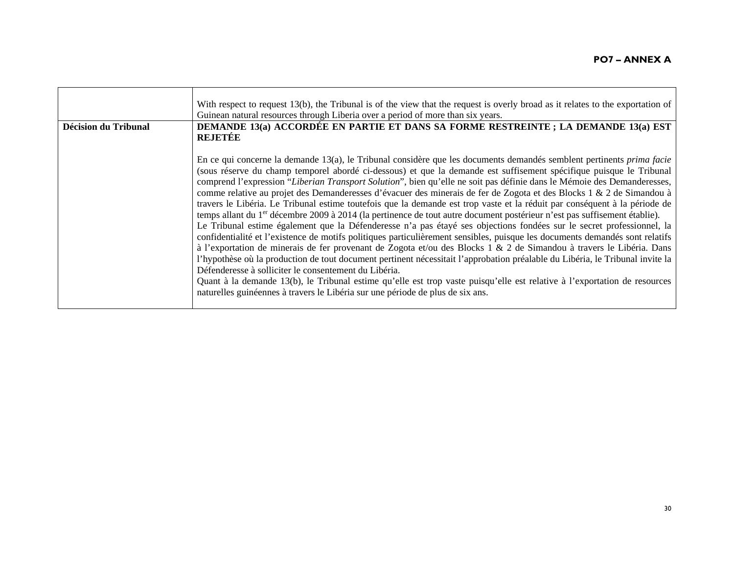|  |  |
| --- | --- |
|  | With respect to request 13(b), the Tribunal is of the view that the request is overly broad as it relates to the exportation of Guinean natural resources through Liberia over a period of more than six years. |
| **Décision du Tribunal** | **DEMANDE 13(a) ACCORDÉE EN PARTIE ET DANS SA FORME RESTREINTE ; LA DEMANDE 13(a) EST REJETÉE**<br><br>En ce qui concerne la demande 13(a), le Tribunal considère que les documents demandés semblent pertinents *prima facie* (sous réserve du champ temporel abordé ci-dessous) et que la demande est suffisement spécifique puisque le Tribunal comprend l'expression "*Liberian Transport Solution*", bien qu'elle ne soit pas définie dans le Mémoie des Demanderesses, comme relative au projet des Demanderesses d'évacuer des minerais de fer de Zogota et des Blocks 1 & 2 de Simandou à travers le Libéria. Le Tribunal estime toutefois que la demande est trop vaste et la réduit par conséquent à la période de temps allant du 1er décembre 2009 à 2014 (la pertinence de tout autre document postérieur n'est pas suffisement établie).<br>Le Tribunal estime également que la Défenderesse n'a pas étayé ses objections fondées sur le secret professionnel, la confidentialité et l'existence de motifs politiques particulièrement sensibles, puisque les documents demandés sont relatifs à l'exportation de minerais de fer provenant de Zogota et/ou des Blocks 1 & 2 de Simandou à travers le Libéria. Dans l'hypothèse où la production de tout document pertinent nécessitait l'approbation préalable du Libéria, le Tribunal invite la Défenderesse à solliciter le consentement du Libéria.<br>Quant à la demande 13(b), le Tribunal estime qu'elle est trop vaste puisqu'elle est relative à l'exportation de resources naturelles guinéennes à travers le Libéria sur une période de plus de six ans. |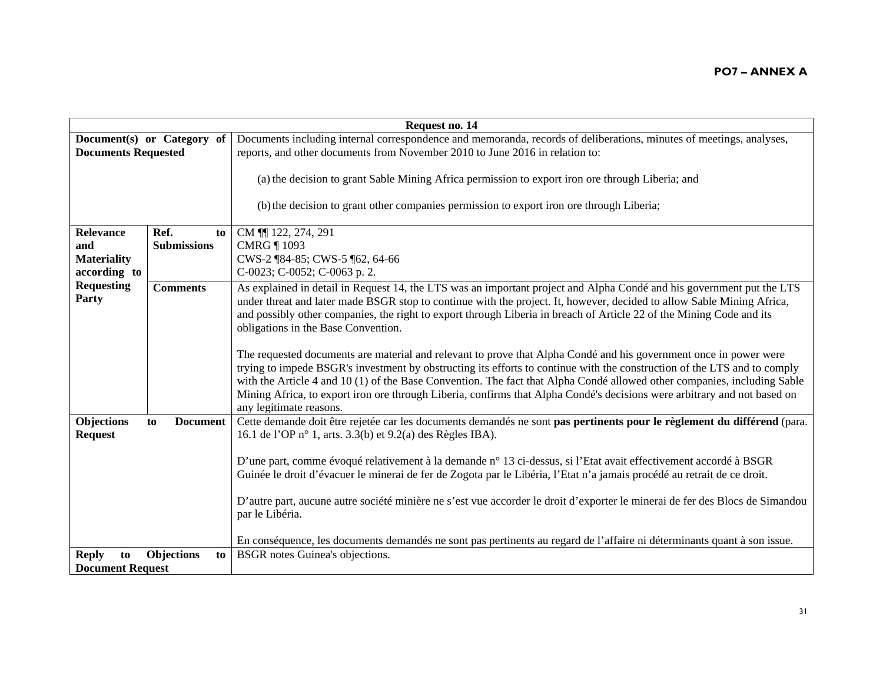**PO7 – ANNEX A**

| Request no. 14 | | |
|---|---|---|
| **Document(s) or Category of Documents Requested** | | Documents including internal correspondence and memoranda, records of deliberations, minutes of meetings, analyses, reports, and other documents from November 2010 to June 2016 in relation to:<br><br>(a) the decision to grant Sable Mining Africa permission to export iron ore through Liberia; and<br><br>(b) the decision to grant other companies permission to export iron ore through Liberia; |
| **Relevance and Materiality according to Requesting Party** | **Ref. to Submissions** | CM ¶¶ 122, 274, 291<br>CMRG ¶ 1093<br>CWS-2 ¶84-85; CWS-5 ¶62, 64-66<br>C-0023; C-0052; C-0063 p. 2. |
| | **Comments** | As explained in detail in Request 14, the LTS was an important project and Alpha Condé and his government put the LTS under threat and later made BSGR stop to continue with the project. It, however, decided to allow Sable Mining Africa, and possibly other companies, the right to export through Liberia in breach of Article 22 of the Mining Code and its obligations in the Base Convention.<br><br>The requested documents are material and relevant to prove that Alpha Condé and his government once in power were trying to impede BSGR's investment by obstructing its efforts to continue with the construction of the LTS and to comply with the Article 4 and 10 (1) of the Base Convention. The fact that Alpha Condé allowed other companies, including Sable Mining Africa, to export iron ore through Liberia, confirms that Alpha Condé's decisions were arbitrary and not based on any legitimate reasons. |
| **Objections to Document Request** | | Cette demande doit être rejetée car les documents demandés ne sont **pas pertinents pour le règlement du différend** (para. 16.1 de l'OP n° 1, arts. 3.3(b) et 9.2(a) des Règles IBA).<br><br>D'une part, comme évoqué relativement à la demande n° 13 ci-dessus, si l'Etat avait effectivement accordé à BSGR Guinée le droit d'évacuer le minerai de fer de Zogota par le Libéria, l'Etat n'a jamais procédé au retrait de ce droit.<br><br>D'autre part, aucune autre société minière ne s'est vue accorder le droit d'exporter le minerai de fer des Blocs de Simandou par le Libéria.<br><br>En conséquence, les documents demandés ne sont pas pertinents au regard de l'affaire ni déterminants quant à son issue. |
| **Reply to Objections to Document Request** | | BSGR notes Guinea's objections. |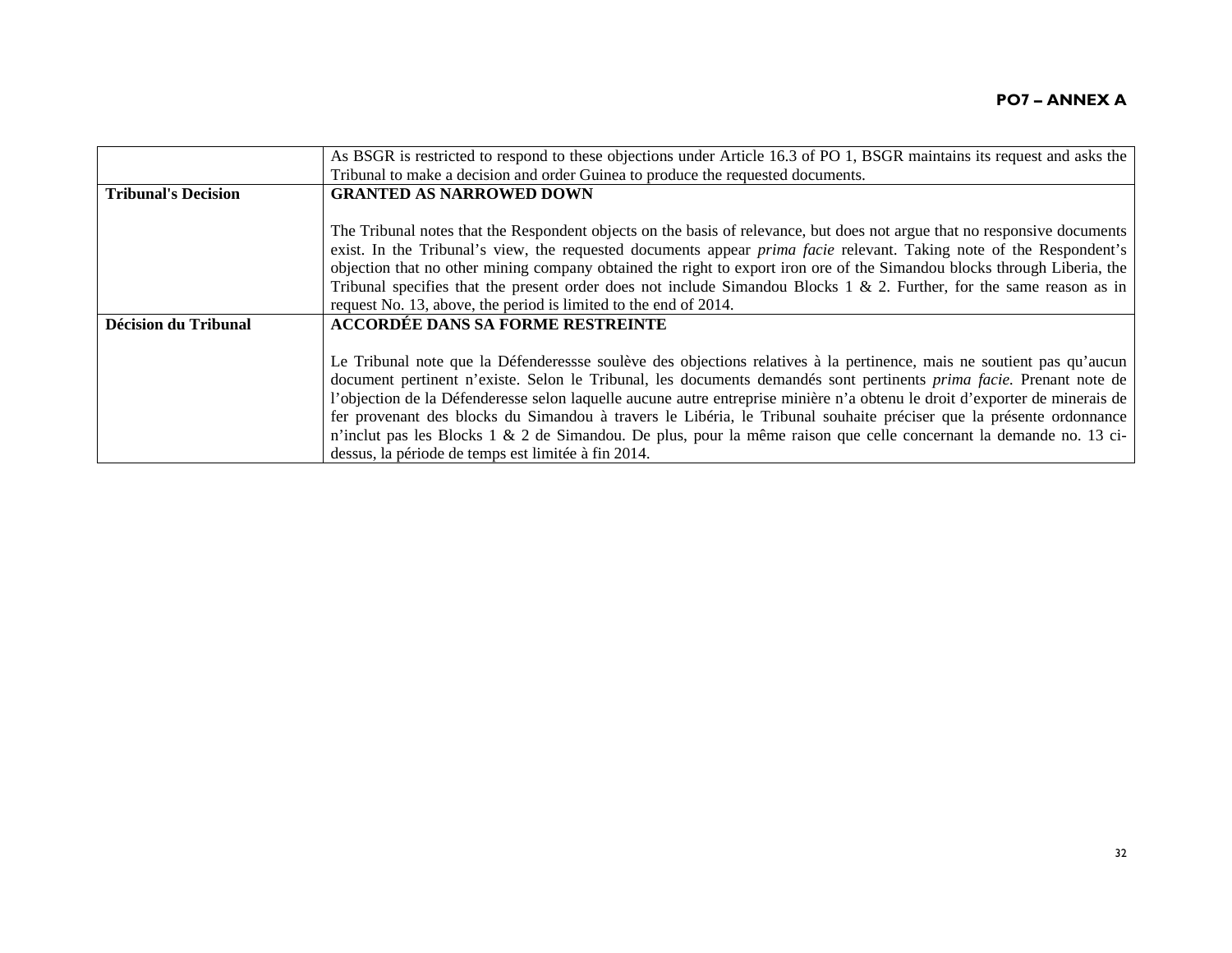| | |
|---|---|
| | As BSGR is restricted to respond to these objections under Article 16.3 of PO 1, BSGR maintains its request and asks the Tribunal to make a decision and order Guinea to produce the requested documents. |
| **Tribunal's Decision** | **GRANTED AS NARROWED DOWN**<br><br>The Tribunal notes that the Respondent objects on the basis of relevance, but does not argue that no responsive documents exist. In the Tribunal's view, the requested documents appear *prima facie* relevant. Taking note of the Respondent's objection that no other mining company obtained the right to export iron ore of the Simandou blocks through Liberia, the Tribunal specifies that the present order does not include Simandou Blocks 1 & 2. Further, for the same reason as in request No. 13, above, the period is limited to the end of 2014. |
| **Décision du Tribunal** | **ACCORDÉE DANS SA FORME RESTREINTE**<br><br>Le Tribunal note que la Défenderessse soulève des objections relatives à la pertinence, mais ne soutient pas qu'aucun document pertinent n'existe. Selon le Tribunal, les documents demandés sont pertinents *prima facie.* Prenant note de l'objection de la Défenderesse selon laquelle aucune autre entreprise minière n'a obtenu le droit d'exporter de minerais de fer provenant des blocks du Simandou à travers le Libéria, le Tribunal souhaite préciser que la présente ordonnance n'inclut pas les Blocks 1 & 2 de Simandou. De plus, pour la même raison que celle concernant la demande no. 13 ci-dessus, la période de temps est limitée à fin 2014. |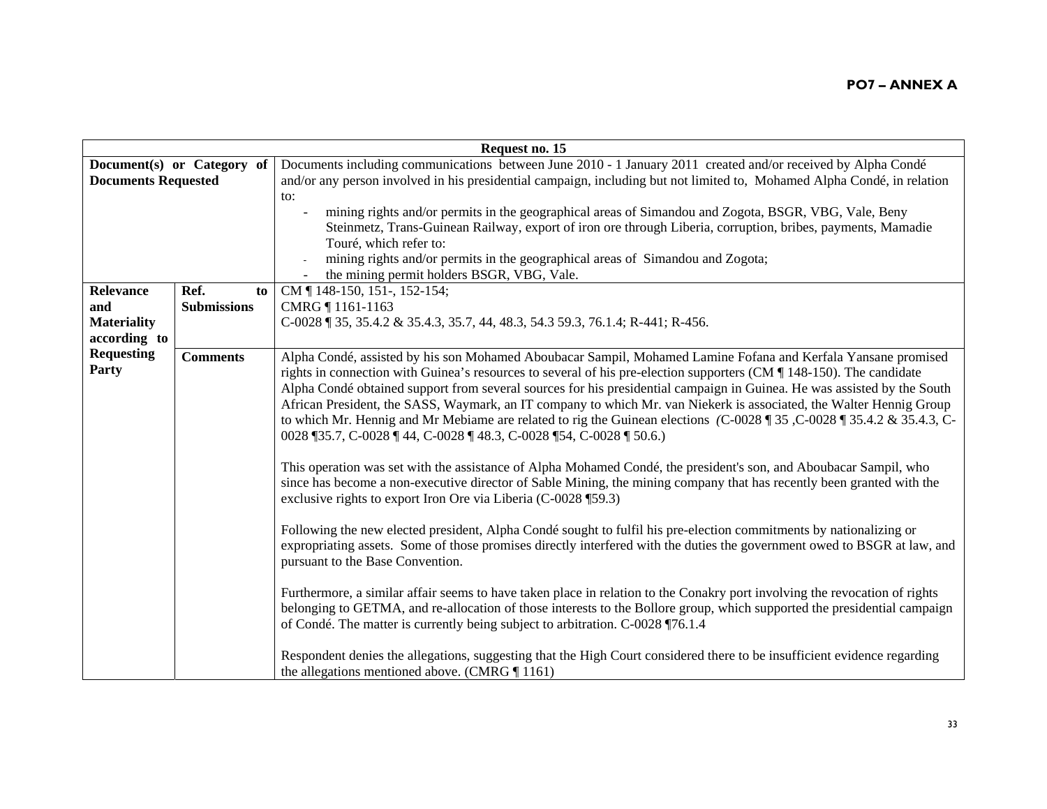**PO7 – ANNEX A**

| Request no. 15 | | |
|---|---|---|
| **Document(s) or Category of Documents Requested** | | Documents including communications between June 2010 - 1 January 2011 created and/or received by Alpha Condé and/or any person involved in his presidential campaign, including but not limited to, Mohamed Alpha Condé, in relation to:<br>- mining rights and/or permits in the geographical areas of Simandou and Zogota, BSGR, VBG, Vale, Beny Steinmetz, Trans-Guinean Railway, export of iron ore through Liberia, corruption, bribes, payments, Mamadie Touré, which refer to:<br>- mining rights and/or permits in the geographical areas of Simandou and Zogota;<br>- the mining permit holders BSGR, VBG, Vale. |
| **Relevance and Materiality according to Requesting Party** | **Ref. to Submissions** | CM ¶ 148-150, 151-, 152-154;<br>CMRG ¶ 1161-1163<br>C-0028 ¶ 35, 35.4.2 & 35.4.3, 35.7, 44, 48.3, 54.3 59.3, 76.1.4; R-441; R-456. |
| | **Comments** | Alpha Condé, assisted by his son Mohamed Aboubacar Sampil, Mohamed Lamine Fofana and Kerfala Yansane promised rights in connection with Guinea's resources to several of his pre-election supporters (CM ¶ 148-150). The candidate Alpha Condé obtained support from several sources for his presidential campaign in Guinea. He was assisted by the South African President, the SASS, Waymark, an IT company to which Mr. van Niekerk is associated, the Walter Hennig Group to which Mr. Hennig and Mr Mebiame are related to rig the Guinean elections *(*C-0028 ¶ 35 ,C-0028 ¶ 35.4.2 & 35.4.3, C-0028 ¶35.7, C-0028 ¶ 44, C-0028 ¶ 48.3, C-0028 ¶54, C-0028 ¶ 50.6.)<br><br>This operation was set with the assistance of Alpha Mohamed Condé, the president's son, and Aboubacar Sampil, who since has become a non-executive director of Sable Mining, the mining company that has recently been granted with the exclusive rights to export Iron Ore via Liberia (C-0028 ¶59.3)<br><br>Following the new elected president, Alpha Condé sought to fulfil his pre-election commitments by nationalizing or expropriating assets. Some of those promises directly interfered with the duties the government owed to BSGR at law, and pursuant to the Base Convention.<br><br>Furthermore, a similar affair seems to have taken place in relation to the Conakry port involving the revocation of rights belonging to GETMA, and re-allocation of those interests to the Bollore group, which supported the presidential campaign of Condé. The matter is currently being subject to arbitration. C-0028 ¶76.1.4<br><br>Respondent denies the allegations, suggesting that the High Court considered there to be insufficient evidence regarding the allegations mentioned above. (CMRG ¶ 1161) |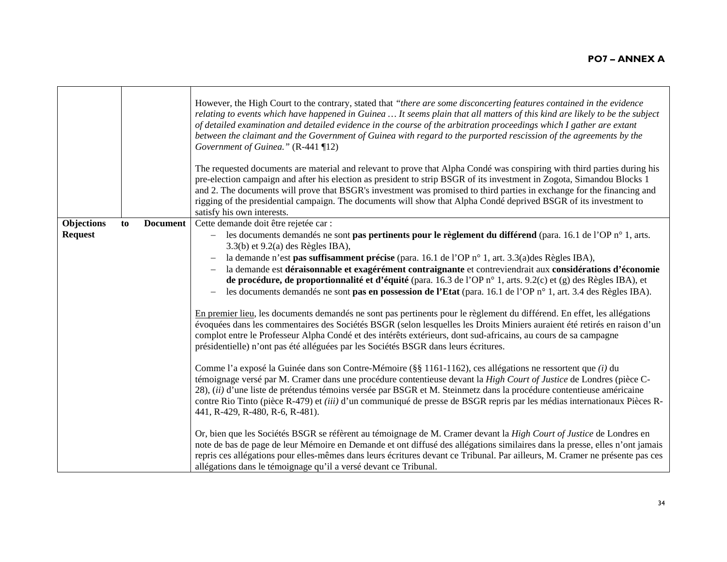| | |
|---|---|
| | However, the High Court to the contrary, stated that *"there are some disconcerting features contained in the evidence relating to events which have happened in Guinea … It seems plain that all matters of this kind are likely to be the subject of detailed examination and detailed evidence in the course of the arbitration proceedings which I gather are extant between the claimant and the Government of Guinea with regard to the purported rescission of the agreements by the Government of Guinea."* (R-441 ¶12)<br><br>The requested documents are material and relevant to prove that Alpha Condé was conspiring with third parties during his pre-election campaign and after his election as president to strip BSGR of its investment in Zogota, Simandou Blocks 1 and 2. The documents will prove that BSGR's investment was promised to third parties in exchange for the financing and rigging of the presidential campaign. The documents will show that Alpha Condé deprived BSGR of its investment to satisfy his own interests. |
| **Objections to Document Request** | Cette demande doit être rejetée car :<br>– les documents demandés ne sont **pas pertinents pour le règlement du différend** (para. 16.1 de l'OP n° 1, arts. 3.3(b) et 9.2(a) des Règles IBA),<br>– la demande n'est **pas suffisamment précise** (para. 16.1 de l'OP n° 1, art. 3.3(a)des Règles IBA),<br>– la demande est **déraisonnable et exagérément contraignante** et contreviendrait aux **considérations d'économie de procédure, de proportionnalité et d'équité** (para. 16.3 de l'OP n° 1, arts. 9.2(c) et (g) des Règles IBA), et<br>– les documents demandés ne sont **pas en possession de l'Etat** (para. 16.1 de l'OP n° 1, art. 3.4 des Règles IBA).<br><br>En premier lieu, les documents demandés ne sont pas pertinents pour le règlement du différend. En effet, les allégations évoquées dans les commentaires des Sociétés BSGR (selon lesquelles les Droits Miniers auraient été retirés en raison d'un complot entre le Professeur Alpha Condé et des intérêts extérieurs, dont sud-africains, au cours de sa campagne présidentielle) n'ont pas été alléguées par les Sociétés BSGR dans leurs écritures.<br><br>Comme l'a exposé la Guinée dans son Contre-Mémoire (§§ 1161-1162), ces allégations ne ressortent que *(i)* du témoignage versé par M. Cramer dans une procédure contentieuse devant la *High Court of Justice* de Londres (pièce C-28), *(ii)* d'une liste de prétendus témoins versée par BSGR et M. Steinmetz dans la procédure contentieuse américaine contre Rio Tinto (pièce R-479) et *(iii)* d'un communiqué de presse de BSGR repris par les médias internationaux Pièces R-441, R-429, R-480, R-6, R-481).<br><br>Or, bien que les Sociétés BSGR se réfèrent au témoignage de M. Cramer devant la *High Court of Justice* de Londres en note de bas de page de leur Mémoire en Demande et ont diffusé des allégations similaires dans la presse, elles n'ont jamais repris ces allégations pour elles-mêmes dans leurs écritures devant ce Tribunal. Par ailleurs, M. Cramer ne présente pas ces allégations dans le témoignage qu'il a versé devant ce Tribunal. |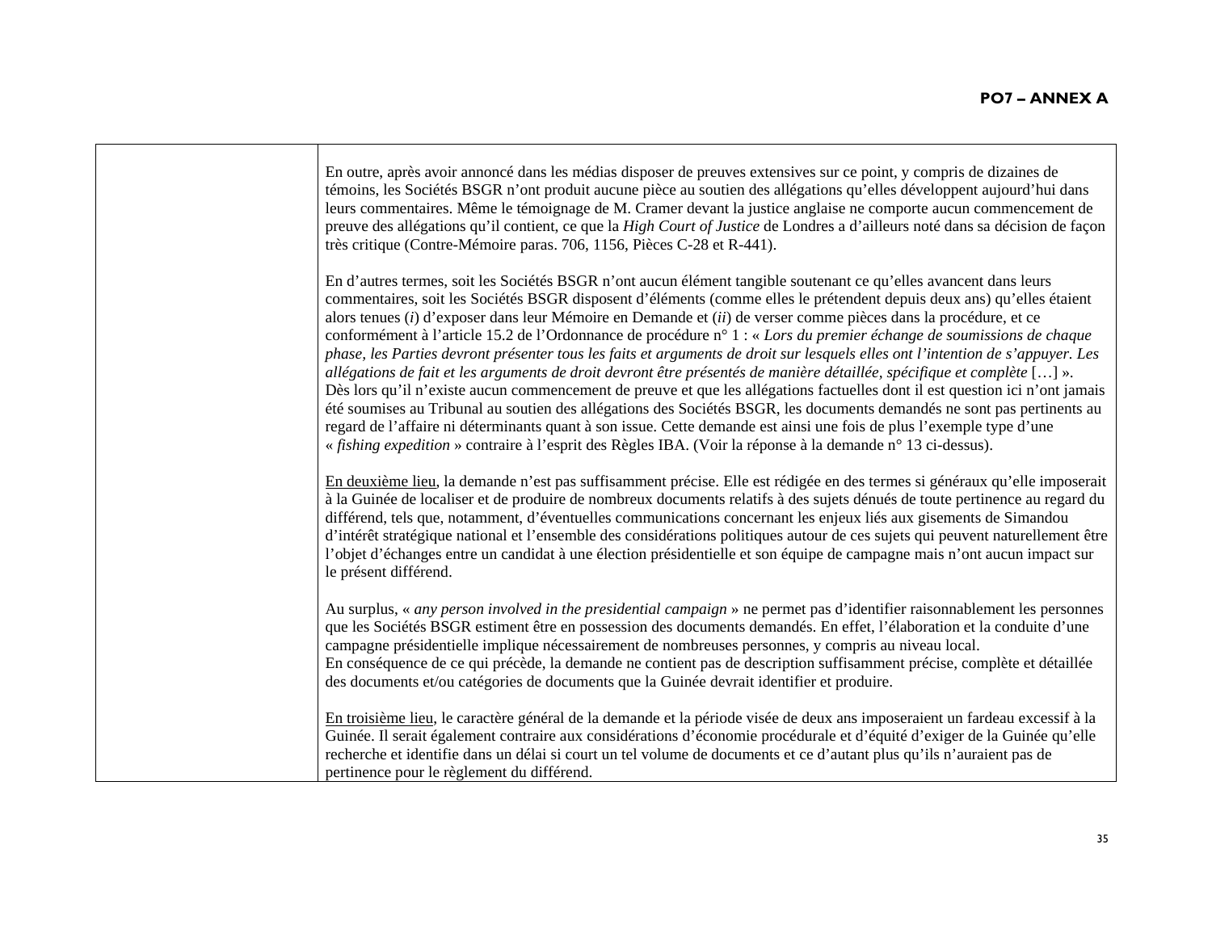| | En outre, après avoir annoncé dans les médias disposer de preuves extensives sur ce point, y compris de dizaines de témoins, les Sociétés BSGR n'ont produit aucune pièce au soutien des allégations qu'elles développent aujourd'hui dans leurs commentaires. Même le témoignage de M. Cramer devant la justice anglaise ne comporte aucun commencement de preuve des allégations qu'il contient, ce que la *High Court of Justice* de Londres a d'ailleurs noté dans sa décision de façon très critique (Contre-Mémoire paras. 706, 1156, Pièces C-28 et R-441).<br><br>En d'autres termes, soit les Sociétés BSGR n'ont aucun élément tangible soutenant ce qu'elles avancent dans leurs commentaires, soit les Sociétés BSGR disposent d'éléments (comme elles le prétendent depuis deux ans) qu'elles étaient alors tenues (*i*) d'exposer dans leur Mémoire en Demande et (*ii*) de verser comme pièces dans la procédure, et ce conformément à l'article 15.2 de l'Ordonnance de procédure n° 1 : « *Lors du premier échange de soumissions de chaque phase, les Parties devront présenter tous les faits et arguments de droit sur lesquels elles ont l'intention de s'appuyer. Les allégations de fait et les arguments de droit devront être présentés de manière détaillée, spécifique et complète* […] ». Dès lors qu'il n'existe aucun commencement de preuve et que les allégations factuelles dont il est question ici n'ont jamais été soumises au Tribunal au soutien des allégations des Sociétés BSGR, les documents demandés ne sont pas pertinents au regard de l'affaire ni déterminants quant à son issue. Cette demande est ainsi une fois de plus l'exemple type d'une « *fishing expedition* » contraire à l'esprit des Règles IBA. (Voir la réponse à la demande n° 13 ci-dessus).<br><br><u>En deuxième lieu</u>, la demande n'est pas suffisamment précise. Elle est rédigée en des termes si généraux qu'elle imposerait à la Guinée de localiser et de produire de nombreux documents relatifs à des sujets dénués de toute pertinence au regard du différend, tels que, notamment, d'éventuelles communications concernant les enjeux liés aux gisements de Simandou d'intérêt stratégique national et l'ensemble des considérations politiques autour de ces sujets qui peuvent naturellement être l'objet d'échanges entre un candidat à une élection présidentielle et son équipe de campagne mais n'ont aucun impact sur le présent différend.<br><br>Au surplus, « *any person involved in the presidential campaign* » ne permet pas d'identifier raisonnablement les personnes que les Sociétés BSGR estiment être en possession des documents demandés. En effet, l'élaboration et la conduite d'une campagne présidentielle implique nécessairement de nombreuses personnes, y compris au niveau local.<br>En conséquence de ce qui précède, la demande ne contient pas de description suffisamment précise, complète et détaillée des documents et/ou catégories de documents que la Guinée devrait identifier et produire.<br><br><u>En troisième lieu</u>, le caractère général de la demande et la période visée de deux ans imposeraient un fardeau excessif à la Guinée. Il serait également contraire aux considérations d'économie procédurale et d'équité d'exiger de la Guinée qu'elle recherche et identifie dans un délai si court un tel volume de documents et ce d'autant plus qu'ils n'auraient pas de pertinence pour le règlement du différend. |
|---|---|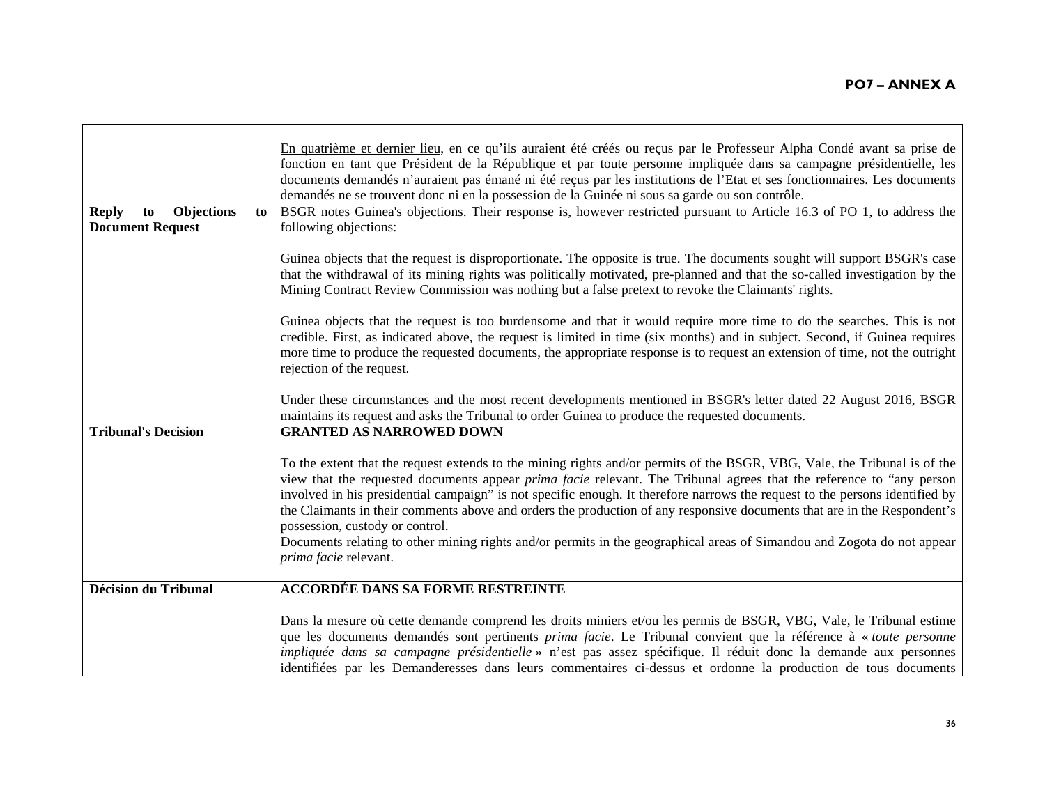| | |
|---|---|
| | En quatrième et dernier lieu, en ce qu'ils auraient été créés ou reçus par le Professeur Alpha Condé avant sa prise de fonction en tant que Président de la République et par toute personne impliquée dans sa campagne présidentielle, les documents demandés n'auraient pas émané ni été reçus par les institutions de l'Etat et ses fonctionnaires. Les documents demandés ne se trouvent donc ni en la possession de la Guinée ni sous sa garde ou son contrôle. |
| **Reply to Objections to Document Request** | BSGR notes Guinea's objections. Their response is, however restricted pursuant to Article 16.3 of PO 1, to address the following objections:<br><br>Guinea objects that the request is disproportionate. The opposite is true. The documents sought will support BSGR's case that the withdrawal of its mining rights was politically motivated, pre-planned and that the so-called investigation by the Mining Contract Review Commission was nothing but a false pretext to revoke the Claimants' rights.<br><br>Guinea objects that the request is too burdensome and that it would require more time to do the searches. This is not credible. First, as indicated above, the request is limited in time (six months) and in subject. Second, if Guinea requires more time to produce the requested documents, the appropriate response is to request an extension of time, not the outright rejection of the request.<br><br>Under these circumstances and the most recent developments mentioned in BSGR's letter dated 22 August 2016, BSGR maintains its request and asks the Tribunal to order Guinea to produce the requested documents. |
| **Tribunal's Decision** | **GRANTED AS NARROWED DOWN**<br><br>To the extent that the request extends to the mining rights and/or permits of the BSGR, VBG, Vale, the Tribunal is of the view that the requested documents appear *prima facie* relevant. The Tribunal agrees that the reference to "any person involved in his presidential campaign" is not specific enough. It therefore narrows the request to the persons identified by the Claimants in their comments above and orders the production of any responsive documents that are in the Respondent's possession, custody or control.<br>Documents relating to other mining rights and/or permits in the geographical areas of Simandou and Zogota do not appear *prima facie* relevant. |
| **Décision du Tribunal** | **ACCORDÉE DANS SA FORME RESTREINTE**<br><br>Dans la mesure où cette demande comprend les droits miniers et/ou les permis de BSGR, VBG, Vale, le Tribunal estime que les documents demandés sont pertinents *prima facie*. Le Tribunal convient que la référence à « *toute personne impliquée dans sa campagne présidentielle* » n'est pas assez spécifique. Il réduit donc la demande aux personnes identifiées par les Demanderesses dans leurs commentaires ci-dessus et ordonne la production de tous documents |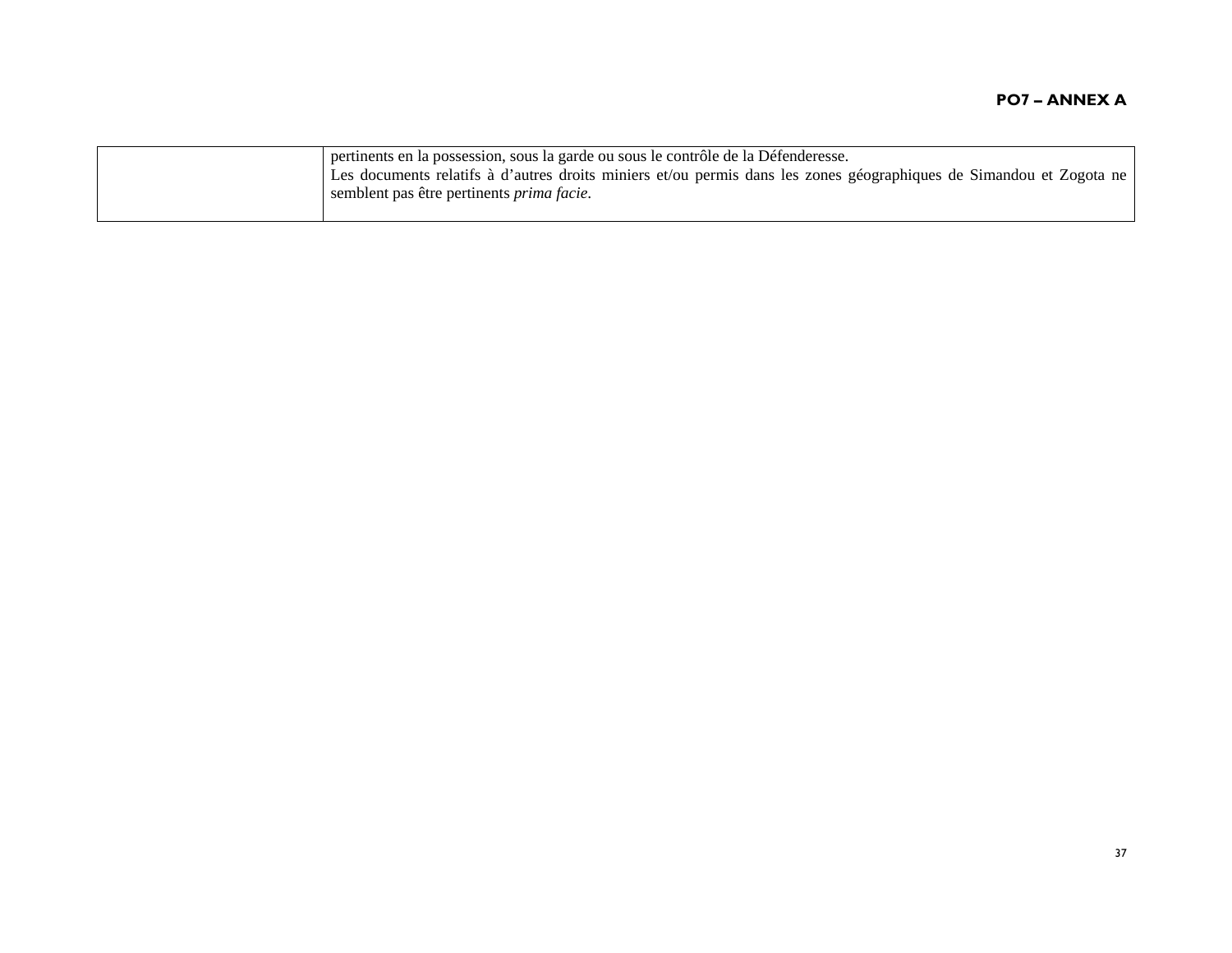|  | pertinents en la possession, sous la garde ou sous le contrôle de la Défenderesse.<br>Les documents relatifs à d'autres droits miniers et/ou permis dans les zones géographiques de Simandou et Zogota ne semblent pas être pertinents *prima facie*. |
|---|---|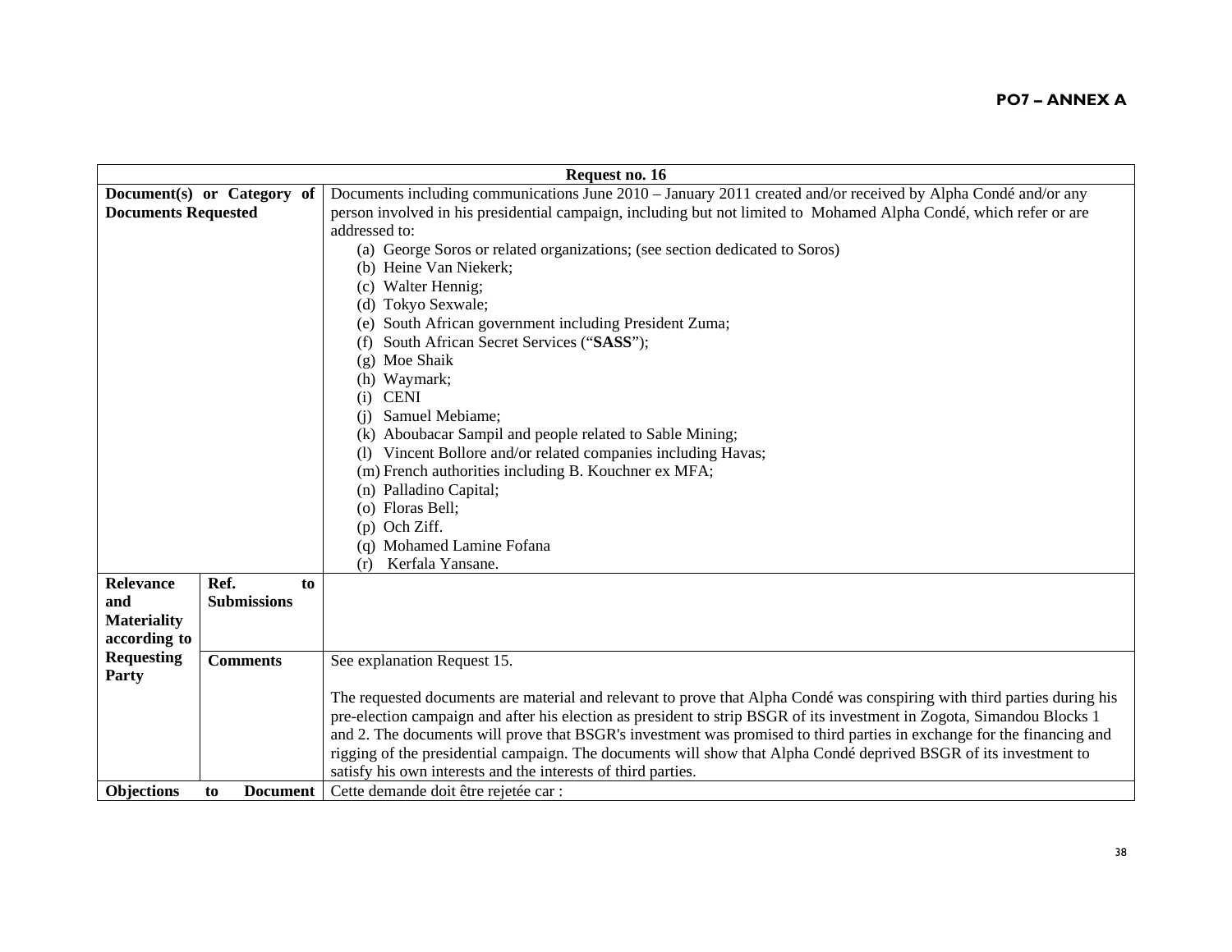**PO7 – ANNEX A**

| Request no. 16 | | |
|---|---|---|
| **Document(s) or Category of Documents Requested** | | Documents including communications June 2010 – January 2011 created and/or received by Alpha Condé and/or any person involved in his presidential campaign, including but not limited to Mohamed Alpha Condé, which refer or are addressed to:<br>(a) George Soros or related organizations; (see section dedicated to Soros)<br>(b) Heine Van Niekerk;<br>(c) Walter Hennig;<br>(d) Tokyo Sexwale;<br>(e) South African government including President Zuma;<br>(f) South African Secret Services ("**SASS**");<br>(g) Moe Shaik<br>(h) Waymark;<br>(i) CENI<br>(j) Samuel Mebiame;<br>(k) Aboubacar Sampil and people related to Sable Mining;<br>(l) Vincent Bollore and/or related companies including Havas;<br>(m) French authorities including B. Kouchner ex MFA;<br>(n) Palladino Capital;<br>(o) Floras Bell;<br>(p) Och Ziff.<br>(q) Mohamed Lamine Fofana<br>(r) Kerfala Yansane. |
| **Relevance and Materiality according to Requesting Party** | **Ref. to Submissions** | |
| | **Comments** | See explanation Request 15.<br><br>The requested documents are material and relevant to prove that Alpha Condé was conspiring with third parties during his pre-election campaign and after his election as president to strip BSGR of its investment in Zogota, Simandou Blocks 1 and 2. The documents will prove that BSGR's investment was promised to third parties in exchange for the financing and rigging of the presidential campaign. The documents will show that Alpha Condé deprived BSGR of its investment to satisfy his own interests and the interests of third parties. |
| **Objections to Document** | | Cette demande doit être rejetée car : |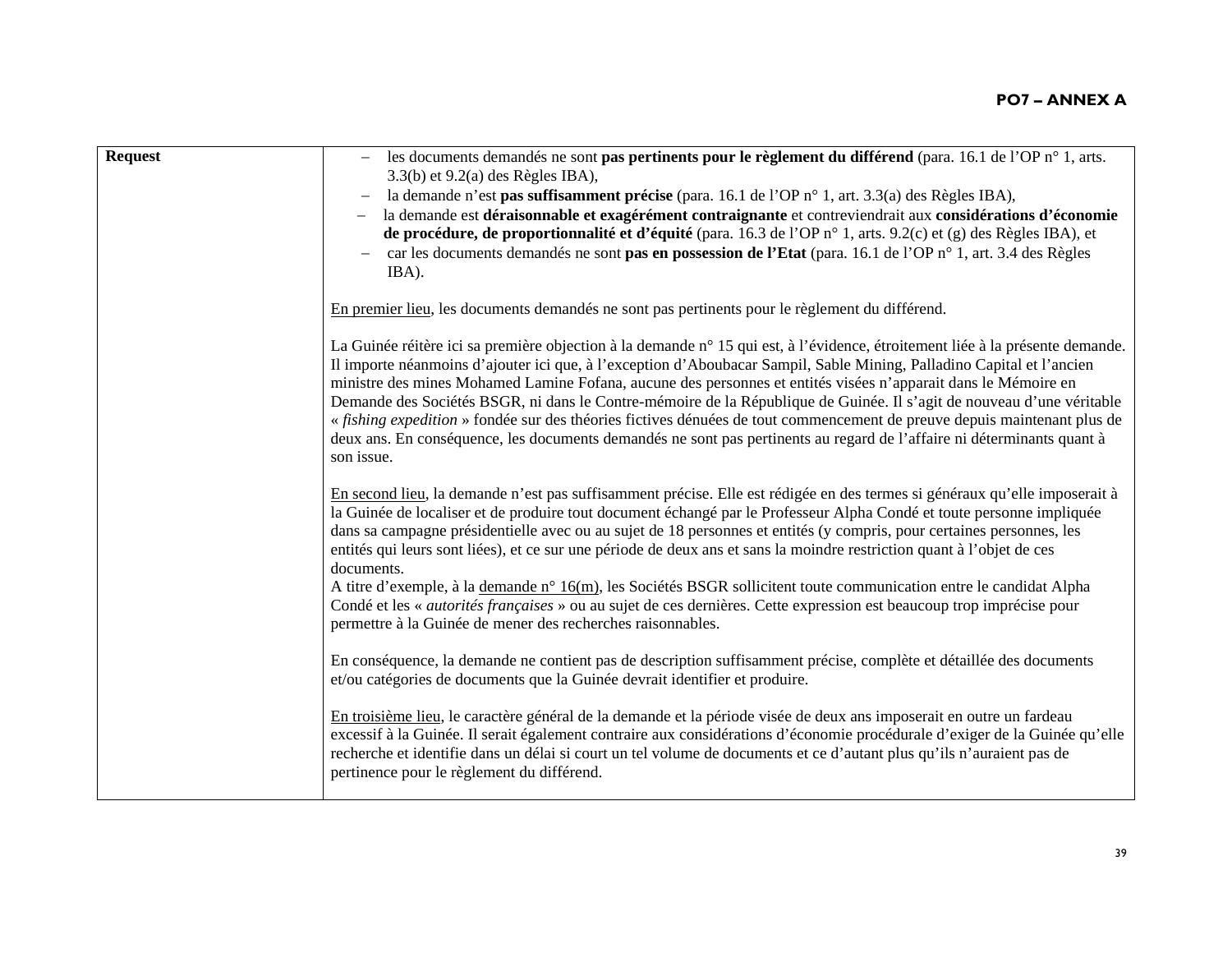| Request | – les documents demandés ne sont **pas pertinents pour le règlement du différend** (para. 16.1 de l'OP n° 1, arts. 3.3(b) et 9.2(a) des Règles IBA),<br>– la demande n'est **pas suffisamment précise** (para. 16.1 de l'OP n° 1, art. 3.3(a) des Règles IBA),<br>– la demande est **déraisonnable et exagérément contraignante** et contreviendrait aux **considérations d'économie de procédure, de proportionnalité et d'équité** (para. 16.3 de l'OP n° 1, arts. 9.2(c) et (g) des Règles IBA), et<br>– car les documents demandés ne sont **pas en possession de l'Etat** (para. 16.1 de l'OP n° 1, art. 3.4 des Règles IBA).<br><br><u>En premier lieu</u>, les documents demandés ne sont pas pertinents pour le règlement du différend.<br><br>La Guinée réitère ici sa première objection à la demande n° 15 qui est, à l'évidence, étroitement liée à la présente demande. Il importe néanmoins d'ajouter ici que, à l'exception d'Aboubacar Sampil, Sable Mining, Palladino Capital et l'ancien ministre des mines Mohamed Lamine Fofana, aucune des personnes et entités visées n'apparait dans le Mémoire en Demande des Sociétés BSGR, ni dans le Contre-mémoire de la République de Guinée. Il s'agit de nouveau d'une véritable « *fishing expedition* » fondée sur des théories fictives dénuées de tout commencement de preuve depuis maintenant plus de deux ans. En conséquence, les documents demandés ne sont pas pertinents au regard de l'affaire ni déterminants quant à son issue.<br><br><u>En second lieu</u>, la demande n'est pas suffisamment précise. Elle est rédigée en des termes si généraux qu'elle imposerait à la Guinée de localiser et de produire tout document échangé par le Professeur Alpha Condé et toute personne impliquée dans sa campagne présidentielle avec ou au sujet de 18 personnes et entités (y compris, pour certaines personnes, les entités qui leurs sont liées), et ce sur une période de deux ans et sans la moindre restriction quant à l'objet de ces documents.<br>A titre d'exemple, à la <u>demande n° 16(m)</u>, les Sociétés BSGR sollicitent toute communication entre le candidat Alpha Condé et les « *autorités françaises* » ou au sujet de ces dernières. Cette expression est beaucoup trop imprécise pour permettre à la Guinée de mener des recherches raisonnables.<br><br>En conséquence, la demande ne contient pas de description suffisamment précise, complète et détaillée des documents et/ou catégories de documents que la Guinée devrait identifier et produire.<br><br><u>En troisième lieu</u>, le caractère général de la demande et la période visée de deux ans imposerait en outre un fardeau excessif à la Guinée. Il serait également contraire aux considérations d'économie procédurale d'exiger de la Guinée qu'elle recherche et identifie dans un délai si court un tel volume de documents et ce d'autant plus qu'ils n'auraient pas de pertinence pour le règlement du différend. |
|---|---|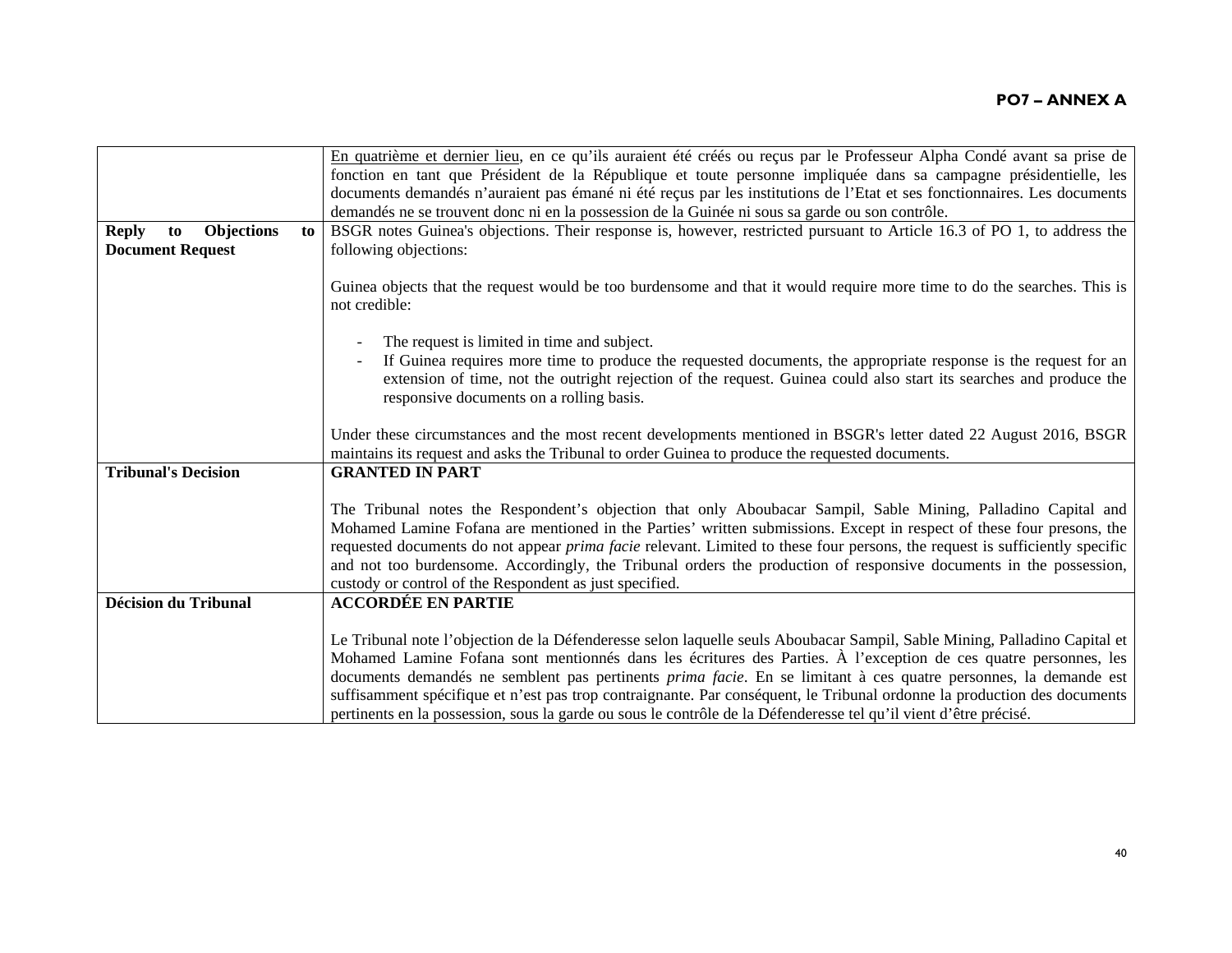| | |
|---|---|
| | En quatrième et dernier lieu, en ce qu'ils auraient été créés ou reçus par le Professeur Alpha Condé avant sa prise de fonction en tant que Président de la République et toute personne impliquée dans sa campagne présidentielle, les documents demandés n'auraient pas émané ni été reçus par les institutions de l'Etat et ses fonctionnaires. Les documents demandés ne se trouvent donc ni en la possession de la Guinée ni sous sa garde ou son contrôle. |
| **Reply to Objections to Document Request** | BSGR notes Guinea's objections. Their response is, however, restricted pursuant to Article 16.3 of PO 1, to address the following objections:<br><br>Guinea objects that the request would be too burdensome and that it would require more time to do the searches. This is not credible:<br><br>- The request is limited in time and subject.<br>- If Guinea requires more time to produce the requested documents, the appropriate response is the request for an extension of time, not the outright rejection of the request. Guinea could also start its searches and produce the responsive documents on a rolling basis.<br><br>Under these circumstances and the most recent developments mentioned in BSGR's letter dated 22 August 2016, BSGR maintains its request and asks the Tribunal to order Guinea to produce the requested documents. |
| **Tribunal's Decision** | **GRANTED IN PART**<br><br>The Tribunal notes the Respondent's objection that only Aboubacar Sampil, Sable Mining, Palladino Capital and Mohamed Lamine Fofana are mentioned in the Parties' written submissions. Except in respect of these four presons, the requested documents do not appear *prima facie* relevant. Limited to these four persons, the request is sufficiently specific and not too burdensome. Accordingly, the Tribunal orders the production of responsive documents in the possession, custody or control of the Respondent as just specified. |
| **Décision du Tribunal** | **ACCORDÉE EN PARTIE**<br><br>Le Tribunal note l'objection de la Défenderesse selon laquelle seuls Aboubacar Sampil, Sable Mining, Palladino Capital et Mohamed Lamine Fofana sont mentionnés dans les écritures des Parties. À l'exception de ces quatre personnes, les documents demandés ne semblent pas pertinents *prima facie*. En se limitant à ces quatre personnes, la demande est suffisamment spécifique et n'est pas trop contraignante. Par conséquent, le Tribunal ordonne la production des documents pertinents en la possession, sous la garde ou sous le contrôle de la Défenderesse tel qu'il vient d'être précisé. |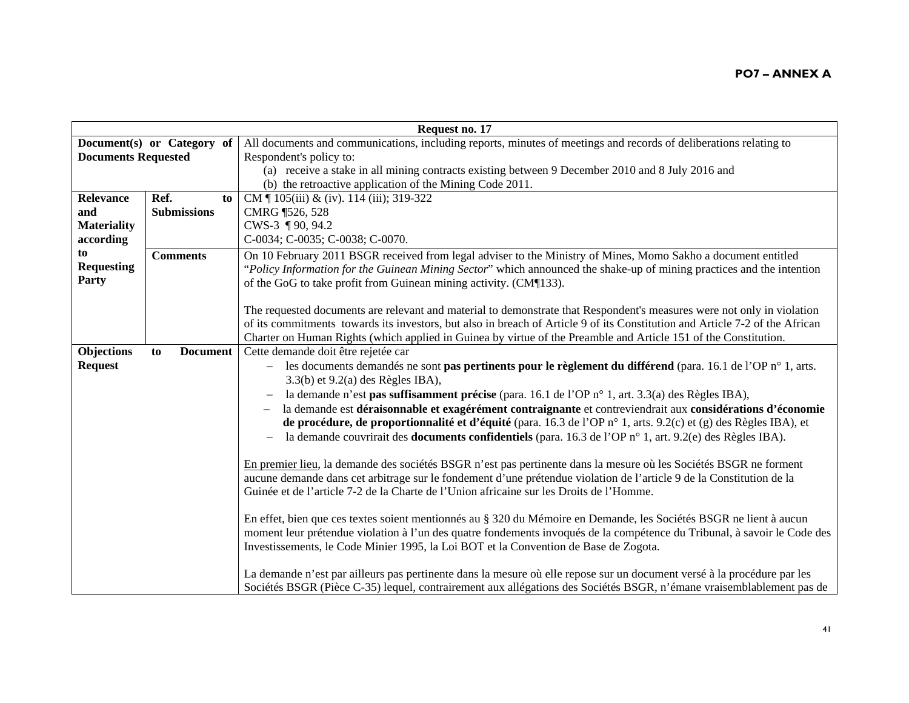**PO7 – ANNEX A**

| Request no. 17 | | |
|---|---|---|
| **Document(s) or Category of Documents Requested** | | All documents and communications, including reports, minutes of meetings and records of deliberations relating to Respondent's policy to:<br>(a) receive a stake in all mining contracts existing between 9 December 2010 and 8 July 2016 and<br>(b) the retroactive application of the Mining Code 2011. |
| **Relevance and Materiality according to Requesting Party** | **Ref. to Submissions** | CM ¶ 105(iii) & (iv). 114 (iii); 319-322<br>CMRG ¶526, 528<br>CWS-3 ¶ 90, 94.2<br>C-0034; C-0035; C-0038; C-0070. |
| | **Comments** | On 10 February 2011 BSGR received from legal adviser to the Ministry of Mines, Momo Sakho a document entitled "*Policy Information for the Guinean Mining Sector*" which announced the shake-up of mining practices and the intention of the GoG to take profit from Guinean mining activity. (CM¶133).<br><br>The requested documents are relevant and material to demonstrate that Respondent's measures were not only in violation of its commitments towards its investors, but also in breach of Article 9 of its Constitution and Article 7-2 of the African Charter on Human Rights (which applied in Guinea by virtue of the Preamble and Article 151 of the Constitution. |
| **Objections to Document Request** | | Cette demande doit être rejetée car<br>– les documents demandés ne sont **pas pertinents pour le règlement du différend** (para. 16.1 de l'OP n° 1, arts. 3.3(b) et 9.2(a) des Règles IBA),<br>– la demande n'est **pas suffisamment précise** (para. 16.1 de l'OP n° 1, art. 3.3(a) des Règles IBA),<br>– la demande est **déraisonnable et exagérément contraignante** et contreviendrait aux **considérations d'économie de procédure, de proportionnalité et d'équité** (para. 16.3 de l'OP n° 1, arts. 9.2(c) et (g) des Règles IBA), et<br>– la demande couvrirait des **documents confidentiels** (para. 16.3 de l'OP n° 1, art. 9.2(e) des Règles IBA).<br><br><u>En premier lieu</u>, la demande des sociétés BSGR n'est pas pertinente dans la mesure où les Sociétés BSGR ne forment aucune demande dans cet arbitrage sur le fondement d'une prétendue violation de l'article 9 de la Constitution de la Guinée et de l'article 7-2 de la Charte de l'Union africaine sur les Droits de l'Homme.<br><br>En effet, bien que ces textes soient mentionnés au § 320 du Mémoire en Demande, les Sociétés BSGR ne lient à aucun moment leur prétendue violation à l'un des quatre fondements invoqués de la compétence du Tribunal, à savoir le Code des Investissements, le Code Minier 1995, la Loi BOT et la Convention de Base de Zogota.<br><br>La demande n'est par ailleurs pas pertinente dans la mesure où elle repose sur un document versé à la procédure par les Sociétés BSGR (Pièce C-35) lequel, contrairement aux allégations des Sociétés BSGR, n'émane vraisemblablement pas de |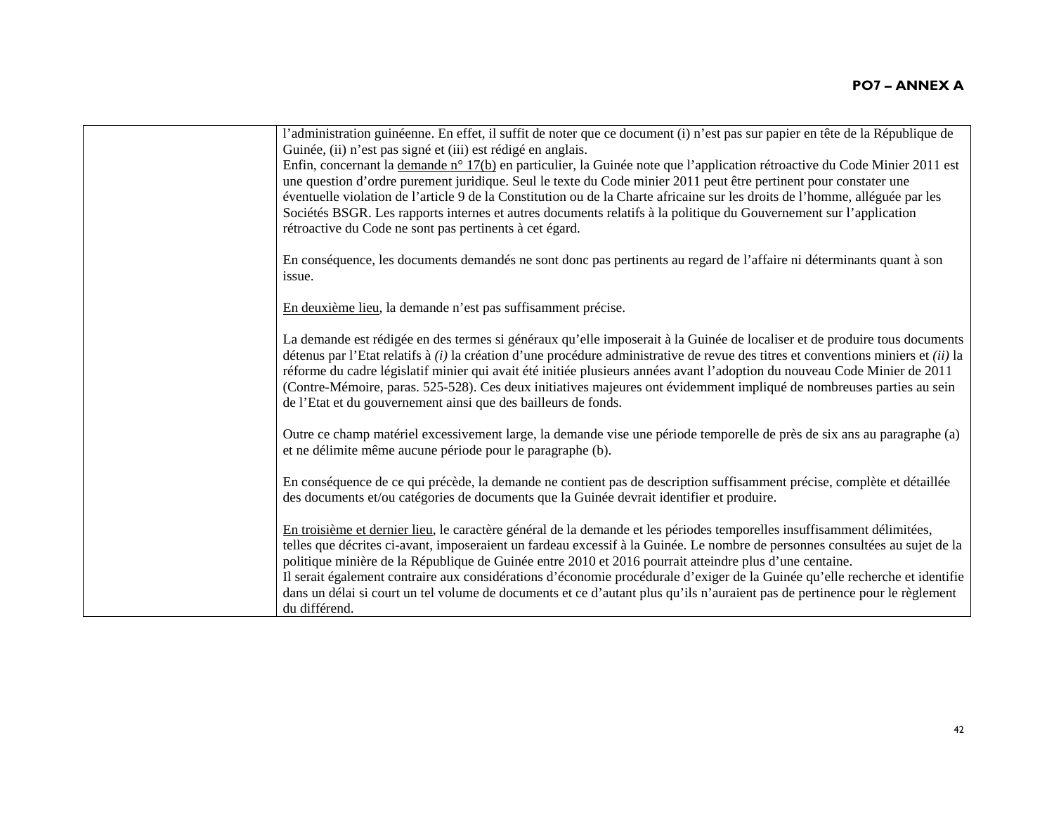| | |
|---|---|
| | l'administration guinéenne. En effet, il suffit de noter que ce document (i) n'est pas sur papier en tête de la République de Guinée, (ii) n'est pas signé et (iii) est rédigé en anglais.<br>Enfin, concernant la <u>demande n° 17(b)</u> en particulier, la Guinée note que l'application rétroactive du Code Minier 2011 est une question d'ordre purement juridique. Seul le texte du Code minier 2011 peut être pertinent pour constater une éventuelle violation de l'article 9 de la Constitution ou de la Charte africaine sur les droits de l'homme, alléguée par les Sociétés BSGR. Les rapports internes et autres documents relatifs à la politique du Gouvernement sur l'application rétroactive du Code ne sont pas pertinents à cet égard.<br><br>En conséquence, les documents demandés ne sont donc pas pertinents au regard de l'affaire ni déterminants quant à son issue.<br><br><u>En deuxième lieu</u>, la demande n'est pas suffisamment précise.<br><br>La demande est rédigée en des termes si généraux qu'elle imposerait à la Guinée de localiser et de produire tous documents détenus par l'Etat relatifs à *(i)* la création d'une procédure administrative de revue des titres et conventions miniers et *(ii)* la réforme du cadre législatif minier qui avait été initiée plusieurs années avant l'adoption du nouveau Code Minier de 2011 (Contre-Mémoire, paras. 525-528). Ces deux initiatives majeures ont évidemment impliqué de nombreuses parties au sein de l'Etat et du gouvernement ainsi que des bailleurs de fonds.<br><br>Outre ce champ matériel excessivement large, la demande vise une période temporelle de près de six ans au paragraphe (a) et ne délimite même aucune période pour le paragraphe (b).<br><br>En conséquence de ce qui précède, la demande ne contient pas de description suffisamment précise, complète et détaillée des documents et/ou catégories de documents que la Guinée devrait identifier et produire.<br><br><u>En troisième et dernier lieu</u>, le caractère général de la demande et les périodes temporelles insuffisamment délimitées, telles que décrites ci-avant, imposeraient un fardeau excessif à la Guinée. Le nombre de personnes consultées au sujet de la politique minière de la République de Guinée entre 2010 et 2016 pourrait atteindre plus d'une centaine.<br>Il serait également contraire aux considérations d'économie procédurale d'exiger de la Guinée qu'elle recherche et identifie dans un délai si court un tel volume de documents et ce d'autant plus qu'ils n'auraient pas de pertinence pour le règlement du différend. |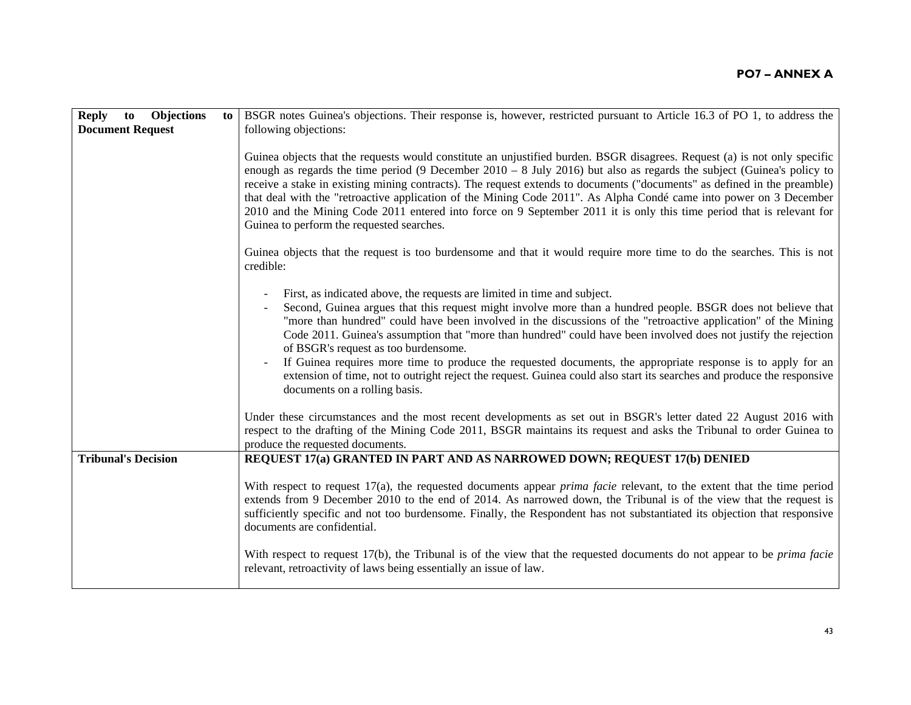| | |
|---|---|
| **Reply to Objections to Document Request** | BSGR notes Guinea's objections. Their response is, however, restricted pursuant to Article 16.3 of PO 1, to address the following objections:<br><br>Guinea objects that the requests would constitute an unjustified burden. BSGR disagrees. Request (a) is not only specific enough as regards the time period (9 December 2010 – 8 July 2016) but also as regards the subject (Guinea's policy to receive a stake in existing mining contracts). The request extends to documents ("documents" as defined in the preamble) that deal with the "retroactive application of the Mining Code 2011". As Alpha Condé came into power on 3 December 2010 and the Mining Code 2011 entered into force on 9 September 2011 it is only this time period that is relevant for Guinea to perform the requested searches.<br><br>Guinea objects that the request is too burdensome and that it would require more time to do the searches. This is not credible:<br><br>- First, as indicated above, the requests are limited in time and subject.<br>- Second, Guinea argues that this request might involve more than a hundred people. BSGR does not believe that "more than hundred" could have been involved in the discussions of the "retroactive application" of the Mining Code 2011. Guinea's assumption that "more than hundred" could have been involved does not justify the rejection of BSGR's request as too burdensome.<br>- If Guinea requires more time to produce the requested documents, the appropriate response is to apply for an extension of time, not to outright reject the request. Guinea could also start its searches and produce the responsive documents on a rolling basis.<br><br>Under these circumstances and the most recent developments as set out in BSGR's letter dated 22 August 2016 with respect to the drafting of the Mining Code 2011, BSGR maintains its request and asks the Tribunal to order Guinea to produce the requested documents. |
| **Tribunal's Decision** | **REQUEST 17(a) GRANTED IN PART AND AS NARROWED DOWN; REQUEST 17(b) DENIED**<br><br>With respect to request 17(a), the requested documents appear *prima facie* relevant, to the extent that the time period extends from 9 December 2010 to the end of 2014. As narrowed down, the Tribunal is of the view that the request is sufficiently specific and not too burdensome. Finally, the Respondent has not substantiated its objection that responsive documents are confidential.<br><br>With respect to request 17(b), the Tribunal is of the view that the requested documents do not appear to be *prima facie* relevant, retroactivity of laws being essentially an issue of law. |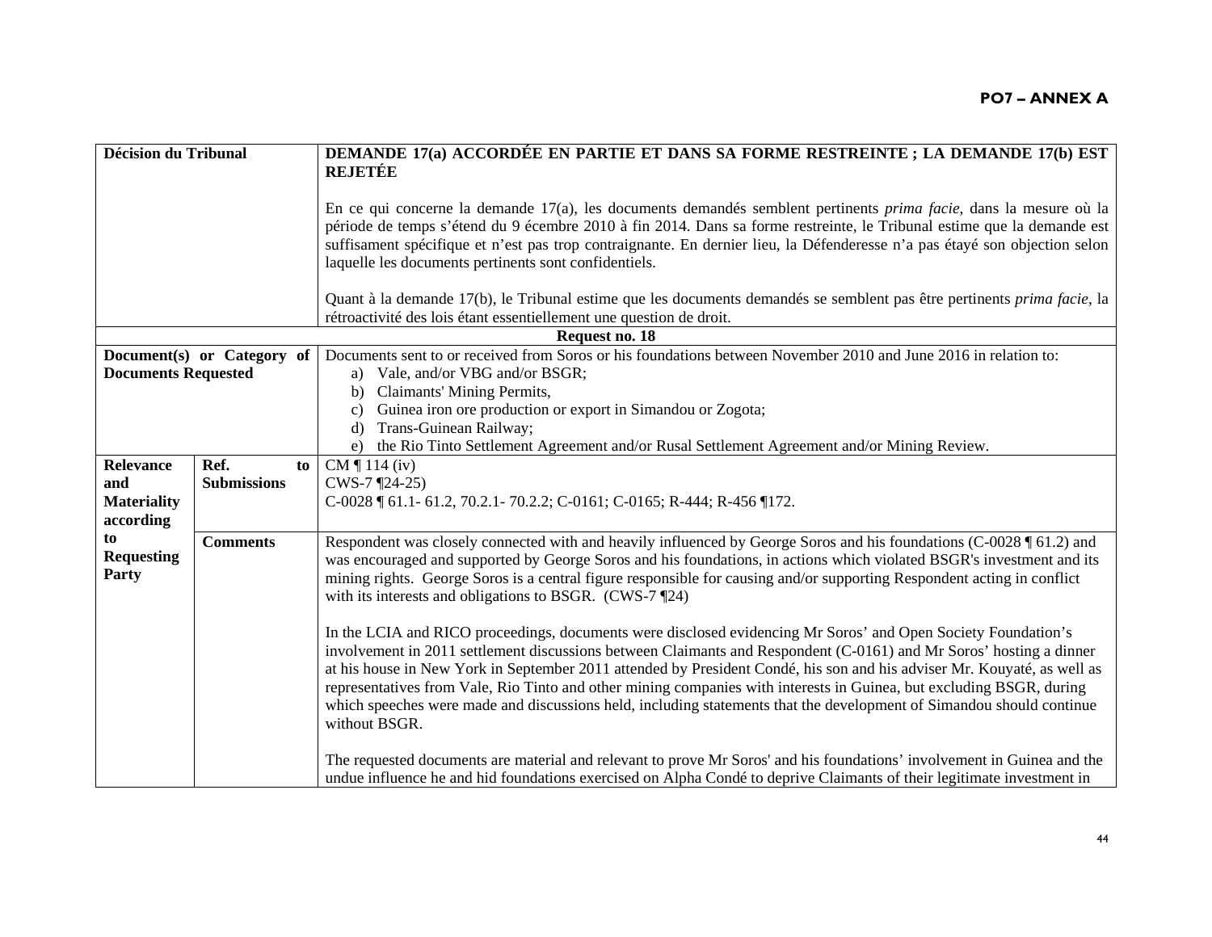**PO7 – ANNEX A**

| Décision du Tribunal | | DEMANDE 17(a) ACCORDÉE EN PARTIE ET DANS SA FORME RESTREINTE ; LA DEMANDE 17(b) EST REJETÉE<br><br>En ce qui concerne la demande 17(a), les documents demandés semblent pertinents *prima facie*, dans la mesure où la période de temps s'étend du 9 écembre 2010 à fin 2014. Dans sa forme restreinte, le Tribunal estime que la demande est suffisament spécifique et n'est pas trop contraignante. En dernier lieu, la Défenderesse n'a pas étayé son objection selon laquelle les documents pertinents sont confidentiels.<br><br>Quant à la demande 17(b), le Tribunal estime que les documents demandés se semblent pas être pertinents *prima facie*, la rétroactivité des lois étant essentiellement une question de droit. |
|---|---|---|
| **Request no. 18** | | |
| **Document(s) or Category of Documents Requested** | | Documents sent to or received from Soros or his foundations between November 2010 and June 2016 in relation to:<br>a) Vale, and/or VBG and/or BSGR;<br>b) Claimants' Mining Permits,<br>c) Guinea iron ore production or export in Simandou or Zogota;<br>d) Trans-Guinean Railway;<br>e) the Rio Tinto Settlement Agreement and/or Rusal Settlement Agreement and/or Mining Review. |
| **Relevance and Materiality according to Requesting Party** | **Ref. to Submissions** | CM ¶ 114 (iv)<br>CWS-7 ¶24-25)<br>C-0028 ¶ 61.1- 61.2, 70.2.1- 70.2.2; C-0161; C-0165; R-444; R-456 ¶172. |
| | **Comments** | Respondent was closely connected with and heavily influenced by George Soros and his foundations (C-0028 ¶ 61.2) and was encouraged and supported by George Soros and his foundations, in actions which violated BSGR's investment and its mining rights. George Soros is a central figure responsible for causing and/or supporting Respondent acting in conflict with its interests and obligations to BSGR. (CWS-7 ¶24)<br><br>In the LCIA and RICO proceedings, documents were disclosed evidencing Mr Soros' and Open Society Foundation's involvement in 2011 settlement discussions between Claimants and Respondent (C-0161) and Mr Soros' hosting a dinner at his house in New York in September 2011 attended by President Condé, his son and his adviser Mr. Kouyaté, as well as representatives from Vale, Rio Tinto and other mining companies with interests in Guinea, but excluding BSGR, during which speeches were made and discussions held, including statements that the development of Simandou should continue without BSGR.<br><br>The requested documents are material and relevant to prove Mr Soros' and his foundations' involvement in Guinea and the undue influence he and hid foundations exercised on Alpha Condé to deprive Claimants of their legitimate investment in |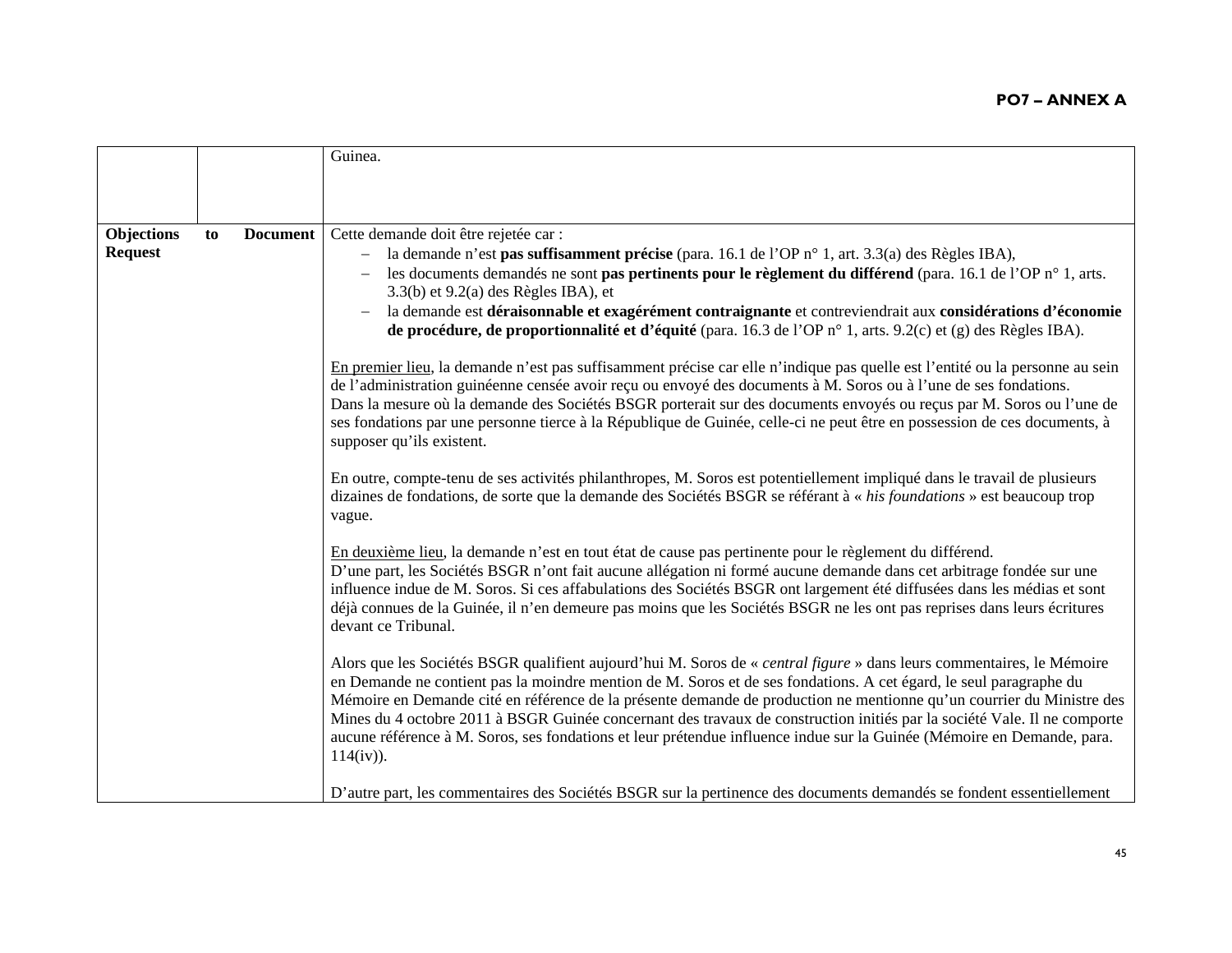| | | Guinea. |
|---|---|---|
| **Objections to Document Request** | | Cette demande doit être rejetée car :<br>– la demande n'est **pas suffisamment précise** (para. 16.1 de l'OP n° 1, art. 3.3(a) des Règles IBA),<br>– les documents demandés ne sont **pas pertinents pour le règlement du différend** (para. 16.1 de l'OP n° 1, arts. 3.3(b) et 9.2(a) des Règles IBA), et<br>– la demande est **déraisonnable et exagérément contraignante** et contreviendrait aux **considérations d'économie de procédure, de proportionnalité et d'équité** (para. 16.3 de l'OP n° 1, arts. 9.2(c) et (g) des Règles IBA).<br><br><u>En premier lieu</u>, la demande n'est pas suffisamment précise car elle n'indique pas quelle est l'entité ou la personne au sein de l'administration guinéenne censée avoir reçu ou envoyé des documents à M. Soros ou à l'une de ses fondations. Dans la mesure où la demande des Sociétés BSGR porterait sur des documents envoyés ou reçus par M. Soros ou l'une de ses fondations par une personne tierce à la République de Guinée, celle-ci ne peut être en possession de ces documents, à supposer qu'ils existent.<br><br>En outre, compte-tenu de ses activités philanthropes, M. Soros est potentiellement impliqué dans le travail de plusieurs dizaines de fondations, de sorte que la demande des Sociétés BSGR se référant à « *his foundations* » est beaucoup trop vague.<br><br><u>En deuxième lieu</u>, la demande n'est en tout état de cause pas pertinente pour le règlement du différend. D'une part, les Sociétés BSGR n'ont fait aucune allégation ni formé aucune demande dans cet arbitrage fondée sur une influence indue de M. Soros. Si ces affabulations des Sociétés BSGR ont largement été diffusées dans les médias et sont déjà connues de la Guinée, il n'en demeure pas moins que les Sociétés BSGR ne les ont pas reprises dans leurs écritures devant ce Tribunal.<br><br>Alors que les Sociétés BSGR qualifient aujourd'hui M. Soros de « *central figure* » dans leurs commentaires, le Mémoire en Demande ne contient pas la moindre mention de M. Soros et de ses fondations. A cet égard, le seul paragraphe du Mémoire en Demande cité en référence de la présente demande de production ne mentionne qu'un courrier du Ministre des Mines du 4 octobre 2011 à BSGR Guinée concernant des travaux de construction initiés par la société Vale. Il ne comporte aucune référence à M. Soros, ses fondations et leur prétendue influence indue sur la Guinée (Mémoire en Demande, para. 114(iv)).<br><br>D'autre part, les commentaires des Sociétés BSGR sur la pertinence des documents demandés se fondent essentiellement |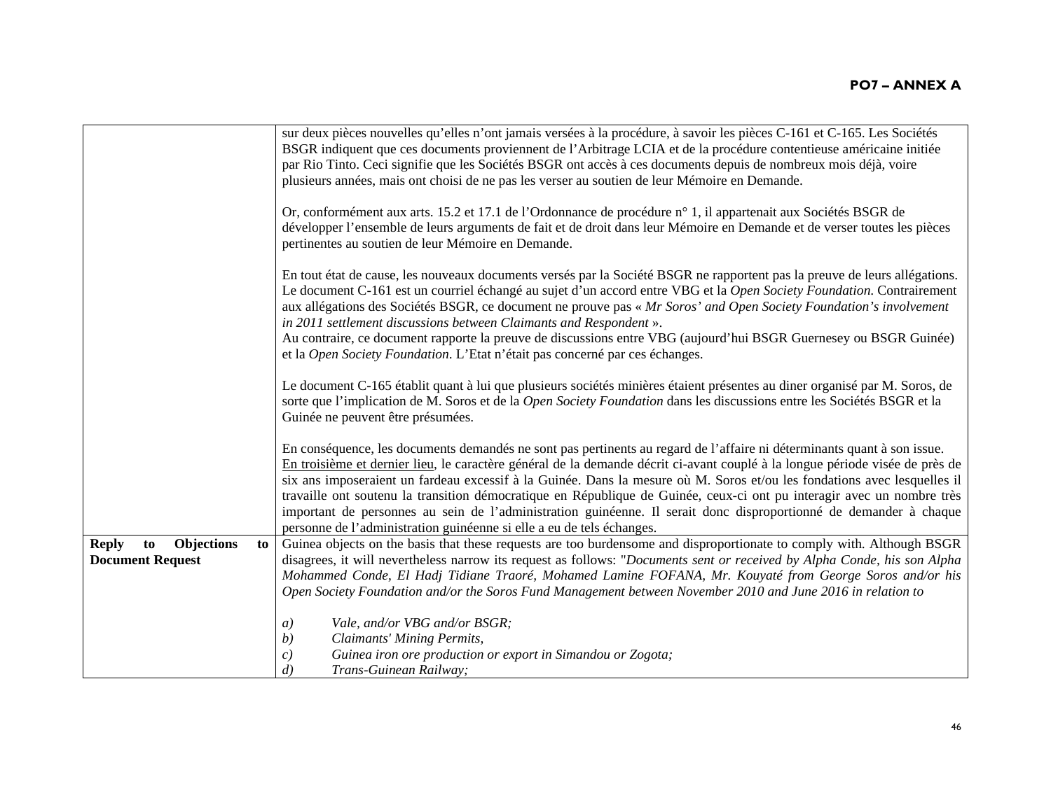| | |
|---|---|
| | sur deux pièces nouvelles qu'elles n'ont jamais versées à la procédure, à savoir les pièces C-161 et C-165. Les Sociétés BSGR indiquent que ces documents proviennent de l'Arbitrage LCIA et de la procédure contentieuse américaine initiée par Rio Tinto. Ceci signifie que les Sociétés BSGR ont accès à ces documents depuis de nombreux mois déjà, voire plusieurs années, mais ont choisi de ne pas les verser au soutien de leur Mémoire en Demande.<br><br>Or, conformément aux arts. 15.2 et 17.1 de l'Ordonnance de procédure n° 1, il appartenait aux Sociétés BSGR de développer l'ensemble de leurs arguments de fait et de droit dans leur Mémoire en Demande et de verser toutes les pièces pertinentes au soutien de leur Mémoire en Demande.<br><br>En tout état de cause, les nouveaux documents versés par la Société BSGR ne rapportent pas la preuve de leurs allégations. Le document C-161 est un courriel échangé au sujet d'un accord entre VBG et la *Open Society Foundation*. Contrairement aux allégations des Sociétés BSGR, ce document ne prouve pas « *Mr Soros' and Open Society Foundation's involvement in 2011 settlement discussions between Claimants and Respondent* ».<br>Au contraire, ce document rapporte la preuve de discussions entre VBG (aujourd'hui BSGR Guernesey ou BSGR Guinée) et la *Open Society Foundation*. L'Etat n'était pas concerné par ces échanges.<br><br>Le document C-165 établit quant à lui que plusieurs sociétés minières étaient présentes au diner organisé par M. Soros, de sorte que l'implication de M. Soros et de la *Open Society Foundation* dans les discussions entre les Sociétés BSGR et la Guinée ne peuvent être présumées.<br><br>En conséquence, les documents demandés ne sont pas pertinents au regard de l'affaire ni déterminants quant à son issue.<br><u>En troisième et dernier lieu</u>, le caractère général de la demande décrit ci-avant couplé à la longue période visée de près de six ans imposeraient un fardeau excessif à la Guinée. Dans la mesure où M. Soros et/ou les fondations avec lesquelles il travaille ont soutenu la transition démocratique en République de Guinée, ceux-ci ont pu interagir avec un nombre très important de personnes au sein de l'administration guinéenne. Il serait donc disproportionné de demander à chaque personne de l'administration guinéenne si elle a eu de tels échanges. |
| **Reply to Objections to Document Request** | Guinea objects on the basis that these requests are too burdensome and disproportionate to comply with. Although BSGR disagrees, it will nevertheless narrow its request as follows: "*Documents sent or received by Alpha Conde, his son Alpha Mohammed Conde, El Hadj Tidiane Traoré, Mohamed Lamine FOFANA, Mr. Kouyaté from George Soros and/or his Open Society Foundation and/or the Soros Fund Management between November 2010 and June 2016 in relation to*<br><br>*a) Vale, and/or VBG and/or BSGR;*<br>*b) Claimants' Mining Permits,*<br>*c) Guinea iron ore production or export in Simandou or Zogota;*<br>*d) Trans-Guinean Railway;* |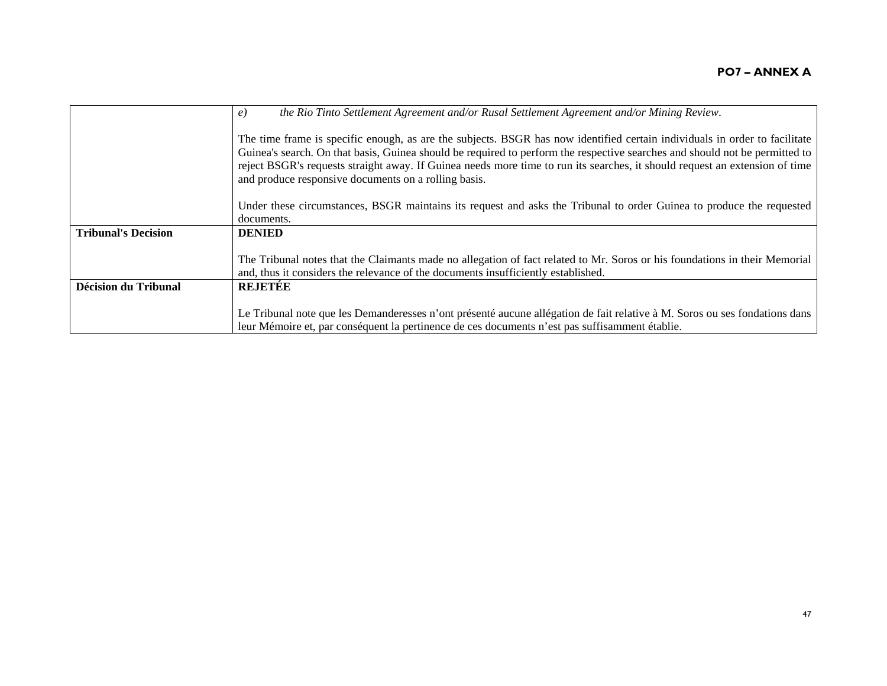|  |  |
| --- | --- |
|  | *e)* *the Rio Tinto Settlement Agreement and/or Rusal Settlement Agreement and/or Mining Review*.<br><br>The time frame is specific enough, as are the subjects. BSGR has now identified certain individuals in order to facilitate Guinea's search. On that basis, Guinea should be required to perform the respective searches and should not be permitted to reject BSGR's requests straight away. If Guinea needs more time to run its searches, it should request an extension of time and produce responsive documents on a rolling basis.<br><br>Under these circumstances, BSGR maintains its request and asks the Tribunal to order Guinea to produce the requested documents. |
| **Tribunal's Decision** | **DENIED**<br><br>The Tribunal notes that the Claimants made no allegation of fact related to Mr. Soros or his foundations in their Memorial and, thus it considers the relevance of the documents insufficiently established. |
| **Décision du Tribunal** | **REJETÉE**<br><br>Le Tribunal note que les Demanderesses n'ont présenté aucune allégation de fait relative à M. Soros ou ses fondations dans leur Mémoire et, par conséquent la pertinence de ces documents n'est pas suffisamment établie. |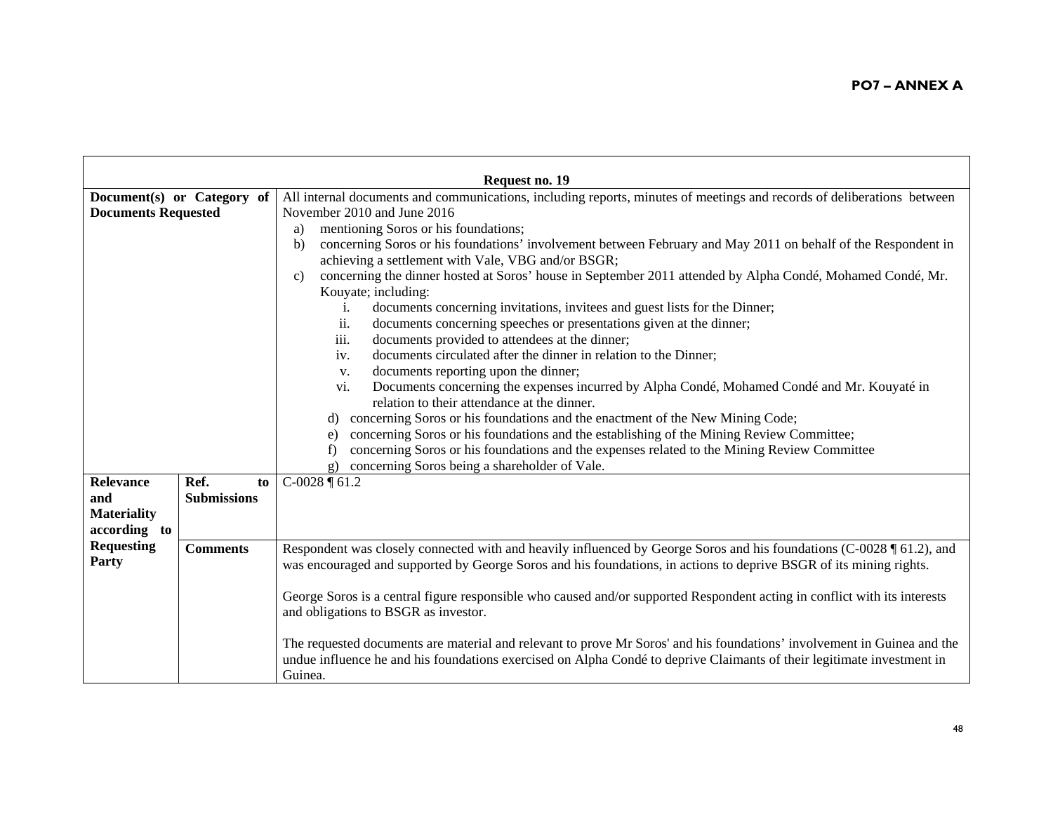**PO7 – ANNEX A**

| Request no. 19 | | |
|---|---|---|
| **Document(s) or Category of Documents Requested** | | All internal documents and communications, including reports, minutes of meetings and records of deliberations between November 2010 and June 2016<br>a) mentioning Soros or his foundations;<br>b) concerning Soros or his foundations' involvement between February and May 2011 on behalf of the Respondent in achieving a settlement with Vale, VBG and/or BSGR;<br>c) concerning the dinner hosted at Soros' house in September 2011 attended by Alpha Condé, Mohamed Condé, Mr. Kouyate; including:<br>i. documents concerning invitations, invitees and guest lists for the Dinner;<br>ii. documents concerning speeches or presentations given at the dinner;<br>iii. documents provided to attendees at the dinner;<br>iv. documents circulated after the dinner in relation to the Dinner;<br>v. documents reporting upon the dinner;<br>vi. Documents concerning the expenses incurred by Alpha Condé, Mohamed Condé and Mr. Kouyaté in relation to their attendance at the dinner.<br>d) concerning Soros or his foundations and the enactment of the New Mining Code;<br>e) concerning Soros or his foundations and the establishing of the Mining Review Committee;<br>f) concerning Soros or his foundations and the expenses related to the Mining Review Committee<br>g) concerning Soros being a shareholder of Vale. |
| **Relevance and Materiality according to Requesting Party** | **Ref. to Submissions** | C-0028 ¶ 61.2 |
| | **Comments** | Respondent was closely connected with and heavily influenced by George Soros and his foundations (C-0028 ¶ 61.2), and was encouraged and supported by George Soros and his foundations, in actions to deprive BSGR of its mining rights.<br><br>George Soros is a central figure responsible who caused and/or supported Respondent acting in conflict with its interests and obligations to BSGR as investor.<br><br>The requested documents are material and relevant to prove Mr Soros' and his foundations' involvement in Guinea and the undue influence he and his foundations exercised on Alpha Condé to deprive Claimants of their legitimate investment in Guinea. |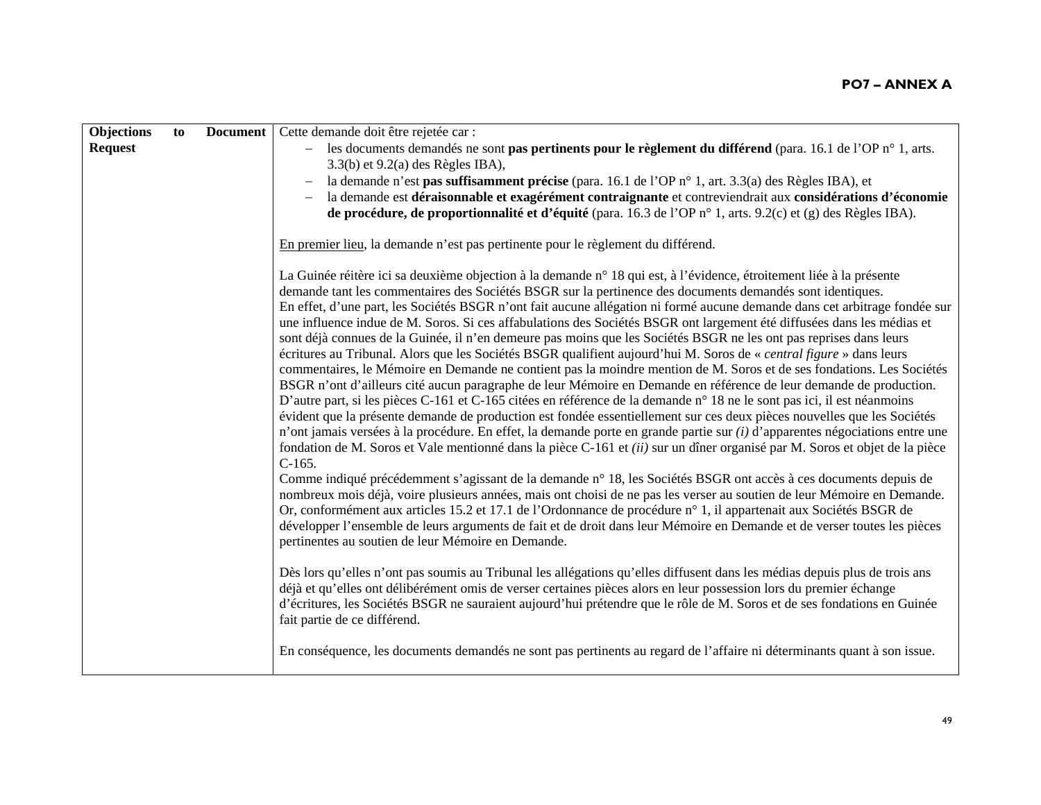| Objections to Document Request | Cette demande doit être rejetée car :<br>– les documents demandés ne sont **pas pertinents pour le règlement du différend** (para. 16.1 de l'OP n° 1, arts. 3.3(b) et 9.2(a) des Règles IBA),<br>– la demande n'est **pas suffisamment précise** (para. 16.1 de l'OP n° 1, art. 3.3(a) des Règles IBA), et<br>– la demande est **déraisonnable et exagérément contraignante** et contreviendrait aux **considérations d'économie de procédure, de proportionnalité et d'équité** (para. 16.3 de l'OP n° 1, arts. 9.2(c) et (g) des Règles IBA).<br><br>En premier lieu, la demande n'est pas pertinente pour le règlement du différend.<br><br>La Guinée réitère ici sa deuxième objection à la demande n° 18 qui est, à l'évidence, étroitement liée à la présente demande tant les commentaires des Sociétés BSGR sur la pertinence des documents demandés sont identiques.<br>En effet, d'une part, les Sociétés BSGR n'ont fait aucune allégation ni formé aucune demande dans cet arbitrage fondée sur une influence indue de M. Soros. Si ces affabulations des Sociétés BSGR ont largement été diffusées dans les médias et sont déjà connues de la Guinée, il n'en demeure pas moins que les Sociétés BSGR ne les ont pas reprises dans leurs écritures au Tribunal. Alors que les Sociétés BSGR qualifient aujourd'hui M. Soros de « *central figure* » dans leurs commentaires, le Mémoire en Demande ne contient pas la moindre mention de M. Soros et de ses fondations. Les Sociétés BSGR n'ont d'ailleurs cité aucun paragraphe de leur Mémoire en Demande en référence de leur demande de production.<br>D'autre part, si les pièces C-161 et C-165 citées en référence de la demande n° 18 ne le sont pas ici, il est néanmoins évident que la présente demande de production est fondée essentiellement sur ces deux pièces nouvelles que les Sociétés n'ont jamais versées à la procédure. En effet, la demande porte en grande partie sur *(i)* d'apparentes négociations entre une fondation de M. Soros et Vale mentionné dans la pièce C-161 et *(ii)* sur un dîner organisé par M. Soros et objet de la pièce C-165.<br>Comme indiqué précédemment s'agissant de la demande n° 18, les Sociétés BSGR ont accès à ces documents depuis de nombreux mois déjà, voire plusieurs années, mais ont choisi de ne pas les verser au soutien de leur Mémoire en Demande. Or, conformément aux articles 15.2 et 17.1 de l'Ordonnance de procédure n° 1, il appartenait aux Sociétés BSGR de développer l'ensemble de leurs arguments de fait et de droit dans leur Mémoire en Demande et de verser toutes les pièces pertinentes au soutien de leur Mémoire en Demande.<br><br>Dès lors qu'elles n'ont pas soumis au Tribunal les allégations qu'elles diffusent dans les médias depuis plus de trois ans déjà et qu'elles ont délibérément omis de verser certaines pièces alors en leur possession lors du premier échange d'écritures, les Sociétés BSGR ne sauraient aujourd'hui prétendre que le rôle de M. Soros et de ses fondations en Guinée fait partie de ce différend.<br><br>En conséquence, les documents demandés ne sont pas pertinents au regard de l'affaire ni déterminants quant à son issue. |
|---|---|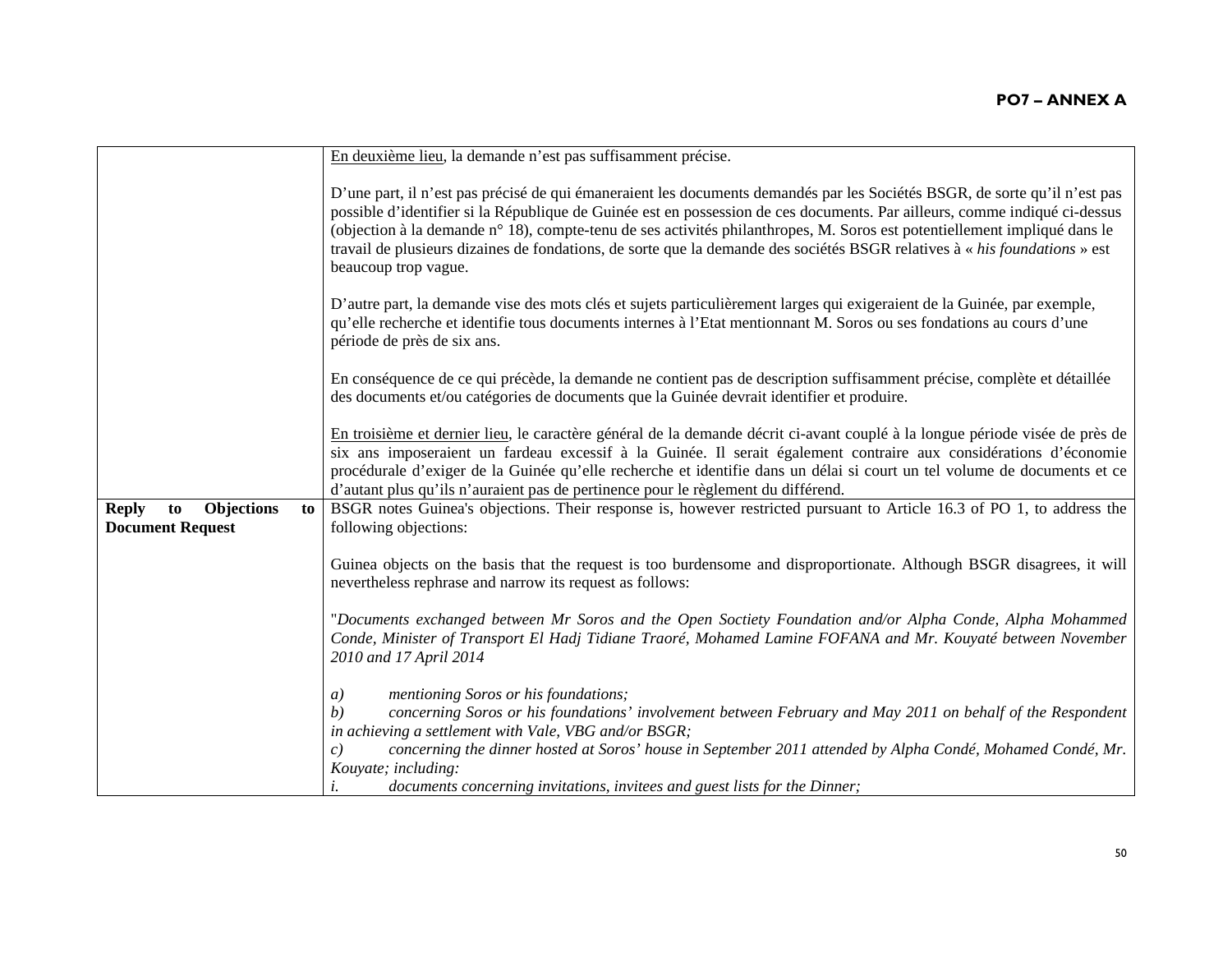| | |
|---|---|
| | <u>En deuxième lieu</u>, la demande n'est pas suffisamment précise.<br><br>D'une part, il n'est pas précisé de qui émaneraient les documents demandés par les Sociétés BSGR, de sorte qu'il n'est pas possible d'identifier si la République de Guinée est en possession de ces documents. Par ailleurs, comme indiqué ci-dessus (objection à la demande n° 18), compte-tenu de ses activités philanthropes, M. Soros est potentiellement impliqué dans le travail de plusieurs dizaines de fondations, de sorte que la demande des sociétés BSGR relatives à « *his foundations* » est beaucoup trop vague.<br><br>D'autre part, la demande vise des mots clés et sujets particulièrement larges qui exigeraient de la Guinée, par exemple, qu'elle recherche et identifie tous documents internes à l'Etat mentionnant M. Soros ou ses fondations au cours d'une période de près de six ans.<br><br>En conséquence de ce qui précède, la demande ne contient pas de description suffisamment précise, complète et détaillée des documents et/ou catégories de documents que la Guinée devrait identifier et produire.<br><br><u>En troisième et dernier lieu</u>, le caractère général de la demande décrit ci-avant couplé à la longue période visée de près de six ans imposeraient un fardeau excessif à la Guinée. Il serait également contraire aux considérations d'économie procédurale d'exiger de la Guinée qu'elle recherche et identifie dans un délai si court un tel volume de documents et ce d'autant plus qu'ils n'auraient pas de pertinence pour le règlement du différend. |
| **Reply to Objections to Document Request** | BSGR notes Guinea's objections. Their response is, however restricted pursuant to Article 16.3 of PO 1, to address the following objections:<br><br>Guinea objects on the basis that the request is too burdensome and disproportionate. Although BSGR disagrees, it will nevertheless rephrase and narrow its request as follows:<br><br>"*Documents exchanged between Mr Soros and the Open Socttiety Foundation and/or Alpha Conde, Alpha Mohammed Conde, Minister of Transport El Hadj Tidiane Traoré, Mohamed Lamine FOFANA and Mr. Kouyaté between November 2010 and 17 April 2014*<br><br>*a) mentioning Soros or his foundations;*<br>*b) concerning Soros or his foundations' involvement between February and May 2011 on behalf of the Respondent in achieving a settlement with Vale, VBG and/or BSGR;*<br>*c) concerning the dinner hosted at Soros' house in September 2011 attended by Alpha Condé, Mohamed Condé, Mr. Kouyate; including:*<br>*i. documents concerning invitations, invitees and guest lists for the Dinner;* |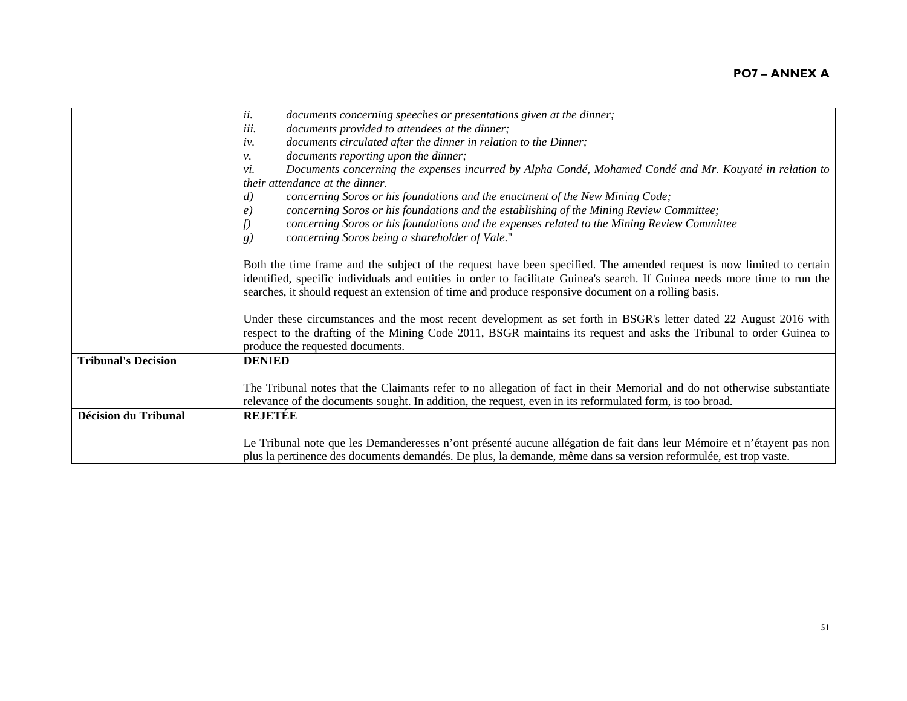| | |
|---|---|
| | *ii. documents concerning speeches or presentations given at the dinner;*<br>*iii. documents provided to attendees at the dinner;*<br>*iv. documents circulated after the dinner in relation to the Dinner;*<br>*v. documents reporting upon the dinner;*<br>*vi. Documents concerning the expenses incurred by Alpha Condé, Mohamed Condé and Mr. Kouyaté in relation to their attendance at the dinner.*<br>*d) concerning Soros or his foundations and the enactment of the New Mining Code;*<br>*e) concerning Soros or his foundations and the establishing of the Mining Review Committee;*<br>*f) concerning Soros or his foundations and the expenses related to the Mining Review Committee*<br>*g) concerning Soros being a shareholder of Vale.*"<br><br>Both the time frame and the subject of the request have been specified. The amended request is now limited to certain identified, specific individuals and entities in order to facilitate Guinea's search. If Guinea needs more time to run the searches, it should request an extension of time and produce responsive document on a rolling basis.<br><br>Under these circumstances and the most recent development as set forth in BSGR's letter dated 22 August 2016 with respect to the drafting of the Mining Code 2011, BSGR maintains its request and asks the Tribunal to order Guinea to produce the requested documents. |
| **Tribunal's Decision** | **DENIED**<br><br>The Tribunal notes that the Claimants refer to no allegation of fact in their Memorial and do not otherwise substantiate relevance of the documents sought. In addition, the request, even in its reformulated form, is too broad. |
| **Décision du Tribunal** | **REJETÉE**<br><br>Le Tribunal note que les Demanderesses n'ont présenté aucune allégation de fait dans leur Mémoire et n'étayent pas non plus la pertinence des documents demandés. De plus, la demande, même dans sa version reformulée, est trop vaste. |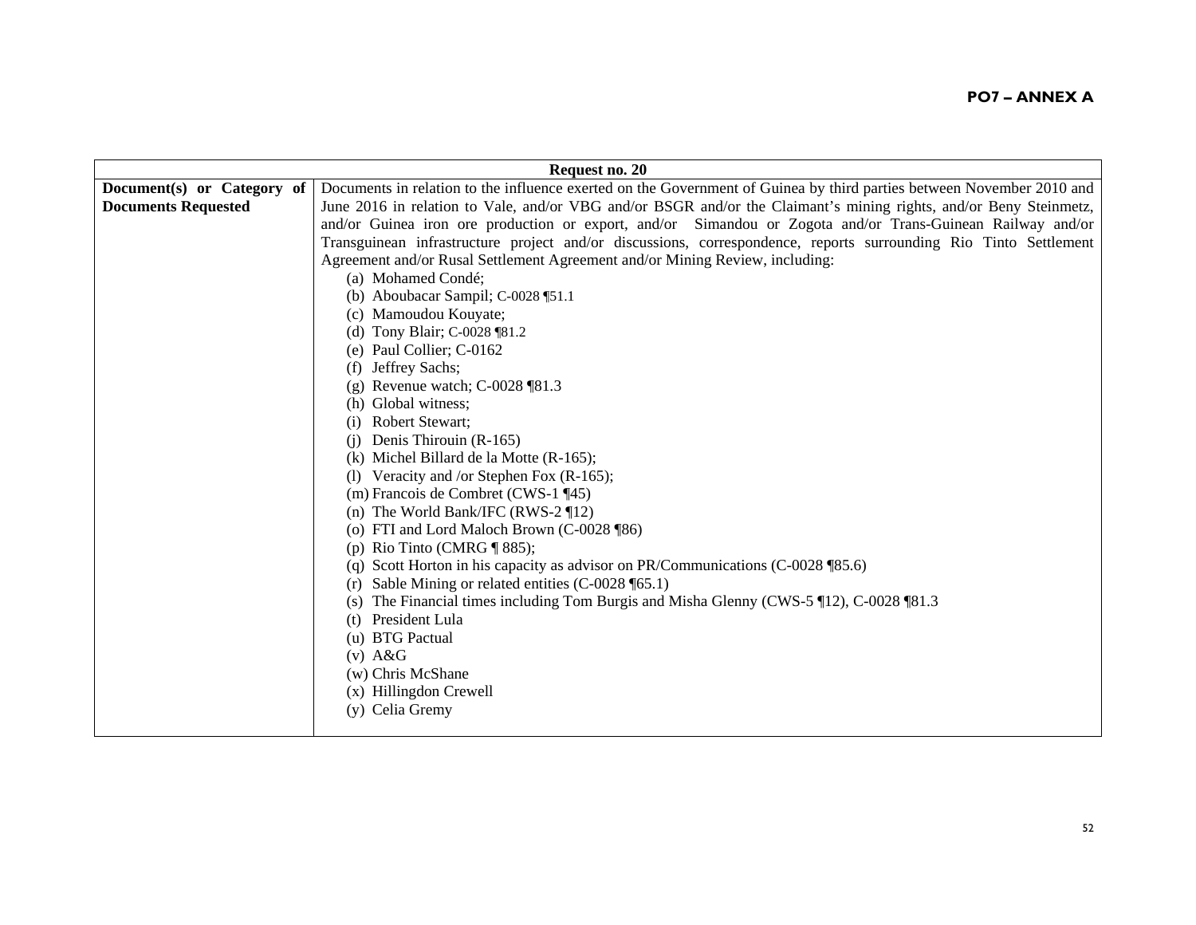**PO7 – ANNEX A**

| Request no. 20 | |
|---|---|
| **Document(s) or Category of Documents Requested** | Documents in relation to the influence exerted on the Government of Guinea by third parties between November 2010 and June 2016 in relation to Vale, and/or VBG and/or BSGR and/or the Claimant's mining rights, and/or Beny Steinmetz, and/or Guinea iron ore production or export, and/or Simandou or Zogota and/or Trans-Guinean Railway and/or Transguinean infrastructure project and/or discussions, correspondence, reports surrounding Rio Tinto Settlement Agreement and/or Rusal Settlement Agreement and/or Mining Review, including:<br>(a) Mohamed Condé;<br>(b) Aboubacar Sampil; C-0028 ¶51.1<br>(c) Mamoudou Kouyate;<br>(d) Tony Blair; C-0028 ¶81.2<br>(e) Paul Collier; C-0162<br>(f) Jeffrey Sachs;<br>(g) Revenue watch; C-0028 ¶81.3<br>(h) Global witness;<br>(i) Robert Stewart;<br>(j) Denis Thirouin (R-165)<br>(k) Michel Billard de la Motte (R-165);<br>(l) Veracity and /or Stephen Fox (R-165);<br>(m) Francois de Combret (CWS-1 ¶45)<br>(n) The World Bank/IFC (RWS-2 ¶12)<br>(o) FTI and Lord Maloch Brown (C-0028 ¶86)<br>(p) Rio Tinto (CMRG ¶ 885);<br>(q) Scott Horton in his capacity as advisor on PR/Communications (C-0028 ¶85.6)<br>(r) Sable Mining or related entities (C-0028 ¶65.1)<br>(s) The Financial times including Tom Burgis and Misha Glenny (CWS-5 ¶12), C-0028 ¶81.3<br>(t) President Lula<br>(u) BTG Pactual<br>(v) A&G<br>(w) Chris McShane<br>(x) Hillingdon Crewell<br>(y) Celia Gremy |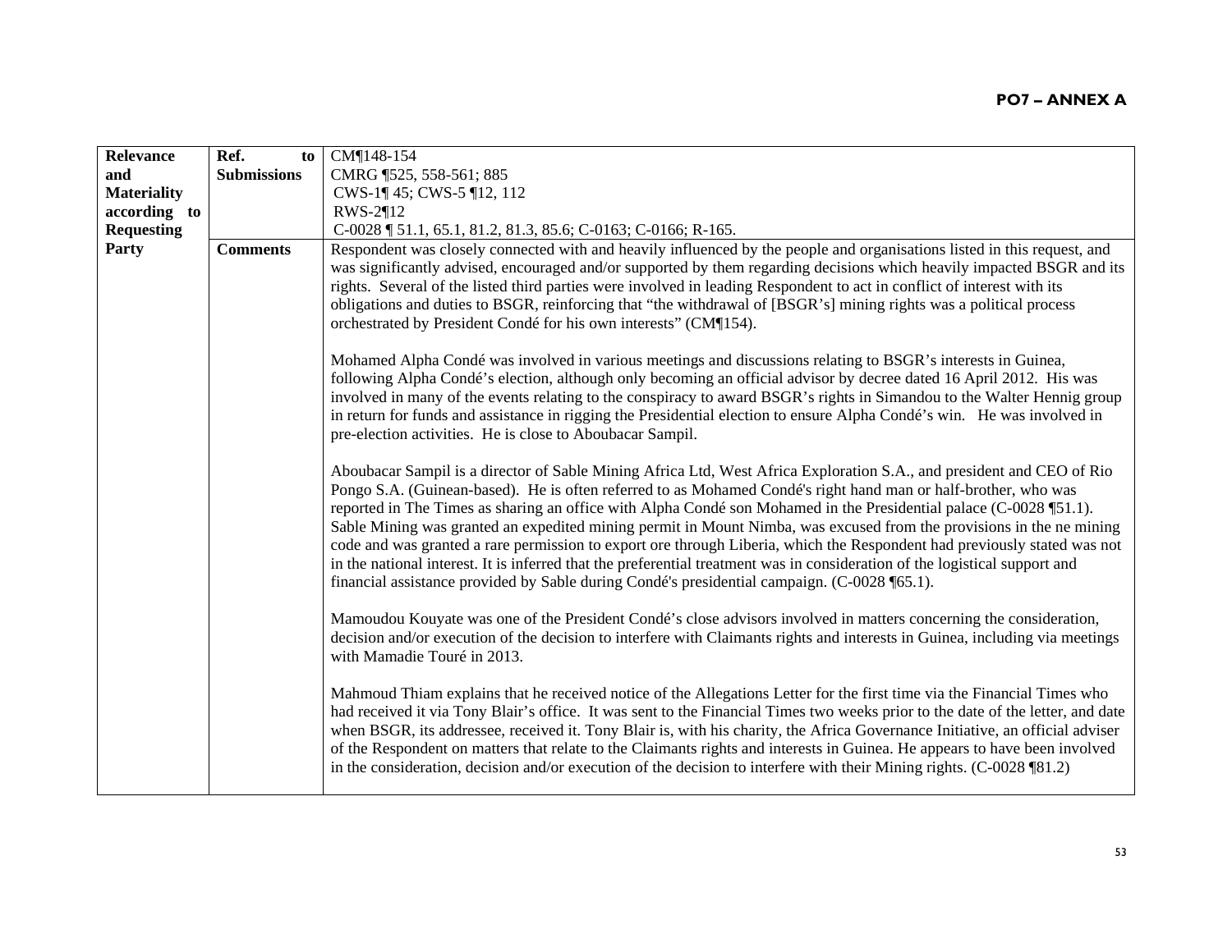| Relevance and Materiality according to Requesting Party | Ref. to Submissions | CM¶148-154<br>CMRG ¶525, 558-561; 885<br>CWS-1¶ 45; CWS-5 ¶12, 112<br>RWS-2¶12<br>C-0028 ¶ 51.1, 65.1, 81.2, 81.3, 85.6; C-0163; C-0166; R-165. |
|---|---|---|
| | **Comments** | Respondent was closely connected with and heavily influenced by the people and organisations listed in this request, and was significantly advised, encouraged and/or supported by them regarding decisions which heavily impacted BSGR and its rights. Several of the listed third parties were involved in leading Respondent to act in conflict of interest with its obligations and duties to BSGR, reinforcing that "the withdrawal of [BSGR's] mining rights was a political process orchestrated by President Condé for his own interests" (CM¶154).<br><br>Mohamed Alpha Condé was involved in various meetings and discussions relating to BSGR's interests in Guinea, following Alpha Condé's election, although only becoming an official advisor by decree dated 16 April 2012. His was involved in many of the events relating to the conspiracy to award BSGR's rights in Simandou to the Walter Hennig group in return for funds and assistance in rigging the Presidential election to ensure Alpha Condé's win. He was involved in pre-election activities. He is close to Aboubacar Sampil.<br><br>Aboubacar Sampil is a director of Sable Mining Africa Ltd, West Africa Exploration S.A., and president and CEO of Rio Pongo S.A. (Guinean-based). He is often referred to as Mohamed Condé's right hand man or half-brother, who was reported in The Times as sharing an office with Alpha Condé son Mohamed in the Presidential palace (C-0028 ¶51.1). Sable Mining was granted an expedited mining permit in Mount Nimba, was excused from the provisions in the ne mining code and was granted a rare permission to export ore through Liberia, which the Respondent had previously stated was not in the national interest. It is inferred that the preferential treatment was in consideration of the logistical support and financial assistance provided by Sable during Condé's presidential campaign. (C-0028 ¶65.1).<br><br>Mamoudou Kouyate was one of the President Condé's close advisors involved in matters concerning the consideration, decision and/or execution of the decision to interfere with Claimants rights and interests in Guinea, including via meetings with Mamadie Touré in 2013.<br><br>Mahmoud Thiam explains that he received notice of the Allegations Letter for the first time via the Financial Times who had received it via Tony Blair's office. It was sent to the Financial Times two weeks prior to the date of the letter, and date when BSGR, its addressee, received it. Tony Blair is, with his charity, the Africa Governance Initiative, an official adviser of the Respondent on matters that relate to the Claimants rights and interests in Guinea. He appears to have been involved in the consideration, decision and/or execution of the decision to interfere with their Mining rights. (C-0028 ¶81.2) |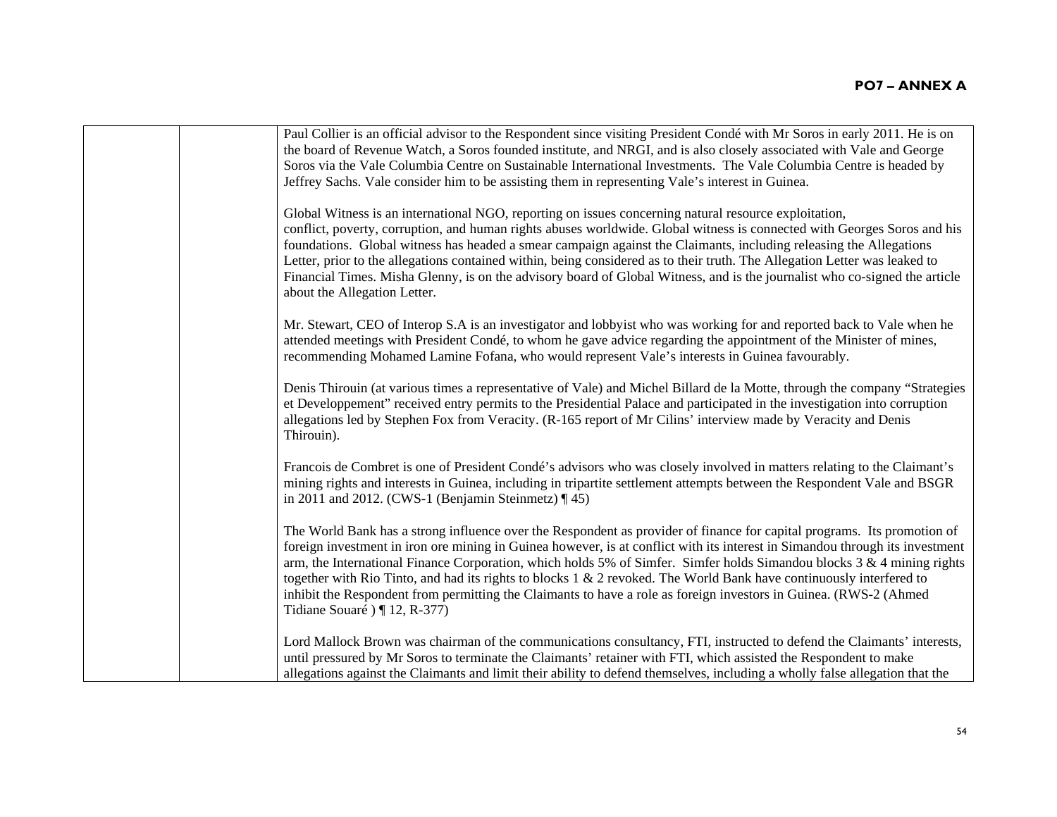| | | |
|---|---|---|
| | | Paul Collier is an official advisor to the Respondent since visiting President Condé with Mr Soros in early 2011. He is on the board of Revenue Watch, a Soros founded institute, and NRGI, and is also closely associated with Vale and George Soros via the Vale Columbia Centre on Sustainable International Investments. The Vale Columbia Centre is headed by Jeffrey Sachs. Vale consider him to be assisting them in representing Vale's interest in Guinea.<br><br>Global Witness is an international NGO, reporting on issues concerning natural resource exploitation, conflict, poverty, corruption, and human rights abuses worldwide. Global witness is connected with Georges Soros and his foundations. Global witness has headed a smear campaign against the Claimants, including releasing the Allegations Letter, prior to the allegations contained within, being considered as to their truth. The Allegation Letter was leaked to Financial Times. Misha Glenny, is on the advisory board of Global Witness, and is the journalist who co-signed the article about the Allegation Letter.<br><br>Mr. Stewart, CEO of Interop S.A is an investigator and lobbyist who was working for and reported back to Vale when he attended meetings with President Condé, to whom he gave advice regarding the appointment of the Minister of mines, recommending Mohamed Lamine Fofana, who would represent Vale's interests in Guinea favourably.<br><br>Denis Thirouin (at various times a representative of Vale) and Michel Billard de la Motte, through the company "Strategies et Developpement" received entry permits to the Presidential Palace and participated in the investigation into corruption allegations led by Stephen Fox from Veracity. (R-165 report of Mr Cilins' interview made by Veracity and Denis Thirouin).<br><br>Francois de Combret is one of President Condé's advisors who was closely involved in matters relating to the Claimant's mining rights and interests in Guinea, including in tripartite settlement attempts between the Respondent Vale and BSGR in 2011 and 2012. (CWS-1 (Benjamin Steinmetz) ¶ 45)<br><br>The World Bank has a strong influence over the Respondent as provider of finance for capital programs. Its promotion of foreign investment in iron ore mining in Guinea however, is at conflict with its interest in Simandou through its investment arm, the International Finance Corporation, which holds 5% of Simfer. Simfer holds Simandou blocks 3 & 4 mining rights together with Rio Tinto, and had its rights to blocks 1 & 2 revoked. The World Bank have continuously interfered to inhibit the Respondent from permitting the Claimants to have a role as foreign investors in Guinea. (RWS-2 (Ahmed Tidiane Souaré ) ¶ 12, R-377)<br><br>Lord Mallock Brown was chairman of the communications consultancy, FTI, instructed to defend the Claimants' interests, until pressured by Mr Soros to terminate the Claimants' retainer with FTI, which assisted the Respondent to make allegations against the Claimants and limit their ability to defend themselves, including a wholly false allegation that the |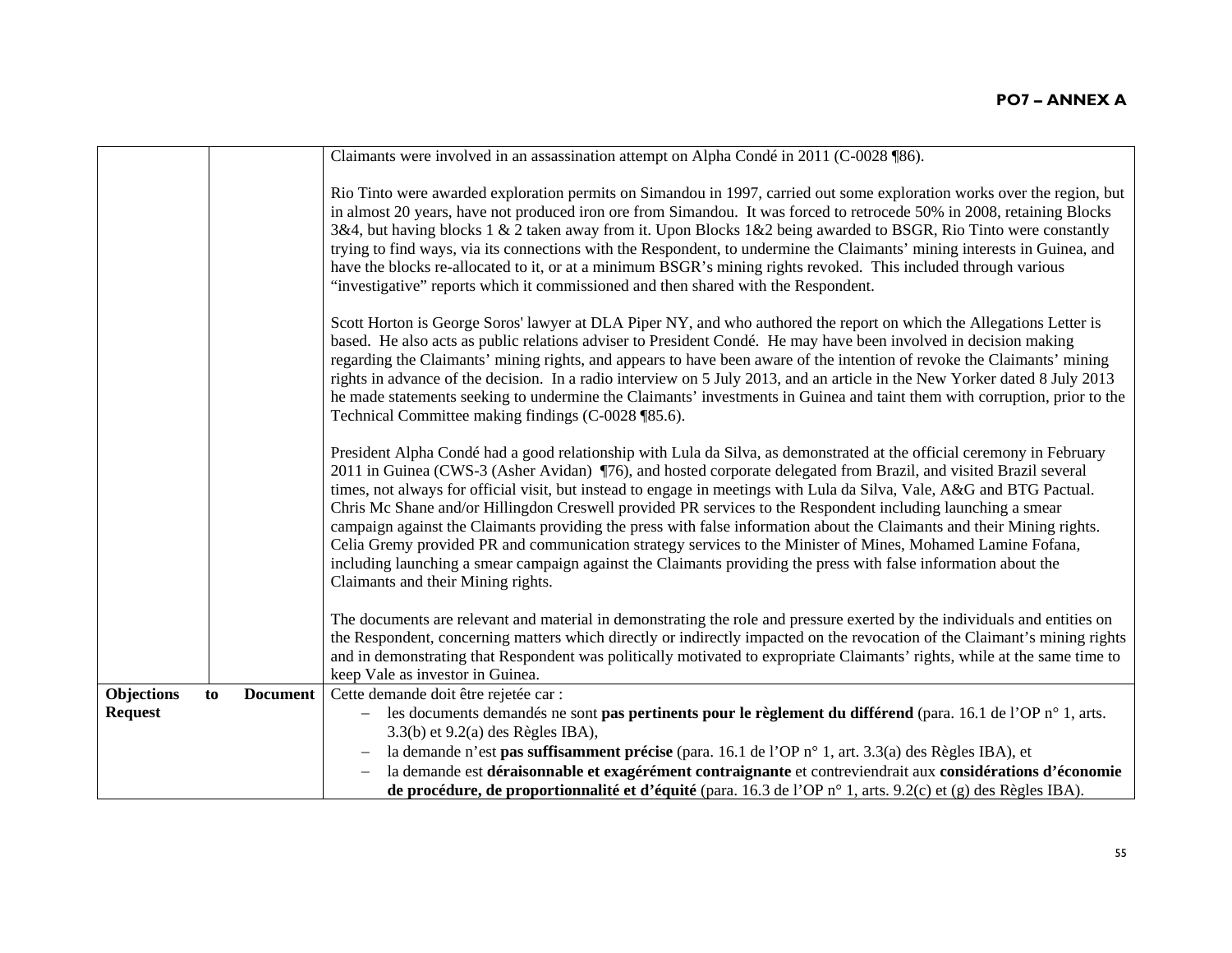| | | |
|---|---|---|
| | | Claimants were involved in an assassination attempt on Alpha Condé in 2011 (C-0028 ¶86).<br><br>Rio Tinto were awarded exploration permits on Simandou in 1997, carried out some exploration works over the region, but in almost 20 years, have not produced iron ore from Simandou. It was forced to retrocede 50% in 2008, retaining Blocks 3&4, but having blocks 1 & 2 taken away from it. Upon Blocks 1&2 being awarded to BSGR, Rio Tinto were constantly trying to find ways, via its connections with the Respondent, to undermine the Claimants' mining interests in Guinea, and have the blocks re-allocated to it, or at a minimum BSGR's mining rights revoked. This included through various "investigative" reports which it commissioned and then shared with the Respondent.<br><br>Scott Horton is George Soros' lawyer at DLA Piper NY, and who authored the report on which the Allegations Letter is based. He also acts as public relations adviser to President Condé. He may have been involved in decision making regarding the Claimants' mining rights, and appears to have been aware of the intention of revoke the Claimants' mining rights in advance of the decision. In a radio interview on 5 July 2013, and an article in the New Yorker dated 8 July 2013 he made statements seeking to undermine the Claimants' investments in Guinea and taint them with corruption, prior to the Technical Committee making findings (C-0028 ¶85.6).<br><br>President Alpha Condé had a good relationship with Lula da Silva, as demonstrated at the official ceremony in February 2011 in Guinea (CWS-3 (Asher Avidan) ¶76), and hosted corporate delegated from Brazil, and visited Brazil several times, not always for official visit, but instead to engage in meetings with Lula da Silva, Vale, A&G and BTG Pactual. Chris Mc Shane and/or Hillingdon Creswell provided PR services to the Respondent including launching a smear campaign against the Claimants providing the press with false information about the Claimants and their Mining rights. Celia Gremy provided PR and communication strategy services to the Minister of Mines, Mohamed Lamine Fofana, including launching a smear campaign against the Claimants providing the press with false information about the Claimants and their Mining rights.<br><br>The documents are relevant and material in demonstrating the role and pressure exerted by the individuals and entities on the Respondent, concerning matters which directly or indirectly impacted on the revocation of the Claimant's mining rights and in demonstrating that Respondent was politically motivated to expropriate Claimants' rights, while at the same time to keep Vale as investor in Guinea. |
| **Objections to Document Request** | | Cette demande doit être rejetée car :<br>– les documents demandés ne sont **pas pertinents pour le règlement du différend** (para. 16.1 de l'OP n° 1, arts. 3.3(b) et 9.2(a) des Règles IBA),<br>– la demande n'est **pas suffisamment précise** (para. 16.1 de l'OP n° 1, art. 3.3(a) des Règles IBA), et<br>– la demande est **déraisonnable et exagérément contraignante** et contreviendrait aux **considérations d'économie de procédure, de proportionnalité et d'équité** (para. 16.3 de l'OP n° 1, arts. 9.2(c) et (g) des Règles IBA). |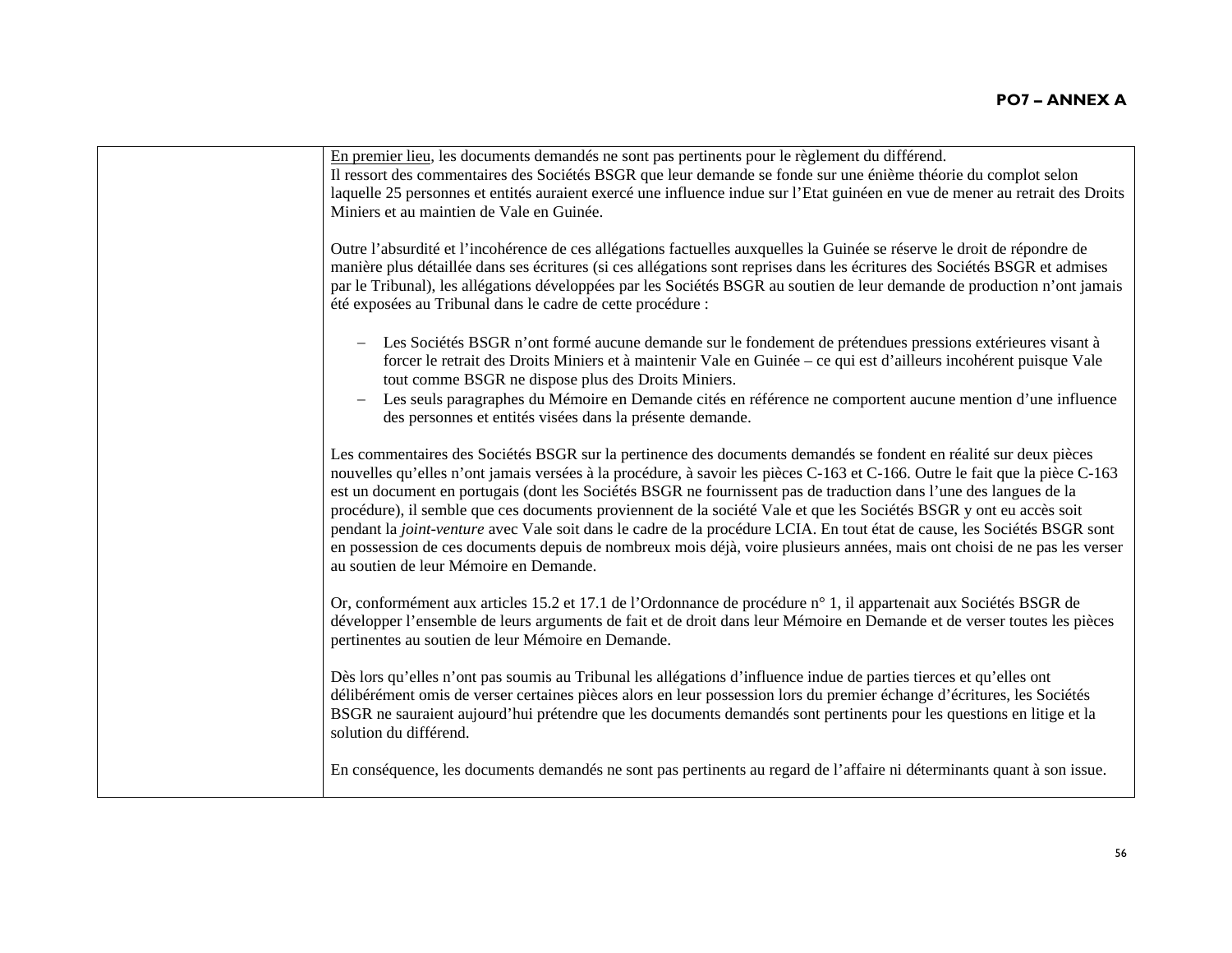| | En premier lieu, les documents demandés ne sont pas pertinents pour le règlement du différend.<br>Il ressort des commentaires des Sociétés BSGR que leur demande se fonde sur une énième théorie du complot selon laquelle 25 personnes et entités auraient exercé une influence indue sur l'Etat guinéen en vue de mener au retrait des Droits Miniers et au maintien de Vale en Guinée.<br><br>Outre l'absurdité et l'incohérence de ces allégations factuelles auxquelles la Guinée se réserve le droit de répondre de manière plus détaillée dans ses écritures (si ces allégations sont reprises dans les écritures des Sociétés BSGR et admises par le Tribunal), les allégations développées par les Sociétés BSGR au soutien de leur demande de production n'ont jamais été exposées au Tribunal dans le cadre de cette procédure :<br><br>– Les Sociétés BSGR n'ont formé aucune demande sur le fondement de prétendues pressions extérieures visant à forcer le retrait des Droits Miniers et à maintenir Vale en Guinée – ce qui est d'ailleurs incohérent puisque Vale tout comme BSGR ne dispose plus des Droits Miniers.<br>– Les seuls paragraphes du Mémoire en Demande cités en référence ne comportent aucune mention d'une influence des personnes et entités visées dans la présente demande.<br><br>Les commentaires des Sociétés BSGR sur la pertinence des documents demandés se fondent en réalité sur deux pièces nouvelles qu'elles n'ont jamais versées à la procédure, à savoir les pièces C-163 et C-166. Outre le fait que la pièce C-163 est un document en portugais (dont les Sociétés BSGR ne fournissent pas de traduction dans l'une des langues de la procédure), il semble que ces documents proviennent de la société Vale et que les Sociétés BSGR y ont eu accès soit pendant la *joint-venture* avec Vale soit dans le cadre de la procédure LCIA. En tout état de cause, les Sociétés BSGR sont en possession de ces documents depuis de nombreux mois déjà, voire plusieurs années, mais ont choisi de ne pas les verser au soutien de leur Mémoire en Demande.<br><br>Or, conformément aux articles 15.2 et 17.1 de l'Ordonnance de procédure n° 1, il appartenait aux Sociétés BSGR de développer l'ensemble de leurs arguments de fait et de droit dans leur Mémoire en Demande et de verser toutes les pièces pertinentes au soutien de leur Mémoire en Demande.<br><br>Dès lors qu'elles n'ont pas soumis au Tribunal les allégations d'influence indue de parties tierces et qu'elles ont délibérément omis de verser certaines pièces alors en leur possession lors du premier échange d'écritures, les Sociétés BSGR ne sauraient aujourd'hui prétendre que les documents demandés sont pertinents pour les questions en litige et la solution du différend.<br><br>En conséquence, les documents demandés ne sont pas pertinents au regard de l'affaire ni déterminants quant à son issue. |
|---|---|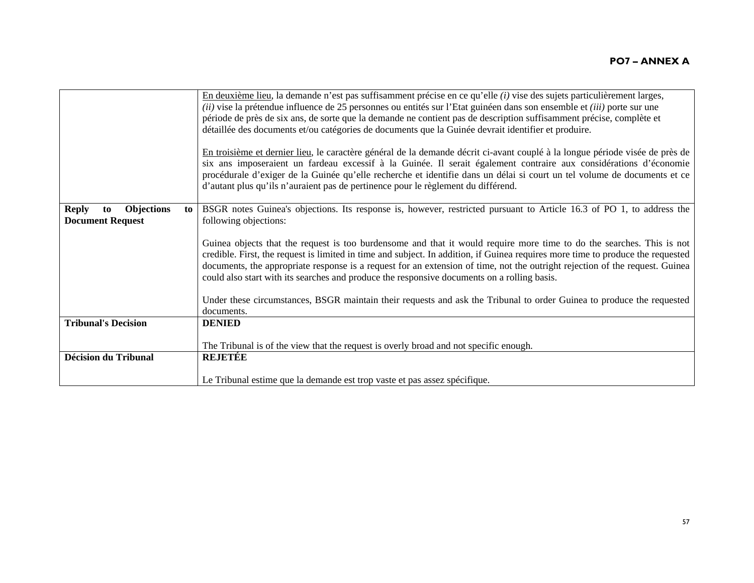| | |
|---|---|
| | <u>En deuxième lieu</u>, la demande n'est pas suffisamment précise en ce qu'elle *(i)* vise des sujets particulièrement larges, *(ii)* vise la prétendue influence de 25 personnes ou entités sur l'Etat guinéen dans son ensemble et *(iii)* porte sur une période de près de six ans, de sorte que la demande ne contient pas de description suffisamment précise, complète et détaillée des documents et/ou catégories de documents que la Guinée devrait identifier et produire.<br><br><u>En troisième et dernier lieu</u>, le caractère général de la demande décrit ci-avant couplé à la longue période visée de près de six ans imposeraient un fardeau excessif à la Guinée. Il serait également contraire aux considérations d'économie procédurale d'exiger de la Guinée qu'elle recherche et identifie dans un délai si court un tel volume de documents et ce d'autant plus qu'ils n'auraient pas de pertinence pour le règlement du différend. |
| **Reply to Objections to Document Request** | BSGR notes Guinea's objections. Its response is, however, restricted pursuant to Article 16.3 of PO 1, to address the following objections:<br><br>Guinea objects that the request is too burdensome and that it would require more time to do the searches. This is not credible. First, the request is limited in time and subject. In addition, if Guinea requires more time to produce the requested documents, the appropriate response is a request for an extension of time, not the outright rejection of the request. Guinea could also start with its searches and produce the responsive documents on a rolling basis.<br><br>Under these circumstances, BSGR maintain their requests and ask the Tribunal to order Guinea to produce the requested documents. |
| **Tribunal's Decision** | **DENIED**<br><br>The Tribunal is of the view that the request is overly broad and not specific enough. |
| **Décision du Tribunal** | **REJETÉE**<br><br>Le Tribunal estime que la demande est trop vaste et pas assez spécifique. |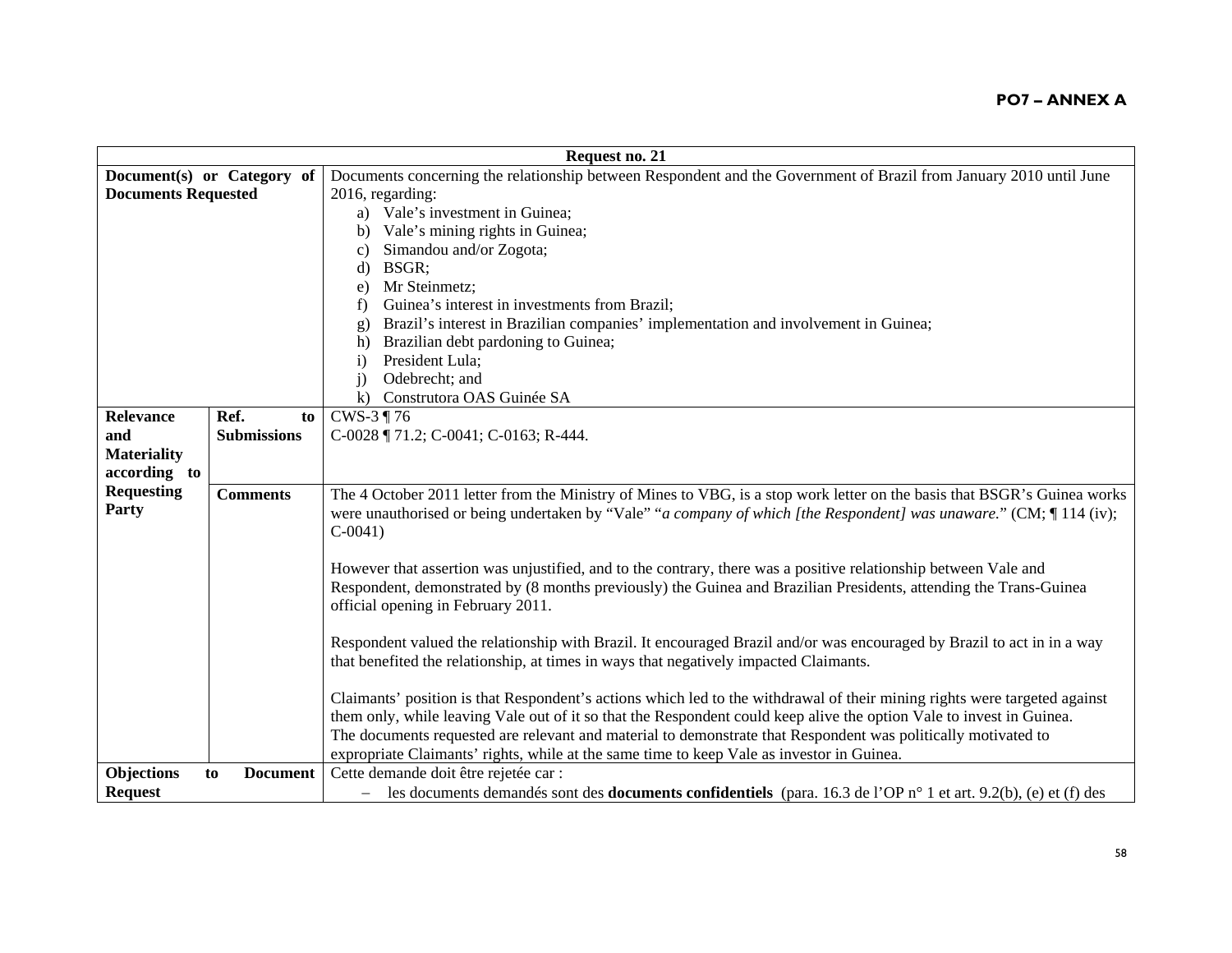**PO7 – ANNEX A**

| Request no. 21 | | |
|---|---|---|
| **Document(s) or Category of Documents Requested** | | Documents concerning the relationship between Respondent and the Government of Brazil from January 2010 until June 2016, regarding:<br>a) Vale's investment in Guinea;<br>b) Vale's mining rights in Guinea;<br>c) Simandou and/or Zogota;<br>d) BSGR;<br>e) Mr Steinmetz;<br>f) Guinea's interest in investments from Brazil;<br>g) Brazil's interest in Brazilian companies' implementation and involvement in Guinea;<br>h) Brazilian debt pardoning to Guinea;<br>i) President Lula;<br>j) Odebrecht; and<br>k) Construtora OAS Guinée SA |
| **Relevance and Materiality according to Requesting Party** | **Ref. to Submissions** | CWS-3 ¶ 76<br>C-0028 ¶ 71.2; C-0041; C-0163; R-444. |
| | **Comments** | The 4 October 2011 letter from the Ministry of Mines to VBG, is a stop work letter on the basis that BSGR's Guinea works were unauthorised or being undertaken by "Vale" "*a company of which [the Respondent] was unaware.*" (CM; ¶ 114 (iv); C-0041)<br><br>However that assertion was unjustified, and to the contrary, there was a positive relationship between Vale and Respondent, demonstrated by (8 months previously) the Guinea and Brazilian Presidents, attending the Trans-Guinea official opening in February 2011.<br><br>Respondent valued the relationship with Brazil. It encouraged Brazil and/or was encouraged by Brazil to act in in a way that benefited the relationship, at times in ways that negatively impacted Claimants.<br><br>Claimants' position is that Respondent's actions which led to the withdrawal of their mining rights were targeted against them only, while leaving Vale out of it so that the Respondent could keep alive the option Vale to invest in Guinea. The documents requested are relevant and material to demonstrate that Respondent was politically motivated to expropriate Claimants' rights, while at the same time to keep Vale as investor in Guinea. |
| **Objections to Document Request** | | Cette demande doit être rejetée car :<br>– les documents demandés sont des **documents confidentiels** (para. 16.3 de l'OP n° 1 et art. 9.2(b), (e) et (f) des |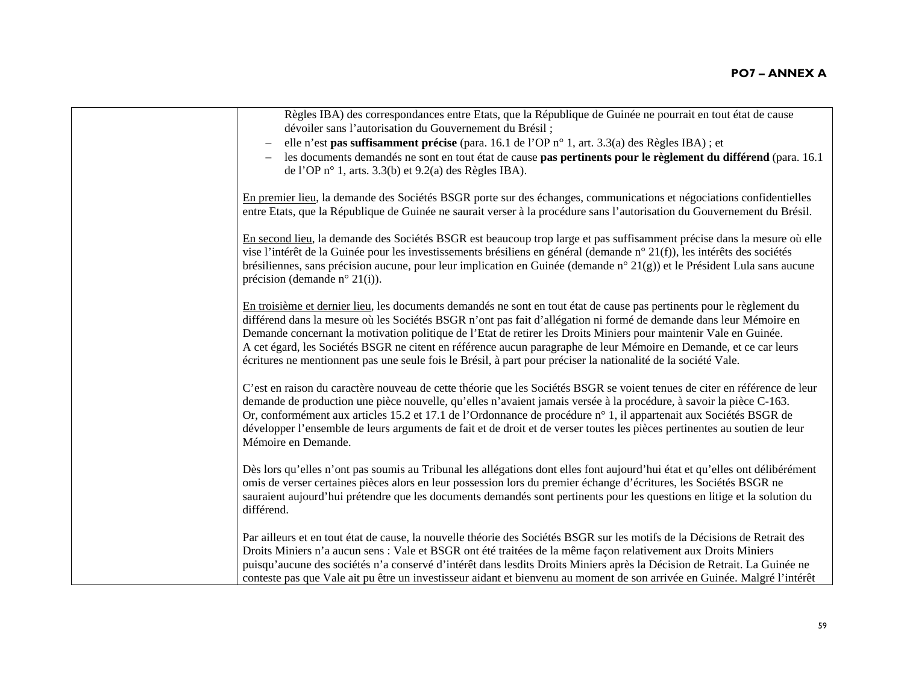| | Règles IBA) des correspondances entre Etats, que la République de Guinée ne pourrait en tout état de cause dévoiler sans l'autorisation du Gouvernement du Brésil ;<br>– elle n'est **pas suffisamment précise** (para. 16.1 de l'OP n° 1, art. 3.3(a) des Règles IBA) ; et<br>– les documents demandés ne sont en tout état de cause **pas pertinents pour le règlement du différend** (para. 16.1 de l'OP n° 1, arts. 3.3(b) et 9.2(a) des Règles IBA).<br><br>En premier lieu, la demande des Sociétés BSGR porte sur des échanges, communications et négociations confidentielles entre Etats, que la République de Guinée ne saurait verser à la procédure sans l'autorisation du Gouvernement du Brésil.<br><br>En second lieu, la demande des Sociétés BSGR est beaucoup trop large et pas suffisamment précise dans la mesure où elle vise l'intérêt de la Guinée pour les investissements brésiliens en général (demande n° 21(f)), les intérêts des sociétés brésiliennes, sans précision aucune, pour leur implication en Guinée (demande n° 21(g)) et le Président Lula sans aucune précision (demande n° 21(i)).<br><br>En troisième et dernier lieu, les documents demandés ne sont en tout état de cause pas pertinents pour le règlement du différend dans la mesure où les Sociétés BSGR n'ont pas fait d'allégation ni formé de demande dans leur Mémoire en Demande concernant la motivation politique de l'Etat de retirer les Droits Miniers pour maintenir Vale en Guinée. A cet égard, les Sociétés BSGR ne citent en référence aucun paragraphe de leur Mémoire en Demande, et ce car leurs écritures ne mentionnent pas une seule fois le Brésil, à part pour préciser la nationalité de la société Vale.<br><br>C'est en raison du caractère nouveau de cette théorie que les Sociétés BSGR se voient tenues de citer en référence de leur demande de production une pièce nouvelle, qu'elles n'avaient jamais versée à la procédure, à savoir la pièce C-163. Or, conformément aux articles 15.2 et 17.1 de l'Ordonnance de procédure n° 1, il appartenait aux Sociétés BSGR de développer l'ensemble de leurs arguments de fait et de droit et de verser toutes les pièces pertinentes au soutien de leur Mémoire en Demande.<br><br>Dès lors qu'elles n'ont pas soumis au Tribunal les allégations dont elles font aujourd'hui état et qu'elles ont délibérément omis de verser certaines pièces alors en leur possession lors du premier échange d'écritures, les Sociétés BSGR ne sauraient aujourd'hui prétendre que les documents demandés sont pertinents pour les questions en litige et la solution du différend.<br><br>Par ailleurs et en tout état de cause, la nouvelle théorie des Sociétés BSGR sur les motifs de la Décisions de Retrait des Droits Miniers n'a aucun sens : Vale et BSGR ont été traitées de la même façon relativement aux Droits Miniers puisqu'aucune des sociétés n'a conservé d'intérêt dans lesdits Droits Miniers après la Décision de Retrait. La Guinée ne conteste pas que Vale ait pu être un investisseur aidant et bienvenu au moment de son arrivée en Guinée. Malgré l'intérêt |
|---|---|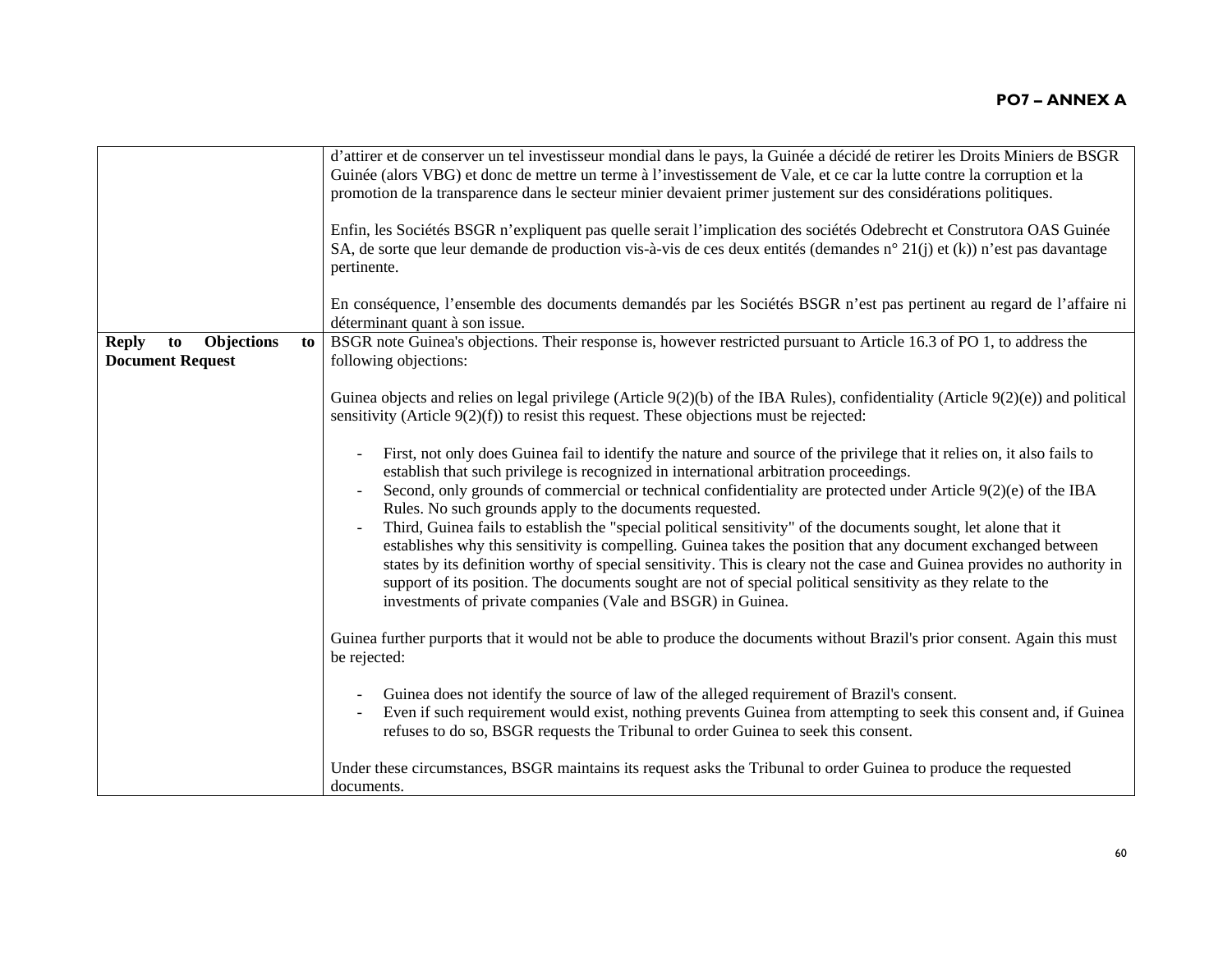| | |
|---|---|
| | d'attirer et de conserver un tel investisseur mondial dans le pays, la Guinée a décidé de retirer les Droits Miniers de BSGR Guinée (alors VBG) et donc de mettre un terme à l'investissement de Vale, et ce car la lutte contre la corruption et la promotion de la transparence dans le secteur minier devaient primer justement sur des considérations politiques.<br><br>Enfin, les Sociétés BSGR n'expliquent pas quelle serait l'implication des sociétés Odebrecht et Construtora OAS Guinée SA, de sorte que leur demande de production vis-à-vis de ces deux entités (demandes n° 21(j) et (k)) n'est pas davantage pertinente.<br><br>En conséquence, l'ensemble des documents demandés par les Sociétés BSGR n'est pas pertinent au regard de l'affaire ni déterminant quant à son issue. |
| **Reply to Objections to Document Request** | BSGR note Guinea's objections. Their response is, however restricted pursuant to Article 16.3 of PO 1, to address the following objections:<br><br>Guinea objects and relies on legal privilege (Article 9(2)(b) of the IBA Rules), confidentiality (Article 9(2)(e)) and political sensitivity (Article 9(2)(f)) to resist this request. These objections must be rejected:<br><br>- First, not only does Guinea fail to identify the nature and source of the privilege that it relies on, it also fails to establish that such privilege is recognized in international arbitration proceedings.<br>- Second, only grounds of commercial or technical confidentiality are protected under Article 9(2)(e) of the IBA Rules. No such grounds apply to the documents requested.<br>- Third, Guinea fails to establish the "special political sensitivity" of the documents sought, let alone that it establishes why this sensitivity is compelling. Guinea takes the position that any document exchanged between states by its definition worthy of special sensitivity. This is cleary not the case and Guinea provides no authority in support of its position. The documents sought are not of special political sensitivity as they relate to the investments of private companies (Vale and BSGR) in Guinea.<br><br>Guinea further purports that it would not be able to produce the documents without Brazil's prior consent. Again this must be rejected:<br><br>- Guinea does not identify the source of law of the alleged requirement of Brazil's consent.<br>- Even if such requirement would exist, nothing prevents Guinea from attempting to seek this consent and, if Guinea refuses to do so, BSGR requests the Tribunal to order Guinea to seek this consent.<br><br>Under these circumstances, BSGR maintains its request asks the Tribunal to order Guinea to produce the requested documents. |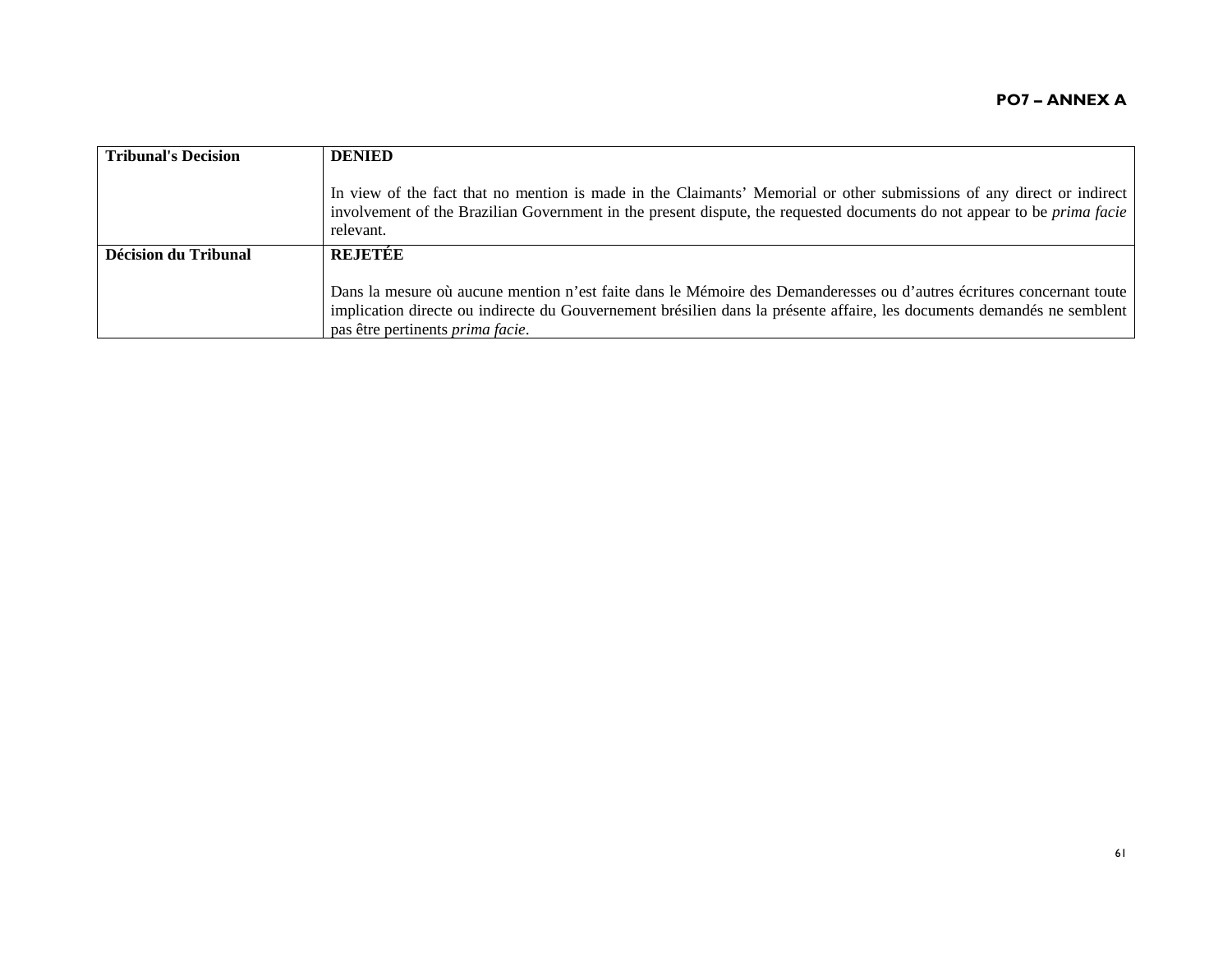| | |
|---|---|
| **Tribunal's Decision** | **DENIED**<br><br>In view of the fact that no mention is made in the Claimants' Memorial or other submissions of any direct or indirect involvement of the Brazilian Government in the present dispute, the requested documents do not appear to be *prima facie* relevant. |
| **Décision du Tribunal** | **REJETÉE**<br><br>Dans la mesure où aucune mention n'est faite dans le Mémoire des Demanderesses ou d'autres écritures concernant toute implication directe ou indirecte du Gouvernement brésilien dans la présente affaire, les documents demandés ne semblent pas être pertinents *prima facie*. |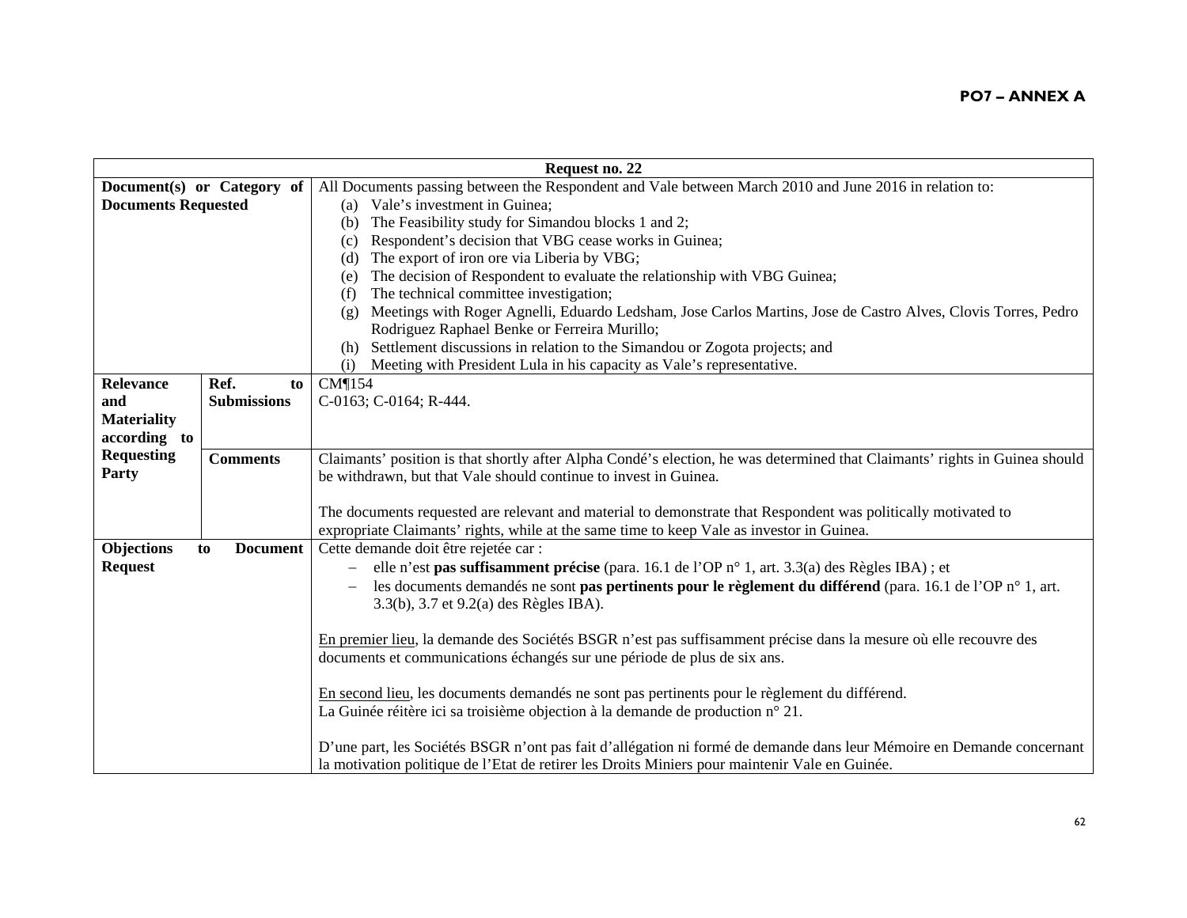**PO7 – ANNEX A**

| Request no. 22 | | |
|---|---|---|
| **Document(s) or Category of Documents Requested** | | All Documents passing between the Respondent and Vale between March 2010 and June 2016 in relation to:<br>(a) Vale's investment in Guinea;<br>(b) The Feasibility study for Simandou blocks 1 and 2;<br>(c) Respondent's decision that VBG cease works in Guinea;<br>(d) The export of iron ore via Liberia by VBG;<br>(e) The decision of Respondent to evaluate the relationship with VBG Guinea;<br>(f) The technical committee investigation;<br>(g) Meetings with Roger Agnelli, Eduardo Ledsham, Jose Carlos Martins, Jose de Castro Alves, Clovis Torres, Pedro Rodriguez Raphael Benke or Ferreira Murillo;<br>(h) Settlement discussions in relation to the Simandou or Zogota projects; and<br>(i) Meeting with President Lula in his capacity as Vale's representative. |
| **Relevance and Materiality according to Requesting Party** | **Ref. to Submissions** | CM¶154<br>C-0163; C-0164; R-444. |
| | **Comments** | Claimants' position is that shortly after Alpha Condé's election, he was determined that Claimants' rights in Guinea should be withdrawn, but that Vale should continue to invest in Guinea.<br><br>The documents requested are relevant and material to demonstrate that Respondent was politically motivated to expropriate Claimants' rights, while at the same time to keep Vale as investor in Guinea. |
| **Objections to Document Request** | | Cette demande doit être rejetée car :<br>– elle n'est **pas suffisamment précise** (para. 16.1 de l'OP n° 1, art. 3.3(a) des Règles IBA) ; et<br>– les documents demandés ne sont **pas pertinents pour le règlement du différend** (para. 16.1 de l'OP n° 1, art. 3.3(b), 3.7 et 9.2(a) des Règles IBA).<br><br><u>En premier lieu</u>, la demande des Sociétés BSGR n'est pas suffisamment précise dans la mesure où elle recouvre des documents et communications échangés sur une période de plus de six ans.<br><br><u>En second lieu</u>, les documents demandés ne sont pas pertinents pour le règlement du différend.<br>La Guinée réitère ici sa troisième objection à la demande de production n° 21.<br><br>D'une part, les Sociétés BSGR n'ont pas fait d'allégation ni formé de demande dans leur Mémoire en Demande concernant la motivation politique de l'Etat de retirer les Droits Miniers pour maintenir Vale en Guinée. |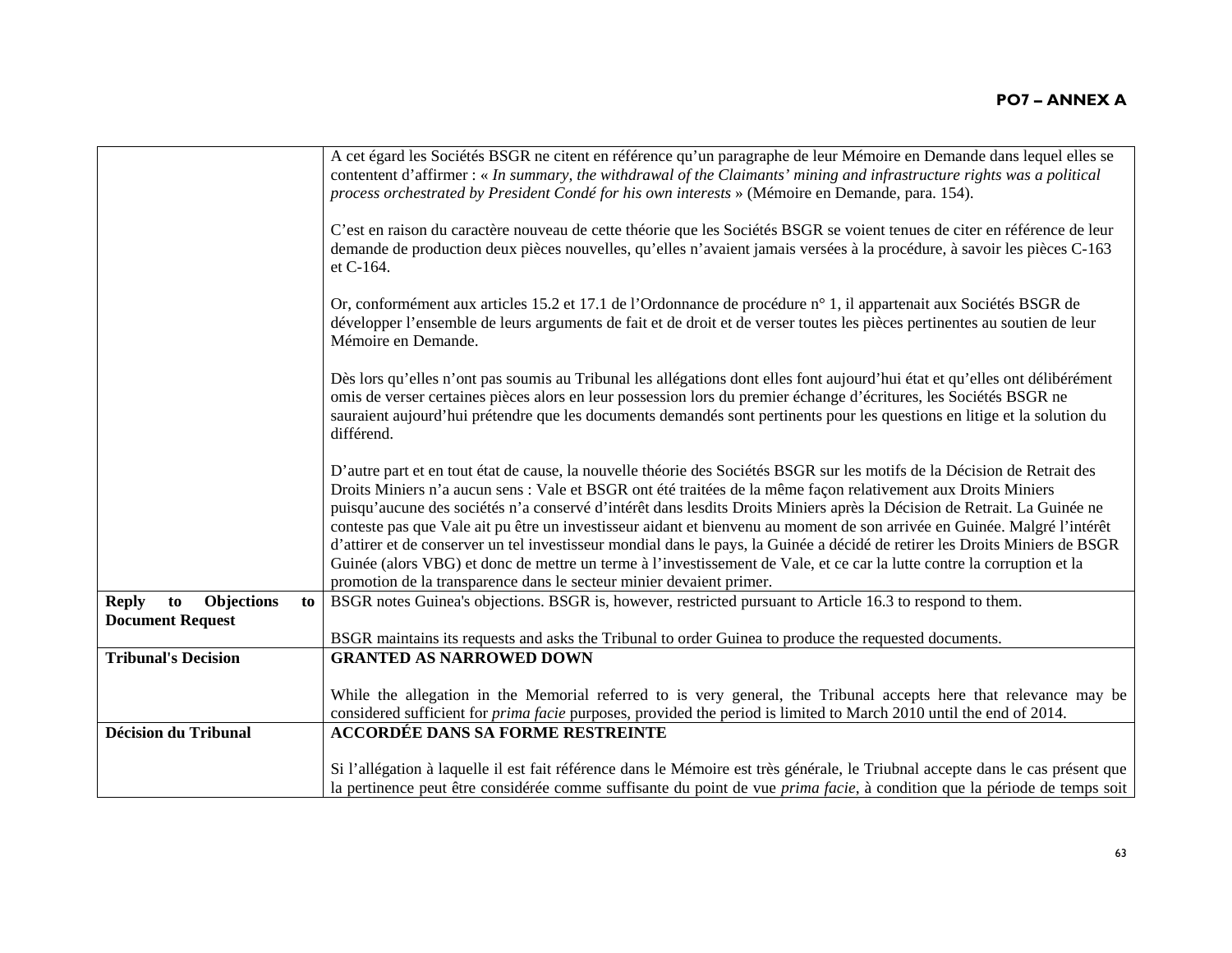| | |
|---|---|
| | A cet égard les Sociétés BSGR ne citent en référence qu'un paragraphe de leur Mémoire en Demande dans lequel elles se contentent d'affirmer : « *In summary, the withdrawal of the Claimants' mining and infrastructure rights was a political process orchestrated by President Condé for his own interests* » (Mémoire en Demande, para. 154).<br><br>C'est en raison du caractère nouveau de cette théorie que les Sociétés BSGR se voient tenues de citer en référence de leur demande de production deux pièces nouvelles, qu'elles n'avaient jamais versées à la procédure, à savoir les pièces C-163 et C-164.<br><br>Or, conformément aux articles 15.2 et 17.1 de l'Ordonnance de procédure n° 1, il appartenait aux Sociétés BSGR de développer l'ensemble de leurs arguments de fait et de droit et de verser toutes les pièces pertinentes au soutien de leur Mémoire en Demande.<br><br>Dès lors qu'elles n'ont pas soumis au Tribunal les allégations dont elles font aujourd'hui état et qu'elles ont délibérément omis de verser certaines pièces alors en leur possession lors du premier échange d'écritures, les Sociétés BSGR ne sauraient aujourd'hui prétendre que les documents demandés sont pertinents pour les questions en litige et la solution du différend.<br><br>D'autre part et en tout état de cause, la nouvelle théorie des Sociétés BSGR sur les motifs de la Décision de Retrait des Droits Miniers n'a aucun sens : Vale et BSGR ont été traitées de la même façon relativement aux Droits Miniers puisqu'aucune des sociétés n'a conservé d'intérêt dans lesdits Droits Miniers après la Décision de Retrait. La Guinée ne conteste pas que Vale ait pu être un investisseur aidant et bienvenu au moment de son arrivée en Guinée. Malgré l'intérêt d'attirer et de conserver un tel investisseur mondial dans le pays, la Guinée a décidé de retirer les Droits Miniers de BSGR Guinée (alors VBG) et donc de mettre un terme à l'investissement de Vale, et ce car la lutte contre la corruption et la promotion de la transparence dans le secteur minier devaient primer. |
| **Reply to Objections to Document Request** | BSGR notes Guinea's objections. BSGR is, however, restricted pursuant to Article 16.3 to respond to them.<br><br>BSGR maintains its requests and asks the Tribunal to order Guinea to produce the requested documents. |
| **Tribunal's Decision** | **GRANTED AS NARROWED DOWN**<br><br>While the allegation in the Memorial referred to is very general, the Tribunal accepts here that relevance may be considered sufficient for *prima facie* purposes, provided the period is limited to March 2010 until the end of 2014. |
| **Décision du Tribunal** | **ACCORDÉE DANS SA FORME RESTREINTE**<br><br>Si l'allégation à laquelle il est fait référence dans le Mémoire est très générale, le Triubnal accepte dans le cas présent que la pertinence peut être considérée comme suffisante du point de vue *prima facie*, à condition que la période de temps soit |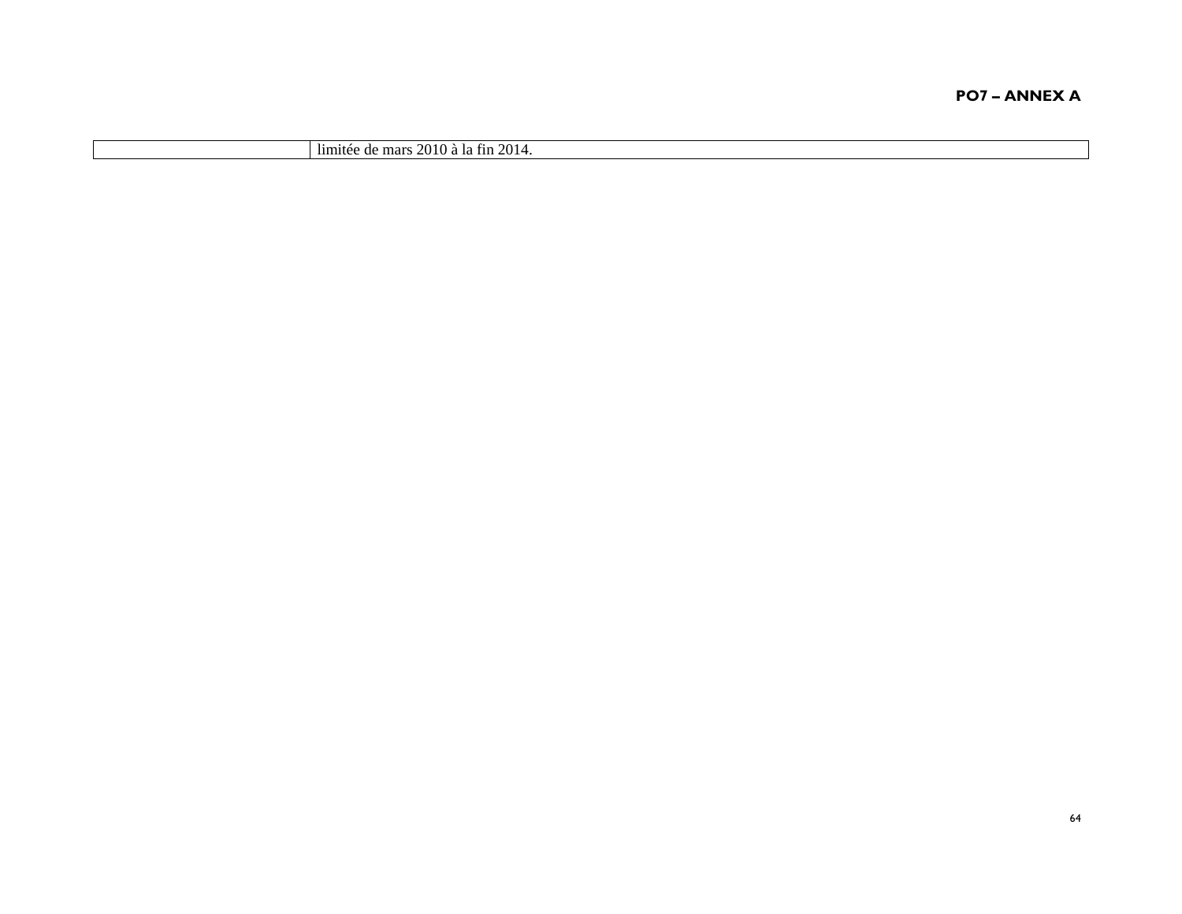| | |
|---|---|
| | limitée de mars 2010 à la fin 2014. |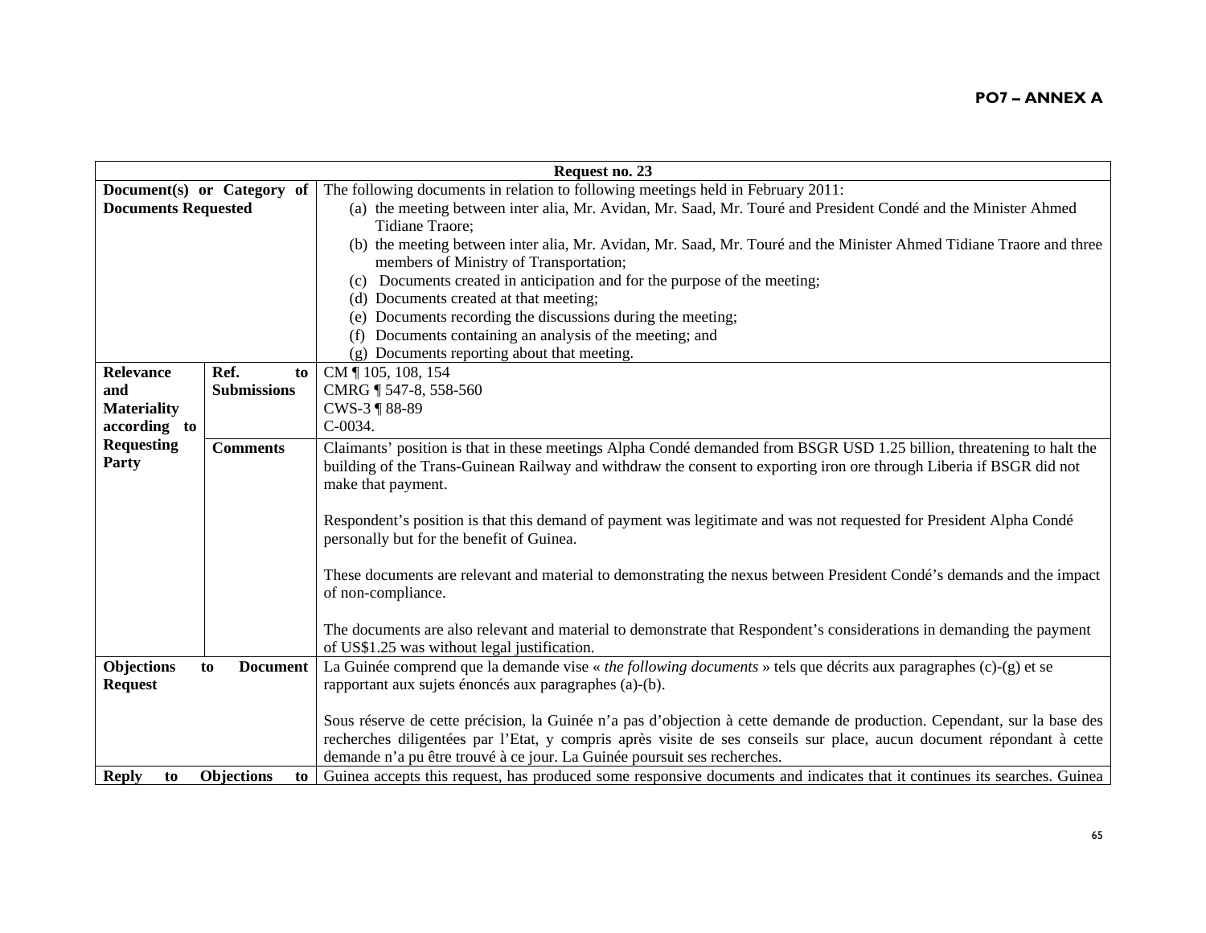**PO7 – ANNEX A**

| Request no. 23 | | |
|---|---|---|
| **Document(s) or Category of Documents Requested** | | The following documents in relation to following meetings held in February 2011:<br>(a) the meeting between inter alia, Mr. Avidan, Mr. Saad, Mr. Touré and President Condé and the Minister Ahmed Tidiane Traore;<br>(b) the meeting between inter alia, Mr. Avidan, Mr. Saad, Mr. Touré and the Minister Ahmed Tidiane Traore and three members of Ministry of Transportation;<br>(c) Documents created in anticipation and for the purpose of the meeting;<br>(d) Documents created at that meeting;<br>(e) Documents recording the discussions during the meeting;<br>(f) Documents containing an analysis of the meeting; and<br>(g) Documents reporting about that meeting. |
| **Relevance and Materiality according to Requesting Party** | **Ref. to Submissions** | CM ¶ 105, 108, 154<br>CMRG ¶ 547-8, 558-560<br>CWS-3 ¶ 88-89<br>C-0034. |
| | **Comments** | Claimants' position is that in these meetings Alpha Condé demanded from BSGR USD 1.25 billion, threatening to halt the building of the Trans-Guinean Railway and withdraw the consent to exporting iron ore through Liberia if BSGR did not make that payment.<br><br>Respondent's position is that this demand of payment was legitimate and was not requested for President Alpha Condé personally but for the benefit of Guinea.<br><br>These documents are relevant and material to demonstrating the nexus between President Condé's demands and the impact of non-compliance.<br><br>The documents are also relevant and material to demonstrate that Respondent's considerations in demanding the payment of US$1.25 was without legal justification. |
| **Objections to Document Request** | | La Guinée comprend que la demande vise « *the following documents* » tels que décrits aux paragraphes (c)-(g) et se rapportant aux sujets énoncés aux paragraphes (a)-(b).<br><br>Sous réserve de cette précision, la Guinée n'a pas d'objection à cette demande de production. Cependant, sur la base des recherches diligentées par l'Etat, y compris après visite de ses conseils sur place, aucun document répondant à cette demande n'a pu être trouvé à ce jour. La Guinée poursuit ses recherches. |
| **Reply to Objections to** | | Guinea accepts this request, has produced some responsive documents and indicates that it continues its searches. Guinea |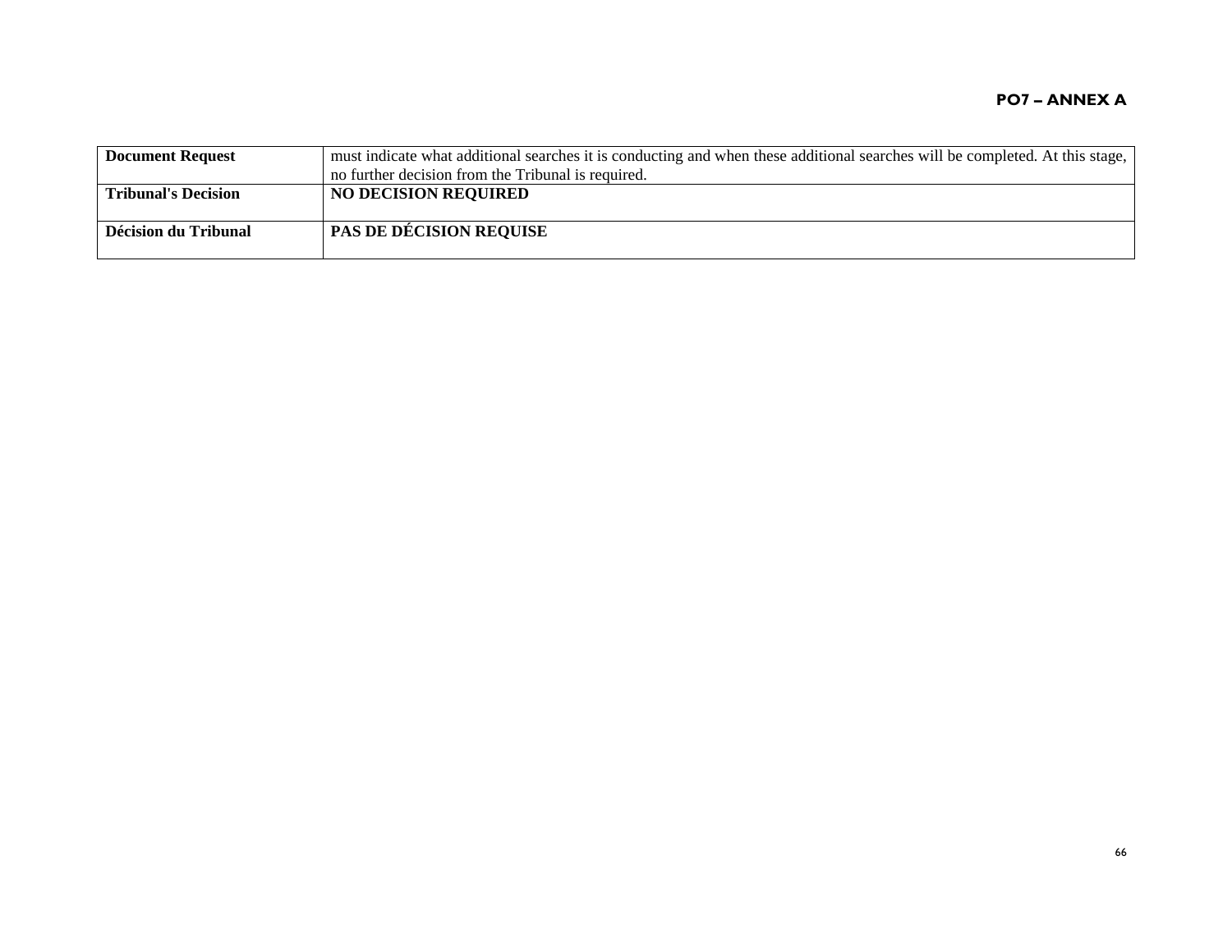| Document Request | must indicate what additional searches it is conducting and when these additional searches will be completed. At this stage, no further decision from the Tribunal is required. |
|---|---|
| **Tribunal's Decision** | **NO DECISION REQUIRED** |
| **Décision du Tribunal** | **PAS DE DÉCISION REQUISE** |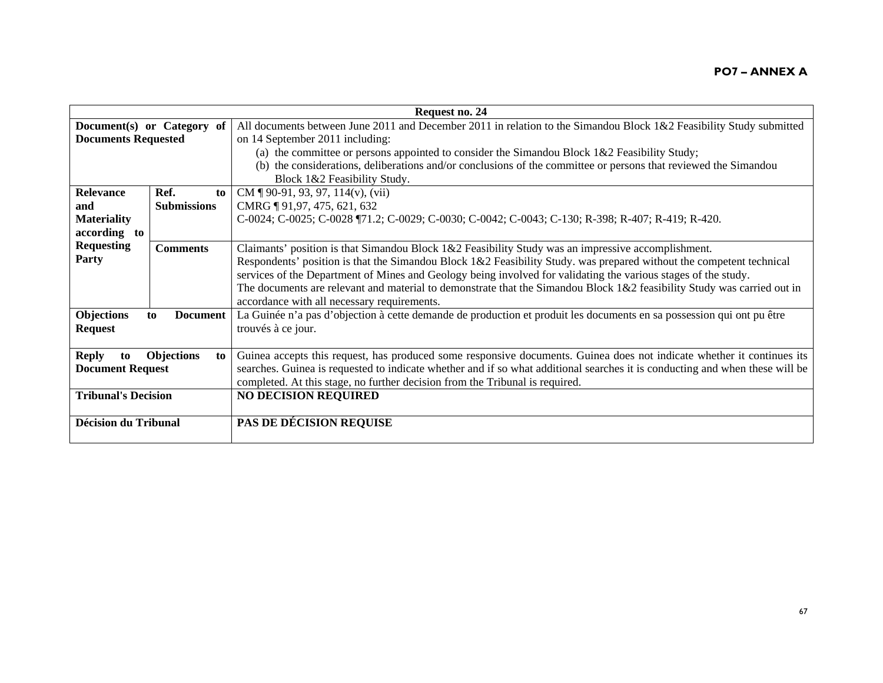**PO7 – ANNEX A**

| Request no. 24 | | |
|---|---|---|
| **Document(s) or Category of Documents Requested** | | All documents between June 2011 and December 2011 in relation to the Simandou Block 1&2 Feasibility Study submitted on 14 September 2011 including:<br>(a) the committee or persons appointed to consider the Simandou Block 1&2 Feasibility Study;<br>(b) the considerations, deliberations and/or conclusions of the committee or persons that reviewed the Simandou Block 1&2 Feasibility Study. |
| **Relevance and Materiality according to Requesting Party** | **Ref. to Submissions** | CM ¶ 90-91, 93, 97, 114(v), (vii)<br>CMRG ¶ 91,97, 475, 621, 632<br>C-0024; C-0025; C-0028 ¶71.2; C-0029; C-0030; C-0042; C-0043; C-130; R-398; R-407; R-419; R-420. |
| | **Comments** | Claimants' position is that Simandou Block 1&2 Feasibility Study was an impressive accomplishment.<br>Respondents' position is that the Simandou Block 1&2 Feasibility Study. was prepared without the competent technical services of the Department of Mines and Geology being involved for validating the various stages of the study.<br>The documents are relevant and material to demonstrate that the Simandou Block 1&2 feasibility Study was carried out in accordance with all necessary requirements. |
| **Objections to Document Request** | | La Guinée n'a pas d'objection à cette demande de production et produit les documents en sa possession qui ont pu être trouvés à ce jour. |
| **Reply to Objections to Document Request** | | Guinea accepts this request, has produced some responsive documents. Guinea does not indicate whether it continues its searches. Guinea is requested to indicate whether and if so what additional searches it is conducting and when these will be completed. At this stage, no further decision from the Tribunal is required. |
| **Tribunal's Decision** | | **NO DECISION REQUIRED** |
| **Décision du Tribunal** | | **PAS DE DÉCISION REQUISE** |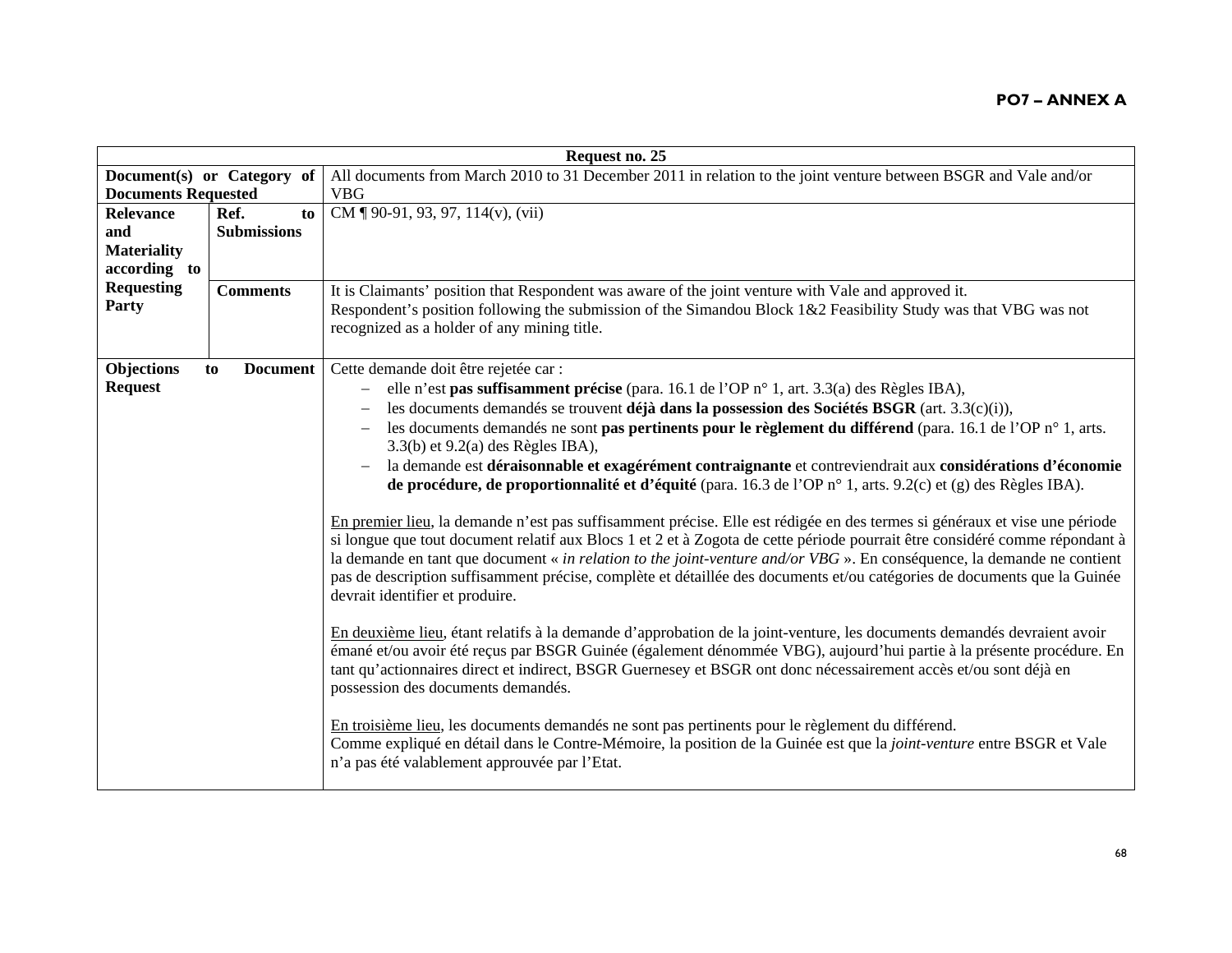**PO7 – ANNEX A**

| Request no. 25 | | |
|---|---|---|
| **Document(s) or Category of Documents Requested** | | All documents from March 2010 to 31 December 2011 in relation to the joint venture between BSGR and Vale and/or VBG |
| **Relevance and Materiality according to Requesting Party** | **Ref. to Submissions** | CM ¶ 90-91, 93, 97, 114(v), (vii) |
| | **Comments** | It is Claimants' position that Respondent was aware of the joint venture with Vale and approved it.<br>Respondent's position following the submission of the Simandou Block 1&2 Feasibility Study was that VBG was not recognized as a holder of any mining title. |
| **Objections to Document Request** | | Cette demande doit être rejetée car :<br>– elle n'est **pas suffisamment précise** (para. 16.1 de l'OP n° 1, art. 3.3(a) des Règles IBA),<br>– les documents demandés se trouvent **déjà dans la possession des Sociétés BSGR** (art. 3.3(c)(i)),<br>– les documents demandés ne sont **pas pertinents pour le règlement du différend** (para. 16.1 de l'OP n° 1, arts. 3.3(b) et 9.2(a) des Règles IBA),<br>– la demande est **déraisonnable et exagérément contraignante** et contreviendrait aux **considérations d'économie de procédure, de proportionnalité et d'équité** (para. 16.3 de l'OP n° 1, arts. 9.2(c) et (g) des Règles IBA).<br><br>En premier lieu, la demande n'est pas suffisamment précise. Elle est rédigée en des termes si généraux et vise une période si longue que tout document relatif aux Blocs 1 et 2 et à Zogota de cette période pourrait être considéré comme répondant à la demande en tant que document « *in relation to the joint-venture and/or VBG* ». En conséquence, la demande ne contient pas de description suffisamment précise, complète et détaillée des documents et/ou catégories de documents que la Guinée devrait identifier et produire.<br><br>En deuxième lieu, étant relatifs à la demande d'approbation de la joint-venture, les documents demandés devraient avoir émané et/ou avoir été reçus par BSGR Guinée (également dénommée VBG), aujourd'hui partie à la présente procédure. En tant qu'actionnaires direct et indirect, BSGR Guernesey et BSGR ont donc nécessairement accès et/ou sont déjà en possession des documents demandés.<br><br>En troisième lieu, les documents demandés ne sont pas pertinents pour le règlement du différend.<br>Comme expliqué en détail dans le Contre-Mémoire, la position de la Guinée est que la *joint-venture* entre BSGR et Vale n'a pas été valablement approuvée par l'Etat. |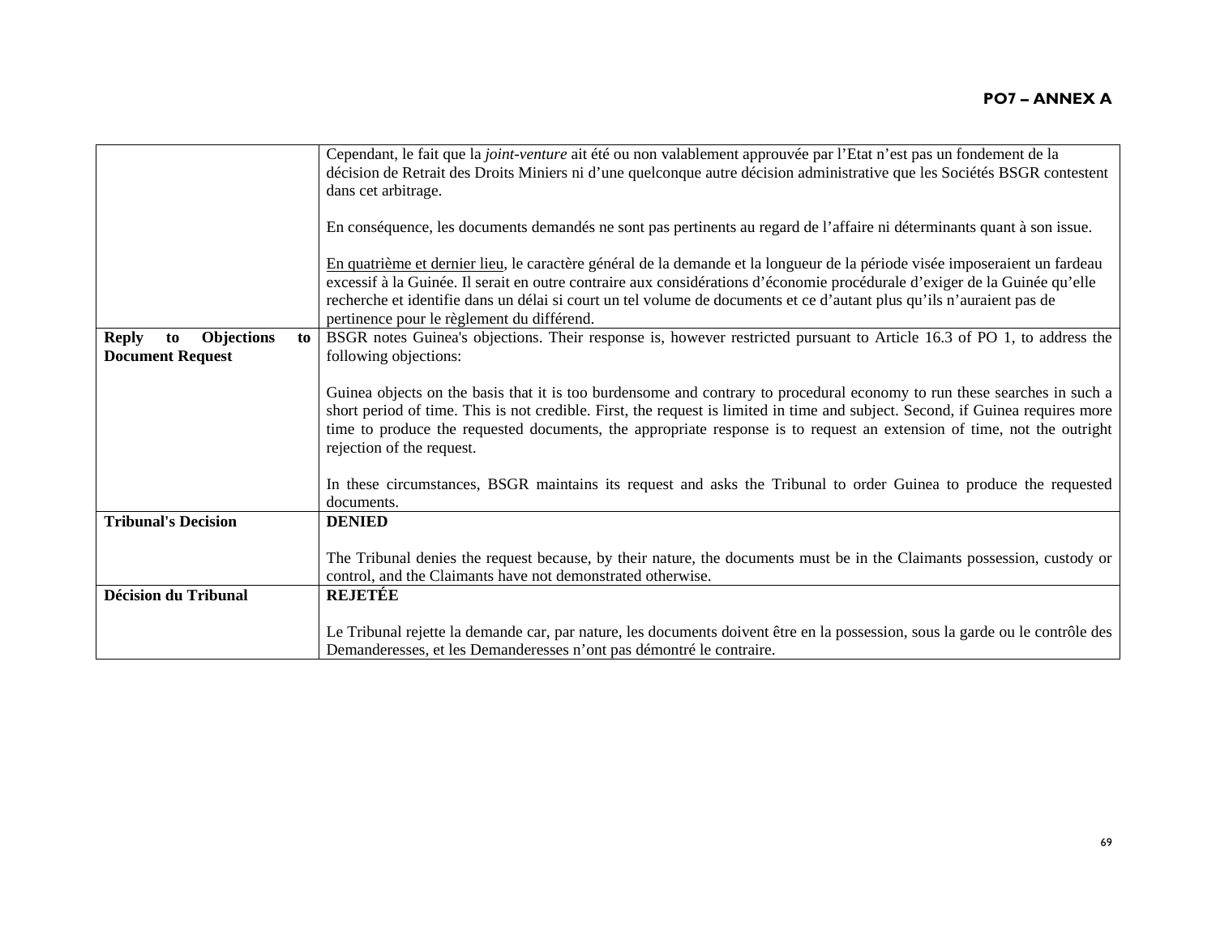| | |
|---|---|
| | Cependant, le fait que la *joint-venture* ait été ou non valablement approuvée par l'Etat n'est pas un fondement de la décision de Retrait des Droits Miniers ni d'une quelconque autre décision administrative que les Sociétés BSGR contestent dans cet arbitrage.<br><br>En conséquence, les documents demandés ne sont pas pertinents au regard de l'affaire ni déterminants quant à son issue.<br><br><u>En quatrième et dernier lieu</u>, le caractère général de la demande et la longueur de la période visée imposeraient un fardeau excessif à la Guinée. Il serait en outre contraire aux considérations d'économie procédurale d'exiger de la Guinée qu'elle recherche et identifie dans un délai si court un tel volume de documents et ce d'autant plus qu'ils n'auraient pas de pertinence pour le règlement du différend. |
| **Reply to Objections to Document Request** | BSGR notes Guinea's objections. Their response is, however restricted pursuant to Article 16.3 of PO 1, to address the following objections:<br><br>Guinea objects on the basis that it is too burdensome and contrary to procedural economy to run these searches in such a short period of time. This is not credible. First, the request is limited in time and subject. Second, if Guinea requires more time to produce the requested documents, the appropriate response is to request an extension of time, not the outright rejection of the request.<br><br>In these circumstances, BSGR maintains its request and asks the Tribunal to order Guinea to produce the requested documents. |
| **Tribunal's Decision** | **DENIED**<br><br>The Tribunal denies the request because, by their nature, the documents must be in the Claimants possession, custody or control, and the Claimants have not demonstrated otherwise. |
| **Décision du Tribunal** | **REJETÉE**<br><br>Le Tribunal rejette la demande car, par nature, les documents doivent être en la possession, sous la garde ou le contrôle des Demanderesses, et les Demanderesses n'ont pas démontré le contraire. |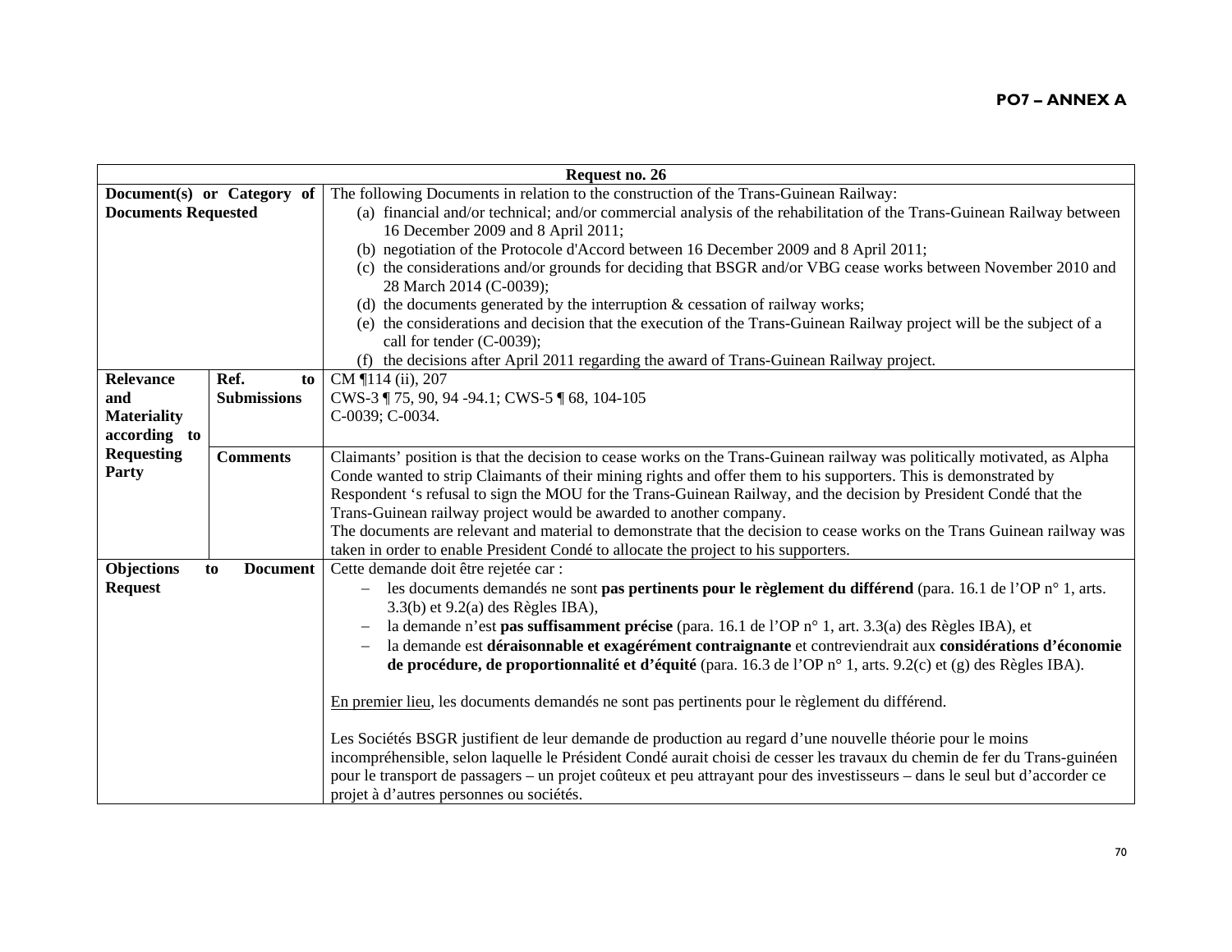**PO7 – ANNEX A**

| Request no. 26 | | |
|---|---|---|
| **Document(s) or Category of Documents Requested** | | The following Documents in relation to the construction of the Trans-Guinean Railway:<br>(a) financial and/or technical; and/or commercial analysis of the rehabilitation of the Trans-Guinean Railway between 16 December 2009 and 8 April 2011;<br>(b) negotiation of the Protocole d'Accord between 16 December 2009 and 8 April 2011;<br>(c) the considerations and/or grounds for deciding that BSGR and/or VBG cease works between November 2010 and 28 March 2014 (C-0039);<br>(d) the documents generated by the interruption & cessation of railway works;<br>(e) the considerations and decision that the execution of the Trans-Guinean Railway project will be the subject of a call for tender (C-0039);<br>(f) the decisions after April 2011 regarding the award of Trans-Guinean Railway project. |
| **Relevance and Materiality according to Requesting Party** | **Ref. to Submissions** | CM ¶114 (ii), 207<br>CWS-3 ¶ 75, 90, 94 -94.1; CWS-5 ¶ 68, 104-105<br>C-0039; C-0034. |
| | **Comments** | Claimants' position is that the decision to cease works on the Trans-Guinean railway was politically motivated, as Alpha Conde wanted to strip Claimants of their mining rights and offer them to his supporters. This is demonstrated by Respondent 's refusal to sign the MOU for the Trans-Guinean Railway, and the decision by President Condé that the Trans-Guinean railway project would be awarded to another company.<br>The documents are relevant and material to demonstrate that the decision to cease works on the Trans Guinean railway was taken in order to enable President Condé to allocate the project to his supporters. |
| **Objections to Document Request** | | Cette demande doit être rejetée car :<br>– les documents demandés ne sont **pas pertinents pour le règlement du différend** (para. 16.1 de l'OP n° 1, arts. 3.3(b) et 9.2(a) des Règles IBA),<br>– la demande n'est **pas suffisamment précise** (para. 16.1 de l'OP n° 1, art. 3.3(a) des Règles IBA), et<br>– la demande est **déraisonnable et exagérément contraignante** et contreviendrait aux **considérations d'économie de procédure, de proportionnalité et d'équité** (para. 16.3 de l'OP n° 1, arts. 9.2(c) et (g) des Règles IBA).<br><br><u>En premier lieu</u>, les documents demandés ne sont pas pertinents pour le règlement du différend.<br><br>Les Sociétés BSGR justifient de leur demande de production au regard d'une nouvelle théorie pour le moins incompréhensible, selon laquelle le Président Condé aurait choisi de cesser les travaux du chemin de fer du Trans-guinéen pour le transport de passagers – un projet coûteux et peu attrayant pour des investisseurs – dans le seul but d'accorder ce projet à d'autres personnes ou sociétés. |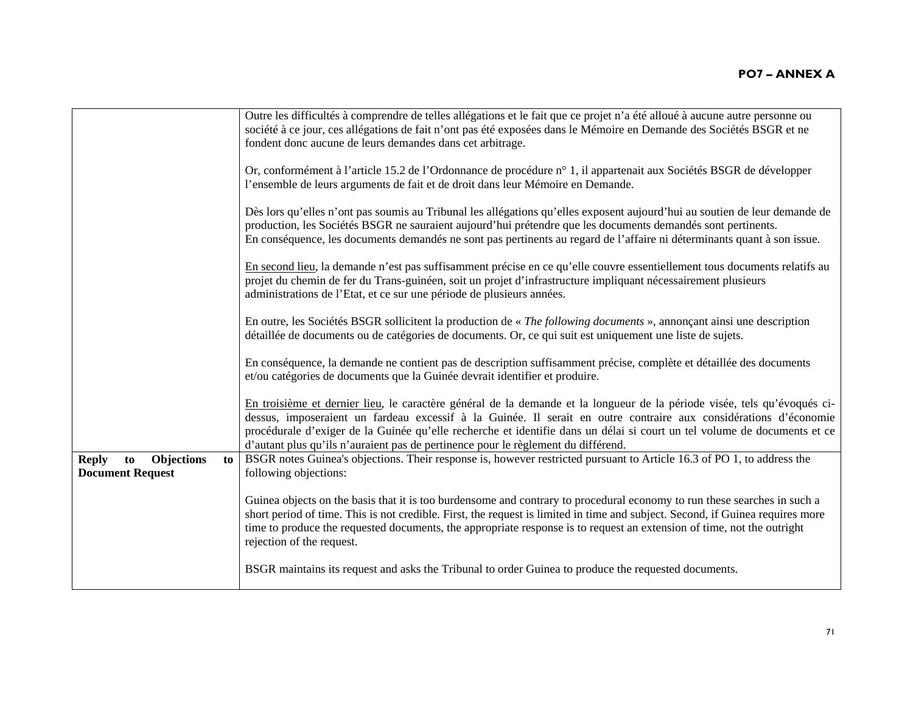| | |
|---|---|
| | Outre les difficultés à comprendre de telles allégations et le fait que ce projet n'a été alloué à aucune autre personne ou société à ce jour, ces allégations de fait n'ont pas été exposées dans le Mémoire en Demande des Sociétés BSGR et ne fondent donc aucune de leurs demandes dans cet arbitrage.<br><br>Or, conformément à l'article 15.2 de l'Ordonnance de procédure n° 1, il appartenait aux Sociétés BSGR de développer l'ensemble de leurs arguments de fait et de droit dans leur Mémoire en Demande.<br><br>Dès lors qu'elles n'ont pas soumis au Tribunal les allégations qu'elles exposent aujourd'hui au soutien de leur demande de production, les Sociétés BSGR ne sauraient aujourd'hui prétendre que les documents demandés sont pertinents.<br>En conséquence, les documents demandés ne sont pas pertinents au regard de l'affaire ni déterminants quant à son issue.<br><br><u>En second lieu</u>, la demande n'est pas suffisamment précise en ce qu'elle couvre essentiellement tous documents relatifs au projet du chemin de fer du Trans-guinéen, soit un projet d'infrastructure impliquant nécessairement plusieurs administrations de l'Etat, et ce sur une période de plusieurs années.<br><br>En outre, les Sociétés BSGR sollicitent la production de « *The following documents* », annonçant ainsi une description détaillée de documents ou de catégories de documents. Or, ce qui suit est uniquement une liste de sujets.<br><br>En conséquence, la demande ne contient pas de description suffisamment précise, complète et détaillée des documents et/ou catégories de documents que la Guinée devrait identifier et produire.<br><br><u>En troisième et dernier lieu</u>, le caractère général de la demande et la longueur de la période visée, tels qu'évoqués ci-dessus, imposeraient un fardeau excessif à la Guinée. Il serait en outre contraire aux considérations d'économie procédurale d'exiger de la Guinée qu'elle recherche et identifie dans un délai si court un tel volume de documents et ce d'autant plus qu'ils n'auraient pas de pertinence pour le règlement du différend. |
| **Reply to Objections to Document Request** | BSGR notes Guinea's objections. Their response is, however restricted pursuant to Article 16.3 of PO 1, to address the following objections:<br><br>Guinea objects on the basis that it is too burdensome and contrary to procedural economy to run these searches in such a short period of time. This is not credible. First, the request is limited in time and subject. Second, if Guinea requires more time to produce the requested documents, the appropriate response is to request an extension of time, not the outright rejection of the request.<br><br>BSGR maintains its request and asks the Tribunal to order Guinea to produce the requested documents. |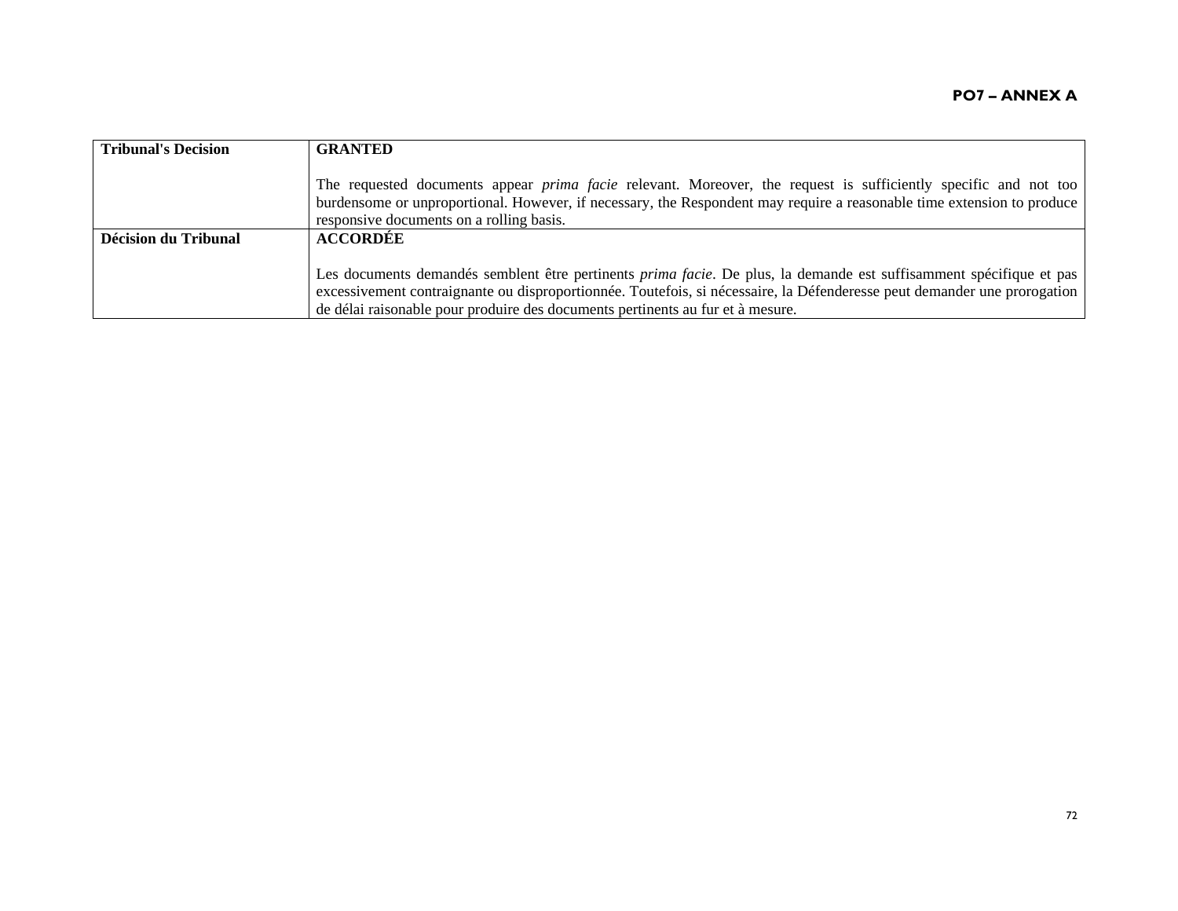| | |
|---|---|
| **Tribunal's Decision** | **GRANTED**<br><br>The requested documents appear *prima facie* relevant. Moreover, the request is sufficiently specific and not too burdensome or unproportional. However, if necessary, the Respondent may require a reasonable time extension to produce responsive documents on a rolling basis. |
| **Décision du Tribunal** | **ACCORDÉE**<br><br>Les documents demandés semblent être pertinents *prima facie*. De plus, la demande est suffisamment spécifique et pas excessivement contraignante ou disproportionnée. Toutefois, si nécessaire, la Défenderesse peut demander une prorogation de délai raisonable pour produire des documents pertinents au fur et à mesure. |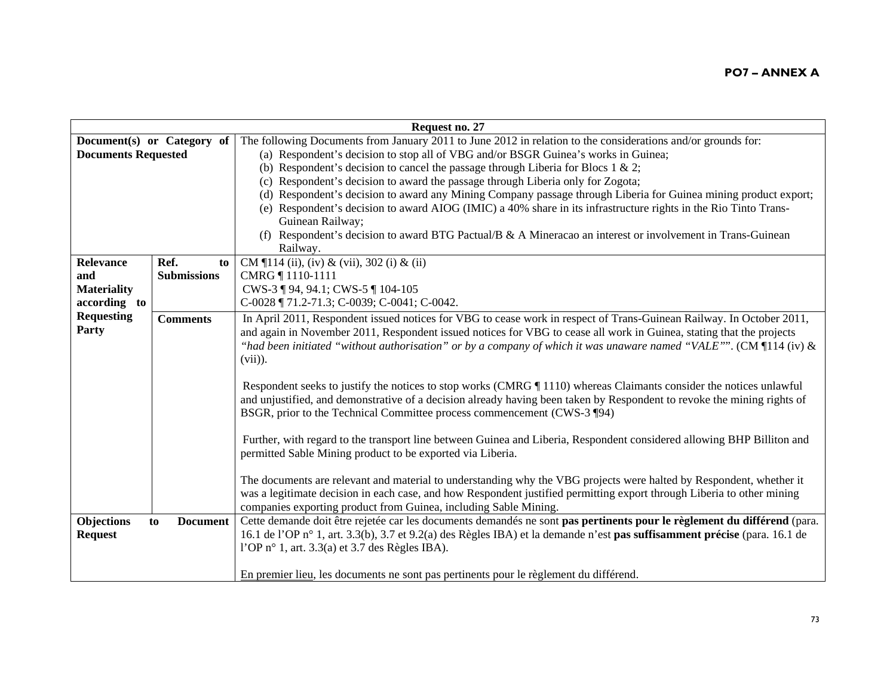**PO7 – ANNEX A**

| Request no. 27 | | |
|---|---|---|
| **Document(s) or Category of Documents Requested** | | The following Documents from January 2011 to June 2012 in relation to the considerations and/or grounds for:<br>(a) Respondent's decision to stop all of VBG and/or BSGR Guinea's works in Guinea;<br>(b) Respondent's decision to cancel the passage through Liberia for Blocs 1 & 2;<br>(c) Respondent's decision to award the passage through Liberia only for Zogota;<br>(d) Respondent's decision to award any Mining Company passage through Liberia for Guinea mining product export;<br>(e) Respondent's decision to award AIOG (IMIC) a 40% share in its infrastructure rights in the Rio Tinto Trans-Guinean Railway;<br>(f) Respondent's decision to award BTG Pactual/B & A Mineracao an interest or involvement in Trans-Guinean Railway. |
| **Relevance and Materiality according to Requesting Party** | **Ref. to Submissions** | CM ¶114 (ii), (iv) & (vii), 302 (i) & (ii)<br>CMRG ¶ 1110-1111<br>CWS-3 ¶ 94, 94.1; CWS-5 ¶ 104-105<br>C-0028 ¶ 71.2-71.3; C-0039; C-0041; C-0042. |
| | **Comments** | In April 2011, Respondent issued notices for VBG to cease work in respect of Trans-Guinean Railway. In October 2011, and again in November 2011, Respondent issued notices for VBG to cease all work in Guinea, stating that the projects *"had been initiated "without authorisation" or by a company of which it was unaware named "VALE""*. (CM ¶114 (iv) & (vii)).<br><br>Respondent seeks to justify the notices to stop works (CMRG ¶ 1110) whereas Claimants consider the notices unlawful and unjustified, and demonstrative of a decision already having been taken by Respondent to revoke the mining rights of BSGR, prior to the Technical Committee process commencement (CWS-3 ¶94)<br><br>Further, with regard to the transport line between Guinea and Liberia, Respondent considered allowing BHP Billiton and permitted Sable Mining product to be exported via Liberia.<br><br>The documents are relevant and material to understanding why the VBG projects were halted by Respondent, whether it was a legitimate decision in each case, and how Respondent justified permitting export through Liberia to other mining companies exporting product from Guinea, including Sable Mining. |
| **Objections to Document Request** | | Cette demande doit être rejetée car les documents demandés ne sont **pas pertinents pour le règlement du différend** (para. 16.1 de l'OP n° 1, art. 3.3(b), 3.7 et 9.2(a) des Règles IBA) et la demande n'est **pas suffisamment précise** (para. 16.1 de l'OP n° 1, art. 3.3(a) et 3.7 des Règles IBA).<br><br><u>En premier lieu</u>, les documents ne sont pas pertinents pour le règlement du différend. |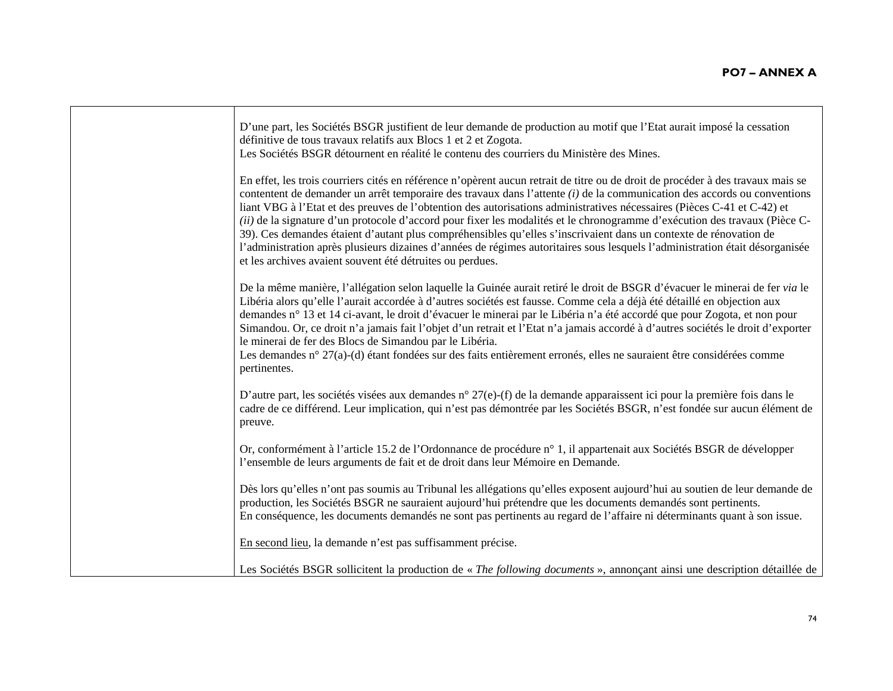| | D’une part, les Sociétés BSGR justifient de leur demande de production au motif que l’Etat aurait imposé la cessation définitive de tous travaux relatifs aux Blocs 1 et 2 et Zogota.<br>Les Sociétés BSGR détournent en réalité le contenu des courriers du Ministère des Mines.<br><br>En effet, les trois courriers cités en référence n’opèrent aucun retrait de titre ou de droit de procéder à des travaux mais se contentent de demander un arrêt temporaire des travaux dans l’attente *(i)* de la communication des accords ou conventions liant VBG à l’Etat et des preuves de l’obtention des autorisations administratives nécessaires (Pièces C-41 et C-42) et *(ii)* de la signature d’un protocole d’accord pour fixer les modalités et le chronogramme d’exécution des travaux (Pièce C-39). Ces demandes étaient d’autant plus compréhensibles qu’elles s’inscrivaient dans un contexte de rénovation de l’administration après plusieurs dizaines d’années de régimes autoritaires sous lesquels l’administration était désorganisée et les archives avaient souvent été détruites ou perdues.<br><br>De la même manière, l’allégation selon laquelle la Guinée aurait retiré le droit de BSGR d’évacuer le minerai de fer *via* le Libéria alors qu’elle l’aurait accordée à d’autres sociétés est fausse. Comme cela a déjà été détaillé en objection aux demandes n° 13 et 14 ci-avant, le droit d’évacuer le minerai par le Libéria n’a été accordé que pour Zogota, et non pour Simandou. Or, ce droit n’a jamais fait l’objet d’un retrait et l’Etat n’a jamais accordé à d’autres sociétés le droit d’exporter le minerai de fer des Blocs de Simandou par le Libéria.<br>Les demandes n° 27(a)-(d) étant fondées sur des faits entièrement erronés, elles ne sauraient être considérées comme pertinentes.<br><br>D’autre part, les sociétés visées aux demandes n° 27(e)-(f) de la demande apparaissent ici pour la première fois dans le cadre de ce différend. Leur implication, qui n’est pas démontrée par les Sociétés BSGR, n’est fondée sur aucun élément de preuve.<br><br>Or, conformément à l’article 15.2 de l’Ordonnance de procédure n° 1, il appartenait aux Sociétés BSGR de développer l’ensemble de leurs arguments de fait et de droit dans leur Mémoire en Demande.<br><br>Dès lors qu’elles n’ont pas soumis au Tribunal les allégations qu’elles exposent aujourd’hui au soutien de leur demande de production, les Sociétés BSGR ne sauraient aujourd’hui prétendre que les documents demandés sont pertinents.<br>En conséquence, les documents demandés ne sont pas pertinents au regard de l’affaire ni déterminants quant à son issue.<br><br><u>En second lieu</u>, la demande n’est pas suffisamment précise.<br><br>Les Sociétés BSGR sollicitent la production de « *The following documents* », annonçant ainsi une description détaillée de |
|---|---|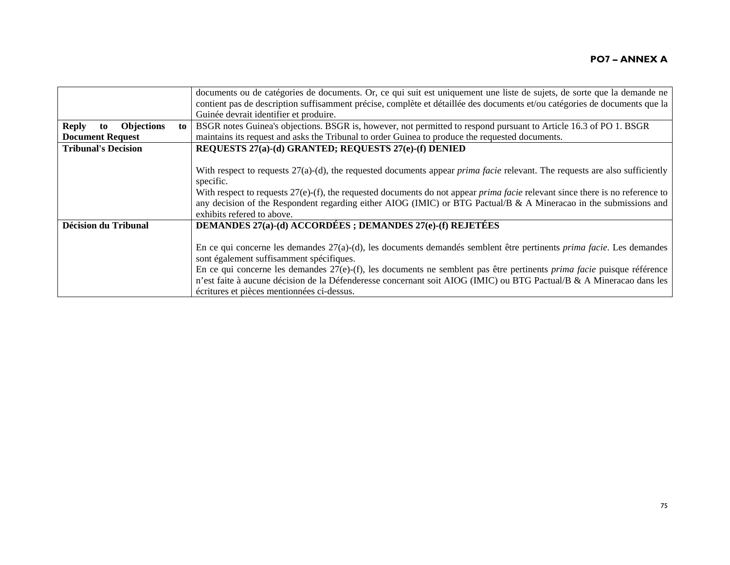| | |
|---|---|
| | documents ou de catégories de documents. Or, ce qui suit est uniquement une liste de sujets, de sorte que la demande ne contient pas de description suffisamment précise, complète et détaillée des documents et/ou catégories de documents que la Guinée devrait identifier et produire. |
| **Reply to Objections to Document Request** | BSGR notes Guinea's objections. BSGR is, however, not permitted to respond pursuant to Article 16.3 of PO 1. BSGR maintains its request and asks the Tribunal to order Guinea to produce the requested documents. |
| **Tribunal's Decision** | **REQUESTS 27(a)-(d) GRANTED; REQUESTS 27(e)-(f) DENIED**<br><br>With respect to requests 27(a)-(d), the requested documents appear *prima facie* relevant. The requests are also sufficiently specific.<br>With respect to requests 27(e)-(f), the requested documents do not appear *prima facie* relevant since there is no reference to any decision of the Respondent regarding either AIOG (IMIC) or BTG Pactual/B & A Mineracao in the submissions and exhibits refered to above. |
| **Décision du Tribunal** | **DEMANDES 27(a)-(d) ACCORDÉES ; DEMANDES 27(e)-(f) REJETÉES**<br><br>En ce qui concerne les demandes 27(a)-(d), les documents demandés semblent être pertinents *prima facie*. Les demandes sont également suffisamment spécifiques.<br>En ce qui concerne les demandes 27(e)-(f), les documents ne semblent pas être pertinents *prima facie* puisque référence n'est faite à aucune décision de la Défenderesse concernant soit AIOG (IMIC) ou BTG Pactual/B & A Mineracao dans les écritures et pièces mentionnées ci-dessus. |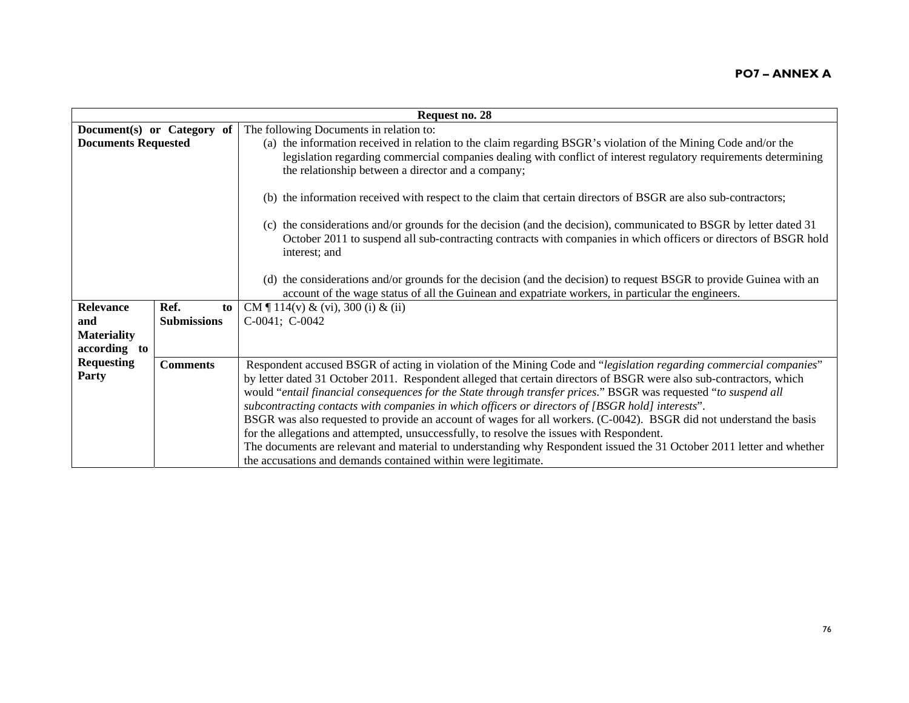**PO7 – ANNEX A**

| Request no. 28 | | |
|---|---|---|
| **Document(s) or Category of Documents Requested** | | The following Documents in relation to:<br>(a) the information received in relation to the claim regarding BSGR's violation of the Mining Code and/or the legislation regarding commercial companies dealing with conflict of interest regulatory requirements determining the relationship between a director and a company;<br><br>(b) the information received with respect to the claim that certain directors of BSGR are also sub-contractors;<br><br>(c) the considerations and/or grounds for the decision (and the decision), communicated to BSGR by letter dated 31 October 2011 to suspend all sub-contracting contracts with companies in which officers or directors of BSGR hold interest; and<br><br>(d) the considerations and/or grounds for the decision (and the decision) to request BSGR to provide Guinea with an account of the wage status of all the Guinean and expatriate workers, in particular the engineers. |
| **Relevance and Materiality according to Requesting Party** | **Ref. to Submissions** | CM ¶ 114(v) & (vi), 300 (i) & (ii)<br>C-0041; C-0042 |
| | **Comments** | Respondent accused BSGR of acting in violation of the Mining Code and "*legislation regarding commercial companies*" by letter dated 31 October 2011. Respondent alleged that certain directors of BSGR were also sub-contractors, which would "*entail financial consequences for the State through transfer prices*." BSGR was requested "*to suspend all subcontracting contacts with companies in which officers or directors of [BSGR hold] interests*".<br>BSGR was also requested to provide an account of wages for all workers. (C-0042). BSGR did not understand the basis for the allegations and attempted, unsuccessfully, to resolve the issues with Respondent.<br>The documents are relevant and material to understanding why Respondent issued the 31 October 2011 letter and whether the accusations and demands contained within were legitimate. |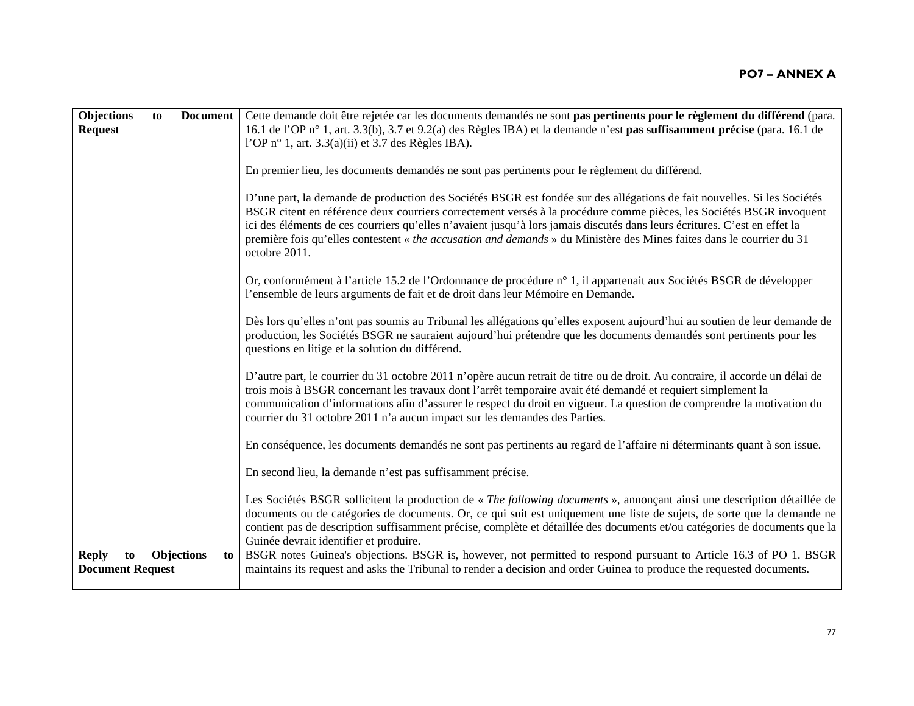| | |
|---|---|
| **Objections to Document Request** | Cette demande doit être rejetée car les documents demandés ne sont **pas pertinents pour le règlement du différend** (para. 16.1 de l'OP n° 1, art. 3.3(b), 3.7 et 9.2(a) des Règles IBA) et la demande n'est **pas suffisamment précise** (para. 16.1 de l'OP n° 1, art. 3.3(a)(ii) et 3.7 des Règles IBA).<br><br><u>En premier lieu</u>, les documents demandés ne sont pas pertinents pour le règlement du différend.<br><br>D'une part, la demande de production des Sociétés BSGR est fondée sur des allégations de fait nouvelles. Si les Sociétés BSGR citent en référence deux courriers correctement versés à la procédure comme pièces, les Sociétés BSGR invoquent ici des éléments de ces courriers qu'elles n'avaient jusqu'à lors jamais discutés dans leurs écritures. C'est en effet la première fois qu'elles contestent « *the accusation and demands* » du Ministère des Mines faites dans le courrier du 31 octobre 2011.<br><br>Or, conformément à l'article 15.2 de l'Ordonnance de procédure n° 1, il appartenait aux Sociétés BSGR de développer l'ensemble de leurs arguments de fait et de droit dans leur Mémoire en Demande.<br><br>Dès lors qu'elles n'ont pas soumis au Tribunal les allégations qu'elles exposent aujourd'hui au soutien de leur demande de production, les Sociétés BSGR ne sauraient aujourd'hui prétendre que les documents demandés sont pertinents pour les questions en litige et la solution du différend.<br><br>D'autre part, le courrier du 31 octobre 2011 n'opère aucun retrait de titre ou de droit. Au contraire, il accorde un délai de trois mois à BSGR concernant les travaux dont l'arrêt temporaire avait été demandé et requiert simplement la communication d'informations afin d'assurer le respect du droit en vigueur. La question de comprendre la motivation du courrier du 31 octobre 2011 n'a aucun impact sur les demandes des Parties.<br><br>En conséquence, les documents demandés ne sont pas pertinents au regard de l'affaire ni déterminants quant à son issue.<br><br><u>En second lieu</u>, la demande n'est pas suffisamment précise.<br><br>Les Sociétés BSGR sollicitent la production de « *The following documents* », annonçant ainsi une description détaillée de documents ou de catégories de documents. Or, ce qui suit est uniquement une liste de sujets, de sorte que la demande ne contient pas de description suffisamment précise, complète et détaillée des documents et/ou catégories de documents que la Guinée devrait identifier et produire. |
| **Reply to Objections to Document Request** | BSGR notes Guinea's objections. BSGR is, however, not permitted to respond pursuant to Article 16.3 of PO 1. BSGR maintains its request and asks the Tribunal to render a decision and order Guinea to produce the requested documents. |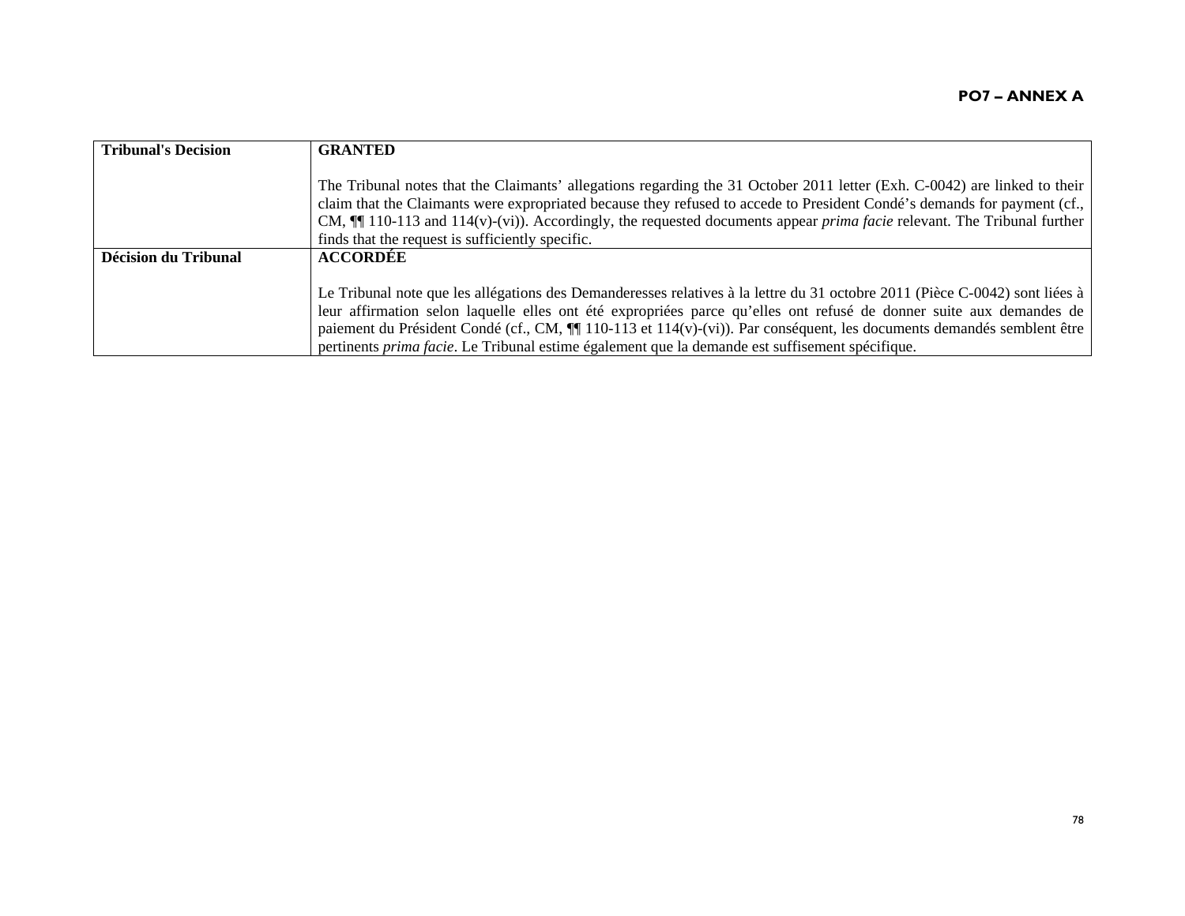| Tribunal's Decision | **GRANTED**<br><br>The Tribunal notes that the Claimants' allegations regarding the 31 October 2011 letter (Exh. C-0042) are linked to their claim that the Claimants were expropriated because they refused to accede to President Condé's demands for payment (cf., CM, ¶¶ 110-113 and 114(v)-(vi)). Accordingly, the requested documents appear *prima facie* relevant. The Tribunal further finds that the request is sufficiently specific. |
|---|---|
| **Décision du Tribunal** | **ACCORDÉE**<br><br>Le Tribunal note que les allégations des Demanderesses relatives à la lettre du 31 octobre 2011 (Pièce C-0042) sont liées à leur affirmation selon laquelle elles ont été expropriées parce qu'elles ont refusé de donner suite aux demandes de paiement du Président Condé (cf., CM, ¶¶ 110-113 et 114(v)-(vi)). Par conséquent, les documents demandés semblent être pertinents *prima facie*. Le Tribunal estime également que la demande est suffisement spécifique. |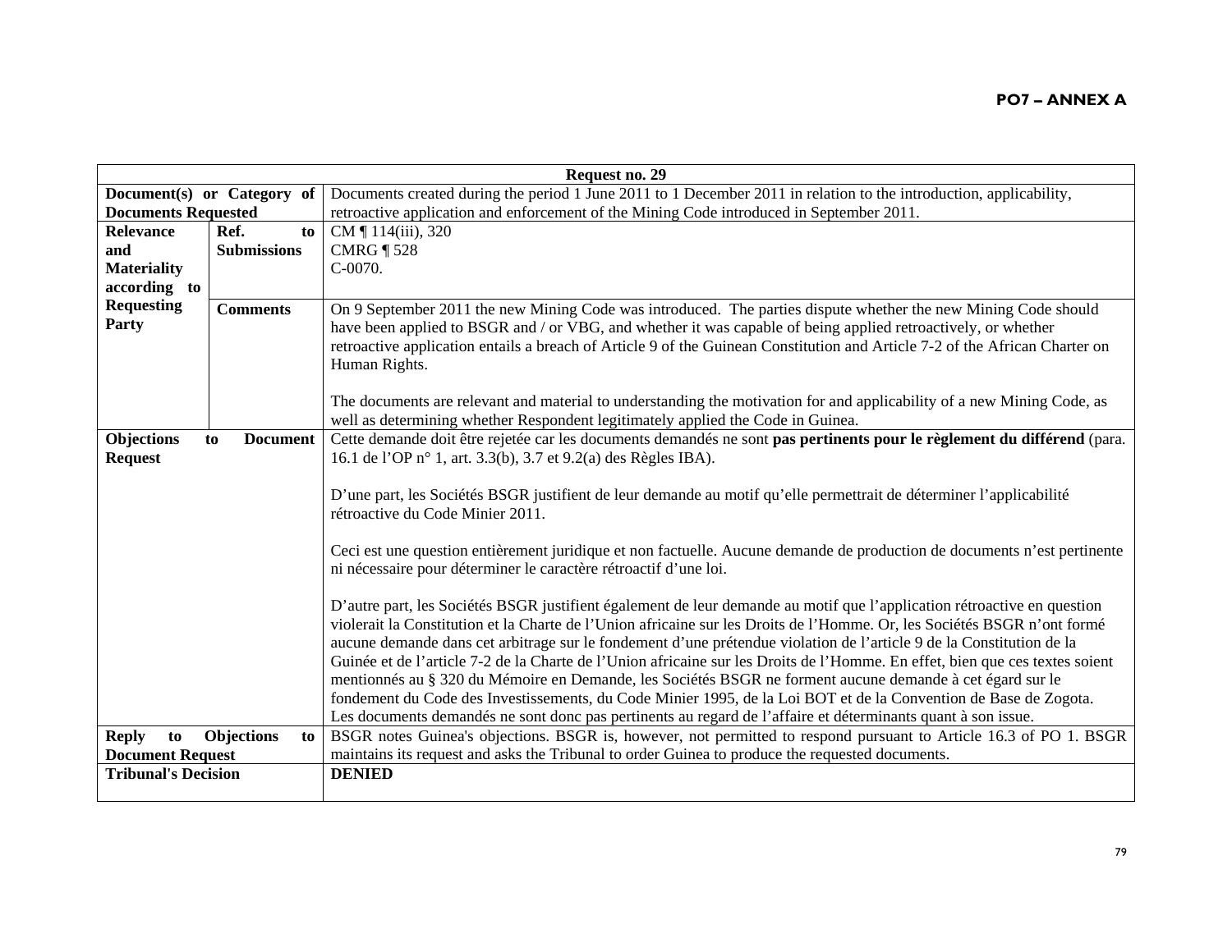**PO7 – ANNEX A**

| Request no. 29 | | |
|---|---|---|
| **Document(s) or Category of Documents Requested** | | Documents created during the period 1 June 2011 to 1 December 2011 in relation to the introduction, applicability, retroactive application and enforcement of the Mining Code introduced in September 2011. |
| **Relevance and Materiality according to Requesting Party** | **Ref. to Submissions** | CM ¶ 114(iii), 320<br>CMRG ¶ 528<br>C-0070. |
| | **Comments** | On 9 September 2011 the new Mining Code was introduced. The parties dispute whether the new Mining Code should have been applied to BSGR and / or VBG, and whether it was capable of being applied retroactively, or whether retroactive application entails a breach of Article 9 of the Guinean Constitution and Article 7-2 of the African Charter on Human Rights.<br><br>The documents are relevant and material to understanding the motivation for and applicability of a new Mining Code, as well as determining whether Respondent legitimately applied the Code in Guinea. |
| **Objections to Document Request** | | Cette demande doit être rejetée car les documents demandés ne sont **pas pertinents pour le règlement du différend** (para. 16.1 de l'OP n° 1, art. 3.3(b), 3.7 et 9.2(a) des Règles IBA).<br><br>D'une part, les Sociétés BSGR justifient de leur demande au motif qu'elle permettrait de déterminer l'applicabilité rétroactive du Code Minier 2011.<br><br>Ceci est une question entièrement juridique et non factuelle. Aucune demande de production de documents n'est pertinente ni nécessaire pour déterminer le caractère rétroactif d'une loi.<br><br>D'autre part, les Sociétés BSGR justifient également de leur demande au motif que l'application rétroactive en question violerait la Constitution et la Charte de l'Union africaine sur les Droits de l'Homme. Or, les Sociétés BSGR n'ont formé aucune demande dans cet arbitrage sur le fondement d'une prétendue violation de l'article 9 de la Constitution de la Guinée et de l'article 7-2 de la Charte de l'Union africaine sur les Droits de l'Homme. En effet, bien que ces textes soient mentionnés au § 320 du Mémoire en Demande, les Sociétés BSGR ne forment aucune demande à cet égard sur le fondement du Code des Investissements, du Code Minier 1995, de la Loi BOT et de la Convention de Base de Zogota.<br>Les documents demandés ne sont donc pas pertinents au regard de l'affaire et déterminants quant à son issue. |
| **Reply to Objections to Document Request** | | BSGR notes Guinea's objections. BSGR is, however, not permitted to respond pursuant to Article 16.3 of PO 1. BSGR maintains its request and asks the Tribunal to order Guinea to produce the requested documents. |
| **Tribunal's Decision** | | **DENIED** |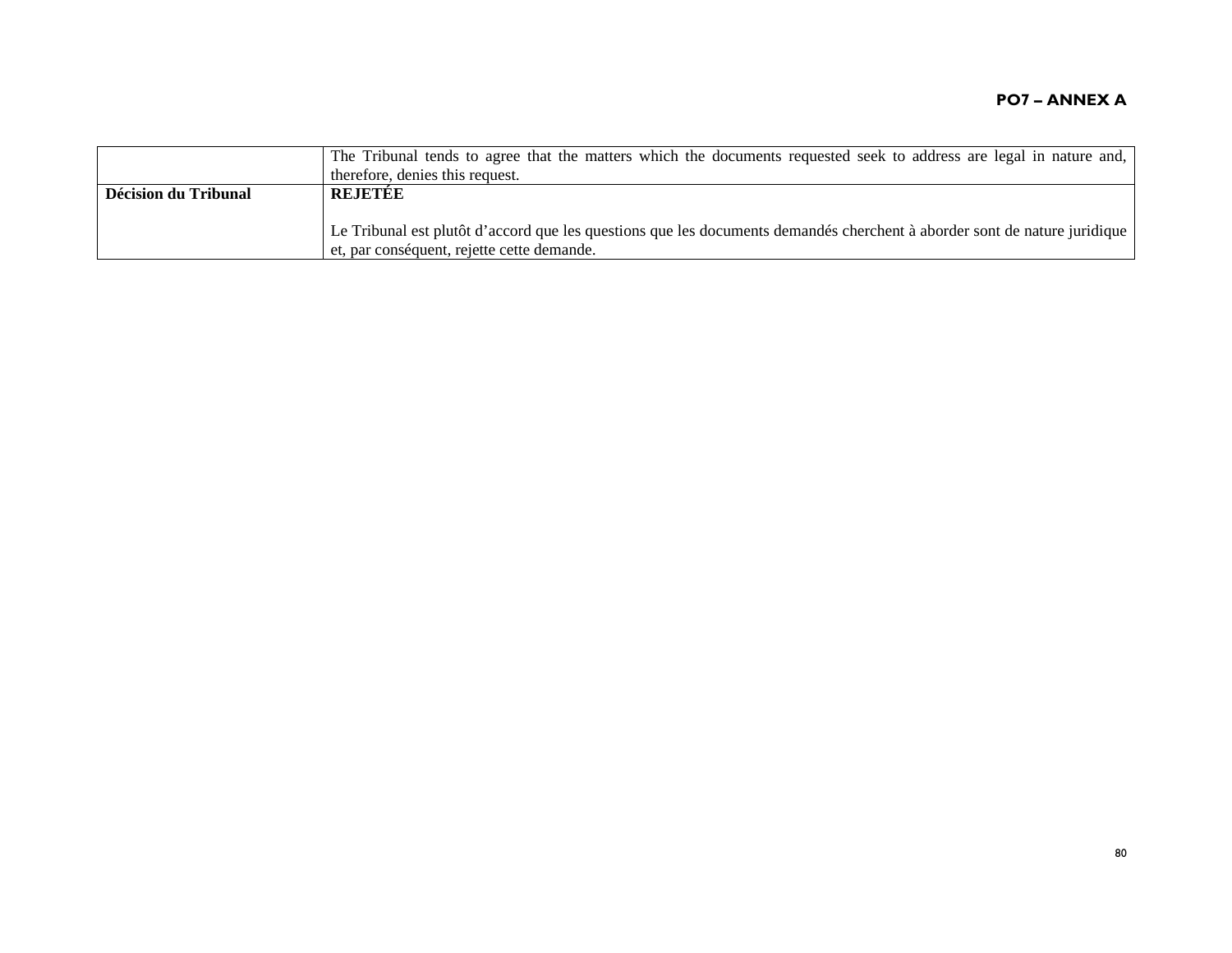| | |
|---|---|
| | The Tribunal tends to agree that the matters which the documents requested seek to address are legal in nature and, therefore, denies this request. |
| **Décision du Tribunal** | **REJETÉE**<br><br>Le Tribunal est plutôt d'accord que les questions que les documents demandés cherchent à aborder sont de nature juridique et, par conséquent, rejette cette demande. |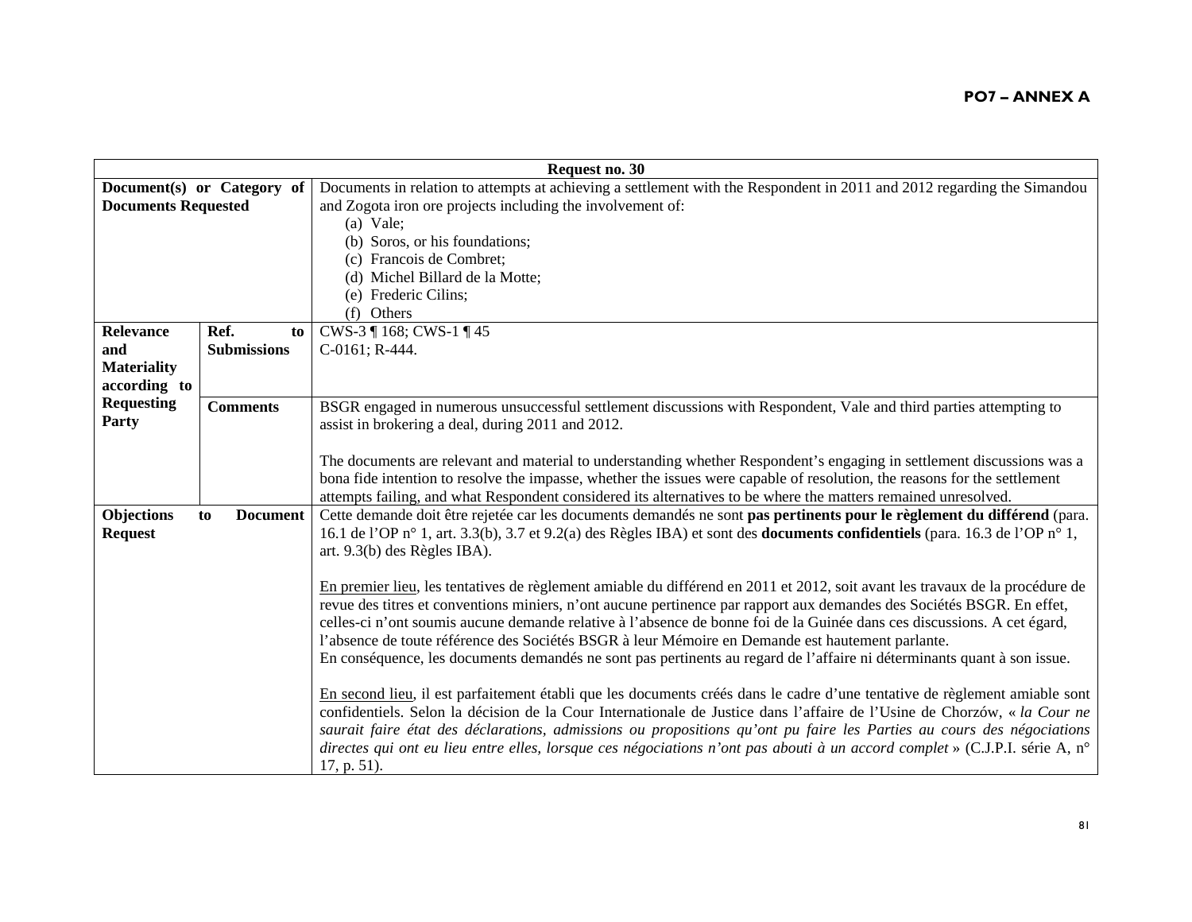**PO7 – ANNEX A**

| Request no. 30 | | |
|---|---|---|
| **Document(s) or Category of Documents Requested** | | Documents in relation to attempts at achieving a settlement with the Respondent in 2011 and 2012 regarding the Simandou and Zogota iron ore projects including the involvement of:<br>(a) Vale;<br>(b) Soros, or his foundations;<br>(c) Francois de Combret;<br>(d) Michel Billard de la Motte;<br>(e) Frederic Cilins;<br>(f) Others |
| **Relevance and Materiality according to Requesting Party** | **Ref. to Submissions** | CWS-3 ¶ 168; CWS-1 ¶ 45<br>C-0161; R-444. |
| | **Comments** | BSGR engaged in numerous unsuccessful settlement discussions with Respondent, Vale and third parties attempting to assist in brokering a deal, during 2011 and 2012.<br><br>The documents are relevant and material to understanding whether Respondent's engaging in settlement discussions was a bona fide intention to resolve the impasse, whether the issues were capable of resolution, the reasons for the settlement attempts failing, and what Respondent considered its alternatives to be where the matters remained unresolved. |
| **Objections to Document Request** | | Cette demande doit être rejetée car les documents demandés ne sont **pas pertinents pour le règlement du différend** (para. 16.1 de l'OP n° 1, art. 3.3(b), 3.7 et 9.2(a) des Règles IBA) et sont des **documents confidentiels** (para. 16.3 de l'OP n° 1, art. 9.3(b) des Règles IBA).<br><br><u>En premier lieu</u>, les tentatives de règlement amiable du différend en 2011 et 2012, soit avant les travaux de la procédure de revue des titres et conventions miniers, n'ont aucune pertinence par rapport aux demandes des Sociétés BSGR. En effet, celles-ci n'ont soumis aucune demande relative à l'absence de bonne foi de la Guinée dans ces discussions. A cet égard, l'absence de toute référence des Sociétés BSGR à leur Mémoire en Demande est hautement parlante.<br>En conséquence, les documents demandés ne sont pas pertinents au regard de l'affaire ni déterminants quant à son issue.<br><br><u>En second lieu</u>, il est parfaitement établi que les documents créés dans le cadre d'une tentative de règlement amiable sont confidentiels. Selon la décision de la Cour Internationale de Justice dans l'affaire de l'Usine de Chorzów, « *la Cour ne saurait faire état des déclarations, admissions ou propositions qu'ont pu faire les Parties au cours des négociations directes qui ont eu lieu entre elles, lorsque ces négociations n'ont pas abouti à un accord complet* » (C.J.P.I. série A, n° 17, p. 51). |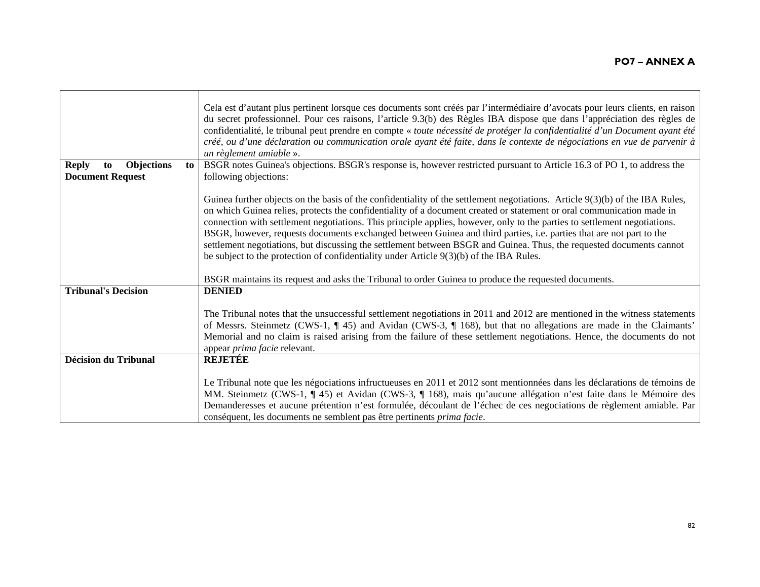| | |
|---|---|
| | Cela est d'autant plus pertinent lorsque ces documents sont créés par l'intermédiaire d'avocats pour leurs clients, en raison du secret professionnel. Pour ces raisons, l'article 9.3(b) des Règles IBA dispose que dans l'appréciation des règles de confidentialité, le tribunal peut prendre en compte « *toute nécessité de protéger la confidentialité d'un Document ayant été créé, ou d'une déclaration ou communication orale ayant été faite, dans le contexte de négociations en vue de parvenir à un règlement amiable* ». |
| **Reply to Objections to Document Request** | BSGR notes Guinea's objections. BSGR's response is, however restricted pursuant to Article 16.3 of PO 1, to address the following objections:<br><br>Guinea further objects on the basis of the confidentiality of the settlement negotiations. Article 9(3)(b) of the IBA Rules, on which Guinea relies, protects the confidentiality of a document created or statement or oral communication made in connection with settlement negotiations. This principle applies, however, only to the parties to settlement negotiations. BSGR, however, requests documents exchanged between Guinea and third parties, i.e. parties that are not part to the settlement negotiations, but discussing the settlement between BSGR and Guinea. Thus, the requested documents cannot be subject to the protection of confidentiality under Article 9(3)(b) of the IBA Rules.<br><br>BSGR maintains its request and asks the Tribunal to order Guinea to produce the requested documents. |
| **Tribunal's Decision** | **DENIED**<br><br>The Tribunal notes that the unsuccessful settlement negotiations in 2011 and 2012 are mentioned in the witness statements of Messrs. Steinmetz (CWS-1, ¶ 45) and Avidan (CWS-3, ¶ 168), but that no allegations are made in the Claimants' Memorial and no claim is raised arising from the failure of these settlement negotiations. Hence, the documents do not appear *prima facie* relevant. |
| **Décision du Tribunal** | **REJETÉE**<br><br>Le Tribunal note que les négociations infructueuses en 2011 et 2012 sont mentionnées dans les déclarations de témoins de MM. Steinmetz (CWS-1, ¶ 45) et Avidan (CWS-3, ¶ 168), mais qu'aucune allégation n'est faite dans le Mémoire des Demanderesses et aucune prétention n'est formulée, découlant de l'échec de ces negociations de règlement amiable. Par conséquent, les documents ne semblent pas être pertinents *prima facie*. |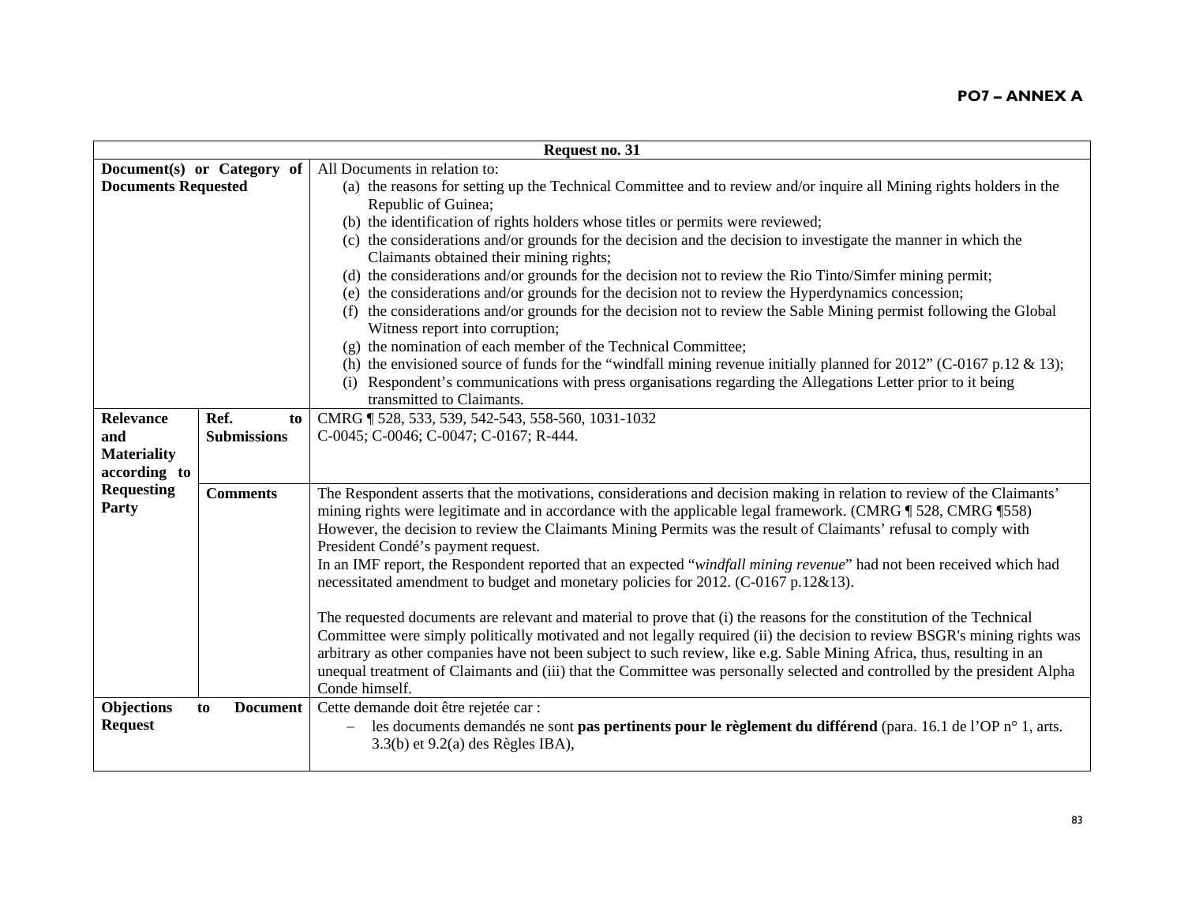**PO7 – ANNEX A**

| Request no. 31 | | |
|---|---|---|
| Document(s) or Category of Documents Requested | | All Documents in relation to:<br>(a) the reasons for setting up the Technical Committee and to review and/or inquire all Mining rights holders in the Republic of Guinea;<br>(b) the identification of rights holders whose titles or permits were reviewed;<br>(c) the considerations and/or grounds for the decision and the decision to investigate the manner in which the Claimants obtained their mining rights;<br>(d) the considerations and/or grounds for the decision not to review the Rio Tinto/Simfer mining permit;<br>(e) the considerations and/or grounds for the decision not to review the Hyperdynamics concession;<br>(f) the considerations and/or grounds for the decision not to review the Sable Mining permist following the Global Witness report into corruption;<br>(g) the nomination of each member of the Technical Committee;<br>(h) the envisioned source of funds for the "windfall mining revenue initially planned for 2012" (C-0167 p.12 & 13);<br>(i) Respondent's communications with press organisations regarding the Allegations Letter prior to it being transmitted to Claimants. |
| Relevance and Materiality according to Requesting Party | Ref. to Submissions | CMRG ¶ 528, 533, 539, 542-543, 558-560, 1031-1032<br>C-0045; C-0046; C-0047; C-0167; R-444. |
| | Comments | The Respondent asserts that the motivations, considerations and decision making in relation to review of the Claimants' mining rights were legitimate and in accordance with the applicable legal framework. (CMRG ¶ 528, CMRG ¶558) However, the decision to review the Claimants Mining Permits was the result of Claimants' refusal to comply with President Condé's payment request.<br>In an IMF report, the Respondent reported that an expected "*windfall mining revenue*" had not been received which had necessitated amendment to budget and monetary policies for 2012. (C-0167 p.12&13).<br><br>The requested documents are relevant and material to prove that (i) the reasons for the constitution of the Technical Committee were simply politically motivated and not legally required (ii) the decision to review BSGR's mining rights was arbitrary as other companies have not been subject to such review, like e.g. Sable Mining Africa, thus, resulting in an unequal treatment of Claimants and (iii) that the Committee was personally selected and controlled by the president Alpha Conde himself. |
| Objections to Document Request | | Cette demande doit être rejetée car :<br>– les documents demandés ne sont **pas pertinents pour le règlement du différend** (para. 16.1 de l'OP n° 1, arts. 3.3(b) et 9.2(a) des Règles IBA), |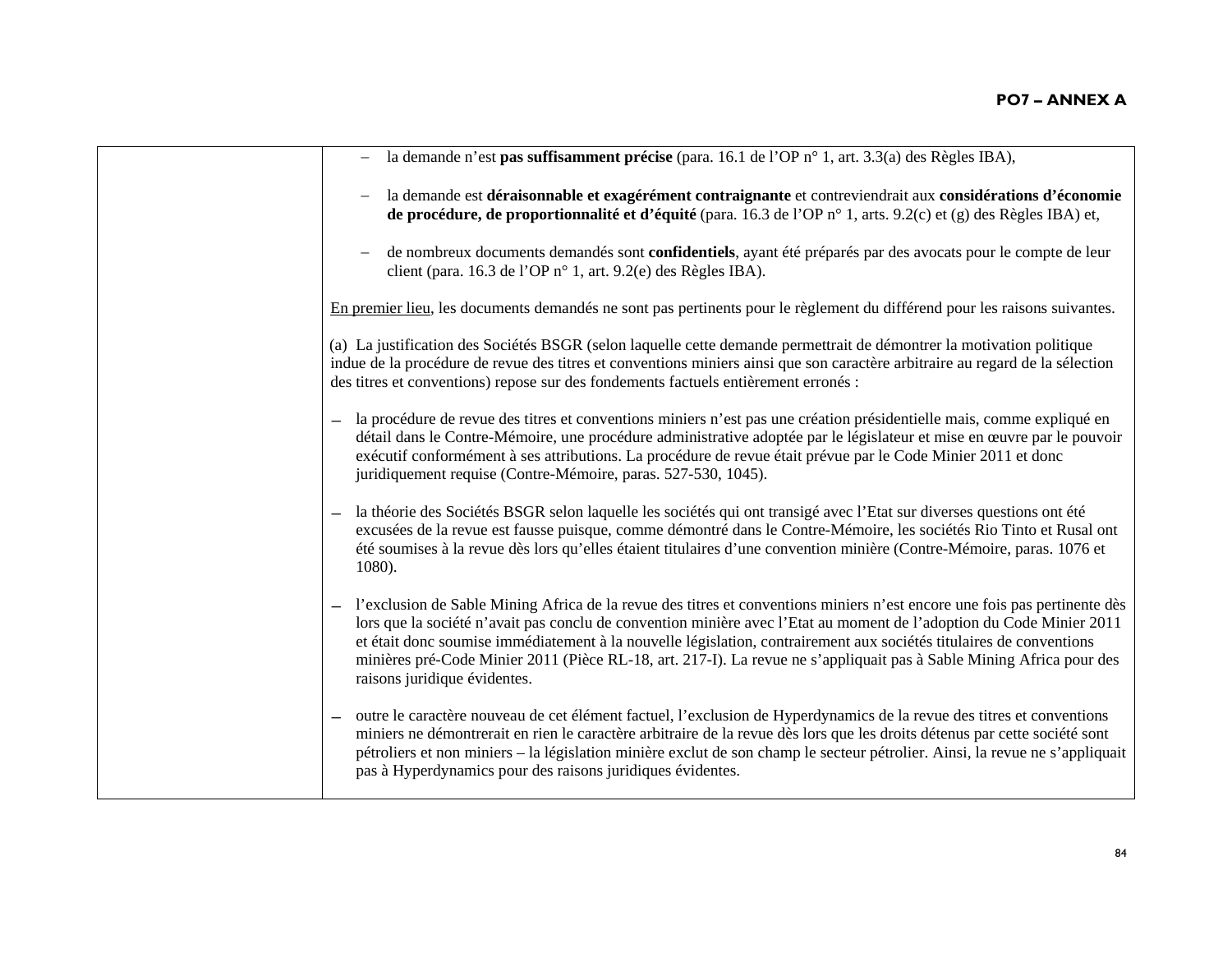| | – la demande n'est **pas suffisamment précise** (para. 16.1 de l'OP n° 1, art. 3.3(a) des Règles IBA),<br><br>– la demande est **déraisonnable et exagérément contraignante** et contreviendrait aux **considérations d'économie de procédure, de proportionnalité et d'équité** (para. 16.3 de l'OP n° 1, arts. 9.2(c) et (g) des Règles IBA) et,<br><br>– de nombreux documents demandés sont **confidentiels**, ayant été préparés par des avocats pour le compte de leur client (para. 16.3 de l'OP n° 1, art. 9.2(e) des Règles IBA).<br><br><u>En premier lieu</u>, les documents demandés ne sont pas pertinents pour le règlement du différend pour les raisons suivantes.<br><br>(a) La justification des Sociétés BSGR (selon laquelle cette demande permettrait de démontrer la motivation politique indue de la procédure de revue des titres et conventions miniers ainsi que son caractère arbitraire au regard de la sélection des titres et conventions) repose sur des fondements factuels entièrement erronés :<br><br>– la procédure de revue des titres et conventions miniers n'est pas une création présidentielle mais, comme expliqué en détail dans le Contre-Mémoire, une procédure administrative adoptée par le législateur et mise en œuvre par le pouvoir exécutif conformément à ses attributions. La procédure de revue était prévue par le Code Minier 2011 et donc juridiquement requise (Contre-Mémoire, paras. 527-530, 1045).<br><br>– la théorie des Sociétés BSGR selon laquelle les sociétés qui ont transigé avec l'Etat sur diverses questions ont été excusées de la revue est fausse puisque, comme démontré dans le Contre-Mémoire, les sociétés Rio Tinto et Rusal ont été soumises à la revue dès lors qu'elles étaient titulaires d'une convention minière (Contre-Mémoire, paras. 1076 et 1080).<br><br>– l'exclusion de Sable Mining Africa de la revue des titres et conventions miniers n'est encore une fois pas pertinente dès lors que la société n'avait pas conclu de convention minière avec l'Etat au moment de l'adoption du Code Minier 2011 et était donc soumise immédiatement à la nouvelle législation, contrairement aux sociétés titulaires de conventions minières pré-Code Minier 2011 (Pièce RL-18, art. 217-I). La revue ne s'appliquait pas à Sable Mining Africa pour des raisons juridique évidentes.<br><br>– outre le caractère nouveau de cet élément factuel, l'exclusion de Hyperdynamics de la revue des titres et conventions miniers ne démontrerait en rien le caractère arbitraire de la revue dès lors que les droits détenus par cette société sont pétroliers et non miniers – la législation minière exclut de son champ le secteur pétrolier. Ainsi, la revue ne s'appliquait pas à Hyperdynamics pour des raisons juridiques évidentes. |
|---|---|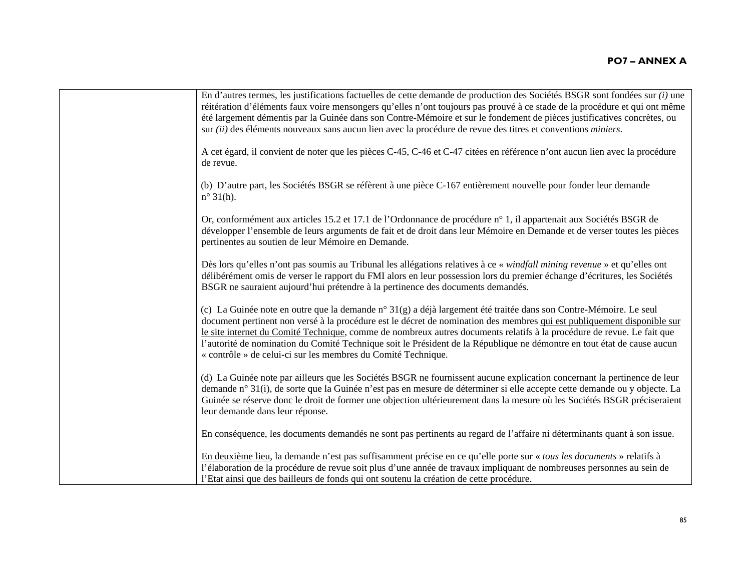| | En d'autres termes, les justifications factuelles de cette demande de production des Sociétés BSGR sont fondées sur *(i)* une réitération d'éléments faux voire mensongers qu'elles n'ont toujours pas prouvé à ce stade de la procédure et qui ont même été largement démentis par la Guinée dans son Contre-Mémoire et sur le fondement de pièces justificatives concrètes, ou sur *(ii)* des éléments nouveaux sans aucun lien avec la procédure de revue des titres et conventions *miniers*.<br><br>A cet égard, il convient de noter que les pièces C-45, C-46 et C-47 citées en référence n'ont aucun lien avec la procédure de revue.<br><br>(b) D'autre part, les Sociétés BSGR se réfèrent à une pièce C-167 entièrement nouvelle pour fonder leur demande n° 31(h).<br><br>Or, conformément aux articles 15.2 et 17.1 de l'Ordonnance de procédure n° 1, il appartenait aux Sociétés BSGR de développer l'ensemble de leurs arguments de fait et de droit dans leur Mémoire en Demande et de verser toutes les pièces pertinentes au soutien de leur Mémoire en Demande.<br><br>Dès lors qu'elles n'ont pas soumis au Tribunal les allégations relatives à ce « *windfall mining revenue* » et qu'elles ont délibérément omis de verser le rapport du FMI alors en leur possession lors du premier échange d'écritures, les Sociétés BSGR ne sauraient aujourd'hui prétendre à la pertinence des documents demandés.<br><br>(c) La Guinée note en outre que la demande n° 31(g) a déjà largement été traitée dans son Contre-Mémoire. Le seul document pertinent non versé à la procédure est le décret de nomination des membres <u>qui est publiquement disponible sur le site internet du Comité Technique</u>, comme de nombreux autres documents relatifs à la procédure de revue. Le fait que l'autorité de nomination du Comité Technique soit le Président de la République ne démontre en tout état de cause aucun « contrôle » de celui-ci sur les membres du Comité Technique.<br><br>(d) La Guinée note par ailleurs que les Sociétés BSGR ne fournissent aucune explication concernant la pertinence de leur demande n° 31(i), de sorte que la Guinée n'est pas en mesure de déterminer si elle accepte cette demande ou y objecte. La Guinée se réserve donc le droit de former une objection ultérieurement dans la mesure où les Sociétés BSGR préciseraient leur demande dans leur réponse.<br><br>En conséquence, les documents demandés ne sont pas pertinents au regard de l'affaire ni déterminants quant à son issue.<br><br><u>En deuxième lieu</u>, la demande n'est pas suffisamment précise en ce qu'elle porte sur « *tous les documents* » relatifs à l'élaboration de la procédure de revue soit plus d'une année de travaux impliquant de nombreuses personnes au sein de l'Etat ainsi que des bailleurs de fonds qui ont soutenu la création de cette procédure. |
|---|---|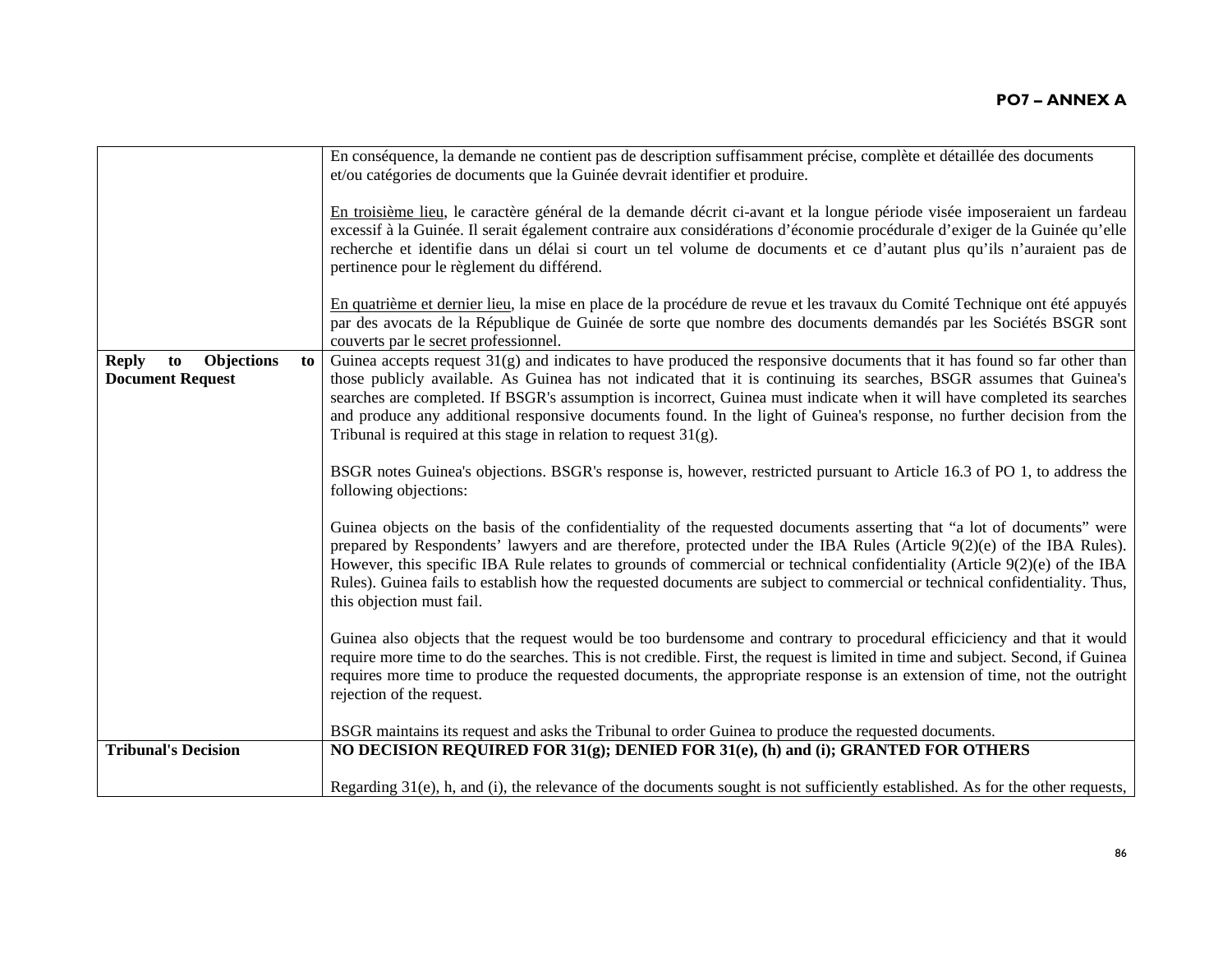| | |
|---|---|
| | En conséquence, la demande ne contient pas de description suffisamment précise, complète et détaillée des documents et/ou catégories de documents que la Guinée devrait identifier et produire.<br><br>En troisième lieu, le caractère général de la demande décrit ci-avant et la longue période visée imposeraient un fardeau excessif à la Guinée. Il serait également contraire aux considérations d'économie procédurale d'exiger de la Guinée qu'elle recherche et identifie dans un délai si court un tel volume de documents et ce d'autant plus qu'ils n'auraient pas de pertinence pour le règlement du différend.<br><br>En quatrième et dernier lieu, la mise en place de la procédure de revue et les travaux du Comité Technique ont été appuyés par des avocats de la République de Guinée de sorte que nombre des documents demandés par les Sociétés BSGR sont couverts par le secret professionnel. |
| **Reply to Objections to Document Request** | Guinea accepts request 31(g) and indicates to have produced the responsive documents that it has found so far other than those publicly available. As Guinea has not indicated that it is continuing its searches, BSGR assumes that Guinea's searches are completed. If BSGR's assumption is incorrect, Guinea must indicate when it will have completed its searches and produce any additional responsive documents found. In the light of Guinea's response, no further decision from the Tribunal is required at this stage in relation to request 31(g).<br><br>BSGR notes Guinea's objections. BSGR's response is, however, restricted pursuant to Article 16.3 of PO 1, to address the following objections:<br><br>Guinea objects on the basis of the confidentiality of the requested documents asserting that "a lot of documents" were prepared by Respondents' lawyers and are therefore, protected under the IBA Rules (Article 9(2)(e) of the IBA Rules). However, this specific IBA Rule relates to grounds of commercial or technical confidentiality (Article 9(2)(e) of the IBA Rules). Guinea fails to establish how the requested documents are subject to commercial or technical confidentiality. Thus, this objection must fail.<br><br>Guinea also objects that the request would be too burdensome and contrary to procedural eficiciency and that it would require more time to do the searches. This is not credible. First, the request is limited in time and subject. Second, if Guinea requires more time to produce the requested documents, the appropriate response is an extension of time, not the outright rejection of the request.<br><br>BSGR maintains its request and asks the Tribunal to order Guinea to produce the requested documents. |
| **Tribunal's Decision** | **NO DECISION REQUIRED FOR 31(g); DENIED FOR 31(e), (h) and (i); GRANTED FOR OTHERS**<br><br>Regarding 31(e), h, and (i), the relevance of the documents sought is not sufficiently established. As for the other requests, |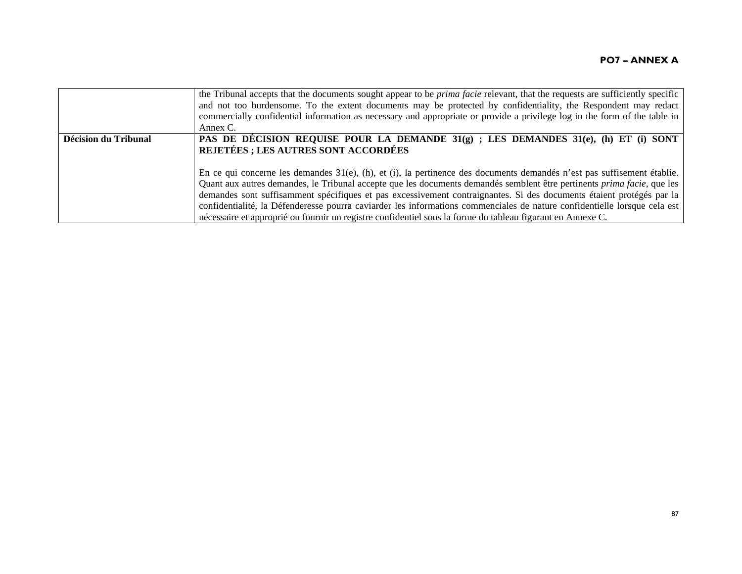| | |
|---|---|
| | the Tribunal accepts that the documents sought appear to be *prima facie* relevant, that the requests are sufficiently specific and not too burdensome. To the extent documents may be protected by confidentiality, the Respondent may redact commercially confidential information as necessary and appropriate or provide a privilege log in the form of the table in Annex C. |
| **Décision du Tribunal** | **PAS DE DÉCISION REQUISE POUR LA DEMANDE 31(g) ; LES DEMANDES 31(e), (h) ET (i) SONT REJETÉES ; LES AUTRES SONT ACCORDÉES**<br><br>En ce qui concerne les demandes 31(e), (h), et (i), la pertinence des documents demandés n'est pas suffisement établie. Quant aux autres demandes, le Tribunal accepte que les documents demandés semblent être pertinents *prima facie*, que les demandes sont suffisamment spécifiques et pas excessivement contraignantes. Si des documents étaient protégés par la confidentialité, la Défenderesse pourra caviarder les informations commenciales de nature confidentielle lorsque cela est nécessaire et approprié ou fournir un registre confidentiel sous la forme du tableau figurant en Annexe C. |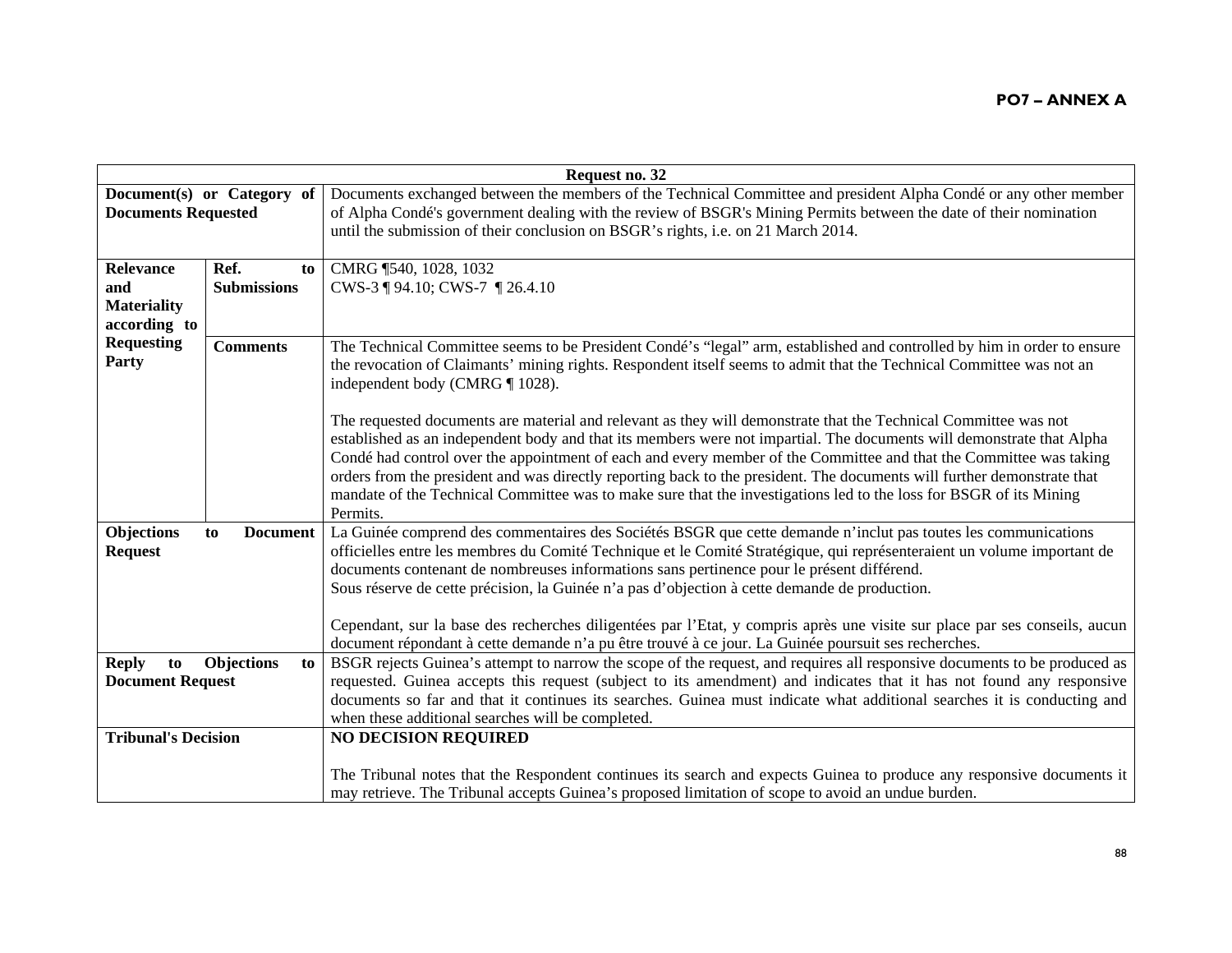**PO7 – ANNEX A**

| Request no. 32 | | |
|---|---|---|
| **Document(s) or Category of Documents Requested** | | Documents exchanged between the members of the Technical Committee and president Alpha Condé or any other member of Alpha Condé's government dealing with the review of BSGR's Mining Permits between the date of their nomination until the submission of their conclusion on BSGR's rights, i.e. on 21 March 2014. |
| **Relevance and Materiality according to Requesting Party** | **Ref. to Submissions** | CMRG ¶540, 1028, 1032<br>CWS-3 ¶ 94.10; CWS-7 ¶ 26.4.10 |
| | **Comments** | The Technical Committee seems to be President Condé's "legal" arm, established and controlled by him in order to ensure the revocation of Claimants' mining rights. Respondent itself seems to admit that the Technical Committee was not an independent body (CMRG ¶ 1028).<br><br>The requested documents are material and relevant as they will demonstrate that the Technical Committee was not established as an independent body and that its members were not impartial. The documents will demonstrate that Alpha Condé had control over the appointment of each and every member of the Committee and that the Committee was taking orders from the president and was directly reporting back to the president. The documents will further demonstrate that mandate of the Technical Committee was to make sure that the investigations led to the loss for BSGR of its Mining Permits. |
| **Objections to Document Request** | | La Guinée comprend des commentaires des Sociétés BSGR que cette demande n'inclut pas toutes les communications officielles entre les membres du Comité Technique et le Comité Stratégique, qui représenteraient un volume important de documents contenant de nombreuses informations sans pertinence pour le présent différend.<br>Sous réserve de cette précision, la Guinée n'a pas d'objection à cette demande de production.<br><br>Cependant, sur la base des recherches diligentées par l'Etat, y compris après une visite sur place par ses conseils, aucun document répondant à cette demande n'a pu être trouvé à ce jour. La Guinée poursuit ses recherches. |
| **Reply to Objections to Document Request** | | BSGR rejects Guinea's attempt to narrow the scope of the request, and requires all responsive documents to be produced as requested. Guinea accepts this request (subject to its amendment) and indicates that it has not found any responsive documents so far and that it continues its searches. Guinea must indicate what additional searches it is conducting and when these additional searches will be completed. |
| **Tribunal's Decision** | | **NO DECISION REQUIRED**<br><br>The Tribunal notes that the Respondent continues its search and expects Guinea to produce any responsive documents it may retrieve. The Tribunal accepts Guinea's proposed limitation of scope to avoid an undue burden. |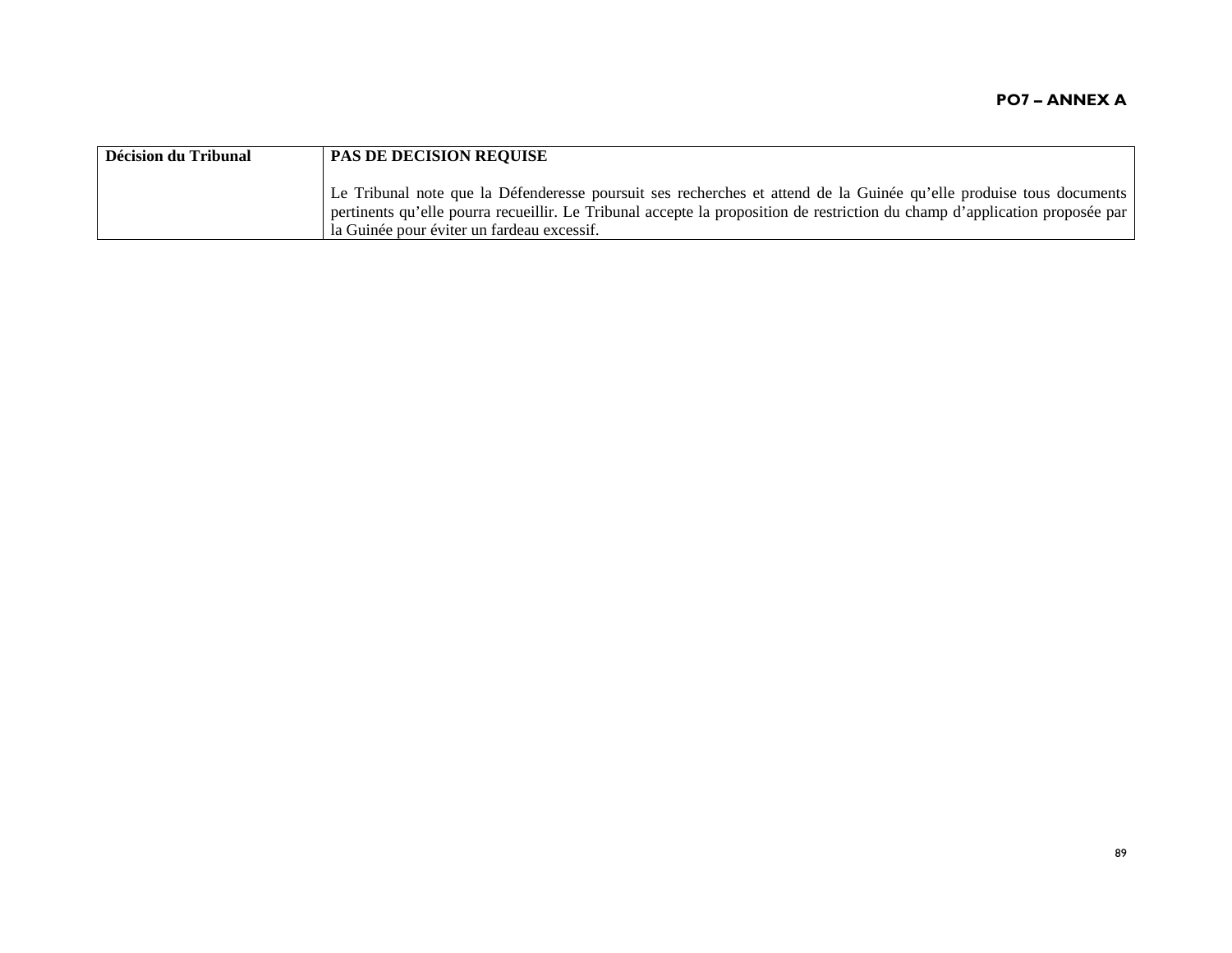| Décision du Tribunal | **PAS DE DECISION REQUISE**<br><br>Le Tribunal note que la Défenderesse poursuit ses recherches et attend de la Guinée qu'elle produise tous documents pertinents qu'elle pourra recueillir. Le Tribunal accepte la proposition de restriction du champ d'application proposée par la Guinée pour éviter un fardeau excessif. |
| --- | --- |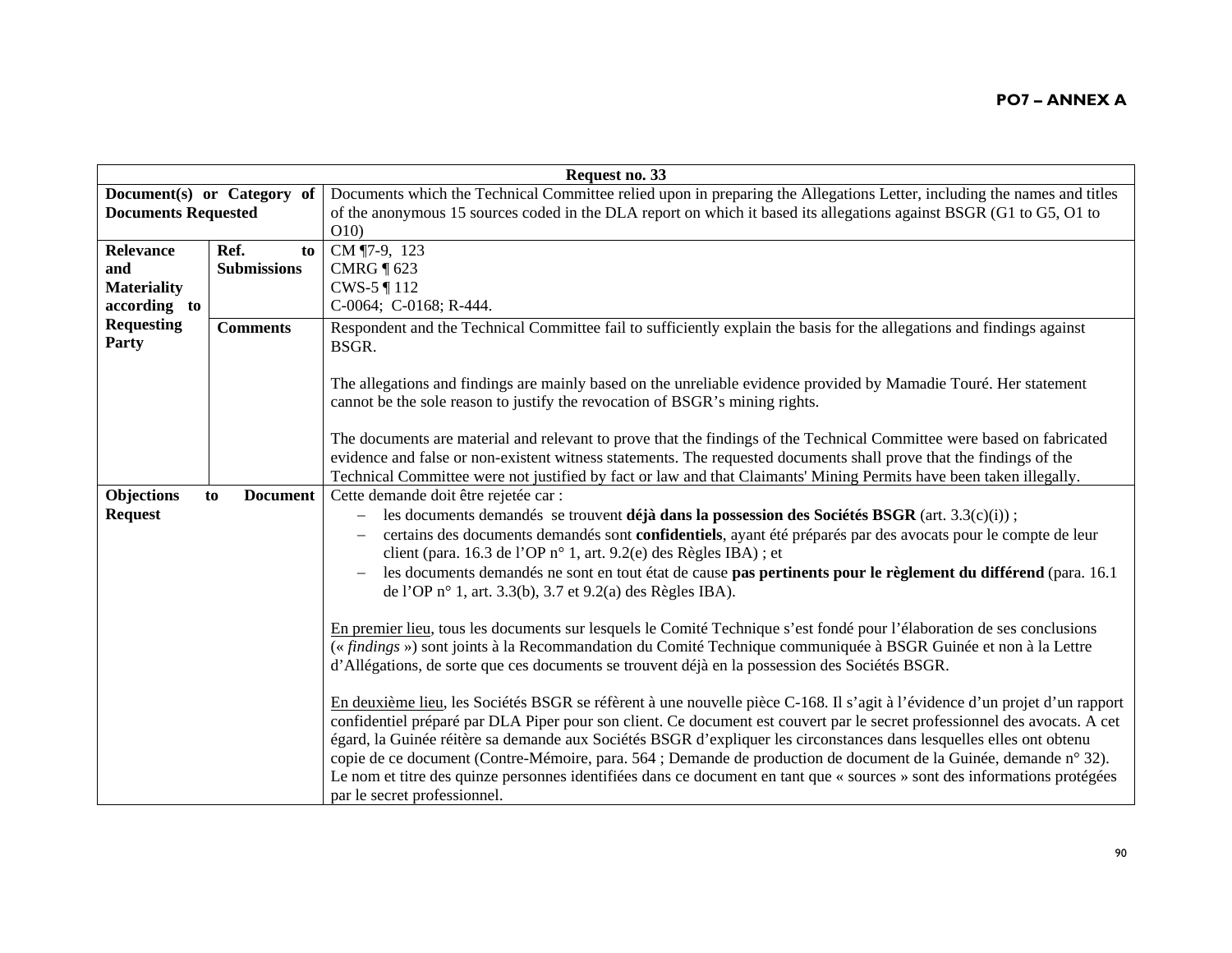**PO7 – ANNEX A**

| Request no. 33 | | |
|---|---|---|
| **Document(s) or Category of Documents Requested** | | Documents which the Technical Committee relied upon in preparing the Allegations Letter, including the names and titles of the anonymous 15 sources coded in the DLA report on which it based its allegations against BSGR (G1 to G5, O1 to O10) |
| **Relevance and Materiality according to Requesting Party** | **Ref. to Submissions** | CM ¶7-9, 123<br>CMRG ¶ 623<br>CWS-5 ¶ 112<br>C-0064; C-0168; R-444. |
| | **Comments** | Respondent and the Technical Committee fail to sufficiently explain the basis for the allegations and findings against BSGR.<br><br>The allegations and findings are mainly based on the unreliable evidence provided by Mamadie Touré. Her statement cannot be the sole reason to justify the revocation of BSGR's mining rights.<br><br>The documents are material and relevant to prove that the findings of the Technical Committee were based on fabricated evidence and false or non-existent witness statements. The requested documents shall prove that the findings of the Technical Committee were not justified by fact or law and that Claimants' Mining Permits have been taken illegally. |
| **Objections to Document Request** | | Cette demande doit être rejetée car :<br>– les documents demandés se trouvent **déjà dans la possession des Sociétés BSGR** (art. 3.3(c)(i)) ;<br>– certains des documents demandés sont **confidentiels**, ayant été préparés par des avocats pour le compte de leur client (para. 16.3 de l'OP n° 1, art. 9.2(e) des Règles IBA) ; et<br>– les documents demandés ne sont en tout état de cause **pas pertinents pour le règlement du différend** (para. 16.1 de l'OP n° 1, art. 3.3(b), 3.7 et 9.2(a) des Règles IBA).<br><br><u>En premier lieu</u>, tous les documents sur lesquels le Comité Technique s'est fondé pour l'élaboration de ses conclusions (« *findings* ») sont joints à la Recommandation du Comité Technique communiquée à BSGR Guinée et non à la Lettre d'Allégations, de sorte que ces documents se trouvent déjà en la possession des Sociétés BSGR.<br><br><u>En deuxième lieu</u>, les Sociétés BSGR se réfèrent à une nouvelle pièce C-168. Il s'agit à l'évidence d'un projet d'un rapport confidentiel préparé par DLA Piper pour son client. Ce document est couvert par le secret professionnel des avocats. A cet égard, la Guinée réitère sa demande aux Sociétés BSGR d'expliquer les circonstances dans lesquelles elles ont obtenu copie de ce document (Contre-Mémoire, para. 564 ; Demande de production de document de la Guinée, demande n° 32). Le nom et titre des quinze personnes identifiées dans ce document en tant que « sources » sont des informations protégées par le secret professionnel. |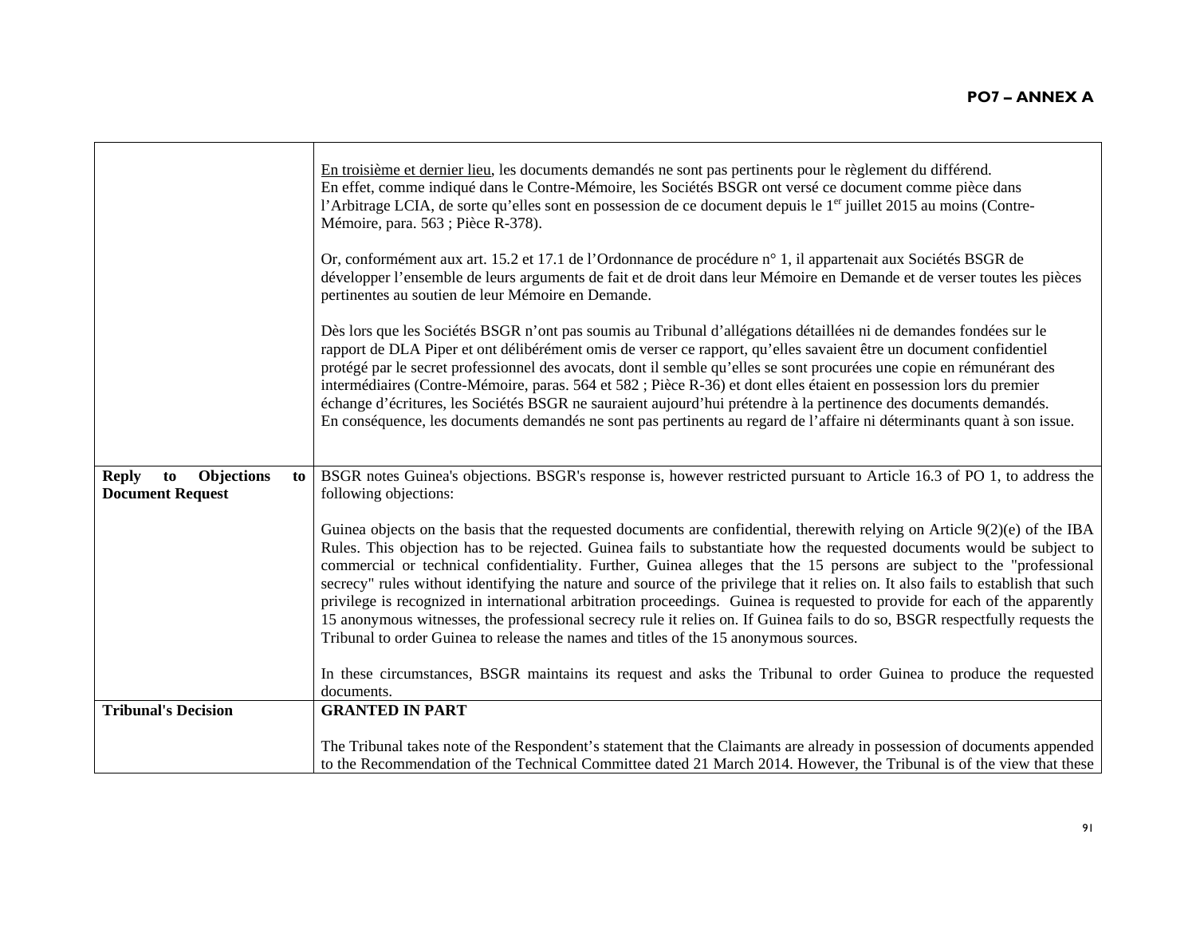| | |
|---|---|
| | En troisième et dernier lieu, les documents demandés ne sont pas pertinents pour le règlement du différend. En effet, comme indiqué dans le Contre-Mémoire, les Sociétés BSGR ont versé ce document comme pièce dans l'Arbitrage LCIA, de sorte qu'elles sont en possession de ce document depuis le 1er juillet 2015 au moins (Contre-Mémoire, para. 563 ; Pièce R-378).<br><br>Or, conformément aux art. 15.2 et 17.1 de l'Ordonnance de procédure n° 1, il appartenait aux Sociétés BSGR de développer l'ensemble de leurs arguments de fait et de droit dans leur Mémoire en Demande et de verser toutes les pièces pertinentes au soutien de leur Mémoire en Demande.<br><br>Dès lors que les Sociétés BSGR n'ont pas soumis au Tribunal d'allégations détaillées ni de demandes fondées sur le rapport de DLA Piper et ont délibérément omis de verser ce rapport, qu'elles savaient être un document confidentiel protégé par le secret professionnel des avocats, dont il semble qu'elles se sont procurées une copie en rémunérant des intermédiaires (Contre-Mémoire, paras. 564 et 582 ; Pièce R-36) et dont elles étaient en possession lors du premier échange d'écritures, les Sociétés BSGR ne sauraient aujourd'hui prétendre à la pertinence des documents demandés. En conséquence, les documents demandés ne sont pas pertinents au regard de l'affaire ni déterminants quant à son issue. |
| **Reply to Objections to Document Request** | BSGR notes Guinea's objections. BSGR's response is, however restricted pursuant to Article 16.3 of PO 1, to address the following objections:<br><br>Guinea objects on the basis that the requested documents are confidential, therewith relying on Article 9(2)(e) of the IBA Rules. This objection has to be rejected. Guinea fails to substantiate how the requested documents would be subject to commercial or technical confidentiality. Further, Guinea alleges that the 15 persons are subject to the "professional secrecy" rules without identifying the nature and source of the privilege that it relies on. It also fails to establish that such privilege is recognized in international arbitration proceedings. Guinea is requested to provide for each of the apparently 15 anonymous witnesses, the professional secrecy rule it relies on. If Guinea fails to do so, BSGR respectfully requests the Tribunal to order Guinea to release the names and titles of the 15 anonymous sources.<br><br>In these circumstances, BSGR maintains its request and asks the Tribunal to order Guinea to produce the requested documents. |
| **Tribunal's Decision** | **GRANTED IN PART**<br><br>The Tribunal takes note of the Respondent's statement that the Claimants are already in possession of documents appended to the Recommendation of the Technical Committee dated 21 March 2014. However, the Tribunal is of the view that these |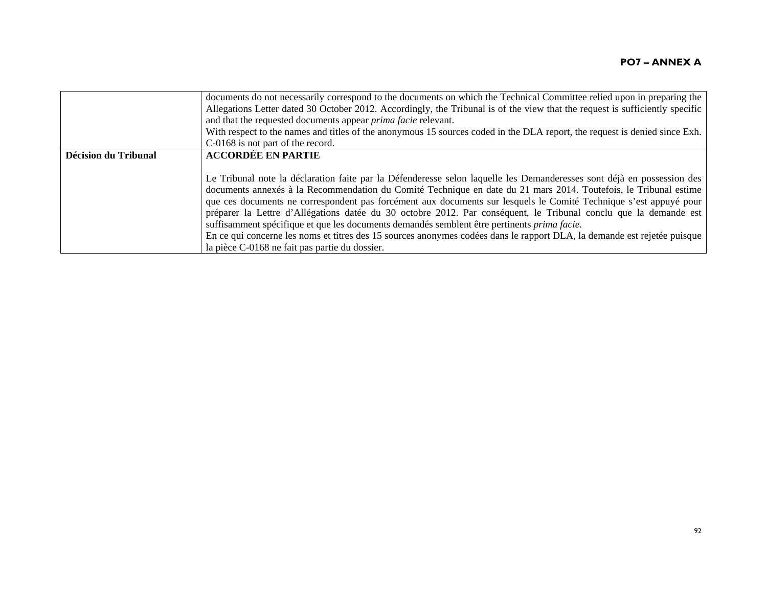| | |
|---|---|
| | documents do not necessarily correspond to the documents on which the Technical Committee relied upon in preparing the Allegations Letter dated 30 October 2012. Accordingly, the Tribunal is of the view that the request is sufficiently specific and that the requested documents appear *prima facie* relevant.<br>With respect to the names and titles of the anonymous 15 sources coded in the DLA report, the request is denied since Exh. C-0168 is not part of the record. |
| **Décision du Tribunal** | **ACCORDÉE EN PARTIE**<br><br>Le Tribunal note la déclaration faite par la Défenderesse selon laquelle les Demanderesses sont déjà en possession des documents annexés à la Recommendation du Comité Technique en date du 21 mars 2014. Toutefois, le Tribunal estime que ces documents ne correspondent pas forcément aux documents sur lesquels le Comité Technique s'est appuyé pour préparer la Lettre d'Allégations datée du 30 octobre 2012. Par conséquent, le Tribunal conclu que la demande est suffisamment spécifique et que les documents demandés semblent être pertinents *prima facie*.<br>En ce qui concerne les noms et titres des 15 sources anonymes codées dans le rapport DLA, la demande est rejetée puisque la pièce C-0168 ne fait pas partie du dossier. |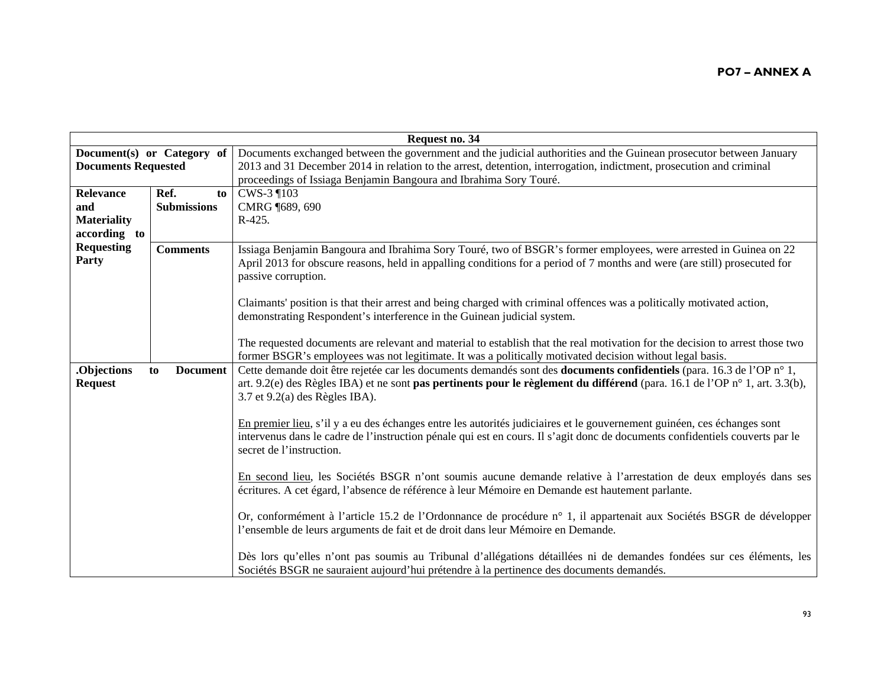**PO7 – ANNEX A**

| Request no. 34 | | |
|---|---|---|
| **Document(s) or Category of Documents Requested** | | Documents exchanged between the government and the judicial authorities and the Guinean prosecutor between January 2013 and 31 December 2014 in relation to the arrest, detention, interrogation, indictment, prosecution and criminal proceedings of Issiaga Benjamin Bangoura and Ibrahima Sory Touré. |
| **Relevance and Materiality according to Requesting Party** | **Ref. to Submissions** | CWS-3 ¶103<br>CMRG ¶689, 690<br>R-425. |
| | **Comments** | Issiaga Benjamin Bangoura and Ibrahima Sory Touré, two of BSGR's former employees, were arrested in Guinea on 22 April 2013 for obscure reasons, held in appalling conditions for a period of 7 months and were (are still) prosecuted for passive corruption.<br><br>Claimants' position is that their arrest and being charged with criminal offences was a politically motivated action, demonstrating Respondent's interference in the Guinean judicial system.<br><br>The requested documents are relevant and material to establish that the real motivation for the decision to arrest those two former BSGR's employees was not legitimate. It was a politically motivated decision without legal basis. |
| **.Objections to Document Request** | | Cette demande doit être rejetée car les documents demandés sont des **documents confidentiels** (para. 16.3 de l'OP n° 1, art. 9.2(e) des Règles IBA) et ne sont **pas pertinents pour le règlement du différend** (para. 16.1 de l'OP n° 1, art. 3.3(b), 3.7 et 9.2(a) des Règles IBA).<br><br>En premier lieu, s'il y a eu des échanges entre les autorités judiciaires et le gouvernement guinéen, ces échanges sont intervenus dans le cadre de l'instruction pénale qui est en cours. Il s'agit donc de documents confidentiels couverts par le secret de l'instruction.<br><br>En second lieu, les Sociétés BSGR n'ont soumis aucune demande relative à l'arrestation de deux employés dans ses écritures. A cet égard, l'absence de référence à leur Mémoire en Demande est hautement parlante.<br><br>Or, conformément à l'article 15.2 de l'Ordonnance de procédure n° 1, il appartenait aux Sociétés BSGR de développer l'ensemble de leurs arguments de fait et de droit dans leur Mémoire en Demande.<br><br>Dès lors qu'elles n'ont pas soumis au Tribunal d'allégations détaillées ni de demandes fondées sur ces éléments, les Sociétés BSGR ne sauraient aujourd'hui prétendre à la pertinence des documents demandés. |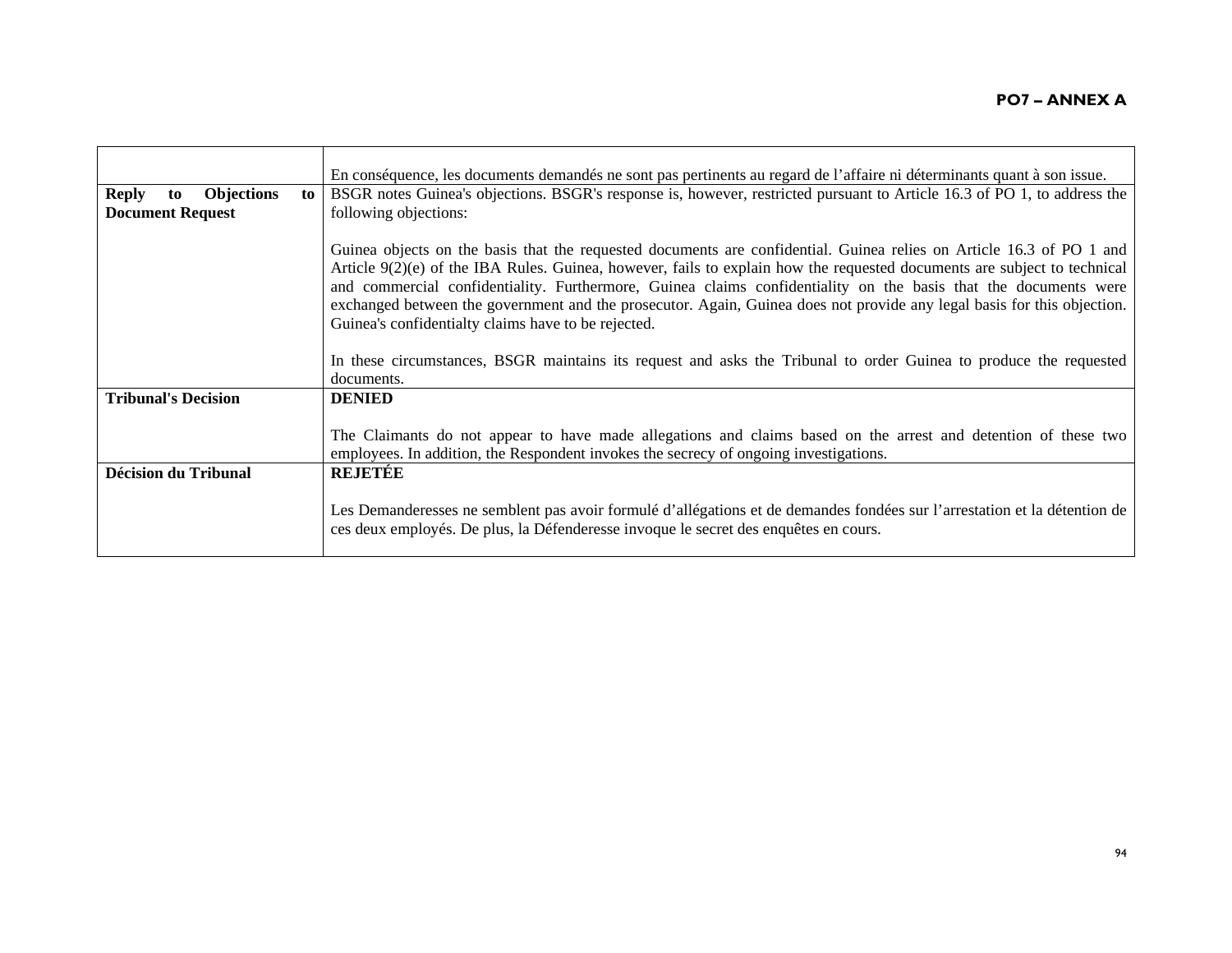| | |
|---|---|
| | En conséquence, les documents demandés ne sont pas pertinents au regard de l'affaire ni déterminants quant à son issue. |
| **Reply to Objections to Document Request** | BSGR notes Guinea's objections. BSGR's response is, however, restricted pursuant to Article 16.3 of PO 1, to address the following objections:<br><br>Guinea objects on the basis that the requested documents are confidential. Guinea relies on Article 16.3 of PO 1 and Article 9(2)(e) of the IBA Rules. Guinea, however, fails to explain how the requested documents are subject to technical and commercial confidentiality. Furthermore, Guinea claims confidentiality on the basis that the documents were exchanged between the government and the prosecutor. Again, Guinea does not provide any legal basis for this objection. Guinea's confidentialty claims have to be rejected.<br><br>In these circumstances, BSGR maintains its request and asks the Tribunal to order Guinea to produce the requested documents. |
| **Tribunal's Decision** | **DENIED**<br><br>The Claimants do not appear to have made allegations and claims based on the arrest and detention of these two employees. In addition, the Respondent invokes the secrecy of ongoing investigations. |
| **Décision du Tribunal** | **REJETÉE**<br><br>Les Demanderesses ne semblent pas avoir formulé d'allégations et de demandes fondées sur l'arrestation et la détention de ces deux employés. De plus, la Défenderesse invoque le secret des enquêtes en cours. |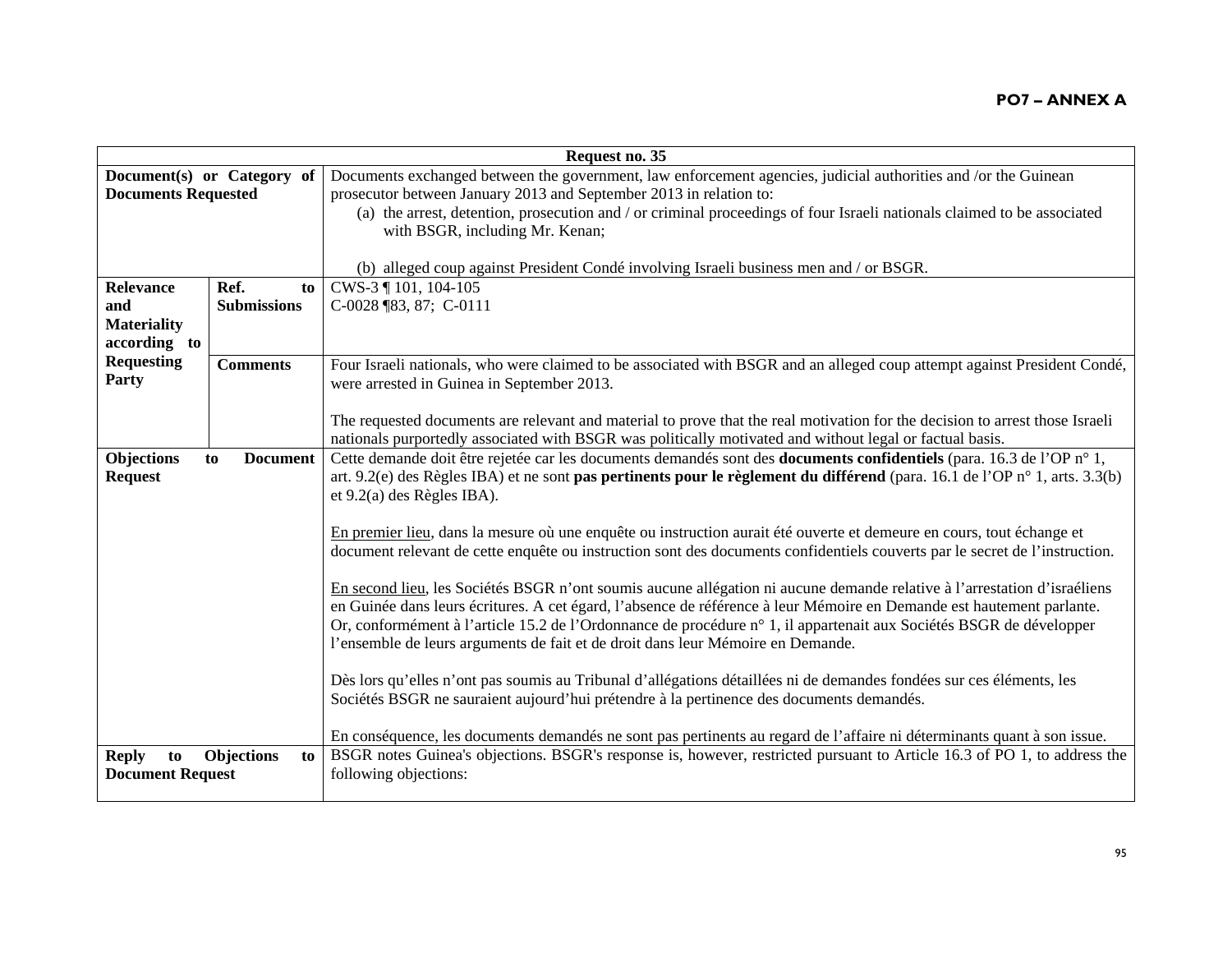**PO7 – ANNEX A**

| Request no. 35 | | |
|---|---|---|
| **Document(s) or Category of Documents Requested** | | Documents exchanged between the government, law enforcement agencies, judicial authorities and /or the Guinean prosecutor between January 2013 and September 2013 in relation to:<br>(a) the arrest, detention, prosecution and / or criminal proceedings of four Israeli nationals claimed to be associated with BSGR, including Mr. Kenan;<br><br>(b) alleged coup against President Condé involving Israeli business men and / or BSGR. |
| **Relevance and Materiality according to Requesting Party** | **Ref. to Submissions** | CWS-3 ¶ 101, 104-105<br>C-0028 ¶83, 87; C-0111 |
| | **Comments** | Four Israeli nationals, who were claimed to be associated with BSGR and an alleged coup attempt against President Condé, were arrested in Guinea in September 2013.<br><br>The requested documents are relevant and material to prove that the real motivation for the decision to arrest those Israeli nationals purportedly associated with BSGR was politically motivated and without legal or factual basis. |
| **Objections to Document Request** | | Cette demande doit être rejetée car les documents demandés sont des **documents confidentiels** (para. 16.3 de l'OP n° 1, art. 9.2(e) des Règles IBA) et ne sont **pas pertinents pour le règlement du différend** (para. 16.1 de l'OP n° 1, arts. 3.3(b) et 9.2(a) des Règles IBA).<br><br><u>En premier lieu</u>, dans la mesure où une enquête ou instruction aurait été ouverte et demeure en cours, tout échange et document relevant de cette enquête ou instruction sont des documents confidentiels couverts par le secret de l'instruction.<br><br><u>En second lieu</u>, les Sociétés BSGR n'ont soumis aucune allégation ni aucune demande relative à l'arrestation d'israéliens en Guinée dans leurs écritures. A cet égard, l'absence de référence à leur Mémoire en Demande est hautement parlante. Or, conformément à l'article 15.2 de l'Ordonnance de procédure n° 1, il appartenait aux Sociétés BSGR de développer l'ensemble de leurs arguments de fait et de droit dans leur Mémoire en Demande.<br><br>Dès lors qu'elles n'ont pas soumis au Tribunal d'allégations détaillées ni de demandes fondées sur ces éléments, les Sociétés BSGR ne sauraient aujourd'hui prétendre à la pertinence des documents demandés.<br><br>En conséquence, les documents demandés ne sont pas pertinents au regard de l'affaire ni déterminants quant à son issue. |
| **Reply to Objections to Document Request** | | BSGR notes Guinea's objections. BSGR's response is, however, restricted pursuant to Article 16.3 of PO 1, to address the following objections: |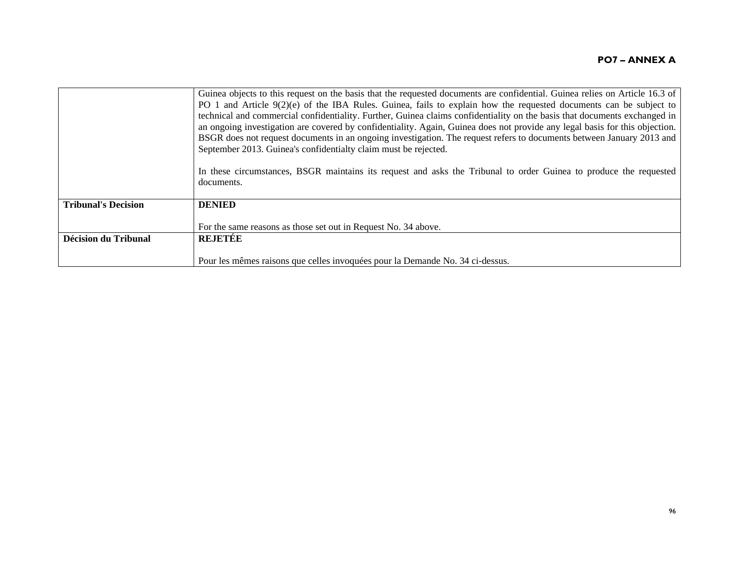| | |
|---|---|
| | Guinea objects to this request on the basis that the requested documents are confidential. Guinea relies on Article 16.3 of PO 1 and Article 9(2)(e) of the IBA Rules. Guinea, fails to explain how the requested documents can be subject to technical and commercial confidentiality. Further, Guinea claims confidentiality on the basis that documents exchanged in an ongoing investigation are covered by confidentiality. Again, Guinea does not provide any legal basis for this objection. BSGR does not request documents in an ongoing investigation. The request refers to documents between January 2013 and September 2013. Guinea's confidentialty claim must be rejected.<br><br>In these circumstances, BSGR maintains its request and asks the Tribunal to order Guinea to produce the requested documents. |
| **Tribunal's Decision** | **DENIED**<br><br>For the same reasons as those set out in Request No. 34 above. |
| **Décision du Tribunal** | **REJETÉE**<br><br>Pour les mêmes raisons que celles invoquées pour la Demande No. 34 ci-dessus. |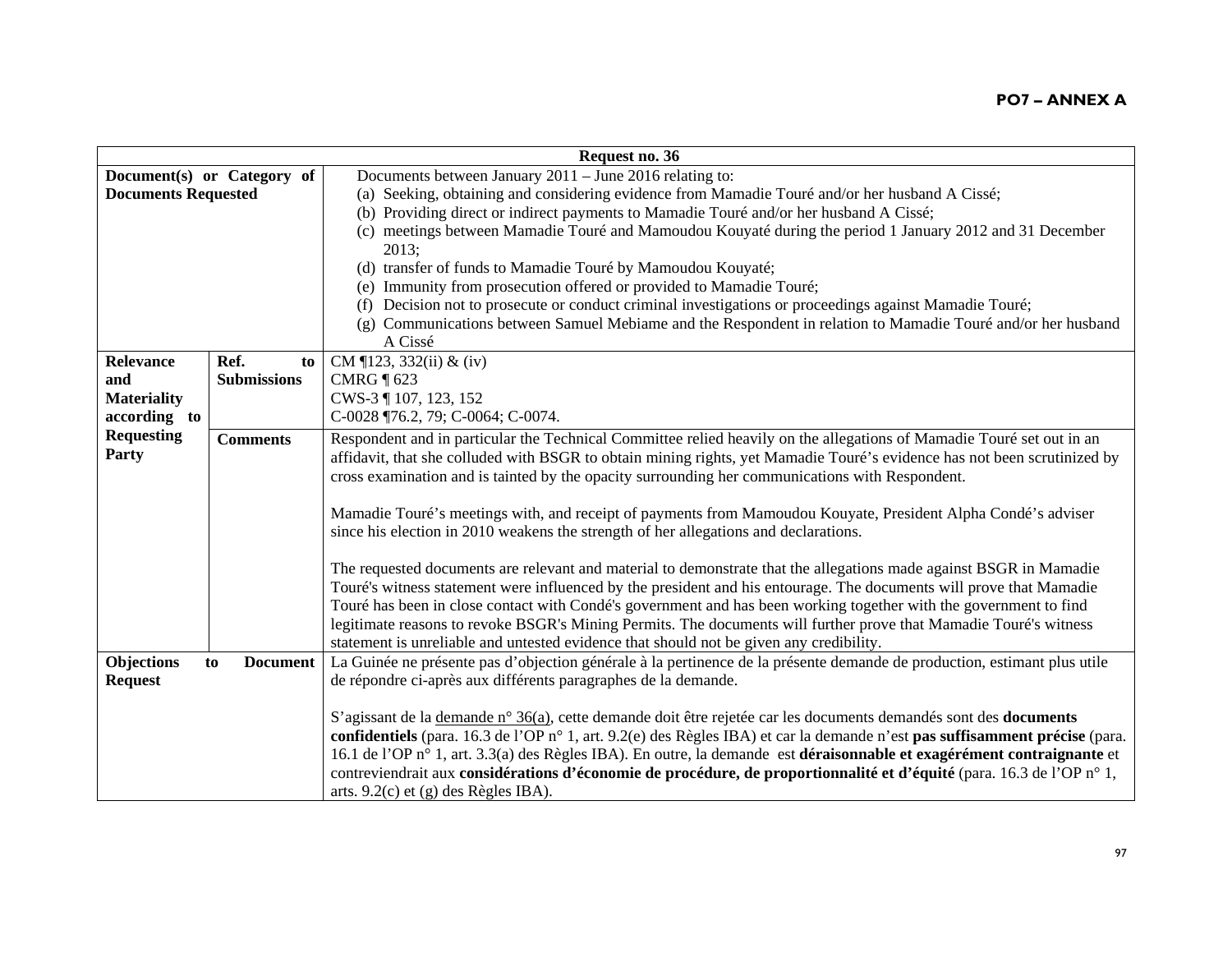**PO7 – ANNEX A**

| Request no. 36 | | |
|---|---|---|
| **Document(s) or Category of Documents Requested** | | Documents between January 2011 – June 2016 relating to:<br>(a) Seeking, obtaining and considering evidence from Mamadie Touré and/or her husband A Cissé;<br>(b) Providing direct or indirect payments to Mamadie Touré and/or her husband A Cissé;<br>(c) meetings between Mamadie Touré and Mamoudou Kouyaté during the period 1 January 2012 and 31 December 2013;<br>(d) transfer of funds to Mamadie Touré by Mamoudou Kouyaté;<br>(e) Immunity from prosecution offered or provided to Mamadie Touré;<br>(f) Decision not to prosecute or conduct criminal investigations or proceedings against Mamadie Touré;<br>(g) Communications between Samuel Mebiame and the Respondent in relation to Mamadie Touré and/or her husband A Cissé |
| **Relevance and Materiality according to Requesting Party** | **Ref. to Submissions** | CM ¶123, 332(ii) & (iv)<br>CMRG ¶ 623<br>CWS-3 ¶ 107, 123, 152<br>C-0028 ¶76.2, 79; C-0064; C-0074. |
| | **Comments** | Respondent and in particular the Technical Committee relied heavily on the allegations of Mamadie Touré set out in an affidavit, that she colluded with BSGR to obtain mining rights, yet Mamadie Touré's evidence has not been scrutinized by cross examination and is tainted by the opacity surrounding her communications with Respondent.<br><br>Mamadie Touré's meetings with, and receipt of payments from Mamoudou Kouyate, President Alpha Condé's adviser since his election in 2010 weakens the strength of her allegations and declarations.<br><br>The requested documents are relevant and material to demonstrate that the allegations made against BSGR in Mamadie Touré's witness statement were influenced by the president and his entourage. The documents will prove that Mamadie Touré has been in close contact with Condé's government and has been working together with the government to find legitimate reasons to revoke BSGR's Mining Permits. The documents will further prove that Mamadie Touré's witness statement is unreliable and untested evidence that should not be given any credibility. |
| **Objections to Document Request** | | La Guinée ne présente pas d'objection générale à la pertinence de la présente demande de production, estimant plus utile de répondre ci-après aux différents paragraphes de la demande.<br><br>S'agissant de la demande n° 36(a), cette demande doit être rejetée car les documents demandés sont des **documents confidentiels** (para. 16.3 de l'OP n° 1, art. 9.2(e) des Règles IBA) et car la demande n'est **pas suffisamment précise** (para. 16.1 de l'OP n° 1, art. 3.3(a) des Règles IBA). En outre, la demande est **déraisonnable et exagérément contraignante** et contreviendrait aux **considérations d'économie de procédure, de proportionnalité et d'équité** (para. 16.3 de l'OP n° 1, arts. 9.2(c) et (g) des Règles IBA). |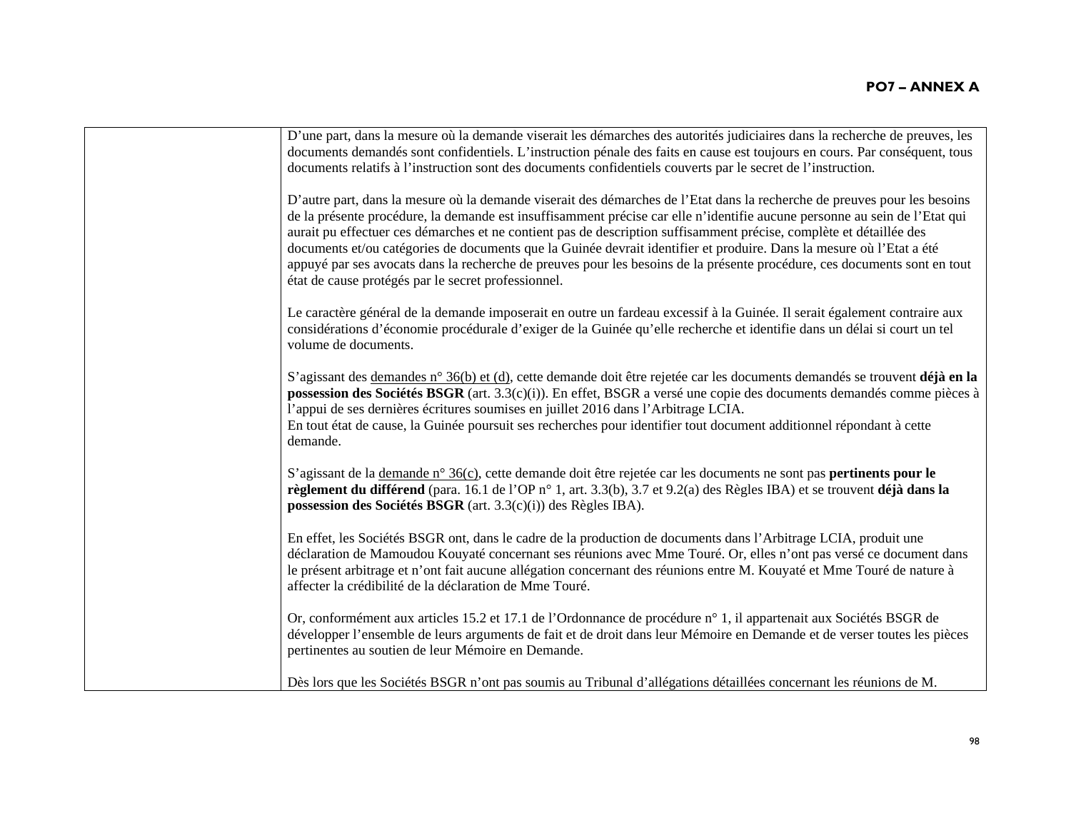| | |
|---|---|
| | D'une part, dans la mesure où la demande viserait les démarches des autorités judiciaires dans la recherche de preuves, les documents demandés sont confidentiels. L'instruction pénale des faits en cause est toujours en cours. Par conséquent, tous documents relatifs à l'instruction sont des documents confidentiels couverts par le secret de l'instruction.<br><br>D'autre part, dans la mesure où la demande viserait des démarches de l'Etat dans la recherche de preuves pour les besoins de la présente procédure, la demande est insuffisamment précise car elle n'identifie aucune personne au sein de l'Etat qui aurait pu effectuer ces démarches et ne contient pas de description suffisamment précise, complète et détaillée des documents et/ou catégories de documents que la Guinée devrait identifier et produire. Dans la mesure où l'Etat a été appuyé par ses avocats dans la recherche de preuves pour les besoins de la présente procédure, ces documents sont en tout état de cause protégés par le secret professionnel.<br><br>Le caractère général de la demande imposerait en outre un fardeau excessif à la Guinée. Il serait également contraire aux considérations d'économie procédurale d'exiger de la Guinée qu'elle recherche et identifie dans un délai si court un tel volume de documents.<br><br>S'agissant des <u>demandes n° 36(b) et (d)</u>, cette demande doit être rejetée car les documents demandés se trouvent **déjà en la possession des Sociétés BSGR** (art. 3.3(c)(i)). En effet, BSGR a versé une copie des documents demandés comme pièces à l'appui de ses dernières écritures soumises en juillet 2016 dans l'Arbitrage LCIA.<br>En tout état de cause, la Guinée poursuit ses recherches pour identifier tout document additionnel répondant à cette demande.<br><br>S'agissant de la <u>demande n° 36(c)</u>, cette demande doit être rejetée car les documents ne sont pas **pertinents pour le règlement du différend** (para. 16.1 de l'OP n° 1, art. 3.3(b), 3.7 et 9.2(a) des Règles IBA) et se trouvent **déjà dans la possession des Sociétés BSGR** (art. 3.3(c)(i)) des Règles IBA).<br><br>En effet, les Sociétés BSGR ont, dans le cadre de la production de documents dans l'Arbitrage LCIA, produit une déclaration de Mamoudou Kouyaté concernant ses réunions avec Mme Touré. Or, elles n'ont pas versé ce document dans le présent arbitrage et n'ont fait aucune allégation concernant des réunions entre M. Kouyaté et Mme Touré de nature à affecter la crédibilité de la déclaration de Mme Touré.<br><br>Or, conformément aux articles 15.2 et 17.1 de l'Ordonnance de procédure n° 1, il appartenait aux Sociétés BSGR de développer l'ensemble de leurs arguments de fait et de droit dans leur Mémoire en Demande et de verser toutes les pièces pertinentes au soutien de leur Mémoire en Demande.<br><br>Dès lors que les Sociétés BSGR n'ont pas soumis au Tribunal d'allégations détaillées concernant les réunions de M. |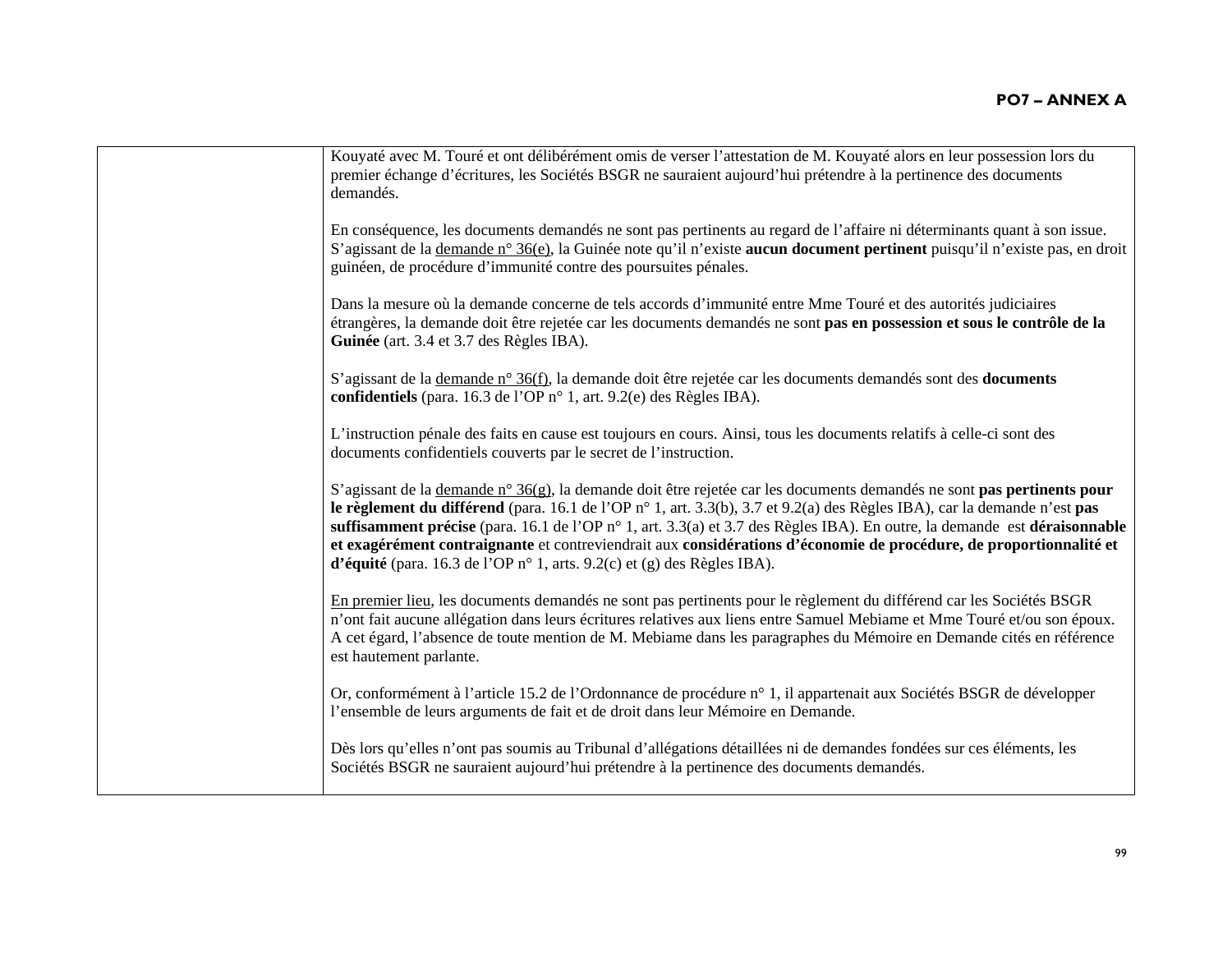| | Kouyaté avec M. Touré et ont délibérément omis de verser l'attestation de M. Kouyaté alors en leur possession lors du premier échange d'écritures, les Sociétés BSGR ne sauraient aujourd'hui prétendre à la pertinence des documents demandés.<br><br>En conséquence, les documents demandés ne sont pas pertinents au regard de l'affaire ni déterminants quant à son issue. S'agissant de la <u>demande n° 36(e)</u>, la Guinée note qu'il n'existe **aucun document pertinent** puisqu'il n'existe pas, en droit guinéen, de procédure d'immunité contre des poursuites pénales.<br><br>Dans la mesure où la demande concerne de tels accords d'immunité entre Mme Touré et des autorités judiciaires étrangères, la demande doit être rejetée car les documents demandés ne sont **pas en possession et sous le contrôle de la Guinée** (art. 3.4 et 3.7 des Règles IBA).<br><br>S'agissant de la <u>demande n° 36(f)</u>, la demande doit être rejetée car les documents demandés sont des **documents confidentiels** (para. 16.3 de l'OP n° 1, art. 9.2(e) des Règles IBA).<br><br>L'instruction pénale des faits en cause est toujours en cours. Ainsi, tous les documents relatifs à celle-ci sont des documents confidentiels couverts par le secret de l'instruction.<br><br>S'agissant de la <u>demande n° 36(g)</u>, la demande doit être rejetée car les documents demandés ne sont **pas pertinents pour le règlement du différend** (para. 16.1 de l'OP n° 1, art. 3.3(b), 3.7 et 9.2(a) des Règles IBA), car la demande n'est **pas suffisamment précise** (para. 16.1 de l'OP n° 1, art. 3.3(a) et 3.7 des Règles IBA). En outre, la demande est **déraisonnable et exagérément contraignante** et contreviendrait aux **considérations d'économie de procédure, de proportionnalité et d'équité** (para. 16.3 de l'OP n° 1, arts. 9.2(c) et (g) des Règles IBA).<br><br><u>En premier lieu</u>, les documents demandés ne sont pas pertinents pour le règlement du différend car les Sociétés BSGR n'ont fait aucune allégation dans leurs écritures relatives aux liens entre Samuel Mebiame et Mme Touré et/ou son époux. A cet égard, l'absence de toute mention de M. Mebiame dans les paragraphes du Mémoire en Demande cités en référence est hautement parlante.<br><br>Or, conformément à l'article 15.2 de l'Ordonnance de procédure n° 1, il appartenait aux Sociétés BSGR de développer l'ensemble de leurs arguments de fait et de droit dans leur Mémoire en Demande.<br><br>Dès lors qu'elles n'ont pas soumis au Tribunal d'allégations détaillées ni de demandes fondées sur ces éléments, les Sociétés BSGR ne sauraient aujourd'hui prétendre à la pertinence des documents demandés. |
|---|---|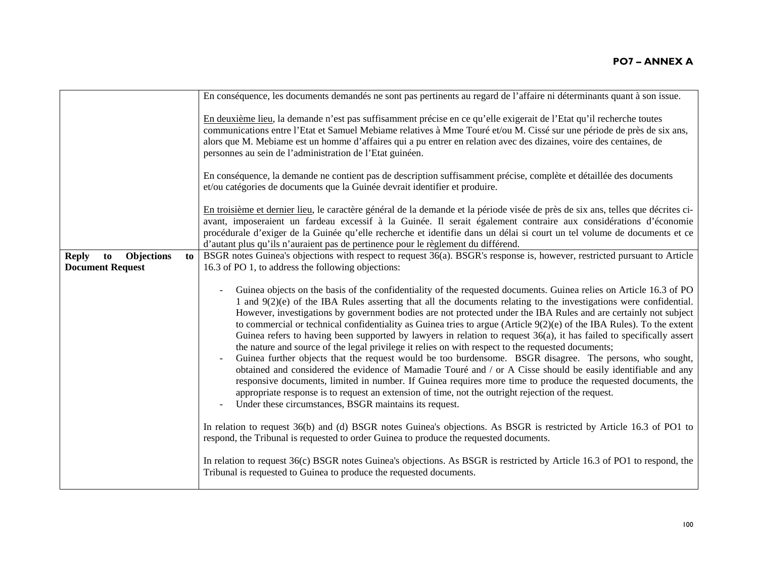| | |
|---|---|
| | En conséquence, les documents demandés ne sont pas pertinents au regard de l'affaire ni déterminants quant à son issue.<br><br>En deuxième lieu, la demande n'est pas suffisamment précise en ce qu'elle exigerait de l'Etat qu'il recherche toutes communications entre l'Etat et Samuel Mebiame relatives à Mme Touré et/ou M. Cissé sur une période de près de six ans, alors que M. Mebiame est un homme d'affaires qui a pu entrer en relation avec des dizaines, voire des centaines, de personnes au sein de l'administration de l'Etat guinéen.<br><br>En conséquence, la demande ne contient pas de description suffisamment précise, complète et détaillée des documents et/ou catégories de documents que la Guinée devrait identifier et produire.<br><br>En troisième et dernier lieu, le caractère général de la demande et la période visée de près de six ans, telles que décrites ci-avant, imposeraient un fardeau excessif à la Guinée. Il serait également contraire aux considérations d'économie procédurale d'exiger de la Guinée qu'elle recherche et identifie dans un délai si court un tel volume de documents et ce d'autant plus qu'ils n'auraient pas de pertinence pour le règlement du différend. |
| **Reply to Objections to Document Request** | BSGR notes Guinea's objections with respect to request 36(a). BSGR's response is, however, restricted pursuant to Article 16.3 of PO 1, to address the following objections:<br><br>- Guinea objects on the basis of the confidentiality of the requested documents. Guinea relies on Article 16.3 of PO 1 and 9(2)(e) of the IBA Rules asserting that all the documents relating to the investigations were confidential. However, investigations by government bodies are not protected under the IBA Rules and are certainly not subject to commercial or technical confidentiality as Guinea tries to argue (Article 9(2)(e) of the IBA Rules). To the extent Guinea refers to having been supported by lawyers in relation to request 36(a), it has failed to specifically assert the nature and source of the legal privilege it relies on with respect to the requested documents;<br>- Guinea further objects that the request would be too burdensome. BSGR disagree. The persons, who sought, obtained and considered the evidence of Mamadie Touré and / or A Cisse should be easily identifiable and any responsive documents, limited in number. If Guinea requires more time to produce the requested documents, the appropriate response is to request an extension of time, not the outright rejection of the request.<br>- Under these circumstances, BSGR maintains its request.<br><br>In relation to request 36(b) and (d) BSGR notes Guinea's objections. As BSGR is restricted by Article 16.3 of PO1 to respond, the Tribunal is requested to order Guinea to produce the requested documents.<br><br>In relation to request 36(c) BSGR notes Guinea's objections. As BSGR is restricted by Article 16.3 of PO1 to respond, the Tribunal is requested to Guinea to produce the requested documents. |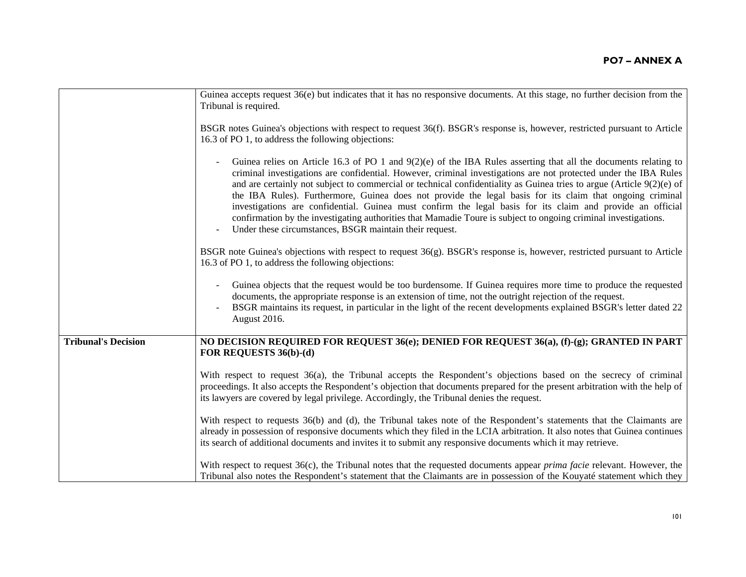| | |
|---|---|
| | Guinea accepts request 36(e) but indicates that it has no responsive documents. At this stage, no further decision from the Tribunal is required.<br><br>BSGR notes Guinea's objections with respect to request 36(f). BSGR's response is, however, restricted pursuant to Article 16.3 of PO 1, to address the following objections:<br><br>- Guinea relies on Article 16.3 of PO 1 and 9(2)(e) of the IBA Rules asserting that all the documents relating to criminal investigations are confidential. However, criminal investigations are not protected under the IBA Rules and are certainly not subject to commercial or technical confidentiality as Guinea tries to argue (Article 9(2)(e) of the IBA Rules). Furthermore, Guinea does not provide the legal basis for its claim that ongoing criminal investigations are confidential. Guinea must confirm the legal basis for its claim and provide an official confirmation by the investigating authorities that Mamadie Toure is subject to ongoing criminal investigations.<br>- Under these circumstances, BSGR maintain their request.<br><br>BSGR note Guinea's objections with respect to request 36(g). BSGR's response is, however, restricted pursuant to Article 16.3 of PO 1, to address the following objections:<br><br>- Guinea objects that the request would be too burdensome. If Guinea requires more time to produce the requested documents, the appropriate response is an extension of time, not the outright rejection of the request.<br>- BSGR maintains its request, in particular in the light of the recent developments explained BSGR's letter dated 22 August 2016. |
| **Tribunal's Decision** | **NO DECISION REQUIRED FOR REQUEST 36(e); DENIED FOR REQUEST 36(a), (f)-(g); GRANTED IN PART FOR REQUESTS 36(b)-(d)**<br><br>With respect to request 36(a), the Tribunal accepts the Respondent's objections based on the secrecy of criminal proceedings. It also accepts the Respondent's objection that documents prepared for the present arbitration with the help of its lawyers are covered by legal privilege. Accordingly, the Tribunal denies the request.<br><br>With respect to requests 36(b) and (d), the Tribunal takes note of the Respondent's statements that the Claimants are already in possession of responsive documents which they filed in the LCIA arbitration. It also notes that Guinea continues its search of additional documents and invites it to submit any responsive documents which it may retrieve.<br><br>With respect to request 36(c), the Tribunal notes that the requested documents appear *prima facie* relevant. However, the Tribunal also notes the Respondent's statement that the Claimants are in possession of the Kouyaté statement which they |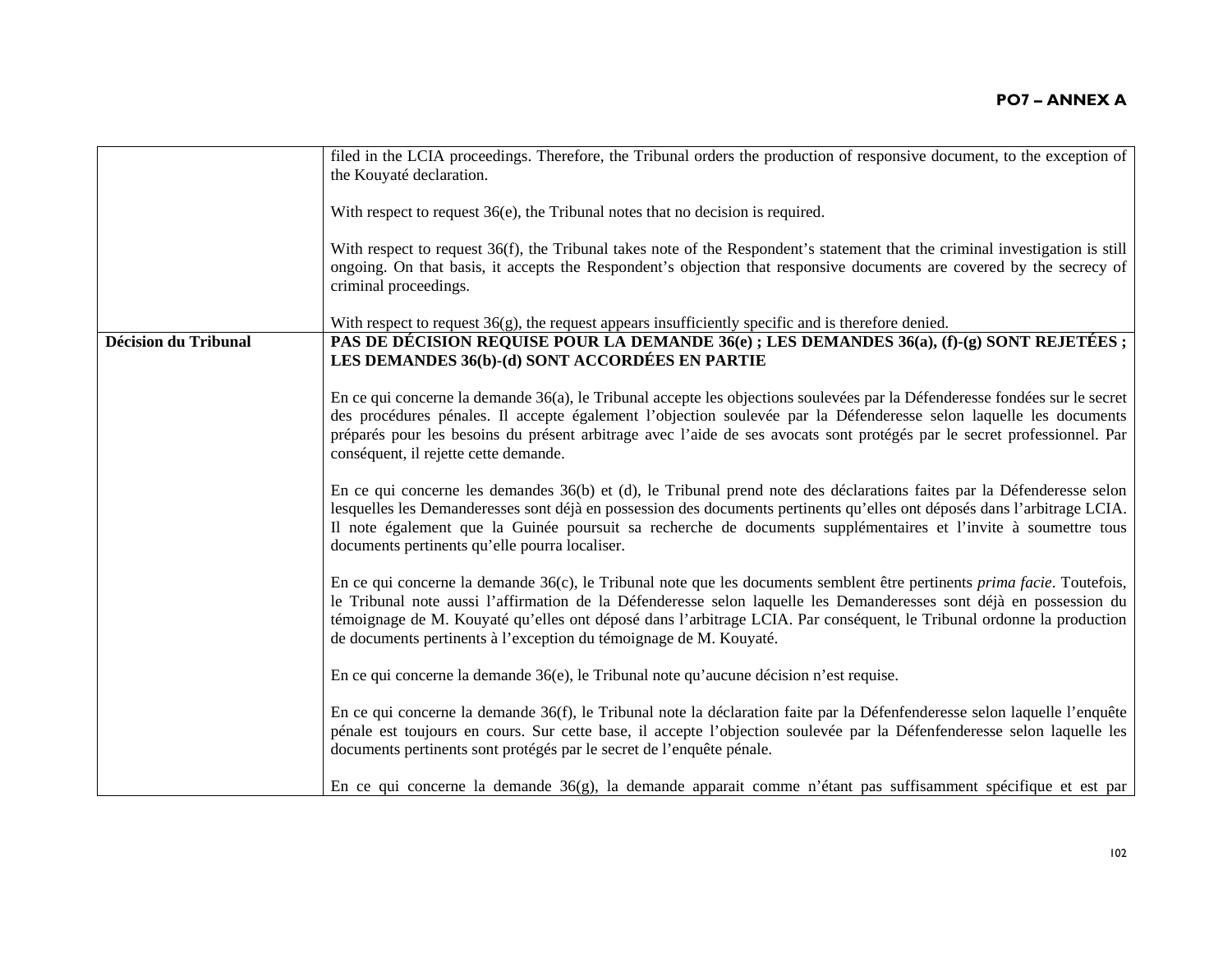| | |
|---|---|
| | filed in the LCIA proceedings. Therefore, the Tribunal orders the production of responsive document, to the exception of the Kouyaté declaration.<br><br>With respect to request 36(e), the Tribunal notes that no decision is required.<br><br>With respect to request 36(f), the Tribunal takes note of the Respondent's statement that the criminal investigation is still ongoing. On that basis, it accepts the Respondent's objection that responsive documents are covered by the secrecy of criminal proceedings.<br><br>With respect to request 36(g), the request appears insufficiently specific and is therefore denied. |
| **Décision du Tribunal** | **PAS DE DÉCISION REQUISE POUR LA DEMANDE 36(e) ; LES DEMANDES 36(a), (f)-(g) SONT REJETÉES ; LES DEMANDES 36(b)-(d) SONT ACCORDÉES EN PARTIE**<br><br>En ce qui concerne la demande 36(a), le Tribunal accepte les objections soulevées par la Défenderesse fondées sur le secret des procédures pénales. Il accepte également l'objection soulevée par la Défenderesse selon laquelle les documents préparés pour les besoins du présent arbitrage avec l'aide de ses avocats sont protégés par le secret professionnel. Par conséquent, il rejette cette demande.<br><br>En ce qui concerne les demandes 36(b) et (d), le Tribunal prend note des déclarations faites par la Défenderesse selon lesquelles les Demanderesses sont déjà en possession des documents pertinents qu'elles ont déposés dans l'arbitrage LCIA. Il note également que la Guinée poursuit sa recherche de documents supplémentaires et l'invite à soumettre tous documents pertinents qu'elle pourra localiser.<br><br>En ce qui concerne la demande 36(c), le Tribunal note que les documents semblent être pertinents *prima facie*. Toutefois, le Tribunal note aussi l'affirmation de la Défenderesse selon laquelle les Demanderesses sont déjà en possession du témoignage de M. Kouyaté qu'elles ont déposé dans l'arbitrage LCIA. Par conséquent, le Tribunal ordonne la production de documents pertinents à l'exception du témoignage de M. Kouyaté.<br><br>En ce qui concerne la demande 36(e), le Tribunal note qu'aucune décision n'est requise.<br><br>En ce qui concerne la demande 36(f), le Tribunal note la déclaration faite par la Défenfenderesse selon laquelle l'enquête pénale est toujours en cours. Sur cette base, il accepte l'objection soulevée par la Défenfenderesse selon laquelle les documents pertinents sont protégés par le secret de l'enquête pénale.<br><br>En ce qui concerne la demande 36(g), la demande apparait comme n'étant pas suffisamment spécifique et est par |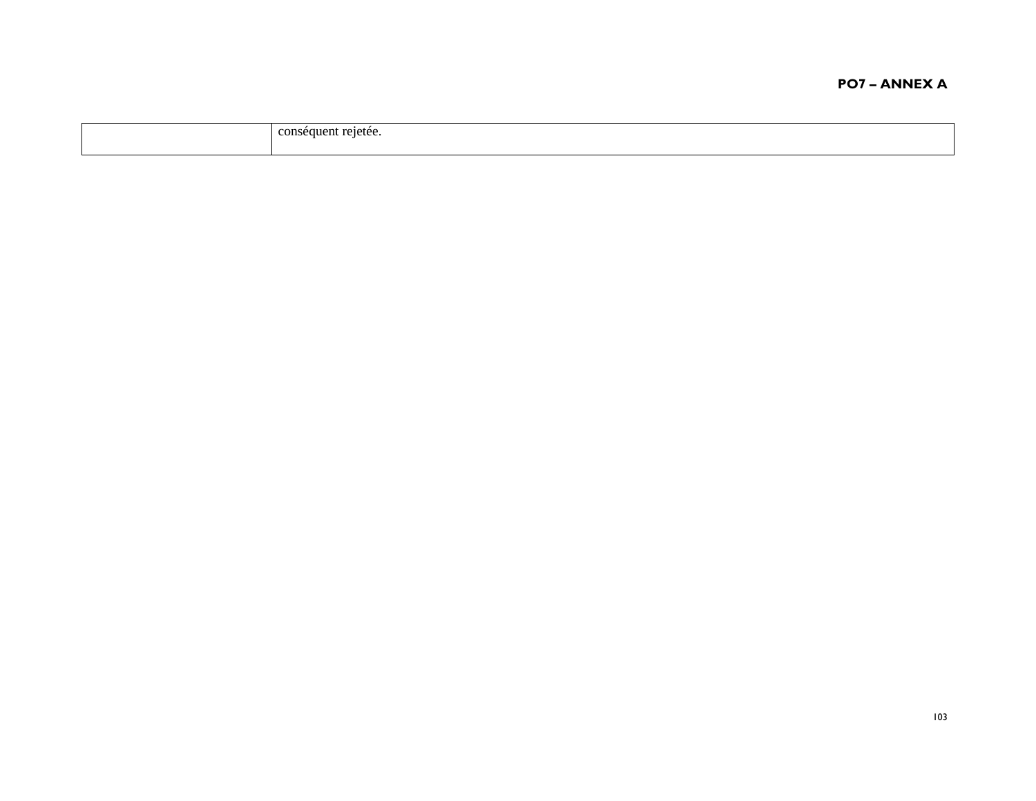| | |
|---|---|
| | conséquent rejetée. |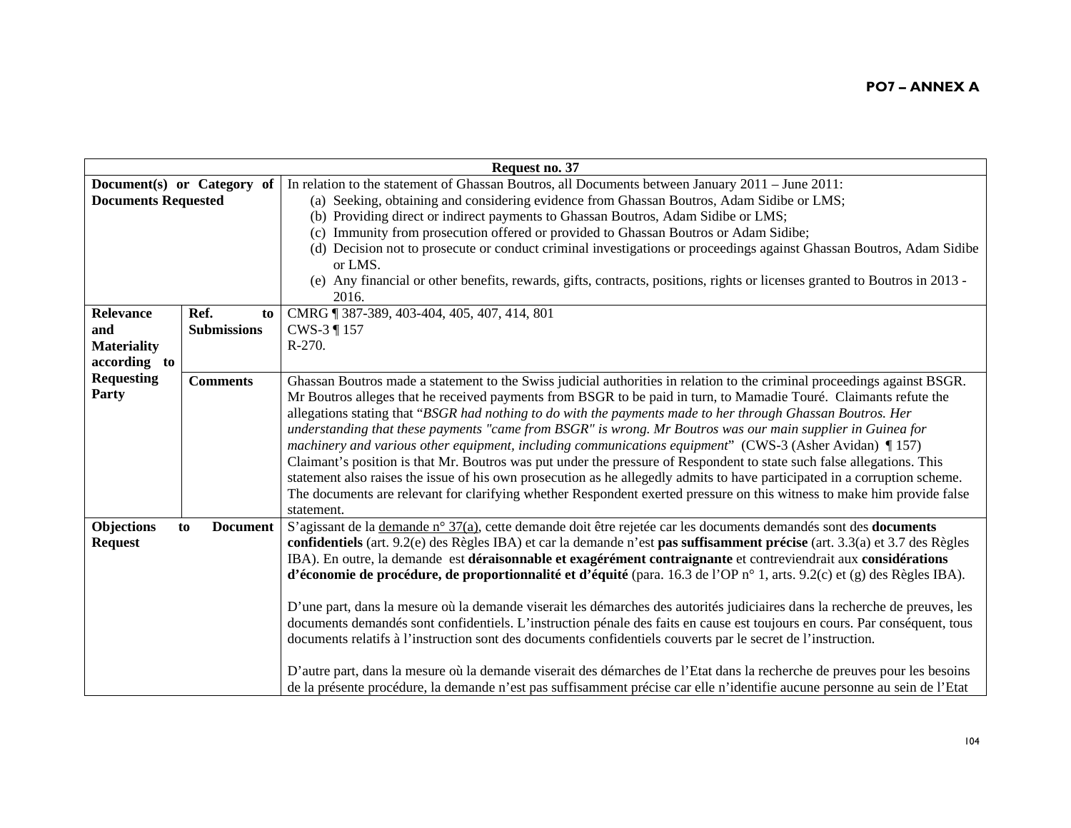**PO7 – ANNEX A**

| Request no. 37 | | |
|---|---|---|
| **Document(s) or Category of Documents Requested** | | In relation to the statement of Ghassan Boutros, all Documents between January 2011 – June 2011:<br>(a) Seeking, obtaining and considering evidence from Ghassan Boutros, Adam Sidibe or LMS;<br>(b) Providing direct or indirect payments to Ghassan Boutros, Adam Sidibe or LMS;<br>(c) Immunity from prosecution offered or provided to Ghassan Boutros or Adam Sidibe;<br>(d) Decision not to prosecute or conduct criminal investigations or proceedings against Ghassan Boutros, Adam Sidibe or LMS.<br>(e) Any financial or other benefits, rewards, gifts, contracts, positions, rights or licenses granted to Boutros in 2013 - 2016. |
| **Relevance and Materiality according to Requesting Party** | **Ref. to Submissions** | CMRG ¶ 387-389, 403-404, 405, 407, 414, 801<br>CWS-3 ¶ 157<br>R-270. |
| | **Comments** | Ghassan Boutros made a statement to the Swiss judicial authorities in relation to the criminal proceedings against BSGR. Mr Boutros alleges that he received payments from BSGR to be paid in turn, to Mamadie Touré. Claimants refute the allegations stating that "*BSGR had nothing to do with the payments made to her through Ghassan Boutros. Her understanding that these payments "came from BSGR" is wrong. Mr Boutros was our main supplier in Guinea for machinery and various other equipment, including communications equipment*" (CWS-3 (Asher Avidan) ¶ 157) Claimant's position is that Mr. Boutros was put under the pressure of Respondent to state such false allegations. This statement also raises the issue of his own prosecution as he allegedly admits to have participated in a corruption scheme. The documents are relevant for clarifying whether Respondent exerted pressure on this witness to make him provide false statement. |
| **Objections to Document Request** | | S'agissant de la demande n° 37(a), cette demande doit être rejetée car les documents demandés sont des **documents confidentiels** (art. 9.2(e) des Règles IBA) et car la demande n'est **pas suffisamment précise** (art. 3.3(a) et 3.7 des Règles IBA). En outre, la demande est **déraisonnable et exagérément contraignante** et contreviendrait aux **considérations d'économie de procédure, de proportionnalité et d'équité** (para. 16.3 de l'OP n° 1, arts. 9.2(c) et (g) des Règles IBA).<br><br>D'une part, dans la mesure où la demande viserait les démarches des autorités judiciaires dans la recherche de preuves, les documents demandés sont confidentiels. L'instruction pénale des faits en cause est toujours en cours. Par conséquent, tous documents relatifs à l'instruction sont des documents confidentiels couverts par le secret de l'instruction.<br><br>D'autre part, dans la mesure où la demande viserait des démarches de l'Etat dans la recherche de preuves pour les besoins de la présente procédure, la demande n'est pas suffisamment précise car elle n'identifie aucune personne au sein de l'Etat |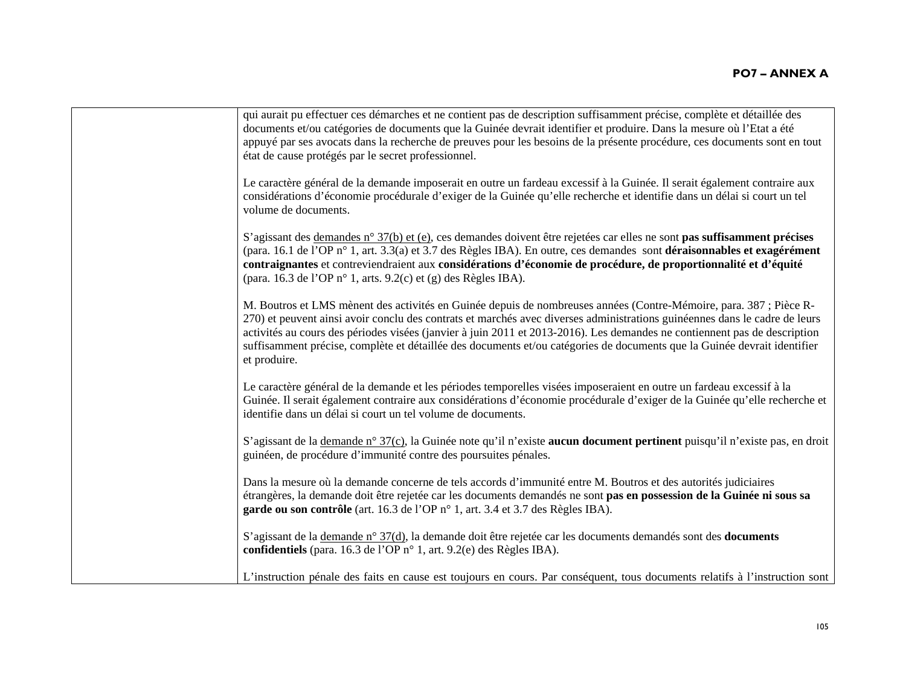| | |
|---|---|
| | qui aurait pu effectuer ces démarches et ne contient pas de description suffisamment précise, complète et détaillée des documents et/ou catégories de documents que la Guinée devrait identifier et produire. Dans la mesure où l'Etat a été appuyé par ses avocats dans la recherche de preuves pour les besoins de la présente procédure, ces documents sont en tout état de cause protégés par le secret professionnel.<br><br>Le caractère général de la demande imposerait en outre un fardeau excessif à la Guinée. Il serait également contraire aux considérations d'économie procédurale d'exiger de la Guinée qu'elle recherche et identifie dans un délai si court un tel volume de documents.<br><br>S'agissant des demandes n° 37(b) et (e), ces demandes doivent être rejetées car elles ne sont **pas suffisamment précises** (para. 16.1 de l'OP n° 1, art. 3.3(a) et 3.7 des Règles IBA). En outre, ces demandes sont **déraisonnables et exagérément contraignantes** et contreviendraient aux **considérations d'économie de procédure, de proportionnalité et d'équité** (para. 16.3 de l'OP n° 1, arts. 9.2(c) et (g) des Règles IBA).<br><br>M. Boutros et LMS mènent des activités en Guinée depuis de nombreuses années (Contre-Mémoire, para. 387 ; Pièce R-270) et peuvent ainsi avoir conclu des contrats et marchés avec diverses administrations guinéennes dans le cadre de leurs activités au cours des périodes visées (janvier à juin 2011 et 2013-2016). Les demandes ne contiennent pas de description suffisamment précise, complète et détaillée des documents et/ou catégories de documents que la Guinée devrait identifier et produire.<br><br>Le caractère général de la demande et les périodes temporelles visées imposeraient en outre un fardeau excessif à la Guinée. Il serait également contraire aux considérations d'économie procédurale d'exiger de la Guinée qu'elle recherche et identifie dans un délai si court un tel volume de documents.<br><br>S'agissant de la demande n° 37(c), la Guinée note qu'il n'existe **aucun document pertinent** puisqu'il n'existe pas, en droit guinéen, de procédure d'immunité contre des poursuites pénales.<br><br>Dans la mesure où la demande concerne de tels accords d'immunité entre M. Boutros et des autorités judiciaires étrangères, la demande doit être rejetée car les documents demandés ne sont **pas en possession de la Guinée ni sous sa garde ou son contrôle** (art. 16.3 de l'OP n° 1, art. 3.4 et 3.7 des Règles IBA).<br><br>S'agissant de la demande n° 37(d), la demande doit être rejetée car les documents demandés sont des **documents confidentiels** (para. 16.3 de l'OP n° 1, art. 9.2(e) des Règles IBA).<br><br>L'instruction pénale des faits en cause est toujours en cours. Par conséquent, tous documents relatifs à l'instruction sont |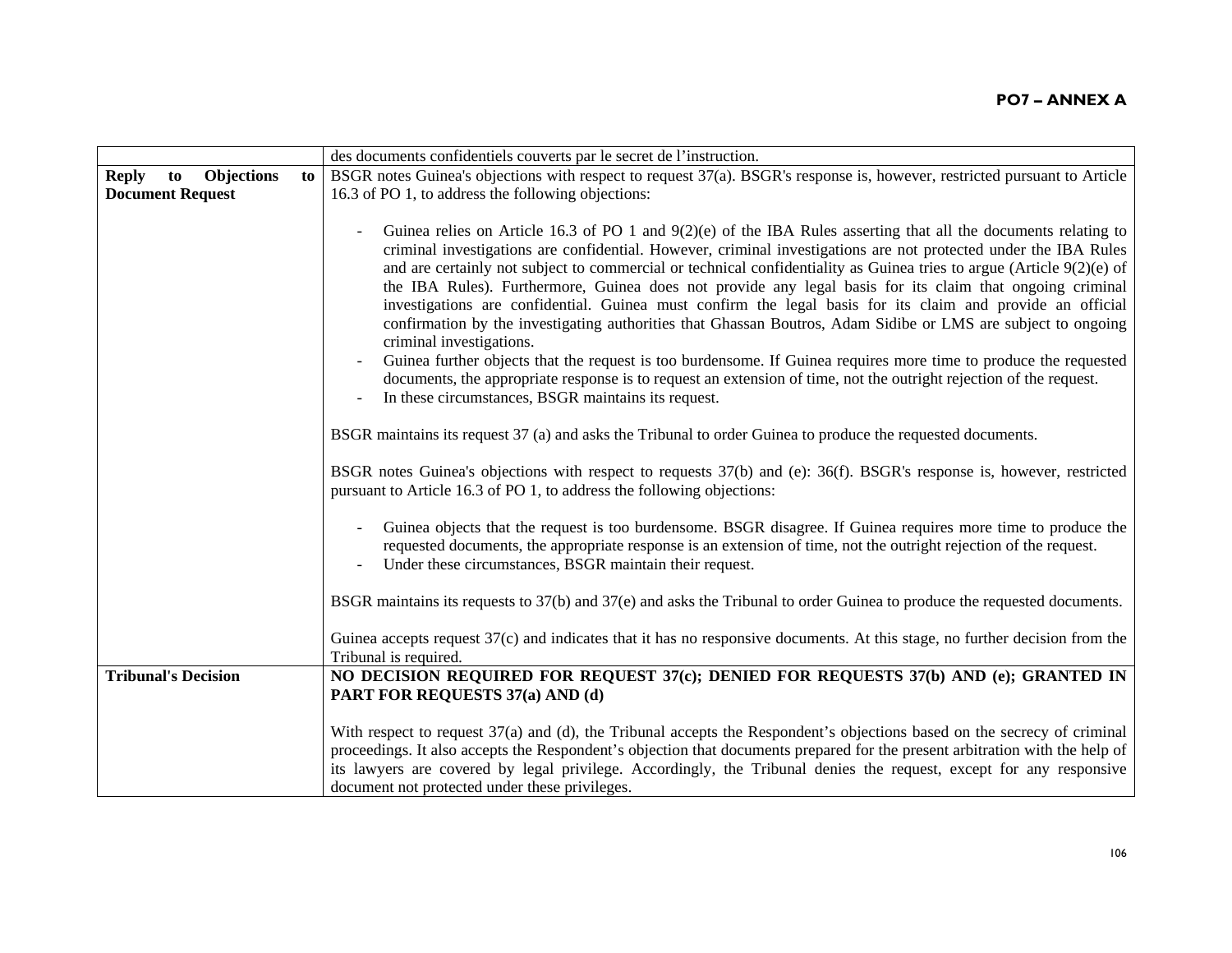| | |
|---|---|
| | des documents confidentiels couverts par le secret de l'instruction. |
| **Reply to Objections to Document Request** | BSGR notes Guinea's objections with respect to request 37(a). BSGR's response is, however, restricted pursuant to Article 16.3 of PO 1, to address the following objections:<br><br>- Guinea relies on Article 16.3 of PO 1 and 9(2)(e) of the IBA Rules asserting that all the documents relating to criminal investigations are confidential. However, criminal investigations are not protected under the IBA Rules and are certainly not subject to commercial or technical confidentiality as Guinea tries to argue (Article 9(2)(e) of the IBA Rules). Furthermore, Guinea does not provide any legal basis for its claim that ongoing criminal investigations are confidential. Guinea must confirm the legal basis for its claim and provide an official confirmation by the investigating authorities that Ghassan Boutros, Adam Sidibe or LMS are subject to ongoing criminal investigations.<br>- Guinea further objects that the request is too burdensome. If Guinea requires more time to produce the requested documents, the appropriate response is to request an extension of time, not the outright rejection of the request.<br>- In these circumstances, BSGR maintains its request.<br><br>BSGR maintains its request 37 (a) and asks the Tribunal to order Guinea to produce the requested documents.<br><br>BSGR notes Guinea's objections with respect to requests 37(b) and (e): 36(f). BSGR's response is, however, restricted pursuant to Article 16.3 of PO 1, to address the following objections:<br><br>- Guinea objects that the request is too burdensome. BSGR disagree. If Guinea requires more time to produce the requested documents, the appropriate response is an extension of time, not the outright rejection of the request.<br>- Under these circumstances, BSGR maintain their request.<br><br>BSGR maintains its requests to 37(b) and 37(e) and asks the Tribunal to order Guinea to produce the requested documents.<br><br>Guinea accepts request 37(c) and indicates that it has no responsive documents. At this stage, no further decision from the Tribunal is required. |
| **Tribunal's Decision** | **NO DECISION REQUIRED FOR REQUEST 37(c); DENIED FOR REQUESTS 37(b) AND (e); GRANTED IN PART FOR REQUESTS 37(a) AND (d)**<br><br>With respect to request 37(a) and (d), the Tribunal accepts the Respondent's objections based on the secrecy of criminal proceedings. It also accepts the Respondent's objection that documents prepared for the present arbitration with the help of its lawyers are covered by legal privilege. Accordingly, the Tribunal denies the request, except for any responsive document not protected under these privileges. |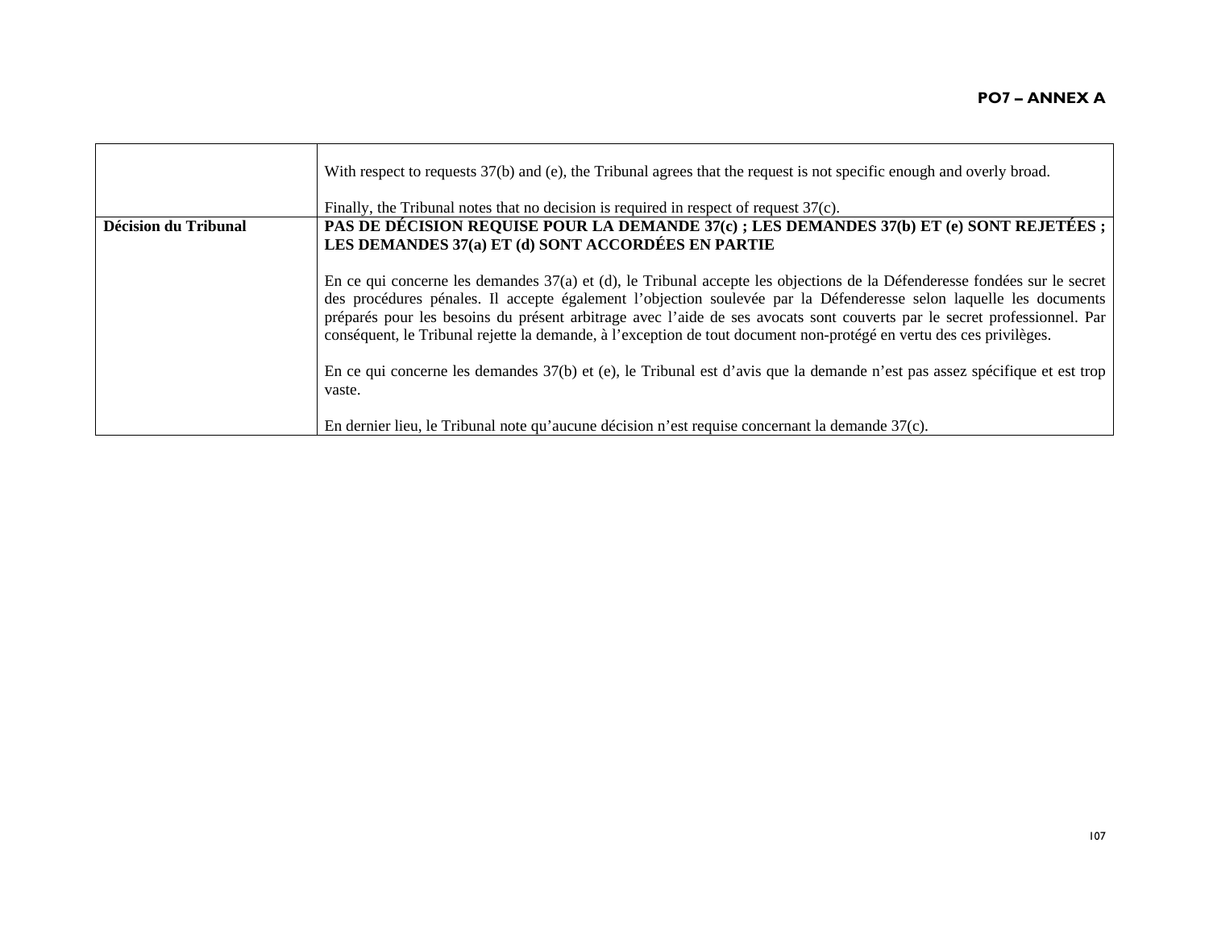| | |
|---|---|
| | With respect to requests 37(b) and (e), the Tribunal agrees that the request is not specific enough and overly broad.<br><br>Finally, the Tribunal notes that no decision is required in respect of request 37(c). |
| **Décision du Tribunal** | **PAS DE DÉCISION REQUISE POUR LA DEMANDE 37(c) ; LES DEMANDES 37(b) ET (e) SONT REJETÉES ; LES DEMANDES 37(a) ET (d) SONT ACCORDÉES EN PARTIE**<br><br>En ce qui concerne les demandes 37(a) et (d), le Tribunal accepte les objections de la Défenderesse fondées sur le secret des procédures pénales. Il accepte également l'objection soulevée par la Défenderesse selon laquelle les documents préparés pour les besoins du présent arbitrage avec l'aide de ses avocats sont couverts par le secret professionnel. Par conséquent, le Tribunal rejette la demande, à l'exception de tout document non-protégé en vertu des ces privilèges.<br><br>En ce qui concerne les demandes 37(b) et (e), le Tribunal est d'avis que la demande n'est pas assez spécifique et est trop vaste.<br><br>En dernier lieu, le Tribunal note qu'aucune décision n'est requise concernant la demande 37(c). |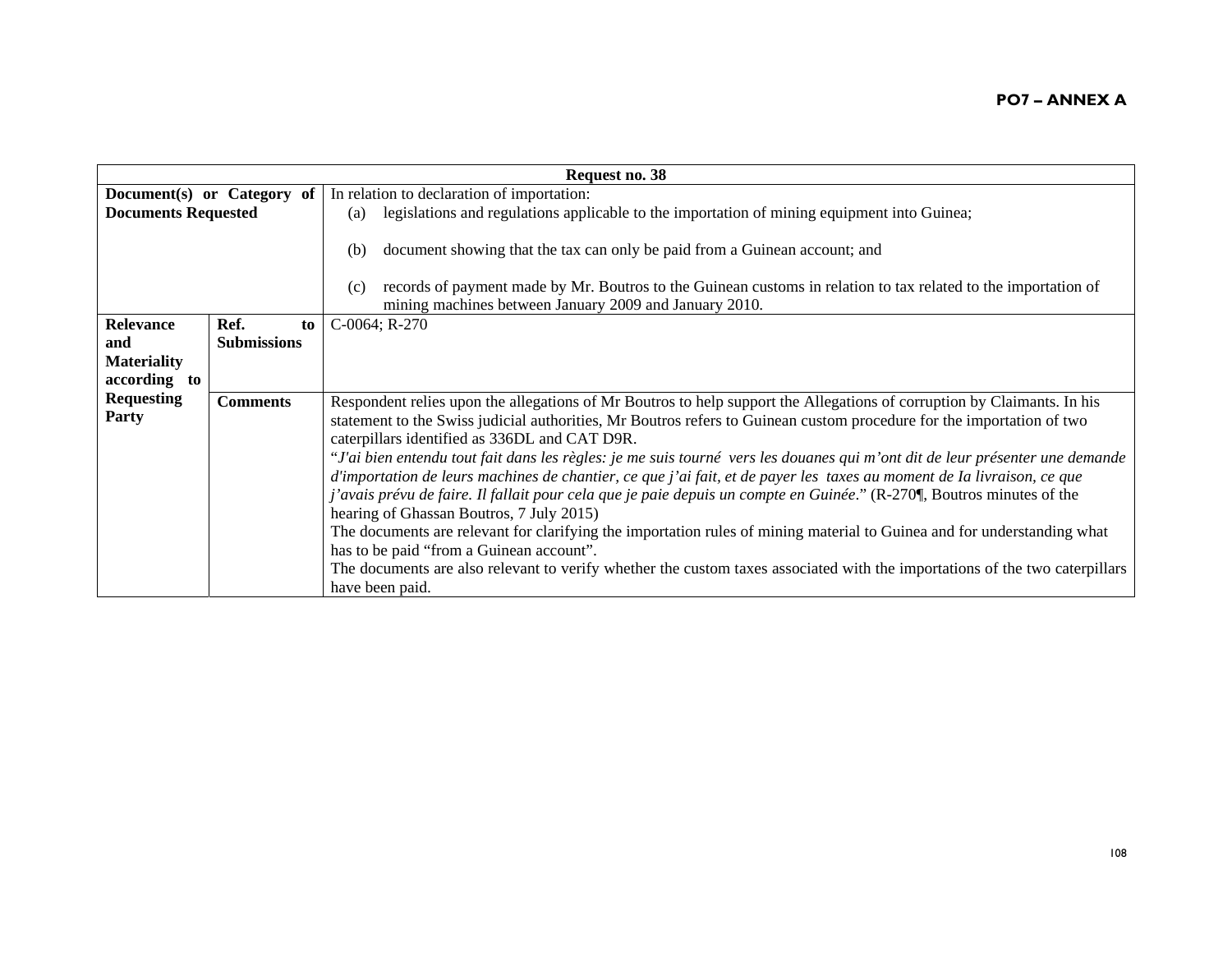**PO7 – ANNEX A**

| Request no. 38 | | |
|---|---|---|
| **Document(s) or Category of Documents Requested** | | In relation to declaration of importation:<br>(a) legislations and regulations applicable to the importation of mining equipment into Guinea;<br>(b) document showing that the tax can only be paid from a Guinean account; and<br>(c) records of payment made by Mr. Boutros to the Guinean customs in relation to tax related to the importation of mining machines between January 2009 and January 2010. |
| **Relevance and Materiality according to Requesting Party** | **Ref. to Submissions** | C-0064; R-270 |
| | **Comments** | Respondent relies upon the allegations of Mr Boutros to help support the Allegations of corruption by Claimants. In his statement to the Swiss judicial authorities, Mr Boutros refers to Guinean custom procedure for the importation of two caterpillars identified as 336DL and CAT D9R.<br>"*J'ai bien entendu tout fait dans les règles: je me suis tourné vers les douanes qui m'ont dit de leur présenter une demande d'importation de leurs machines de chantier, ce que j'ai fait, et de payer les taxes au moment de Ia livraison, ce que j'avais prévu de faire. Il fallait pour cela que je paie depuis un compte en Guinée*." (R-270¶, Boutros minutes of the hearing of Ghassan Boutros, 7 July 2015)<br>The documents are relevant for clarifying the importation rules of mining material to Guinea and for understanding what has to be paid "from a Guinean account".<br>The documents are also relevant to verify whether the custom taxes associated with the importations of the two caterpillars have been paid. |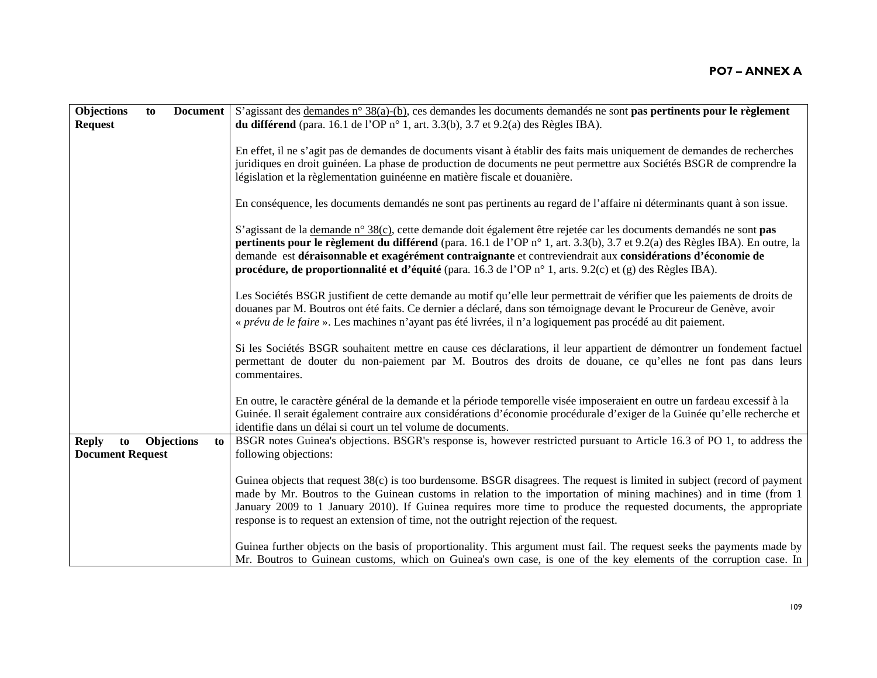**PO7 – ANNEX A**

| | |
|---|---|
| **Objections to Document Request** | S'agissant des <u>demandes n° 38(a)-(b)</u>, ces demandes les documents demandés ne sont **pas pertinents pour le règlement du différend** (para. 16.1 de l'OP n° 1, art. 3.3(b), 3.7 et 9.2(a) des Règles IBA).<br><br>En effet, il ne s'agit pas de demandes de documents visant à établir des faits mais uniquement de demandes de recherches juridiques en droit guinéen. La phase de production de documents ne peut permettre aux Sociétés BSGR de comprendre la législation et la règlementation guinéenne en matière fiscale et douanière.<br><br>En conséquence, les documents demandés ne sont pas pertinents au regard de l'affaire ni déterminants quant à son issue.<br><br>S'agissant de la <u>demande n° 38(c)</u>, cette demande doit également être rejetée car les documents demandés ne sont **pas pertinents pour le règlement du différend** (para. 16.1 de l'OP n° 1, art. 3.3(b), 3.7 et 9.2(a) des Règles IBA). En outre, la demande est **déraisonnable et exagérément contraignante** et contreviendrait aux **considérations d'économie de procédure, de proportionnalité et d'équité** (para. 16.3 de l'OP n° 1, arts. 9.2(c) et (g) des Règles IBA).<br><br>Les Sociétés BSGR justifient de cette demande au motif qu'elle leur permettrait de vérifier que les paiements de droits de douanes par M. Boutros ont été faits. Ce dernier a déclaré, dans son témoignage devant le Procureur de Genève, avoir « *prévu de le faire* ». Les machines n'ayant pas été livrées, il n'a logiquement pas procédé au dit paiement.<br><br>Si les Sociétés BSGR souhaitent mettre en cause ces déclarations, il leur appartient de démontrer un fondement factuel permettant de douter du non-paiement par M. Boutros des droits de douane, ce qu'elles ne font pas dans leurs commentaires.<br><br>En outre, le caractère général de la demande et la période temporelle visée imposeraient en outre un fardeau excessif à la Guinée. Il serait également contraire aux considérations d'économie procédurale d'exiger de la Guinée qu'elle recherche et identifie dans un délai si court un tel volume de documents. |
| **Reply to Objections to Document Request** | BSGR notes Guinea's objections. BSGR's response is, however restricted pursuant to Article 16.3 of PO 1, to address the following objections:<br><br>Guinea objects that request 38(c) is too burdensome. BSGR disagrees. The request is limited in subject (record of payment made by Mr. Boutros to the Guinean customs in relation to the importation of mining machines) and in time (from 1 January 2009 to 1 January 2010). If Guinea requires more time to produce the requested documents, the appropriate response is to request an extension of time, not the outright rejection of the request.<br><br>Guinea further objects on the basis of proportionality. This argument must fail. The request seeks the payments made by Mr. Boutros to Guinean customs, which on Guinea's own case, is one of the key elements of the corruption case. In |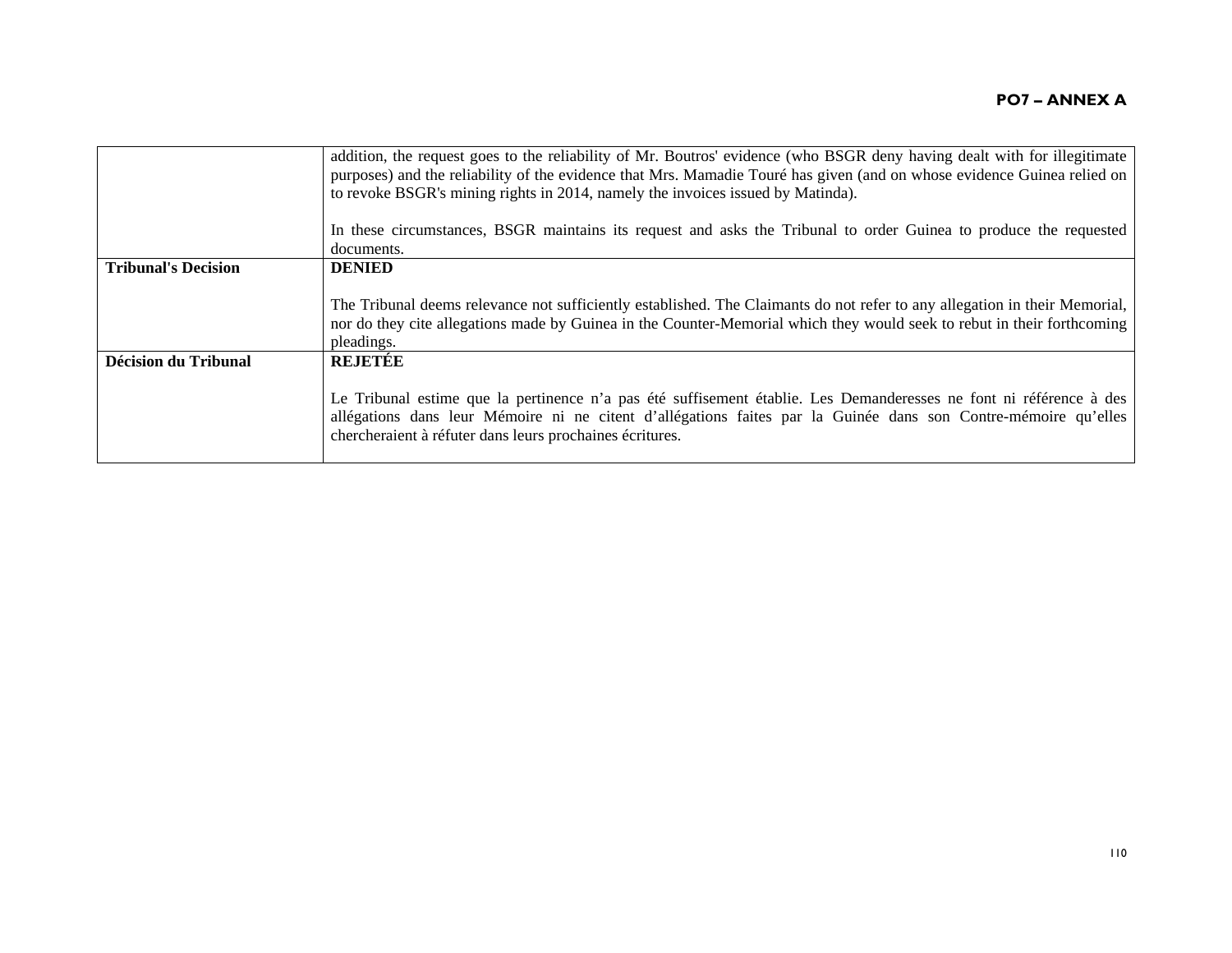| | |
|---|---|
| | addition, the request goes to the reliability of Mr. Boutros' evidence (who BSGR deny having dealt with for illegitimate purposes) and the reliability of the evidence that Mrs. Mamadie Touré has given (and on whose evidence Guinea relied on to revoke BSGR's mining rights in 2014, namely the invoices issued by Matinda).<br><br>In these circumstances, BSGR maintains its request and asks the Tribunal to order Guinea to produce the requested documents. |
| **Tribunal's Decision** | **DENIED**<br><br>The Tribunal deems relevance not sufficiently established. The Claimants do not refer to any allegation in their Memorial, nor do they cite allegations made by Guinea in the Counter-Memorial which they would seek to rebut in their forthcoming pleadings. |
| **Décision du Tribunal** | **REJETÉE**<br><br>Le Tribunal estime que la pertinence n'a pas été suffisement établie. Les Demanderesses ne font ni référence à des allégations dans leur Mémoire ni ne citent d'allégations faites par la Guinée dans son Contre-mémoire qu'elles chercheraient à réfuter dans leurs prochaines écritures. |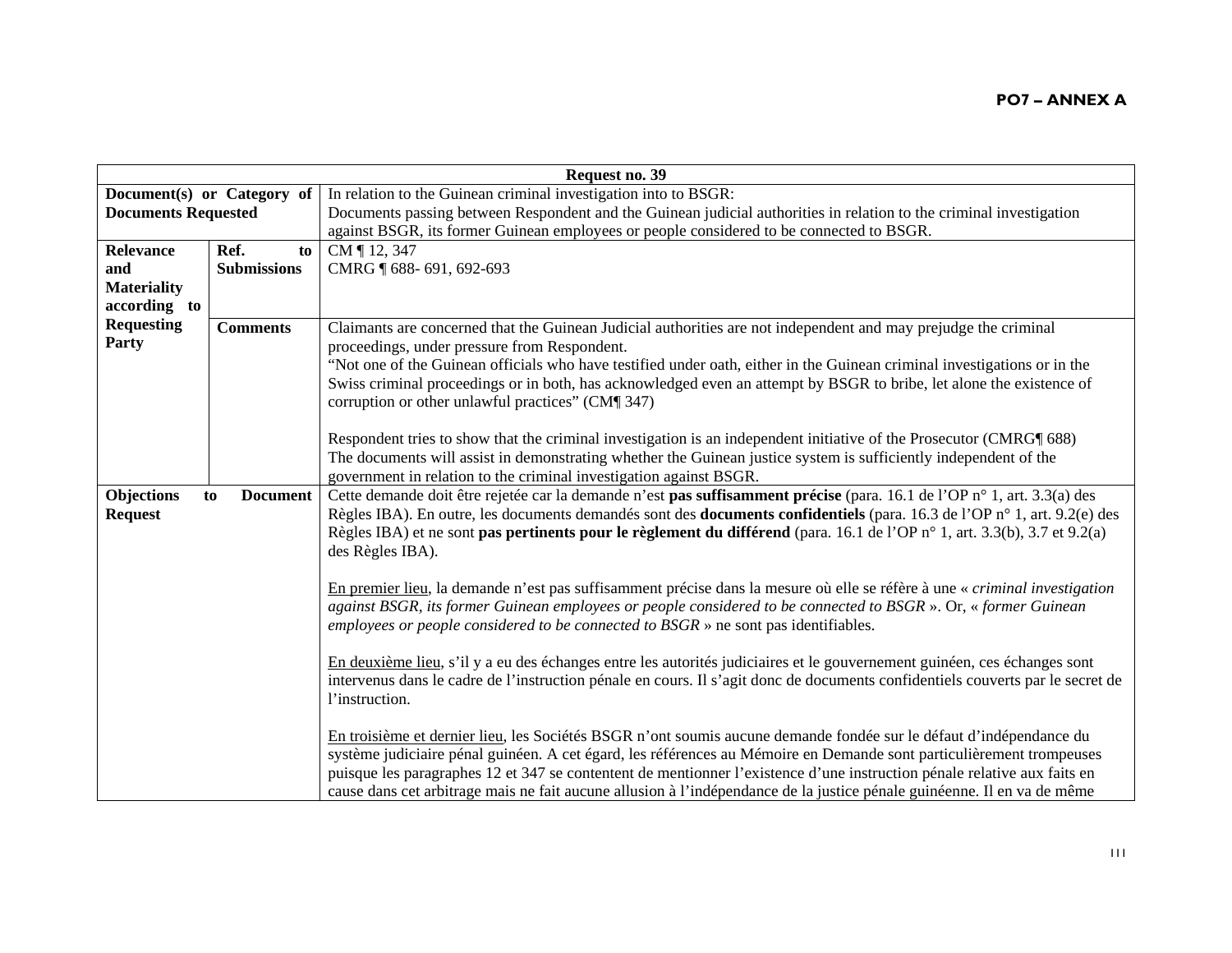**PO7 – ANNEX A**

| Request no. 39 | | |
|---|---|---|
| **Document(s) or Category of Documents Requested** | | In relation to the Guinean criminal investigation into to BSGR:<br>Documents passing between Respondent and the Guinean judicial authorities in relation to the criminal investigation against BSGR, its former Guinean employees or people considered to be connected to BSGR. |
| **Relevance and Materiality according to Requesting Party** | **Ref. to Submissions** | CM ¶ 12, 347<br>CMRG ¶ 688- 691, 692-693 |
| | **Comments** | Claimants are concerned that the Guinean Judicial authorities are not independent and may prejudge the criminal proceedings, under pressure from Respondent.<br>"Not one of the Guinean officials who have testified under oath, either in the Guinean criminal investigations or in the Swiss criminal proceedings or in both, has acknowledged even an attempt by BSGR to bribe, let alone the existence of corruption or other unlawful practices" (CM¶ 347)<br><br>Respondent tries to show that the criminal investigation is an independent initiative of the Prosecutor (CMRG¶ 688)<br>The documents will assist in demonstrating whether the Guinean justice system is sufficiently independent of the government in relation to the criminal investigation against BSGR. |
| **Objections to Document Request** | | Cette demande doit être rejetée car la demande n'est **pas suffisamment précise** (para. 16.1 de l'OP n° 1, art. 3.3(a) des Règles IBA). En outre, les documents demandés sont des **documents confidentiels** (para. 16.3 de l'OP n° 1, art. 9.2(e) des Règles IBA) et ne sont **pas pertinents pour le règlement du différend** (para. 16.1 de l'OP n° 1, art. 3.3(b), 3.7 et 9.2(a) des Règles IBA).<br><br><u>En premier lieu</u>, la demande n'est pas suffisamment précise dans la mesure où elle se réfère à une « *criminal investigation against BSGR, its former Guinean employees or people considered to be connected to BSGR* ». Or, « *former Guinean employees or people considered to be connected to BSGR* » ne sont pas identifiables.<br><br><u>En deuxième lieu</u>, s'il y a eu des échanges entre les autorités judiciaires et le gouvernement guinéen, ces échanges sont intervenus dans le cadre de l'instruction pénale en cours. Il s'agit donc de documents confidentiels couverts par le secret de l'instruction.<br><br><u>En troisième et dernier lieu</u>, les Sociétés BSGR n'ont soumis aucune demande fondée sur le défaut d'indépendance du système judiciaire pénal guinéen. A cet égard, les références au Mémoire en Demande sont particulièrement trompeuses puisque les paragraphes 12 et 347 se contentent de mentionner l'existence d'une instruction pénale relative aux faits en cause dans cet arbitrage mais ne fait aucune allusion à l'indépendance de la justice pénale guinéenne. Il en va de même |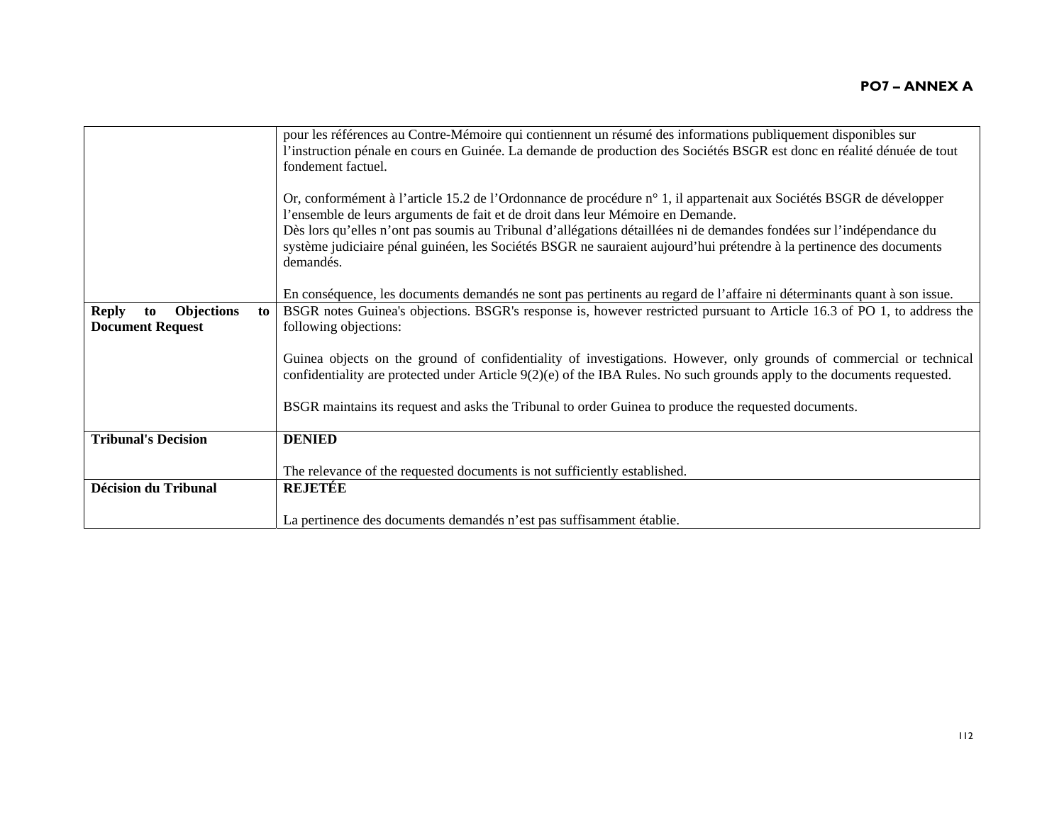|  |  |
| --- | --- |
|  | pour les références au Contre-Mémoire qui contiennent un résumé des informations publiquement disponibles sur l'instruction pénale en cours en Guinée. La demande de production des Sociétés BSGR est donc en réalité dénuée de tout fondement factuel.<br><br>Or, conformément à l'article 15.2 de l'Ordonnance de procédure n° 1, il appartenait aux Sociétés BSGR de développer l'ensemble de leurs arguments de fait et de droit dans leur Mémoire en Demande.<br>Dès lors qu'elles n'ont pas soumis au Tribunal d'allégations détaillées ni de demandes fondées sur l'indépendance du système judiciaire pénal guinéen, les Sociétés BSGR ne sauraient aujourd'hui prétendre à la pertinence des documents demandés.<br><br>En conséquence, les documents demandés ne sont pas pertinents au regard de l'affaire ni déterminants quant à son issue. |
| **Reply to Objections to Document Request** | BSGR notes Guinea's objections. BSGR's response is, however restricted pursuant to Article 16.3 of PO 1, to address the following objections:<br><br>Guinea objects on the ground of confidentiality of investigations. However, only grounds of commercial or technical confidentiality are protected under Article 9(2)(e) of the IBA Rules. No such grounds apply to the documents requested.<br><br>BSGR maintains its request and asks the Tribunal to order Guinea to produce the requested documents. |
| **Tribunal's Decision** | **DENIED**<br><br>The relevance of the requested documents is not sufficiently established. |
| **Décision du Tribunal** | **REJETÉE**<br><br>La pertinence des documents demandés n'est pas suffisamment établie. |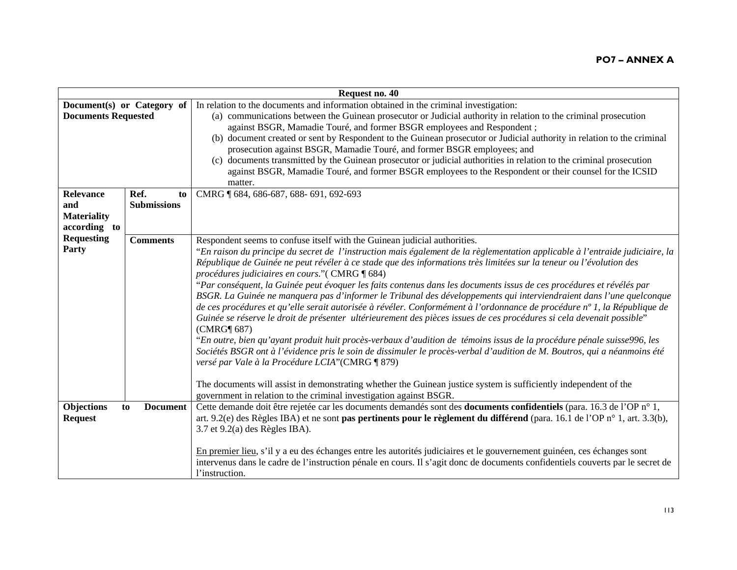**PO7 – ANNEX A**

| Request no. 40 | | |
|---|---|---|
| **Document(s) or Category of Documents Requested** | | In relation to the documents and information obtained in the criminal investigation:<br>(a) communications between the Guinean prosecutor or Judicial authority in relation to the criminal prosecution against BSGR, Mamadie Touré, and former BSGR employees and Respondent ;<br>(b) document created or sent by Respondent to the Guinean prosecutor or Judicial authority in relation to the criminal prosecution against BSGR, Mamadie Touré, and former BSGR employees; and<br>(c) documents transmitted by the Guinean prosecutor or judicial authorities in relation to the criminal prosecution against BSGR, Mamadie Touré, and former BSGR employees to the Respondent or their counsel for the ICSID matter. |
| **Relevance and Materiality according to Requesting Party** | **Ref. to Submissions** | CMRG ¶ 684, 686-687, 688- 691, 692-693 |
| | **Comments** | Respondent seems to confuse itself with the Guinean judicial authorities.<br>"*En raison du principe du secret de l'instruction mais également de la règlementation applicable à l'entraide judiciaire, la République de Guinée ne peut révéler à ce stade que des informations très limitées sur la teneur ou l'évolution des procédures judiciaires en cours.*"( CMRG ¶ 684)<br>"*Par conséquent, la Guinée peut évoquer les faits contenus dans les documents issus de ces procédures et révélés par BSGR. La Guinée ne manquera pas d'informer le Tribunal des développements qui interviendraient dans l'une quelconque de ces procédures et qu'elle serait autorisée à révéler. Conformément à l'ordonnance de procédure nº 1, la République de Guinée se réserve le droit de présenter ultérieurement des pièces issues de ces procédures si cela devenait possible*" (CMRG¶ 687)<br>"*En outre, bien qu'ayant produit huit procès-verbaux d'audition de témoins issus de la procédure pénale suisse996, les Sociétés BSGR ont à l'évidence pris le soin de dissimuler le procès-verbal d'audition de M. Boutros, qui a néanmoins été versé par Vale à la Procédure LCIA*"(CMRG ¶ 879)<br><br>The documents will assist in demonstrating whether the Guinean justice system is sufficiently independent of the government in relation to the criminal investigation against BSGR. |
| **Objections to Document Request** | | Cette demande doit être rejetée car les documents demandés sont des **documents confidentiels** (para. 16.3 de l'OP n° 1, art. 9.2(e) des Règles IBA) et ne sont **pas pertinents pour le règlement du différend** (para. 16.1 de l'OP n° 1, art. 3.3(b), 3.7 et 9.2(a) des Règles IBA).<br><br><u>En premier lieu</u>, s'il y a eu des échanges entre les autorités judiciaires et le gouvernement guinéen, ces échanges sont intervenus dans le cadre de l'instruction pénale en cours. Il s'agit donc de documents confidentiels couverts par le secret de l'instruction. |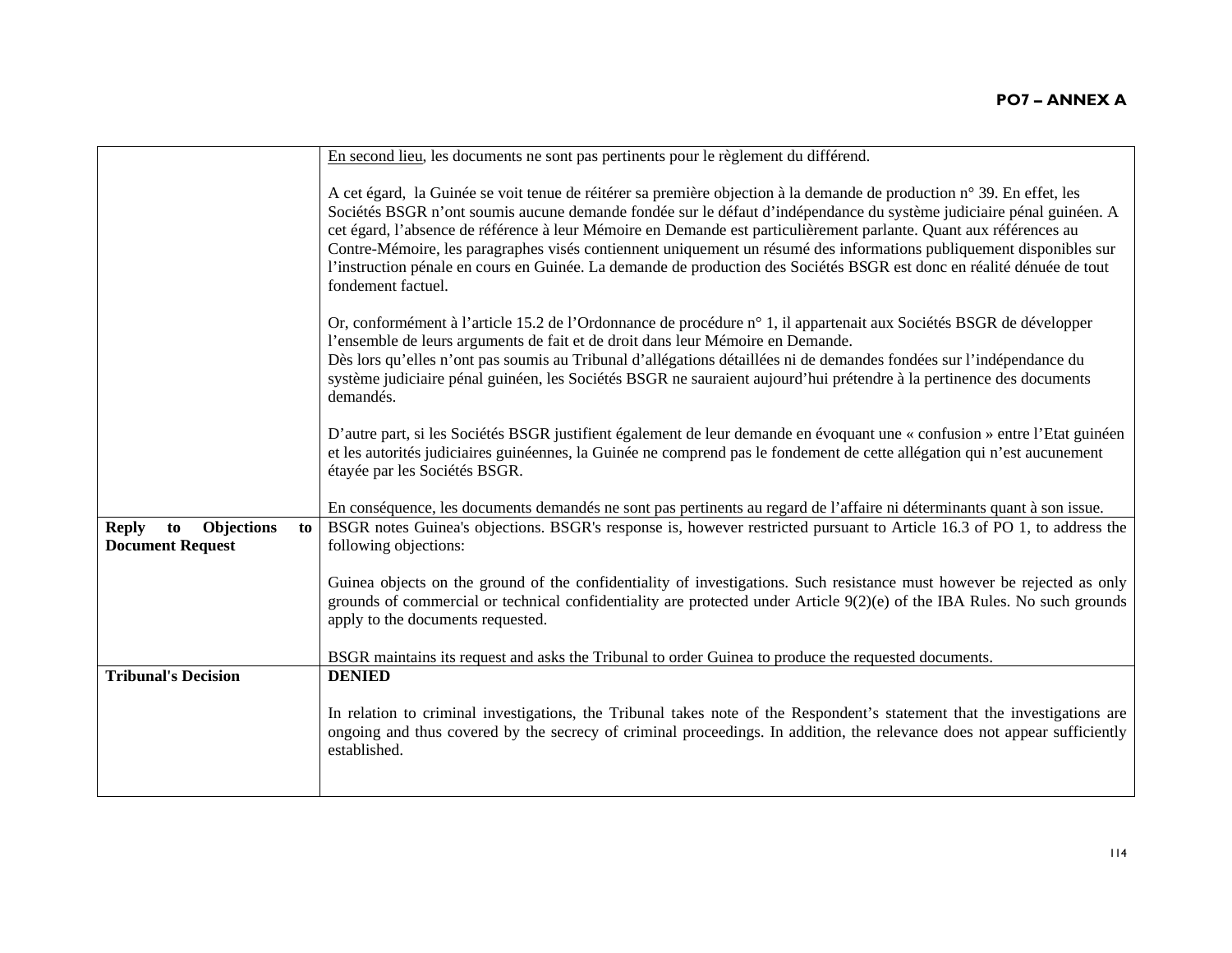| | |
|---|---|
| | <u>En second lieu</u>, les documents ne sont pas pertinents pour le règlement du différend.<br><br>A cet égard, la Guinée se voit tenue de réitérer sa première objection à la demande de production n° 39. En effet, les Sociétés BSGR n'ont soumis aucune demande fondée sur le défaut d'indépendance du système judiciaire pénal guinéen. A cet égard, l'absence de référence à leur Mémoire en Demande est particulièrement parlante. Quant aux références au Contre-Mémoire, les paragraphes visés contiennent uniquement un résumé des informations publiquement disponibles sur l'instruction pénale en cours en Guinée. La demande de production des Sociétés BSGR est donc en réalité dénuée de tout fondement factuel.<br><br>Or, conformément à l'article 15.2 de l'Ordonnance de procédure n° 1, il appartenait aux Sociétés BSGR de développer l'ensemble de leurs arguments de fait et de droit dans leur Mémoire en Demande.<br>Dès lors qu'elles n'ont pas soumis au Tribunal d'allégations détaillées ni de demandes fondées sur l'indépendance du système judiciaire pénal guinéen, les Sociétés BSGR ne sauraient aujourd'hui prétendre à la pertinence des documents demandés.<br><br>D'autre part, si les Sociétés BSGR justifient également de leur demande en évoquant une « confusion » entre l'Etat guinéen et les autorités judiciaires guinéennes, la Guinée ne comprend pas le fondement de cette allégation qui n'est aucunement étayée par les Sociétés BSGR.<br><br>En conséquence, les documents demandés ne sont pas pertinents au regard de l'affaire ni déterminants quant à son issue. |
| **Reply to Objections to Document Request** | BSGR notes Guinea's objections. BSGR's response is, however restricted pursuant to Article 16.3 of PO 1, to address the following objections:<br><br>Guinea objects on the ground of the confidentiality of investigations. Such resistance must however be rejected as only grounds of commercial or technical confidentiality are protected under Article 9(2)(e) of the IBA Rules. No such grounds apply to the documents requested.<br><br>BSGR maintains its request and asks the Tribunal to order Guinea to produce the requested documents. |
| **Tribunal's Decision** | **DENIED**<br><br>In relation to criminal investigations, the Tribunal takes note of the Respondent's statement that the investigations are ongoing and thus covered by the secrecy of criminal proceedings. In addition, the relevance does not appear sufficiently established. |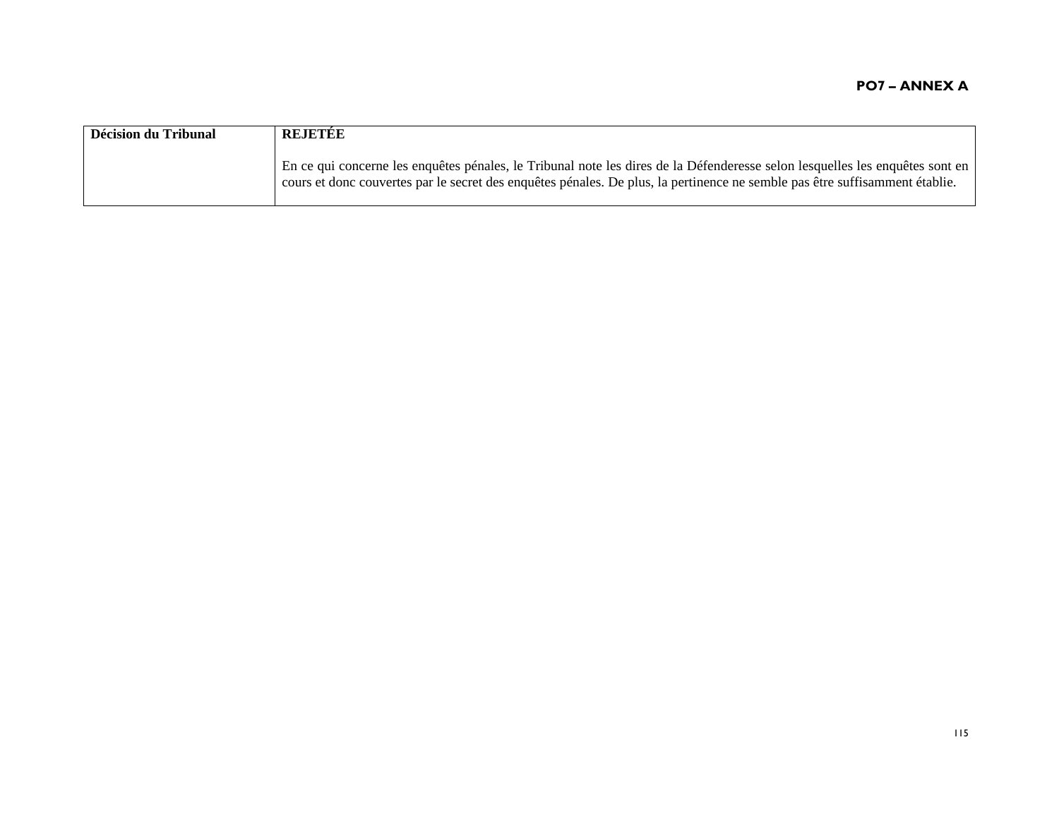| Décision du Tribunal | **REJETÉE**<br><br>En ce qui concerne les enquêtes pénales, le Tribunal note les dires de la Défenderesse selon lesquelles les enquêtes sont en cours et donc couvertes par le secret des enquêtes pénales. De plus, la pertinence ne semble pas être suffisamment établie. |
|---|---|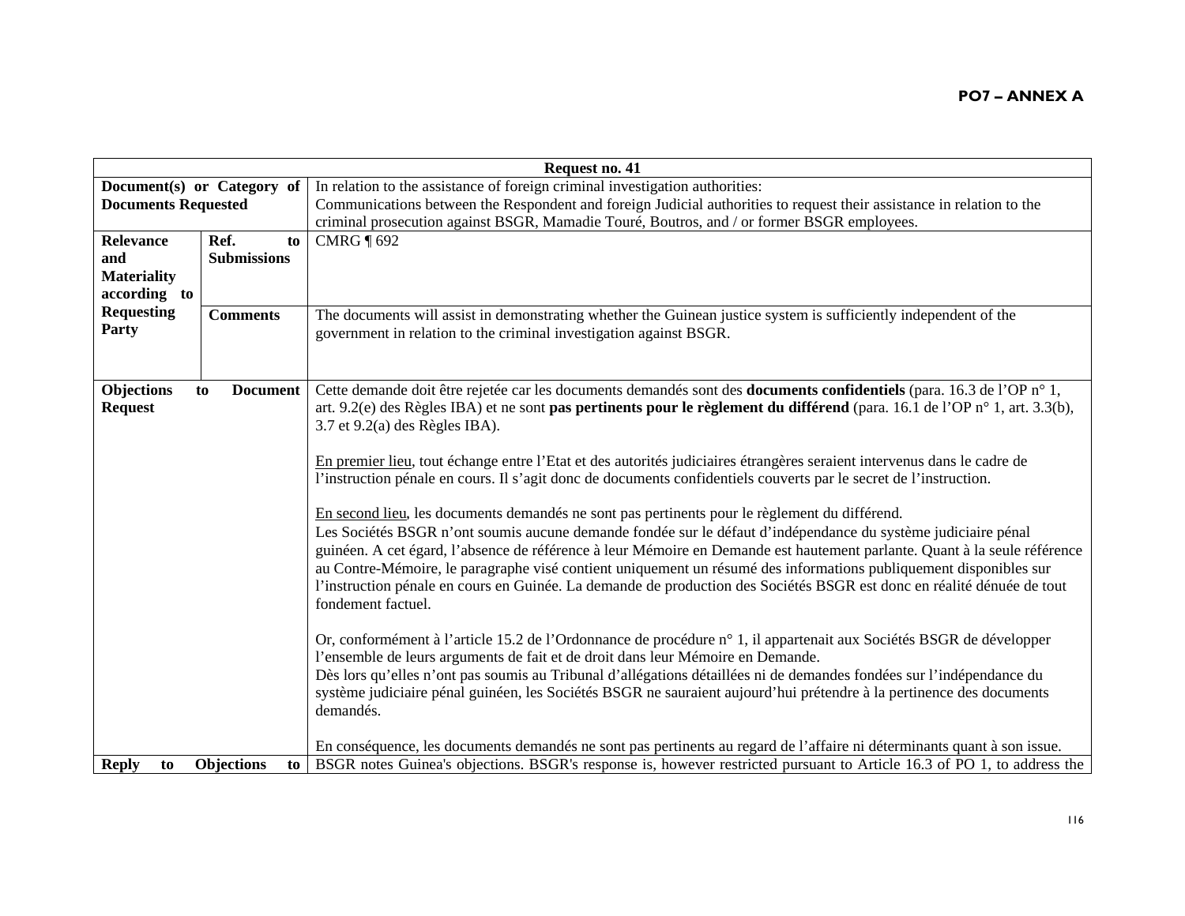**PO7 – ANNEX A**

| Request no. 41 | | |
|---|---|---|
| **Document(s) or Category of Documents Requested** | | In relation to the assistance of foreign criminal investigation authorities:<br>Communications between the Respondent and foreign Judicial authorities to request their assistance in relation to the criminal prosecution against BSGR, Mamadie Touré, Boutros, and / or former BSGR employees. |
| **Relevance and Materiality according to Requesting Party** | **Ref. to Submissions** | CMRG ¶ 692 |
| | **Comments** | The documents will assist in demonstrating whether the Guinean justice system is sufficiently independent of the government in relation to the criminal investigation against BSGR. |
| **Objections to Document Request** | | Cette demande doit être rejetée car les documents demandés sont des **documents confidentiels** (para. 16.3 de l'OP n° 1, art. 9.2(e) des Règles IBA) et ne sont **pas pertinents pour le règlement du différend** (para. 16.1 de l'OP n° 1, art. 3.3(b), 3.7 et 9.2(a) des Règles IBA).<br><br>En premier lieu, tout échange entre l'Etat et des autorités judiciaires étrangères seraient intervenus dans le cadre de l'instruction pénale en cours. Il s'agit donc de documents confidentiels couverts par le secret de l'instruction.<br><br>En second lieu, les documents demandés ne sont pas pertinents pour le règlement du différend.<br>Les Sociétés BSGR n'ont soumis aucune demande fondée sur le défaut d'indépendance du système judiciaire pénal guinéen. A cet égard, l'absence de référence à leur Mémoire en Demande est hautement parlante. Quant à la seule référence au Contre-Mémoire, le paragraphe visé contient uniquement un résumé des informations publiquement disponibles sur l'instruction pénale en cours en Guinée. La demande de production des Sociétés BSGR est donc en réalité dénuée de tout fondement factuel.<br><br>Or, conformément à l'article 15.2 de l'Ordonnance de procédure n° 1, il appartenait aux Sociétés BSGR de développer l'ensemble de leurs arguments de fait et de droit dans leur Mémoire en Demande.<br>Dès lors qu'elles n'ont pas soumis au Tribunal d'allégations détaillées ni de demandes fondées sur l'indépendance du système judiciaire pénal guinéen, les Sociétés BSGR ne sauraient aujourd'hui prétendre à la pertinence des documents demandés.<br><br>En conséquence, les documents demandés ne sont pas pertinents au regard de l'affaire ni déterminants quant à son issue. |
| **Reply to Objections to** | | BSGR notes Guinea's objections. BSGR's response is, however restricted pursuant to Article 16.3 of PO 1, to address the |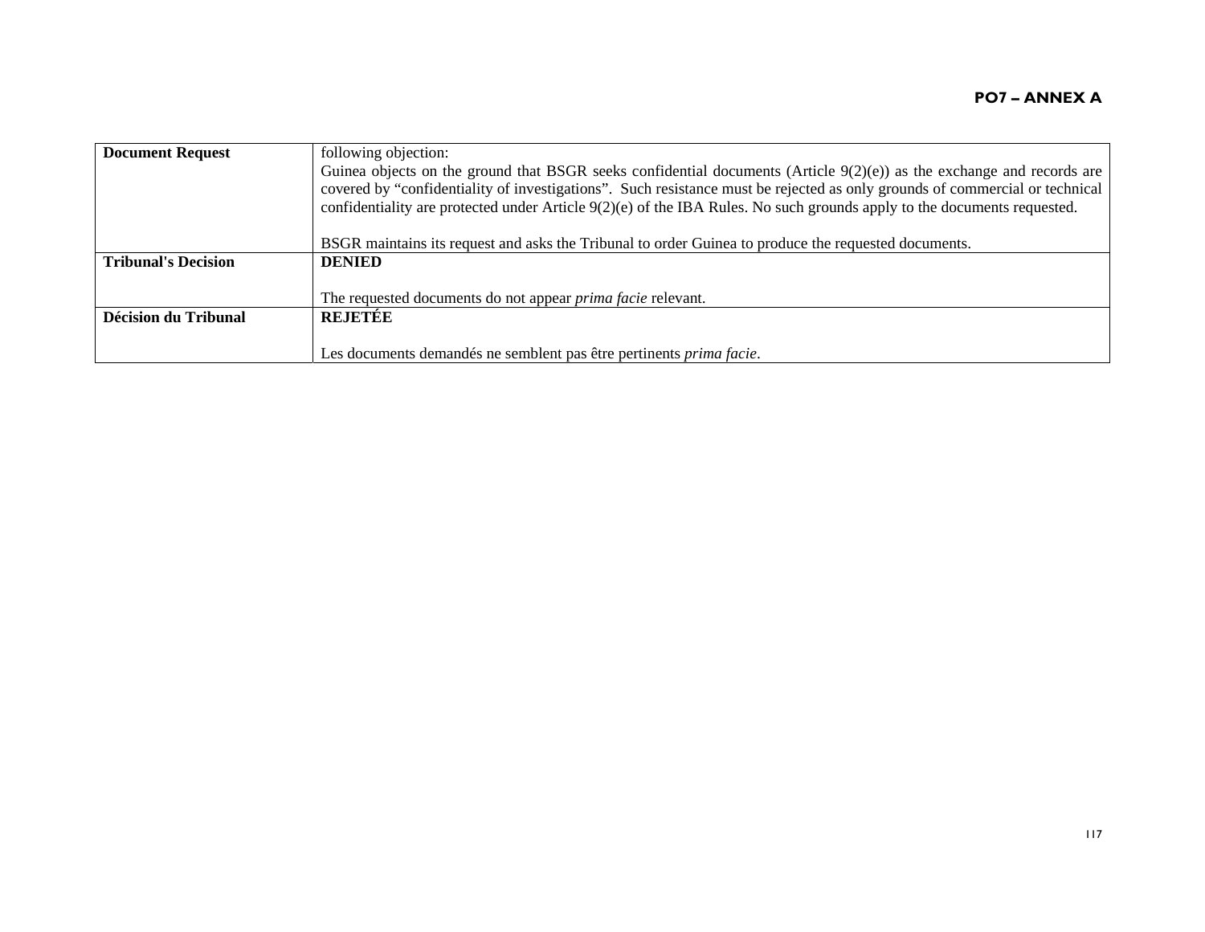| Document Request | following objection:<br>Guinea objects on the ground that BSGR seeks confidential documents (Article 9(2)(e)) as the exchange and records are covered by "confidentiality of investigations". Such resistance must be rejected as only grounds of commercial or technical confidentiality are protected under Article 9(2)(e) of the IBA Rules. No such grounds apply to the documents requested.<br><br>BSGR maintains its request and asks the Tribunal to order Guinea to produce the requested documents. |
|---|---|
| **Tribunal's Decision** | **DENIED**<br><br>The requested documents do not appear *prima facie* relevant. |
| **Décision du Tribunal** | **REJETÉE**<br><br>Les documents demandés ne semblent pas être pertinents *prima facie*. |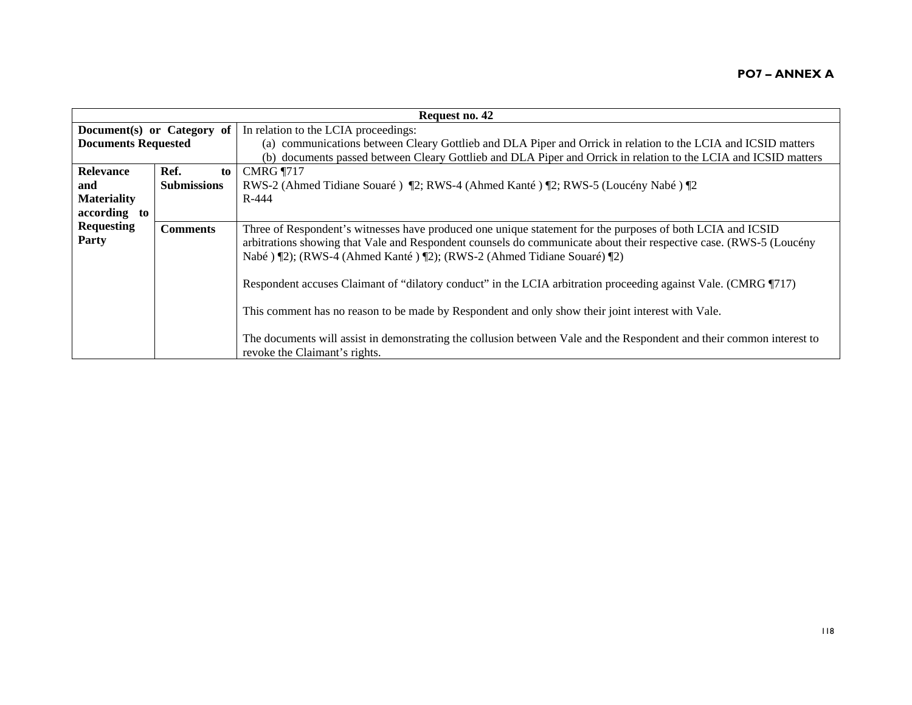**PO7 – ANNEX A**

| Request no. 42 | | |
|---|---|---|
| **Document(s) or Category of Documents Requested** | | In relation to the LCIA proceedings:<br>(a) communications between Cleary Gottlieb and DLA Piper and Orrick in relation to the LCIA and ICSID matters<br>(b) documents passed between Cleary Gottlieb and DLA Piper and Orrick in relation to the LCIA and ICSID matters |
| **Relevance and Materiality according to Requesting Party** | **Ref. to Submissions** | CMRG ¶717<br>RWS-2 (Ahmed Tidiane Souaré ) ¶2; RWS-4 (Ahmed Kanté ) ¶2; RWS-5 (Loucény Nabé ) ¶2<br>R-444 |
| | **Comments** | Three of Respondent's witnesses have produced one unique statement for the purposes of both LCIA and ICSID arbitrations showing that Vale and Respondent counsels do communicate about their respective case. (RWS-5 (Loucény Nabé ) ¶2); (RWS-4 (Ahmed Kanté ) ¶2); (RWS-2 (Ahmed Tidiane Souaré) ¶2)<br><br>Respondent accuses Claimant of "dilatory conduct" in the LCIA arbitration proceeding against Vale. (CMRG ¶717)<br><br>This comment has no reason to be made by Respondent and only show their joint interest with Vale.<br><br>The documents will assist in demonstrating the collusion between Vale and the Respondent and their common interest to revoke the Claimant's rights. |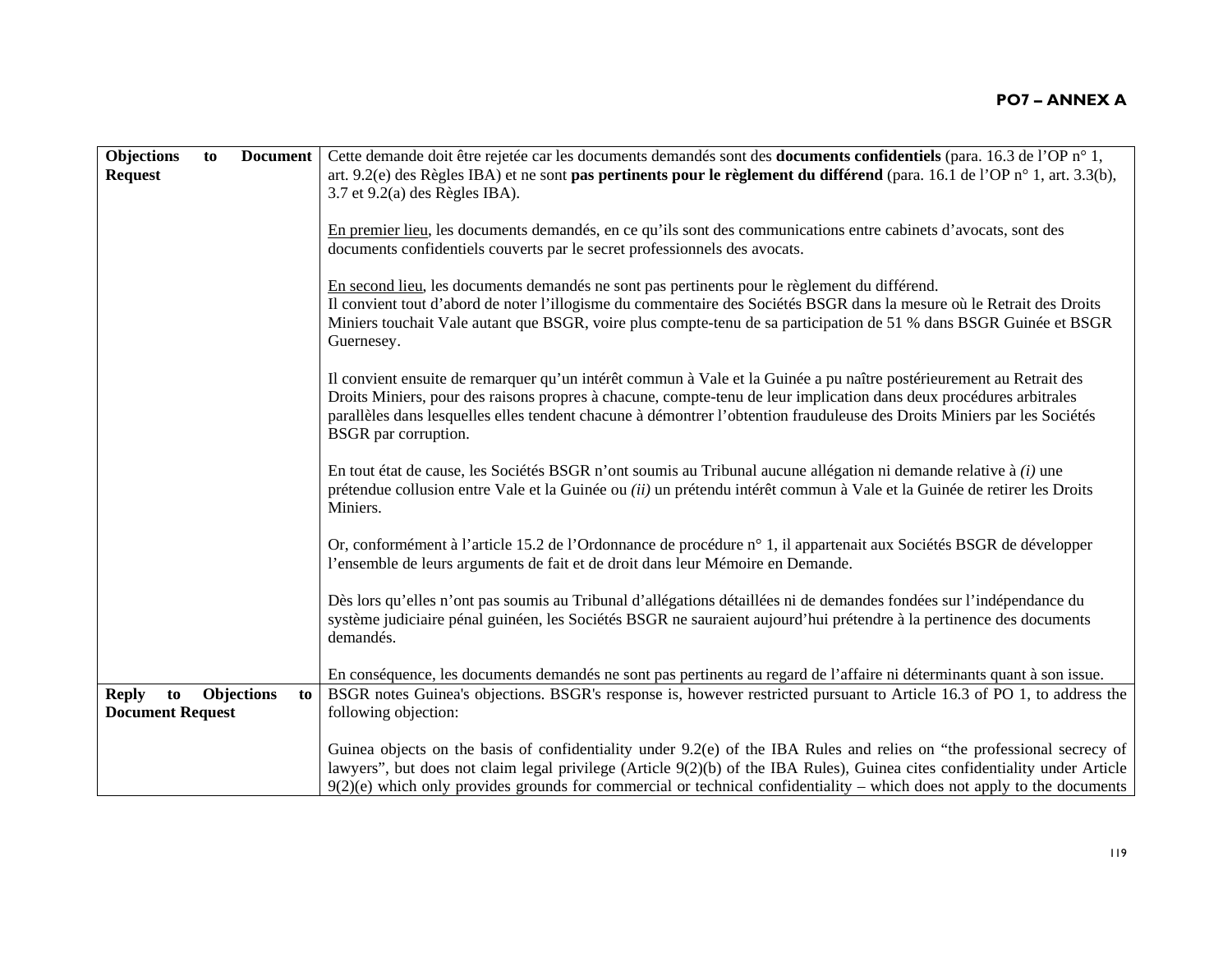| | |
|---|---|
| **Objections to Document Request** | Cette demande doit être rejetée car les documents demandés sont des **documents confidentiels** (para. 16.3 de l'OP n° 1, art. 9.2(e) des Règles IBA) et ne sont **pas pertinents pour le règlement du différend** (para. 16.1 de l'OP n° 1, art. 3.3(b), 3.7 et 9.2(a) des Règles IBA).<br><br><u>En premier lieu</u>, les documents demandés, en ce qu'ils sont des communications entre cabinets d'avocats, sont des documents confidentiels couverts par le secret professionnels des avocats.<br><br><u>En second lieu</u>, les documents demandés ne sont pas pertinents pour le règlement du différend.<br>Il convient tout d'abord de noter l'illogisme du commentaire des Sociétés BSGR dans la mesure où le Retrait des Droits Miniers touchait Vale autant que BSGR, voire plus compte-tenu de sa participation de 51 % dans BSGR Guinée et BSGR Guernesey.<br><br>Il convient ensuite de remarquer qu'un intérêt commun à Vale et la Guinée a pu naître postérieurement au Retrait des Droits Miniers, pour des raisons propres à chacune, compte-tenu de leur implication dans deux procédures arbitrales parallèles dans lesquelles elles tendent chacune à démontrer l'obtention frauduleuse des Droits Miniers par les Sociétés BSGR par corruption.<br><br>En tout état de cause, les Sociétés BSGR n'ont soumis au Tribunal aucune allégation ni demande relative à *(i)* une prétendue collusion entre Vale et la Guinée ou *(ii)* un prétendu intérêt commun à Vale et la Guinée de retirer les Droits Miniers.<br><br>Or, conformément à l'article 15.2 de l'Ordonnance de procédure n° 1, il appartenait aux Sociétés BSGR de développer l'ensemble de leurs arguments de fait et de droit dans leur Mémoire en Demande.<br><br>Dès lors qu'elles n'ont pas soumis au Tribunal d'allégations détaillées ni de demandes fondées sur l'indépendance du système judiciaire pénal guinéen, les Sociétés BSGR ne sauraient aujourd'hui prétendre à la pertinence des documents demandés.<br><br>En conséquence, les documents demandés ne sont pas pertinents au regard de l'affaire ni déterminants quant à son issue. |
| **Reply to Objections to Document Request** | BSGR notes Guinea's objections. BSGR's response is, however restricted pursuant to Article 16.3 of PO 1, to address the following objection:<br><br>Guinea objects on the basis of confidentiality under 9.2(e) of the IBA Rules and relies on "the professional secrecy of lawyers", but does not claim legal privilege (Article 9(2)(b) of the IBA Rules), Guinea cites confidentiality under Article 9(2)(e) which only provides grounds for commercial or technical confidentiality – which does not apply to the documents |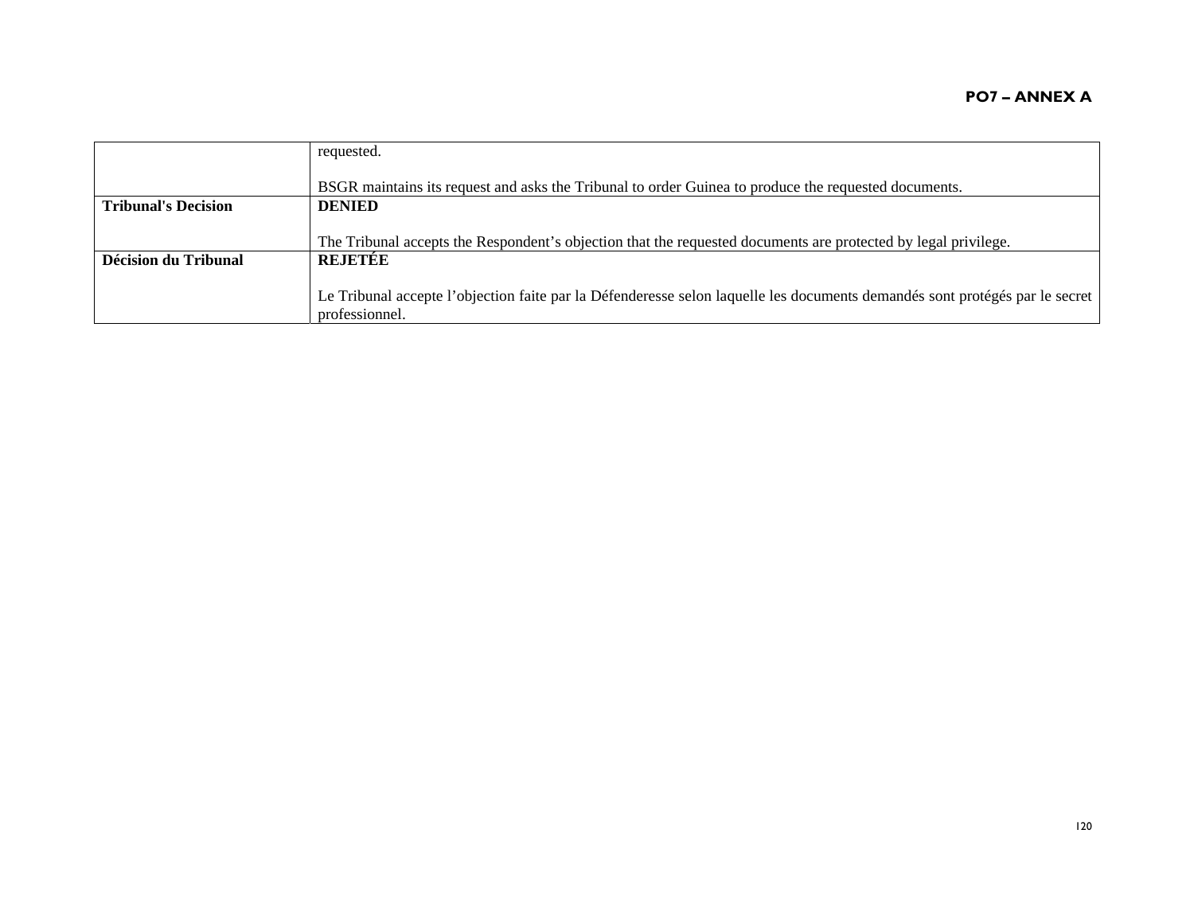| | |
|---|---|
| | requested.<br><br>BSGR maintains its request and asks the Tribunal to order Guinea to produce the requested documents. |
| **Tribunal's Decision** | **DENIED**<br><br>The Tribunal accepts the Respondent's objection that the requested documents are protected by legal privilege. |
| **Décision du Tribunal** | **REJETÉE**<br><br>Le Tribunal accepte l'objection faite par la Défenderesse selon laquelle les documents demandés sont protégés par le secret professionnel. |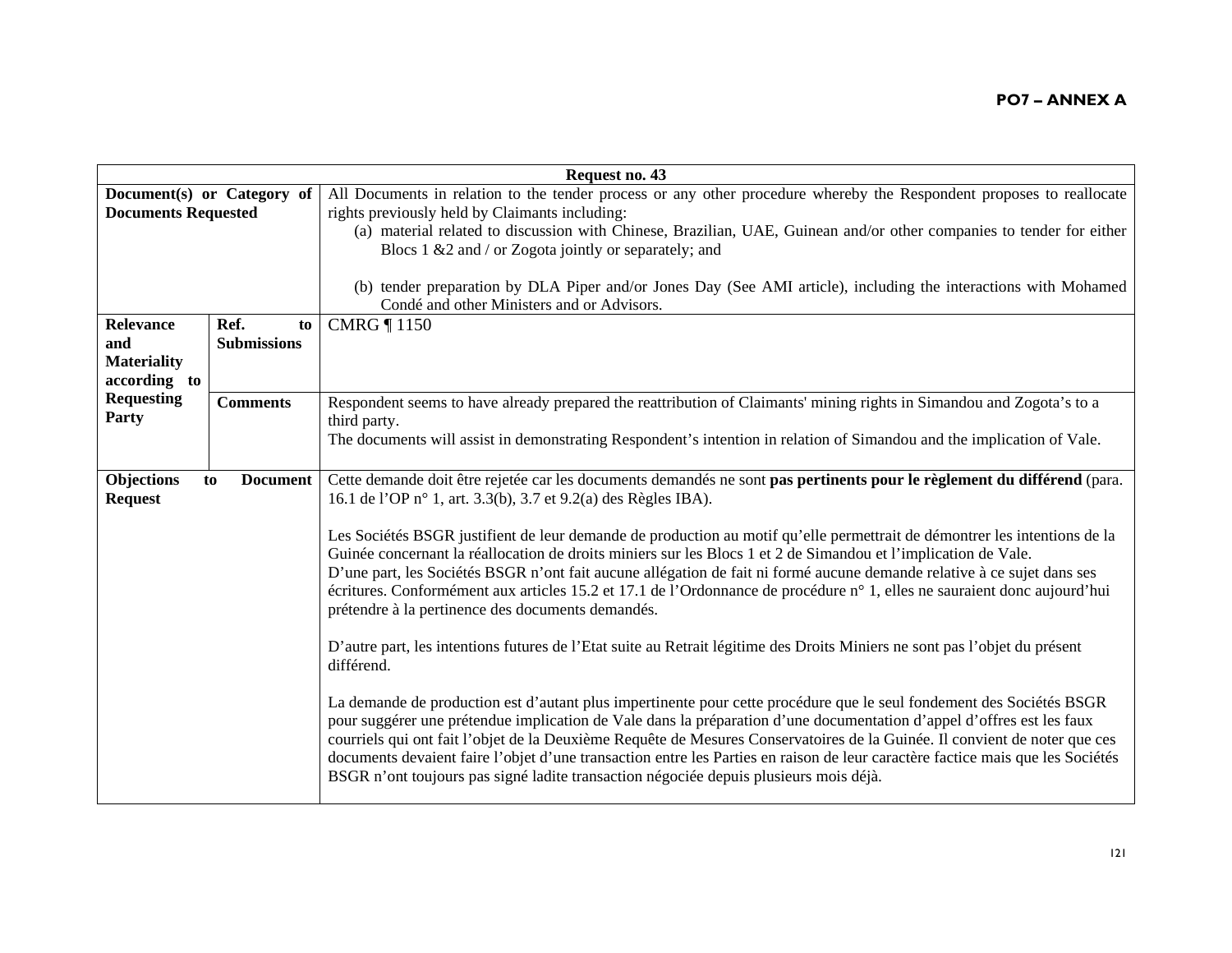**PO7 – ANNEX A**

| Request no. 43 | | |
|---|---|---|
| **Document(s) or Category of Documents Requested** | | All Documents in relation to the tender process or any other procedure whereby the Respondent proposes to reallocate rights previously held by Claimants including:<br>(a) material related to discussion with Chinese, Brazilian, UAE, Guinean and/or other companies to tender for either Blocs 1 &2 and / or Zogota jointly or separately; and<br><br>(b) tender preparation by DLA Piper and/or Jones Day (See AMI article), including the interactions with Mohamed Condé and other Ministers and or Advisors. |
| **Relevance and Materiality according to Requesting Party** | **Ref. to Submissions** | CMRG ¶ 1150 |
| | **Comments** | Respondent seems to have already prepared the reattribution of Claimants' mining rights in Simandou and Zogota's to a third party.<br>The documents will assist in demonstrating Respondent's intention in relation of Simandou and the implication of Vale. |
| **Objections to Document Request** | | Cette demande doit être rejetée car les documents demandés ne sont **pas pertinents pour le règlement du différend** (para. 16.1 de l'OP n° 1, art. 3.3(b), 3.7 et 9.2(a) des Règles IBA).<br><br>Les Sociétés BSGR justifient de leur demande de production au motif qu'elle permettrait de démontrer les intentions de la Guinée concernant la réallocation de droits miniers sur les Blocs 1 et 2 de Simandou et l'implication de Vale.<br>D'une part, les Sociétés BSGR n'ont fait aucune allégation de fait ni formé aucune demande relative à ce sujet dans ses écritures. Conformément aux articles 15.2 et 17.1 de l'Ordonnance de procédure n° 1, elles ne sauraient donc aujourd'hui prétendre à la pertinence des documents demandés.<br><br>D'autre part, les intentions futures de l'Etat suite au Retrait légitime des Droits Miniers ne sont pas l'objet du présent différend.<br><br>La demande de production est d'autant plus impertinente pour cette procédure que le seul fondement des Sociétés BSGR pour suggérer une prétendue implication de Vale dans la préparation d'une documentation d'appel d'offres est les faux courriels qui ont fait l'objet de la Deuxième Requête de Mesures Conservatoires de la Guinée. Il convient de noter que ces documents devaient faire l'objet d'une transaction entre les Parties en raison de leur caractère factice mais que les Sociétés BSGR n'ont toujours pas signé ladite transaction négociée depuis plusieurs mois déjà. |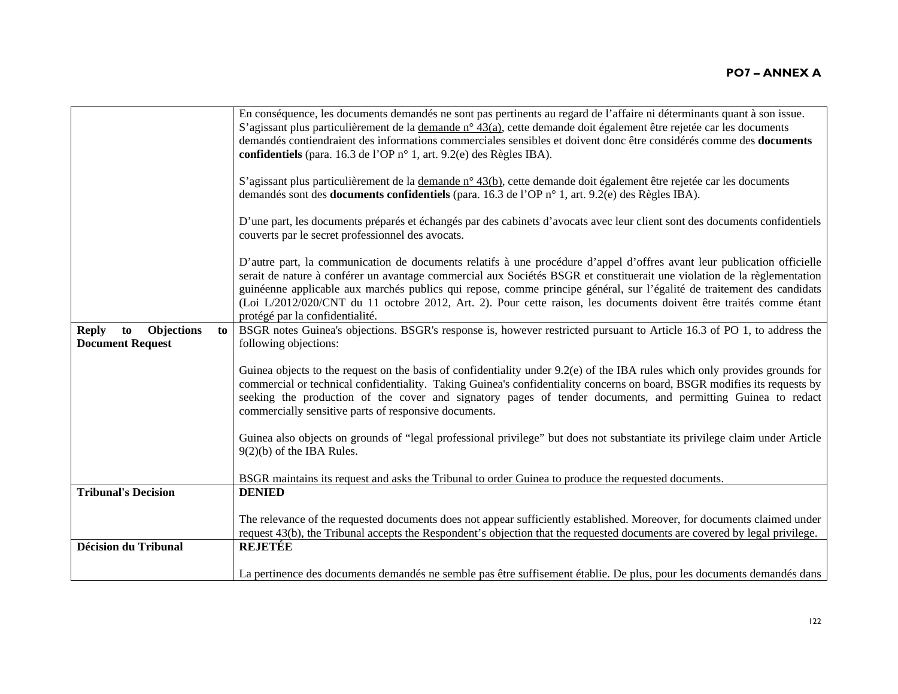| | |
|---|---|
| | En conséquence, les documents demandés ne sont pas pertinents au regard de l'affaire ni déterminants quant à son issue.<br>S'agissant plus particulièrement de la demande n° 43(a), cette demande doit également être rejetée car les documents demandés contiendraient des informations commerciales sensibles et doivent donc être considérés comme des **documents confidentiels** (para. 16.3 de l'OP n° 1, art. 9.2(e) des Règles IBA).<br><br>S'agissant plus particulièrement de la demande n° 43(b), cette demande doit également être rejetée car les documents demandés sont des **documents confidentiels** (para. 16.3 de l'OP n° 1, art. 9.2(e) des Règles IBA).<br><br>D'une part, les documents préparés et échangés par des cabinets d'avocats avec leur client sont des documents confidentiels couverts par le secret professionnel des avocats.<br><br>D'autre part, la communication de documents relatifs à une procédure d'appel d'offres avant leur publication officielle serait de nature à conférer un avantage commercial aux Sociétés BSGR et constituerait une violation de la règlementation guinéenne applicable aux marchés publics qui repose, comme principe général, sur l'égalité de traitement des candidats (Loi L/2012/020/CNT du 11 octobre 2012, Art. 2). Pour cette raison, les documents doivent être traités comme étant protégé par la confidentialité. |
| **Reply to Objections to Document Request** | BSGR notes Guinea's objections. BSGR's response is, however restricted pursuant to Article 16.3 of PO 1, to address the following objections:<br><br>Guinea objects to the request on the basis of confidentiality under 9.2(e) of the IBA rules which only provides grounds for commercial or technical confidentiality. Taking Guinea's confidentiality concerns on board, BSGR modifies its requests by seeking the production of the cover and signatory pages of tender documents, and permitting Guinea to redact commercially sensitive parts of responsive documents.<br><br>Guinea also objects on grounds of "legal professional privilege" but does not substantiate its privilege claim under Article 9(2)(b) of the IBA Rules.<br><br>BSGR maintains its request and asks the Tribunal to order Guinea to produce the requested documents. |
| **Tribunal's Decision** | **DENIED**<br><br>The relevance of the requested documents does not appear sufficiently established. Moreover, for documents claimed under request 43(b), the Tribunal accepts the Respondent's objection that the requested documents are covered by legal privilege. |
| **Décision du Tribunal** | **REJETÉE**<br><br>La pertinence des documents demandés ne semble pas être suffisement établie. De plus, pour les documents demandés dans |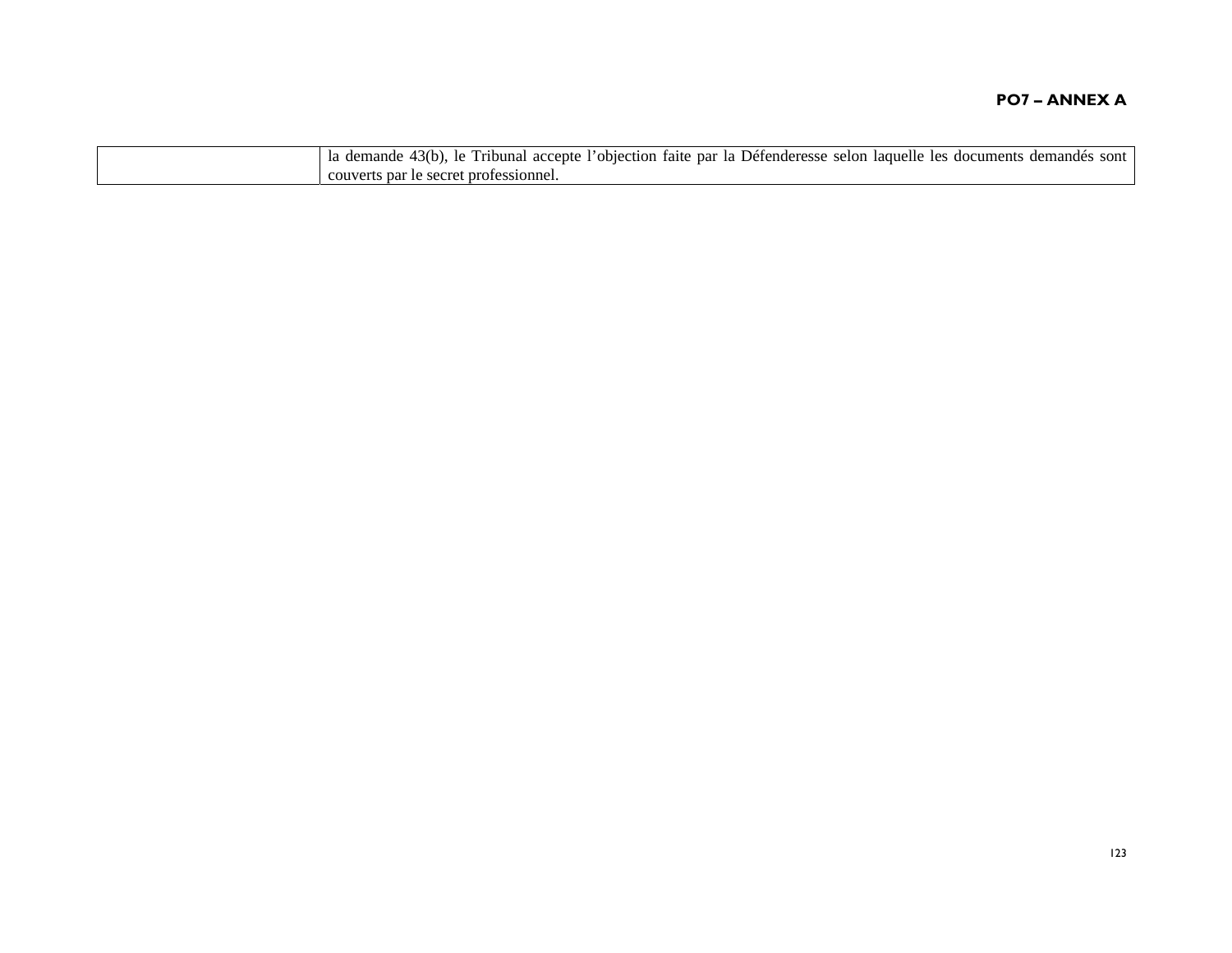| | |
|---|---|
| | la demande 43(b), le Tribunal accepte l'objection faite par la Défenderesse selon laquelle les documents demandés sont couverts par le secret professionnel. |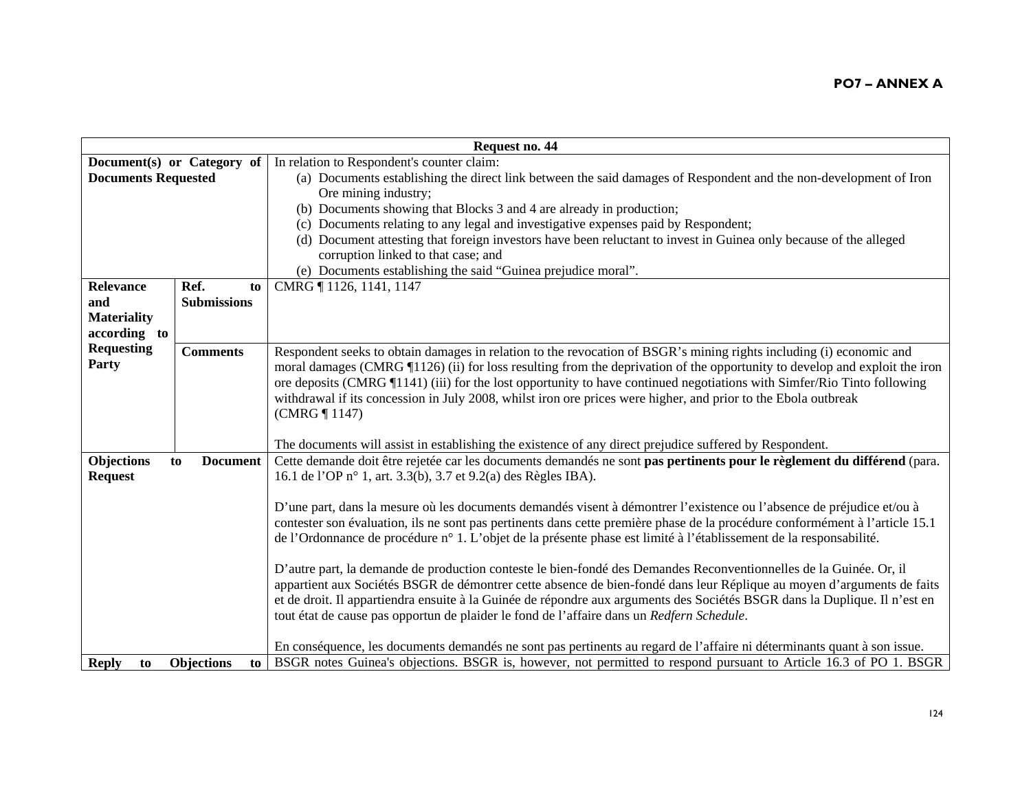**PO7 – ANNEX A**

| Request no. 44 | | |
|---|---|---|
| **Document(s) or Category of Documents Requested** | | In relation to Respondent's counter claim:<br>(a) Documents establishing the direct link between the said damages of Respondent and the non-development of Iron Ore mining industry;<br>(b) Documents showing that Blocks 3 and 4 are already in production;<br>(c) Documents relating to any legal and investigative expenses paid by Respondent;<br>(d) Document attesting that foreign investors have been reluctant to invest in Guinea only because of the alleged corruption linked to that case; and<br>(e) Documents establishing the said "Guinea prejudice moral". |
| **Relevance and Materiality according to Requesting Party** | **Ref. to Submissions** | CMRG ¶ 1126, 1141, 1147 |
| | **Comments** | Respondent seeks to obtain damages in relation to the revocation of BSGR's mining rights including (i) economic and moral damages (CMRG ¶1126) (ii) for loss resulting from the deprivation of the opportunity to develop and exploit the iron ore deposits (CMRG ¶1141) (iii) for the lost opportunity to have continued negotiations with Simfer/Rio Tinto following withdrawal if its concession in July 2008, whilst iron ore prices were higher, and prior to the Ebola outbreak (CMRG ¶ 1147)<br><br>The documents will assist in establishing the existence of any direct prejudice suffered by Respondent. |
| **Objections to Document Request** | | Cette demande doit être rejetée car les documents demandés ne sont **pas pertinents pour le règlement du différend** (para. 16.1 de l'OP n° 1, art. 3.3(b), 3.7 et 9.2(a) des Règles IBA).<br><br>D'une part, dans la mesure où les documents demandés visent à démontrer l'existence ou l'absence de préjudice et/ou à contester son évaluation, ils ne sont pas pertinents dans cette première phase de la procédure conformément à l'article 15.1 de l'Ordonnance de procédure n° 1. L'objet de la présente phase est limité à l'établissement de la responsabilité.<br><br>D'autre part, la demande de production conteste le bien-fondé des Demandes Reconventionnelles de la Guinée. Or, il appartient aux Sociétés BSGR de démontrer cette absence de bien-fondé dans leur Réplique au moyen d'arguments de faits et de droit. Il appartiendra ensuite à la Guinée de répondre aux arguments des Sociétés BSGR dans la Duplique. Il n'est en tout état de cause pas opportun de plaider le fond de l'affaire dans un *Redfern Schedule*.<br><br>En conséquence, les documents demandés ne sont pas pertinents au regard de l'affaire ni déterminants quant à son issue. |
| **Reply to Objections to** | | BSGR notes Guinea's objections. BSGR is, however, not permitted to respond pursuant to Article 16.3 of PO 1. BSGR |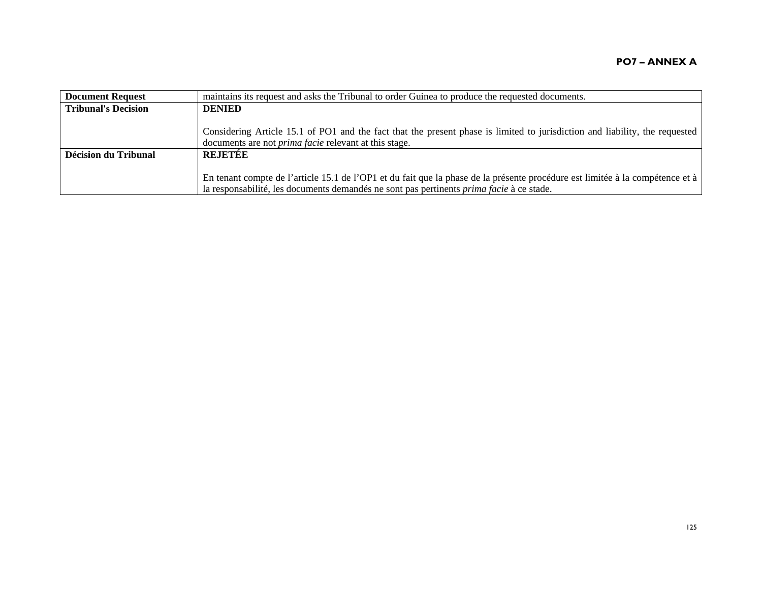| Document Request | maintains its request and asks the Tribunal to order Guinea to produce the requested documents. |
|---|---|
| **Tribunal's Decision** | **DENIED**<br><br>Considering Article 15.1 of PO1 and the fact that the present phase is limited to jurisdiction and liability, the requested documents are not *prima facie* relevant at this stage. |
| **Décision du Tribunal** | **REJETÉE**<br><br>En tenant compte de l'article 15.1 de l'OP1 et du fait que la phase de la présente procédure est limitée à la compétence et à la responsabilité, les documents demandés ne sont pas pertinents *prima facie* à ce stade. |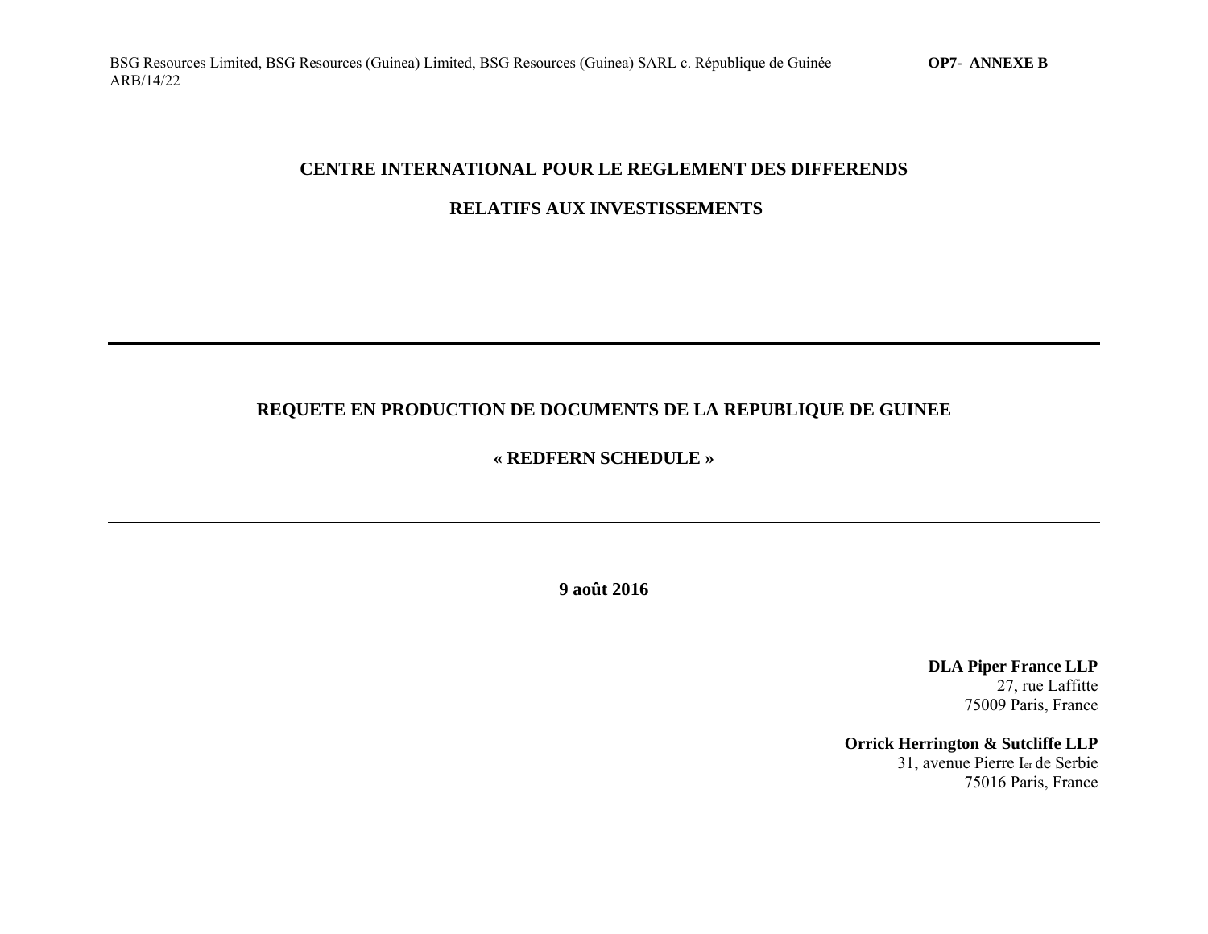BSG Resources Limited, BSG Resources (Guinea) Limited, BSG Resources (Guinea) SARL c. République de Guinée ARB/14/22 **OP7- ANNEXE B**

# CENTRE INTERNATIONAL POUR LE REGLEMENT DES DIFFERENDS RELATIFS AUX INVESTISSEMENTS

---

## REQUETE EN PRODUCTION DE DOCUMENTS DE LA REPUBLIQUE DE GUINEE

## « REDFERN SCHEDULE »

---

**9 août 2016**

**DLA Piper France LLP**
27, rue Laffitte
75009 Paris, France

**Orrick Herrington & Sutcliffe LLP**
31, avenue Pierre Ier de Serbie
75016 Paris, France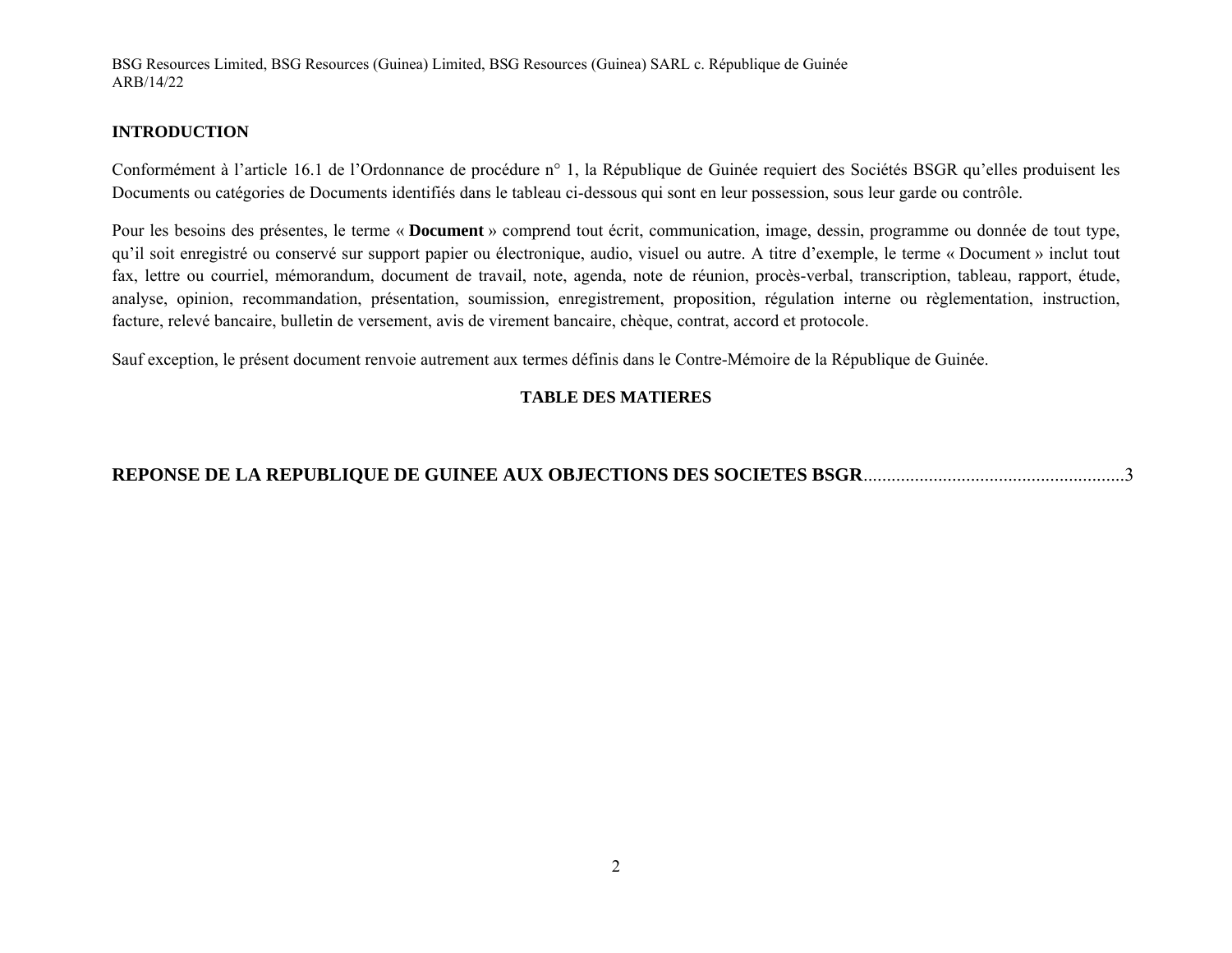## INTRODUCTION

Conformément à l'article 16.1 de l'Ordonnance de procédure n° 1, la République de Guinée requiert des Sociétés BSGR qu'elles produisent les Documents ou catégories de Documents identifiés dans le tableau ci-dessous qui sont en leur possession, sous leur garde ou contrôle.

Pour les besoins des présentes, le terme « **Document** » comprend tout écrit, communication, image, dessin, programme ou donnée de tout type, qu'il soit enregistré ou conservé sur support papier ou électronique, audio, visuel ou autre. A titre d'exemple, le terme « Document » inclut tout fax, lettre ou courriel, mémorandum, document de travail, note, agenda, note de réunion, procès-verbal, transcription, tableau, rapport, étude, analyse, opinion, recommandation, présentation, soumission, enregistrement, proposition, régulation interne ou règlementation, instruction, facture, relevé bancaire, bulletin de versement, avis de virement bancaire, chèque, contrat, accord et protocole.

Sauf exception, le présent document renvoie autrement aux termes définis dans le Contre-Mémoire de la République de Guinée.

## TABLE DES MATIERES

**REPONSE DE LA REPUBLIQUE DE GUINEE AUX OBJECTIONS DES SOCIETES BSGR**.......................................................3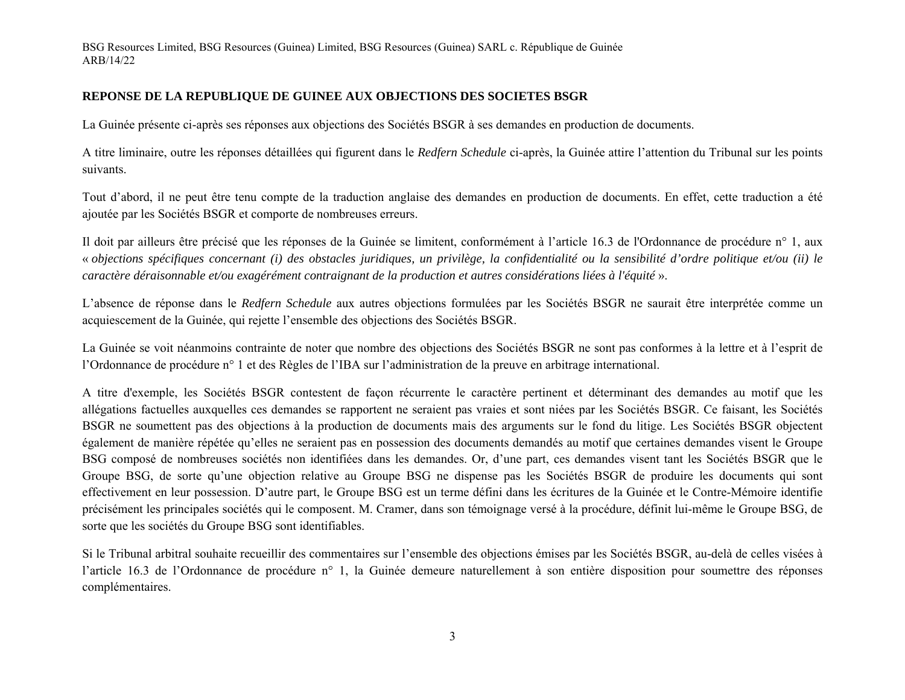**REPONSE DE LA REPUBLIQUE DE GUINEE AUX OBJECTIONS DES SOCIETES BSGR**

La Guinée présente ci-après ses réponses aux objections des Sociétés BSGR à ses demandes en production de documents.

A titre liminaire, outre les réponses détaillées qui figurent dans le *Redfern Schedule* ci-après, la Guinée attire l'attention du Tribunal sur les points suivants.

Tout d'abord, il ne peut être tenu compte de la traduction anglaise des demandes en production de documents. En effet, cette traduction a été ajoutée par les Sociétés BSGR et comporte de nombreuses erreurs.

Il doit par ailleurs être précisé que les réponses de la Guinée se limitent, conformément à l'article 16.3 de l'Ordonnance de procédure n° 1, aux « *objections spécifiques concernant (i) des obstacles juridiques, un privilège, la confidentialité ou la sensibilité d'ordre politique et/ou (ii) le caractère déraisonnable et/ou exagérément contraignant de la production et autres considérations liées à l'équité* ».

L'absence de réponse dans le *Redfern Schedule* aux autres objections formulées par les Sociétés BSGR ne saurait être interprétée comme un acquiescement de la Guinée, qui rejette l'ensemble des objections des Sociétés BSGR.

La Guinée se voit néanmoins contrainte de noter que nombre des objections des Sociétés BSGR ne sont pas conformes à la lettre et à l'esprit de l'Ordonnance de procédure n° 1 et des Règles de l'IBA sur l'administration de la preuve en arbitrage international.

A titre d'exemple, les Sociétés BSGR contestent de façon récurrente le caractère pertinent et déterminant des demandes au motif que les allégations factuelles auxquelles ces demandes se rapportent ne seraient pas vraies et sont niées par les Sociétés BSGR. Ce faisant, les Sociétés BSGR ne soumettent pas des objections à la production de documents mais des arguments sur le fond du litige. Les Sociétés BSGR objectent également de manière répétée qu'elles ne seraient pas en possession des documents demandés au motif que certaines demandes visent le Groupe BSG composé de nombreuses sociétés non identifiées dans les demandes. Or, d'une part, ces demandes visent tant les Sociétés BSGR que le Groupe BSG, de sorte qu'une objection relative au Groupe BSG ne dispense pas les Sociétés BSGR de produire les documents qui sont effectivement en leur possession. D'autre part, le Groupe BSG est un terme défini dans les écritures de la Guinée et le Contre-Mémoire identifie précisément les principales sociétés qui le composent. M. Cramer, dans son témoignage versé à la procédure, définit lui-même le Groupe BSG, de sorte que les sociétés du Groupe BSG sont identifiables.

Si le Tribunal arbitral souhaite recueillir des commentaires sur l'ensemble des objections émises par les Sociétés BSGR, au-delà de celles visées à l'article 16.3 de l'Ordonnance de procédure n° 1, la Guinée demeure naturellement à son entière disposition pour soumettre des réponses complémentaires.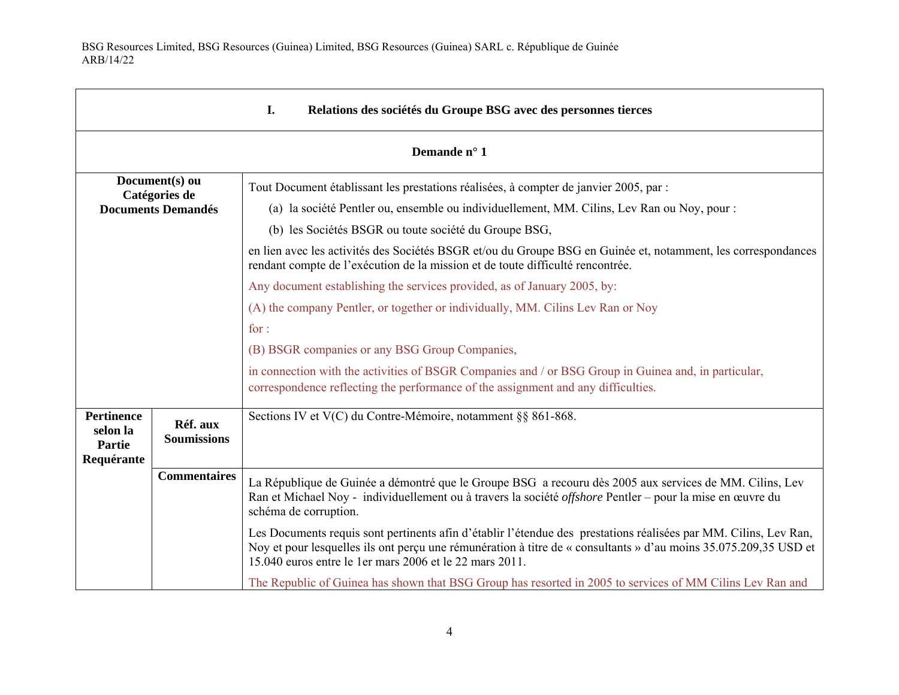| I. Relations des sociétés du Groupe BSG avec des personnes tierces | | |
|---|---|---|
| **Demande n° 1** | | |
| **Document(s) ou Catégories de Documents Demandés** | | Tout Document établissant les prestations réalisées, à compter de janvier 2005, par :<br>(a) la société Pentler ou, ensemble ou individuellement, MM. Cilins, Lev Ran ou Noy, pour :<br>(b) les Sociétés BSGR ou toute société du Groupe BSG,<br>en lien avec les activités des Sociétés BSGR et/ou du Groupe BSG en Guinée et, notamment, les correspondances rendant compte de l'exécution de la mission et de toute difficulté rencontrée.<br>Any document establishing the services provided, as of January 2005, by:<br>(A) the company Pentler, or together or individually, MM. Cilins Lev Ran or Noy<br>for :<br>(B) BSGR companies or any BSG Group Companies,<br>in connection with the activities of BSGR Companies and / or BSG Group in Guinea and, in particular, correspondence reflecting the performance of the assignment and any difficulties. |
| **Pertinence selon la Partie Requérante** | **Réf. aux Soumissions** | Sections IV et V(C) du Contre-Mémoire, notamment §§ 861-868. |
| | **Commentaires** | La République de Guinée a démontré que le Groupe BSG a recouru dès 2005 aux services de MM. Cilins, Lev Ran et Michael Noy - individuellement ou à travers la société *offshore* Pentler – pour la mise en œuvre du schéma de corruption.<br>Les Documents requis sont pertinents afin d'établir l'étendue des prestations réalisées par MM. Cilins, Lev Ran, Noy et pour lesquelles ils ont perçu une rémunération à titre de « consultants » d'au moins 35.075.209,35 USD et 15.040 euros entre le 1er mars 2006 et le 22 mars 2011.<br>The Republic of Guinea has shown that BSG Group has resorted in 2005 to services of MM Cilins Lev Ran and |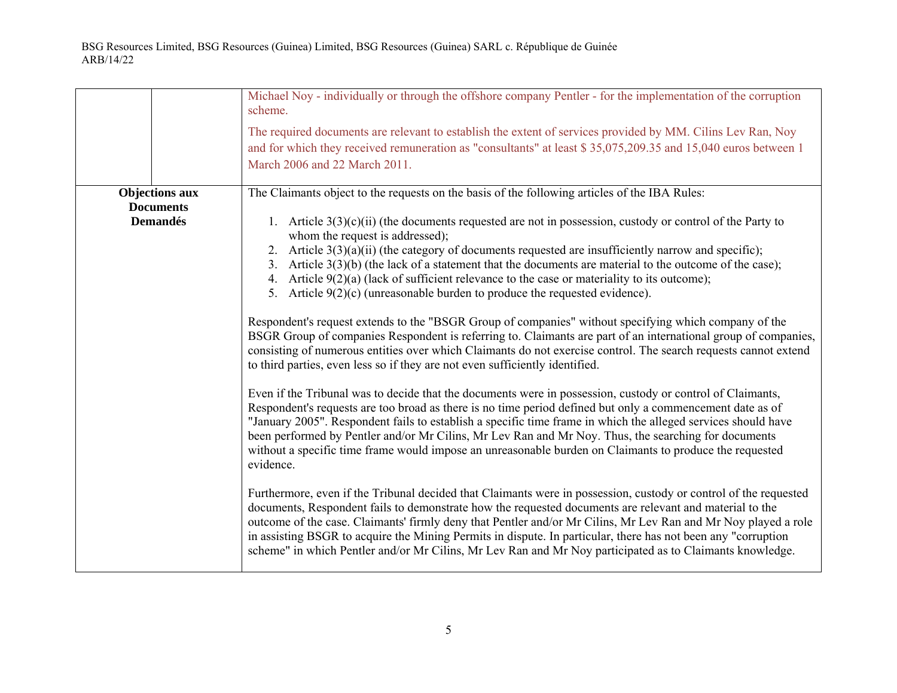| | | |
|---|---|---|
| | | Michael Noy - individually or through the offshore company Pentler - for the implementation of the corruption scheme.<br><br>The required documents are relevant to establish the extent of services provided by MM. Cilins Lev Ran, Noy and for which they received remuneration as "consultants" at least $ 35,075,209.35 and 15,040 euros between 1 March 2006 and 22 March 2011. |
| **Objections aux Documents Demandés** | | The Claimants object to the requests on the basis of the following articles of the IBA Rules:<br><br>1. Article 3(3)(c)(ii) (the documents requested are not in possession, custody or control of the Party to whom the request is addressed);<br>2. Article 3(3)(a)(ii) (the category of documents requested are insufficiently narrow and specific);<br>3. Article 3(3)(b) (the lack of a statement that the documents are material to the outcome of the case);<br>4. Article 9(2)(a) (lack of sufficient relevance to the case or materiality to its outcome);<br>5. Article 9(2)(c) (unreasonable burden to produce the requested evidence).<br><br>Respondent's request extends to the "BSGR Group of companies" without specifying which company of the BSGR Group of companies Respondent is referring to. Claimants are part of an international group of companies, consisting of numerous entities over which Claimants do not exercise control. The search requests cannot extend to third parties, even less so if they are not even sufficiently identified.<br><br>Even if the Tribunal was to decide that the documents were in possession, custody or control of Claimants, Respondent's requests are too broad as there is no time period defined but only a commencement date as of "January 2005". Respondent fails to establish a specific time frame in which the alleged services should have been performed by Pentler and/or Mr Cilins, Mr Lev Ran and Mr Noy. Thus, the searching for documents without a specific time frame would impose an unreasonable burden on Claimants to produce the requested evidence.<br><br>Furthermore, even if the Tribunal decided that Claimants were in possession, custody or control of the requested documents, Respondent fails to demonstrate how the requested documents are relevant and material to the outcome of the case. Claimants' firmly deny that Pentler and/or Mr Cilins, Mr Lev Ran and Mr Noy played a role in assisting BSGR to acquire the Mining Permits in dispute. In particular, there has not been any "corruption scheme" in which Pentler and/or Mr Cilins, Mr Lev Ran and Mr Noy participated as to Claimants knowledge. |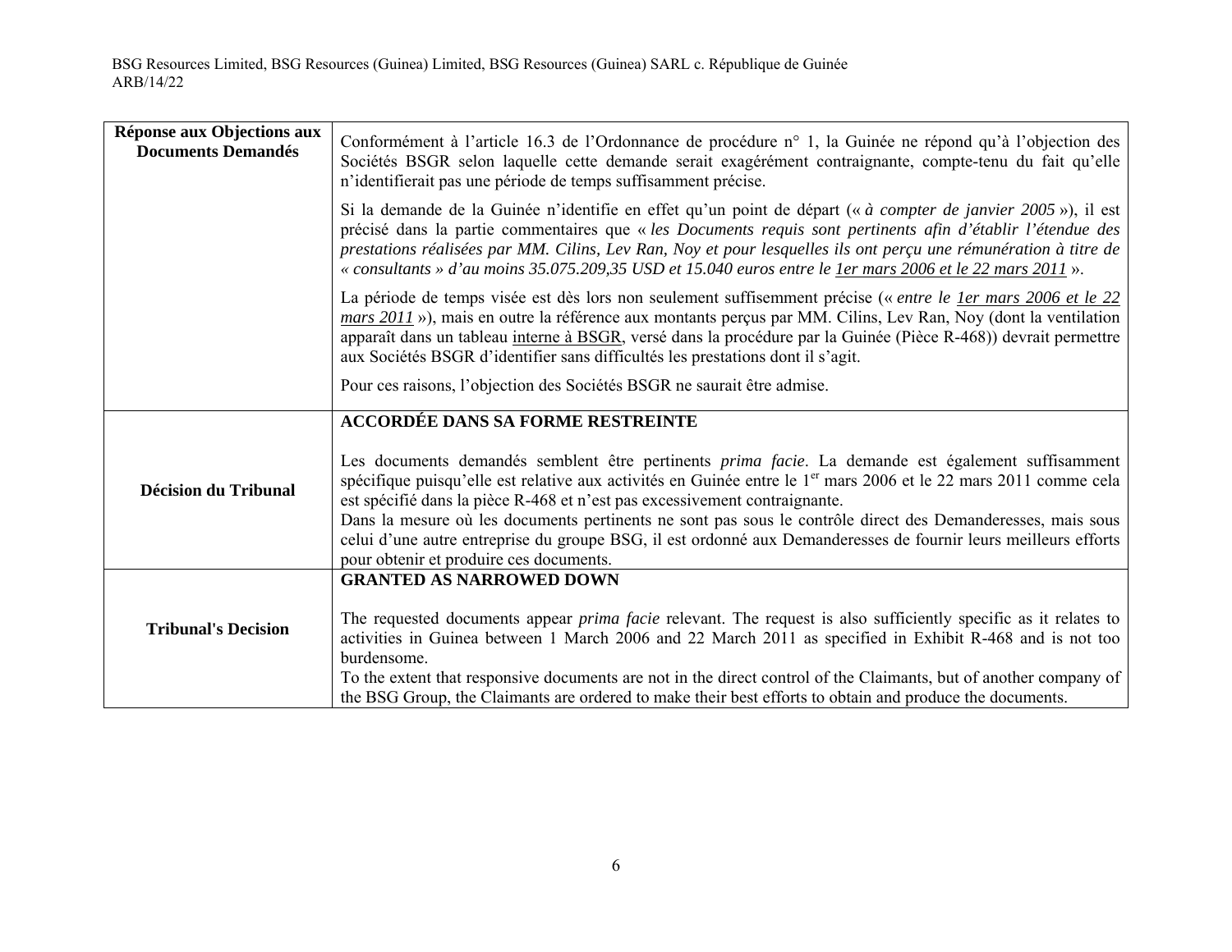| | |
|---|---|
| **Réponse aux Objections aux Documents Demandés** | Conformément à l'article 16.3 de l'Ordonnance de procédure n° 1, la Guinée ne répond qu'à l'objection des Sociétés BSGR selon laquelle cette demande serait exagérément contraignante, compte-tenu du fait qu'elle n'identifierait pas une période de temps suffisamment précise.<br><br>Si la demande de la Guinée n'identifie en effet qu'un point de départ (« *à compter de janvier 2005* »), il est précisé dans la partie commentaires que « *les Documents requis sont pertinents afin d'établir l'étendue des prestations réalisées par MM. Cilins, Lev Ran, Noy et pour lesquelles ils ont perçu une rémunération à titre de « consultants » d'au moins 35.075.209,35 USD et 15.040 euros entre le <u>1er mars 2006 et le 22 mars 2011</u>* ».<br><br>La période de temps visée est dès lors non seulement suffisemment précise (« *entre le <u>1er mars 2006 et le 22 mars 2011</u>* »), mais en outre la référence aux montants perçus par MM. Cilins, Lev Ran, Noy (dont la ventilation apparaît dans un tableau <u>interne à BSGR</u>, versé dans la procédure par la Guinée (Pièce R-468)) devrait permettre aux Sociétés BSGR d'identifier sans difficultés les prestations dont il s'agit.<br><br>Pour ces raisons, l'objection des Sociétés BSGR ne saurait être admise. |
| **Décision du Tribunal** | **ACCORDÉE DANS SA FORME RESTREINTE**<br><br>Les documents demandés semblent être pertinents *prima facie*. La demande est également suffisamment spécifique puisqu'elle est relative aux activités en Guinée entre le 1er mars 2006 et le 22 mars 2011 comme cela est spécifié dans la pièce R-468 et n'est pas excessivement contraignante.<br>Dans la mesure où les documents pertinents ne sont pas sous le contrôle direct des Demanderesses, mais sous celui d'une autre entreprise du groupe BSG, il est ordonné aux Demanderesses de fournir leurs meilleurs efforts pour obtenir et produire ces documents. |
| **Tribunal's Decision** | **GRANTED AS NARROWED DOWN**<br><br>The requested documents appear *prima facie* relevant. The request is also sufficiently specific as it relates to activities in Guinea between 1 March 2006 and 22 March 2011 as specified in Exhibit R-468 and is not too burdensome.<br>To the extent that responsive documents are not in the direct control of the Claimants, but of another company of the BSG Group, the Claimants are ordered to make their best efforts to obtain and produce the documents. |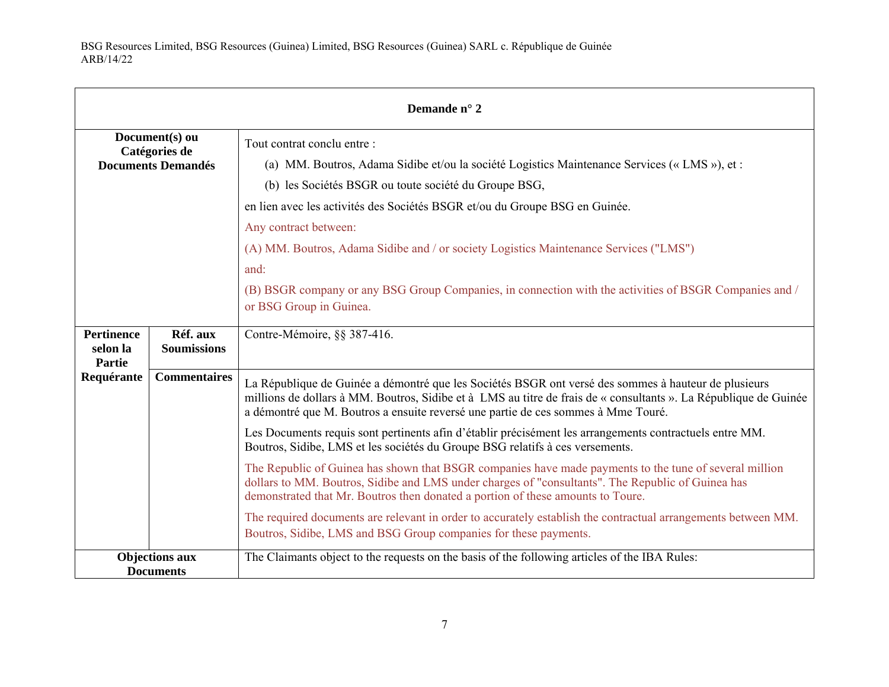| Demande n° 2 | | |
|---|---|---|
| **Document(s) ou Catégories de Documents Demandés** | | Tout contrat conclu entre :<br>(a) MM. Boutros, Adama Sidibe et/ou la société Logistics Maintenance Services (« LMS »), et :<br>(b) les Sociétés BSGR ou toute société du Groupe BSG,<br>en lien avec les activités des Sociétés BSGR et/ou du Groupe BSG en Guinée.<br>Any contract between:<br>(A) MM. Boutros, Adama Sidibe and / or society Logistics Maintenance Services ("LMS")<br>and:<br>(B) BSGR company or any BSG Group Companies, in connection with the activities of BSGR Companies and / or BSG Group in Guinea. |
| **Pertinence selon la Partie Requérante** | **Réf. aux Soumissions** | Contre-Mémoire, §§ 387-416. |
| | **Commentaires** | La République de Guinée a démontré que les Sociétés BSGR ont versé des sommes à hauteur de plusieurs millions de dollars à MM. Boutros, Sidibe et à LMS au titre de frais de « consultants ». La République de Guinée a démontré que M. Boutros a ensuite reversé une partie de ces sommes à Mme Touré.<br>Les Documents requis sont pertinents afin d'établir précisément les arrangements contractuels entre MM. Boutros, Sidibe, LMS et les sociétés du Groupe BSG relatifs à ces versements.<br>The Republic of Guinea has shown that BSGR companies have made payments to the tune of several million dollars to MM. Boutros, Sidibe and LMS under charges of "consultants". The Republic of Guinea has demonstrated that Mr. Boutros then donated a portion of these amounts to Toure.<br>The required documents are relevant in order to accurately establish the contractual arrangements between MM. Boutros, Sidibe, LMS and BSG Group companies for these payments. |
| **Objections aux Documents** | | The Claimants object to the requests on the basis of the following articles of the IBA Rules: |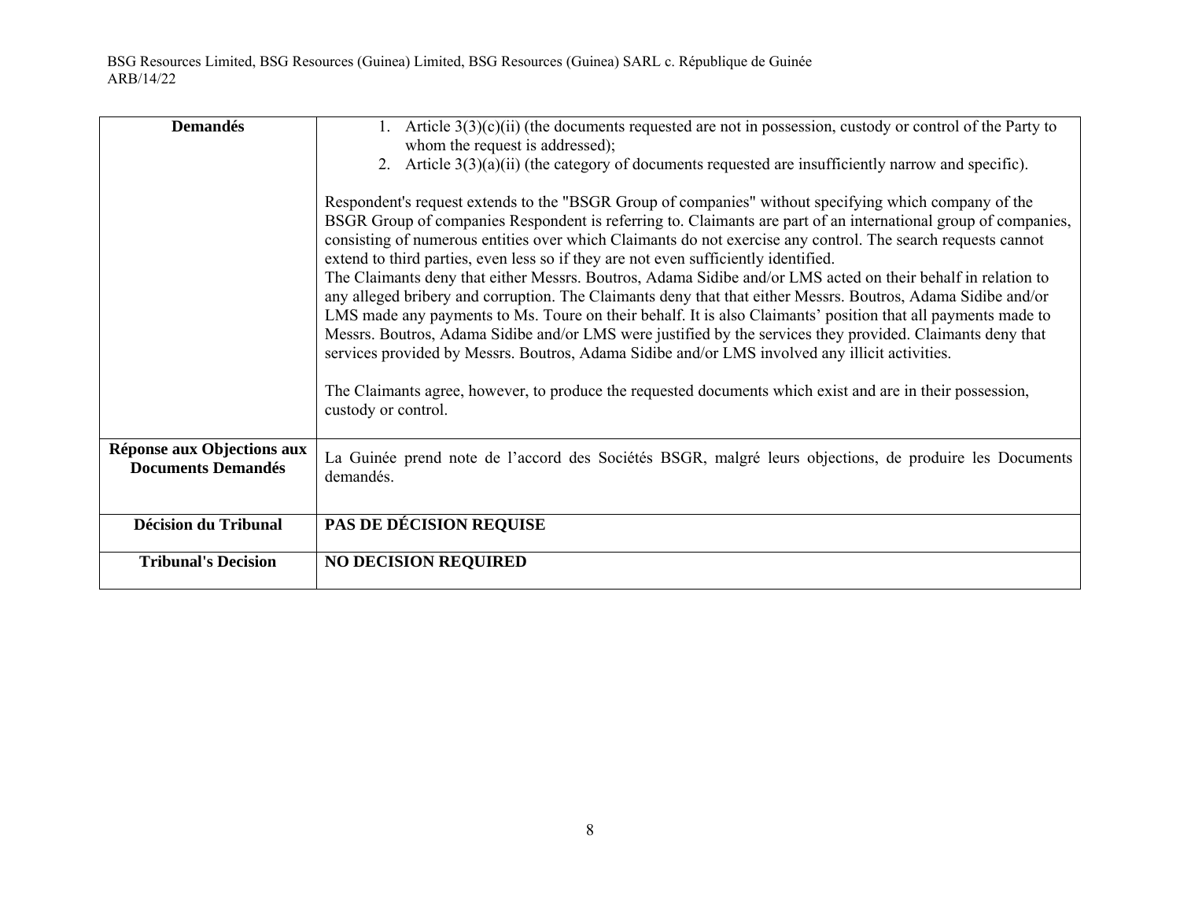| **Demandés** | 1. Article 3(3)(c)(ii) (the documents requested are not in possession, custody or control of the Party to whom the request is addressed);<br>2. Article 3(3)(a)(ii) (the category of documents requested are insufficiently narrow and specific).<br><br>Respondent's request extends to the "BSGR Group of companies" without specifying which company of the BSGR Group of companies Respondent is referring to. Claimants are part of an international group of companies, consisting of numerous entities over which Claimants do not exercise any control. The search requests cannot extend to third parties, even less so if they are not even sufficiently identified.<br>The Claimants deny that either Messrs. Boutros, Adama Sidibe and/or LMS acted on their behalf in relation to any alleged bribery and corruption. The Claimants deny that that either Messrs. Boutros, Adama Sidibe and/or LMS made any payments to Ms. Toure on their behalf. It is also Claimants' position that all payments made to Messrs. Boutros, Adama Sidibe and/or LMS were justified by the services they provided. Claimants deny that services provided by Messrs. Boutros, Adama Sidibe and/or LMS involved any illicit activities.<br><br>The Claimants agree, however, to produce the requested documents which exist and are in their possession, custody or control. |
|---|---|
| **Réponse aux Objections aux Documents Demandés** | La Guinée prend note de l'accord des Sociétés BSGR, malgré leurs objections, de produire les Documents demandés. |
| **Décision du Tribunal** | **PAS DE DÉCISION REQUISE** |
| **Tribunal's Decision** | **NO DECISION REQUIRED** |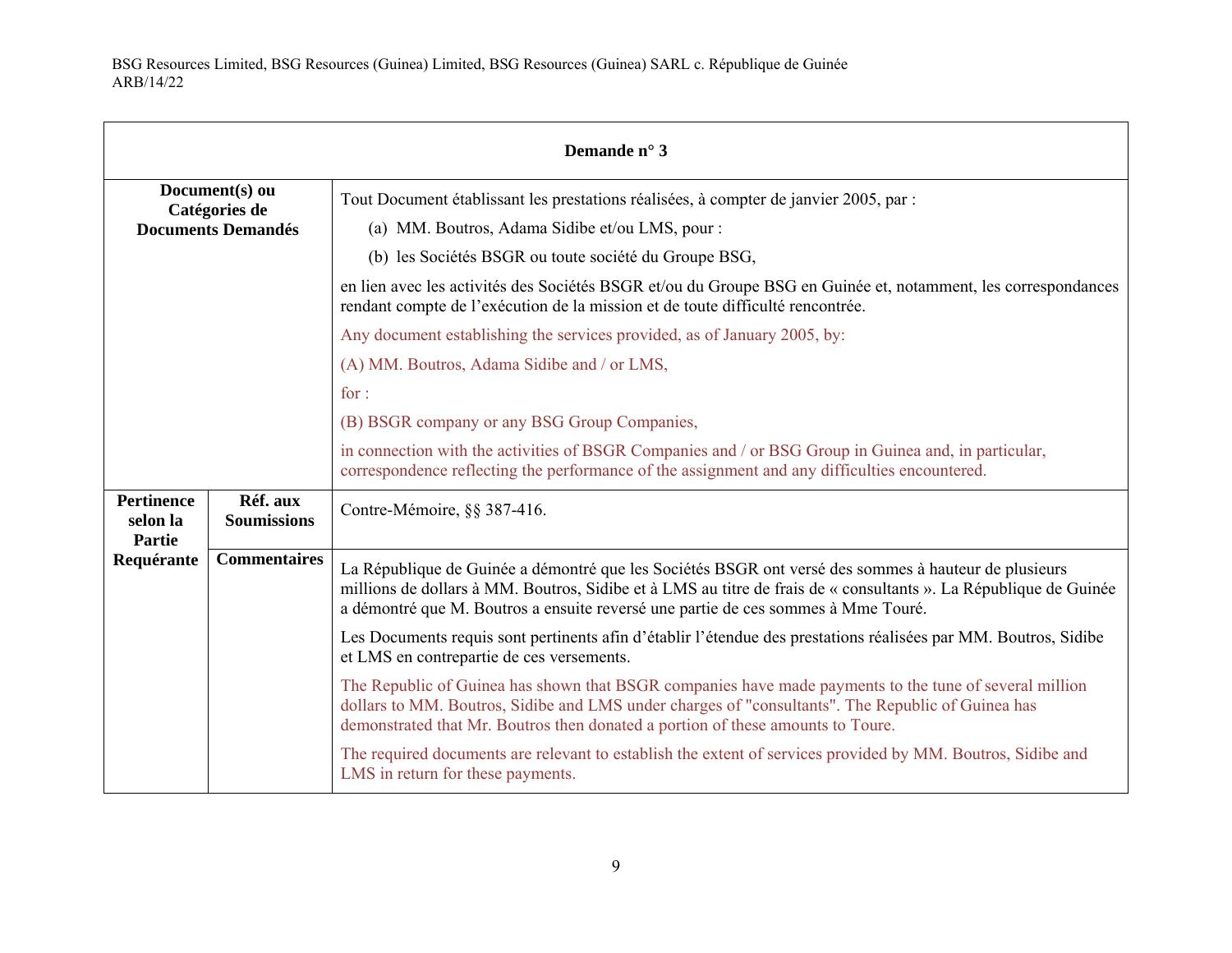| Demande n° 3 | | |
|---|---|---|
| **Document(s) ou Catégories de Documents Demandés** | | Tout Document établissant les prestations réalisées, à compter de janvier 2005, par :<br>(a) MM. Boutros, Adama Sidibe et/ou LMS, pour :<br>(b) les Sociétés BSGR ou toute société du Groupe BSG,<br>en lien avec les activités des Sociétés BSGR et/ou du Groupe BSG en Guinée et, notamment, les correspondances rendant compte de l'exécution de la mission et de toute difficulté rencontrée.<br>Any document establishing the services provided, as of January 2005, by:<br>(A) MM. Boutros, Adama Sidibe and / or LMS,<br>for :<br>(B) BSGR company or any BSG Group Companies,<br>in connection with the activities of BSGR Companies and / or BSG Group in Guinea and, in particular, correspondence reflecting the performance of the assignment and any difficulties encountered. |
| **Pertinence selon la Partie Requérante** | **Réf. aux Soumissions** | Contre-Mémoire, §§ 387-416. |
| | **Commentaires** | La République de Guinée a démontré que les Sociétés BSGR ont versé des sommes à hauteur de plusieurs millions de dollars à MM. Boutros, Sidibe et à LMS au titre de frais de « consultants ». La République de Guinée a démontré que M. Boutros a ensuite reversé une partie de ces sommes à Mme Touré.<br>Les Documents requis sont pertinents afin d'établir l'étendue des prestations réalisées par MM. Boutros, Sidibe et LMS en contrepartie de ces versements.<br>The Republic of Guinea has shown that BSGR companies have made payments to the tune of several million dollars to MM. Boutros, Sidibe and LMS under charges of "consultants". The Republic of Guinea has demonstrated that Mr. Boutros then donated a portion of these amounts to Toure.<br>The required documents are relevant to establish the extent of services provided by MM. Boutros, Sidibe and LMS in return for these payments. |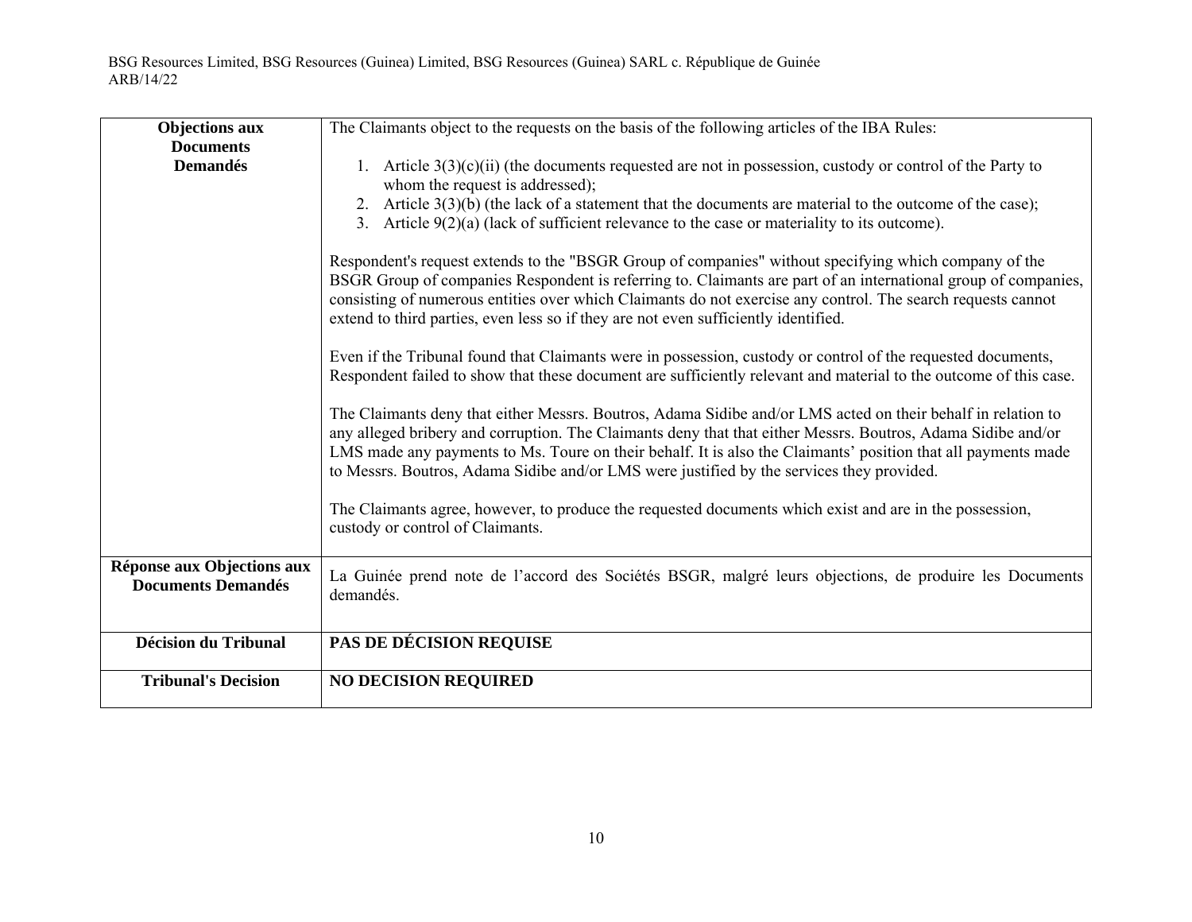| **Objections aux Documents Demandés** | The Claimants object to the requests on the basis of the following articles of the IBA Rules:<br><br>1. Article 3(3)(c)(ii) (the documents requested are not in possession, custody or control of the Party to whom the request is addressed);<br>2. Article 3(3)(b) (the lack of a statement that the documents are material to the outcome of the case);<br>3. Article 9(2)(a) (lack of sufficient relevance to the case or materiality to its outcome).<br><br>Respondent's request extends to the "BSGR Group of companies" without specifying which company of the BSGR Group of companies Respondent is referring to. Claimants are part of an international group of companies, consisting of numerous entities over which Claimants do not exercise any control. The search requests cannot extend to third parties, even less so if they are not even sufficiently identified.<br><br>Even if the Tribunal found that Claimants were in possession, custody or control of the requested documents, Respondent failed to show that these document are sufficiently relevant and material to the outcome of this case.<br><br>The Claimants deny that either Messrs. Boutros, Adama Sidibe and/or LMS acted on their behalf in relation to any alleged bribery and corruption. The Claimants deny that that either Messrs. Boutros, Adama Sidibe and/or LMS made any payments to Ms. Toure on their behalf. It is also the Claimants' position that all payments made to Messrs. Boutros, Adama Sidibe and/or LMS were justified by the services they provided.<br><br>The Claimants agree, however, to produce the requested documents which exist and are in the possession, custody or control of Claimants. |
|---|---|
| **Réponse aux Objections aux Documents Demandés** | La Guinée prend note de l'accord des Sociétés BSGR, malgré leurs objections, de produire les Documents demandés. |
| **Décision du Tribunal** | **PAS DE DÉCISION REQUISE** |
| **Tribunal's Decision** | **NO DECISION REQUIRED** |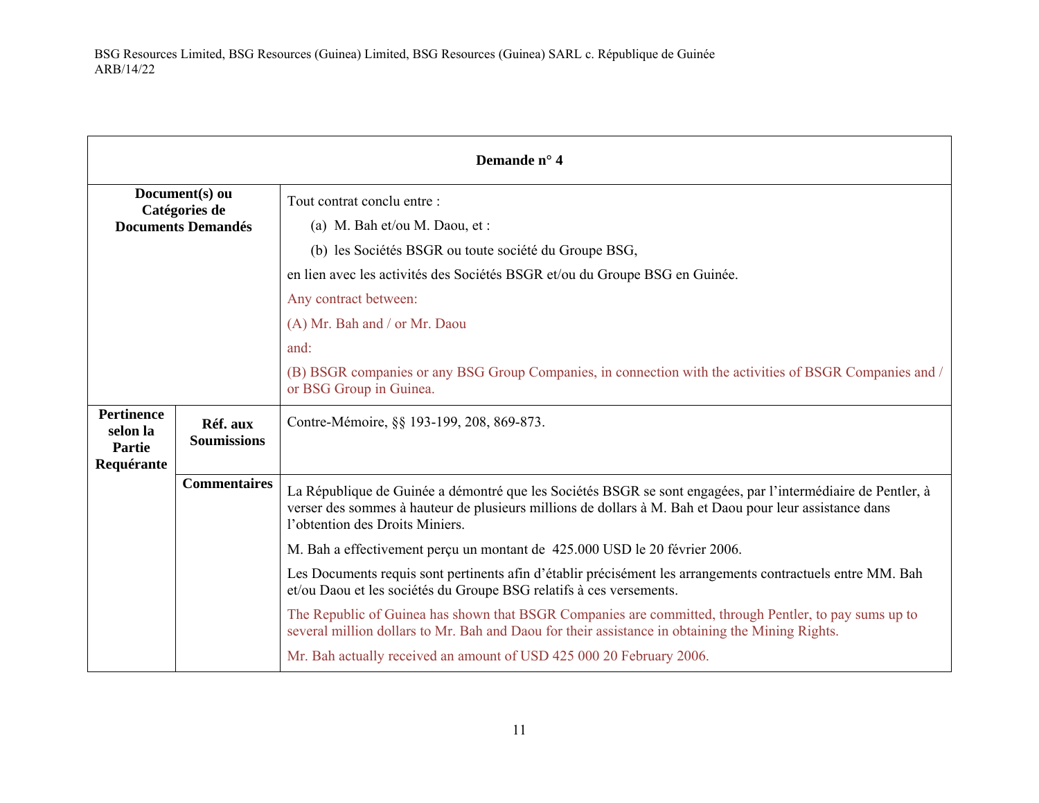| Demande n° 4 | | |
|---|---|---|
| **Document(s) ou Catégories de Documents Demandés** | | Tout contrat conclu entre :<br>(a) M. Bah et/ou M. Daou, et :<br>(b) les Sociétés BSGR ou toute société du Groupe BSG,<br>en lien avec les activités des Sociétés BSGR et/ou du Groupe BSG en Guinée.<br>Any contract between:<br>(A) Mr. Bah and / or Mr. Daou<br>and:<br>(B) BSGR companies or any BSG Group Companies, in connection with the activities of BSGR Companies and / or BSG Group in Guinea. |
| **Pertinence selon la Partie Requérante** | **Réf. aux Soumissions** | Contre-Mémoire, §§ 193-199, 208, 869-873. |
| | **Commentaires** | La République de Guinée a démontré que les Sociétés BSGR se sont engagées, par l'intermédiaire de Pentler, à verser des sommes à hauteur de plusieurs millions de dollars à M. Bah et Daou pour leur assistance dans l'obtention des Droits Miniers.<br>M. Bah a effectivement perçu un montant de 425.000 USD le 20 février 2006.<br>Les Documents requis sont pertinents afin d'établir précisément les arrangements contractuels entre MM. Bah et/ou Daou et les sociétés du Groupe BSG relatifs à ces versements.<br>The Republic of Guinea has shown that BSGR Companies are committed, through Pentler, to pay sums up to several million dollars to Mr. Bah and Daou for their assistance in obtaining the Mining Rights.<br>Mr. Bah actually received an amount of USD 425 000 20 February 2006. |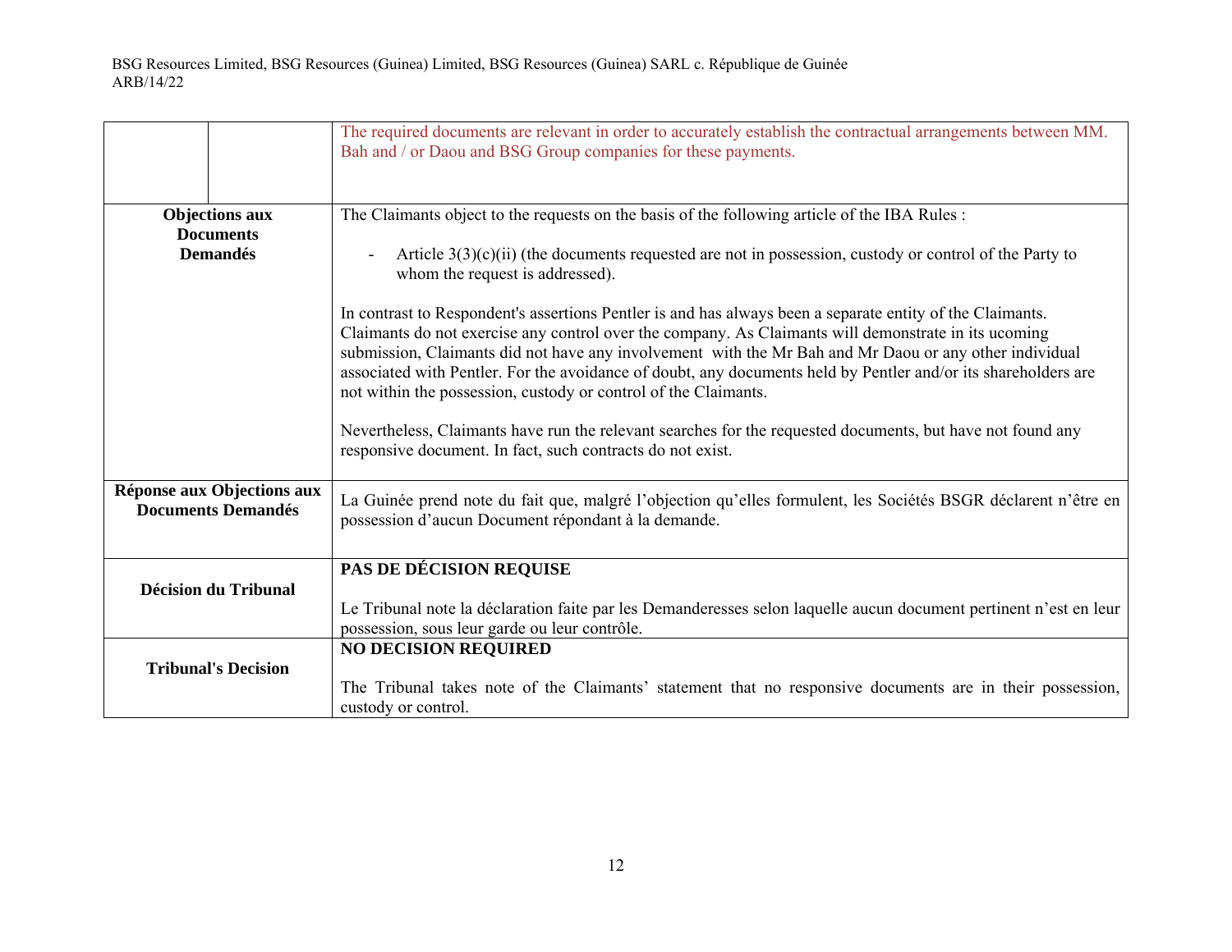| | | |
|---|---|---|
| | | The required documents are relevant in order to accurately establish the contractual arrangements between MM. Bah and / or Daou and BSG Group companies for these payments. |
| **Objections aux Documents Demandés** | | The Claimants object to the requests on the basis of the following article of the IBA Rules :<br><br>- Article 3(3)(c)(ii) (the documents requested are not in possession, custody or control of the Party to whom the request is addressed).<br><br>In contrast to Respondent's assertions Pentler is and has always been a separate entity of the Claimants. Claimants do not exercise any control over the company. As Claimants will demonstrate in its ucoming submission, Claimants did not have any involvement  with the Mr Bah and Mr Daou or any other individual associated with Pentler. For the avoidance of doubt, any documents held by Pentler and/or its shareholders are not within the possession, custody or control of the Claimants.<br><br>Nevertheless, Claimants have run the relevant searches for the requested documents, but have not found any responsive document. In fact, such contracts do not exist. |
| **Réponse aux Objections aux Documents Demandés** | | La Guinée prend note du fait que, malgré l'objection qu'elles formulent, les Sociétés BSGR déclarent n'être en possession d'aucun Document répondant à la demande. |
| **Décision du Tribunal** | | **PAS DE DÉCISION REQUISE**<br><br>Le Tribunal note la déclaration faite par les Demanderesses selon laquelle aucun document pertinent n'est en leur possession, sous leur garde ou leur contrôle. |
| **Tribunal's Decision** | | **NO DECISION REQUIRED**<br><br>The Tribunal takes note of the Claimants' statement that no responsive documents are in their possession, custody or control. |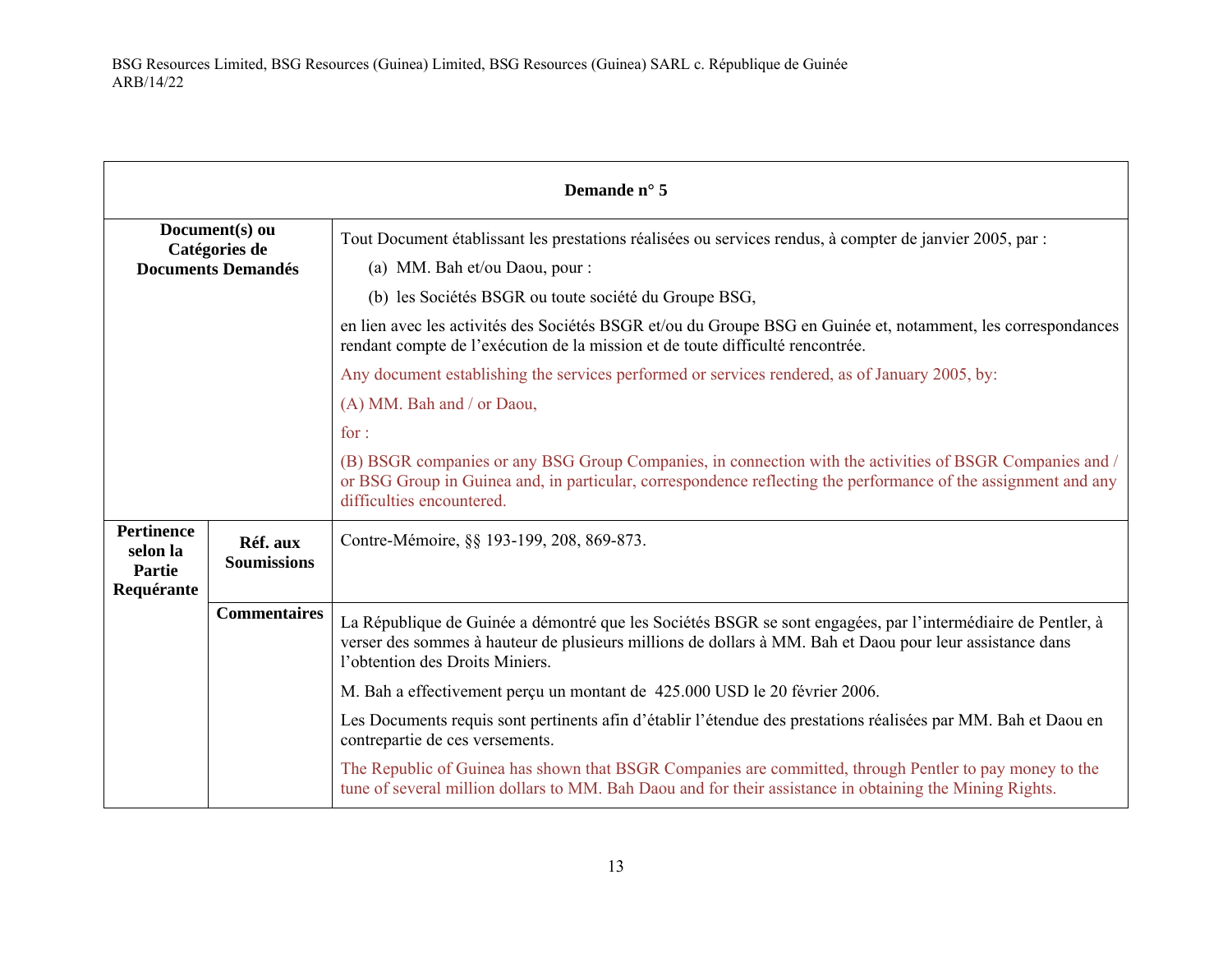| Demande n° 5 | | |
|---|---|---|
| **Document(s) ou Catégories de Documents Demandés** | | Tout Document établissant les prestations réalisées ou services rendus, à compter de janvier 2005, par :<br>(a) MM. Bah et/ou Daou, pour :<br>(b) les Sociétés BSGR ou toute société du Groupe BSG,<br>en lien avec les activités des Sociétés BSGR et/ou du Groupe BSG en Guinée et, notamment, les correspondances rendant compte de l'exécution de la mission et de toute difficulté rencontrée.<br>Any document establishing the services performed or services rendered, as of January 2005, by:<br>(A) MM. Bah and / or Daou,<br>for :<br>(B) BSGR companies or any BSG Group Companies, in connection with the activities of BSGR Companies and / or BSG Group in Guinea and, in particular, correspondence reflecting the performance of the assignment and any difficulties encountered. |
| **Pertinence selon la Partie Requérante** | **Réf. aux Soumissions** | Contre-Mémoire, §§ 193-199, 208, 869-873. |
| | **Commentaires** | La République de Guinée a démontré que les Sociétés BSGR se sont engagées, par l'intermédiaire de Pentler, à verser des sommes à hauteur de plusieurs millions de dollars à MM. Bah et Daou pour leur assistance dans l'obtention des Droits Miniers.<br>M. Bah a effectivement perçu un montant de 425.000 USD le 20 février 2006.<br>Les Documents requis sont pertinents afin d'établir l'étendue des prestations réalisées par MM. Bah et Daou en contrepartie de ces versements.<br>The Republic of Guinea has shown that BSGR Companies are committed, through Pentler to pay money to the tune of several million dollars to MM. Bah Daou and for their assistance in obtaining the Mining Rights. |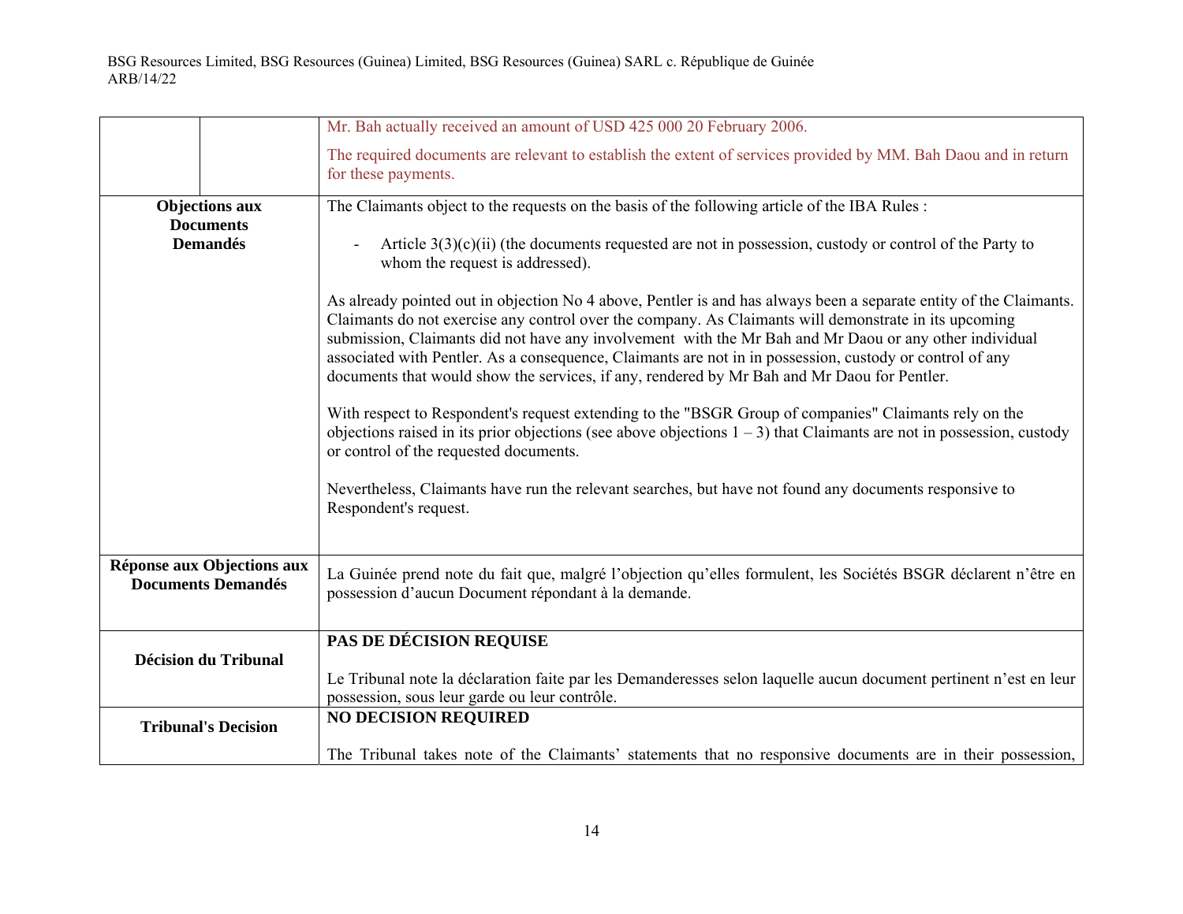| | | |
|---|---|---|
| | | Mr. Bah actually received an amount of USD 425 000 20 February 2006.<br><br>The required documents are relevant to establish the extent of services provided by MM. Bah Daou and in return for these payments. |
| **Objections aux Documents Demandés** | | The Claimants object to the requests on the basis of the following article of the IBA Rules :<br><br>- Article 3(3)(c)(ii) (the documents requested are not in possession, custody or control of the Party to whom the request is addressed).<br><br>As already pointed out in objection No 4 above, Pentler is and has always been a separate entity of the Claimants. Claimants do not exercise any control over the company. As Claimants will demonstrate in its upcoming submission, Claimants did not have any involvement with the Mr Bah and Mr Daou or any other individual associated with Pentler. As a consequence, Claimants are not in in possession, custody or control of any documents that would show the services, if any, rendered by Mr Bah and Mr Daou for Pentler.<br><br>With respect to Respondent's request extending to the "BSGR Group of companies" Claimants rely on the objections raised in its prior objections (see above objections 1 – 3) that Claimants are not in possession, custody or control of the requested documents.<br><br>Nevertheless, Claimants have run the relevant searches, but have not found any documents responsive to Respondent's request. |
| **Réponse aux Objections aux Documents Demandés** | | La Guinée prend note du fait que, malgré l'objection qu'elles formulent, les Sociétés BSGR déclarent n'être en possession d'aucun Document répondant à la demande. |
| **Décision du Tribunal** | | **PAS DE DÉCISION REQUISE**<br><br>Le Tribunal note la déclaration faite par les Demanderesses selon laquelle aucun document pertinent n'est en leur possession, sous leur garde ou leur contrôle. |
| **Tribunal's Decision** | | **NO DECISION REQUIRED**<br><br>The Tribunal takes note of the Claimants' statements that no responsive documents are in their possession, |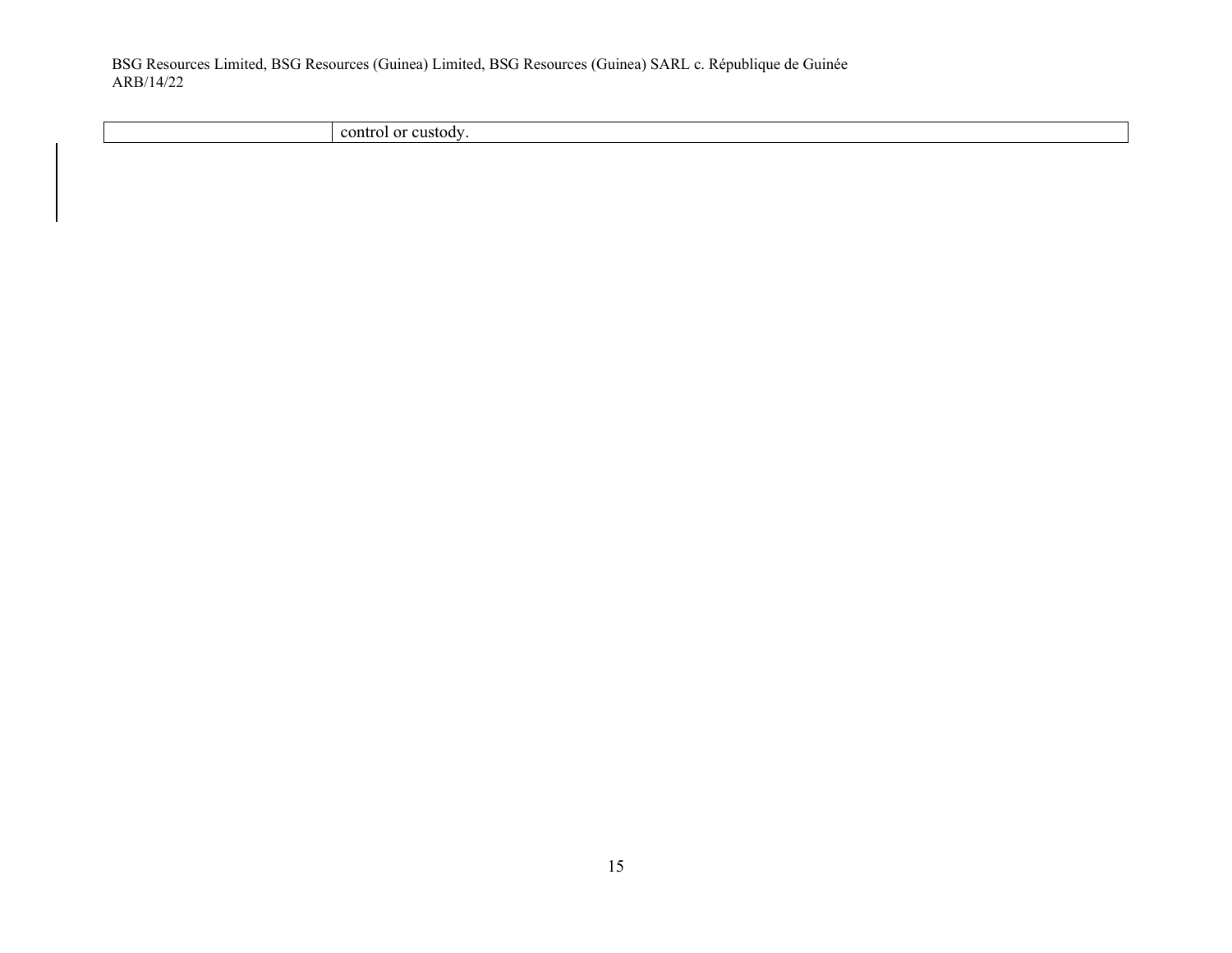| | |
|---|---|
| | control or custody. |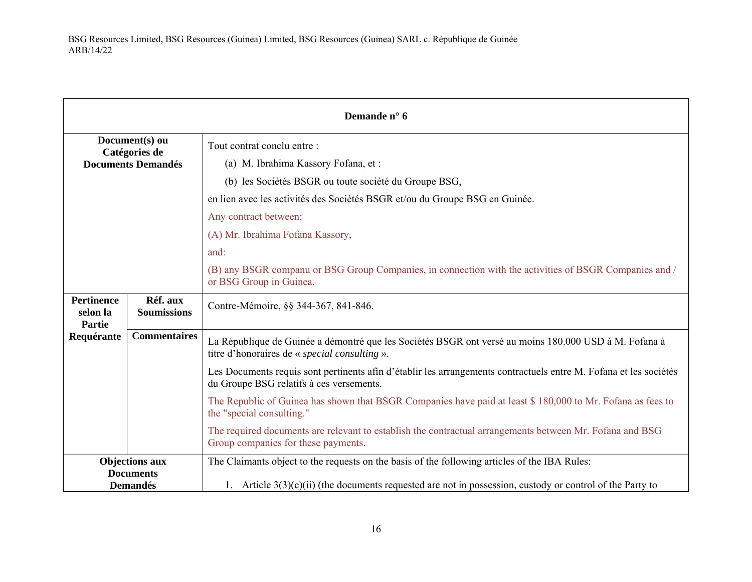| **Demande n° 6** | | |
|---|---|---|
| **Document(s) ou Catégories de Documents Demandés** | | Tout contrat conclu entre :<br>(a) M. Ibrahima Kassory Fofana, et :<br>(b) les Sociétés BSGR ou toute société du Groupe BSG,<br>en lien avec les activités des Sociétés BSGR et/ou du Groupe BSG en Guinée.<br>Any contract between:<br>(A) Mr. Ibrahima Fofana Kassory,<br>and:<br>(B) any BSGR companu or BSG Group Companies, in connection with the activities of BSGR Companies and / or BSG Group in Guinea. |
| **Pertinence selon la Partie Requérante** | **Réf. aux Soumissions** | Contre-Mémoire, §§ 344-367, 841-846. |
| | **Commentaires** | La République de Guinée a démontré que les Sociétés BSGR ont versé au moins 180.000 USD à M. Fofana à titre d'honoraires de « *special consulting* ».<br>Les Documents requis sont pertinents afin d'établir les arrangements contractuels entre M. Fofana et les sociétés du Groupe BSG relatifs à ces versements.<br>The Republic of Guinea has shown that BSGR Companies have paid at least $ 180,000 to Mr. Fofana as fees to the "special consulting."<br>The required documents are relevant to establish the contractual arrangements between Mr. Fofana and BSG Group companies for these payments. |
| **Objections aux Documents Demandés** | | The Claimants object to the requests on the basis of the following articles of the IBA Rules:<br>1. Article 3(3)(c)(ii) (the documents requested are not in possession, custody or control of the Party to |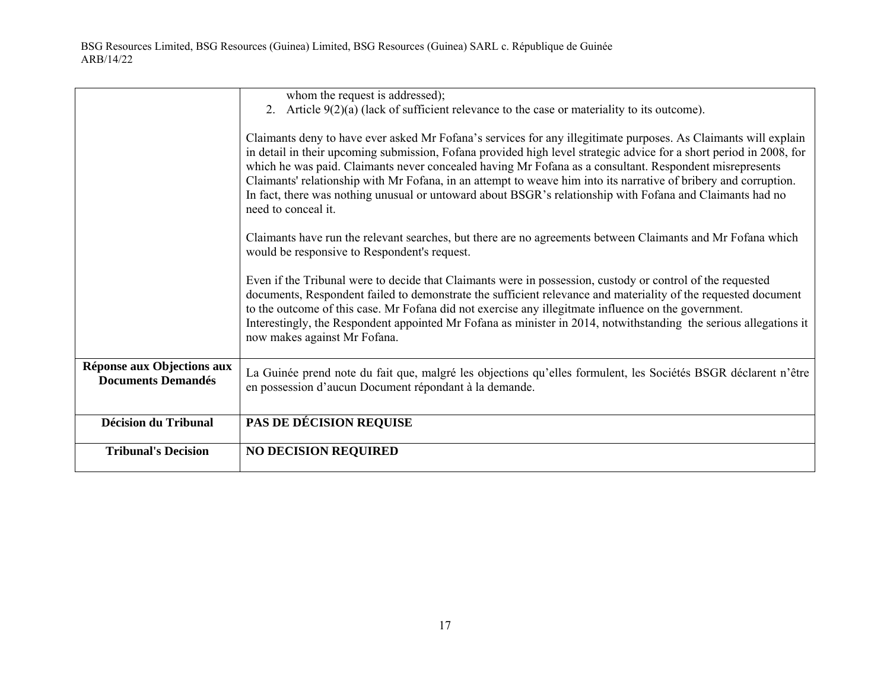| | |
|---|---|
| | whom the request is addressed);<br>2. Article 9(2)(a) (lack of sufficient relevance to the case or materiality to its outcome).<br><br>Claimants deny to have ever asked Mr Fofana's services for any illegitimate purposes. As Claimants will explain in detail in their upcoming submission, Fofana provided high level strategic advice for a short period in 2008, for which he was paid. Claimants never concealed having Mr Fofana as a consultant. Respondent misrepresents Claimants' relationship with Mr Fofana, in an attempt to weave him into its narrative of bribery and corruption. In fact, there was nothing unusual or untoward about BSGR's relationship with Fofana and Claimants had no need to conceal it.<br><br>Claimants have run the relevant searches, but there are no agreements between Claimants and Mr Fofana which would be responsive to Respondent's request.<br><br>Even if the Tribunal were to decide that Claimants were in possession, custody or control of the requested documents, Respondent failed to demonstrate the sufficient relevance and materiality of the requested document to the outcome of this case. Mr Fofana did not exercise any illegitmate influence on the government. Interestingly, the Respondent appointed Mr Fofana as minister in 2014, notwithstanding the serious allegations it now makes against Mr Fofana. |
| **Réponse aux Objections aux Documents Demandés** | La Guinée prend note du fait que, malgré les objections qu'elles formulent, les Sociétés BSGR déclarent n'être en possession d'aucun Document répondant à la demande. |
| **Décision du Tribunal** | **PAS DE DÉCISION REQUISE** |
| **Tribunal's Decision** | **NO DECISION REQUIRED** |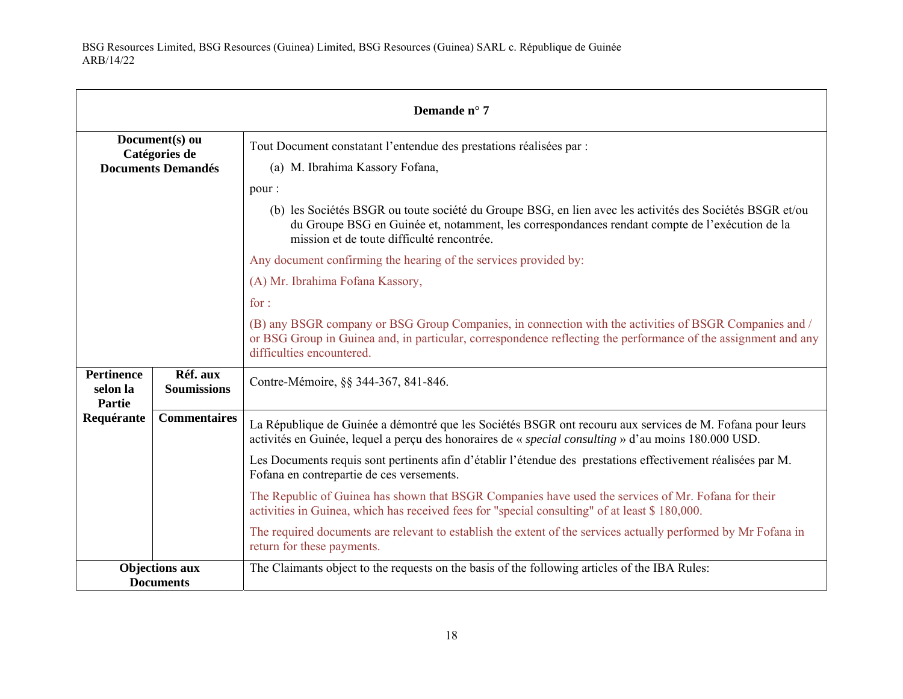| Demande n° 7 | | |
|---|---|---|
| **Document(s) ou Catégories de Documents Demandés** | | Tout Document constatant l'entendue des prestations réalisées par :<br><br>(a) M. Ibrahima Kassory Fofana,<br><br>pour :<br><br>(b) les Sociétés BSGR ou toute société du Groupe BSG, en lien avec les activités des Sociétés BSGR et/ou du Groupe BSG en Guinée et, notamment, les correspondances rendant compte de l'exécution de la mission et de toute difficulté rencontrée.<br><br>Any document confirming the hearing of the services provided by:<br><br>(A) Mr. Ibrahima Fofana Kassory,<br><br>for :<br><br>(B) any BSGR company or BSG Group Companies, in connection with the activities of BSGR Companies and / or BSG Group in Guinea and, in particular, correspondence reflecting the performance of the assignment and any difficulties encountered. |
| **Pertinence selon la Partie Requérante** | **Réf. aux Soumissions** | Contre-Mémoire, §§ 344-367, 841-846. |
| | **Commentaires** | La République de Guinée a démontré que les Sociétés BSGR ont recouru aux services de M. Fofana pour leurs activités en Guinée, lequel a perçu des honoraires de « *special consulting* » d'au moins 180.000 USD.<br><br>Les Documents requis sont pertinents afin d'établir l'étendue des prestations effectivement réalisées par M. Fofana en contrepartie de ces versements.<br><br>The Republic of Guinea has shown that BSGR Companies have used the services of Mr. Fofana for their activities in Guinea, which has received fees for "special consulting" of at least $ 180,000.<br><br>The required documents are relevant to establish the extent of the services actually performed by Mr Fofana in return for these payments. |
| **Objections aux Documents** | | The Claimants object to the requests on the basis of the following articles of the IBA Rules: |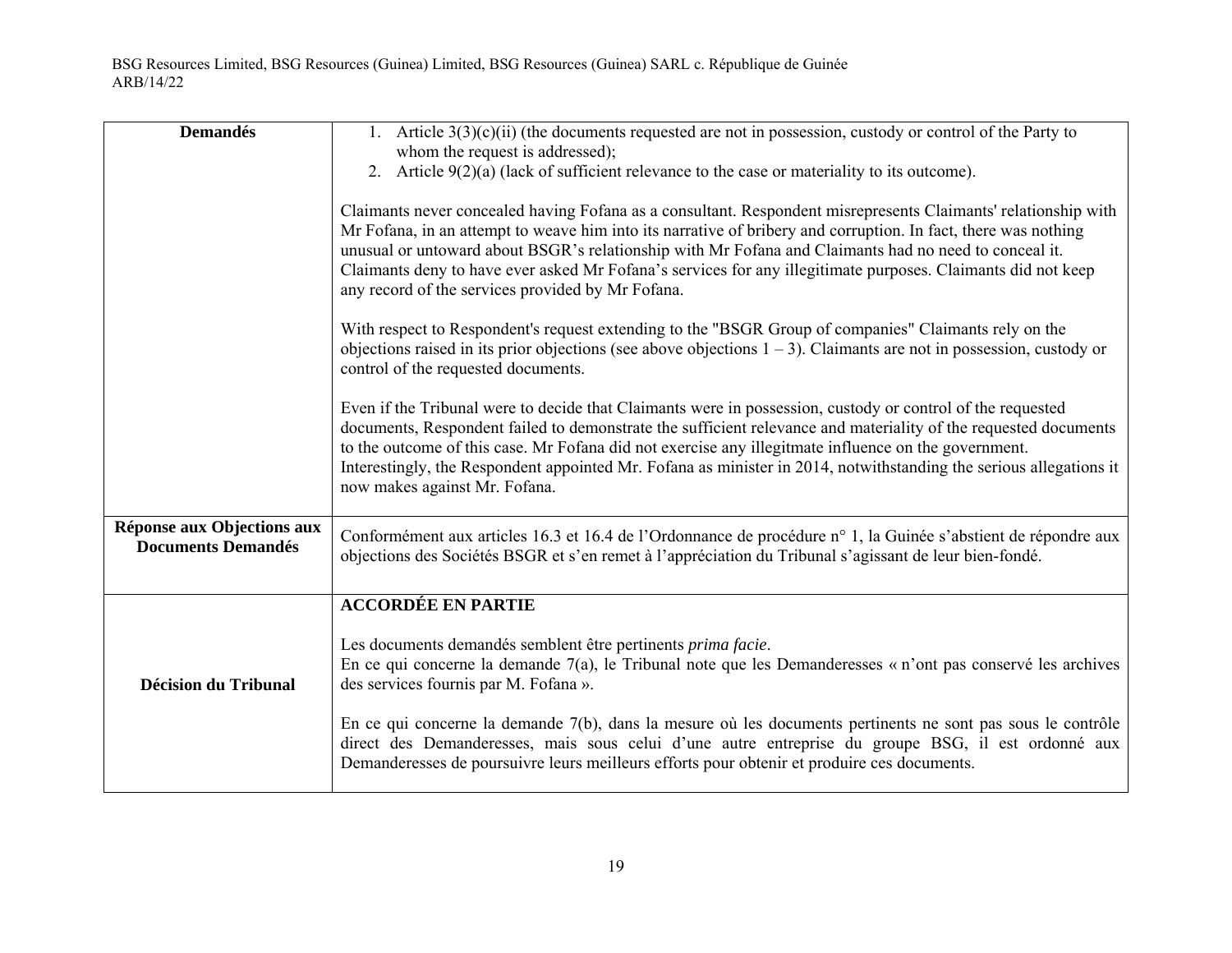| | |
|---|---|
| **Demandés** | 1. Article 3(3)(c)(ii) (the documents requested are not in possession, custody or control of the Party to whom the request is addressed);<br>2. Article 9(2)(a) (lack of sufficient relevance to the case or materiality to its outcome).<br><br>Claimants never concealed having Fofana as a consultant. Respondent misrepresents Claimants' relationship with Mr Fofana, in an attempt to weave him into its narrative of bribery and corruption. In fact, there was nothing unusual or untoward about BSGR's relationship with Mr Fofana and Claimants had no need to conceal it. Claimants deny to have ever asked Mr Fofana's services for any illegitimate purposes. Claimants did not keep any record of the services provided by Mr Fofana.<br><br>With respect to Respondent's request extending to the "BSGR Group of companies" Claimants rely on the objections raised in its prior objections (see above objections 1 – 3). Claimants are not in possession, custody or control of the requested documents.<br><br>Even if the Tribunal were to decide that Claimants were in possession, custody or control of the requested documents, Respondent failed to demonstrate the sufficient relevance and materiality of the requested documents to the outcome of this case. Mr Fofana did not exercise any illegitmate influence on the government. Interestingly, the Respondent appointed Mr. Fofana as minister in 2014, notwithstanding the serious allegations it now makes against Mr. Fofana. |
| **Réponse aux Objections aux Documents Demandés** | Conformément aux articles 16.3 et 16.4 de l'Ordonnance de procédure n° 1, la Guinée s'abstient de répondre aux objections des Sociétés BSGR et s'en remet à l'appréciation du Tribunal s'agissant de leur bien-fondé. |
| **Décision du Tribunal** | **ACCORDÉE EN PARTIE**<br><br>Les documents demandés semblent être pertinents *prima facie*.<br>En ce qui concerne la demande 7(a), le Tribunal note que les Demanderesses « n'ont pas conservé les archives des services fournis par M. Fofana ».<br><br>En ce qui concerne la demande 7(b), dans la mesure où les documents pertinents ne sont pas sous le contrôle direct des Demanderesses, mais sous celui d'une autre entreprise du groupe BSG, il est ordonné aux Demanderesses de poursuivre leurs meilleurs efforts pour obtenir et produire ces documents. |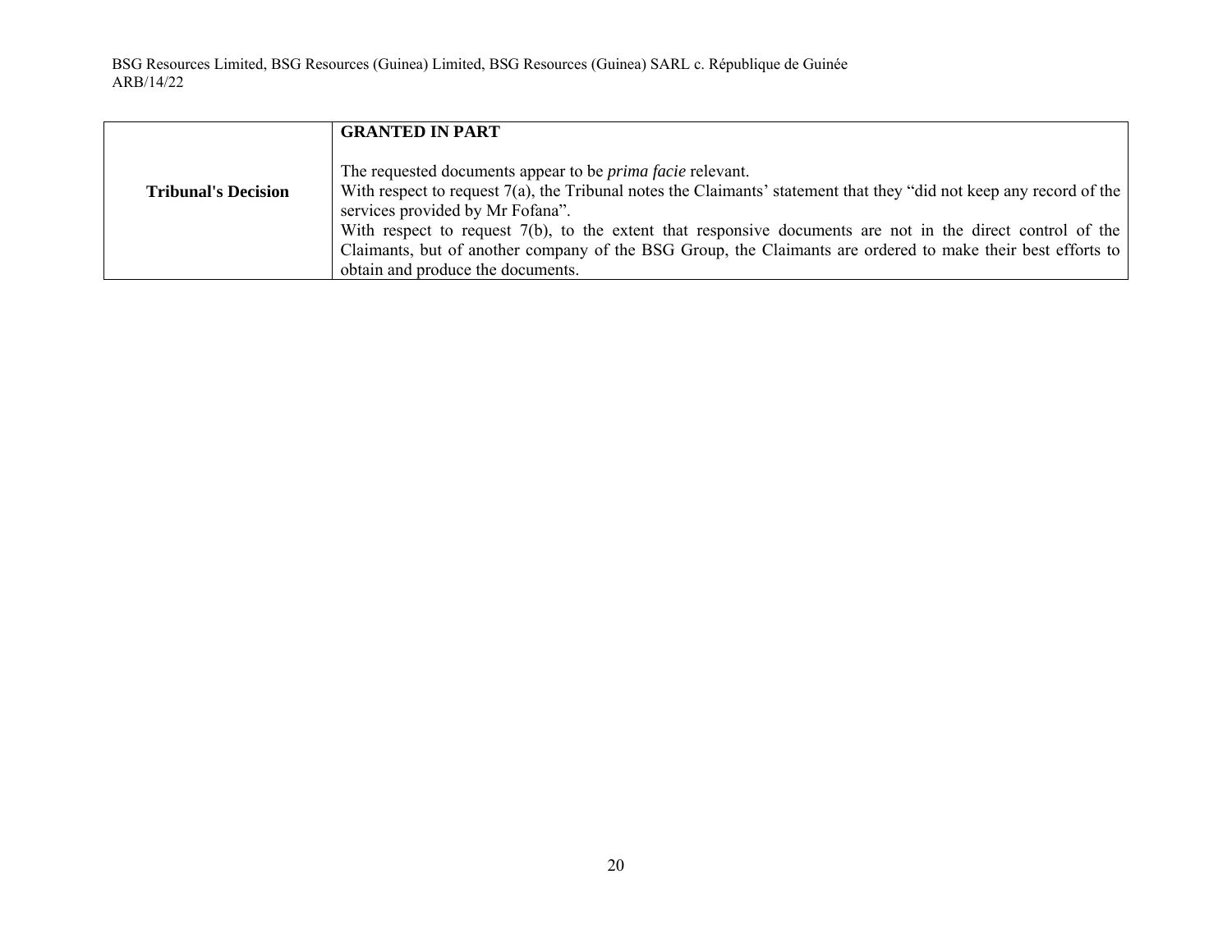| **Tribunal's Decision** | **GRANTED IN PART**<br><br>The requested documents appear to be *prima facie* relevant.<br>With respect to request 7(a), the Tribunal notes the Claimants' statement that they "did not keep any record of the services provided by Mr Fofana".<br>With respect to request 7(b), to the extent that responsive documents are not in the direct control of the Claimants, but of another company of the BSG Group, the Claimants are ordered to make their best efforts to obtain and produce the documents. |
|---|---|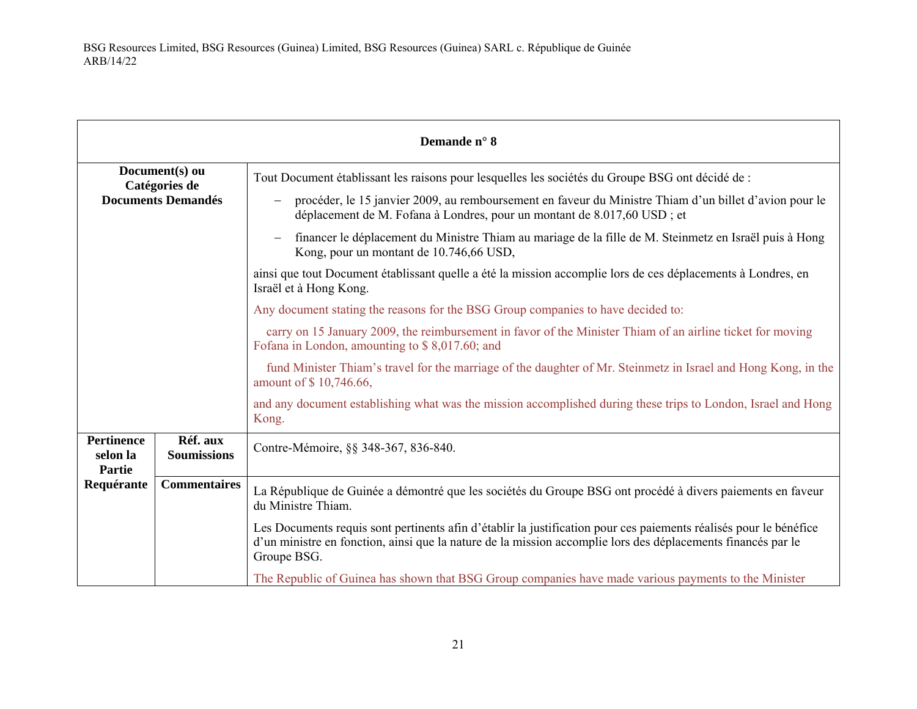| Demande n° 8 | | |
|---|---|---|
| **Document(s) ou Catégories de Documents Demandés** | | Tout Document établissant les raisons pour lesquelles les sociétés du Groupe BSG ont décidé de :<br><br>– procéder, le 15 janvier 2009, au remboursement en faveur du Ministre Thiam d'un billet d'avion pour le déplacement de M. Fofana à Londres, pour un montant de 8.017,60 USD ; et<br><br>– financer le déplacement du Ministre Thiam au mariage de la fille de M. Steinmetz en Israël puis à Hong Kong, pour un montant de 10.746,66 USD,<br><br>ainsi que tout Document établissant quelle a été la mission accomplie lors de ces déplacements à Londres, en Israël et à Hong Kong.<br><br>Any document stating the reasons for the BSG Group companies to have decided to:<br><br>carry on 15 January 2009, the reimbursement in favor of the Minister Thiam of an airline ticket for moving Fofana in London, amounting to $ 8,017.60; and<br><br>fund Minister Thiam's travel for the marriage of the daughter of Mr. Steinmetz in Israel and Hong Kong, in the amount of $ 10,746.66,<br><br>and any document establishing what was the mission accomplished during these trips to London, Israel and Hong Kong. |
| **Pertinence selon la Partie Requérante** | **Réf. aux Soumissions** | Contre-Mémoire, §§ 348-367, 836-840. |
| | **Commentaires** | La République de Guinée a démontré que les sociétés du Groupe BSG ont procédé à divers paiements en faveur du Ministre Thiam.<br><br>Les Documents requis sont pertinents afin d'établir la justification pour ces paiements réalisés pour le bénéfice d'un ministre en fonction, ainsi que la nature de la mission accomplie lors des déplacements financés par le Groupe BSG.<br><br>The Republic of Guinea has shown that BSG Group companies have made various payments to the Minister |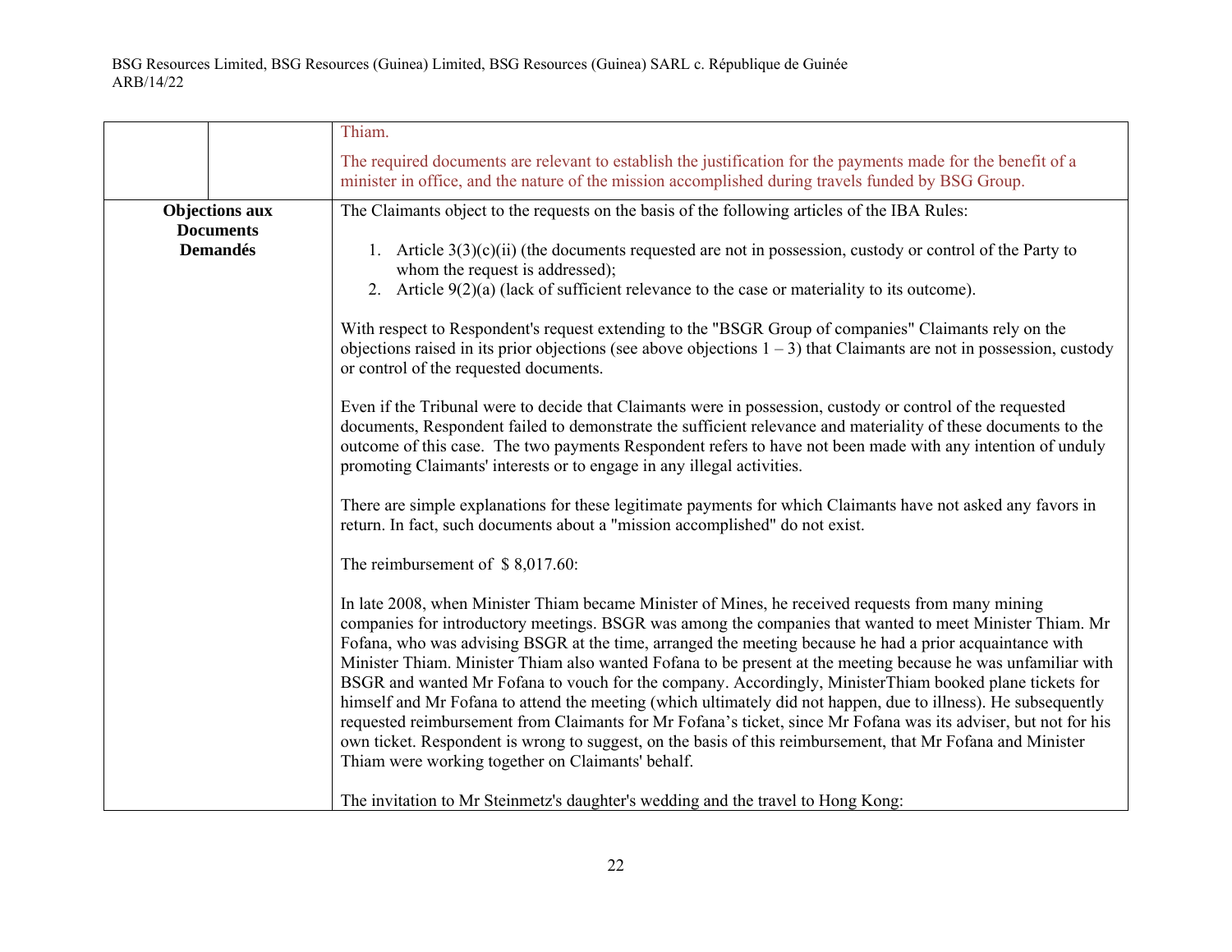| | | |
|---|---|---|
| | | Thiam.<br><br>The required documents are relevant to establish the justification for the payments made for the benefit of a minister in office, and the nature of the mission accomplished during travels funded by BSG Group. |
| **Objections aux Documents Demandés** | | The Claimants object to the requests on the basis of the following articles of the IBA Rules:<br><br>1. Article 3(3)(c)(ii) (the documents requested are not in possession, custody or control of the Party to whom the request is addressed);<br>2. Article 9(2)(a) (lack of sufficient relevance to the case or materiality to its outcome).<br><br>With respect to Respondent's request extending to the "BSGR Group of companies" Claimants rely on the objections raised in its prior objections (see above objections 1 – 3) that Claimants are not in possession, custody or control of the requested documents.<br><br>Even if the Tribunal were to decide that Claimants were in possession, custody or control of the requested documents, Respondent failed to demonstrate the sufficient relevance and materiality of these documents to the outcome of this case. The two payments Respondent refers to have not been made with any intention of unduly promoting Claimants' interests or to engage in any illegal activities.<br><br>There are simple explanations for these legitimate payments for which Claimants have not asked any favors in return. In fact, such documents about a "mission accomplished" do not exist.<br><br>The reimbursement of $ 8,017.60:<br><br>In late 2008, when Minister Thiam became Minister of Mines, he received requests from many mining companies for introductory meetings. BSGR was among the companies that wanted to meet Minister Thiam. Mr Fofana, who was advising BSGR at the time, arranged the meeting because he had a prior acquaintance with Minister Thiam. Minister Thiam also wanted Fofana to be present at the meeting because he was unfamiliar with BSGR and wanted Mr Fofana to vouch for the company. Accordingly, MinisterThiam booked plane tickets for himself and Mr Fofana to attend the meeting (which ultimately did not happen, due to illness). He subsequently requested reimbursement from Claimants for Mr Fofana's ticket, since Mr Fofana was its adviser, but not for his own ticket. Respondent is wrong to suggest, on the basis of this reimbursement, that Mr Fofana and Minister Thiam were working together on Claimants' behalf.<br><br>The invitation to Mr Steinmetz's daughter's wedding and the travel to Hong Kong: |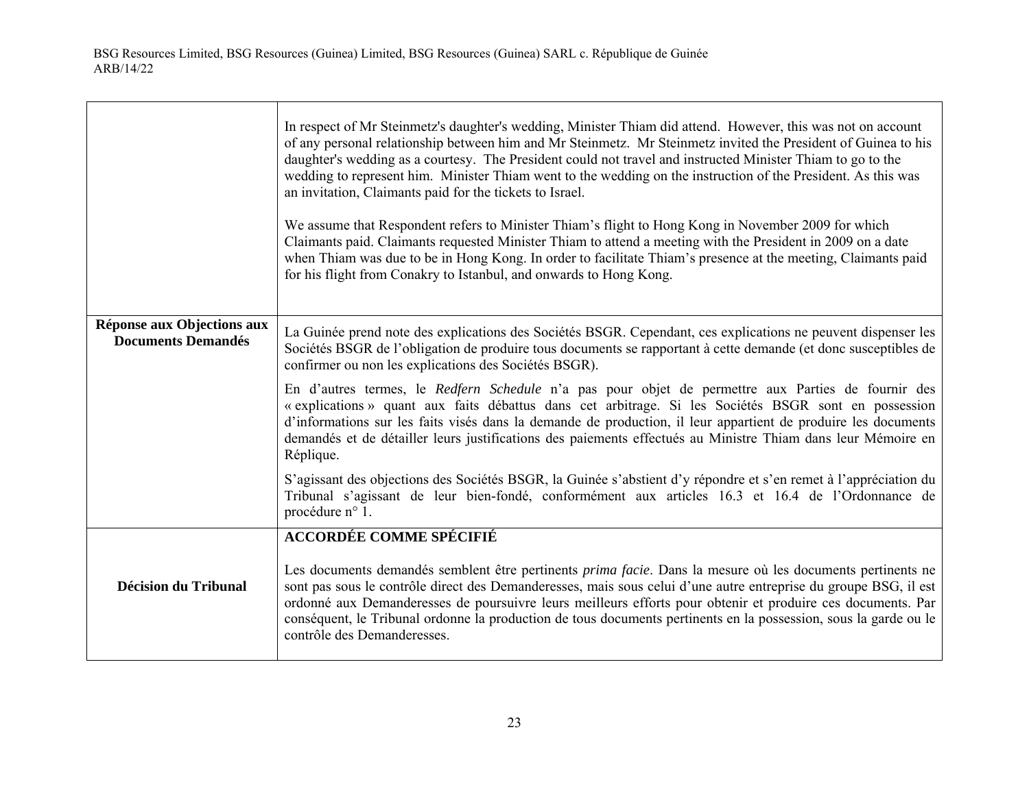| | |
|---|---|
| | In respect of Mr Steinmetz's daughter's wedding, Minister Thiam did attend. However, this was not on account of any personal relationship between him and Mr Steinmetz. Mr Steinmetz invited the President of Guinea to his daughter's wedding as a courtesy. The President could not travel and instructed Minister Thiam to go to the wedding to represent him. Minister Thiam went to the wedding on the instruction of the President. As this was an invitation, Claimants paid for the tickets to Israel.<br><br>We assume that Respondent refers to Minister Thiam's flight to Hong Kong in November 2009 for which Claimants paid. Claimants requested Minister Thiam to attend a meeting with the President in 2009 on a date when Thiam was due to be in Hong Kong. In order to facilitate Thiam's presence at the meeting, Claimants paid for his flight from Conakry to Istanbul, and onwards to Hong Kong. |
| **Réponse aux Objections aux Documents Demandés** | La Guinée prend note des explications des Sociétés BSGR. Cependant, ces explications ne peuvent dispenser les Sociétés BSGR de l'obligation de produire tous documents se rapportant à cette demande (et donc susceptibles de confirmer ou non les explications des Sociétés BSGR).<br><br>En d'autres termes, le *Redfern Schedule* n'a pas pour objet de permettre aux Parties de fournir des « explications » quant aux faits débattus dans cet arbitrage. Si les Sociétés BSGR sont en possession d'informations sur les faits visés dans la demande de production, il leur appartient de produire les documents demandés et de détailler leurs justifications des paiements effectués au Ministre Thiam dans leur Mémoire en Réplique.<br><br>S'agissant des objections des Sociétés BSGR, la Guinée s'abstient d'y répondre et s'en remet à l'appréciation du Tribunal s'agissant de leur bien-fondé, conformément aux articles 16.3 et 16.4 de l'Ordonnance de procédure n° 1. |
| **Décision du Tribunal** | **ACCORDÉE COMME SPÉCIFIÉ**<br><br>Les documents demandés semblent être pertinents *prima facie*. Dans la mesure où les documents pertinents ne sont pas sous le contrôle direct des Demanderesses, mais sous celui d'une autre entreprise du groupe BSG, il est ordonné aux Demanderesses de poursuivre leurs meilleurs efforts pour obtenir et produire ces documents. Par conséquent, le Tribunal ordonne la production de tous documents pertinents en la possession, sous la garde ou le contrôle des Demanderesses. |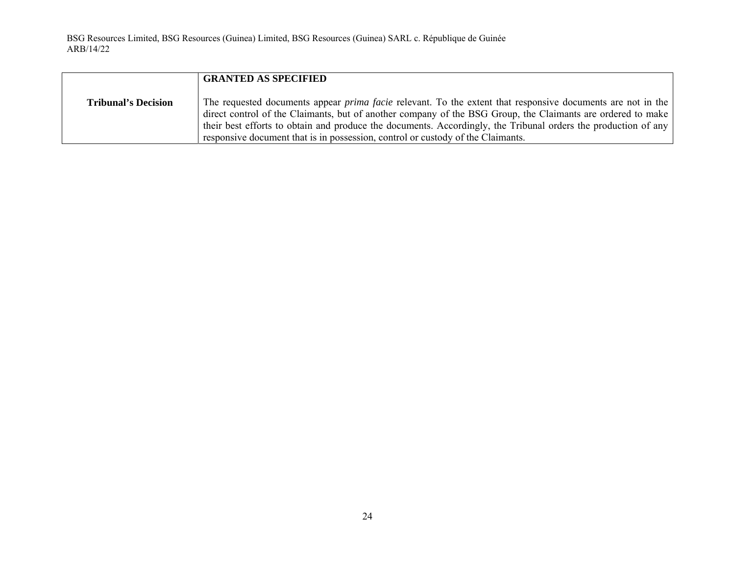| | |
|---|---|
| **Tribunal's Decision** | **GRANTED AS SPECIFIED**<br><br>The requested documents appear *prima facie* relevant. To the extent that responsive documents are not in the direct control of the Claimants, but of another company of the BSG Group, the Claimants are ordered to make their best efforts to obtain and produce the documents. Accordingly, the Tribunal orders the production of any responsive document that is in possession, control or custody of the Claimants. |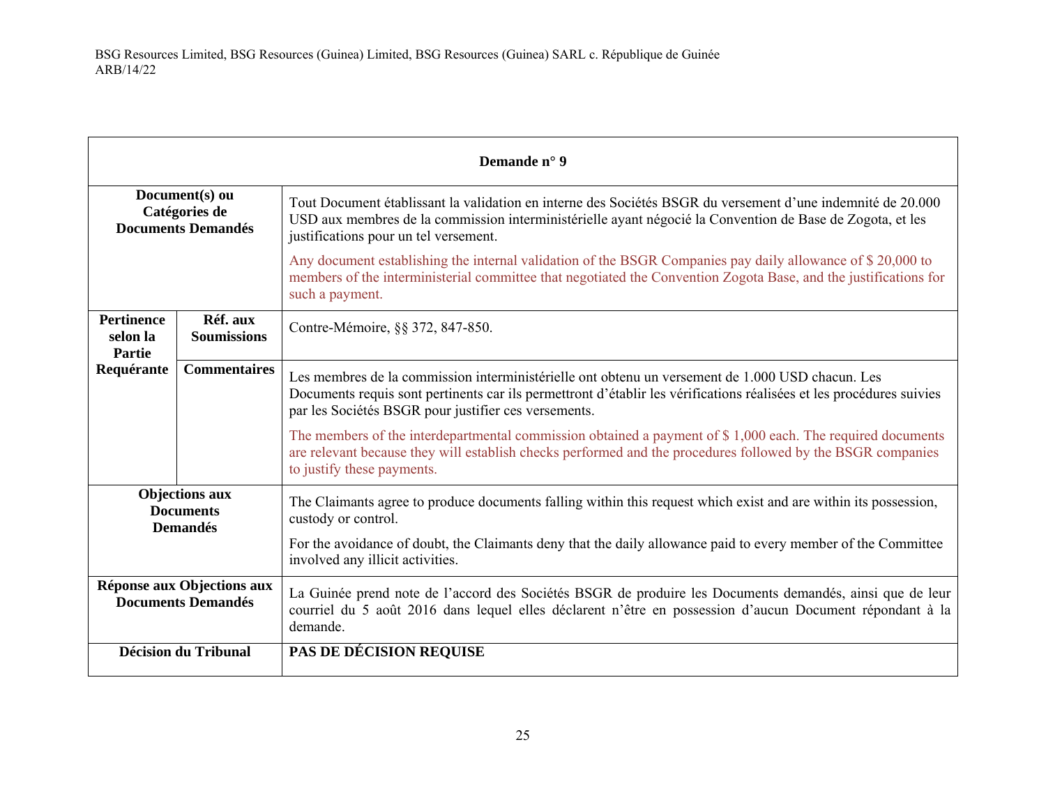| Demande n° 9 | | |
|---|---|---|
| Document(s) ou Catégories de Documents Demandés | | Tout Document établissant la validation en interne des Sociétés BSGR du versement d'une indemnité de 20.000 USD aux membres de la commission interministérielle ayant négocié la Convention de Base de Zogota, et les justifications pour un tel versement.<br><br>Any document establishing the internal validation of the BSGR Companies pay daily allowance of $ 20,000 to members of the interministerial committee that negotiated the Convention Zogota Base, and the justifications for such a payment. |
| Pertinence selon la Partie Requérante | Réf. aux Soumissions | Contre-Mémoire, §§ 372, 847-850. |
| | Commentaires | Les membres de la commission interministérielle ont obtenu un versement de 1.000 USD chacun. Les Documents requis sont pertinents car ils permettront d'établir les vérifications réalisées et les procédures suivies par les Sociétés BSGR pour justifier ces versements.<br><br>The members of the interdepartmental commission obtained a payment of $ 1,000 each. The required documents are relevant because they will establish checks performed and the procedures followed by the BSGR companies to justify these payments. |
| Objections aux Documents Demandés | | The Claimants agree to produce documents falling within this request which exist and are within its possession, custody or control.<br><br>For the avoidance of doubt, the Claimants deny that the daily allowance paid to every member of the Committee involved any illicit activities. |
| Réponse aux Objections aux Documents Demandés | | La Guinée prend note de l'accord des Sociétés BSGR de produire les Documents demandés, ainsi que de leur courriel du 5 août 2016 dans lequel elles déclarent n'être en possession d'aucun Document répondant à la demande. |
| Décision du Tribunal | | **PAS DE DÉCISION REQUISE** |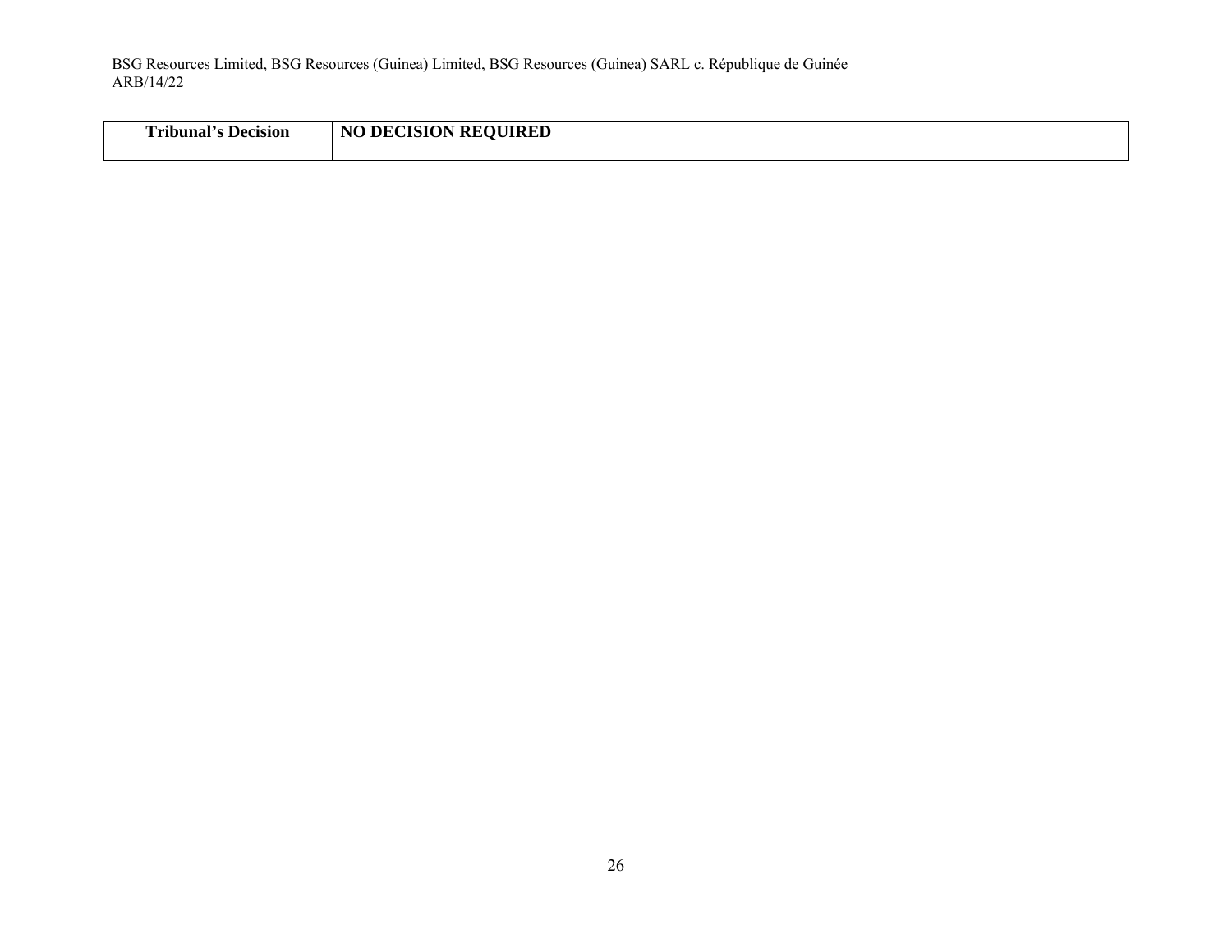| Tribunal's Decision | NO DECISION REQUIRED |
| --- | --- |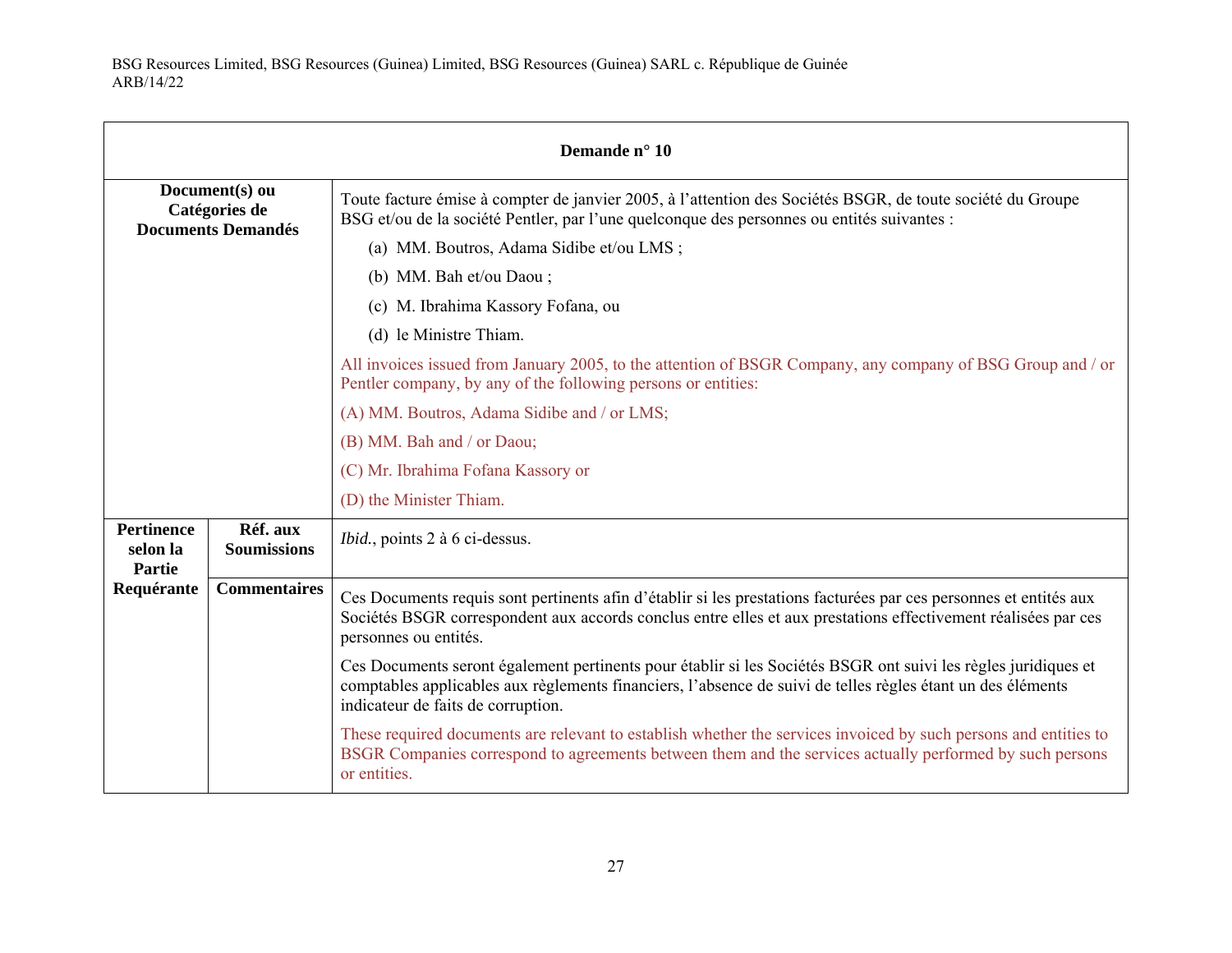| Demande n° 10 | | |
|---|---|---|
| **Document(s) ou Catégories de Documents Demandés** | | Toute facture émise à compter de janvier 2005, à l'attention des Sociétés BSGR, de toute société du Groupe BSG et/ou de la société Pentler, par l'une quelconque des personnes ou entités suivantes :<br>(a) MM. Boutros, Adama Sidibe et/ou LMS ;<br>(b) MM. Bah et/ou Daou ;<br>(c) M. Ibrahima Kassory Fofana, ou<br>(d) le Ministre Thiam.<br>All invoices issued from January 2005, to the attention of BSGR Company, any company of BSG Group and / or Pentler company, by any of the following persons or entities:<br>(A) MM. Boutros, Adama Sidibe and / or LMS;<br>(B) MM. Bah and / or Daou;<br>(C) Mr. Ibrahima Fofana Kassory or<br>(D) the Minister Thiam. |
| **Pertinence selon la Partie Requérante** | **Réf. aux Soumissions** | *Ibid.*, points 2 à 6 ci-dessus. |
| | **Commentaires** | Ces Documents requis sont pertinents afin d'établir si les prestations facturées par ces personnes et entités aux Sociétés BSGR correspondent aux accords conclus entre elles et aux prestations effectivement réalisées par ces personnes ou entités.<br>Ces Documents seront également pertinents pour établir si les Sociétés BSGR ont suivi les règles juridiques et comptables applicables aux règlements financiers, l'absence de suivi de telles règles étant un des éléments indicateur de faits de corruption.<br>These required documents are relevant to establish whether the services invoiced by such persons and entities to BSGR Companies correspond to agreements between them and the services actually performed by such persons or entities. |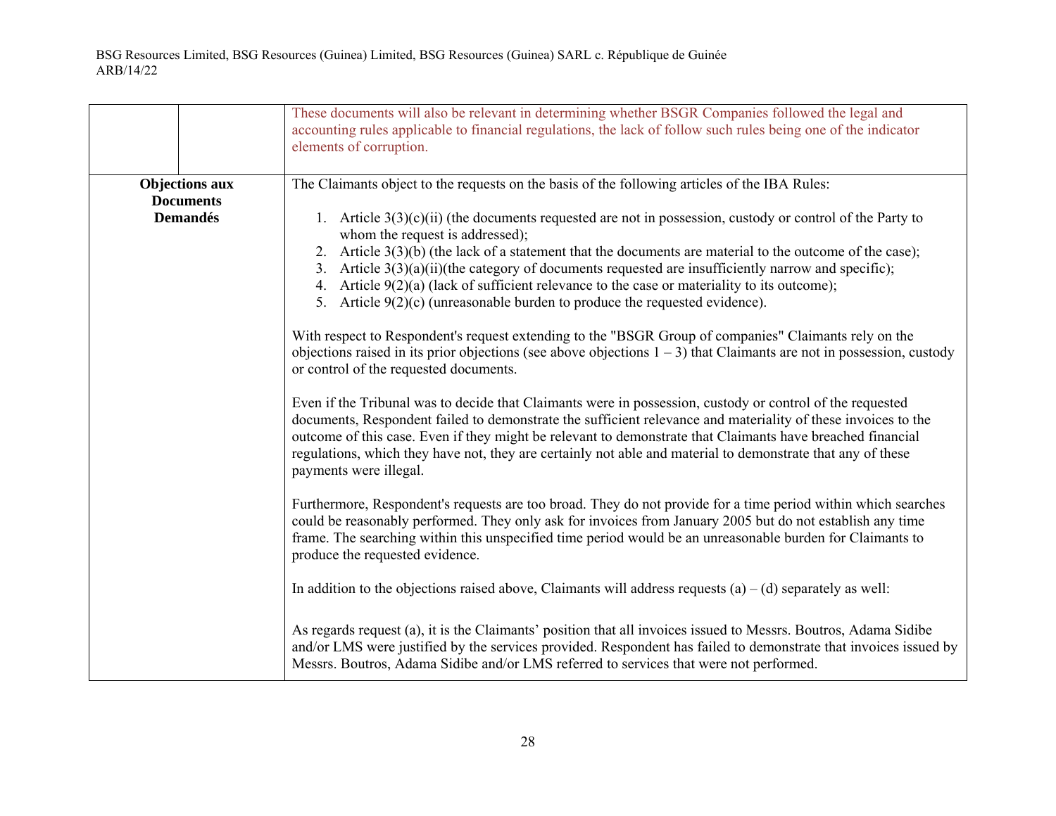| | | |
|---|---|---|
| | | These documents will also be relevant in determining whether BSGR Companies followed the legal and accounting rules applicable to financial regulations, the lack of follow such rules being one of the indicator elements of corruption. |
| **Objections aux Documents Demandés** | | The Claimants object to the requests on the basis of the following articles of the IBA Rules:<br><br>1. Article 3(3)(c)(ii) (the documents requested are not in possession, custody or control of the Party to whom the request is addressed);<br>2. Article 3(3)(b) (the lack of a statement that the documents are material to the outcome of the case);<br>3. Article 3(3)(a)(ii)(the category of documents requested are insufficiently narrow and specific);<br>4. Article 9(2)(a) (lack of sufficient relevance to the case or materiality to its outcome);<br>5. Article 9(2)(c) (unreasonable burden to produce the requested evidence).<br><br>With respect to Respondent's request extending to the "BSGR Group of companies" Claimants rely on the objections raised in its prior objections (see above objections 1 – 3) that Claimants are not in possession, custody or control of the requested documents.<br><br>Even if the Tribunal was to decide that Claimants were in possession, custody or control of the requested documents, Respondent failed to demonstrate the sufficient relevance and materiality of these invoices to the outcome of this case. Even if they might be relevant to demonstrate that Claimants have breached financial regulations, which they have not, they are certainly not able and material to demonstrate that any of these payments were illegal.<br><br>Furthermore, Respondent's requests are too broad. They do not provide for a time period within which searches could be reasonably performed. They only ask for invoices from January 2005 but do not establish any time frame. The searching within this unspecified time period would be an unreasonable burden for Claimants to produce the requested evidence.<br><br>In addition to the objections raised above, Claimants will address requests (a) – (d) separately as well:<br><br>As regards request (a), it is the Claimants' position that all invoices issued to Messrs. Boutros, Adama Sidibe and/or LMS were justified by the services provided. Respondent has failed to demonstrate that invoices issued by Messrs. Boutros, Adama Sidibe and/or LMS referred to services that were not performed. |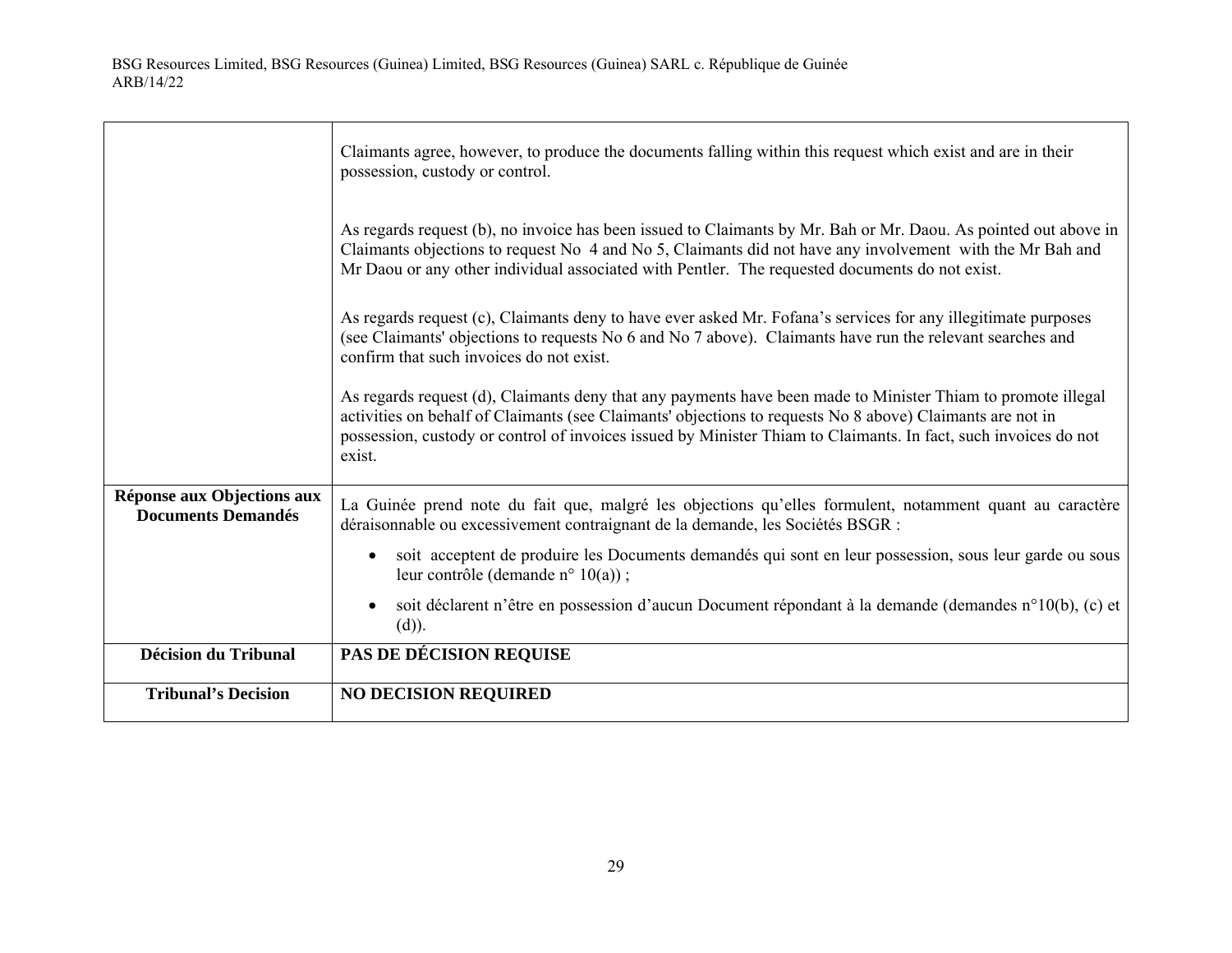| | |
|---|---|
| | Claimants agree, however, to produce the documents falling within this request which exist and are in their possession, custody or control.<br><br>As regards request (b), no invoice has been issued to Claimants by Mr. Bah or Mr. Daou. As pointed out above in Claimants objections to request No 4 and No 5, Claimants did not have any involvement with the Mr Bah and Mr Daou or any other individual associated with Pentler. The requested documents do not exist.<br><br>As regards request (c), Claimants deny to have ever asked Mr. Fofana's services for any illegitimate purposes (see Claimants' objections to requests No 6 and No 7 above). Claimants have run the relevant searches and confirm that such invoices do not exist.<br><br>As regards request (d), Claimants deny that any payments have been made to Minister Thiam to promote illegal activities on behalf of Claimants (see Claimants' objections to requests No 8 above) Claimants are not in possession, custody or control of invoices issued by Minister Thiam to Claimants. In fact, such invoices do not exist. |
| **Réponse aux Objections aux Documents Demandés** | La Guinée prend note du fait que, malgré les objections qu'elles formulent, notamment quant au caractère déraisonnable ou excessivement contraignant de la demande, les Sociétés BSGR :<br><br>• soit acceptent de produire les Documents demandés qui sont en leur possession, sous leur garde ou sous leur contrôle (demande n° 10(a)) ;<br><br>• soit déclarent n'être en possession d'aucun Document répondant à la demande (demandes n°10(b), (c) et (d)). |
| **Décision du Tribunal** | **PAS DE DÉCISION REQUISE** |
| **Tribunal's Decision** | **NO DECISION REQUIRED** |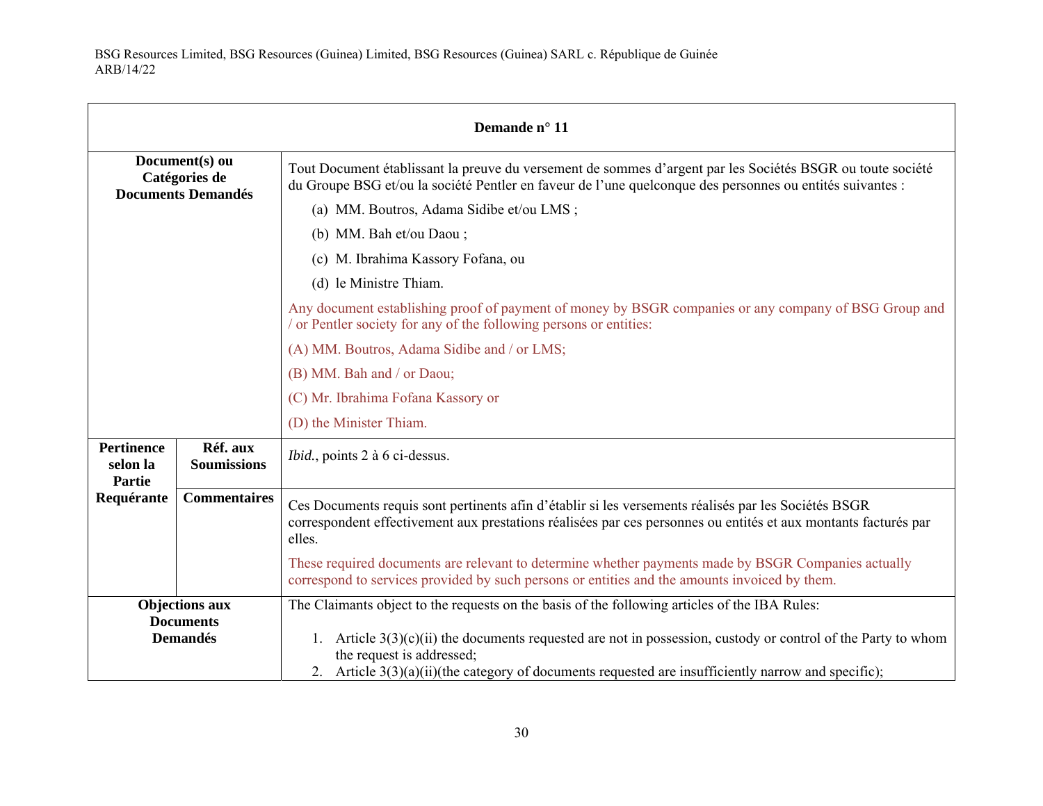| Demande n° 11 | | |
|---|---|---|
| **Document(s) ou Catégories de Documents Demandés** | | Tout Document établissant la preuve du versement de sommes d'argent par les Sociétés BSGR ou toute société du Groupe BSG et/ou la société Pentler en faveur de l'une quelconque des personnes ou entités suivantes :<br><br>(a) MM. Boutros, Adama Sidibe et/ou LMS ;<br><br>(b) MM. Bah et/ou Daou ;<br><br>(c) M. Ibrahima Kassory Fofana, ou<br><br>(d) le Ministre Thiam.<br><br>Any document establishing proof of payment of money by BSGR companies or any company of BSG Group and / or Pentler society for any of the following persons or entities:<br><br>(A) MM. Boutros, Adama Sidibe and / or LMS;<br><br>(B) MM. Bah and / or Daou;<br><br>(C) Mr. Ibrahima Fofana Kassory or<br><br>(D) the Minister Thiam. |
| **Pertinence selon la Partie Requérante** | **Réf. aux Soumissions** | *Ibid.*, points 2 à 6 ci-dessus. |
| | **Commentaires** | Ces Documents requis sont pertinents afin d'établir si les versements réalisés par les Sociétés BSGR correspondent effectivement aux prestations réalisées par ces personnes ou entités et aux montants facturés par elles.<br><br>These required documents are relevant to determine whether payments made by BSGR Companies actually correspond to services provided by such persons or entities and the amounts invoiced by them. |
| **Objections aux Documents Demandés** | | The Claimants object to the requests on the basis of the following articles of the IBA Rules:<br><br>1. Article 3(3)(c)(ii) the documents requested are not in possession, custody or control of the Party to whom the request is addressed;<br>2. Article 3(3)(a)(ii)(the category of documents requested are insufficiently narrow and specific); |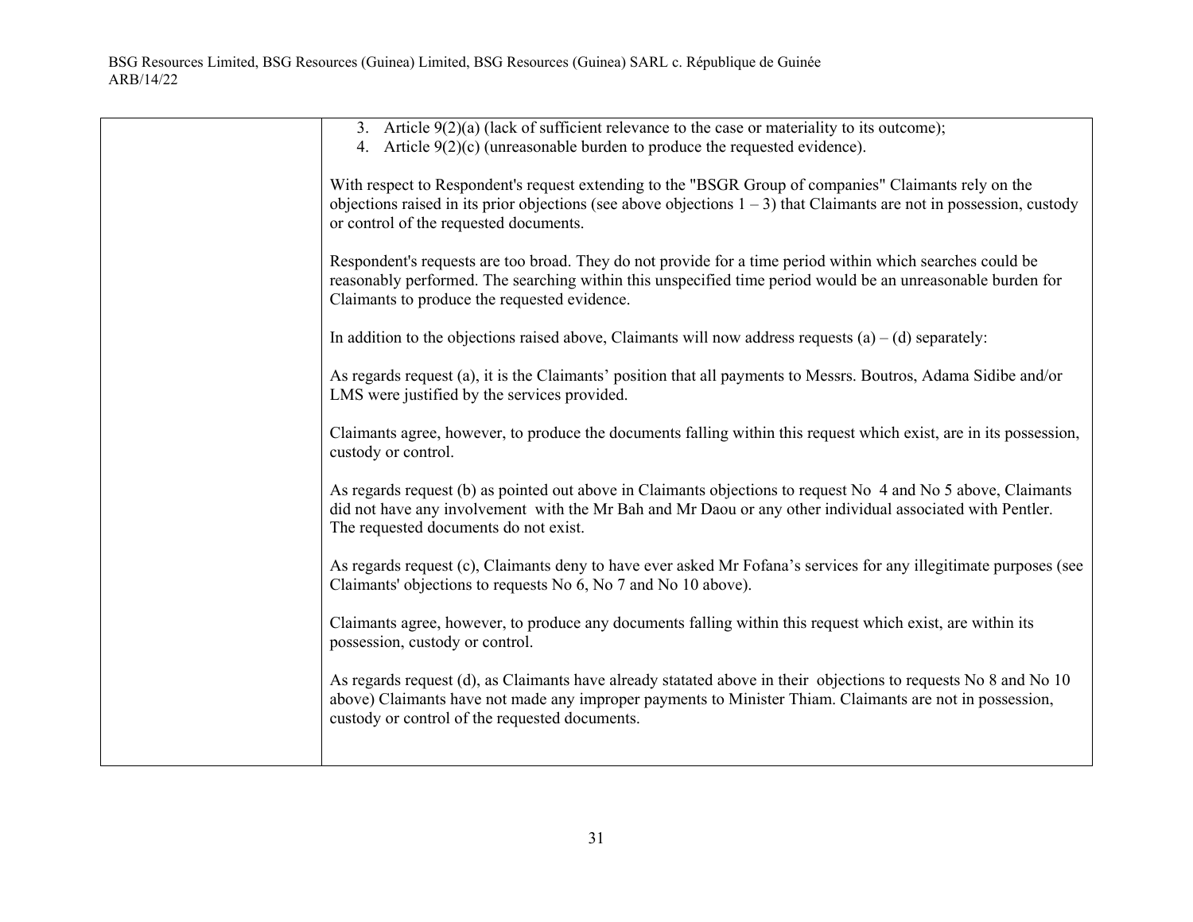|  | 3. Article 9(2)(a) (lack of sufficient relevance to the case or materiality to its outcome);<br>4. Article 9(2)(c) (unreasonable burden to produce the requested evidence).<br><br>With respect to Respondent's request extending to the "BSGR Group of companies" Claimants rely on the objections raised in its prior objections (see above objections 1 – 3) that Claimants are not in possession, custody or control of the requested documents.<br><br>Respondent's requests are too broad. They do not provide for a time period within which searches could be reasonably performed. The searching within this unspecified time period would be an unreasonable burden for Claimants to produce the requested evidence.<br><br>In addition to the objections raised above, Claimants will now address requests (a) – (d) separately:<br><br>As regards request (a), it is the Claimants' position that all payments to Messrs. Boutros, Adama Sidibe and/or LMS were justified by the services provided.<br><br>Claimants agree, however, to produce the documents falling within this request which exist, are in its possession, custody or control.<br><br>As regards request (b) as pointed out above in Claimants objections to request No 4 and No 5 above, Claimants did not have any involvement with the Mr Bah and Mr Daou or any other individual associated with Pentler. The requested documents do not exist.<br><br>As regards request (c), Claimants deny to have ever asked Mr Fofana's services for any illegitimate purposes (see Claimants' objections to requests No 6, No 7 and No 10 above).<br><br>Claimants agree, however, to produce any documents falling within this request which exist, are within its possession, custody or control.<br><br>As regards request (d), as Claimants have already statated above in their objections to requests No 8 and No 10 above) Claimants have not made any improper payments to Minister Thiam. Claimants are not in possession, custody or control of the requested documents. |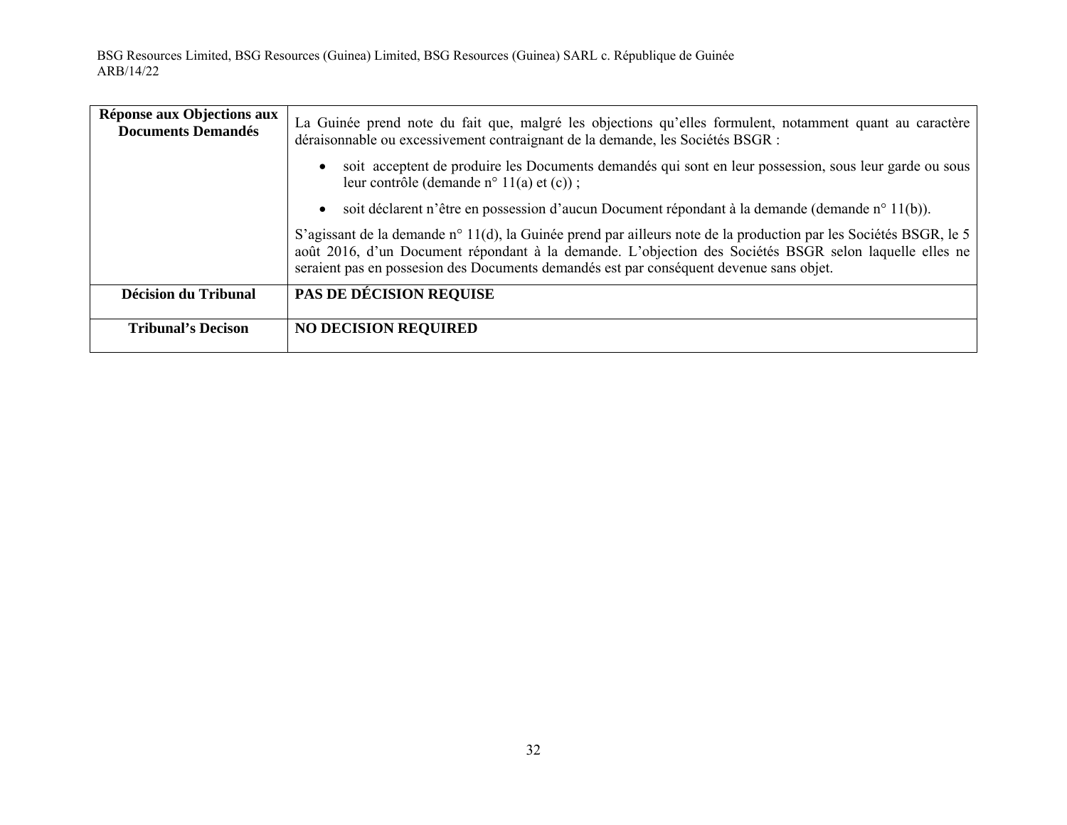| Réponse aux Objections aux Documents Demandés | La Guinée prend note du fait que, malgré les objections qu'elles formulent, notamment quant au caractère déraisonnable ou excessivement contraignant de la demande, les Sociétés BSGR :<br><br>• soit acceptent de produire les Documents demandés qui sont en leur possession, sous leur garde ou sous leur contrôle (demande n° 11(a) et (c)) ;<br><br>• soit déclarent n'être en possession d'aucun Document répondant à la demande (demande n° 11(b)).<br><br>S'agissant de la demande n° 11(d), la Guinée prend par ailleurs note de la production par les Sociétés BSGR, le 5 août 2016, d'un Document répondant à la demande. L'objection des Sociétés BSGR selon laquelle elles ne seraient pas en possesion des Documents demandés est par conséquent devenue sans objet. |
|---|---|
| **Décision du Tribunal** | **PAS DE DÉCISION REQUISE** |
| **Tribunal's Decison** | **NO DECISION REQUIRED** |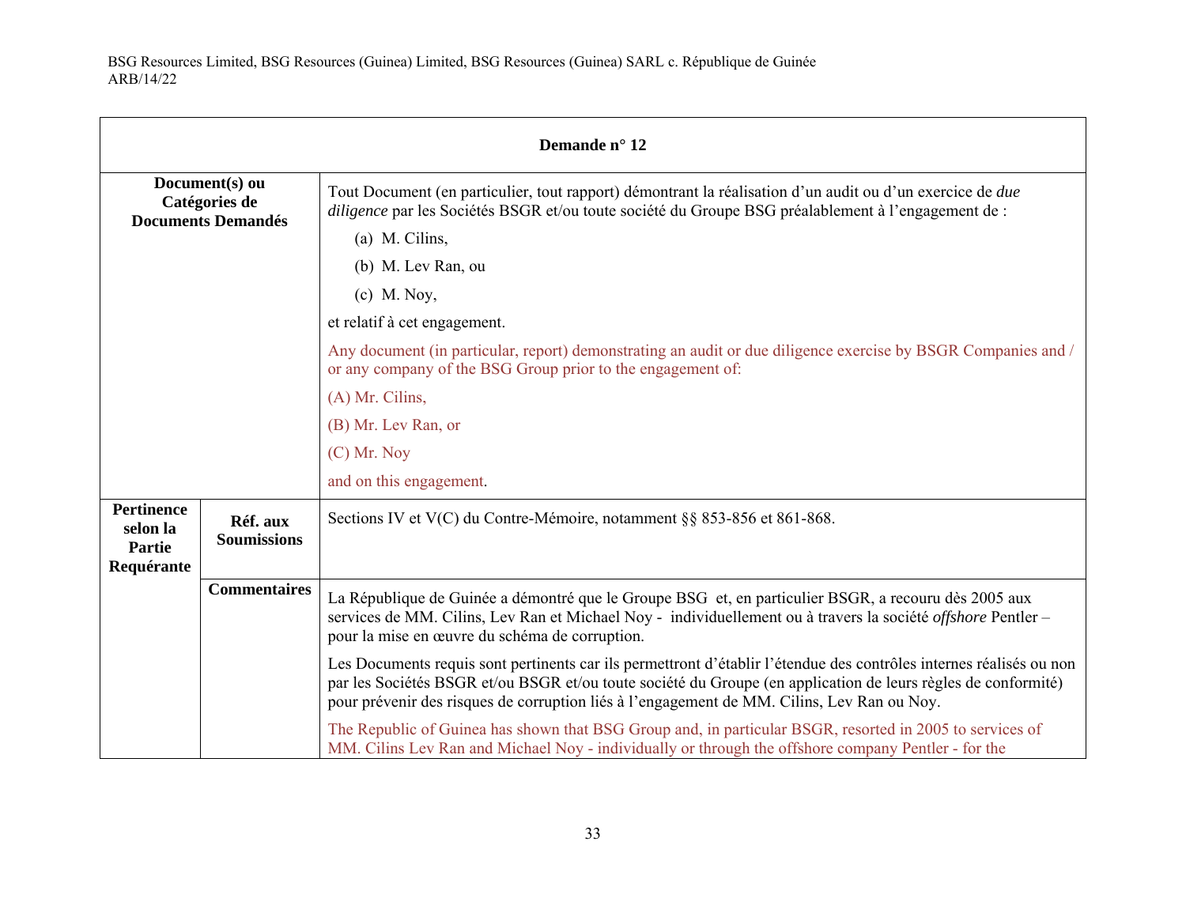| Demande n° 12 | | |
|---|---|---|
| **Document(s) ou Catégories de Documents Demandés** | | Tout Document (en particulier, tout rapport) démontrant la réalisation d'un audit ou d'un exercice de *due diligence* par les Sociétés BSGR et/ou toute société du Groupe BSG préalablement à l'engagement de :<br>(a) M. Cilins,<br>(b) M. Lev Ran, ou<br>(c) M. Noy,<br>et relatif à cet engagement.<br>Any document (in particular, report) demonstrating an audit or due diligence exercise by BSGR Companies and / or any company of the BSG Group prior to the engagement of:<br>(A) Mr. Cilins,<br>(B) Mr. Lev Ran, or<br>(C) Mr. Noy<br>and on this engagement. |
| **Pertinence selon la Partie Requérante** | **Réf. aux Soumissions** | Sections IV et V(C) du Contre-Mémoire, notamment §§ 853-856 et 861-868. |
| | **Commentaires** | La République de Guinée a démontré que le Groupe BSG et, en particulier BSGR, a recouru dès 2005 aux services de MM. Cilins, Lev Ran et Michael Noy - individuellement ou à travers la société *offshore* Pentler – pour la mise en œuvre du schéma de corruption.<br>Les Documents requis sont pertinents car ils permettront d'établir l'étendue des contrôles internes réalisés ou non par les Sociétés BSGR et/ou BSGR et/ou toute société du Groupe (en application de leurs règles de conformité) pour prévenir des risques de corruption liés à l'engagement de MM. Cilins, Lev Ran ou Noy.<br>The Republic of Guinea has shown that BSG Group and, in particular BSGR, resorted in 2005 to services of MM. Cilins Lev Ran and Michael Noy - individually or through the offshore company Pentler - for the |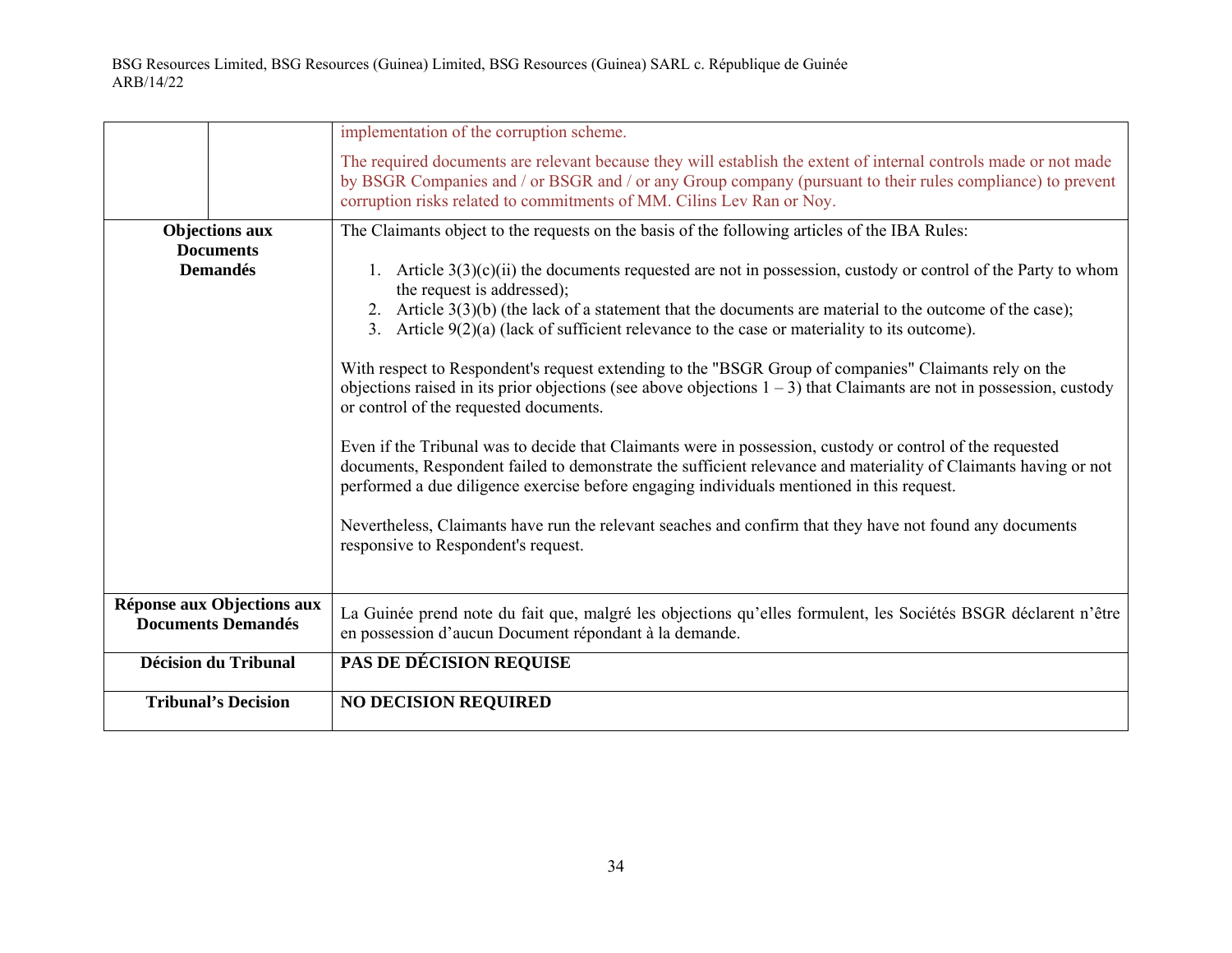| | | |
|---|---|---|
| | | implementation of the corruption scheme.<br><br>The required documents are relevant because they will establish the extent of internal controls made or not made by BSGR Companies and / or BSGR and / or any Group company (pursuant to their rules compliance) to prevent corruption risks related to commitments of MM. Cilins Lev Ran or Noy. |
| **Objections aux Documents Demandés** | | The Claimants object to the requests on the basis of the following articles of the IBA Rules:<br><br>1. Article 3(3)(c)(ii) the documents requested are not in possession, custody or control of the Party to whom the request is addressed);<br>2. Article 3(3)(b) (the lack of a statement that the documents are material to the outcome of the case);<br>3. Article 9(2)(a) (lack of sufficient relevance to the case or materiality to its outcome).<br><br>With respect to Respondent's request extending to the "BSGR Group of companies" Claimants rely on the objections raised in its prior objections (see above objections 1 – 3) that Claimants are not in possession, custody or control of the requested documents.<br><br>Even if the Tribunal was to decide that Claimants were in possession, custody or control of the requested documents, Respondent failed to demonstrate the sufficient relevance and materiality of Claimants having or not performed a due diligence exercise before engaging individuals mentioned in this request.<br><br>Nevertheless, Claimants have run the relevant seaches and confirm that they have not found any documents responsive to Respondent's request. |
| **Réponse aux Objections aux Documents Demandés** | | La Guinée prend note du fait que, malgré les objections qu'elles formulent, les Sociétés BSGR déclarent n'être en possession d'aucun Document répondant à la demande. |
| **Décision du Tribunal** | | **PAS DE DÉCISION REQUISE** |
| **Tribunal's Decision** | | **NO DECISION REQUIRED** |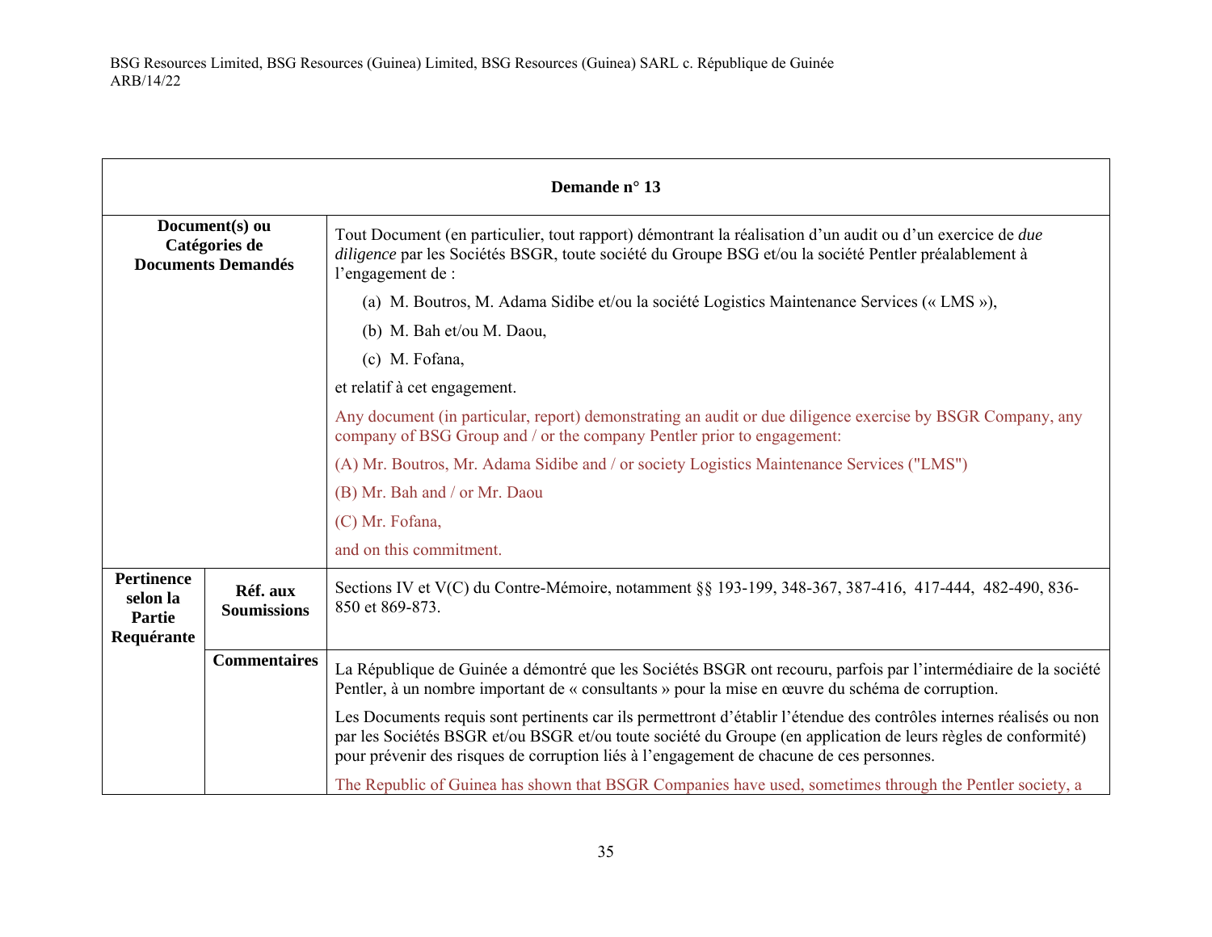| Demande n° 13 | | |
|---|---|---|
| **Document(s) ou Catégories de Documents Demandés** | | Tout Document (en particulier, tout rapport) démontrant la réalisation d'un audit ou d'un exercice de *due diligence* par les Sociétés BSGR, toute société du Groupe BSG et/ou la société Pentler préalablement à l'engagement de :<br><br>(a) M. Boutros, M. Adama Sidibe et/ou la société Logistics Maintenance Services (« LMS »),<br><br>(b) M. Bah et/ou M. Daou,<br><br>(c) M. Fofana,<br><br>et relatif à cet engagement.<br><br>Any document (in particular, report) demonstrating an audit or due diligence exercise by BSGR Company, any company of BSG Group and / or the company Pentler prior to engagement:<br><br>(A) Mr. Boutros, Mr. Adama Sidibe and / or society Logistics Maintenance Services ("LMS")<br><br>(B) Mr. Bah and / or Mr. Daou<br><br>(C) Mr. Fofana,<br><br>and on this commitment. |
| **Pertinence selon la Partie Requérante** | **Réf. aux Soumissions** | Sections IV et V(C) du Contre-Mémoire, notamment §§ 193-199, 348-367, 387-416, 417-444, 482-490, 836-850 et 869-873. |
| | **Commentaires** | La République de Guinée a démontré que les Sociétés BSGR ont recouru, parfois par l'intermédiaire de la société Pentler, à un nombre important de « consultants » pour la mise en œuvre du schéma de corruption.<br><br>Les Documents requis sont pertinents car ils permettront d'établir l'étendue des contrôles internes réalisés ou non par les Sociétés BSGR et/ou BSGR et/ou toute société du Groupe (en application de leurs règles de conformité) pour prévenir des risques de corruption liés à l'engagement de chacune de ces personnes.<br><br>The Republic of Guinea has shown that BSGR Companies have used, sometimes through the Pentler society, a |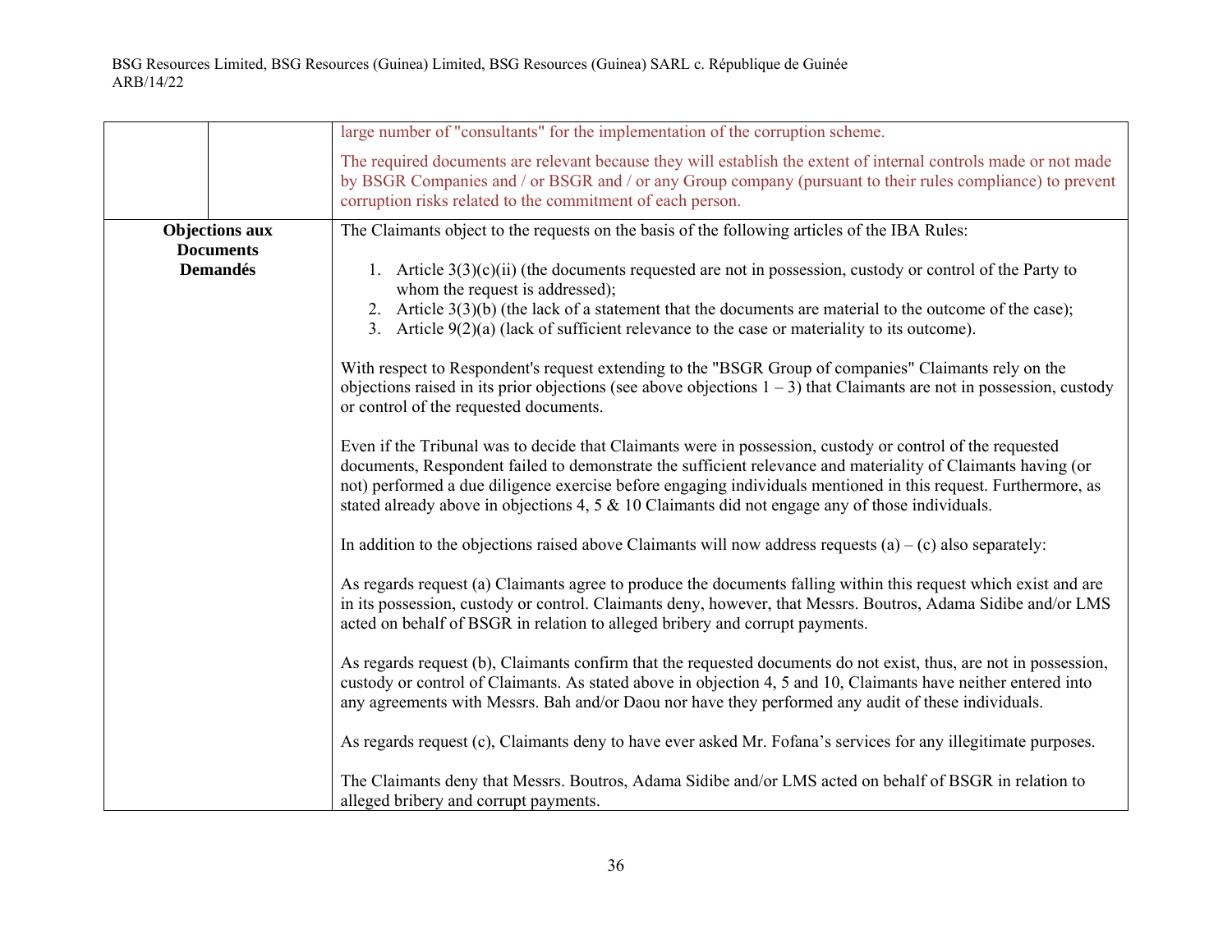| | | |
|---|---|---|
| | | large number of "consultants" for the implementation of the corruption scheme.<br><br>The required documents are relevant because they will establish the extent of internal controls made or not made by BSGR Companies and / or BSGR and / or any Group company (pursuant to their rules compliance) to prevent corruption risks related to the commitment of each person. |
| **Objections aux Documents Demandés** | | The Claimants object to the requests on the basis of the following articles of the IBA Rules:<br><br>1. Article 3(3)(c)(ii) (the documents requested are not in possession, custody or control of the Party to whom the request is addressed);<br>2. Article 3(3)(b) (the lack of a statement that the documents are material to the outcome of the case);<br>3. Article 9(2)(a) (lack of sufficient relevance to the case or materiality to its outcome).<br><br>With respect to Respondent's request extending to the "BSGR Group of companies" Claimants rely on the objections raised in its prior objections (see above objections 1 – 3) that Claimants are not in possession, custody or control of the requested documents.<br><br>Even if the Tribunal was to decide that Claimants were in possession, custody or control of the requested documents, Respondent failed to demonstrate the sufficient relevance and materiality of Claimants having (or not) performed a due diligence exercise before engaging individuals mentioned in this request. Furthermore, as stated already above in objections 4, 5 & 10 Claimants did not engage any of those individuals.<br><br>In addition to the objections raised above Claimants will now address requests (a) – (c) also separately:<br><br>As regards request (a) Claimants agree to produce the documents falling within this request which exist and are in its possession, custody or control. Claimants deny, however, that Messrs. Boutros, Adama Sidibe and/or LMS acted on behalf of BSGR in relation to alleged bribery and corrupt payments.<br><br>As regards request (b), Claimants confirm that the requested documents do not exist, thus, are not in possession, custody or control of Claimants. As stated above in objection 4, 5 and 10, Claimants have neither entered into any agreements with Messrs. Bah and/or Daou nor have they performed any audit of these individuals.<br><br>As regards request (c), Claimants deny to have ever asked Mr. Fofana's services for any illegitimate purposes.<br><br>The Claimants deny that Messrs. Boutros, Adama Sidibe and/or LMS acted on behalf of BSGR in relation to alleged bribery and corrupt payments. |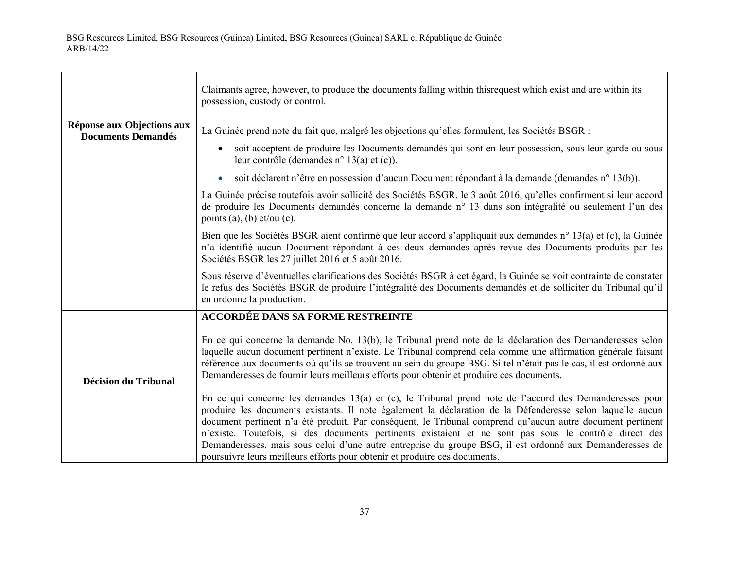| | |
|---|---|
| | Claimants agree, however, to produce the documents falling within thisrequest which exist and are within its possession, custody or control. |
| **Réponse aux Objections aux Documents Demandés** | La Guinée prend note du fait que, malgré les objections qu'elles formulent, les Sociétés BSGR :<br><br>• soit acceptent de produire les Documents demandés qui sont en leur possession, sous leur garde ou sous leur contrôle (demandes n° 13(a) et (c)).<br><br>• soit déclarent n'être en possession d'aucun Document répondant à la demande (demandes n° 13(b)).<br><br>La Guinée précise toutefois avoir sollicité des Sociétés BSGR, le 3 août 2016, qu'elles confirment si leur accord de produire les Documents demandés concerne la demande n° 13 dans son intégralité ou seulement l'un des points (a), (b) et/ou (c).<br><br>Bien que les Sociétés BSGR aient confirmé que leur accord s'appliquait aux demandes n° 13(a) et (c), la Guinée n'a identifié aucun Document répondant à ces deux demandes après revue des Documents produits par les Sociétés BSGR les 27 juillet 2016 et 5 août 2016.<br><br>Sous réserve d'éventuelles clarifications des Sociétés BSGR à cet égard, la Guinée se voit contrainte de constater le refus des Sociétés BSGR de produire l'intégralité des Documents demandés et de solliciter du Tribunal qu'il en ordonne la production. |
| **Décision du Tribunal** | **ACCORDÉE DANS SA FORME RESTREINTE**<br><br>En ce qui concerne la demande No. 13(b), le Tribunal prend note de la déclaration des Demanderesses selon laquelle aucun document pertinent n'existe. Le Tribunal comprend cela comme une affirmation générale faisant référence aux documents où qu'ils se trouvent au sein du groupe BSG. Si tel n'était pas le cas, il est ordonné aux Demanderesses de fournir leurs meilleurs efforts pour obtenir et produire ces documents.<br><br>En ce qui concerne les demandes 13(a) et (c), le Tribunal prend note de l'accord des Demanderesses pour produire les documents existants. Il note également la déclaration de la Défenderesse selon laquelle aucun document pertinent n'a été produit. Par conséquent, le Tribunal comprend qu'aucun autre document pertinent n'existe. Toutefois, si des documents pertinents existaient et ne sont pas sous le contrôle direct des Demanderesses, mais sous celui d'une autre entreprise du groupe BSG, il est ordonné aux Demanderesses de poursuivre leurs meilleurs efforts pour obtenir et produire ces documents. |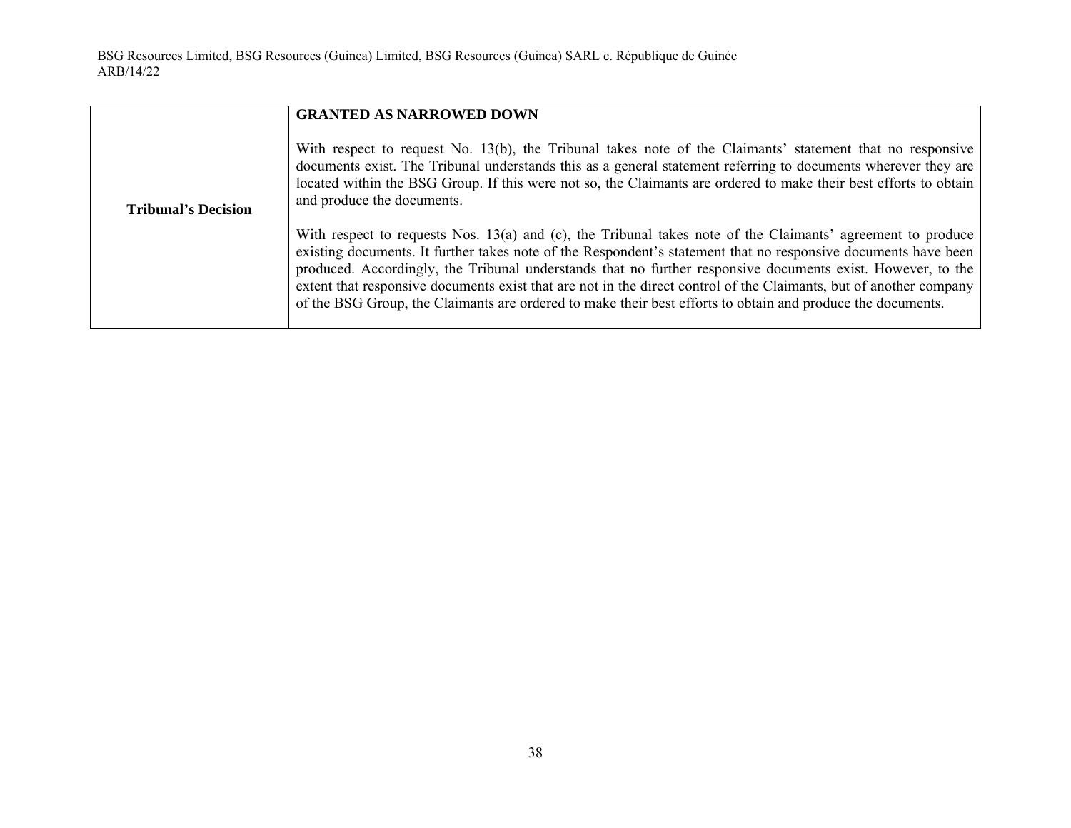| | |
|---|---|
| **Tribunal's Decision** | **GRANTED AS NARROWED DOWN**<br><br>With respect to request No. 13(b), the Tribunal takes note of the Claimants' statement that no responsive documents exist. The Tribunal understands this as a general statement referring to documents wherever they are located within the BSG Group. If this were not so, the Claimants are ordered to make their best efforts to obtain and produce the documents.<br><br>With respect to requests Nos. 13(a) and (c), the Tribunal takes note of the Claimants' agreement to produce existing documents. It further takes note of the Respondent's statement that no responsive documents have been produced. Accordingly, the Tribunal understands that no further responsive documents exist. However, to the extent that responsive documents exist that are not in the direct control of the Claimants, but of another company of the BSG Group, the Claimants are ordered to make their best efforts to obtain and produce the documents. |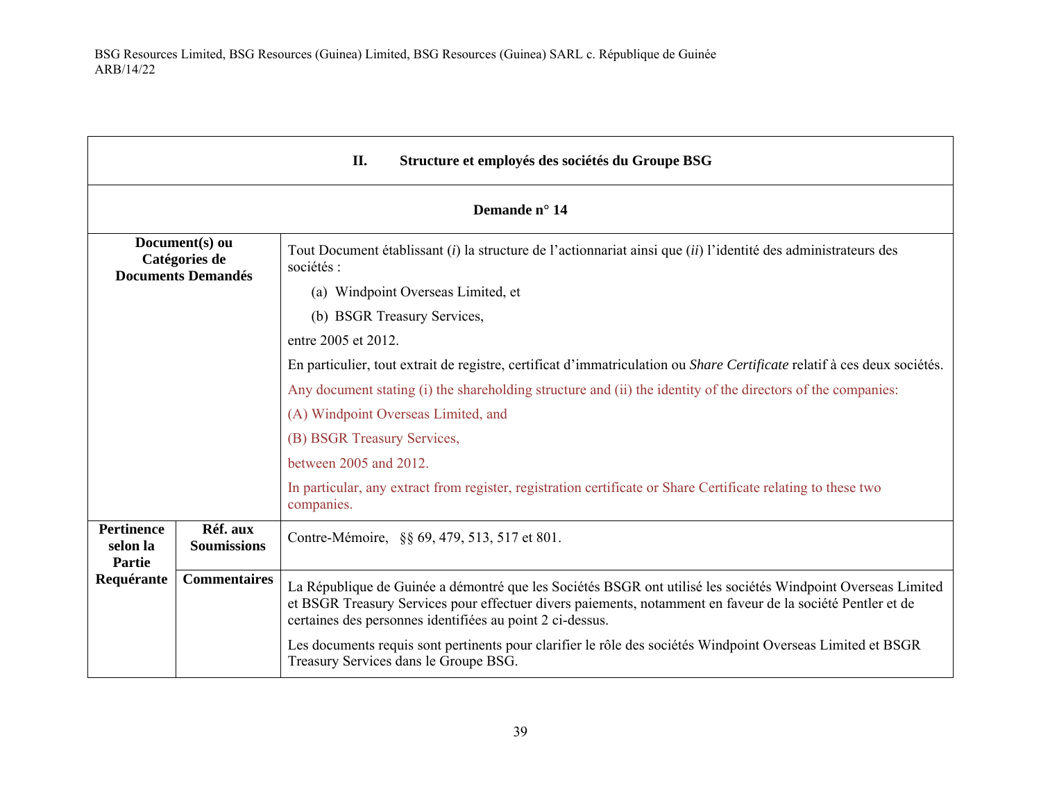| **II. Structure et employés des sociétés du Groupe BSG** | | |
|---|---|---|
| **Demande n° 14** | | |
| **Document(s) ou Catégories de Documents Demandés** | | Tout Document établissant (*i*) la structure de l'actionnariat ainsi que (*ii*) l'identité des administrateurs des sociétés :<br>(a) Windpoint Overseas Limited, et<br>(b) BSGR Treasury Services,<br>entre 2005 et 2012.<br>En particulier, tout extrait de registre, certificat d'immatriculation ou *Share Certificate* relatif à ces deux sociétés.<br>Any document stating (i) the shareholding structure and (ii) the identity of the directors of the companies:<br>(A) Windpoint Overseas Limited, and<br>(B) BSGR Treasury Services,<br>between 2005 and 2012.<br>In particular, any extract from register, registration certificate or Share Certificate relating to these two companies. |
| **Pertinence selon la Partie Requérante** | **Réf. aux Soumissions** | Contre-Mémoire, §§ 69, 479, 513, 517 et 801. |
| | **Commentaires** | La République de Guinée a démontré que les Sociétés BSGR ont utilisé les sociétés Windpoint Overseas Limited et BSGR Treasury Services pour effectuer divers paiements, notamment en faveur de la société Pentler et de certaines des personnes identifiées au point 2 ci-dessus.<br>Les documents requis sont pertinents pour clarifier le rôle des sociétés Windpoint Overseas Limited et BSGR Treasury Services dans le Groupe BSG. |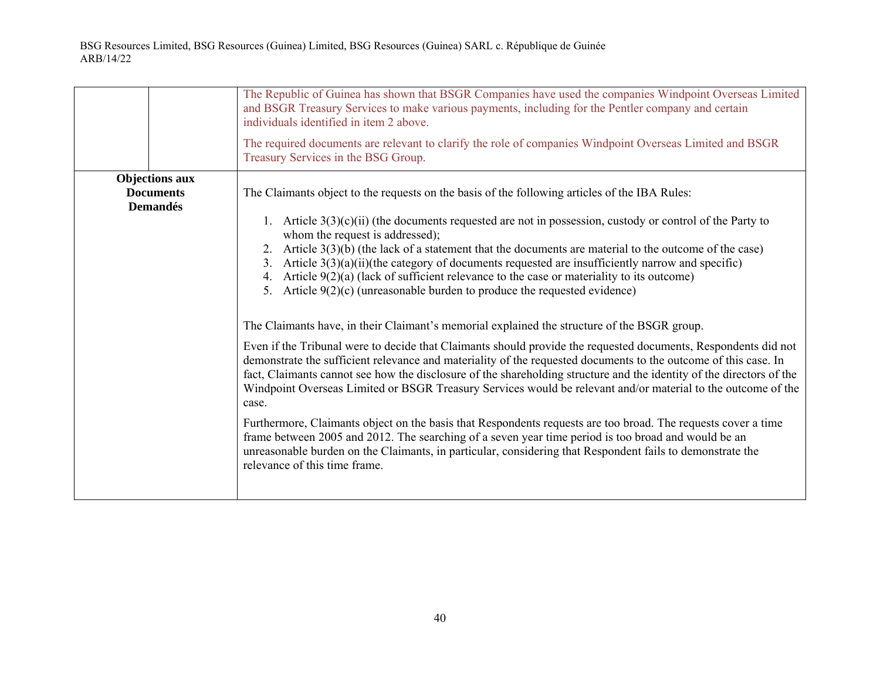| | | |
|---|---|---|
| | | The Republic of Guinea has shown that BSGR Companies have used the companies Windpoint Overseas Limited and BSGR Treasury Services to make various payments, including for the Pentler company and certain individuals identified in item 2 above.<br><br>The required documents are relevant to clarify the role of companies Windpoint Overseas Limited and BSGR Treasury Services in the BSG Group. |
| **Objections aux Documents Demandés** | | The Claimants object to the requests on the basis of the following articles of the IBA Rules:<br><br>1. Article 3(3)(c)(ii) (the documents requested are not in possession, custody or control of the Party to whom the request is addressed);<br>2. Article 3(3)(b) (the lack of a statement that the documents are material to the outcome of the case)<br>3. Article 3(3)(a)(ii)(the category of documents requested are insufficiently narrow and specific)<br>4. Article 9(2)(a) (lack of sufficient relevance to the case or materiality to its outcome)<br>5. Article 9(2)(c) (unreasonable burden to produce the requested evidence)<br><br>The Claimants have, in their Claimant's memorial explained the structure of the BSGR group.<br><br>Even if the Tribunal were to decide that Claimants should provide the requested documents, Respondents did not demonstrate the sufficient relevance and materiality of the requested documents to the outcome of this case. In fact, Claimants cannot see how the disclosure of the shareholding structure and the identity of the directors of the Windpoint Overseas Limited or BSGR Treasury Services would be relevant and/or material to the outcome of the case.<br><br>Furthermore, Claimants object on the basis that Respondents requests are too broad. The requests cover a time frame between 2005 and 2012. The searching of a seven year time period is too broad and would be an unreasonable burden on the Claimants, in particular, considering that Respondent fails to demonstrate the relevance of this time frame. |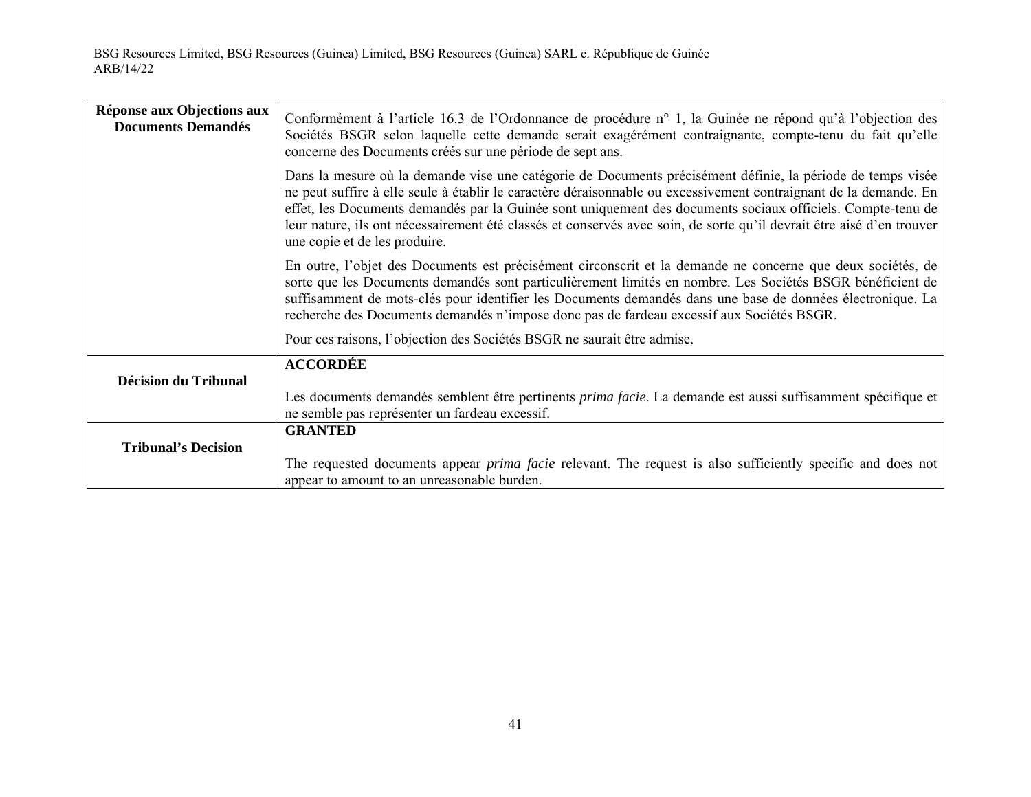| | |
|---|---|
| **Réponse aux Objections aux Documents Demandés** | Conformément à l'article 16.3 de l'Ordonnance de procédure n° 1, la Guinée ne répond qu'à l'objection des Sociétés BSGR selon laquelle cette demande serait exagérément contraignante, compte-tenu du fait qu'elle concerne des Documents créés sur une période de sept ans.<br><br>Dans la mesure où la demande vise une catégorie de Documents précisément définie, la période de temps visée ne peut suffire à elle seule à établir le caractère déraisonnable ou excessivement contraignant de la demande. En effet, les Documents demandés par la Guinée sont uniquement des documents sociaux officiels. Compte-tenu de leur nature, ils ont nécessairement été classés et conservés avec soin, de sorte qu'il devrait être aisé d'en trouver une copie et de les produire.<br><br>En outre, l'objet des Documents est précisément circonscrit et la demande ne concerne que deux sociétés, de sorte que les Documents demandés sont particulièrement limités en nombre. Les Sociétés BSGR bénéficient de suffisamment de mots-clés pour identifier les Documents demandés dans une base de données électronique. La recherche des Documents demandés n'impose donc pas de fardeau excessif aux Sociétés BSGR.<br><br>Pour ces raisons, l'objection des Sociétés BSGR ne saurait être admise. |
| **Décision du Tribunal** | **ACCORDÉE**<br><br>Les documents demandés semblent être pertinents *prima facie*. La demande est aussi suffisamment spécifique et ne semble pas représenter un fardeau excessif. |
| **Tribunal's Decision** | **GRANTED**<br><br>The requested documents appear *prima facie* relevant. The request is also sufficiently specific and does not appear to amount to an unreasonable burden. |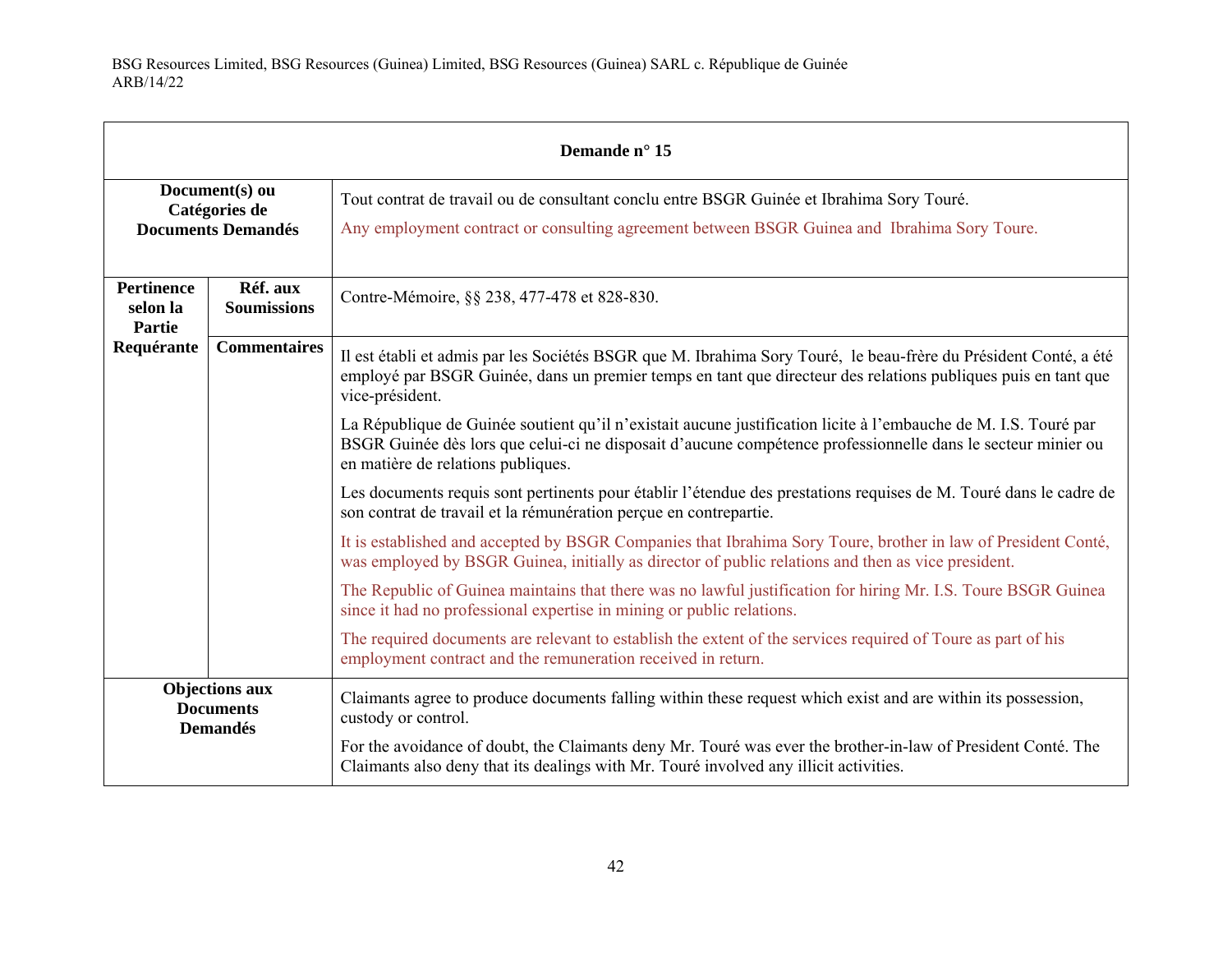| Demande n° 15 | | |
|---|---|---|
| **Document(s) ou Catégories de Documents Demandés** | | Tout contrat de travail ou de consultant conclu entre BSGR Guinée et Ibrahima Sory Touré.<br><br>Any employment contract or consulting agreement between BSGR Guinea and Ibrahima Sory Toure. |
| **Pertinence selon la Partie Requérante** | **Réf. aux Soumissions** | Contre-Mémoire, §§ 238, 477-478 et 828-830. |
| | **Commentaires** | Il est établi et admis par les Sociétés BSGR que M. Ibrahima Sory Touré, le beau-frère du Président Conté, a été employé par BSGR Guinée, dans un premier temps en tant que directeur des relations publiques puis en tant que vice-président.<br><br>La République de Guinée soutient qu'il n'existait aucune justification licite à l'embauche de M. I.S. Touré par BSGR Guinée dès lors que celui-ci ne disposait d'aucune compétence professionnelle dans le secteur minier ou en matière de relations publiques.<br><br>Les documents requis sont pertinents pour établir l'étendue des prestations requises de M. Touré dans le cadre de son contrat de travail et la rémunération perçue en contrepartie.<br><br>It is established and accepted by BSGR Companies that Ibrahima Sory Toure, brother in law of President Conté, was employed by BSGR Guinea, initially as director of public relations and then as vice president.<br><br>The Republic of Guinea maintains that there was no lawful justification for hiring Mr. I.S. Toure BSGR Guinea since it had no professional expertise in mining or public relations.<br><br>The required documents are relevant to establish the extent of the services required of Toure as part of his employment contract and the remuneration received in return. |
| **Objections aux Documents Demandés** | | Claimants agree to produce documents falling within these request which exist and are within its possession, custody or control.<br><br>For the avoidance of doubt, the Claimants deny Mr. Touré was ever the brother-in-law of President Conté. The Claimants also deny that its dealings with Mr. Touré involved any illicit activities. |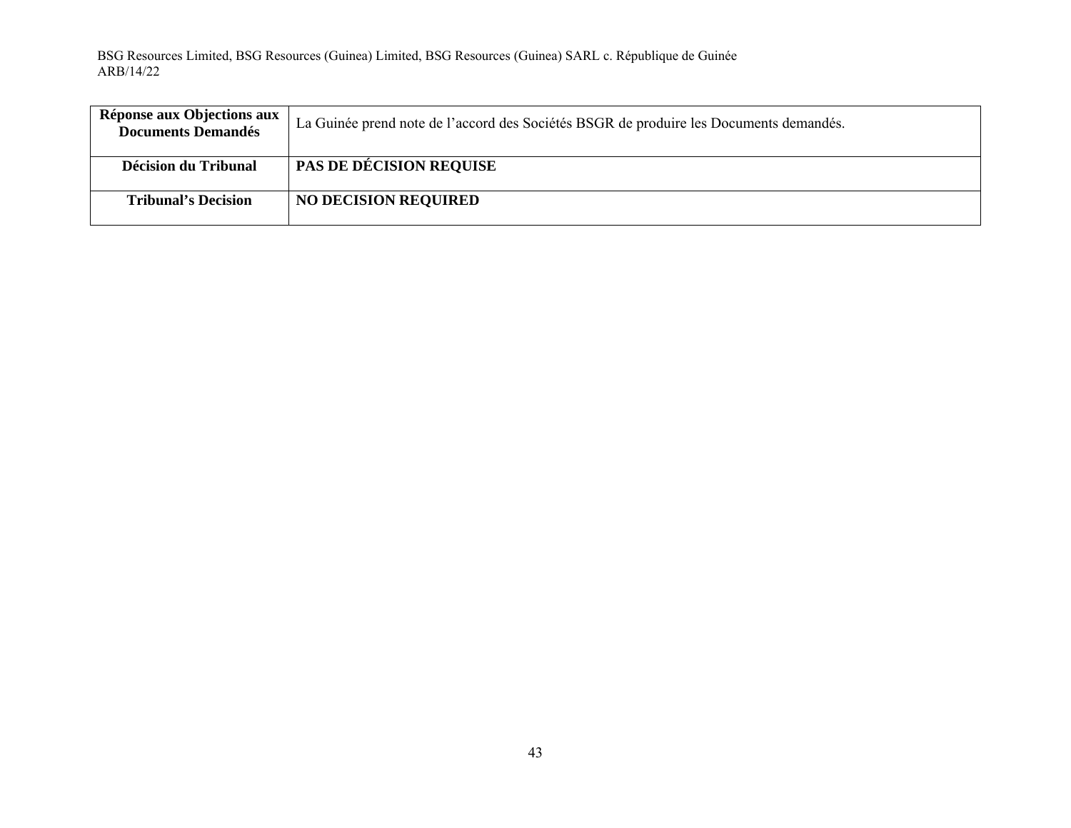| **Réponse aux Objections aux Documents Demandés** | La Guinée prend note de l'accord des Sociétés BSGR de produire les Documents demandés. |
|---|---|
| **Décision du Tribunal** | **PAS DE DÉCISION REQUISE** |
| **Tribunal's Decision** | **NO DECISION REQUIRED** |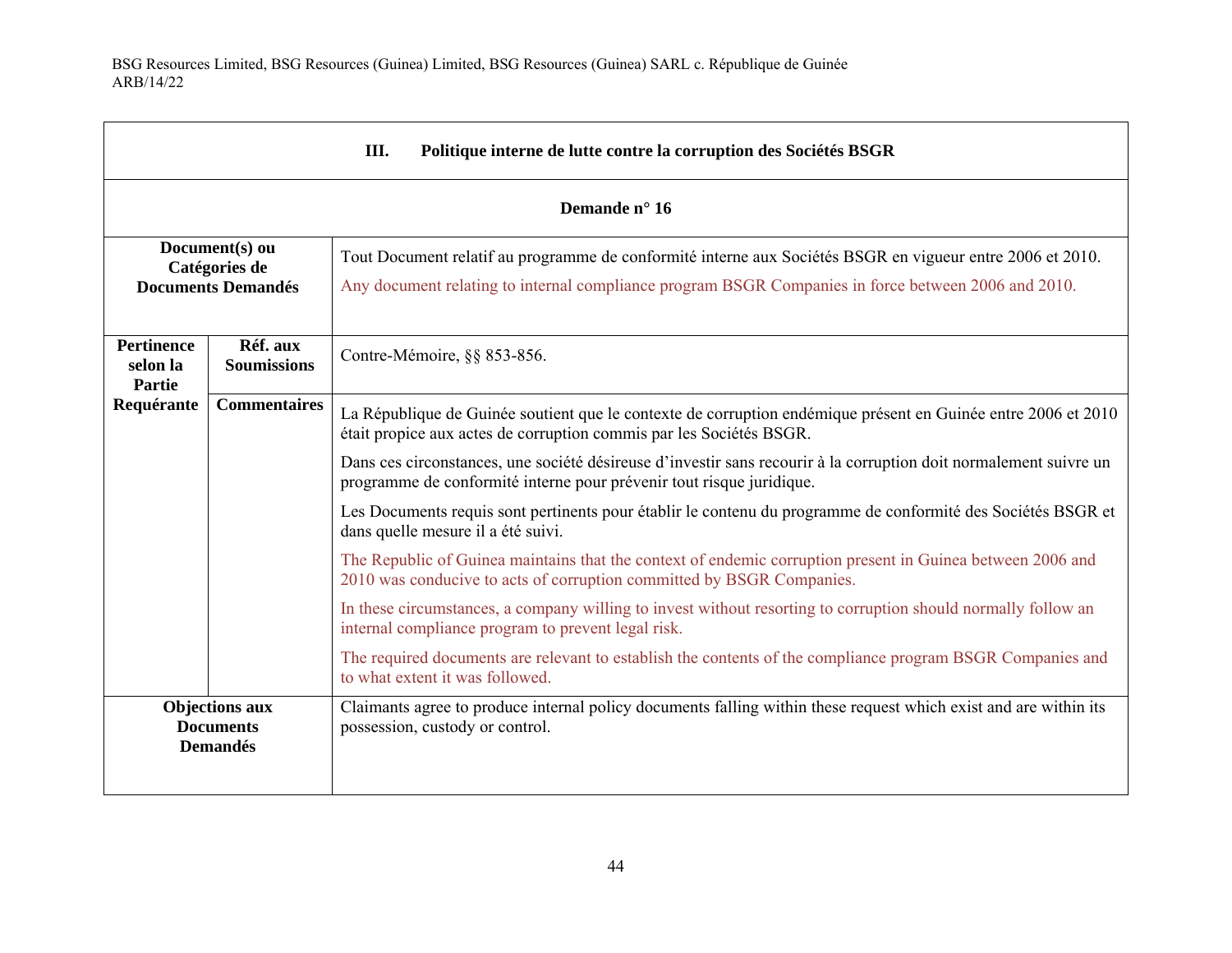| **III. Politique interne de lutte contre la corruption des Sociétés BSGR** | | |
|---|---|---|
| **Demande n° 16** | | |
| **Document(s) ou Catégories de Documents Demandés** | | Tout Document relatif au programme de conformité interne aux Sociétés BSGR en vigueur entre 2006 et 2010.<br><br>Any document relating to internal compliance program BSGR Companies in force between 2006 and 2010. |
| **Pertinence selon la Partie Requérante** | **Réf. aux Soumissions** | Contre-Mémoire, §§ 853-856. |
| | **Commentaires** | La République de Guinée soutient que le contexte de corruption endémique présent en Guinée entre 2006 et 2010 était propice aux actes de corruption commis par les Sociétés BSGR.<br><br>Dans ces circonstances, une société désireuse d'investir sans recourir à la corruption doit normalement suivre un programme de conformité interne pour prévenir tout risque juridique.<br><br>Les Documents requis sont pertinents pour établir le contenu du programme de conformité des Sociétés BSGR et dans quelle mesure il a été suivi.<br><br>The Republic of Guinea maintains that the context of endemic corruption present in Guinea between 2006 and 2010 was conducive to acts of corruption committed by BSGR Companies.<br><br>In these circumstances, a company willing to invest without resorting to corruption should normally follow an internal compliance program to prevent legal risk.<br><br>The required documents are relevant to establish the contents of the compliance program BSGR Companies and to what extent it was followed. |
| **Objections aux Documents Demandés** | | Claimants agree to produce internal policy documents falling within these request which exist and are within its possession, custody or control. |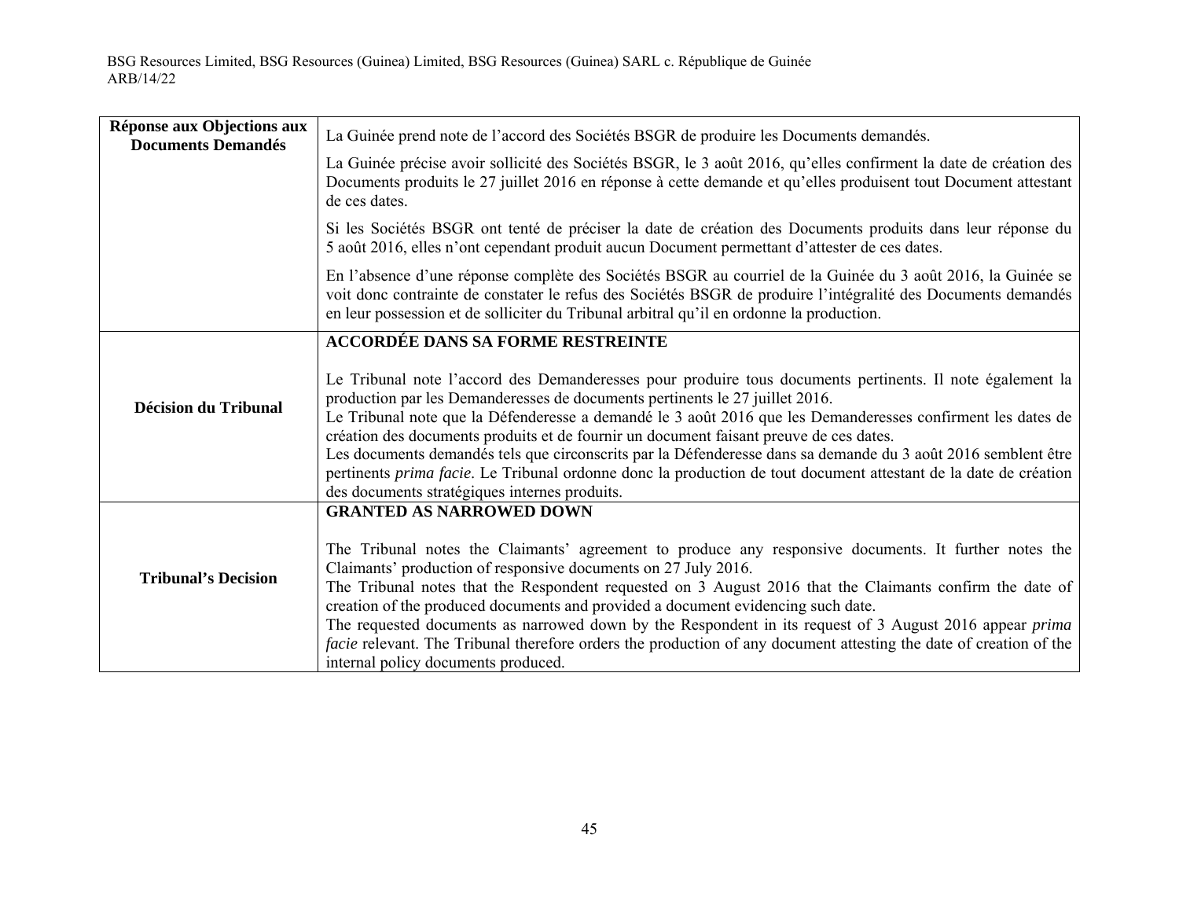| | |
|---|---|
| **Réponse aux Objections aux Documents Demandés** | La Guinée prend note de l'accord des Sociétés BSGR de produire les Documents demandés.<br><br>La Guinée précise avoir sollicité des Sociétés BSGR, le 3 août 2016, qu'elles confirment la date de création des Documents produits le 27 juillet 2016 en réponse à cette demande et qu'elles produisent tout Document attestant de ces dates.<br><br>Si les Sociétés BSGR ont tenté de préciser la date de création des Documents produits dans leur réponse du 5 août 2016, elles n'ont cependant produit aucun Document permettant d'attester de ces dates.<br><br>En l'absence d'une réponse complète des Sociétés BSGR au courriel de la Guinée du 3 août 2016, la Guinée se voit donc contrainte de constater le refus des Sociétés BSGR de produire l'intégralité des Documents demandés en leur possession et de solliciter du Tribunal arbitral qu'il en ordonne la production. |
| **Décision du Tribunal** | **ACCORDÉE DANS SA FORME RESTREINTE**<br><br>Le Tribunal note l'accord des Demanderesses pour produire tous documents pertinents. Il note également la production par les Demanderesses de documents pertinents le 27 juillet 2016.<br>Le Tribunal note que la Défenderesse a demandé le 3 août 2016 que les Demanderesses confirment les dates de création des documents produits et de fournir un document faisant preuve de ces dates.<br>Les documents demandés tels que circonscrits par la Défenderesse dans sa demande du 3 août 2016 semblent être pertinents *prima facie*. Le Tribunal ordonne donc la production de tout document attestant de la date de création des documents stratégiques internes produits. |
| **Tribunal's Decision** | **GRANTED AS NARROWED DOWN**<br><br>The Tribunal notes the Claimants' agreement to produce any responsive documents. It further notes the Claimants' production of responsive documents on 27 July 2016.<br>The Tribunal notes that the Respondent requested on 3 August 2016 that the Claimants confirm the date of creation of the produced documents and provided a document evidencing such date.<br>The requested documents as narrowed down by the Respondent in its request of 3 August 2016 appear *prima facie* relevant. The Tribunal therefore orders the production of any document attesting the date of creation of the internal policy documents produced. |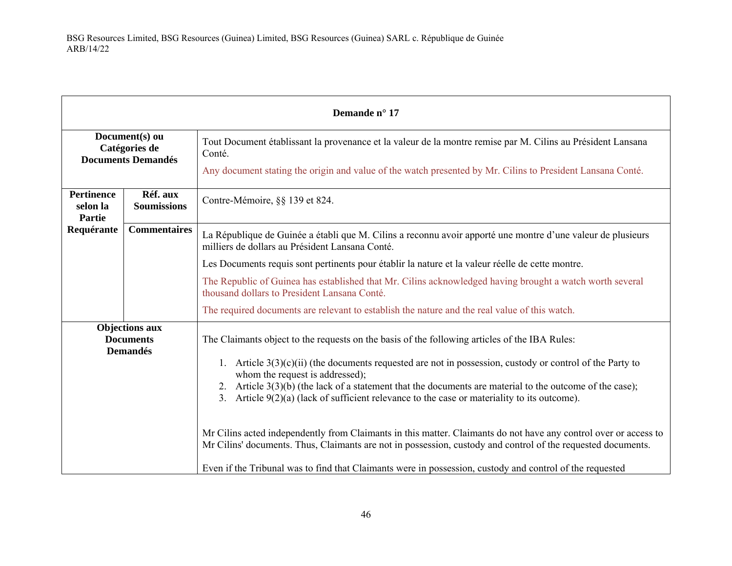| Demande n° 17 | | |
|---|---|---|
| **Document(s) ou Catégories de Documents Demandés** | | Tout Document établissant la provenance et la valeur de la montre remise par M. Cilins au Président Lansana Conté.<br><br>Any document stating the origin and value of the watch presented by Mr. Cilins to President Lansana Conté. |
| **Pertinence selon la Partie Requérante** | **Réf. aux Soumissions** | Contre-Mémoire, §§ 139 et 824. |
| | **Commentaires** | La République de Guinée a établi que M. Cilins a reconnu avoir apporté une montre d'une valeur de plusieurs milliers de dollars au Président Lansana Conté.<br><br>Les Documents requis sont pertinents pour établir la nature et la valeur réelle de cette montre.<br><br>The Republic of Guinea has established that Mr. Cilins acknowledged having brought a watch worth several thousand dollars to President Lansana Conté.<br><br>The required documents are relevant to establish the nature and the real value of this watch. |
| **Objections aux Documents Demandés** | | The Claimants object to the requests on the basis of the following articles of the IBA Rules:<br><br>1. Article 3(3)(c)(ii) (the documents requested are not in possession, custody or control of the Party to whom the request is addressed);<br>2. Article 3(3)(b) (the lack of a statement that the documents are material to the outcome of the case);<br>3. Article 9(2)(a) (lack of sufficient relevance to the case or materiality to its outcome).<br><br>Mr Cilins acted independently from Claimants in this matter. Claimants do not have any control over or access to Mr Cilins' documents. Thus, Claimants are not in possession, custody and control of the requested documents.<br><br>Even if the Tribunal was to find that Claimants were in possession, custody and control of the requested |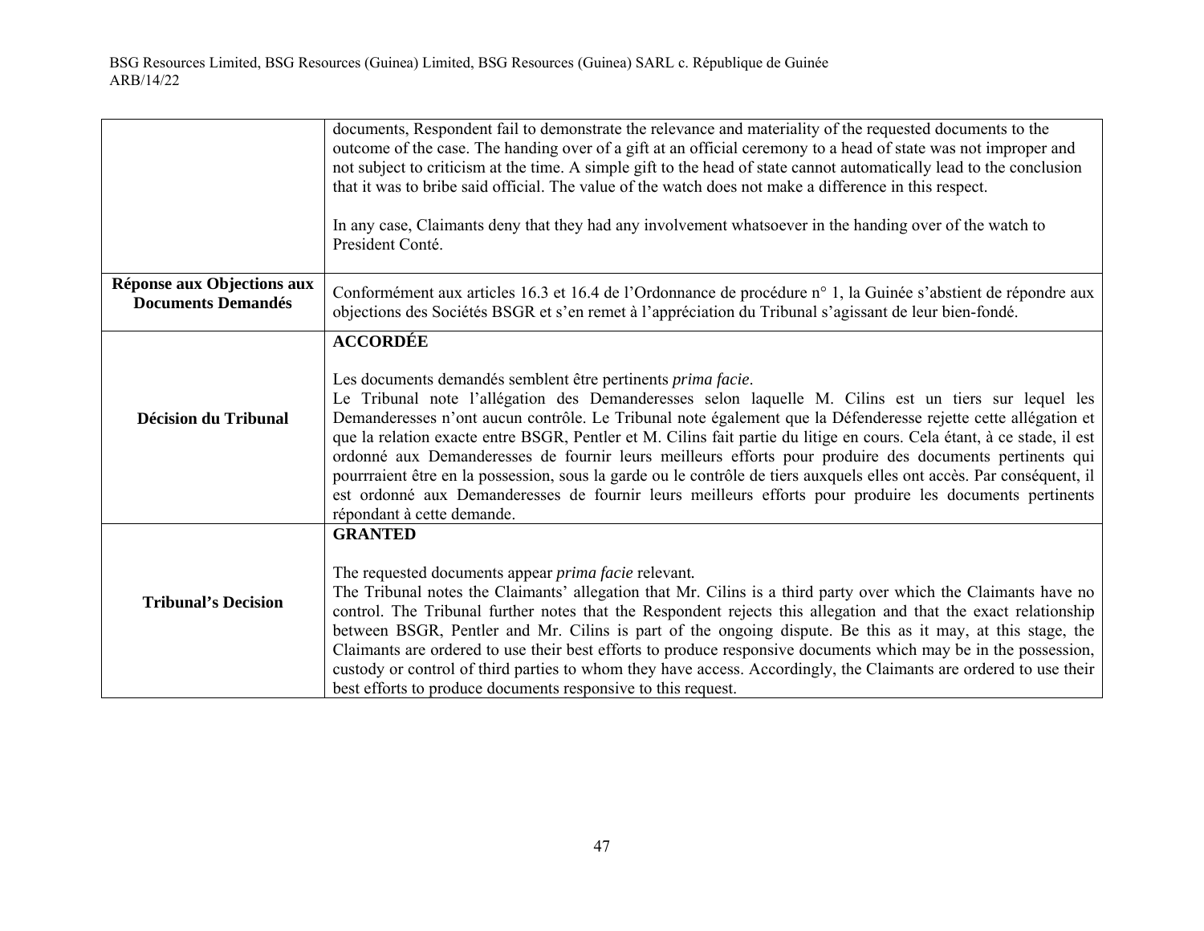| | |
|---|---|
| | documents, Respondent fail to demonstrate the relevance and materiality of the requested documents to the outcome of the case. The handing over of a gift at an official ceremony to a head of state was not improper and not subject to criticism at the time. A simple gift to the head of state cannot automatically lead to the conclusion that it was to bribe said official. The value of the watch does not make a difference in this respect.<br><br>In any case, Claimants deny that they had any involvement whatsoever in the handing over of the watch to President Conté. |
| **Réponse aux Objections aux Documents Demandés** | Conformément aux articles 16.3 et 16.4 de l'Ordonnance de procédure n° 1, la Guinée s'abstient de répondre aux objections des Sociétés BSGR et s'en remet à l'appréciation du Tribunal s'agissant de leur bien-fondé. |
| **Décision du Tribunal** | **ACCORDÉE**<br><br>Les documents demandés semblent être pertinents *prima facie*.<br>Le Tribunal note l'allégation des Demanderesses selon laquelle M. Cilins est un tiers sur lequel les Demanderesses n'ont aucun contrôle. Le Tribunal note également que la Défenderesse rejette cette allégation et que la relation exacte entre BSGR, Pentler et M. Cilins fait partie du litige en cours. Cela étant, à ce stade, il est ordonné aux Demanderesses de fournir leurs meilleurs efforts pour produire des documents pertinents qui pourrraient être en la possession, sous la garde ou le contrôle de tiers auxquels elles ont accès. Par conséquent, il est ordonné aux Demanderesses de fournir leurs meilleurs efforts pour produire les documents pertinents répondant à cette demande. |
| **Tribunal's Decision** | **GRANTED**<br><br>The requested documents appear *prima facie* relevant.<br>The Tribunal notes the Claimants' allegation that Mr. Cilins is a third party over which the Claimants have no control. The Tribunal further notes that the Respondent rejects this allegation and that the exact relationship between BSGR, Pentler and Mr. Cilins is part of the ongoing dispute. Be this as it may, at this stage, the Claimants are ordered to use their best efforts to produce responsive documents which may be in the possession, custody or control of third parties to whom they have access. Accordingly, the Claimants are ordered to use their best efforts to produce documents responsive to this request. |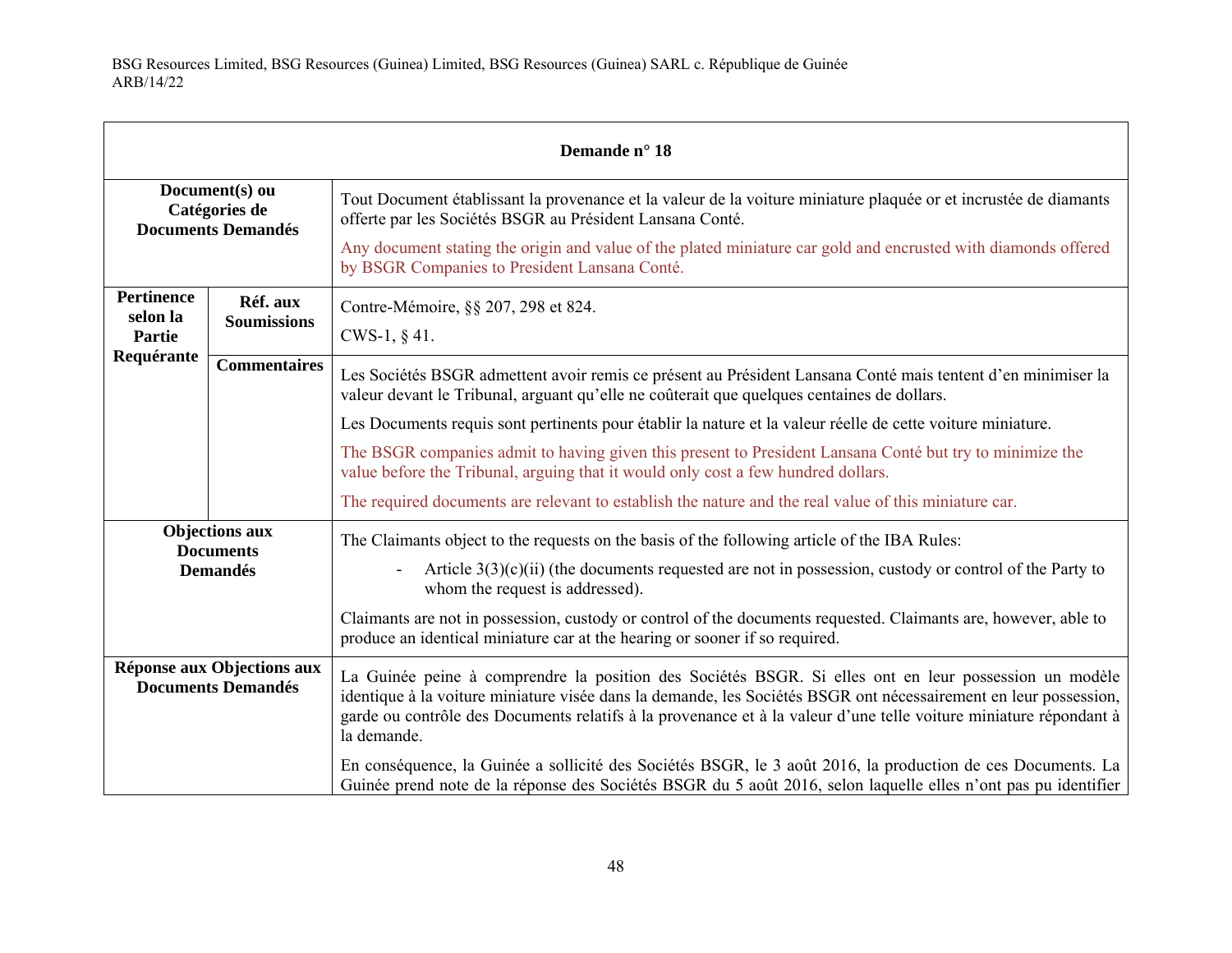| Demande n° 18 | | |
|---|---|---|
| **Document(s) ou Catégories de Documents Demandés** | | Tout Document établissant la provenance et la valeur de la voiture miniature plaquée or et incrustée de diamants offerte par les Sociétés BSGR au Président Lansana Conté.<br><br>Any document stating the origin and value of the plated miniature car gold and encrusted with diamonds offered by BSGR Companies to President Lansana Conté. |
| **Pertinence selon la Partie Requérante** | **Réf. aux Soumissions** | Contre-Mémoire, §§ 207, 298 et 824.<br><br>CWS-1, § 41. |
| | **Commentaires** | Les Sociétés BSGR admettent avoir remis ce présent au Président Lansana Conté mais tentent d'en minimiser la valeur devant le Tribunal, arguant qu'elle ne coûterait que quelques centaines de dollars.<br><br>Les Documents requis sont pertinents pour établir la nature et la valeur réelle de cette voiture miniature.<br><br>The BSGR companies admit to having given this present to President Lansana Conté but try to minimize the value before the Tribunal, arguing that it would only cost a few hundred dollars.<br><br>The required documents are relevant to establish the nature and the real value of this miniature car. |
| **Objections aux Documents Demandés** | | The Claimants object to the requests on the basis of the following article of the IBA Rules:<br><br>- Article 3(3)(c)(ii) (the documents requested are not in possession, custody or control of the Party to whom the request is addressed).<br><br>Claimants are not in possession, custody or control of the documents requested. Claimants are, however, able to produce an identical miniature car at the hearing or sooner if so required. |
| **Réponse aux Objections aux Documents Demandés** | | La Guinée peine à comprendre la position des Sociétés BSGR. Si elles ont en leur possession un modèle identique à la voiture miniature visée dans la demande, les Sociétés BSGR ont nécessairement en leur possession, garde ou contrôle des Documents relatifs à la provenance et à la valeur d'une telle voiture miniature répondant à la demande.<br><br>En conséquence, la Guinée a sollicité des Sociétés BSGR, le 3 août 2016, la production de ces Documents. La Guinée prend note de la réponse des Sociétés BSGR du 5 août 2016, selon laquelle elles n'ont pas pu identifier |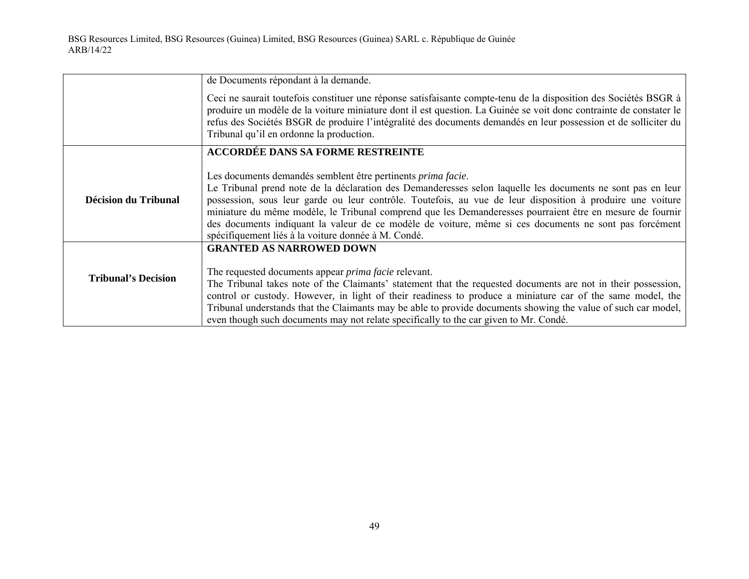| | |
|---|---|
| | de Documents répondant à la demande.<br><br>Ceci ne saurait toutefois constituer une réponse satisfaisante compte-tenu de la disposition des Sociétés BSGR à produire un modèle de la voiture miniature dont il est question. La Guinée se voit donc contrainte de constater le refus des Sociétés BSGR de produire l'intégralité des documents demandés en leur possession et de solliciter du Tribunal qu'il en ordonne la production. |
| **Décision du Tribunal** | **ACCORDÉE DANS SA FORME RESTREINTE**<br><br>Les documents demandés semblent être pertinents *prima facie*.<br>Le Tribunal prend note de la déclaration des Demanderesses selon laquelle les documents ne sont pas en leur possession, sous leur garde ou leur contrôle. Toutefois, au vue de leur disposition à produire une voiture miniature du même modèle, le Tribunal comprend que les Demanderesses pourraient être en mesure de fournir des documents indiquant la valeur de ce modèle de voiture, même si ces documents ne sont pas forcément spécifiquement liés à la voiture donnée à M. Condé. |
| **Tribunal's Decision** | **GRANTED AS NARROWED DOWN**<br><br>The requested documents appear *prima facie* relevant.<br>The Tribunal takes note of the Claimants' statement that the requested documents are not in their possession, control or custody. However, in light of their readiness to produce a miniature car of the same model, the Tribunal understands that the Claimants may be able to provide documents showing the value of such car model, even though such documents may not relate specifically to the car given to Mr. Condé. |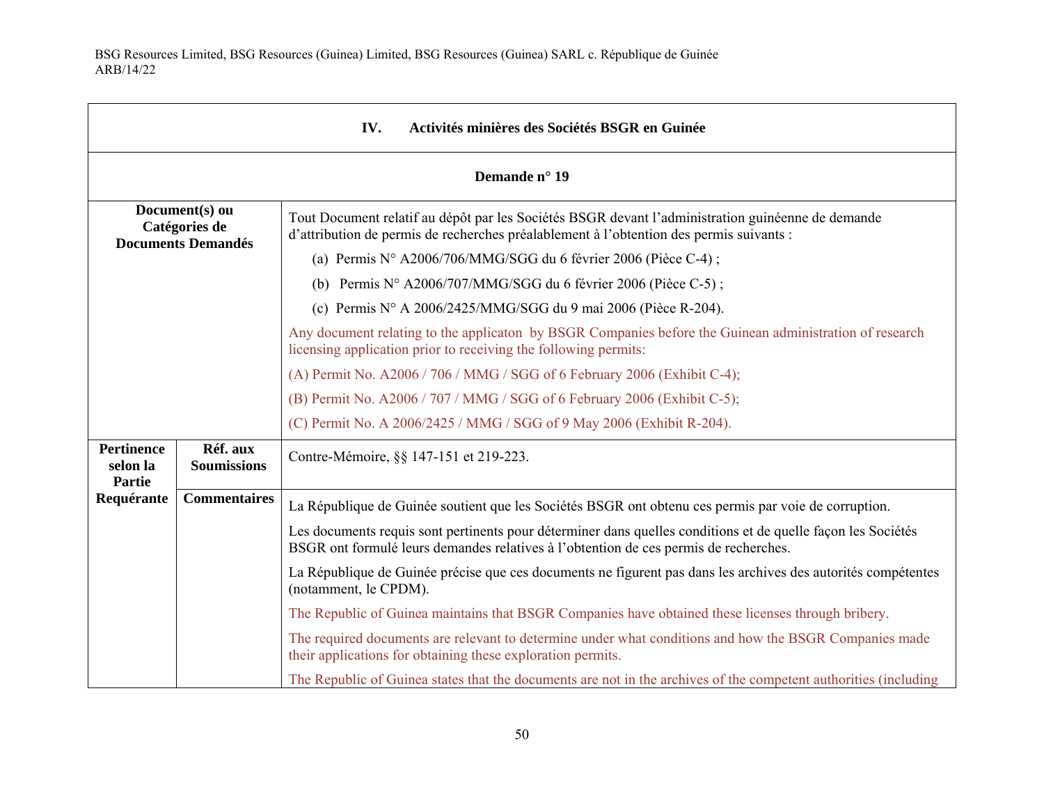| **IV. Activités minières des Sociétés BSGR en Guinée** | | |
|---|---|---|
| **Demande n° 19** | | |
| **Document(s) ou Catégories de Documents Demandés** | | Tout Document relatif au dépôt par les Sociétés BSGR devant l'administration guinéenne de demande d'attribution de permis de recherches préalablement à l'obtention des permis suivants :<br>(a) Permis N° A2006/706/MMG/SGG du 6 février 2006 (Pièce C-4) ;<br>(b) Permis N° A2006/707/MMG/SGG du 6 février 2006 (Pièce C-5) ;<br>(c) Permis N° A 2006/2425/MMG/SGG du 9 mai 2006 (Pièce R-204).<br>Any document relating to the applicaton by BSGR Companies before the Guinean administration of research licensing application prior to receiving the following permits:<br>(A) Permit No. A2006 / 706 / MMG / SGG of 6 February 2006 (Exhibit C-4);<br>(B) Permit No. A2006 / 707 / MMG / SGG of 6 February 2006 (Exhibit C-5);<br>(C) Permit No. A 2006/2425 / MMG / SGG of 9 May 2006 (Exhibit R-204). |
| **Pertinence selon la Partie Requérante** | **Réf. aux Soumissions** | Contre-Mémoire, §§ 147-151 et 219-223. |
| | **Commentaires** | La République de Guinée soutient que les Sociétés BSGR ont obtenu ces permis par voie de corruption.<br>Les documents requis sont pertinents pour déterminer dans quelles conditions et de quelle façon les Sociétés BSGR ont formulé leurs demandes relatives à l'obtention de ces permis de recherches.<br>La République de Guinée précise que ces documents ne figurent pas dans les archives des autorités compétentes (notamment, le CPDM).<br>The Republic of Guinea maintains that BSGR Companies have obtained these licenses through bribery.<br>The required documents are relevant to determine under what conditions and how the BSGR Companies made their applications for obtaining these exploration permits.<br>The Republic of Guinea states that the documents are not in the archives of the competent authorities (including |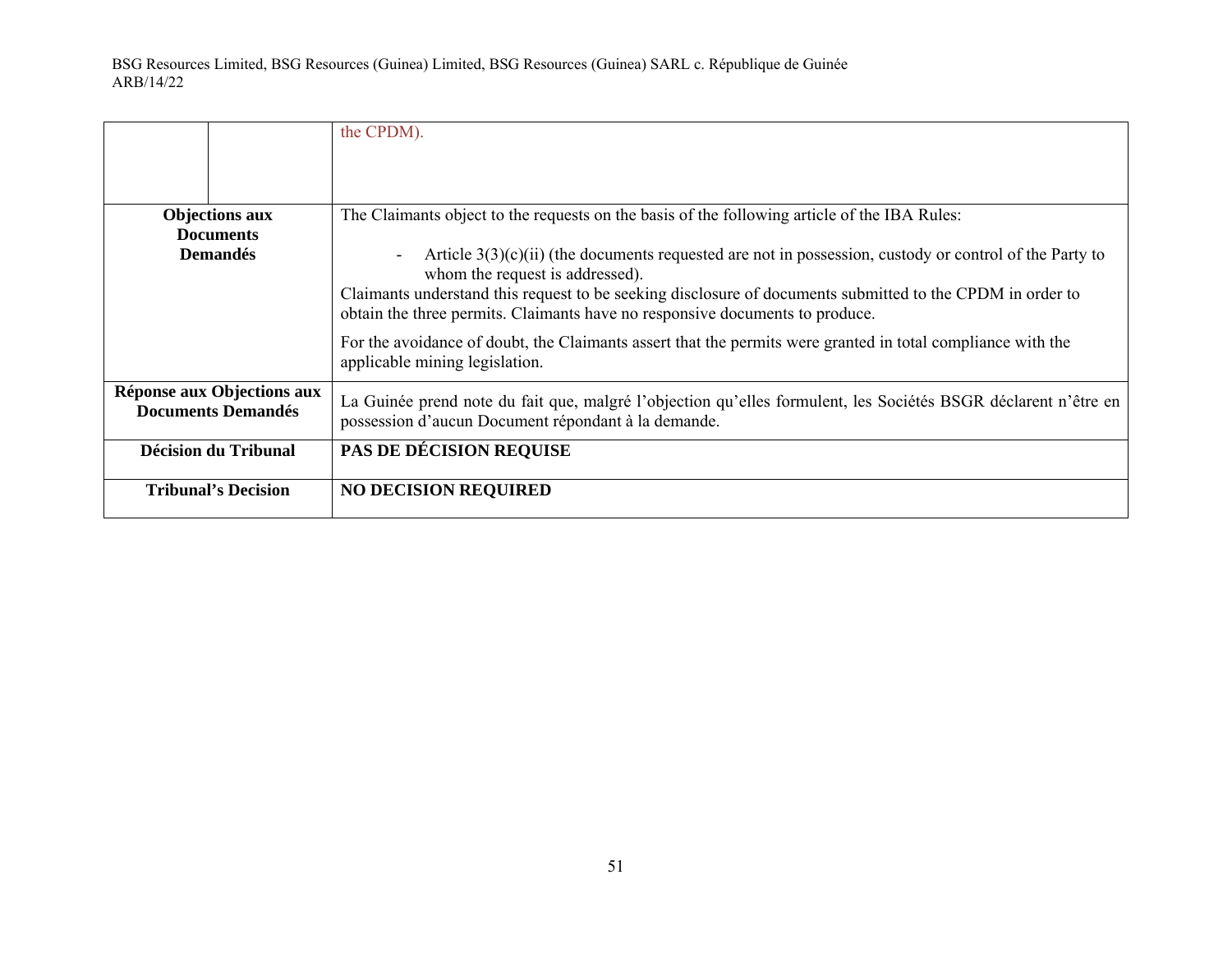| | | |
|---|---|---|
| | | the CPDM). |
| **Objections aux Documents Demandés** | | The Claimants object to the requests on the basis of the following article of the IBA Rules:<br><br>- Article 3(3)(c)(ii) (the documents requested are not in possession, custody or control of the Party to whom the request is addressed).<br><br>Claimants understand this request to be seeking disclosure of documents submitted to the CPDM in order to obtain the three permits. Claimants have no responsive documents to produce.<br><br>For the avoidance of doubt, the Claimants assert that the permits were granted in total compliance with the applicable mining legislation. |
| **Réponse aux Objections aux Documents Demandés** | | La Guinée prend note du fait que, malgré l'objection qu'elles formulent, les Sociétés BSGR déclarent n'être en possession d'aucun Document répondant à la demande. |
| **Décision du Tribunal** | | **PAS DE DÉCISION REQUISE** |
| **Tribunal's Decision** | | **NO DECISION REQUIRED** |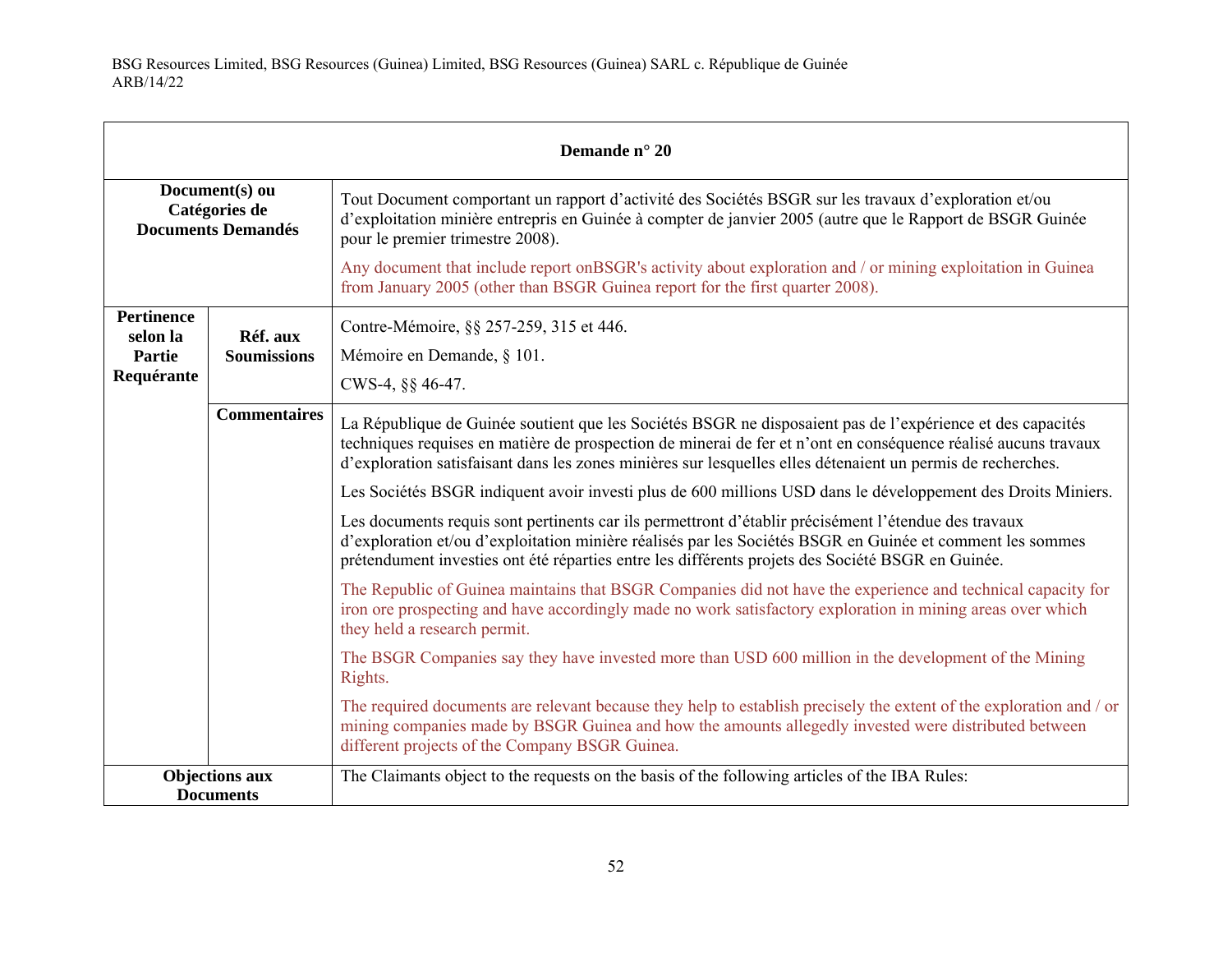| Demande n° 20 | | |
|---|---|---|
| **Document(s) ou Catégories de Documents Demandés** | | Tout Document comportant un rapport d'activité des Sociétés BSGR sur les travaux d'exploration et/ou d'exploitation minière entrepris en Guinée à compter de janvier 2005 (autre que le Rapport de BSGR Guinée pour le premier trimestre 2008).<br><br>Any document that include report onBSGR's activity about exploration and / or mining exploitation in Guinea from January 2005 (other than BSGR Guinea report for the first quarter 2008). |
| **Pertinence selon la Partie Requérante** | **Réf. aux Soumissions** | Contre-Mémoire, §§ 257-259, 315 et 446.<br><br>Mémoire en Demande, § 101.<br><br>CWS-4, §§ 46-47. |
| | **Commentaires** | La République de Guinée soutient que les Sociétés BSGR ne disposaient pas de l'expérience et des capacités techniques requises en matière de prospection de minerai de fer et n'ont en conséquence réalisé aucuns travaux d'exploration satisfaisant dans les zones minières sur lesquelles elles détenaient un permis de recherches.<br><br>Les Sociétés BSGR indiquent avoir investi plus de 600 millions USD dans le développement des Droits Miniers.<br><br>Les documents requis sont pertinents car ils permettront d'établir précisément l'étendue des travaux d'exploration et/ou d'exploitation minière réalisés par les Sociétés BSGR en Guinée et comment les sommes prétendument investies ont été réparties entre les différents projets des Société BSGR en Guinée.<br><br>The Republic of Guinea maintains that BSGR Companies did not have the experience and technical capacity for iron ore prospecting and have accordingly made no work satisfactory exploration in mining areas over which they held a research permit.<br><br>The BSGR Companies say they have invested more than USD 600 million in the development of the Mining Rights.<br><br>The required documents are relevant because they help to establish precisely the extent of the exploration and / or mining companies made by BSGR Guinea and how the amounts allegedly invested were distributed between different projects of the Company BSGR Guinea. |
| **Objections aux Documents** | | The Claimants object to the requests on the basis of the following articles of the IBA Rules: |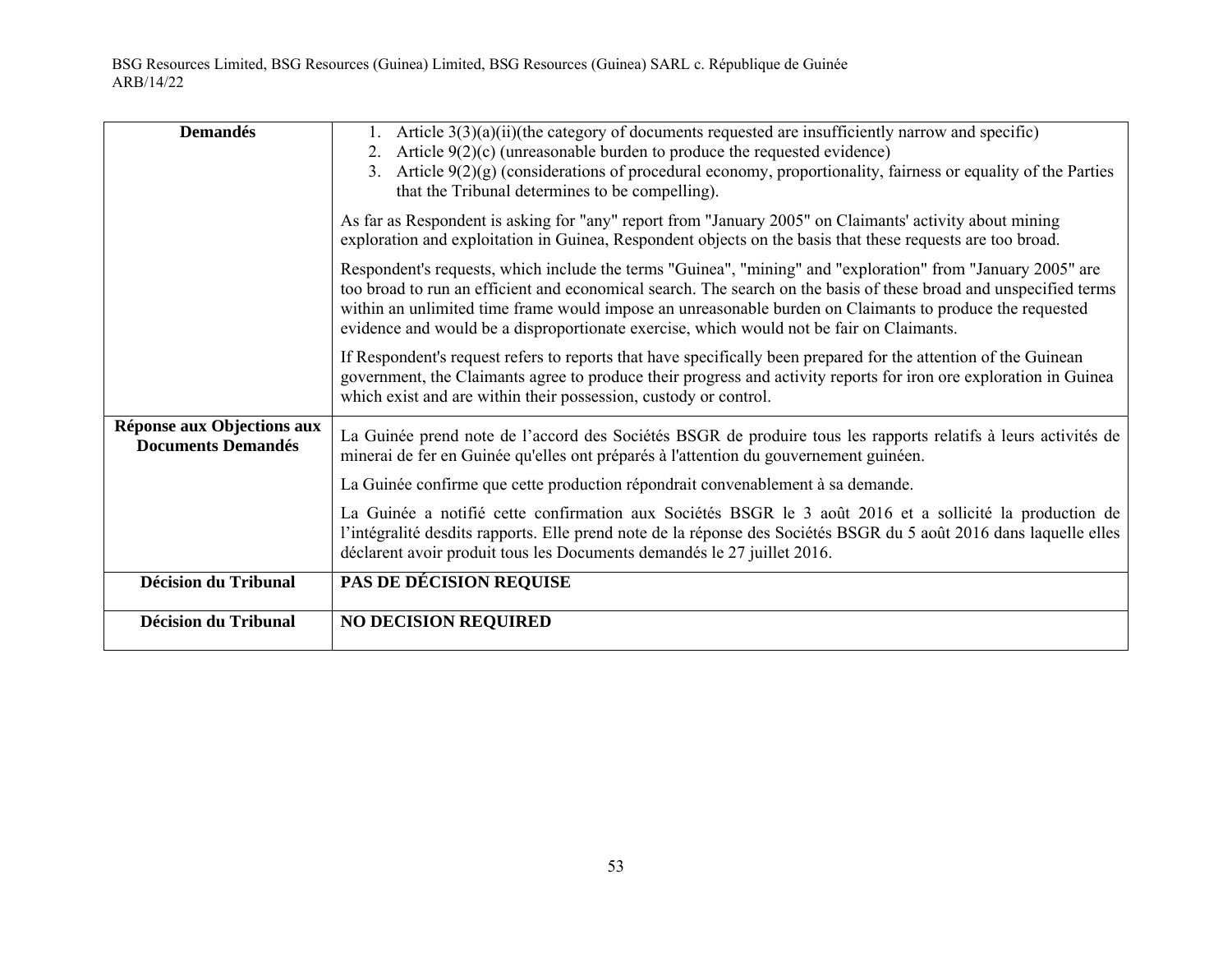| | |
|---|---|
| **Demandés** | 1. Article 3(3)(a)(ii)(the category of documents requested are insufficiently narrow and specific)<br>2. Article 9(2)(c) (unreasonable burden to produce the requested evidence)<br>3. Article 9(2)(g) (considerations of procedural economy, proportionality, fairness or equality of the Parties that the Tribunal determines to be compelling).<br><br>As far as Respondent is asking for "any" report from "January 2005" on Claimants' activity about mining exploration and exploitation in Guinea, Respondent objects on the basis that these requests are too broad.<br><br>Respondent's requests, which include the terms "Guinea", "mining" and "exploration" from "January 2005" are too broad to run an efficient and economical search. The search on the basis of these broad and unspecified terms within an unlimited time frame would impose an unreasonable burden on Claimants to produce the requested evidence and would be a disproportionate exercise, which would not be fair on Claimants.<br><br>If Respondent's request refers to reports that have specifically been prepared for the attention of the Guinean government, the Claimants agree to produce their progress and activity reports for iron ore exploration in Guinea which exist and are within their possession, custody or control. |
| **Réponse aux Objections aux Documents Demandés** | La Guinée prend note de l'accord des Sociétés BSGR de produire tous les rapports relatifs à leurs activités de minerai de fer en Guinée qu'elles ont préparés à l'attention du gouvernement guinéen.<br><br>La Guinée confirme que cette production répondrait convenablement à sa demande.<br><br>La Guinée a notifié cette confirmation aux Sociétés BSGR le 3 août 2016 et a sollicité la production de l'intégralité desdits rapports. Elle prend note de la réponse des Sociétés BSGR du 5 août 2016 dans laquelle elles déclarent avoir produit tous les Documents demandés le 27 juillet 2016. |
| **Décision du Tribunal** | **PAS DE DÉCISION REQUISE** |
| **Décision du Tribunal** | **NO DECISION REQUIRED** |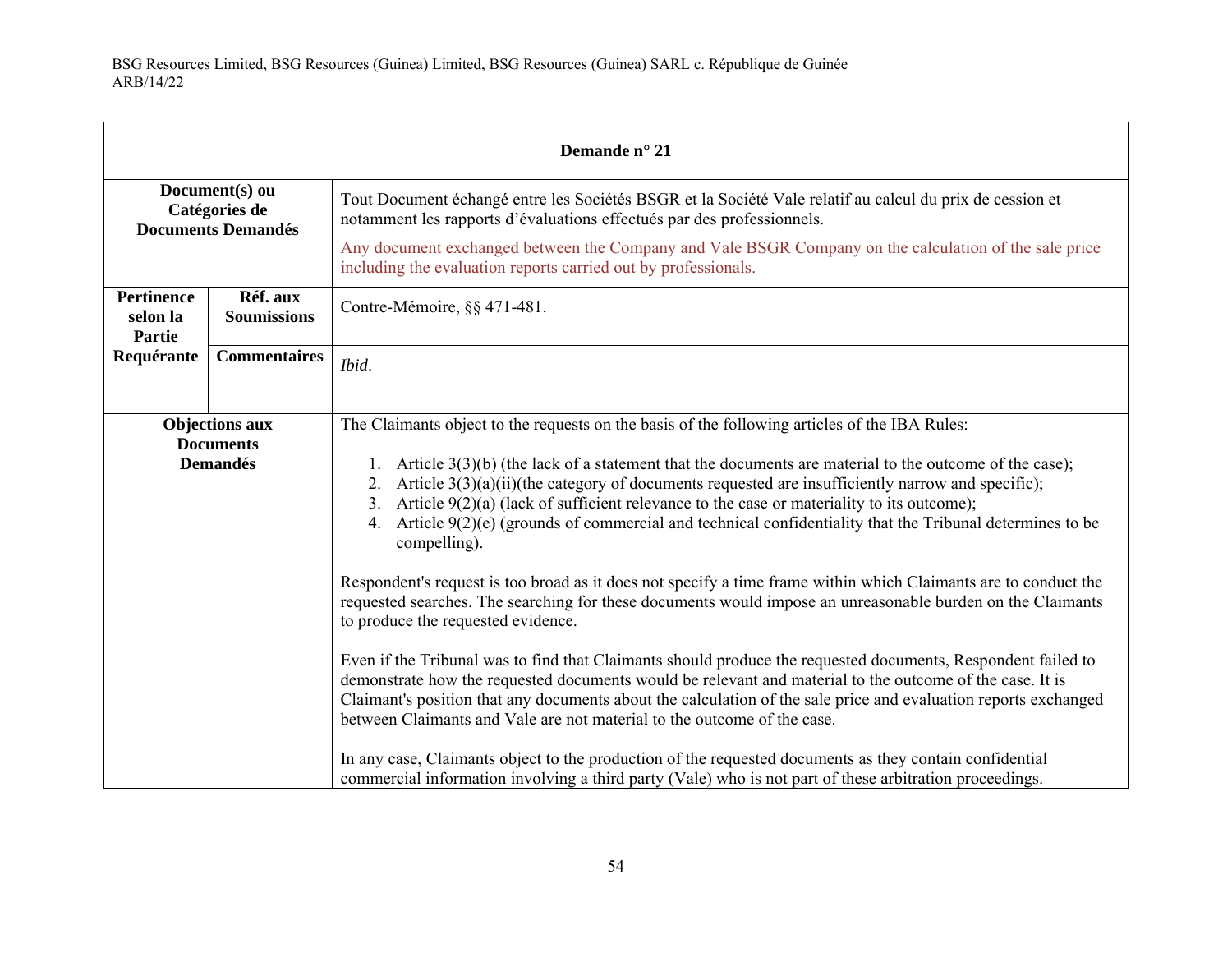| Demande n° 21 | | |
|---|---|---|
| **Document(s) ou Catégories de Documents Demandés** | | Tout Document échangé entre les Sociétés BSGR et la Société Vale relatif au calcul du prix de cession et notamment les rapports d'évaluations effectués par des professionnels.<br><br>Any document exchanged between the Company and Vale BSGR Company on the calculation of the sale price including the evaluation reports carried out by professionals. |
| **Pertinence selon la Partie Requérante** | **Réf. aux Soumissions** | Contre-Mémoire, §§ 471-481. |
| | **Commentaires** | *Ibid*. |
| **Objections aux Documents Demandés** | | The Claimants object to the requests on the basis of the following articles of the IBA Rules:<br><br>1. Article 3(3)(b) (the lack of a statement that the documents are material to the outcome of the case);<br>2. Article 3(3)(a)(ii)(the category of documents requested are insufficiently narrow and specific);<br>3. Article 9(2)(a) (lack of sufficient relevance to the case or materiality to its outcome);<br>4. Article 9(2)(e) (grounds of commercial and technical confidentiality that the Tribunal determines to be compelling).<br><br>Respondent's request is too broad as it does not specify a time frame within which Claimants are to conduct the requested searches. The searching for these documents would impose an unreasonable burden on the Claimants to produce the requested evidence.<br><br>Even if the Tribunal was to find that Claimants should produce the requested documents, Respondent failed to demonstrate how the requested documents would be relevant and material to the outcome of the case. It is Claimant's position that any documents about the calculation of the sale price and evaluation reports exchanged between Claimants and Vale are not material to the outcome of the case.<br><br>In any case, Claimants object to the production of the requested documents as they contain confidential commercial information involving a third party (Vale) who is not part of these arbitration proceedings. |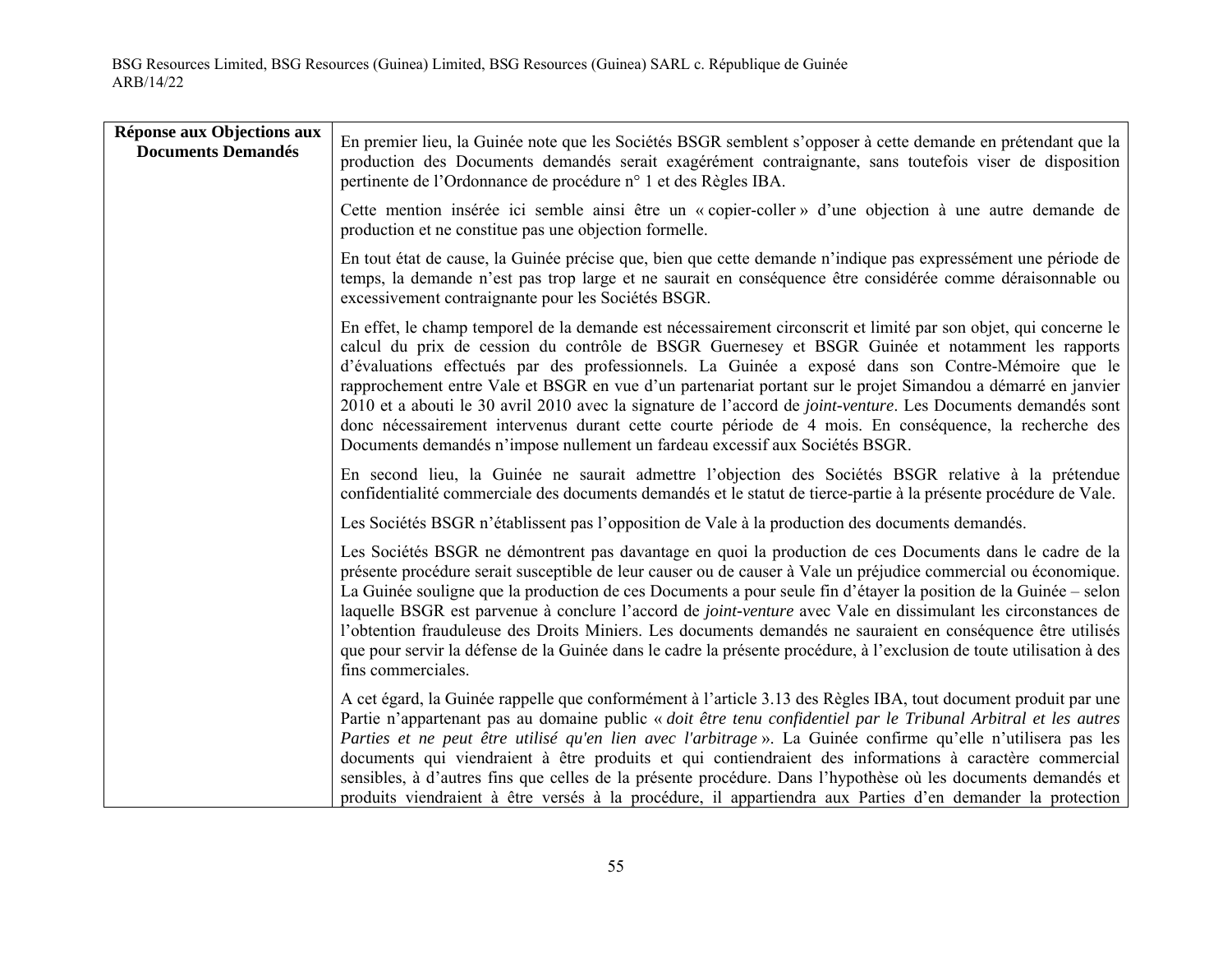| **Réponse aux Objections aux Documents Demandés** | En premier lieu, la Guinée note que les Sociétés BSGR semblent s'opposer à cette demande en prétendant que la production des Documents demandés serait exagérément contraignante, sans toutefois viser de disposition pertinente de l'Ordonnance de procédure n° 1 et des Règles IBA.<br><br>Cette mention insérée ici semble ainsi être un « copier-coller » d'une objection à une autre demande de production et ne constitue pas une objection formelle.<br><br>En tout état de cause, la Guinée précise que, bien que cette demande n'indique pas expressément une période de temps, la demande n'est pas trop large et ne saurait en conséquence être considérée comme déraisonnable ou excessivement contraignante pour les Sociétés BSGR.<br><br>En effet, le champ temporel de la demande est nécessairement circonscrit et limité par son objet, qui concerne le calcul du prix de cession du contrôle de BSGR Guernesey et BSGR Guinée et notamment les rapports d'évaluations effectués par des professionnels. La Guinée a exposé dans son Contre-Mémoire que le rapprochement entre Vale et BSGR en vue d'un partenariat portant sur le projet Simandou a démarré en janvier 2010 et a abouti le 30 avril 2010 avec la signature de l'accord de *joint-venture*. Les Documents demandés sont donc nécessairement intervenus durant cette courte période de 4 mois. En conséquence, la recherche des Documents demandés n'impose nullement un fardeau excessif aux Sociétés BSGR.<br><br>En second lieu, la Guinée ne saurait admettre l'objection des Sociétés BSGR relative à la prétendue confidentialité commerciale des documents demandés et le statut de tierce-partie à la présente procédure de Vale.<br><br>Les Sociétés BSGR n'établissent pas l'opposition de Vale à la production des documents demandés.<br><br>Les Sociétés BSGR ne démontrent pas davantage en quoi la production de ces Documents dans le cadre de la présente procédure serait susceptible de leur causer ou de causer à Vale un préjudice commercial ou économique. La Guinée souligne que la production de ces Documents a pour seule fin d'étayer la position de la Guinée – selon laquelle BSGR est parvenue à conclure l'accord de *joint-venture* avec Vale en dissimulant les circonstances de l'obtention frauduleuse des Droits Miniers. Les documents demandés ne sauraient en conséquence être utilisés que pour servir la défense de la Guinée dans le cadre la présente procédure, à l'exclusion de toute utilisation à des fins commerciales.<br><br>A cet égard, la Guinée rappelle que conformément à l'article 3.13 des Règles IBA, tout document produit par une Partie n'appartenant pas au domaine public « *doit être tenu confidentiel par le Tribunal Arbitral et les autres Parties et ne peut être utilisé qu'en lien avec l'arbitrage* ». La Guinée confirme qu'elle n'utilisera pas les documents qui viendraient à être produits et qui contiendraient des informations à caractère commercial sensibles, à d'autres fins que celles de la présente procédure. Dans l'hypothèse où les documents demandés et produits viendraient à être versés à la procédure, il appartiendra aux Parties d'en demander la protection |
|---|---|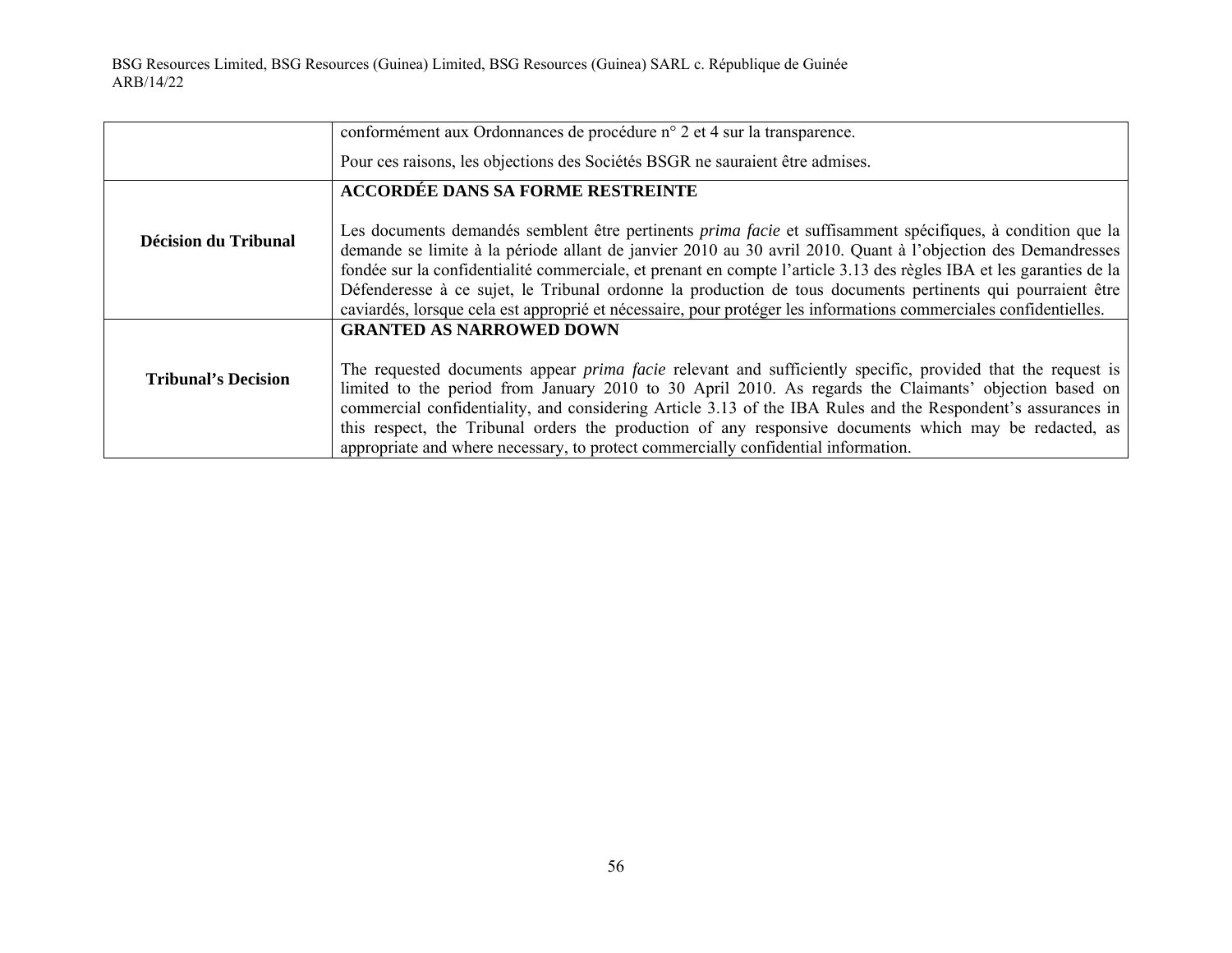| | |
|---|---|
| | conformément aux Ordonnances de procédure n° 2 et 4 sur la transparence.<br><br>Pour ces raisons, les objections des Sociétés BSGR ne sauraient être admises. |
| **Décision du Tribunal** | **ACCORDÉE DANS SA FORME RESTREINTE**<br><br>Les documents demandés semblent être pertinents *prima facie* et suffisamment spécifiques, à condition que la demande se limite à la période allant de janvier 2010 au 30 avril 2010. Quant à l'objection des Demandresses fondée sur la confidentialité commerciale, et prenant en compte l'article 3.13 des règles IBA et les garanties de la Défenderesse à ce sujet, le Tribunal ordonne la production de tous documents pertinents qui pourraient être caviardés, lorsque cela est approprié et nécessaire, pour protéger les informations commerciales confidentielles. |
| **Tribunal's Decision** | **GRANTED AS NARROWED DOWN**<br><br>The requested documents appear *prima facie* relevant and sufficiently specific, provided that the request is limited to the period from January 2010 to 30 April 2010. As regards the Claimants' objection based on commercial confidentiality, and considering Article 3.13 of the IBA Rules and the Respondent's assurances in this respect, the Tribunal orders the production of any responsive documents which may be redacted, as appropriate and where necessary, to protect commercially confidential information. |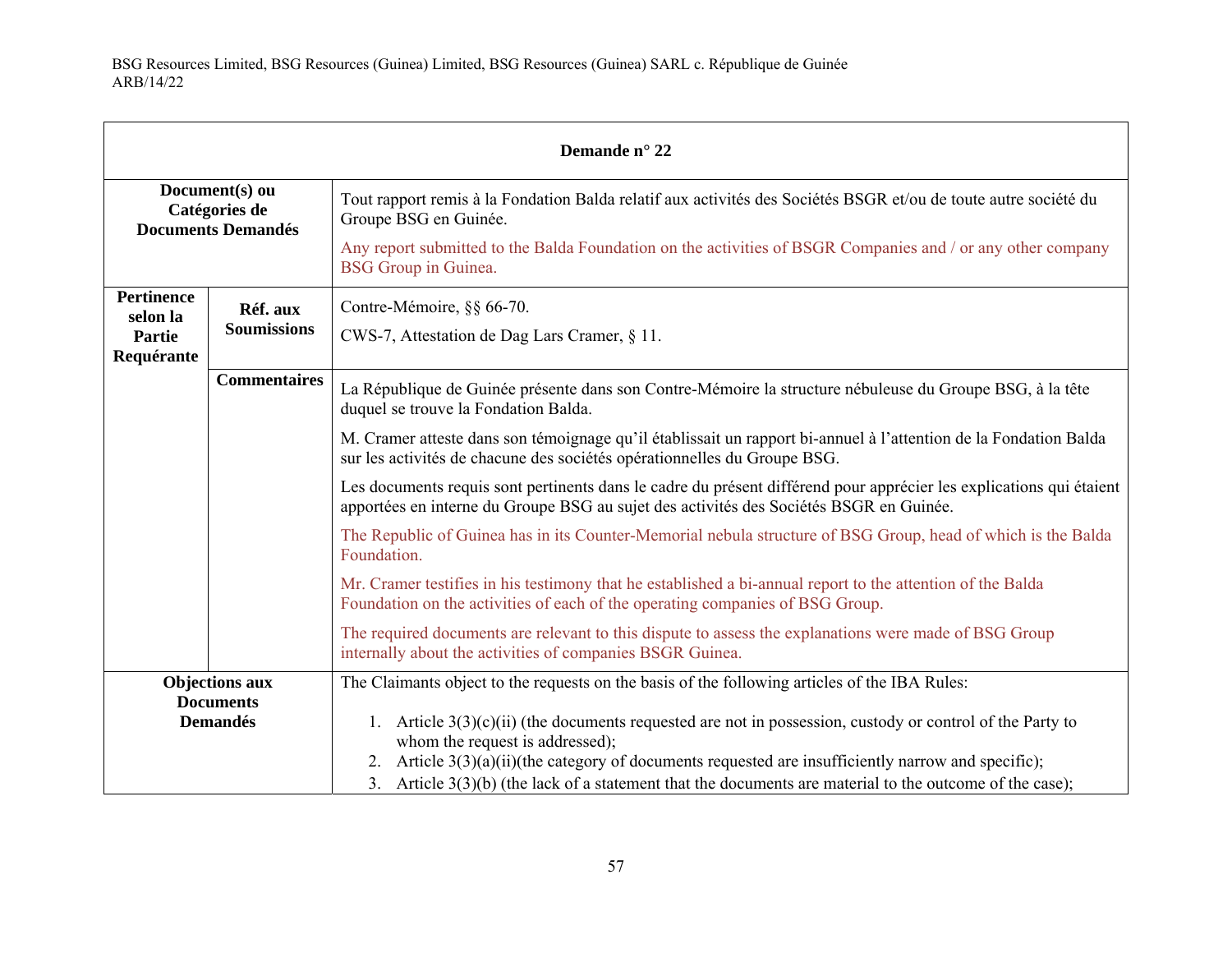| Demande n° 22 | | |
|---|---|---|
| **Document(s) ou Catégories de Documents Demandés** | | Tout rapport remis à la Fondation Balda relatif aux activités des Sociétés BSGR et/ou de toute autre société du Groupe BSG en Guinée.<br><br>Any report submitted to the Balda Foundation on the activities of BSGR Companies and / or any other company BSG Group in Guinea. |
| **Pertinence selon la Partie Requérante** | **Réf. aux Soumissions** | Contre-Mémoire, §§ 66-70.<br><br>CWS-7, Attestation de Dag Lars Cramer, § 11. |
| | **Commentaires** | La République de Guinée présente dans son Contre-Mémoire la structure nébuleuse du Groupe BSG, à la tête duquel se trouve la Fondation Balda.<br><br>M. Cramer atteste dans son témoignage qu'il établissait un rapport bi-annuel à l'attention de la Fondation Balda sur les activités de chacune des sociétés opérationnelles du Groupe BSG.<br><br>Les documents requis sont pertinents dans le cadre du présent différend pour apprécier les explications qui étaient apportées en interne du Groupe BSG au sujet des activités des Sociétés BSGR en Guinée.<br><br>The Republic of Guinea has in its Counter-Memorial nebula structure of BSG Group, head of which is the Balda Foundation.<br><br>Mr. Cramer testifies in his testimony that he established a bi-annual report to the attention of the Balda Foundation on the activities of each of the operating companies of BSG Group.<br><br>The required documents are relevant to this dispute to assess the explanations were made of BSG Group internally about the activities of companies BSGR Guinea. |
| **Objections aux Documents Demandés** | | The Claimants object to the requests on the basis of the following articles of the IBA Rules:<br><br>1. Article 3(3)(c)(ii) (the documents requested are not in possession, custody or control of the Party to whom the request is addressed);<br>2. Article 3(3)(a)(ii)(the category of documents requested are insufficiently narrow and specific);<br>3. Article 3(3)(b) (the lack of a statement that the documents are material to the outcome of the case); |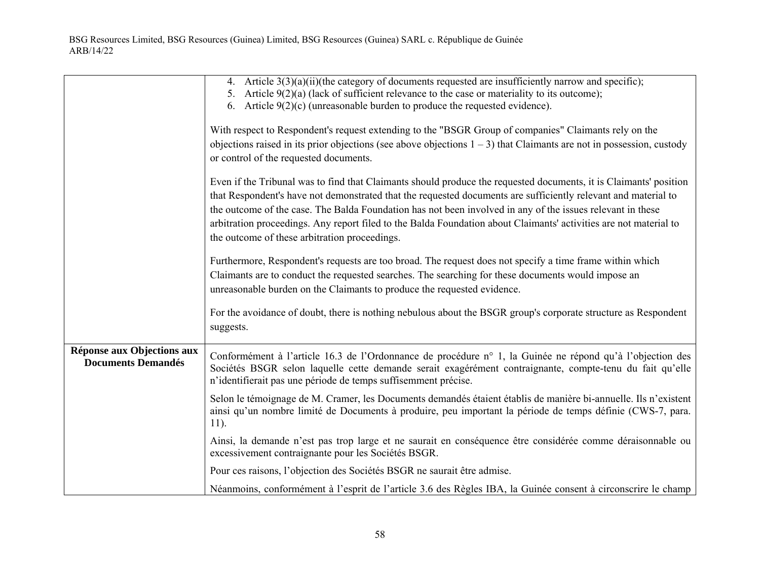| | |
|---|---|
| | 4. Article 3(3)(a)(ii)(the category of documents requested are insufficiently narrow and specific);<br>5. Article 9(2)(a) (lack of sufficient relevance to the case or materiality to its outcome);<br>6. Article 9(2)(c) (unreasonable burden to produce the requested evidence).<br><br>With respect to Respondent's request extending to the "BSGR Group of companies" Claimants rely on the objections raised in its prior objections (see above objections 1 – 3) that Claimants are not in possession, custody or control of the requested documents.<br><br>Even if the Tribunal was to find that Claimants should produce the requested documents, it is Claimants' position that Respondent's have not demonstrated that the requested documents are sufficiently relevant and material to the outcome of the case. The Balda Foundation has not been involved in any of the issues relevant in these arbitration proceedings. Any report filed to the Balda Foundation about Claimants' activities are not material to the outcome of these arbitration proceedings.<br><br>Furthermore, Respondent's requests are too broad. The request does not specify a time frame within which Claimants are to conduct the requested searches. The searching for these documents would impose an unreasonable burden on the Claimants to produce the requested evidence.<br><br>For the avoidance of doubt, there is nothing nebulous about the BSGR group's corporate structure as Respondent suggests. |
| **Réponse aux Objections aux Documents Demandés** | Conformément à l'article 16.3 de l'Ordonnance de procédure n° 1, la Guinée ne répond qu'à l'objection des Sociétés BSGR selon laquelle cette demande serait exagérément contraignante, compte-tenu du fait qu'elle n'identifierait pas une période de temps suffisemment précise.<br><br>Selon le témoignage de M. Cramer, les Documents demandés étaient établis de manière bi-annuelle. Ils n'existent ainsi qu'un nombre limité de Documents à produire, peu important la période de temps définie (CWS-7, para. 11).<br><br>Ainsi, la demande n'est pas trop large et ne saurait en conséquence être considérée comme déraisonnable ou excessivement contraignante pour les Sociétés BSGR.<br><br>Pour ces raisons, l'objection des Sociétés BSGR ne saurait être admise.<br><br>Néanmoins, conformément à l'esprit de l'article 3.6 des Règles IBA, la Guinée consent à circonscrire le champ |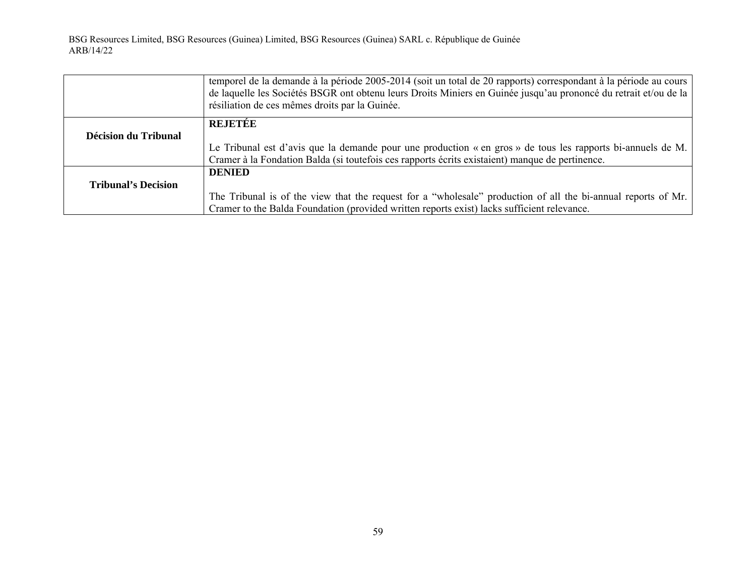| | |
|---|---|
| | temporel de la demande à la période 2005-2014 (soit un total de 20 rapports) correspondant à la période au cours de laquelle les Sociétés BSGR ont obtenu leurs Droits Miniers en Guinée jusqu'au prononcé du retrait et/ou de la résiliation de ces mêmes droits par la Guinée. |
| **Décision du Tribunal** | **REJETÉE**<br><br>Le Tribunal est d'avis que la demande pour une production « en gros » de tous les rapports bi-annuels de M. Cramer à la Fondation Balda (si toutefois ces rapports écrits existaient) manque de pertinence. |
| **Tribunal's Decision** | **DENIED**<br><br>The Tribunal is of the view that the request for a "wholesale" production of all the bi-annual reports of Mr. Cramer to the Balda Foundation (provided written reports exist) lacks sufficient relevance. |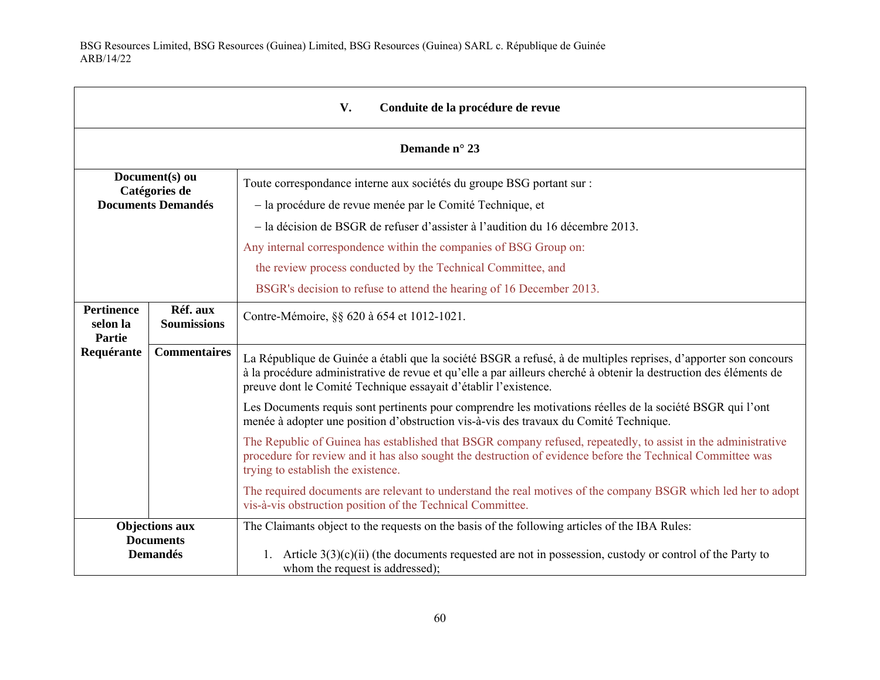| V. Conduite de la procédure de revue | | |
|---|---|---|
| **Demande n° 23** | | |
| **Document(s) ou Catégories de Documents Demandés** | | Toute correspondance interne aux sociétés du groupe BSG portant sur :<br>– la procédure de revue menée par le Comité Technique, et<br>– la décision de BSGR de refuser d'assister à l'audition du 16 décembre 2013.<br>Any internal correspondence within the companies of BSG Group on:<br>the review process conducted by the Technical Committee, and<br>BSGR's decision to refuse to attend the hearing of 16 December 2013. |
| **Pertinence selon la Partie Requérante** | **Réf. aux Soumissions** | Contre-Mémoire, §§ 620 à 654 et 1012-1021. |
| | **Commentaires** | La République de Guinée a établi que la société BSGR a refusé, à de multiples reprises, d'apporter son concours à la procédure administrative de revue et qu'elle a par ailleurs cherché à obtenir la destruction des éléments de preuve dont le Comité Technique essayait d'établir l'existence.<br>Les Documents requis sont pertinents pour comprendre les motivations réelles de la société BSGR qui l'ont menée à adopter une position d'obstruction vis-à-vis des travaux du Comité Technique.<br>The Republic of Guinea has established that BSGR company refused, repeatedly, to assist in the administrative procedure for review and it has also sought the destruction of evidence before the Technical Committee was trying to establish the existence.<br>The required documents are relevant to understand the real motives of the company BSGR which led her to adopt vis-à-vis obstruction position of the Technical Committee. |
| **Objections aux Documents Demandés** | | The Claimants object to the requests on the basis of the following articles of the IBA Rules:<br>1. Article 3(3)(c)(ii) (the documents requested are not in possession, custody or control of the Party to whom the request is addressed); |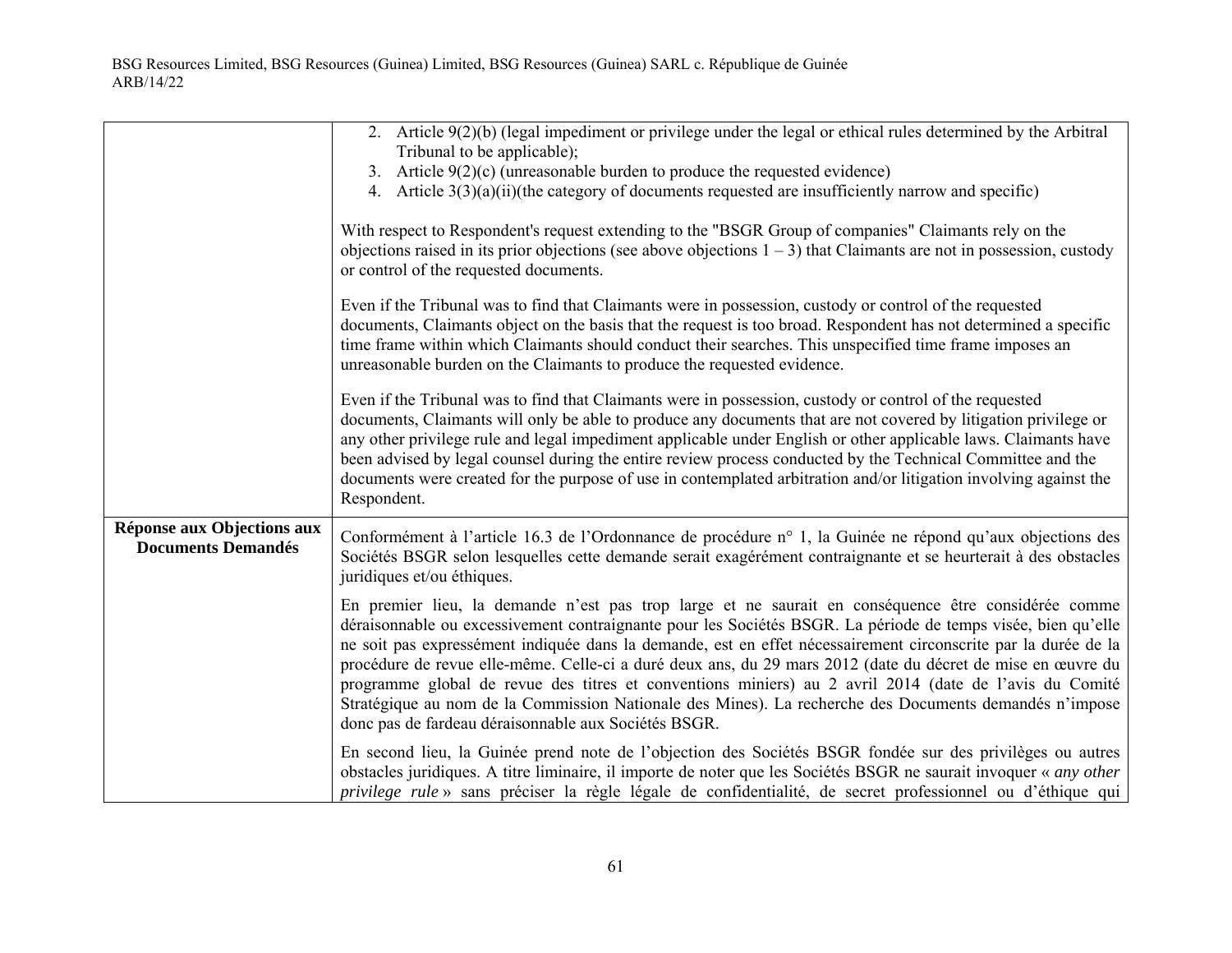| | |
|---|---|
| | 2. Article 9(2)(b) (legal impediment or privilege under the legal or ethical rules determined by the Arbitral Tribunal to be applicable);<br>3. Article 9(2)(c) (unreasonable burden to produce the requested evidence)<br>4. Article 3(3)(a)(ii)(the category of documents requested are insufficiently narrow and specific)<br><br>With respect to Respondent's request extending to the "BSGR Group of companies" Claimants rely on the objections raised in its prior objections (see above objections 1 – 3) that Claimants are not in possession, custody or control of the requested documents.<br><br>Even if the Tribunal was to find that Claimants were in possession, custody or control of the requested documents, Claimants object on the basis that the request is too broad. Respondent has not determined a specific time frame within which Claimants should conduct their searches. This unspecified time frame imposes an unreasonable burden on the Claimants to produce the requested evidence.<br><br>Even if the Tribunal was to find that Claimants were in possession, custody or control of the requested documents, Claimants will only be able to produce any documents that are not covered by litigation privilege or any other privilege rule and legal impediment applicable under English or other applicable laws. Claimants have been advised by legal counsel during the entire review process conducted by the Technical Committee and the documents were created for the purpose of use in contemplated arbitration and/or litigation involving against the Respondent. |
| **Réponse aux Objections aux Documents Demandés** | Conformément à l'article 16.3 de l'Ordonnance de procédure n° 1, la Guinée ne répond qu'aux objections des Sociétés BSGR selon lesquelles cette demande serait exagérément contraignante et se heurterait à des obstacles juridiques et/ou éthiques.<br><br>En premier lieu, la demande n'est pas trop large et ne saurait en conséquence être considérée comme déraisonnable ou excessivement contraignante pour les Sociétés BSGR. La période de temps visée, bien qu'elle ne soit pas expressément indiquée dans la demande, est en effet nécessairement circonscrite par la durée de la procédure de revue elle-même. Celle-ci a duré deux ans, du 29 mars 2012 (date du décret de mise en œuvre du programme global de revue des titres et conventions miniers) au 2 avril 2014 (date de l'avis du Comité Stratégique au nom de la Commission Nationale des Mines). La recherche des Documents demandés n'impose donc pas de fardeau déraisonnable aux Sociétés BSGR.<br><br>En second lieu, la Guinée prend note de l'objection des Sociétés BSGR fondée sur des privilèges ou autres obstacles juridiques. A titre liminaire, il importe de noter que les Sociétés BSGR ne saurait invoquer « *any other privilege rule* » sans préciser la règle légale de confidentialité, de secret professionnel ou d'éthique qui |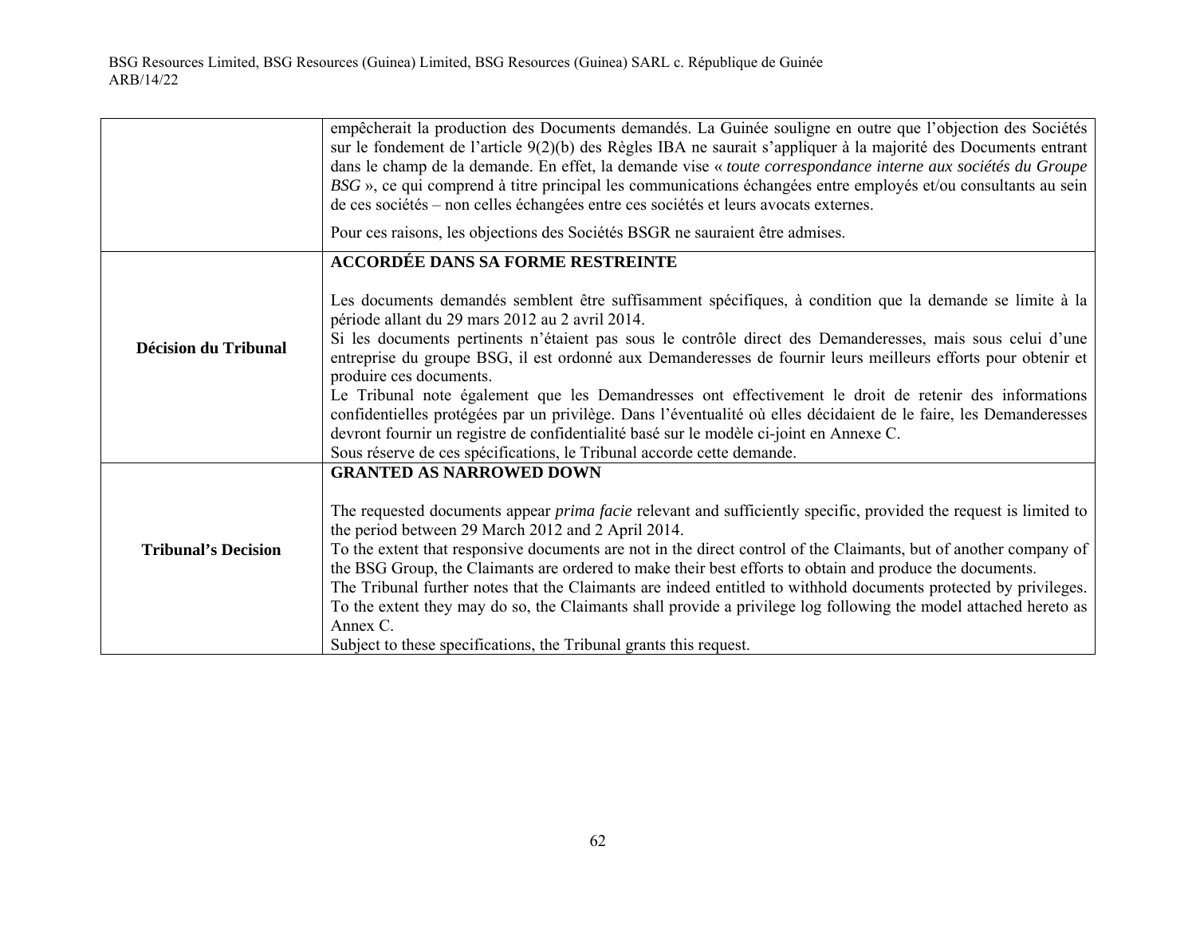| | |
|---|---|
| | empêcherait la production des Documents demandés. La Guinée souligne en outre que l'objection des Sociétés sur le fondement de l'article 9(2)(b) des Règles IBA ne saurait s'appliquer à la majorité des Documents entrant dans le champ de la demande. En effet, la demande vise « *toute correspondance interne aux sociétés du Groupe BSG* », ce qui comprend à titre principal les communications échangées entre employés et/ou consultants au sein de ces sociétés – non celles échangées entre ces sociétés et leurs avocats externes.<br><br>Pour ces raisons, les objections des Sociétés BSGR ne sauraient être admises. |
| **Décision du Tribunal** | **ACCORDÉE DANS SA FORME RESTREINTE**<br><br>Les documents demandés semblent être suffisamment spécifiques, à condition que la demande se limite à la période allant du 29 mars 2012 au 2 avril 2014.<br>Si les documents pertinents n'étaient pas sous le contrôle direct des Demanderesses, mais sous celui d'une entreprise du groupe BSG, il est ordonné aux Demanderesses de fournir leurs meilleurs efforts pour obtenir et produire ces documents.<br>Le Tribunal note également que les Demandresses ont effectivement le droit de retenir des informations confidentielles protégées par un privilège. Dans l'éventualité où elles décidaient de le faire, les Demanderesses devront fournir un registre de confidentialité basé sur le modèle ci-joint en Annexe C.<br>Sous réserve de ces spécifications, le Tribunal accorde cette demande. |
| **Tribunal's Decision** | **GRANTED AS NARROWED DOWN**<br><br>The requested documents appear *prima facie* relevant and sufficiently specific, provided the request is limited to the period between 29 March 2012 and 2 April 2014.<br>To the extent that responsive documents are not in the direct control of the Claimants, but of another company of the BSG Group, the Claimants are ordered to make their best efforts to obtain and produce the documents.<br>The Tribunal further notes that the Claimants are indeed entitled to withhold documents protected by privileges. To the extent they may do so, the Claimants shall provide a privilege log following the model attached hereto as Annex C.<br>Subject to these specifications, the Tribunal grants this request. |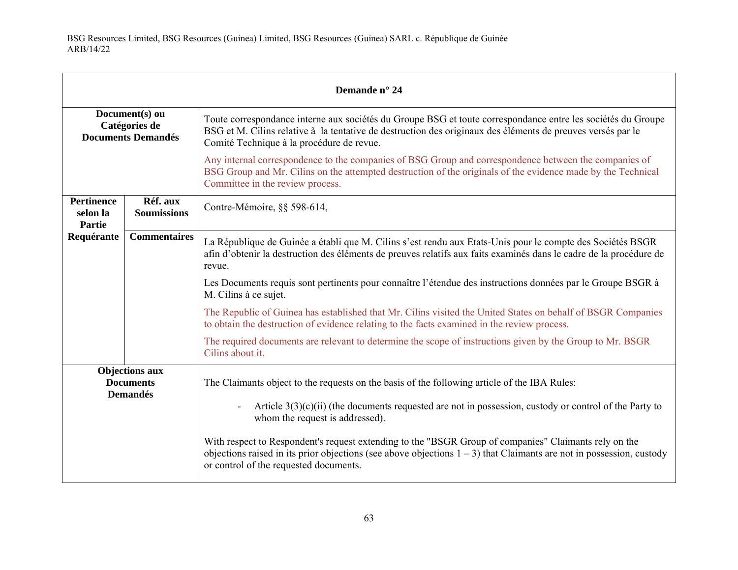| Demande n° 24 | | |
|---|---|---|
| **Document(s) ou Catégories de Documents Demandés** | | Toute correspondance interne aux sociétés du Groupe BSG et toute correspondance entre les sociétés du Groupe BSG et M. Cilins relative à la tentative de destruction des originaux des éléments de preuves versés par le Comité Technique à la procédure de revue.<br><br>Any internal correspondence to the companies of BSG Group and correspondence between the companies of BSG Group and Mr. Cilins on the attempted destruction of the originals of the evidence made by the Technical Committee in the review process. |
| **Pertinence selon la Partie Requérante** | **Réf. aux Soumissions** | Contre-Mémoire, §§ 598-614, |
| | **Commentaires** | La République de Guinée a établi que M. Cilins s'est rendu aux Etats-Unis pour le compte des Sociétés BSGR afin d'obtenir la destruction des éléments de preuves relatifs aux faits examinés dans le cadre de la procédure de revue.<br><br>Les Documents requis sont pertinents pour connaître l'étendue des instructions données par le Groupe BSGR à M. Cilins à ce sujet.<br><br>The Republic of Guinea has established that Mr. Cilins visited the United States on behalf of BSGR Companies to obtain the destruction of evidence relating to the facts examined in the review process.<br><br>The required documents are relevant to determine the scope of instructions given by the Group to Mr. BSGR Cilins about it. |
| **Objections aux Documents Demandés** | | The Claimants object to the requests on the basis of the following article of the IBA Rules:<br><br>- Article 3(3)(c)(ii) (the documents requested are not in possession, custody or control of the Party to whom the request is addressed).<br><br>With respect to Respondent's request extending to the "BSGR Group of companies" Claimants rely on the objections raised in its prior objections (see above objections 1 – 3) that Claimants are not in possession, custody or control of the requested documents. |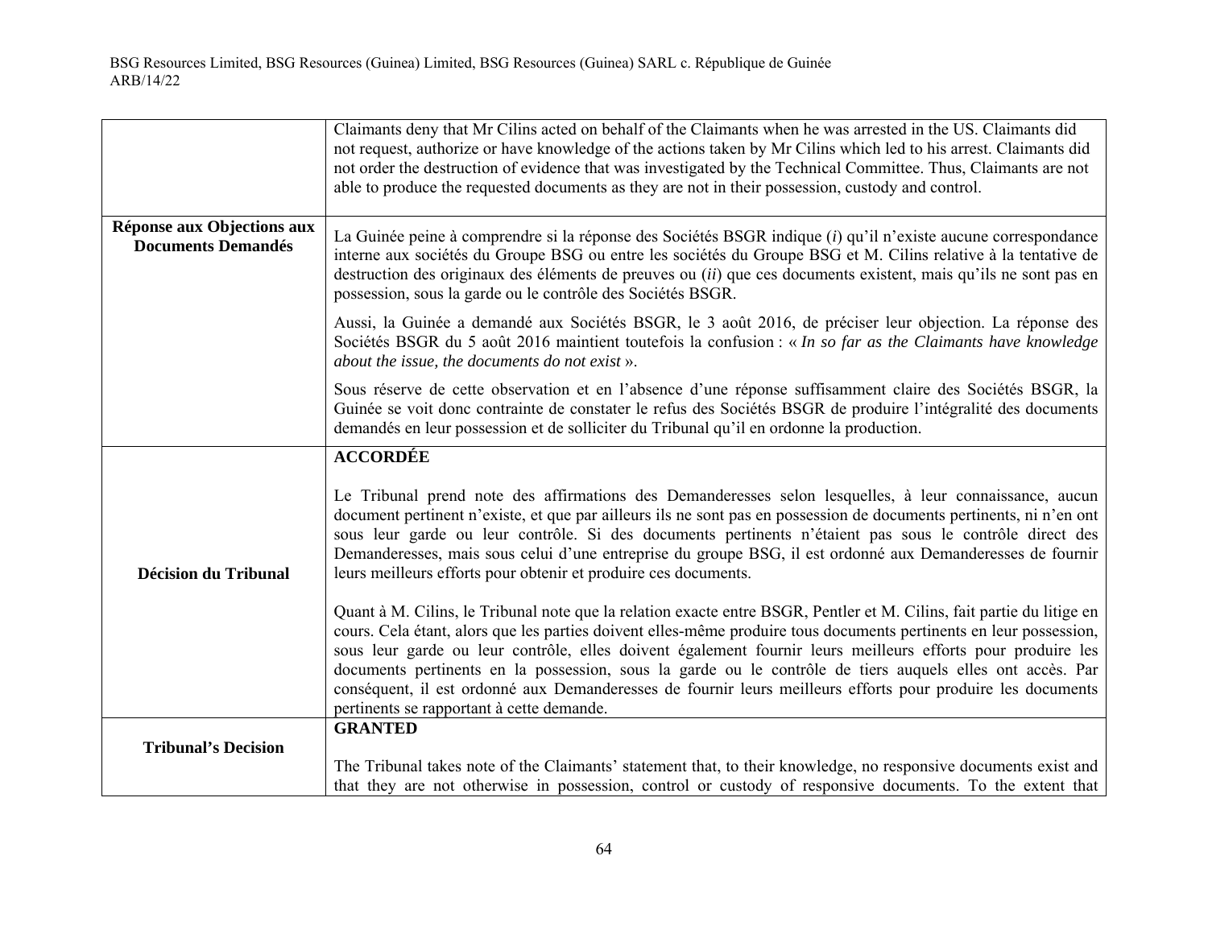| | |
|---|---|
| | Claimants deny that Mr Cilins acted on behalf of the Claimants when he was arrested in the US. Claimants did not request, authorize or have knowledge of the actions taken by Mr Cilins which led to his arrest. Claimants did not order the destruction of evidence that was investigated by the Technical Committee. Thus, Claimants are not able to produce the requested documents as they are not in their possession, custody and control. |
| **Réponse aux Objections aux Documents Demandés** | La Guinée peine à comprendre si la réponse des Sociétés BSGR indique (*i*) qu'il n'existe aucune correspondance interne aux sociétés du Groupe BSG ou entre les sociétés du Groupe BSG et M. Cilins relative à la tentative de destruction des originaux des éléments de preuves ou (*ii*) que ces documents existent, mais qu'ils ne sont pas en possession, sous la garde ou le contrôle des Sociétés BSGR.<br><br>Aussi, la Guinée a demandé aux Sociétés BSGR, le 3 août 2016, de préciser leur objection. La réponse des Sociétés BSGR du 5 août 2016 maintient toutefois la confusion : « *In so far as the Claimants have knowledge about the issue, the documents do not exist* ».<br><br>Sous réserve de cette observation et en l'absence d'une réponse suffisamment claire des Sociétés BSGR, la Guinée se voit donc contrainte de constater le refus des Sociétés BSGR de produire l'intégralité des documents demandés en leur possession et de solliciter du Tribunal qu'il en ordonne la production. |
| **Décision du Tribunal** | **ACCORDÉE**<br><br>Le Tribunal prend note des affirmations des Demanderesses selon lesquelles, à leur connaissance, aucun document pertinent n'existe, et que par ailleurs ils ne sont pas en possession de documents pertinents, ni n'en ont sous leur garde ou leur contrôle. Si des documents pertinents n'étaient pas sous le contrôle direct des Demanderesses, mais sous celui d'une entreprise du groupe BSG, il est ordonné aux Demanderesses de fournir leurs meilleurs efforts pour obtenir et produire ces documents.<br><br>Quant à M. Cilins, le Tribunal note que la relation exacte entre BSGR, Pentler et M. Cilins, fait partie du litige en cours. Cela étant, alors que les parties doivent elles-même produire tous documents pertinents en leur possession, sous leur garde ou leur contrôle, elles doivent également fournir leurs meilleurs efforts pour produire les documents pertinents en la possession, sous la garde ou le contrôle de tiers auquels elles ont accès. Par conséquent, il est ordonné aux Demanderesses de fournir leurs meilleurs efforts pour produire les documents pertinents se rapportant à cette demande. |
| **Tribunal's Decision** | **GRANTED**<br><br>The Tribunal takes note of the Claimants' statement that, to their knowledge, no responsive documents exist and that they are not otherwise in possession, control or custody of responsive documents. To the extent that |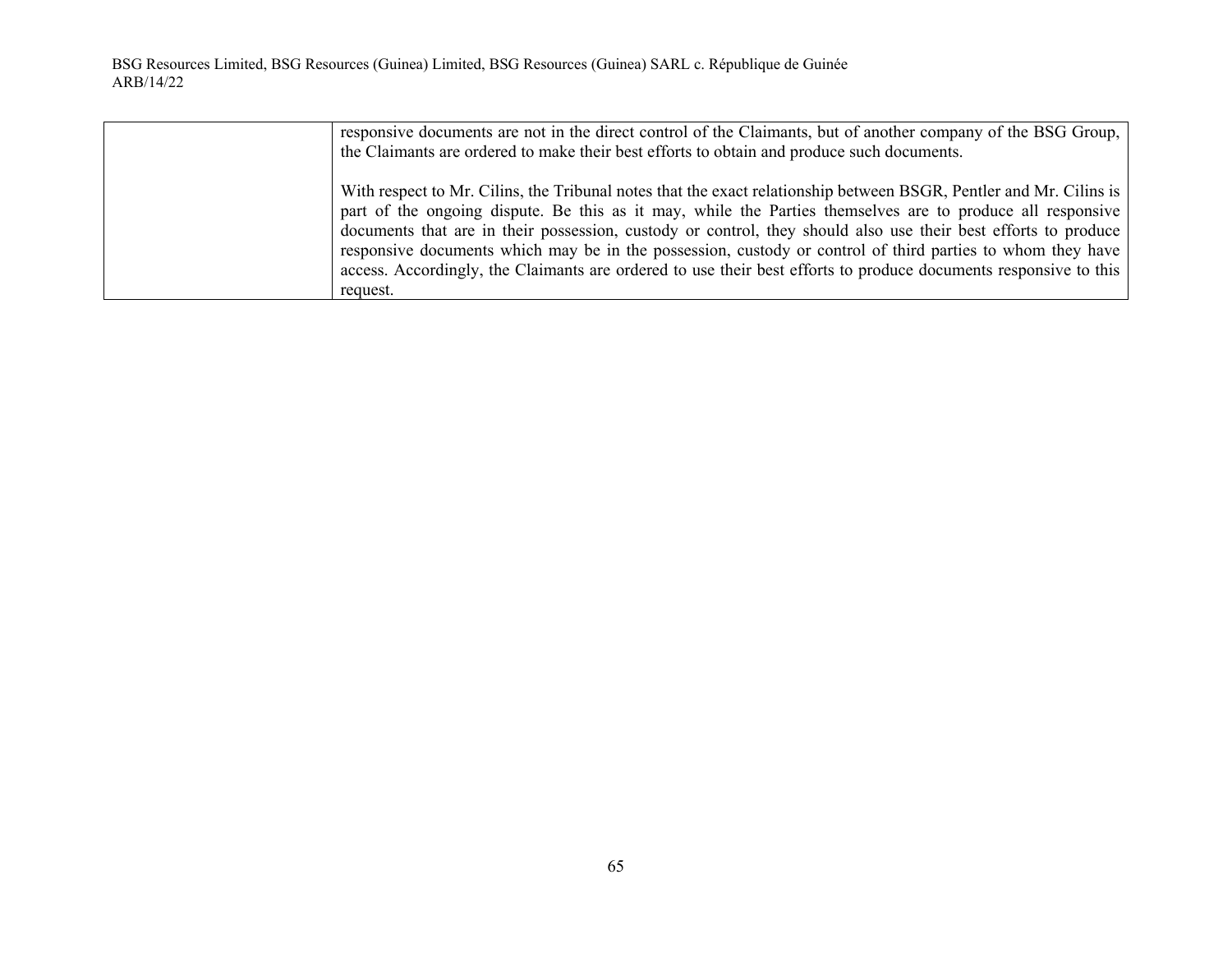|  |  |
|---|---|
|  | responsive documents are not in the direct control of the Claimants, but of another company of the BSG Group, the Claimants are ordered to make their best efforts to obtain and produce such documents.<br><br>With respect to Mr. Cilins, the Tribunal notes that the exact relationship between BSGR, Pentler and Mr. Cilins is part of the ongoing dispute. Be this as it may, while the Parties themselves are to produce all responsive documents that are in their possession, custody or control, they should also use their best efforts to produce responsive documents which may be in the possession, custody or control of third parties to whom they have access. Accordingly, the Claimants are ordered to use their best efforts to produce documents responsive to this request. |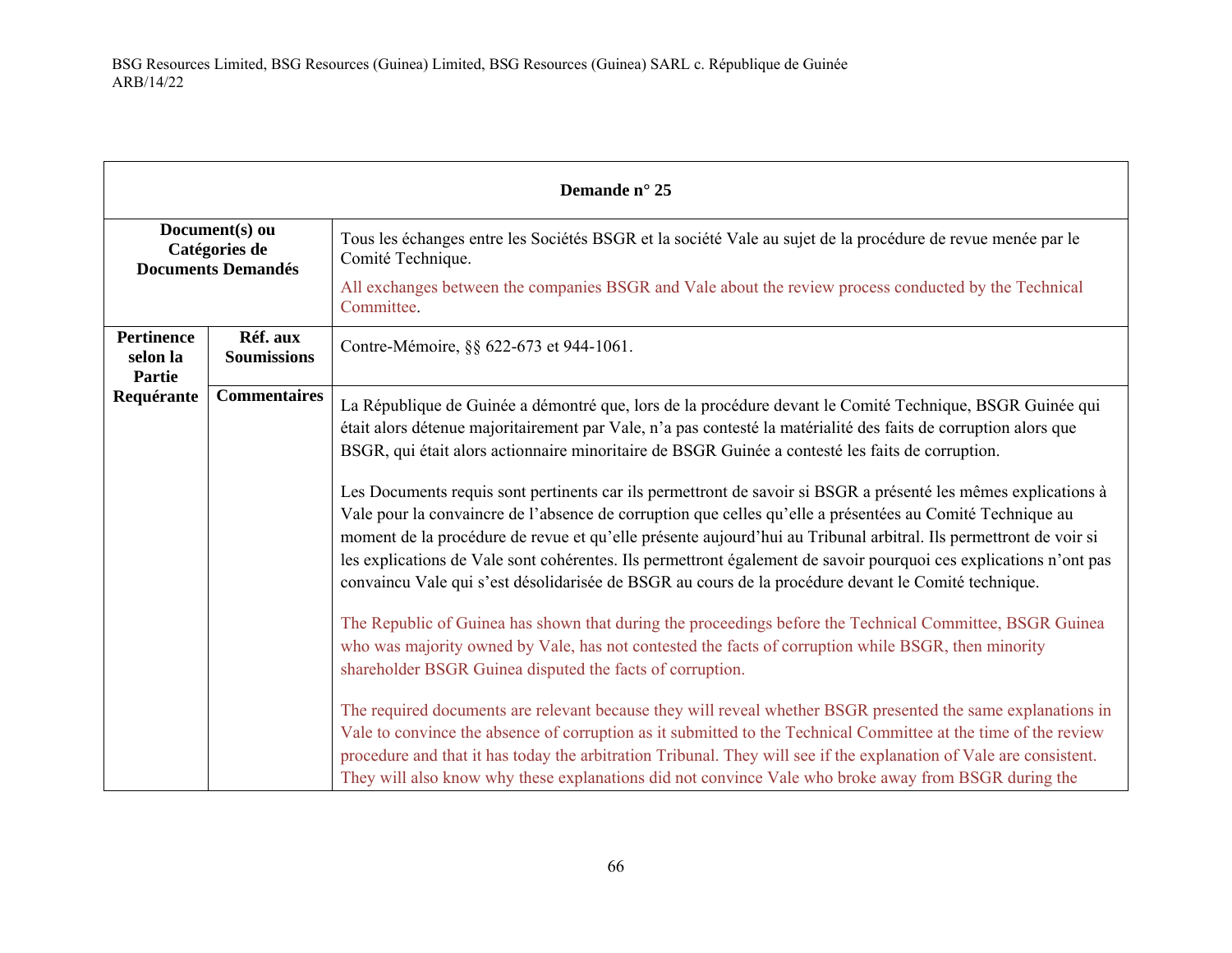| Demande n° 25 | | |
|---|---|---|
| **Document(s) ou Catégories de Documents Demandés** | | Tous les échanges entre les Sociétés BSGR et la société Vale au sujet de la procédure de revue menée par le Comité Technique.<br><br>All exchanges between the companies BSGR and Vale about the review process conducted by the Technical Committee. |
| **Pertinence selon la Partie Requérante** | **Réf. aux Soumissions** | Contre-Mémoire, §§ 622-673 et 944-1061. |
| | **Commentaires** | La République de Guinée a démontré que, lors de la procédure devant le Comité Technique, BSGR Guinée qui était alors détenue majoritairement par Vale, n'a pas contesté la matérialité des faits de corruption alors que BSGR, qui était alors actionnaire minoritaire de BSGR Guinée a contesté les faits de corruption.<br><br>Les Documents requis sont pertinents car ils permettront de savoir si BSGR a présenté les mêmes explications à Vale pour la convaincre de l'absence de corruption que celles qu'elle a présentées au Comité Technique au moment de la procédure de revue et qu'elle présente aujourd'hui au Tribunal arbitral. Ils permettront de voir si les explications de Vale sont cohérentes. Ils permettront également de savoir pourquoi ces explications n'ont pas convaincu Vale qui s'est désolidarisée de BSGR au cours de la procédure devant le Comité technique.<br><br>The Republic of Guinea has shown that during the proceedings before the Technical Committee, BSGR Guinea who was majority owned by Vale, has not contested the facts of corruption while BSGR, then minority shareholder BSGR Guinea disputed the facts of corruption.<br><br>The required documents are relevant because they will reveal whether BSGR presented the same explanations in Vale to convince the absence of corruption as it submitted to the Technical Committee at the time of the review procedure and that it has today the arbitration Tribunal. They will see if the explanation of Vale are consistent. They will also know why these explanations did not convince Vale who broke away from BSGR during the |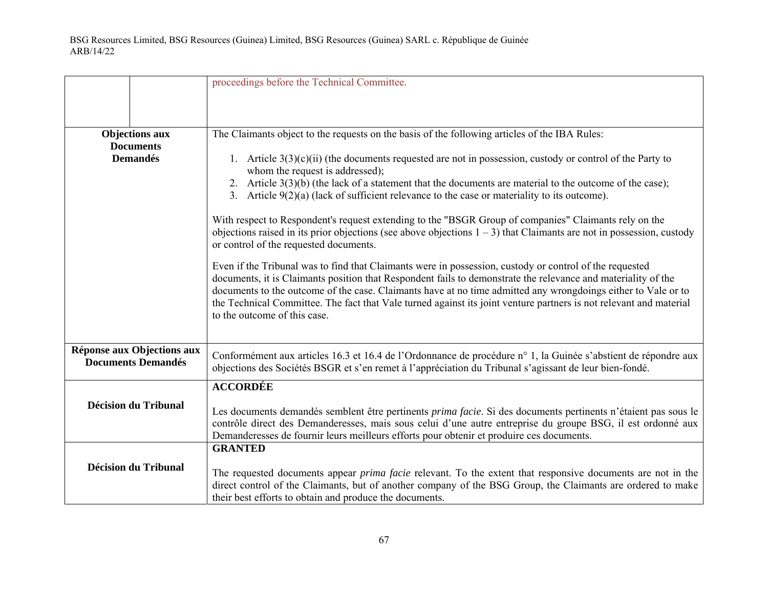| | | |
|---|---|---|
| | | proceedings before the Technical Committee. |
| **Objections aux Documents Demandés** | | The Claimants object to the requests on the basis of the following articles of the IBA Rules:<br><br>1. Article 3(3)(c)(ii) (the documents requested are not in possession, custody or control of the Party to whom the request is addressed);<br>2. Article 3(3)(b) (the lack of a statement that the documents are material to the outcome of the case);<br>3. Article 9(2)(a) (lack of sufficient relevance to the case or materiality to its outcome).<br><br>With respect to Respondent's request extending to the "BSGR Group of companies" Claimants rely on the objections raised in its prior objections (see above objections 1 – 3) that Claimants are not in possession, custody or control of the requested documents.<br><br>Even if the Tribunal was to find that Claimants were in possession, custody or control of the requested documents, it is Claimants position that Respondent fails to demonstrate the relevance and materiality of the documents to the outcome of the case. Claimants have at no time admitted any wrongdoings either to Vale or to the Technical Committee. The fact that Vale turned against its joint venture partners is not relevant and material to the outcome of this case. |
| **Réponse aux Objections aux Documents Demandés** | | Conformément aux articles 16.3 et 16.4 de l'Ordonnance de procédure n° 1, la Guinée s'abstient de répondre aux objections des Sociétés BSGR et s'en remet à l'appréciation du Tribunal s'agissant de leur bien-fondé. |
| **Décision du Tribunal** | | **ACCORDÉE**<br><br>Les documents demandés semblent être pertinents *prima facie*. Si des documents pertinents n'étaient pas sous le contrôle direct des Demanderesses, mais sous celui d'une autre entreprise du groupe BSG, il est ordonné aux Demanderesses de fournir leurs meilleurs efforts pour obtenir et produire ces documents. |
| **Décision du Tribunal** | | **GRANTED**<br><br>The requested documents appear *prima facie* relevant. To the extent that responsive documents are not in the direct control of the Claimants, but of another company of the BSG Group, the Claimants are ordered to make their best efforts to obtain and produce the documents. |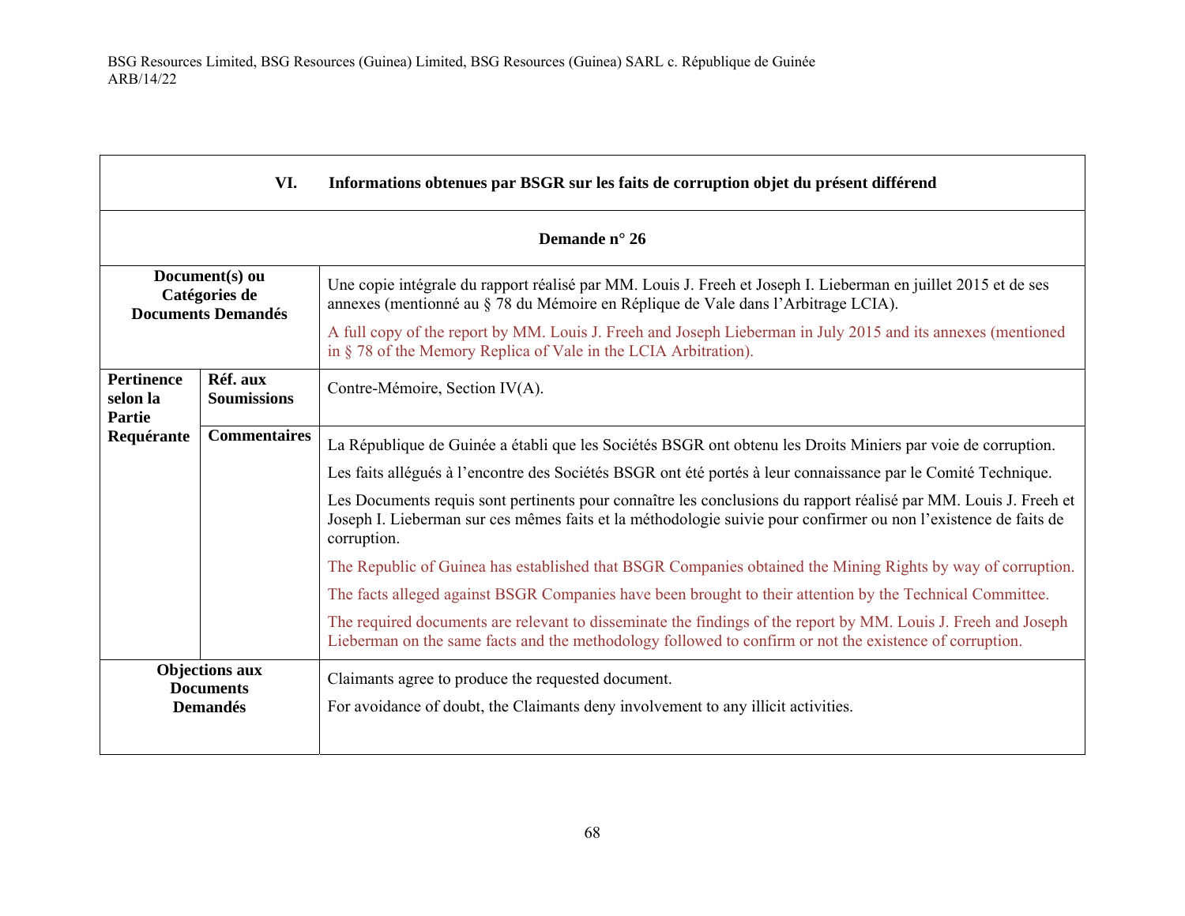| VI. Informations obtenues par BSGR sur les faits de corruption objet du présent différend | | |
|---|---|---|
| **Demande n° 26** | | |
| **Document(s) ou Catégories de Documents Demandés** | | Une copie intégrale du rapport réalisé par MM. Louis J. Freeh et Joseph I. Lieberman en juillet 2015 et de ses annexes (mentionné au § 78 du Mémoire en Réplique de Vale dans l'Arbitrage LCIA).<br><br>A full copy of the report by MM. Louis J. Freeh and Joseph Lieberman in July 2015 and its annexes (mentioned in § 78 of the Memory Replica of Vale in the LCIA Arbitration). |
| **Pertinence selon la Partie Requérante** | **Réf. aux Soumissions** | Contre-Mémoire, Section IV(A). |
| | **Commentaires** | La République de Guinée a établi que les Sociétés BSGR ont obtenu les Droits Miniers par voie de corruption.<br><br>Les faits allégués à l'encontre des Sociétés BSGR ont été portés à leur connaissance par le Comité Technique.<br><br>Les Documents requis sont pertinents pour connaître les conclusions du rapport réalisé par MM. Louis J. Freeh et Joseph I. Lieberman sur ces mêmes faits et la méthodologie suivie pour confirmer ou non l'existence de faits de corruption.<br><br>The Republic of Guinea has established that BSGR Companies obtained the Mining Rights by way of corruption.<br><br>The facts alleged against BSGR Companies have been brought to their attention by the Technical Committee.<br><br>The required documents are relevant to disseminate the findings of the report by MM. Louis J. Freeh and Joseph Lieberman on the same facts and the methodology followed to confirm or not the existence of corruption. |
| **Objections aux Documents Demandés** | | Claimants agree to produce the requested document.<br><br>For avoidance of doubt, the Claimants deny involvement to any illicit activities. |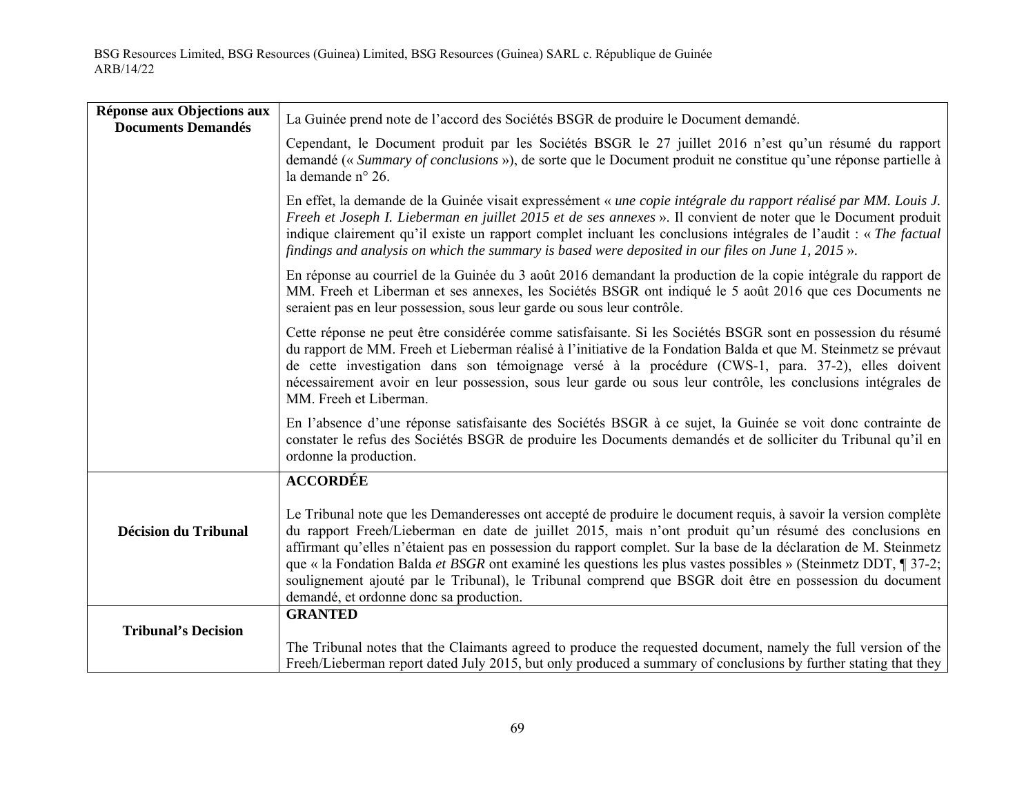| | |
|---|---|
| **Réponse aux Objections aux Documents Demandés** | La Guinée prend note de l'accord des Sociétés BSGR de produire le Document demandé.<br><br>Cependant, le Document produit par les Sociétés BSGR le 27 juillet 2016 n'est qu'un résumé du rapport demandé (« *Summary of conclusions* »), de sorte que le Document produit ne constitue qu'une réponse partielle à la demande n° 26.<br><br>En effet, la demande de la Guinée visait expressément « *une copie intégrale du rapport réalisé par MM. Louis J. Freeh et Joseph I. Lieberman en juillet 2015 et de ses annexes* ». Il convient de noter que le Document produit indique clairement qu'il existe un rapport complet incluant les conclusions intégrales de l'audit : « *The factual findings and analysis on which the summary is based were deposited in our files on June 1, 2015* ».<br><br>En réponse au courriel de la Guinée du 3 août 2016 demandant la production de la copie intégrale du rapport de MM. Freeh et Liberman et ses annexes, les Sociétés BSGR ont indiqué le 5 août 2016 que ces Documents ne seraient pas en leur possession, sous leur garde ou sous leur contrôle.<br><br>Cette réponse ne peut être considérée comme satisfaisante. Si les Sociétés BSGR sont en possession du résumé du rapport de MM. Freeh et Lieberman réalisé à l'initiative de la Fondation Balda et que M. Steinmetz se prévaut de cette investigation dans son témoignage versé à la procédure (CWS-1, para. 37-2), elles doivent nécessairement avoir en leur possession, sous leur garde ou sous leur contrôle, les conclusions intégrales de MM. Freeh et Liberman.<br><br>En l'absence d'une réponse satisfaisante des Sociétés BSGR à ce sujet, la Guinée se voit donc contrainte de constater le refus des Sociétés BSGR de produire les Documents demandés et de solliciter du Tribunal qu'il en ordonne la production. |
| **Décision du Tribunal** | **ACCORDÉE**<br><br>Le Tribunal note que les Demanderesses ont accepté de produire le document requis, à savoir la version complète du rapport Freeh/Lieberman en date de juillet 2015, mais n'ont produit qu'un résumé des conclusions en affirmant qu'elles n'étaient pas en possession du rapport complet. Sur la base de la déclaration de M. Steinmetz que « la Fondation Balda *et BSGR* ont examiné les questions les plus vastes possibles » (Steinmetz DDT, ¶ 37-2; soulignement ajouté par le Tribunal), le Tribunal comprend que BSGR doit être en possession du document demandé, et ordonne donc sa production. |
| **Tribunal's Decision** | **GRANTED**<br><br>The Tribunal notes that the Claimants agreed to produce the requested document, namely the full version of the Freeh/Lieberman report dated July 2015, but only produced a summary of conclusions by further stating that they |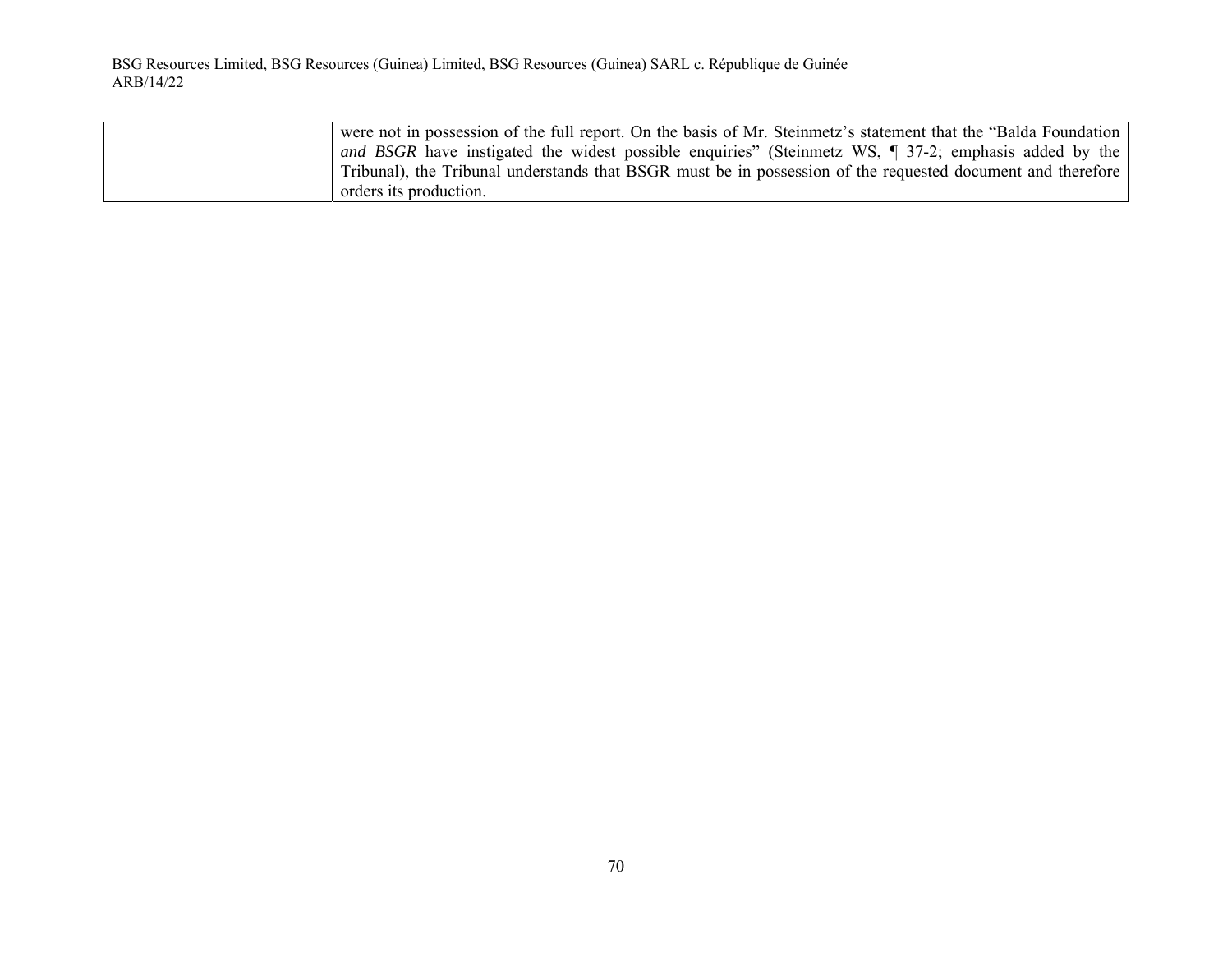|  | were not in possession of the full report. On the basis of Mr. Steinmetz's statement that the "Balda Foundation *and BSGR* have instigated the widest possible enquiries" (Steinmetz WS, ¶ 37-2; emphasis added by the Tribunal), the Tribunal understands that BSGR must be in possession of the requested document and therefore orders its production. |
|---|---|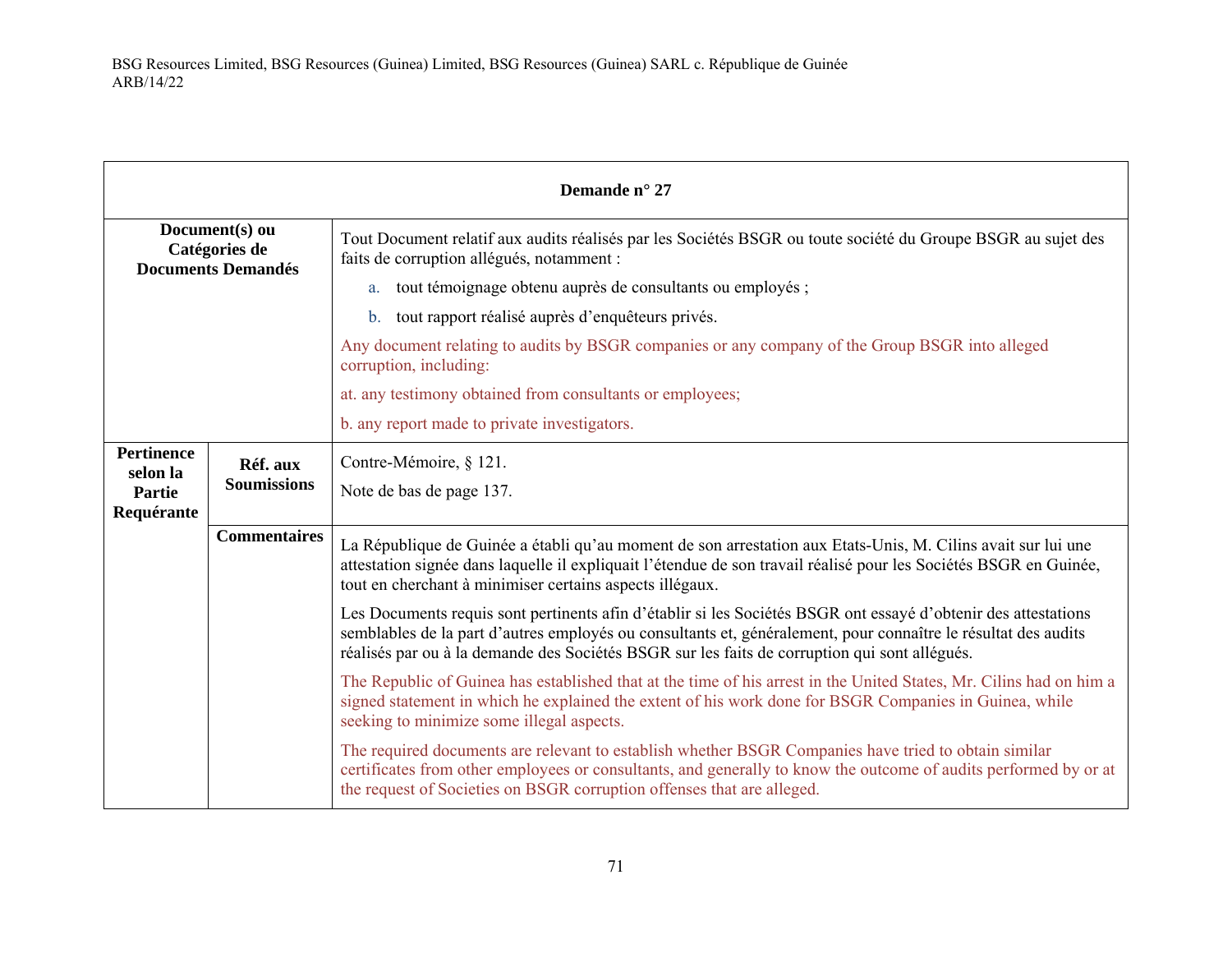| Demande n° 27 | | |
|---|---|---|
| **Document(s) ou Catégories de Documents Demandés** | | Tout Document relatif aux audits réalisés par les Sociétés BSGR ou toute société du Groupe BSGR au sujet des faits de corruption allégués, notamment :<br><br>a. tout témoignage obtenu auprès de consultants ou employés ;<br><br>b. tout rapport réalisé auprès d'enquêteurs privés.<br><br>Any document relating to audits by BSGR companies or any company of the Group BSGR into alleged corruption, including:<br><br>at. any testimony obtained from consultants or employees;<br><br>b. any report made to private investigators. |
| **Pertinence selon la Partie Requérante** | **Réf. aux Soumissions** | Contre-Mémoire, § 121.<br><br>Note de bas de page 137. |
| | **Commentaires** | La République de Guinée a établi qu'au moment de son arrestation aux Etats-Unis, M. Cilins avait sur lui une attestation signée dans laquelle il expliquait l'étendue de son travail réalisé pour les Sociétés BSGR en Guinée, tout en cherchant à minimiser certains aspects illégaux.<br><br>Les Documents requis sont pertinents afin d'établir si les Sociétés BSGR ont essayé d'obtenir des attestations semblables de la part d'autres employés ou consultants et, généralement, pour connaître le résultat des audits réalisés par ou à la demande des Sociétés BSGR sur les faits de corruption qui sont allégués.<br><br>The Republic of Guinea has established that at the time of his arrest in the United States, Mr. Cilins had on him a signed statement in which he explained the extent of his work done for BSGR Companies in Guinea, while seeking to minimize some illegal aspects.<br><br>The required documents are relevant to establish whether BSGR Companies have tried to obtain similar certificates from other employees or consultants, and generally to know the outcome of audits performed by or at the request of Societies on BSGR corruption offenses that are alleged. |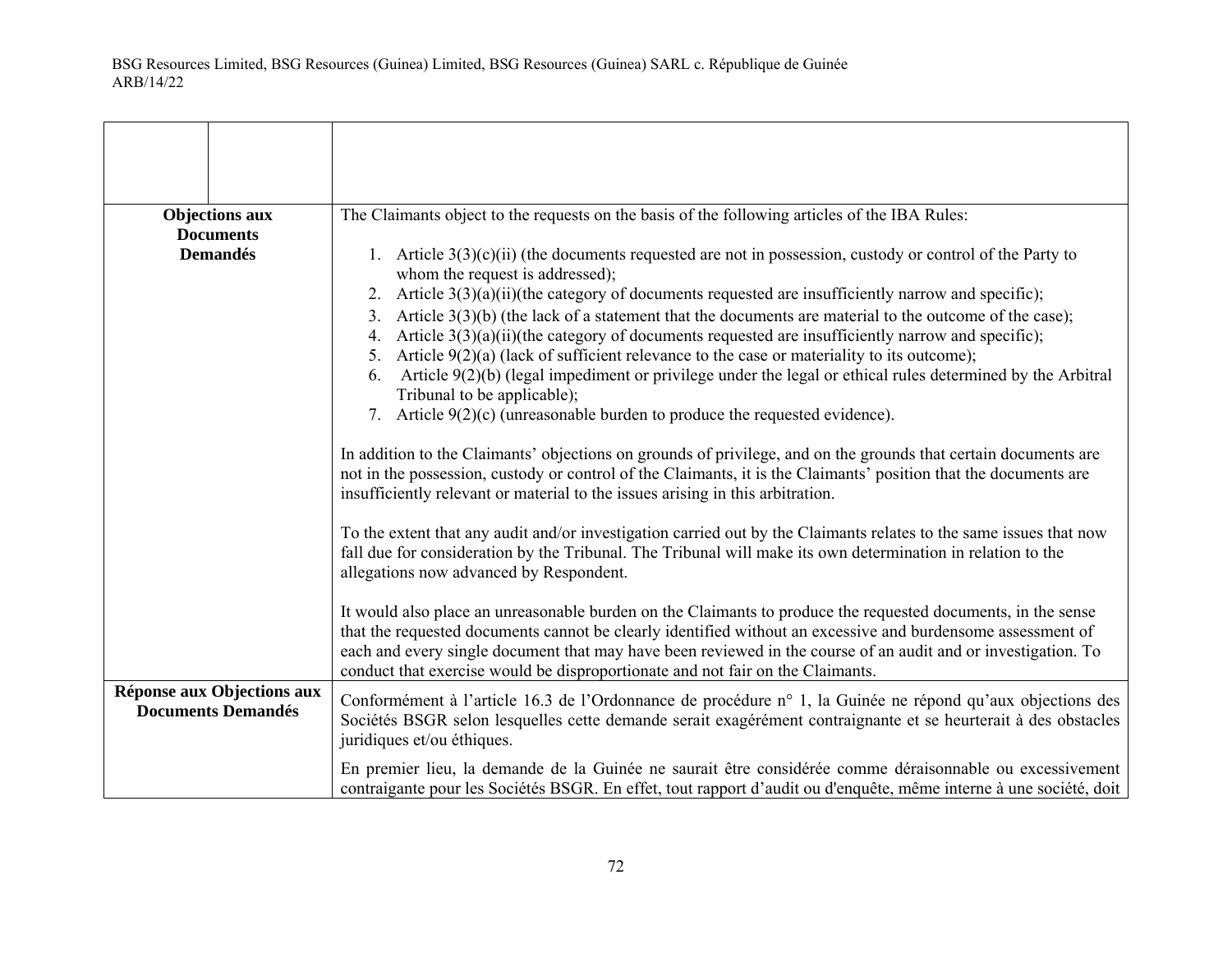| | | |
|---|---|---|
| | | |
| **Objections aux Documents Demandés** | | The Claimants object to the requests on the basis of the following articles of the IBA Rules:<br><br>1. Article 3(3)(c)(ii) (the documents requested are not in possession, custody or control of the Party to whom the request is addressed);<br>2. Article 3(3)(a)(ii)(the category of documents requested are insufficiently narrow and specific);<br>3. Article 3(3)(b) (the lack of a statement that the documents are material to the outcome of the case);<br>4. Article 3(3)(a)(ii)(the category of documents requested are insufficiently narrow and specific);<br>5. Article 9(2)(a) (lack of sufficient relevance to the case or materiality to its outcome);<br>6. Article 9(2)(b) (legal impediment or privilege under the legal or ethical rules determined by the Arbitral Tribunal to be applicable);<br>7. Article 9(2)(c) (unreasonable burden to produce the requested evidence).<br><br>In addition to the Claimants' objections on grounds of privilege, and on the grounds that certain documents are not in the possession, custody or control of the Claimants, it is the Claimants' position that the documents are insufficiently relevant or material to the issues arising in this arbitration.<br><br>To the extent that any audit and/or investigation carried out by the Claimants relates to the same issues that now fall due for consideration by the Tribunal. The Tribunal will make its own determination in relation to the allegations now advanced by Respondent.<br><br>It would also place an unreasonable burden on the Claimants to produce the requested documents, in the sense that the requested documents cannot be clearly identified without an excessive and burdensome assessment of each and every single document that may have been reviewed in the course of an audit and or investigation. To conduct that exercise would be disproportionate and not fair on the Claimants. |
| **Réponse aux Objections aux Documents Demandés** | | Conformément à l'article 16.3 de l'Ordonnance de procédure n° 1, la Guinée ne répond qu'aux objections des Sociétés BSGR selon lesquelles cette demande serait exagérément contraignante et se heurterait à des obstacles juridiques et/ou éthiques.<br><br>En premier lieu, la demande de la Guinée ne saurait être considérée comme déraisonnable ou excessivement contraigante pour les Sociétés BSGR. En effet, tout rapport d'audit ou d'enquête, même interne à une société, doit |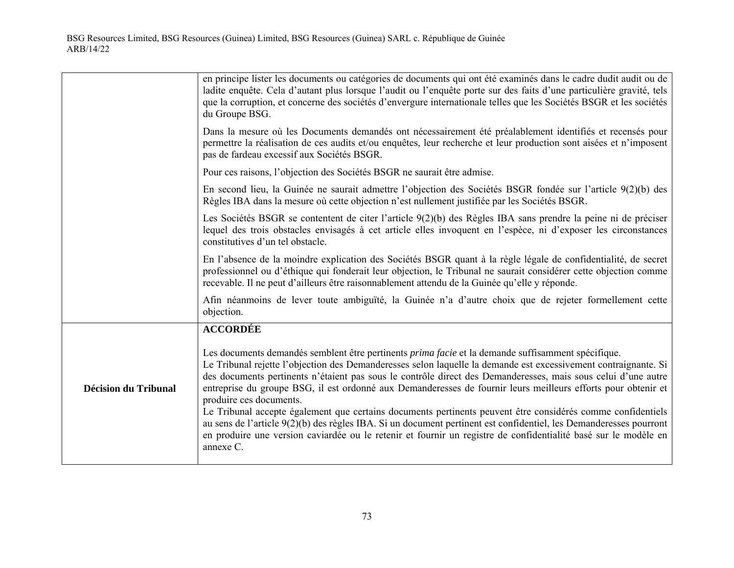| | |
|---|---|
| | en principe lister les documents ou catégories de documents qui ont été examinés dans le cadre dudit audit ou de ladite enquête. Cela d'autant plus lorsque l'audit ou l'enquête porte sur des faits d'une particulière gravité, tels que la corruption, et concerne des sociétés d'envergure internationale telles que les Sociétés BSGR et les sociétés du Groupe BSG.<br><br>Dans la mesure où les Documents demandés ont nécessairement été préalablement identifiés et recensés pour permettre la réalisation de ces audits et/ou enquêtes, leur recherche et leur production sont aisées et n'imposent pas de fardeau excessif aux Sociétés BSGR.<br><br>Pour ces raisons, l'objection des Sociétés BSGR ne saurait être admise.<br><br>En second lieu, la Guinée ne saurait admettre l'objection des Sociétés BSGR fondée sur l'article 9(2)(b) des Règles IBA dans la mesure où cette objection n'est nullement justifiée par les Sociétés BSGR.<br><br>Les Sociétés BSGR se contentent de citer l'article 9(2)(b) des Règles IBA sans prendre la peine ni de préciser lequel des trois obstacles envisagés à cet article elles invoquent en l'espèce, ni d'exposer les circonstances constitutives d'un tel obstacle.<br><br>En l'absence de la moindre explication des Sociétés BSGR quant à la règle légale de confidentialité, de secret professionnel ou d'éthique qui fonderait leur objection, le Tribunal ne saurait considérer cette objection comme recevable. Il ne peut d'ailleurs être raisonnablement attendu de la Guinée qu'elle y réponde.<br><br>Afin néanmoins de lever toute ambiguïté, la Guinée n'a d'autre choix que de rejeter formellement cette objection. |
| **Décision du Tribunal** | **ACCORDÉE**<br><br>Les documents demandés semblent être pertinents *prima facie* et la demande suffisamment spécifique.<br>Le Tribunal rejette l'objection des Demanderesses selon laquelle la demande est excessivement contraignante. Si des documents pertinents n'étaient pas sous le contrôle direct des Demanderesses, mais sous celui d'une autre entreprise du groupe BSG, il est ordonné aux Demanderesses de fournir leurs meilleurs efforts pour obtenir et produire ces documents.<br>Le Tribunal accepte également que certains documents pertinents peuvent être considérés comme confidentiels au sens de l'article 9(2)(b) des règles IBA. Si un document pertinent est confidentiel, les Demanderesses pourront en produire une version caviardée ou le retenir et fournir un registre de confidentialité basé sur le modèle en annexe C. |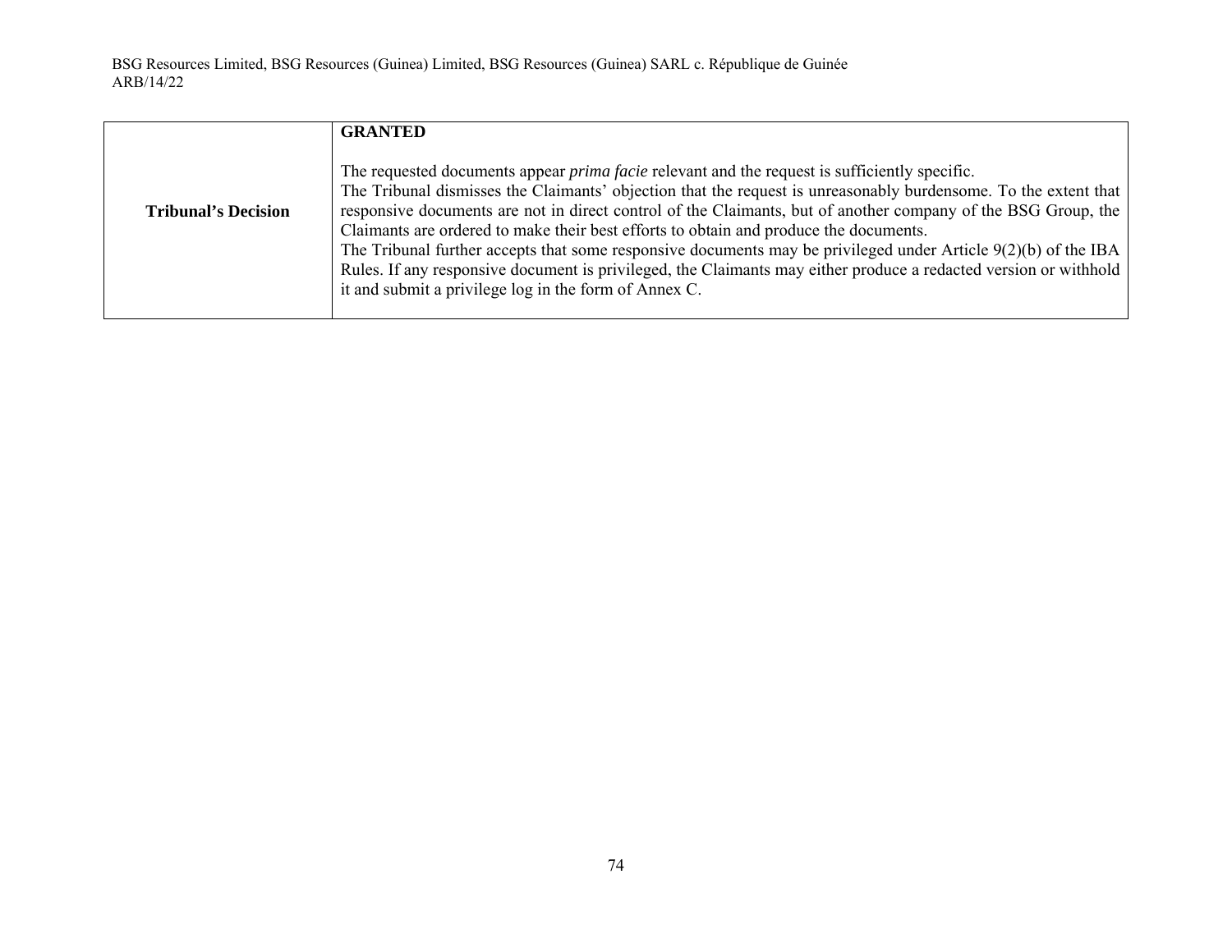| | |
|---|---|
| **Tribunal's Decision** | **GRANTED**<br><br>The requested documents appear *prima facie* relevant and the request is sufficiently specific.<br>The Tribunal dismisses the Claimants' objection that the request is unreasonably burdensome. To the extent that responsive documents are not in direct control of the Claimants, but of another company of the BSG Group, the Claimants are ordered to make their best efforts to obtain and produce the documents.<br>The Tribunal further accepts that some responsive documents may be privileged under Article 9(2)(b) of the IBA Rules. If any responsive document is privileged, the Claimants may either produce a redacted version or withhold it and submit a privilege log in the form of Annex C. |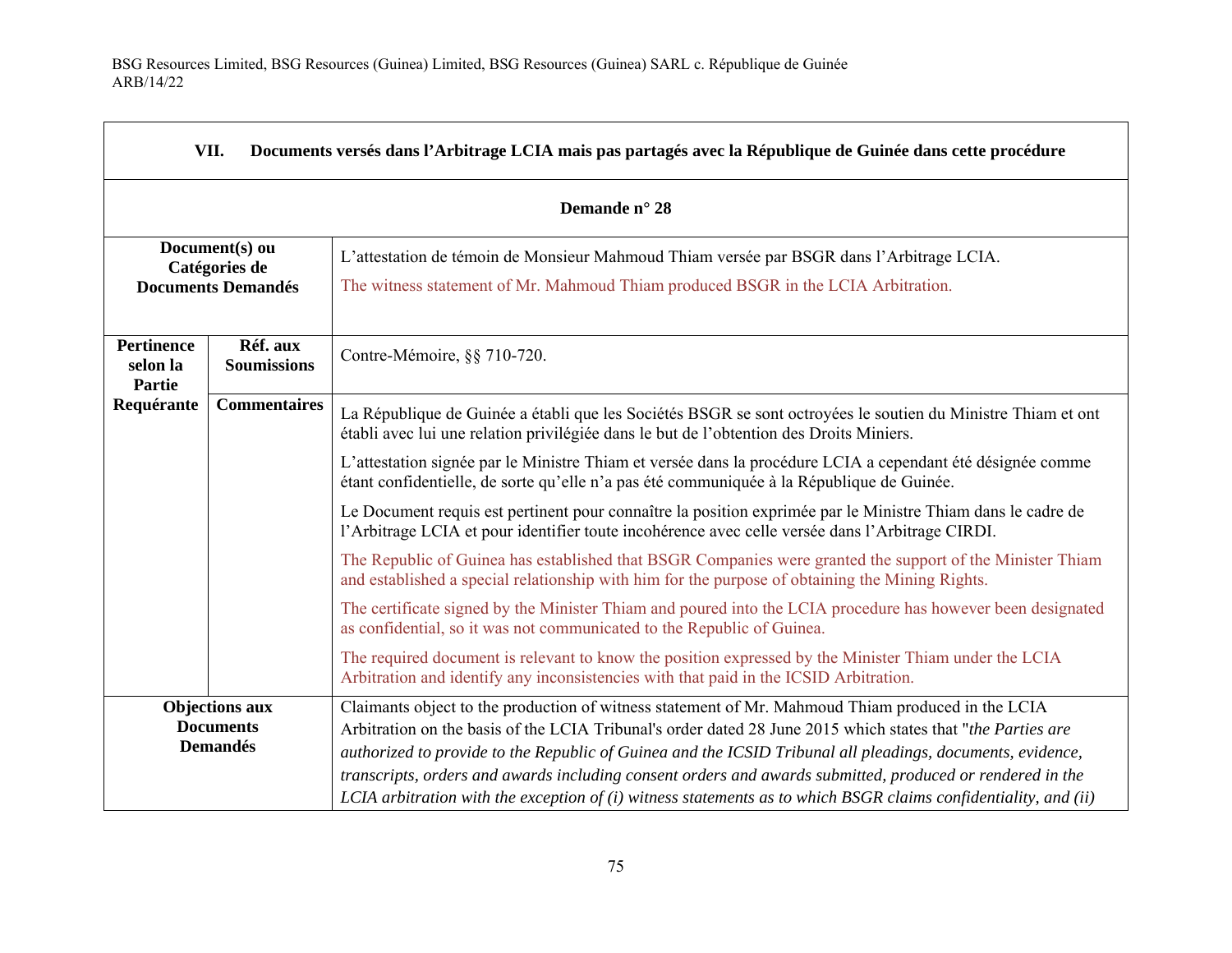| **VII. Documents versés dans l'Arbitrage LCIA mais pas partagés avec la République de Guinée dans cette procédure** | | |
|---|---|---|
| **Demande n° 28** | | |
| **Document(s) ou Catégories de Documents Demandés** | | L'attestation de témoin de Monsieur Mahmoud Thiam versée par BSGR dans l'Arbitrage LCIA.<br><br>The witness statement of Mr. Mahmoud Thiam produced BSGR in the LCIA Arbitration. |
| **Pertinence selon la Partie Requérante** | **Réf. aux Soumissions** | Contre-Mémoire, §§ 710-720. |
| | **Commentaires** | La République de Guinée a établi que les Sociétés BSGR se sont octroyées le soutien du Ministre Thiam et ont établi avec lui une relation privilégiée dans le but de l'obtention des Droits Miniers.<br><br>L'attestation signée par le Ministre Thiam et versée dans la procédure LCIA a cependant été désignée comme étant confidentielle, de sorte qu'elle n'a pas été communiquée à la République de Guinée.<br><br>Le Document requis est pertinent pour connaître la position exprimée par le Ministre Thiam dans le cadre de l'Arbitrage LCIA et pour identifier toute incohérence avec celle versée dans l'Arbitrage CIRDI.<br><br>The Republic of Guinea has established that BSGR Companies were granted the support of the Minister Thiam and established a special relationship with him for the purpose of obtaining the Mining Rights.<br><br>The certificate signed by the Minister Thiam and poured into the LCIA procedure has however been designated as confidential, so it was not communicated to the Republic of Guinea.<br><br>The required document is relevant to know the position expressed by the Minister Thiam under the LCIA Arbitration and identify any inconsistencies with that paid in the ICSID Arbitration. |
| **Objections aux Documents Demandés** | | Claimants object to the production of witness statement of Mr. Mahmoud Thiam produced in the LCIA Arbitration on the basis of the LCIA Tribunal's order dated 28 June 2015 which states that "*the Parties are authorized to provide to the Republic of Guinea and the ICSID Tribunal all pleadings, documents, evidence, transcripts, orders and awards including consent orders and awards submitted, produced or rendered in the LCIA arbitration with the exception of (i) witness statements as to which BSGR claims confidentiality, and (ii)* |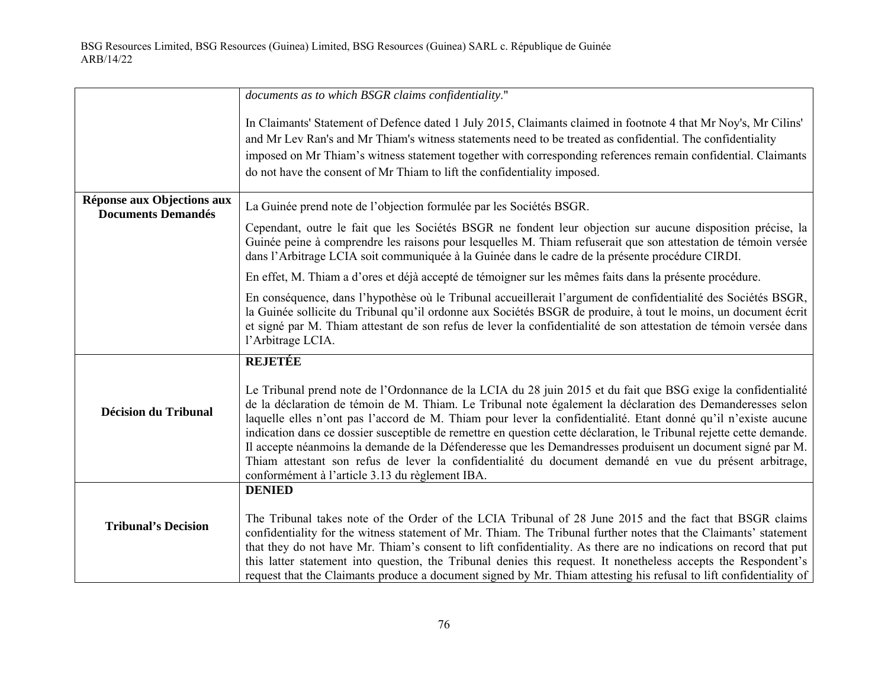| | |
|---|---|
| | *documents as to which BSGR claims confidentiality*."<br><br>In Claimants' Statement of Defence dated 1 July 2015, Claimants claimed in footnote 4 that Mr Noy's, Mr Cilins' and Mr Lev Ran's and Mr Thiam's witness statements need to be treated as confidential. The confidentiality imposed on Mr Thiam's witness statement together with corresponding references remain confidential. Claimants do not have the consent of Mr Thiam to lift the confidentiality imposed. |
| **Réponse aux Objections aux Documents Demandés** | La Guinée prend note de l'objection formulée par les Sociétés BSGR.<br><br>Cependant, outre le fait que les Sociétés BSGR ne fondent leur objection sur aucune disposition précise, la Guinée peine à comprendre les raisons pour lesquelles M. Thiam refuserait que son attestation de témoin versée dans l'Arbitrage LCIA soit communiquée à la Guinée dans le cadre de la présente procédure CIRDI.<br><br>En effet, M. Thiam a d'ores et déjà accepté de témoigner sur les mêmes faits dans la présente procédure.<br><br>En conséquence, dans l'hypothèse où le Tribunal accueillerait l'argument de confidentialité des Sociétés BSGR, la Guinée sollicite du Tribunal qu'il ordonne aux Sociétés BSGR de produire, à tout le moins, un document écrit et signé par M. Thiam attestant de son refus de lever la confidentialité de son attestation de témoin versée dans l'Arbitrage LCIA. |
| **Décision du Tribunal** | **REJETÉE**<br><br>Le Tribunal prend note de l'Ordonnance de la LCIA du 28 juin 2015 et du fait que BSG exige la confidentialité de la déclaration de témoin de M. Thiam. Le Tribunal note également la déclaration des Demanderesses selon laquelle elles n'ont pas l'accord de M. Thiam pour lever la confidentialité. Etant donné qu'il n'existe aucune indication dans ce dossier susceptible de remettre en question cette déclaration, le Tribunal rejette cette demande. Il accepte néanmoins la demande de la Défenderesse que les Demandresses produisent un document signé par M. Thiam attestant son refus de lever la confidentialité du document demandé en vue du présent arbitrage, conformément à l'article 3.13 du règlement IBA. |
| **Tribunal's Decision** | **DENIED**<br><br>The Tribunal takes note of the Order of the LCIA Tribunal of 28 June 2015 and the fact that BSGR claims confidentiality for the witness statement of Mr. Thiam. The Tribunal further notes that the Claimants' statement that they do not have Mr. Thiam's consent to lift confidentiality. As there are no indications on record that put this latter statement into question, the Tribunal denies this request. It nonetheless accepts the Respondent's request that the Claimants produce a document signed by Mr. Thiam attesting his refusal to lift confidentiality of |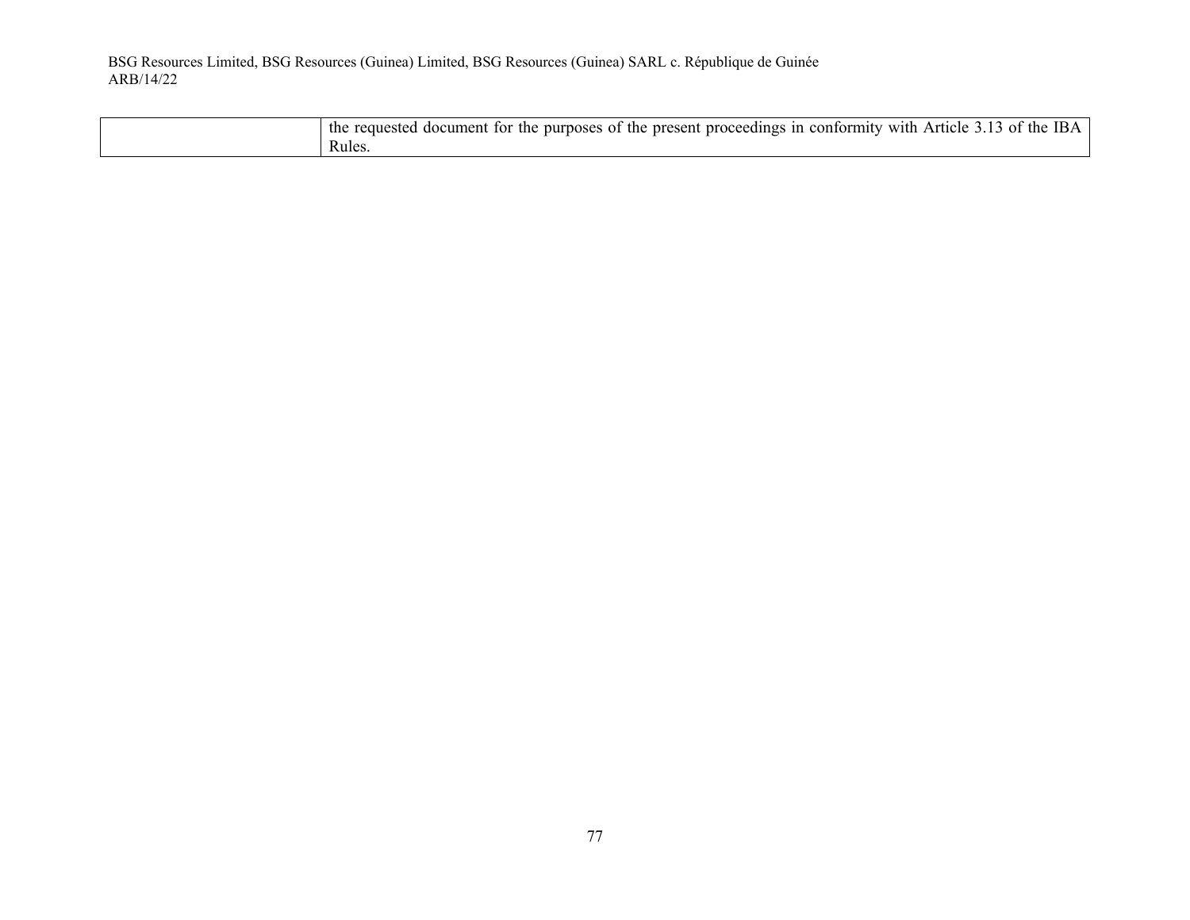| | |
|---|---|
| | the requested document for the purposes of the present proceedings in conformity with Article 3.13 of the IBA Rules. |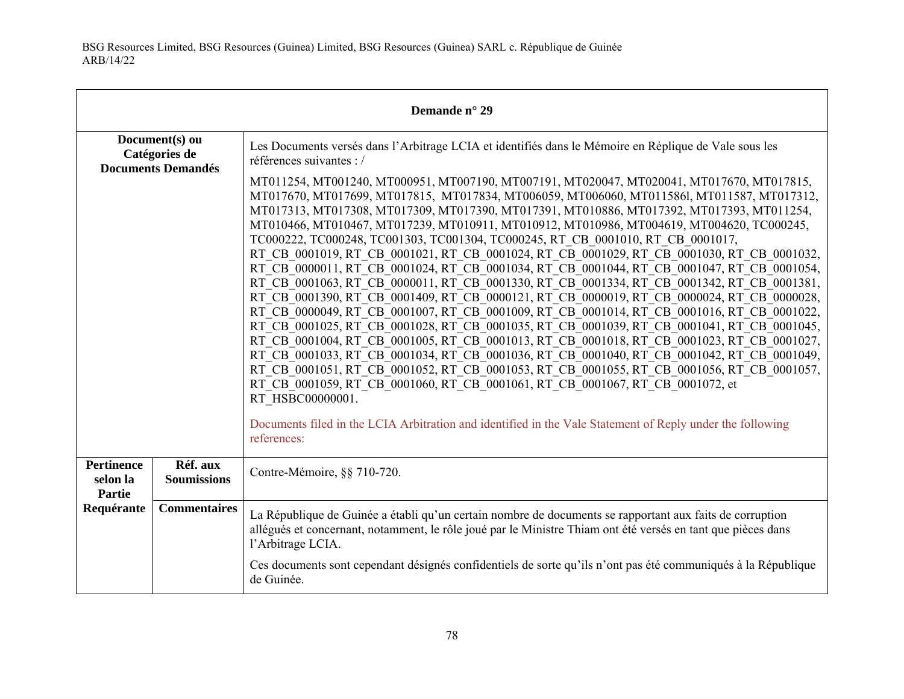| Demande n° 29 | | |
|---|---|---|
| **Document(s) ou Catégories de Documents Demandés** | | Les Documents versés dans l'Arbitrage LCIA et identifiés dans le Mémoire en Réplique de Vale sous les références suivantes : / MT011254, MT001240, MT000951, MT007190, MT007191, MT020047, MT020041, MT017670, MT017815, MT017670, MT017699, MT017815, MT017834, MT006059, MT006060, MT011586l, MT011587, MT017312, MT017313, MT017308, MT017309, MT017390, MT017391, MT010886, MT017392, MT017393, MT011254, MT010466, MT010467, MT017239, MT010911, MT010912, MT010986, MT004619, MT004620, TC000245, TC000222, TC000248, TC001303, TC001304, TC000245, RT_CB_0001010, RT_CB_0001017, RT_CB_0001019, RT_CB_0001021, RT_CB_0001024, RT_CB_0001029, RT_CB_0001030, RT_CB_0001032, RT_CB_0000011, RT_CB_0001024, RT_CB_0001034, RT_CB_0001044, RT_CB_0001047, RT_CB_0001054, RT_CB_0001063, RT_CB_0000011, RT_CB_0001330, RT_CB_0001334, RT_CB_0001342, RT_CB_0001381, RT_CB_0001390, RT_CB_0001409, RT_CB_0000121, RT_CB_0000019, RT_CB_0000024, RT_CB_0000028, RT_CB_0000049, RT_CB_0001007, RT_CB_0001009, RT_CB_0001014, RT_CB_0001016, RT_CB_0001022, RT_CB_0001025, RT_CB_0001028, RT_CB_0001035, RT_CB_0001039, RT_CB_0001041, RT_CB_0001045, RT_CB_0001004, RT_CB_0001005, RT_CB_0001013, RT_CB_0001018, RT_CB_0001023, RT_CB_0001027, RT_CB_0001033, RT_CB_0001034, RT_CB_0001036, RT_CB_0001040, RT_CB_0001042, RT_CB_0001049, RT_CB_0001051, RT_CB_0001052, RT_CB_0001053, RT_CB_0001055, RT_CB_0001056, RT_CB_0001057, RT_CB_0001059, RT_CB_0001060, RT_CB_0001061, RT_CB_0001067, RT_CB_0001072, et RT_HSBC00000001.<br><br>Documents filed in the LCIA Arbitration and identified in the Vale Statement of Reply under the following references: |
| **Pertinence selon la Partie Requérante** | **Réf. aux Soumissions** | Contre-Mémoire, §§ 710-720. |
| | **Commentaires** | La République de Guinée a établi qu'un certain nombre de documents se rapportant aux faits de corruption allégués et concernant, notamment, le rôle joué par le Ministre Thiam ont été versés en tant que pièces dans l'Arbitrage LCIA.<br><br>Ces documents sont cependant désignés confidentiels de sorte qu'ils n'ont pas été communiqués à la République de Guinée. |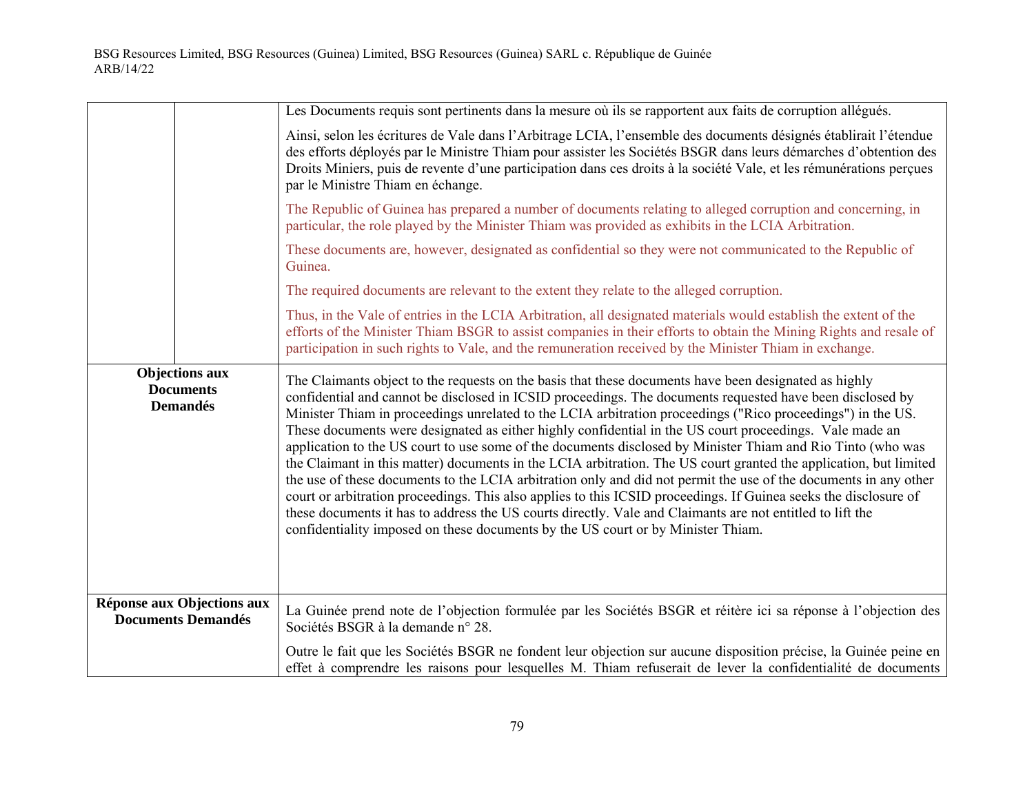| | | |
|---|---|---|
| | | Les Documents requis sont pertinents dans la mesure où ils se rapportent aux faits de corruption allégués.<br><br>Ainsi, selon les écritures de Vale dans l'Arbitrage LCIA, l'ensemble des documents désignés établirait l'étendue des efforts déployés par le Ministre Thiam pour assister les Sociétés BSGR dans leurs démarches d'obtention des Droits Miniers, puis de revente d'une participation dans ces droits à la société Vale, et les rémunérations perçues par le Ministre Thiam en échange.<br><br>The Republic of Guinea has prepared a number of documents relating to alleged corruption and concerning, in particular, the role played by the Minister Thiam was provided as exhibits in the LCIA Arbitration.<br><br>These documents are, however, designated as confidential so they were not communicated to the Republic of Guinea.<br><br>The required documents are relevant to the extent they relate to the alleged corruption.<br><br>Thus, in the Vale of entries in the LCIA Arbitration, all designated materials would establish the extent of the efforts of the Minister Thiam BSGR to assist companies in their efforts to obtain the Mining Rights and resale of participation in such rights to Vale, and the remuneration received by the Minister Thiam in exchange. |
| **Objections aux Documents Demandés** | | The Claimants object to the requests on the basis that these documents have been designated as highly confidential and cannot be disclosed in ICSID proceedings. The documents requested have been disclosed by Minister Thiam in proceedings unrelated to the LCIA arbitration proceedings ("Rico proceedings") in the US. These documents were designated as either highly confidential in the US court proceedings. Vale made an application to the US court to use some of the documents disclosed by Minister Thiam and Rio Tinto (who was the Claimant in this matter) documents in the LCIA arbitration. The US court granted the application, but limited the use of these documents to the LCIA arbitration only and did not permit the use of the documents in any other court or arbitration proceedings. This also applies to this ICSID proceedings. If Guinea seeks the disclosure of these documents it has to address the US courts directly. Vale and Claimants are not entitled to lift the confidentiality imposed on these documents by the US court or by Minister Thiam. |
| **Réponse aux Objections aux Documents Demandés** | | La Guinée prend note de l'objection formulée par les Sociétés BSGR et réitère ici sa réponse à l'objection des Sociétés BSGR à la demande n° 28.<br><br>Outre le fait que les Sociétés BSGR ne fondent leur objection sur aucune disposition précise, la Guinée peine en effet à comprendre les raisons pour lesquelles M. Thiam refuserait de lever la confidentialité de documents |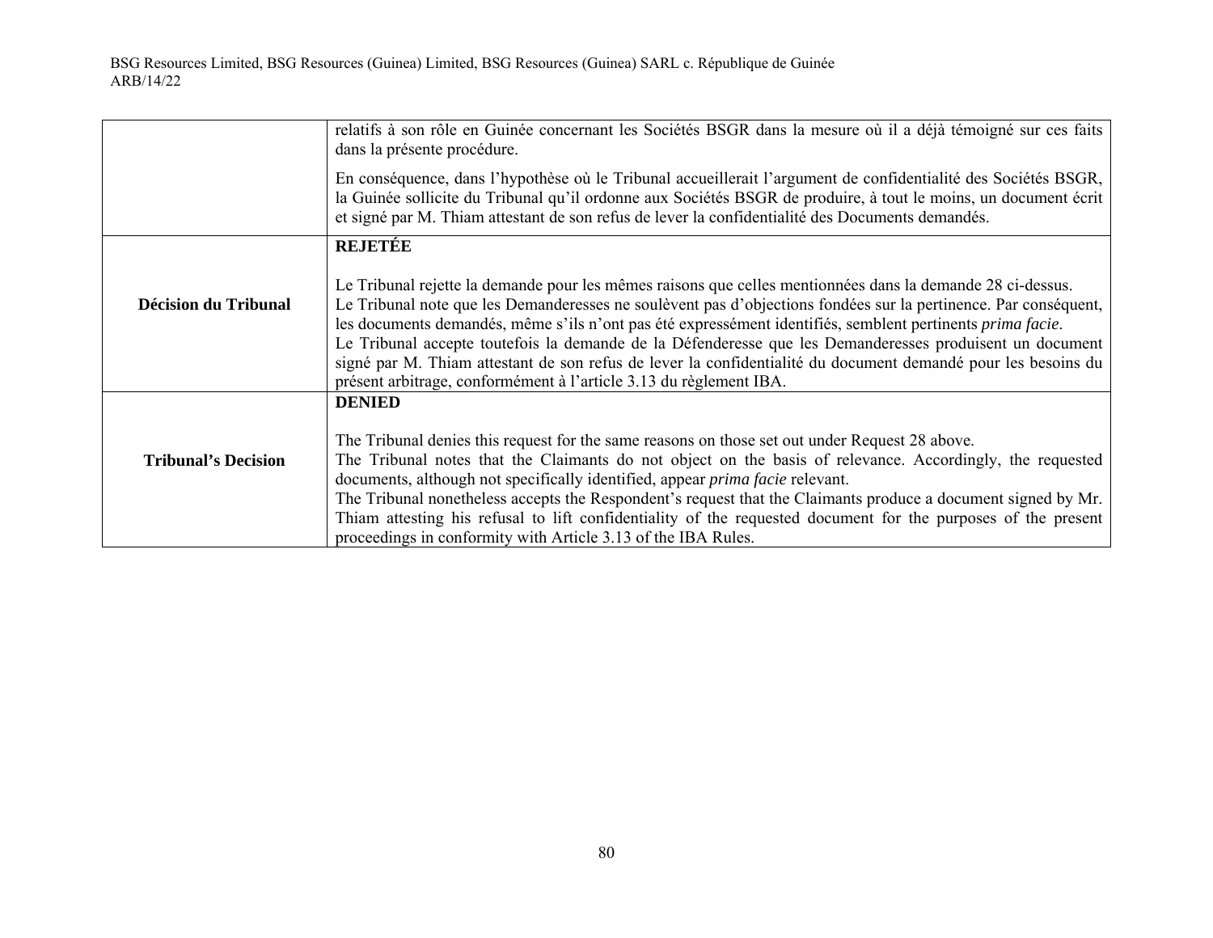| | |
|---|---|
| | relatifs à son rôle en Guinée concernant les Sociétés BSGR dans la mesure où il a déjà témoigné sur ces faits dans la présente procédure.<br><br>En conséquence, dans l'hypothèse où le Tribunal accueillerait l'argument de confidentialité des Sociétés BSGR, la Guinée sollicite du Tribunal qu'il ordonne aux Sociétés BSGR de produire, à tout le moins, un document écrit et signé par M. Thiam attestant de son refus de lever la confidentialité des Documents demandés. |
| **Décision du Tribunal** | **REJETÉE**<br><br>Le Tribunal rejette la demande pour les mêmes raisons que celles mentionnées dans la demande 28 ci-dessus.<br>Le Tribunal note que les Demanderesses ne soulèvent pas d'objections fondées sur la pertinence. Par conséquent, les documents demandés, même s'ils n'ont pas été expressément identifiés, semblent pertinents *prima facie*.<br>Le Tribunal accepte toutefois la demande de la Défenderesse que les Demanderesses produisent un document signé par M. Thiam attestant de son refus de lever la confidentialité du document demandé pour les besoins du présent arbitrage, conformément à l'article 3.13 du règlement IBA. |
| **Tribunal's Decision** | **DENIED**<br><br>The Tribunal denies this request for the same reasons on those set out under Request 28 above.<br>The Tribunal notes that the Claimants do not object on the basis of relevance. Accordingly, the requested documents, although not specifically identified, appear *prima facie* relevant.<br>The Tribunal nonetheless accepts the Respondent's request that the Claimants produce a document signed by Mr. Thiam attesting his refusal to lift confidentiality of the requested document for the purposes of the present proceedings in conformity with Article 3.13 of the IBA Rules. |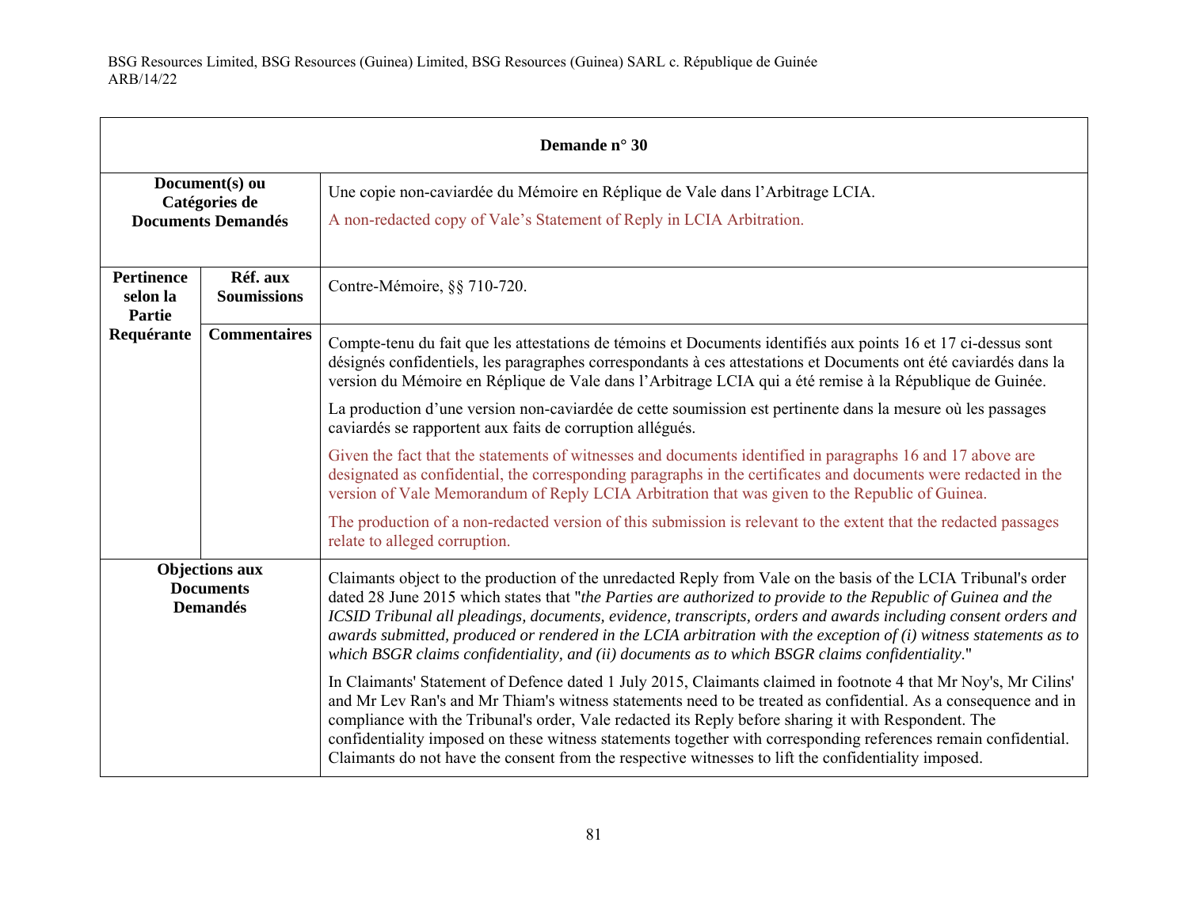| Demande n° 30 | | |
|---|---|---|
| **Document(s) ou Catégories de Documents Demandés** | | Une copie non-caviardée du Mémoire en Réplique de Vale dans l'Arbitrage LCIA.<br><br>A non-redacted copy of Vale's Statement of Reply in LCIA Arbitration. |
| **Pertinence selon la Partie Requérante** | **Réf. aux Soumissions** | Contre-Mémoire, §§ 710-720. |
| | **Commentaires** | Compte-tenu du fait que les attestations de témoins et Documents identifiés aux points 16 et 17 ci-dessus sont désignés confidentiels, les paragraphes correspondants à ces attestations et Documents ont été caviardés dans la version du Mémoire en Réplique de Vale dans l'Arbitrage LCIA qui a été remise à la République de Guinée.<br><br>La production d'une version non-caviardée de cette soumission est pertinente dans la mesure où les passages caviardés se rapportent aux faits de corruption allégués.<br><br>Given the fact that the statements of witnesses and documents identified in paragraphs 16 and 17 above are designated as confidential, the corresponding paragraphs in the certificates and documents were redacted in the version of Vale Memorandum of Reply LCIA Arbitration that was given to the Republic of Guinea.<br><br>The production of a non-redacted version of this submission is relevant to the extent that the redacted passages relate to alleged corruption. |
| **Objections aux Documents Demandés** | | Claimants object to the production of the unredacted Reply from Vale on the basis of the LCIA Tribunal's order dated 28 June 2015 which states that "*the Parties are authorized to provide to the Republic of Guinea and the ICSID Tribunal all pleadings, documents, evidence, transcripts, orders and awards including consent orders and awards submitted, produced or rendered in the LCIA arbitration with the exception of (i) witness statements as to which BSGR claims confidentiality, and (ii) documents as to which BSGR claims confidentiality*."<br><br>In Claimants' Statement of Defence dated 1 July 2015, Claimants claimed in footnote 4 that Mr Noy's, Mr Cilins' and Mr Lev Ran's and Mr Thiam's witness statements need to be treated as confidential. As a consequence and in compliance with the Tribunal's order, Vale redacted its Reply before sharing it with Respondent. The confidentiality imposed on these witness statements together with corresponding references remain confidential. Claimants do not have the consent from the respective witnesses to lift the confidentiality imposed. |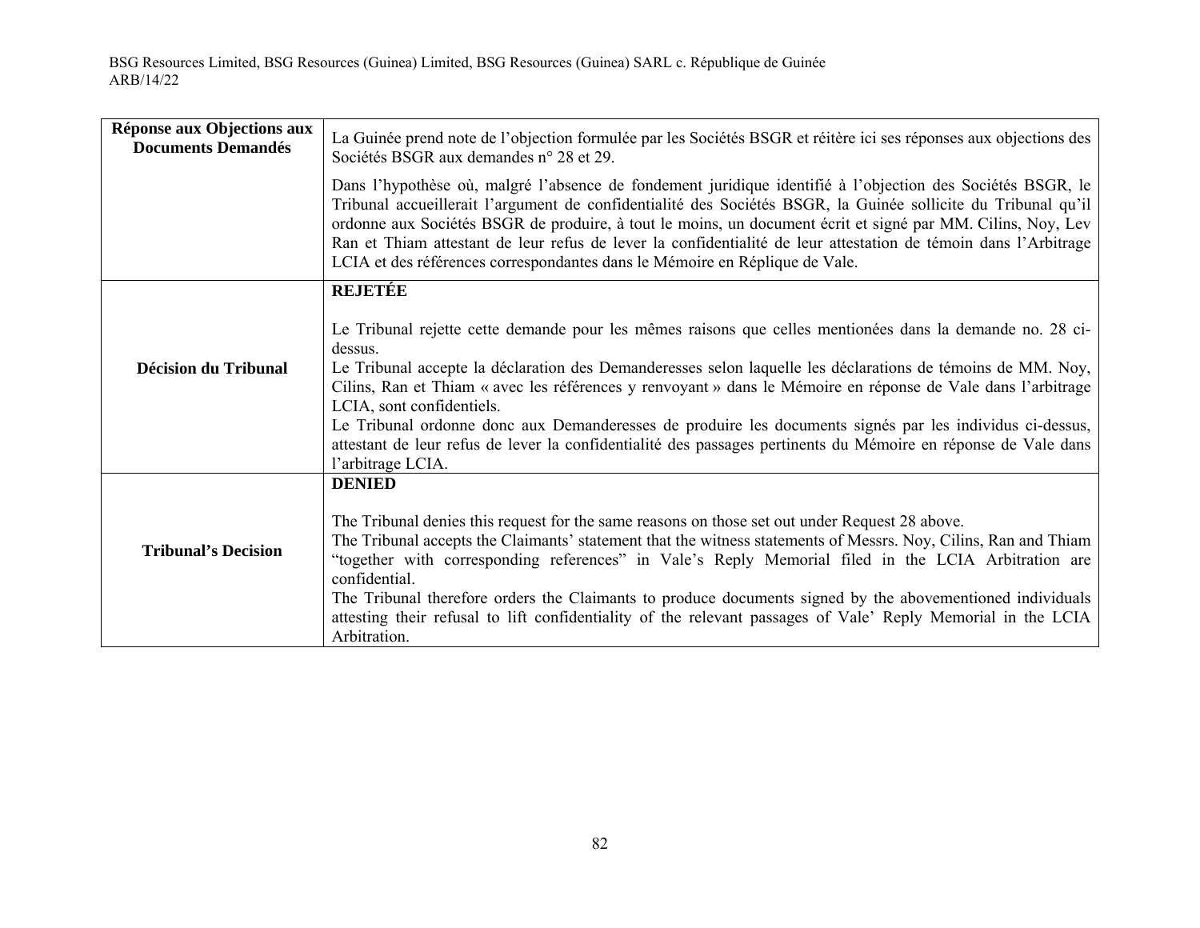| | |
|---|---|
| **Réponse aux Objections aux Documents Demandés** | La Guinée prend note de l'objection formulée par les Sociétés BSGR et réitère ici ses réponses aux objections des Sociétés BSGR aux demandes n° 28 et 29.<br><br>Dans l'hypothèse où, malgré l'absence de fondement juridique identifié à l'objection des Sociétés BSGR, le Tribunal accueillerait l'argument de confidentialité des Sociétés BSGR, la Guinée sollicite du Tribunal qu'il ordonne aux Sociétés BSGR de produire, à tout le moins, un document écrit et signé par MM. Cilins, Noy, Lev Ran et Thiam attestant de leur refus de lever la confidentialité de leur attestation de témoin dans l'Arbitrage LCIA et des références correspondantes dans le Mémoire en Réplique de Vale. |
| **Décision du Tribunal** | **REJETÉE**<br><br>Le Tribunal rejette cette demande pour les mêmes raisons que celles mentionées dans la demande no. 28 ci-dessus.<br>Le Tribunal accepte la déclaration des Demanderesses selon laquelle les déclarations de témoins de MM. Noy, Cilins, Ran et Thiam « avec les références y renvoyant » dans le Mémoire en réponse de Vale dans l'arbitrage LCIA, sont confidentiels.<br>Le Tribunal ordonne donc aux Demanderesses de produire les documents signés par les individus ci-dessus, attestant de leur refus de lever la confidentialité des passages pertinents du Mémoire en réponse de Vale dans l'arbitrage LCIA. |
| **Tribunal's Decision** | **DENIED**<br><br>The Tribunal denies this request for the same reasons on those set out under Request 28 above.<br>The Tribunal accepts the Claimants' statement that the witness statements of Messrs. Noy, Cilins, Ran and Thiam "together with corresponding references" in Vale's Reply Memorial filed in the LCIA Arbitration are confidential.<br>The Tribunal therefore orders the Claimants to produce documents signed by the abovementioned individuals attesting their refusal to lift confidentiality of the relevant passages of Vale' Reply Memorial in the LCIA Arbitration. |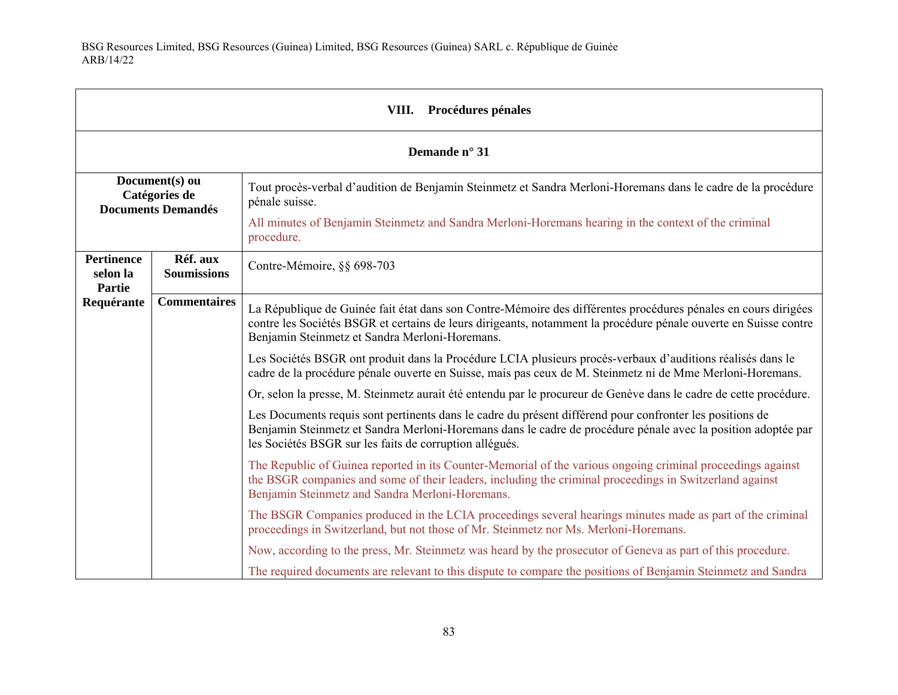| VIII. Procédures pénales | | |
|---|---|---|
| **Demande n° 31** | | |
| **Document(s) ou Catégories de Documents Demandés** | | Tout procès-verbal d'audition de Benjamin Steinmetz et Sandra Merloni-Horemans dans le cadre de la procédure pénale suisse.<br><br>All minutes of Benjamin Steinmetz and Sandra Merloni-Horemans hearing in the context of the criminal procedure. |
| **Pertinence selon la Partie Requérante** | **Réf. aux Soumissions** | Contre-Mémoire, §§ 698-703 |
| | **Commentaires** | La République de Guinée fait état dans son Contre-Mémoire des différentes procédures pénales en cours dirigées contre les Sociétés BSGR et certains de leurs dirigeants, notamment la procédure pénale ouverte en Suisse contre Benjamin Steinmetz et Sandra Merloni-Horemans.<br><br>Les Sociétés BSGR ont produit dans la Procédure LCIA plusieurs procès-verbaux d'auditions réalisés dans le cadre de la procédure pénale ouverte en Suisse, mais pas ceux de M. Steinmetz ni de Mme Merloni-Horemans.<br><br>Or, selon la presse, M. Steinmetz aurait été entendu par le procureur de Genève dans le cadre de cette procédure.<br><br>Les Documents requis sont pertinents dans le cadre du présent différend pour confronter les positions de Benjamin Steinmetz et Sandra Merloni-Horemans dans le cadre de procédure pénale avec la position adoptée par les Sociétés BSGR sur les faits de corruption allégués.<br><br>The Republic of Guinea reported in its Counter-Memorial of the various ongoing criminal proceedings against the BSGR companies and some of their leaders, including the criminal proceedings in Switzerland against Benjamin Steinmetz and Sandra Merloni-Horemans.<br><br>The BSGR Companies produced in the LCIA proceedings several hearings minutes made as part of the criminal proceedings in Switzerland, but not those of Mr. Steinmetz nor Ms. Merloni-Horemans.<br><br>Now, according to the press, Mr. Steinmetz was heard by the prosecutor of Geneva as part of this procedure.<br><br>The required documents are relevant to this dispute to compare the positions of Benjamin Steinmetz and Sandra |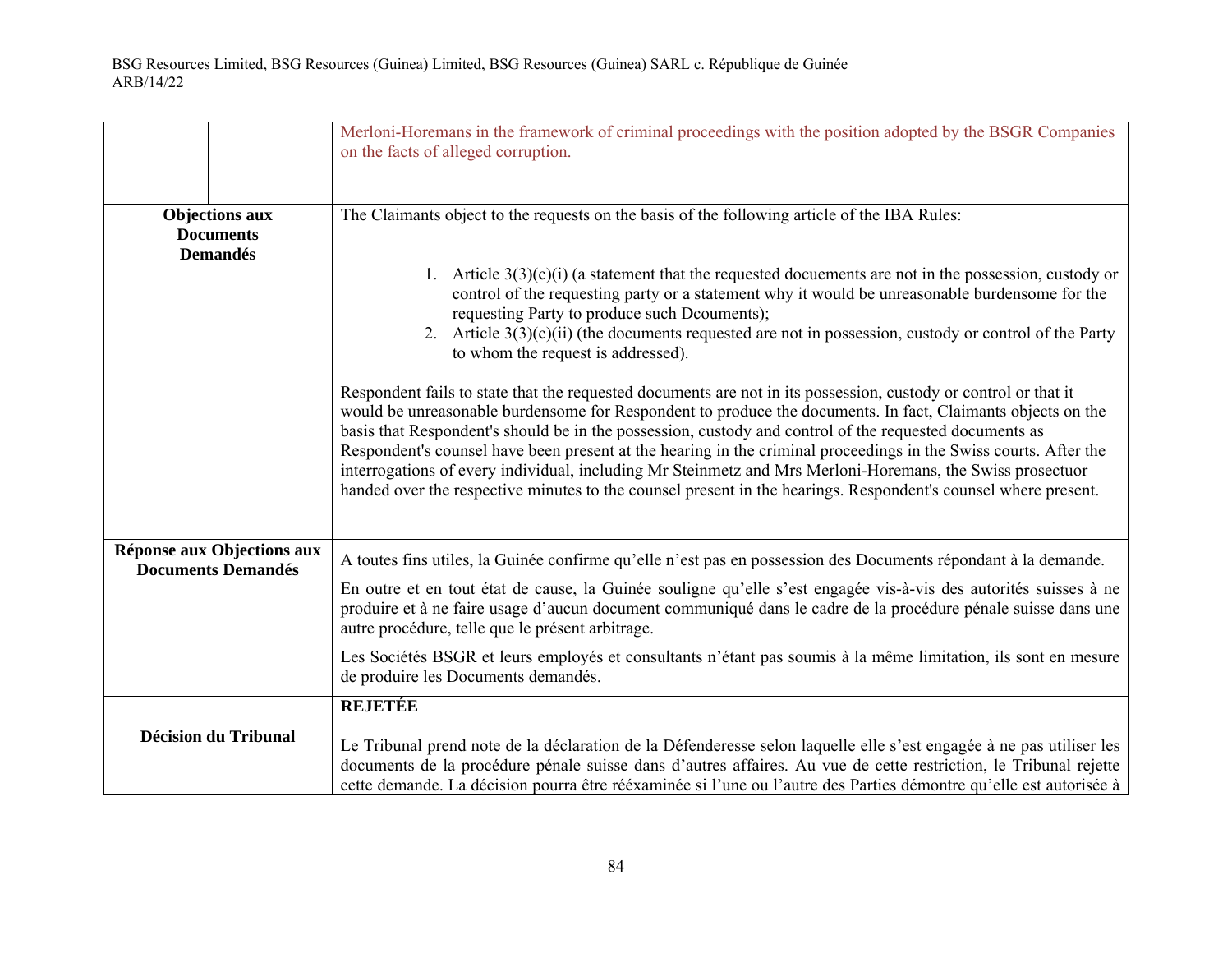| | | |
|---|---|---|
| | | Merloni-Horemans in the framework of criminal proceedings with the position adopted by the BSGR Companies on the facts of alleged corruption. |
| **Objections aux Documents Demandés** | | The Claimants object to the requests on the basis of the following article of the IBA Rules:<br><br>1. Article 3(3)(c)(i) (a statement that the requested docuements are not in the possession, custody or control of the requesting party or a statement why it would be unreasonable burdensome for the requesting Party to produce such Dcouments);<br>2. Article 3(3)(c)(ii) (the documents requested are not in possession, custody or control of the Party to whom the request is addressed).<br><br>Respondent fails to state that the requested documents are not in its possession, custody or control or that it would be unreasonable burdensome for Respondent to produce the documents. In fact, Claimants objects on the basis that Respondent's should be in the possession, custody and control of the requested documents as Respondent's counsel have been present at the hearing in the criminal proceedings in the Swiss courts. After the interrogations of every individual, including Mr Steinmetz and Mrs Merloni-Horemans, the Swiss prosectuor handed over the respective minutes to the counsel present in the hearings. Respondent's counsel where present. |
| **Réponse aux Objections aux Documents Demandés** | | A toutes fins utiles, la Guinée confirme qu'elle n'est pas en possession des Documents répondant à la demande.<br><br>En outre et en tout état de cause, la Guinée souligne qu'elle s'est engagée vis-à-vis des autorités suisses à ne produire et à ne faire usage d'aucun document communiqué dans le cadre de la procédure pénale suisse dans une autre procédure, telle que le présent arbitrage.<br><br>Les Sociétés BSGR et leurs employés et consultants n'étant pas soumis à la même limitation, ils sont en mesure de produire les Documents demandés. |
| **Décision du Tribunal** | | **REJETÉE**<br><br>Le Tribunal prend note de la déclaration de la Défenderesse selon laquelle elle s'est engagée à ne pas utiliser les documents de la procédure pénale suisse dans d'autres affaires. Au vue de cette restriction, le Tribunal rejette cette demande. La décision pourra être réexaminée si l'une ou l'autre des Parties démontre qu'elle est autorisée à |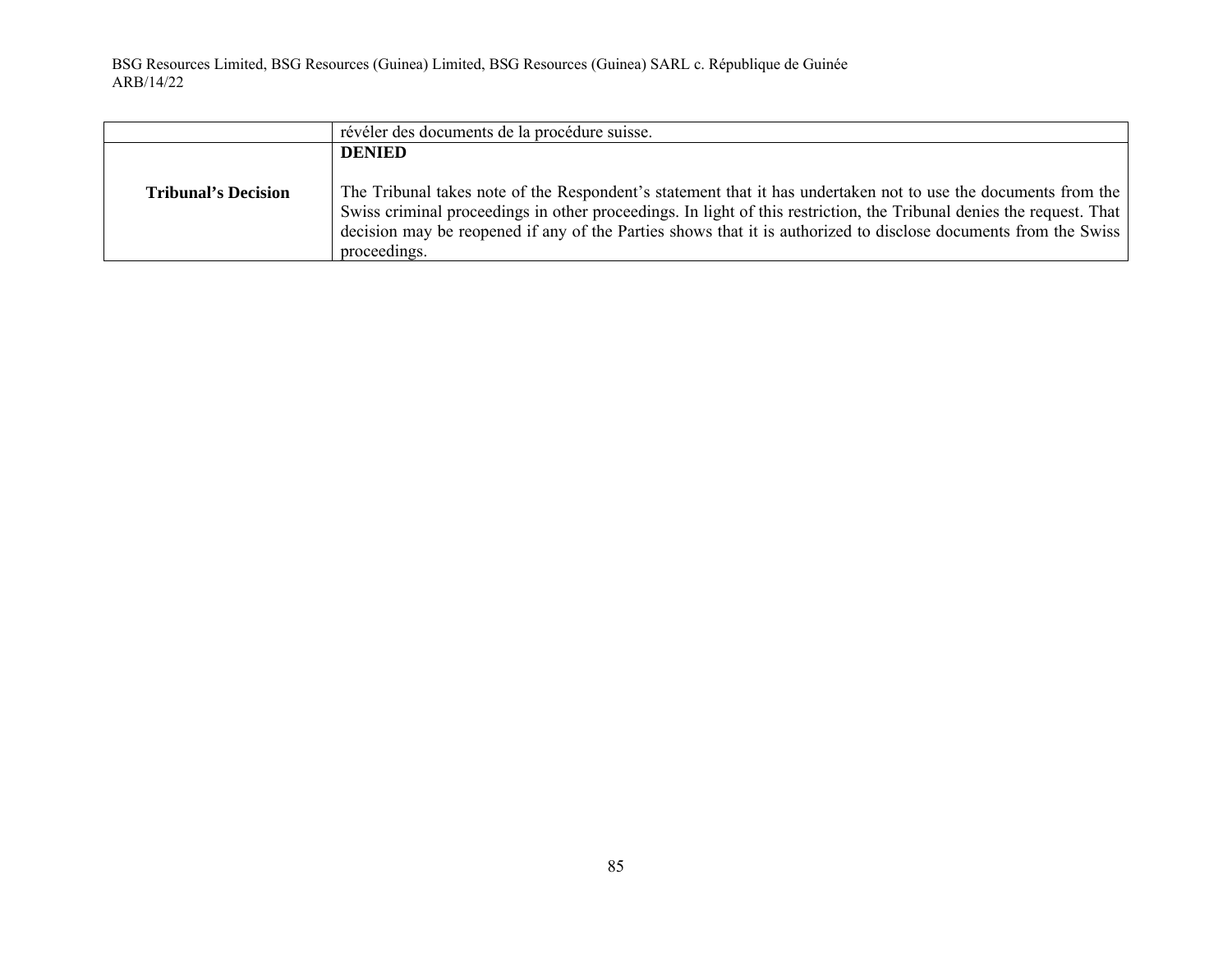| | |
|---|---|
| | révéler des documents de la procédure suisse. |
| **Tribunal's Decision** | **DENIED**<br><br>The Tribunal takes note of the Respondent's statement that it has undertaken not to use the documents from the Swiss criminal proceedings in other proceedings. In light of this restriction, the Tribunal denies the request. That decision may be reopened if any of the Parties shows that it is authorized to disclose documents from the Swiss proceedings. |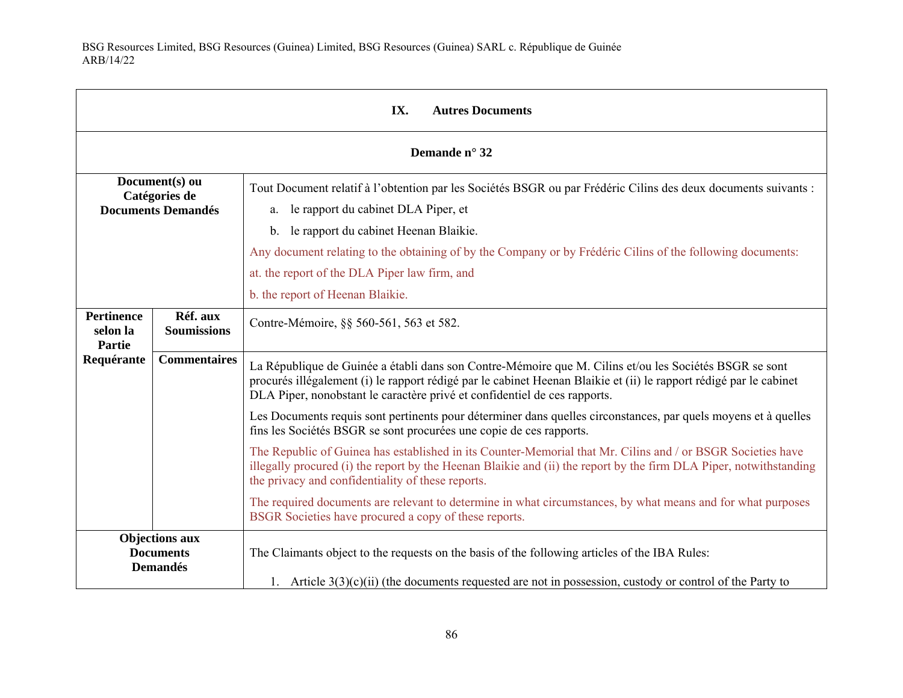| **IX. Autres Documents** | | |
|---|---|---|
| **Demande n° 32** | | |
| **Document(s) ou Catégories de Documents Demandés** | | Tout Document relatif à l'obtention par les Sociétés BSGR ou par Frédéric Cilins des deux documents suivants :<br>a. le rapport du cabinet DLA Piper, et<br>b. le rapport du cabinet Heenan Blaikie.<br>Any document relating to the obtaining of by the Company or by Frédéric Cilins of the following documents:<br>at. the report of the DLA Piper law firm, and<br>b. the report of Heenan Blaikie. |
| **Pertinence selon la Partie Requérante** | **Réf. aux Soumissions** | Contre-Mémoire, §§ 560-561, 563 et 582. |
| | **Commentaires** | La République de Guinée a établi dans son Contre-Mémoire que M. Cilins et/ou les Sociétés BSGR se sont procurés illégalement (i) le rapport rédigé par le cabinet Heenan Blaikie et (ii) le rapport rédigé par le cabinet DLA Piper, nonobstant le caractère privé et confidentiel de ces rapports.<br>Les Documents requis sont pertinents pour déterminer dans quelles circonstances, par quels moyens et à quelles fins les Sociétés BSGR se sont procurées une copie de ces rapports.<br>The Republic of Guinea has established in its Counter-Memorial that Mr. Cilins and / or BSGR Societies have illegally procured (i) the report by the Heenan Blaikie and (ii) the report by the firm DLA Piper, notwithstanding the privacy and confidentiality of these reports.<br>The required documents are relevant to determine in what circumstances, by what means and for what purposes BSGR Societies have procured a copy of these reports. |
| **Objections aux Documents Demandés** | | The Claimants object to the requests on the basis of the following articles of the IBA Rules:<br>1. Article 3(3)(c)(ii) (the documents requested are not in possession, custody or control of the Party to |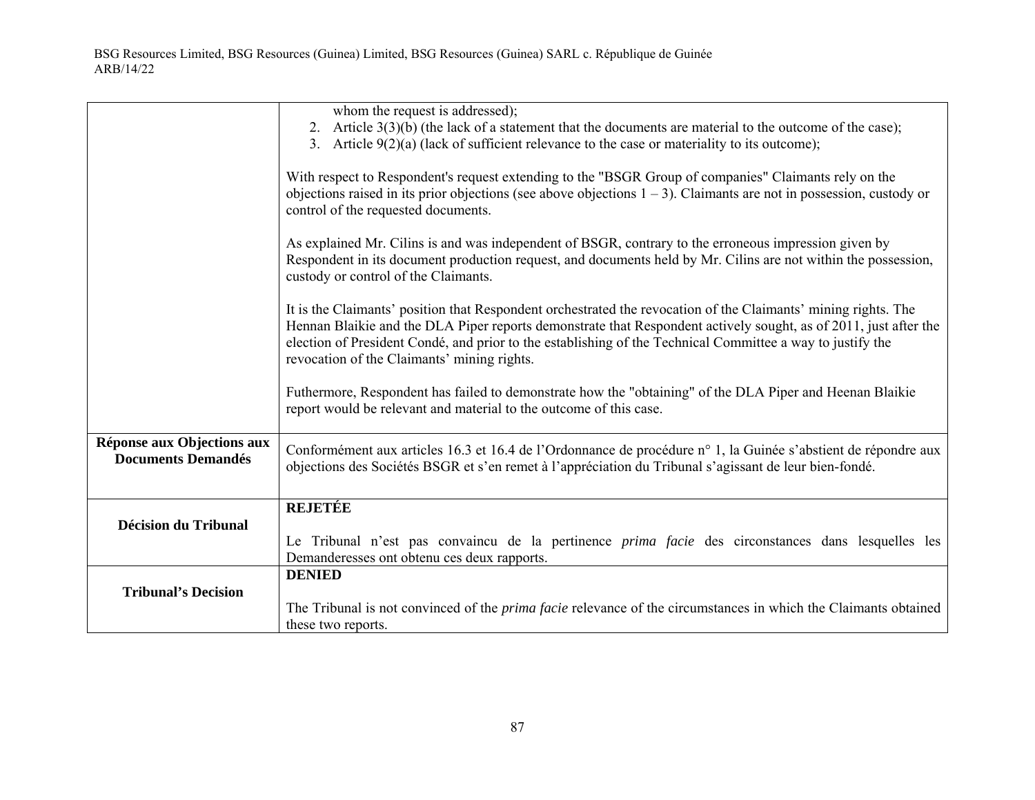| | |
|---|---|
| | whom the request is addressed);<br>2. Article 3(3)(b) (the lack of a statement that the documents are material to the outcome of the case);<br>3. Article 9(2)(a) (lack of sufficient relevance to the case or materiality to its outcome);<br><br>With respect to Respondent's request extending to the "BSGR Group of companies" Claimants rely on the objections raised in its prior objections (see above objections 1 – 3). Claimants are not in possession, custody or control of the requested documents.<br><br>As explained Mr. Cilins is and was independent of BSGR, contrary to the erroneous impression given by Respondent in its document production request, and documents held by Mr. Cilins are not within the possession, custody or control of the Claimants.<br><br>It is the Claimants' position that Respondent orchestrated the revocation of the Claimants' mining rights. The Hennan Blaikie and the DLA Piper reports demonstrate that Respondent actively sought, as of 2011, just after the election of President Condé, and prior to the establishing of the Technical Committee a way to justify the revocation of the Claimants' mining rights.<br><br>Futhermore, Respondent has failed to demonstrate how the "obtaining" of the DLA Piper and Heenan Blaikie report would be relevant and material to the outcome of this case. |
| **Réponse aux Objections aux Documents Demandés** | Conformément aux articles 16.3 et 16.4 de l'Ordonnance de procédure n° 1, la Guinée s'abstient de répondre aux objections des Sociétés BSGR et s'en remet à l'appréciation du Tribunal s'agissant de leur bien-fondé. |
| **Décision du Tribunal** | **REJETÉE**<br><br>Le Tribunal n'est pas convaincu de la pertinence *prima facie* des circonstances dans lesquelles les Demanderesses ont obtenu ces deux rapports. |
| **Tribunal's Decision** | **DENIED**<br><br>The Tribunal is not convinced of the *prima facie* relevance of the circumstances in which the Claimants obtained these two reports. |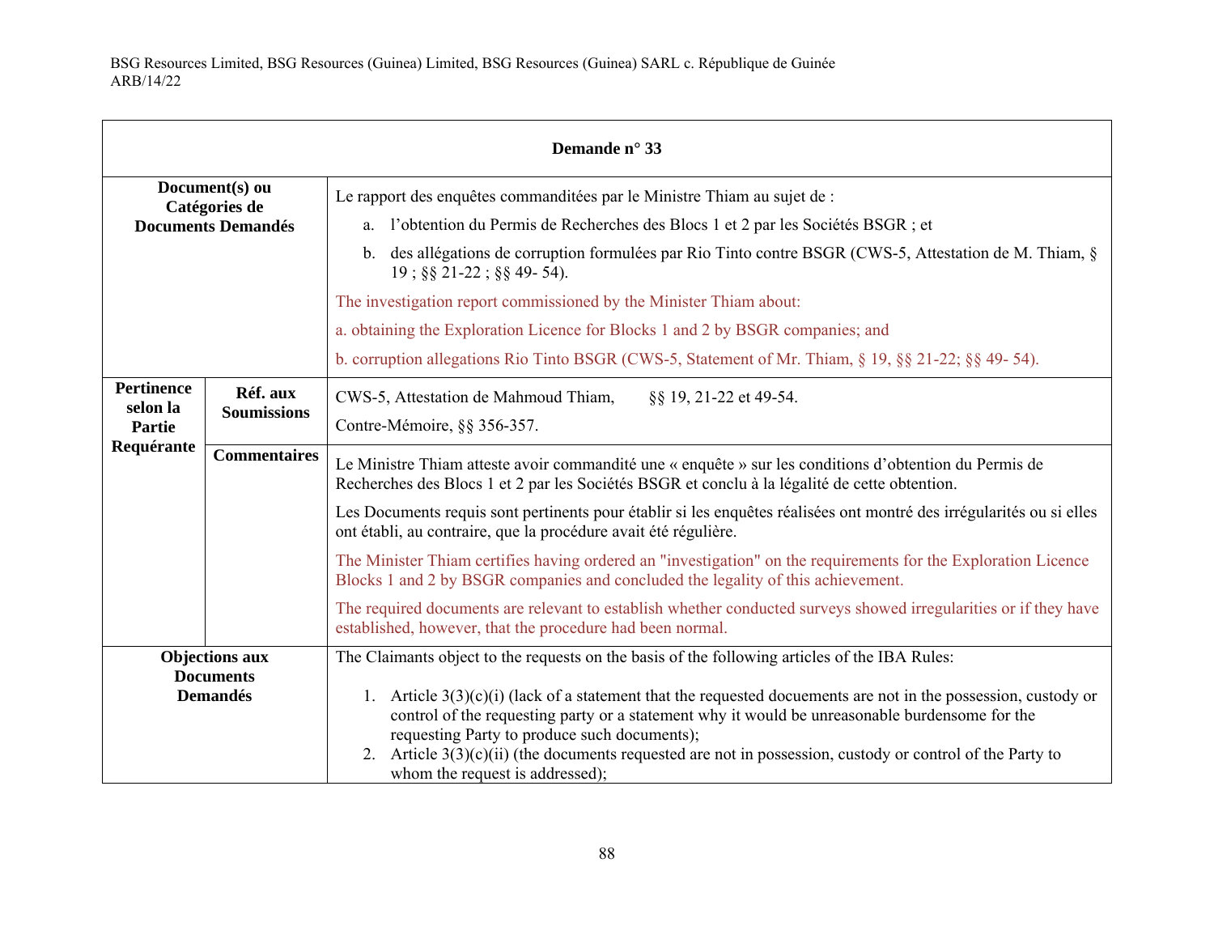| Demande n° 33 | | |
|---|---|---|
| **Document(s) ou Catégories de Documents Demandés** | | Le rapport des enquêtes commanditées par le Ministre Thiam au sujet de :<br>a. l'obtention du Permis de Recherches des Blocs 1 et 2 par les Sociétés BSGR ; et<br>b. des allégations de corruption formulées par Rio Tinto contre BSGR (CWS-5, Attestation de M. Thiam, § 19 ; §§ 21-22 ; §§ 49- 54).<br>The investigation report commissioned by the Minister Thiam about:<br>a. obtaining the Exploration Licence for Blocks 1 and 2 by BSGR companies; and<br>b. corruption allegations Rio Tinto BSGR (CWS-5, Statement of Mr. Thiam, § 19, §§ 21-22; §§ 49- 54). |
| **Pertinence selon la Partie Requérante** | **Réf. aux Soumissions** | CWS-5, Attestation de Mahmoud Thiam, §§ 19, 21-22 et 49-54.<br>Contre-Mémoire, §§ 356-357. |
| | **Commentaires** | Le Ministre Thiam atteste avoir commandité une « enquête » sur les conditions d'obtention du Permis de Recherches des Blocs 1 et 2 par les Sociétés BSGR et conclu à la légalité de cette obtention.<br>Les Documents requis sont pertinents pour établir si les enquêtes réalisées ont montré des irrégularités ou si elles ont établi, au contraire, que la procédure avait été régulière.<br>The Minister Thiam certifies having ordered an "investigation" on the requirements for the Exploration Licence Blocks 1 and 2 by BSGR companies and concluded the legality of this achievement.<br>The required documents are relevant to establish whether conducted surveys showed irregularities or if they have established, however, that the procedure had been normal. |
| **Objections aux Documents Demandés** | | The Claimants object to the requests on the basis of the following articles of the IBA Rules:<br>1. Article 3(3)(c)(i) (lack of a statement that the requested docuements are not in the possession, custody or control of the requesting party or a statement why it would be unreasonable burdensome for the requesting Party to produce such documents);<br>2. Article 3(3)(c)(ii) (the documents requested are not in possession, custody or control of the Party to whom the request is addressed); |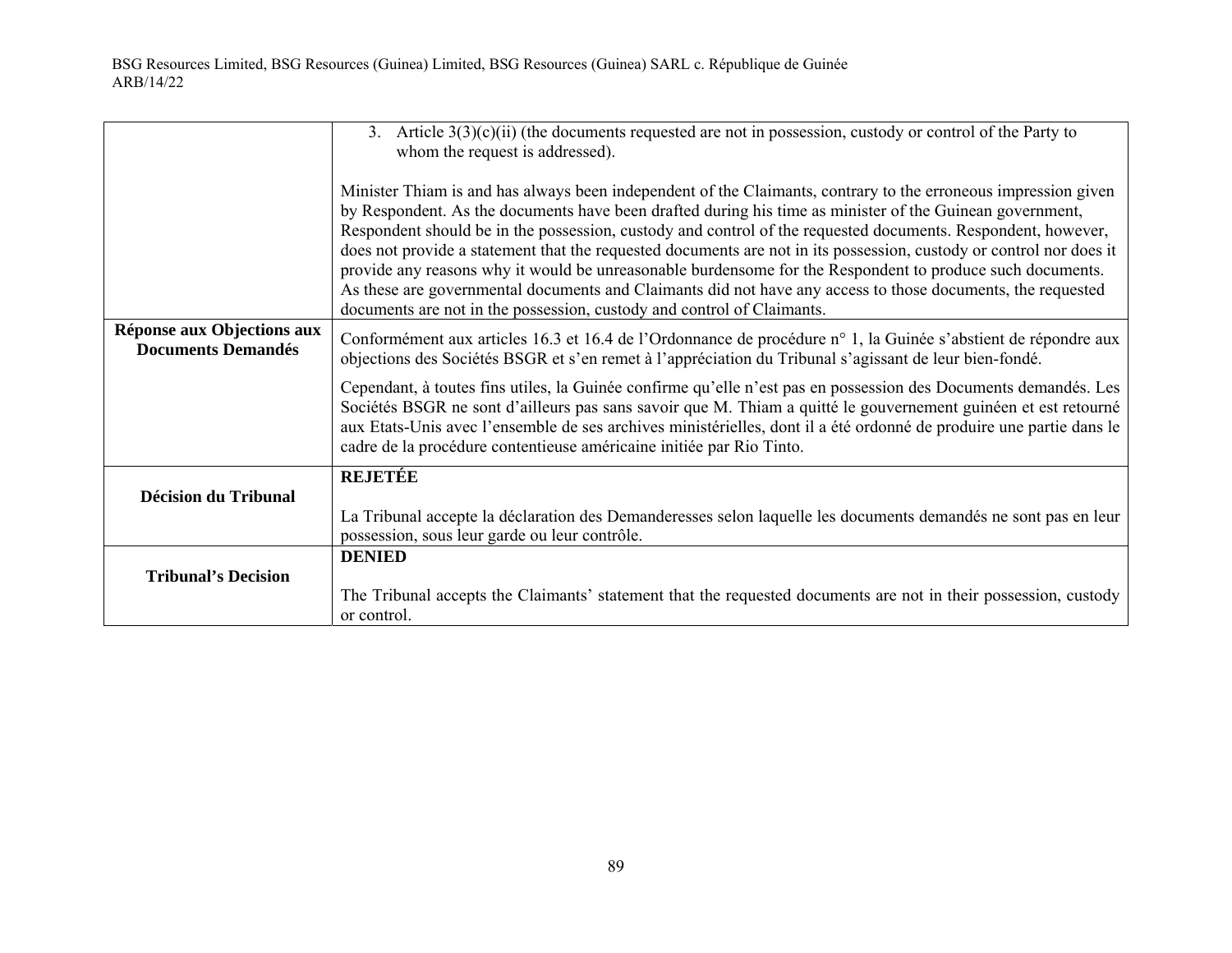| | |
|---|---|
| | 3. Article 3(3)(c)(ii) (the documents requested are not in possession, custody or control of the Party to whom the request is addressed).<br><br>Minister Thiam is and has always been independent of the Claimants, contrary to the erroneous impression given by Respondent. As the documents have been drafted during his time as minister of the Guinean government, Respondent should be in the possession, custody and control of the requested documents. Respondent, however, does not provide a statement that the requested documents are not in its possession, custody or control nor does it provide any reasons why it would be unreasonable burdensome for the Respondent to produce such documents. As these are governmental documents and Claimants did not have any access to those documents, the requested documents are not in the possession, custody and control of Claimants. |
| **Réponse aux Objections aux Documents Demandés** | Conformément aux articles 16.3 et 16.4 de l'Ordonnance de procédure n° 1, la Guinée s'abstient de répondre aux objections des Sociétés BSGR et s'en remet à l'appréciation du Tribunal s'agissant de leur bien-fondé.<br><br>Cependant, à toutes fins utiles, la Guinée confirme qu'elle n'est pas en possession des Documents demandés. Les Sociétés BSGR ne sont d'ailleurs pas sans savoir que M. Thiam a quitté le gouvernement guinéen et est retourné aux Etats-Unis avec l'ensemble de ses archives ministérielles, dont il a été ordonné de produire une partie dans le cadre de la procédure contentieuse américaine initiée par Rio Tinto. |
| **Décision du Tribunal** | **REJETÉE**<br><br>La Tribunal accepte la déclaration des Demanderesses selon laquelle les documents demandés ne sont pas en leur possession, sous leur garde ou leur contrôle. |
| **Tribunal's Decision** | **DENIED**<br><br>The Tribunal accepts the Claimants' statement that the requested documents are not in their possession, custody or control. |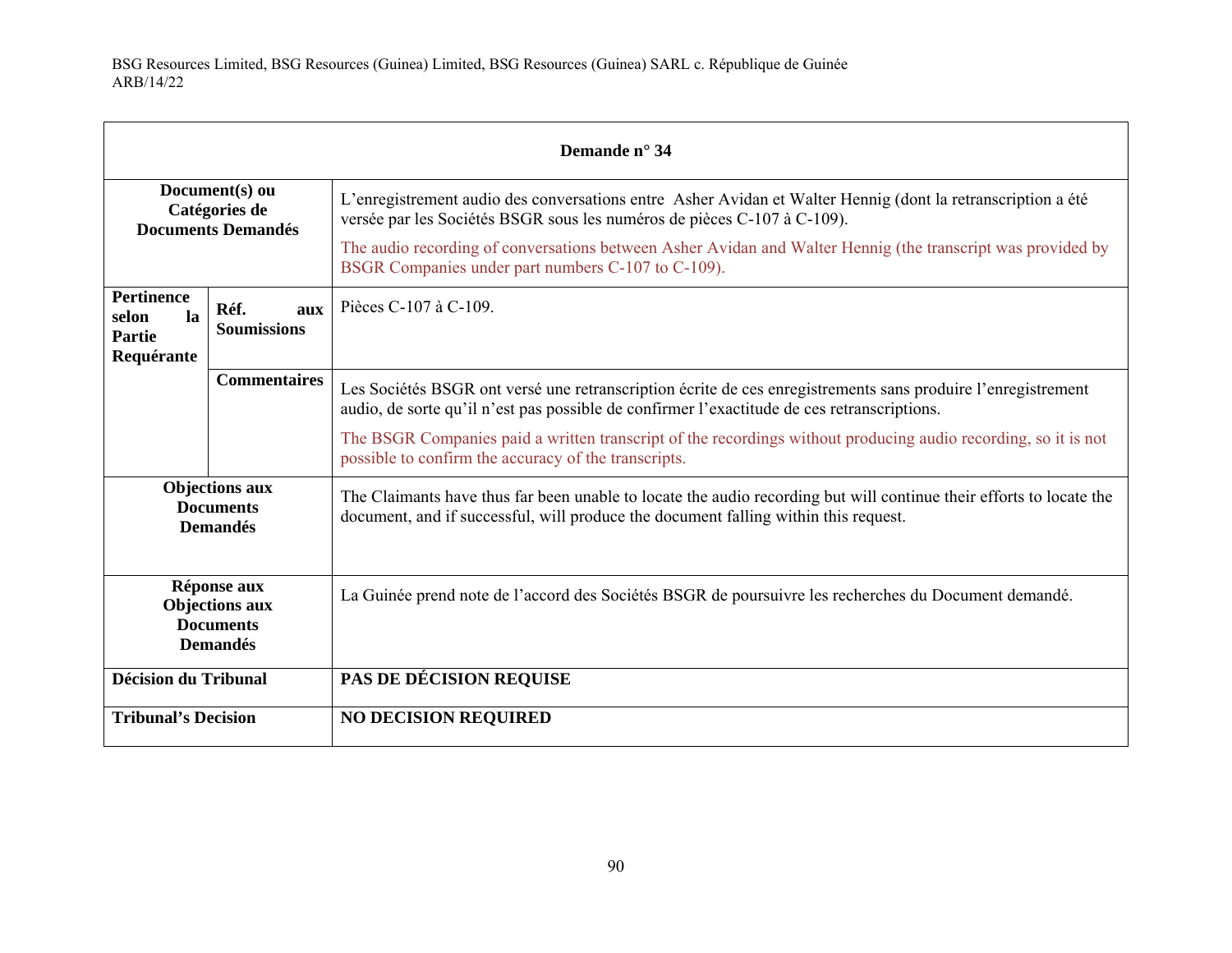| Demande n° 34 | | |
|---|---|---|
| **Document(s) ou Catégories de Documents Demandés** | | L'enregistrement audio des conversations entre Asher Avidan et Walter Hennig (dont la retranscription a été versée par les Sociétés BSGR sous les numéros de pièces C-107 à C-109).<br><br>The audio recording of conversations between Asher Avidan and Walter Hennig (the transcript was provided by BSGR Companies under part numbers C-107 to C-109). |
| **Pertinence selon la Partie Requérante** | **Réf. aux Soumissions** | Pièces C-107 à C-109. |
| | **Commentaires** | Les Sociétés BSGR ont versé une retranscription écrite de ces enregistrements sans produire l'enregistrement audio, de sorte qu'il n'est pas possible de confirmer l'exactitude de ces retranscriptions.<br><br>The BSGR Companies paid a written transcript of the recordings without producing audio recording, so it is not possible to confirm the accuracy of the transcripts. |
| **Objections aux Documents Demandés** | | The Claimants have thus far been unable to locate the audio recording but will continue their efforts to locate the document, and if successful, will produce the document falling within this request. |
| **Réponse aux Objections aux Documents Demandés** | | La Guinée prend note de l'accord des Sociétés BSGR de poursuivre les recherches du Document demandé. |
| **Décision du Tribunal** | | **PAS DE DÉCISION REQUISE** |
| **Tribunal's Decision** | | **NO DECISION REQUIRED** |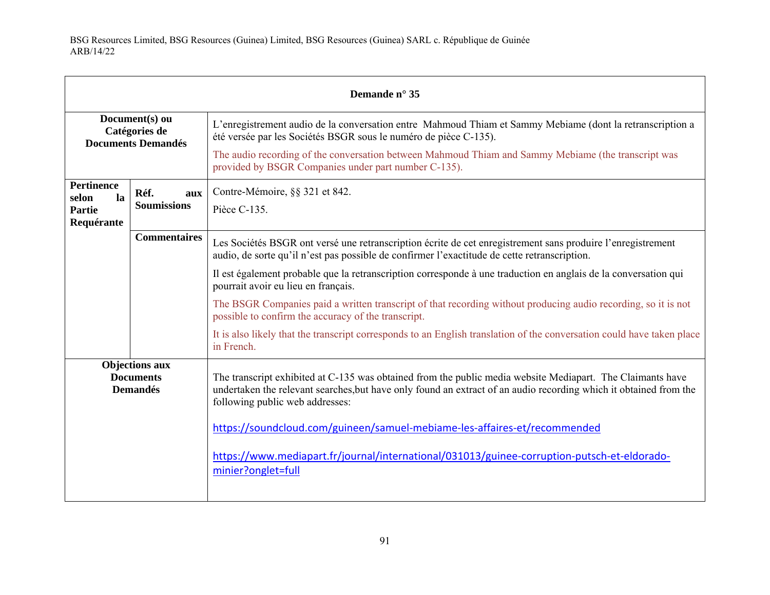| Demande n° 35 | | |
|---|---|---|
| **Document(s) ou Catégories de Documents Demandés** | | L'enregistrement audio de la conversation entre Mahmoud Thiam et Sammy Mebiame (dont la retranscription a été versée par les Sociétés BSGR sous le numéro de pièce C-135).<br><br>The audio recording of the conversation between Mahmoud Thiam and Sammy Mebiame (the transcript was provided by BSGR Companies under part number C-135). |
| **Pertinence selon la Partie Requérante** | **Réf. aux Soumissions** | Contre-Mémoire, §§ 321 et 842.<br><br>Pièce C-135. |
| | **Commentaires** | Les Sociétés BSGR ont versé une retranscription écrite de cet enregistrement sans produire l'enregistrement audio, de sorte qu'il n'est pas possible de confirmer l'exactitude de cette retranscription.<br><br>Il est également probable que la retranscription corresponde à une traduction en anglais de la conversation qui pourrait avoir eu lieu en français.<br><br>The BSGR Companies paid a written transcript of that recording without producing audio recording, so it is not possible to confirm the accuracy of the transcript.<br><br>It is also likely that the transcript corresponds to an English translation of the conversation could have taken place in French. |
| **Objections aux Documents Demandés** | | The transcript exhibited at C-135 was obtained from the public media website Mediapart. The Claimants have undertaken the relevant searches,but have only found an extract of an audio recording which it obtained from the following public web addresses:<br><br>https://soundcloud.com/guineen/samuel-mebiame-les-affaires-et/recommended<br><br>https://www.mediapart.fr/journal/international/031013/guinee-corruption-putsch-et-eldorado-minier?onglet=full |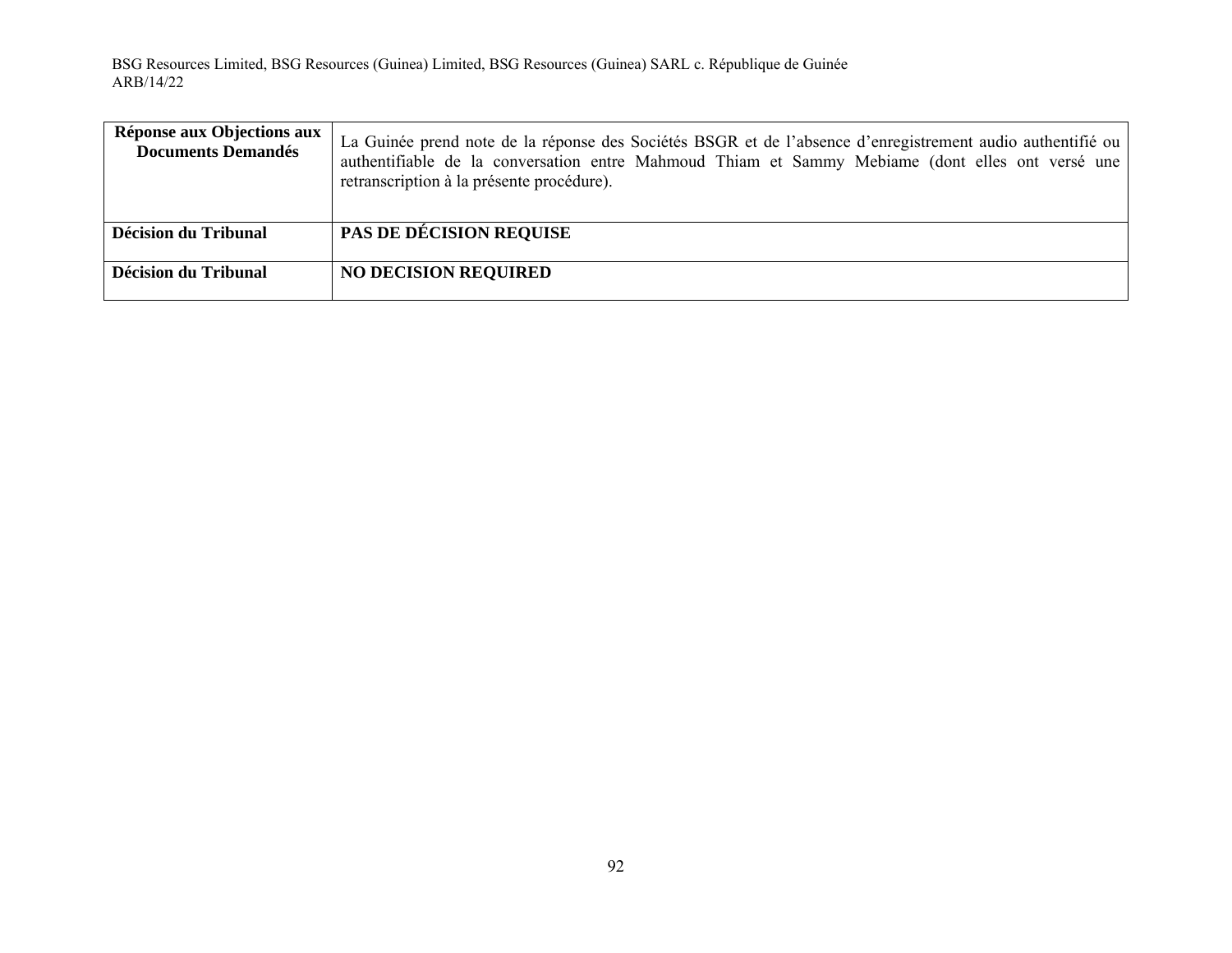| **Réponse aux Objections aux Documents Demandés** | La Guinée prend note de la réponse des Sociétés BSGR et de l'absence d'enregistrement audio authentifié ou authentifiable de la conversation entre Mahmoud Thiam et Sammy Mebiame (dont elles ont versé une retranscription à la présente procédure). |
|---|---|
| **Décision du Tribunal** | **PAS DE DÉCISION REQUISE** |
| **Décision du Tribunal** | **NO DECISION REQUIRED** |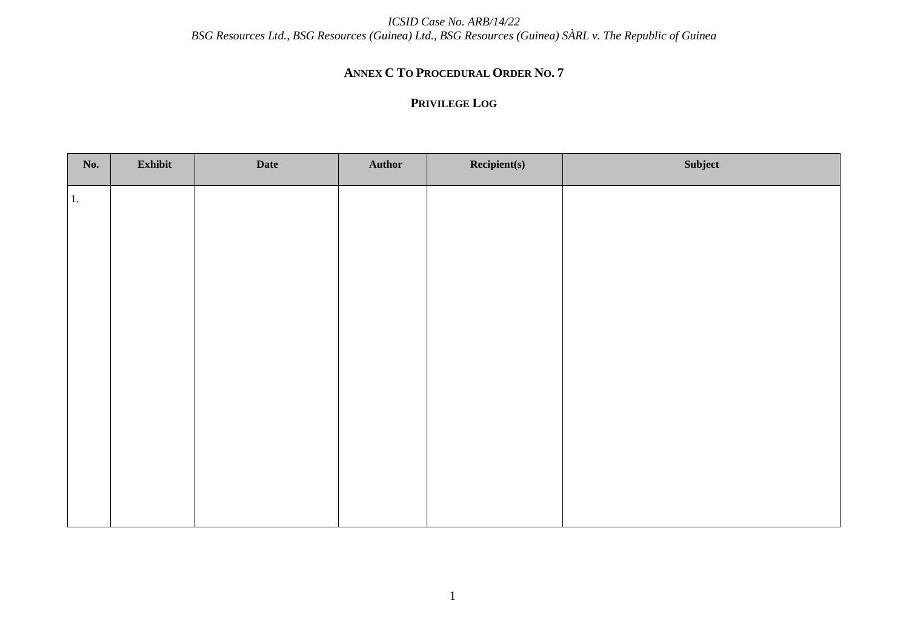*ICSID Case No. ARB/14/22*
*BSG Resources Ltd., BSG Resources (Guinea) Ltd., BSG Resources (Guinea) SÀRL v. The Republic of Guinea*

## ANNEX C TO PROCEDURAL ORDER NO. 7

## PRIVILEGE LOG

| No. | Exhibit | Date | Author | Recipient(s) | Subject |
|---|---|---|---|---|---|
| 1. | | | | | |